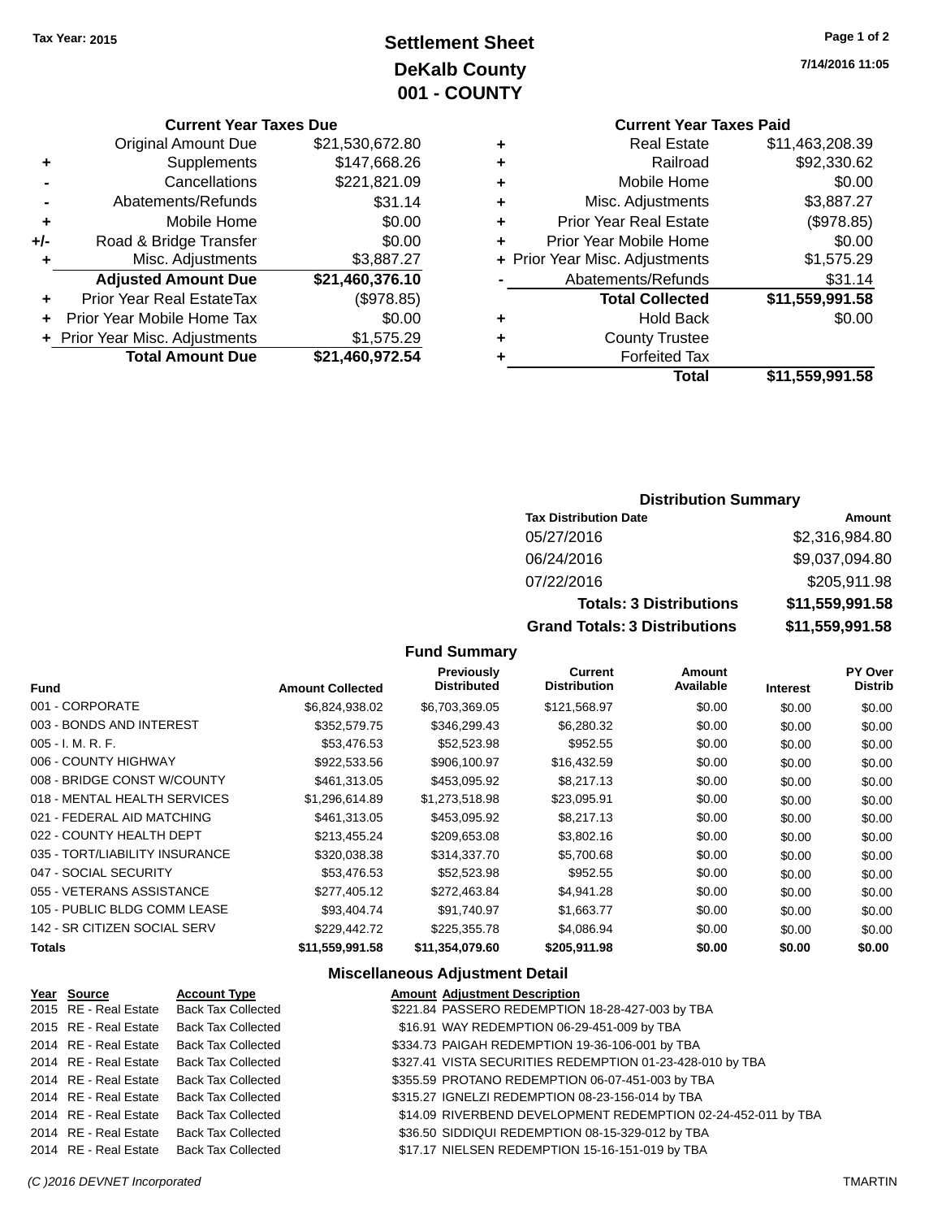**Tax Year: 2015**

# Settlement Sheet
## DeKalb County
## 001 - COUNTY

7/14/2016 11:05

### Current Year Taxes Due

| | | |
|---|---|---|
| | Original Amount Due | $21,530,672.80 |
| + | Supplements | $147,668.26 |
| - | Cancellations | $221,821.09 |
| - | Abatements/Refunds | $31.14 |
| + | Mobile Home | $0.00 |
| +/- | Road & Bridge Transfer | $0.00 |
| + | Misc. Adjustments | $3,887.27 |
| | **Adjusted Amount Due** | **$21,460,376.10** |
| + | Prior Year Real EstateTax | ($978.85) |
| + | Prior Year Mobile Home Tax | $0.00 |
| + | Prior Year Misc. Adjustments | $1,575.29 |
| | **Total Amount Due** | **$21,460,972.54** |

### Current Year Taxes Paid

| | | |
|---|---|---|
| + | Real Estate | $11,463,208.39 |
| + | Railroad | $92,330.62 |
| + | Mobile Home | $0.00 |
| + | Misc. Adjustments | $3,887.27 |
| + | Prior Year Real Estate | ($978.85) |
| + | Prior Year Mobile Home | $0.00 |
| + | Prior Year Misc. Adjustments | $1,575.29 |
| - | Abatements/Refunds | $31.14 |
| | **Total Collected** | **$11,559,991.58** |
| + | Hold Back | $0.00 |
| + | County Trustee | |
| + | Forfeited Tax | |
| | **Total** | **$11,559,991.58** |

### Distribution Summary

| Tax Distribution Date | Amount |
|---|---|
| 05/27/2016 | $2,316,984.80 |
| 06/24/2016 | $9,037,094.80 |
| 07/22/2016 | $205,911.98 |
| **Totals: 3 Distributions** | **$11,559,991.58** |
| **Grand Totals: 3 Distributions** | **$11,559,991.58** |

### Fund Summary

| Fund | Amount Collected | Previously Distributed | Current Distribution | Amount Available | Interest | PY Over Distrib |
|---|---|---|---|---|---|---|
| 001 - CORPORATE | $6,824,938.02 | $6,703,369.05 | $121,568.97 | $0.00 | $0.00 | $0.00 |
| 003 - BONDS AND INTEREST | $352,579.75 | $346,299.43 | $6,280.32 | $0.00 | $0.00 | $0.00 |
| 005 - I. M. R. F. | $53,476.53 | $52,523.98 | $952.55 | $0.00 | $0.00 | $0.00 |
| 006 - COUNTY HIGHWAY | $922,533.56 | $906,100.97 | $16,432.59 | $0.00 | $0.00 | $0.00 |
| 008 - BRIDGE CONST W/COUNTY | $461,313.05 | $453,095.92 | $8,217.13 | $0.00 | $0.00 | $0.00 |
| 018 - MENTAL HEALTH SERVICES | $1,296,614.89 | $1,273,518.98 | $23,095.91 | $0.00 | $0.00 | $0.00 |
| 021 - FEDERAL AID MATCHING | $461,313.05 | $453,095.92 | $8,217.13 | $0.00 | $0.00 | $0.00 |
| 022 - COUNTY HEALTH DEPT | $213,455.24 | $209,653.08 | $3,802.16 | $0.00 | $0.00 | $0.00 |
| 035 - TORT/LIABILITY INSURANCE | $320,038.38 | $314,337.70 | $5,700.68 | $0.00 | $0.00 | $0.00 |
| 047 - SOCIAL SECURITY | $53,476.53 | $52,523.98 | $952.55 | $0.00 | $0.00 | $0.00 |
| 055 - VETERANS ASSISTANCE | $277,405.12 | $272,463.84 | $4,941.28 | $0.00 | $0.00 | $0.00 |
| 105 - PUBLIC BLDG COMM LEASE | $93,404.74 | $91,740.97 | $1,663.77 | $0.00 | $0.00 | $0.00 |
| 142 - SR CITIZEN SOCIAL SERV | $229,442.72 | $225,355.78 | $4,086.94 | $0.00 | $0.00 | $0.00 |
| **Totals** | **$11,559,991.58** | **$11,354,079.60** | **$205,911.98** | **$0.00** | **$0.00** | **$0.00** |

### Miscellaneous Adjustment Detail

| Year | Source | Account Type | Amount | Adjustment Description |
|---|---|---|---|---|
| 2015 | RE - Real Estate | Back Tax Collected | $221.84 | PASSERO REDEMPTION 18-28-427-003 by TBA |
| 2015 | RE - Real Estate | Back Tax Collected | $16.91 | WAY REDEMPTION 06-29-451-009 by TBA |
| 2014 | RE - Real Estate | Back Tax Collected | $334.73 | PAIGAH REDEMPTION 19-36-106-001 by TBA |
| 2014 | RE - Real Estate | Back Tax Collected | $327.41 | VISTA SECURITIES REDEMPTION 01-23-428-010 by TBA |
| 2014 | RE - Real Estate | Back Tax Collected | $355.59 | PROTANO REDEMPTION 06-07-451-003 by TBA |
| 2014 | RE - Real Estate | Back Tax Collected | $315.27 | IGNELZI REDEMPTION 08-23-156-014 by TBA |
| 2014 | RE - Real Estate | Back Tax Collected | $14.09 | RIVERBEND DEVELOPMENT REDEMPTION 02-24-452-011 by TBA |
| 2014 | RE - Real Estate | Back Tax Collected | $36.50 | SIDDIQUI REDEMPTION 08-15-329-012 by TBA |
| 2014 | RE - Real Estate | Back Tax Collected | $17.17 | NIELSEN REDEMPTION 15-16-151-019 by TBA |

(C )2016 DEVNET Incorporated TMARTIN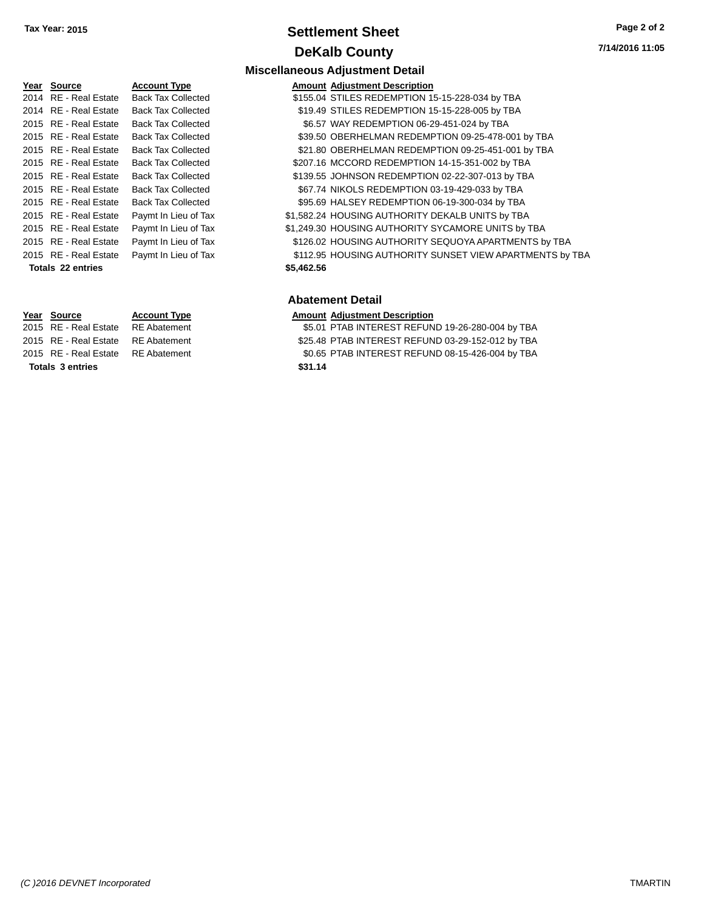Tax Year: 2015

# Settlement Sheet

## DeKalb County

7/14/2016 11:05

### Miscellaneous Adjustment Detail

| Year | Source | Account Type | Amount | Adjustment Description |
|---|---|---|---|---|
| 2014 | RE - Real Estate | Back Tax Collected | $155.04 | STILES REDEMPTION 15-15-228-034 by TBA |
| 2014 | RE - Real Estate | Back Tax Collected | $19.49 | STILES REDEMPTION 15-15-228-005 by TBA |
| 2015 | RE - Real Estate | Back Tax Collected | $6.57 | WAY REDEMPTION 06-29-451-024 by TBA |
| 2015 | RE - Real Estate | Back Tax Collected | $39.50 | OBERHELMAN REDEMPTION 09-25-478-001 by TBA |
| 2015 | RE - Real Estate | Back Tax Collected | $21.80 | OBERHELMAN REDEMPTION 09-25-451-001 by TBA |
| 2015 | RE - Real Estate | Back Tax Collected | $207.16 | MCCORD REDEMPTION 14-15-351-002 by TBA |
| 2015 | RE - Real Estate | Back Tax Collected | $139.55 | JOHNSON REDEMPTION 02-22-307-013 by TBA |
| 2015 | RE - Real Estate | Back Tax Collected | $67.74 | NIKOLS REDEMPTION 03-19-429-033 by TBA |
| 2015 | RE - Real Estate | Back Tax Collected | $95.69 | HALSEY REDEMPTION 06-19-300-034 by TBA |
| 2015 | RE - Real Estate | Paymt In Lieu of Tax | $1,582.24 | HOUSING AUTHORITY DEKALB UNITS by TBA |
| 2015 | RE - Real Estate | Paymt In Lieu of Tax | $1,249.30 | HOUSING AUTHORITY SYCAMORE UNITS by TBA |
| 2015 | RE - Real Estate | Paymt In Lieu of Tax | $126.02 | HOUSING AUTHORITY SEQUOYA APARTMENTS by TBA |
| 2015 | RE - Real Estate | Paymt In Lieu of Tax | $112.95 | HOUSING AUTHORITY SUNSET VIEW APARTMENTS by TBA |
| **Totals 22 entries** | | | **$5,462.56** | |

### Abatement Detail

| Year | Source | Account Type | Amount | Adjustment Description |
|---|---|---|---|---|
| 2015 | RE - Real Estate | RE Abatement | $5.01 | PTAB INTEREST REFUND 19-26-280-004 by TBA |
| 2015 | RE - Real Estate | RE Abatement | $25.48 | PTAB INTEREST REFUND 03-29-152-012 by TBA |
| 2015 | RE - Real Estate | RE Abatement | $0.65 | PTAB INTEREST REFUND 08-15-426-004 by TBA |
| **Totals 3 entries** | | | **$31.14** | |

*(C )2016 DEVNET Incorporated* TMARTIN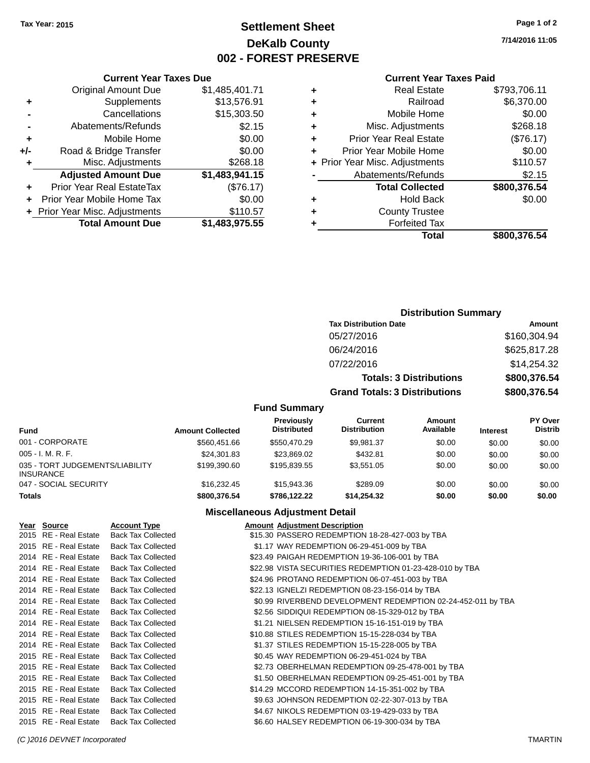Tax Year: 2015

# Settlement Sheet
## DeKalb County
## 002 - FOREST PRESERVE

7/14/2016 11:05

### Current Year Taxes Due

| | | |
|---|---|---|
| | Original Amount Due | $1,485,401.71 |
| + | Supplements | $13,576.91 |
| - | Cancellations | $15,303.50 |
| - | Abatements/Refunds | $2.15 |
| + | Mobile Home | $0.00 |
| +/- | Road & Bridge Transfer | $0.00 |
| + | Misc. Adjustments | $268.18 |
| | **Adjusted Amount Due** | **$1,483,941.15** |
| + | Prior Year Real EstateTax | ($76.17) |
| + | Prior Year Mobile Home Tax | $0.00 |
| + | Prior Year Misc. Adjustments | $110.57 |
| | **Total Amount Due** | **$1,483,975.55** |

### Current Year Taxes Paid

| | | |
|---|---|---|
| + | Real Estate | $793,706.11 |
| + | Railroad | $6,370.00 |
| + | Mobile Home | $0.00 |
| + | Misc. Adjustments | $268.18 |
| + | Prior Year Real Estate | ($76.17) |
| + | Prior Year Mobile Home | $0.00 |
| + | Prior Year Misc. Adjustments | $110.57 |
| - | Abatements/Refunds | $2.15 |
| | **Total Collected** | **$800,376.54** |
| + | Hold Back | $0.00 |
| + | County Trustee | |
| + | Forfeited Tax | |
| | **Total** | **$800,376.54** |

### Distribution Summary

| Tax Distribution Date | Amount |
|---|---|
| 05/27/2016 | $160,304.94 |
| 06/24/2016 | $625,817.28 |
| 07/22/2016 | $14,254.32 |
| **Totals: 3 Distributions** | **$800,376.54** |
| **Grand Totals: 3 Distributions** | **$800,376.54** |

### Fund Summary

| Fund | Amount Collected | Previously Distributed | Current Distribution | Amount Available | Interest | PY Over Distrib |
|---|---|---|---|---|---|---|
| 001 - CORPORATE | $560,451.66 | $550,470.29 | $9,981.37 | $0.00 | $0.00 | $0.00 |
| 005 - I. M. R. F. | $24,301.83 | $23,869.02 | $432.81 | $0.00 | $0.00 | $0.00 |
| 035 - TORT JUDGEMENTS/LIABILITY INSURANCE | $199,390.60 | $195,839.55 | $3,551.05 | $0.00 | $0.00 | $0.00 |
| 047 - SOCIAL SECURITY | $16,232.45 | $15,943.36 | $289.09 | $0.00 | $0.00 | $0.00 |
| **Totals** | **$800,376.54** | **$786,122.22** | **$14,254.32** | **$0.00** | **$0.00** | **$0.00** |

### Miscellaneous Adjustment Detail

| Year | Source | Account Type | Amount | Adjustment Description |
|---|---|---|---|---|
| 2015 | RE - Real Estate | Back Tax Collected | $15.30 | PASSERO REDEMPTION 18-28-427-003 by TBA |
| 2015 | RE - Real Estate | Back Tax Collected | $1.17 | WAY REDEMPTION 06-29-451-009 by TBA |
| 2014 | RE - Real Estate | Back Tax Collected | $23.49 | PAIGAH REDEMPTION 19-36-106-001 by TBA |
| 2014 | RE - Real Estate | Back Tax Collected | $22.98 | VISTA SECURITIES REDEMPTION 01-23-428-010 by TBA |
| 2014 | RE - Real Estate | Back Tax Collected | $24.96 | PROTANO REDEMPTION 06-07-451-003 by TBA |
| 2014 | RE - Real Estate | Back Tax Collected | $22.13 | IGNELZI REDEMPTION 08-23-156-014 by TBA |
| 2014 | RE - Real Estate | Back Tax Collected | $0.99 | RIVERBEND DEVELOPMENT REDEMPTION 02-24-452-011 by TBA |
| 2014 | RE - Real Estate | Back Tax Collected | $2.56 | SIDDIQUI REDEMPTION 08-15-329-012 by TBA |
| 2014 | RE - Real Estate | Back Tax Collected | $1.21 | NIELSEN REDEMPTION 15-16-151-019 by TBA |
| 2014 | RE - Real Estate | Back Tax Collected | $10.88 | STILES REDEMPTION 15-15-228-034 by TBA |
| 2014 | RE - Real Estate | Back Tax Collected | $1.37 | STILES REDEMPTION 15-15-228-005 by TBA |
| 2015 | RE - Real Estate | Back Tax Collected | $0.45 | WAY REDEMPTION 06-29-451-024 by TBA |
| 2015 | RE - Real Estate | Back Tax Collected | $2.73 | OBERHELMAN REDEMPTION 09-25-478-001 by TBA |
| 2015 | RE - Real Estate | Back Tax Collected | $1.50 | OBERHELMAN REDEMPTION 09-25-451-001 by TBA |
| 2015 | RE - Real Estate | Back Tax Collected | $14.29 | MCCORD REDEMPTION 14-15-351-002 by TBA |
| 2015 | RE - Real Estate | Back Tax Collected | $9.63 | JOHNSON REDEMPTION 02-22-307-013 by TBA |
| 2015 | RE - Real Estate | Back Tax Collected | $4.67 | NIKOLS REDEMPTION 03-19-429-033 by TBA |
| 2015 | RE - Real Estate | Back Tax Collected | $6.60 | HALSEY REDEMPTION 06-19-300-034 by TBA |

(C )2016 DEVNET Incorporated TMARTIN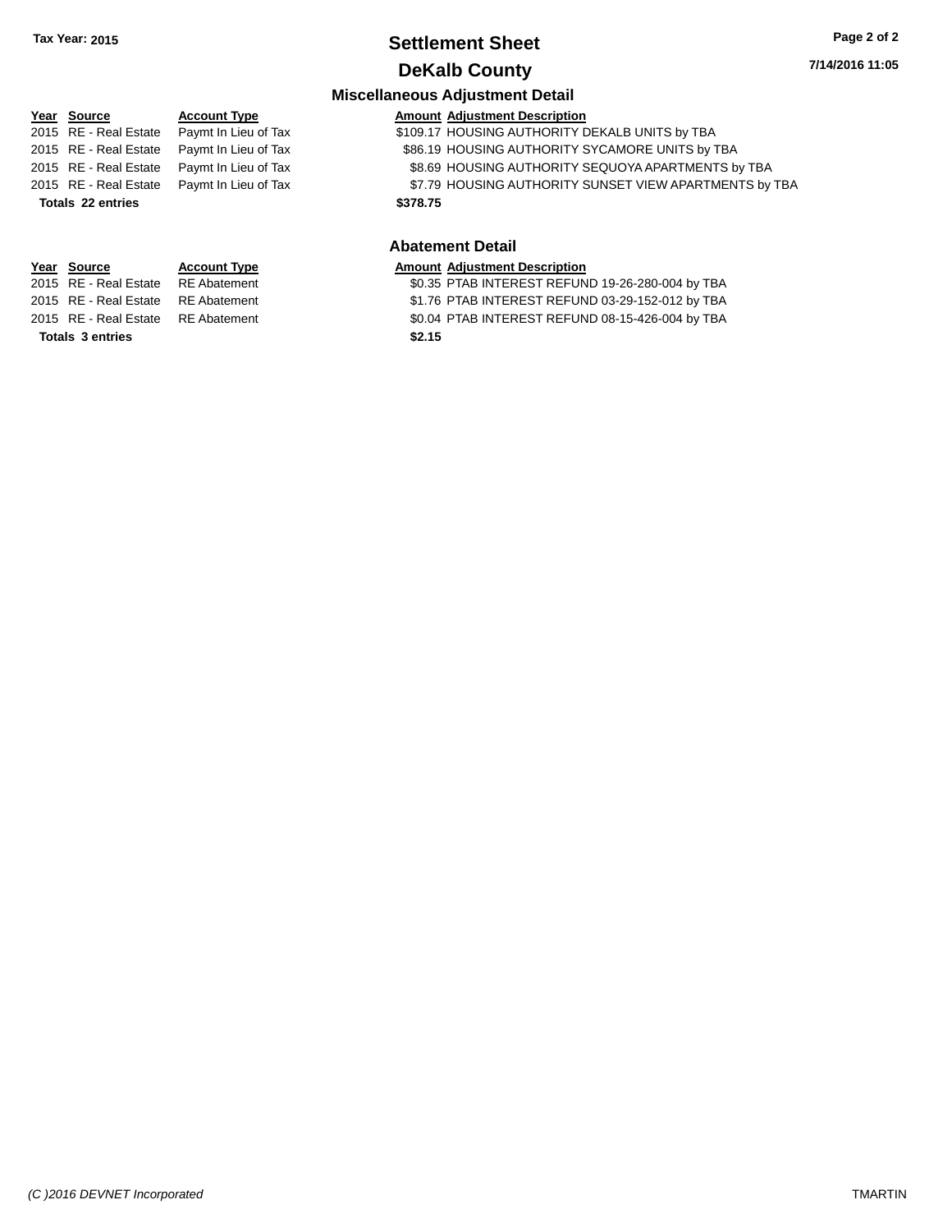**Tax Year: 2015**

# Settlement Sheet

## DeKalb County

7/14/2016 11:05

### Miscellaneous Adjustment Detail

| Year | Source | Account Type | Amount | Adjustment Description |
|---|---|---|---|---|
| 2015 | RE - Real Estate | Paymt In Lieu of Tax | $109.17 | HOUSING AUTHORITY DEKALB UNITS by TBA |
| 2015 | RE - Real Estate | Paymt In Lieu of Tax | $86.19 | HOUSING AUTHORITY SYCAMORE UNITS by TBA |
| 2015 | RE - Real Estate | Paymt In Lieu of Tax | $8.69 | HOUSING AUTHORITY SEQUOYA APARTMENTS by TBA |
| 2015 | RE - Real Estate | Paymt In Lieu of Tax | $7.79 | HOUSING AUTHORITY SUNSET VIEW APARTMENTS by TBA |
| **Totals 22 entries** | | | **$378.75** | |

### Abatement Detail

| Year | Source | Account Type | Amount | Adjustment Description |
|---|---|---|---|---|
| 2015 | RE - Real Estate | RE Abatement | $0.35 | PTAB INTEREST REFUND 19-26-280-004 by TBA |
| 2015 | RE - Real Estate | RE Abatement | $1.76 | PTAB INTEREST REFUND 03-29-152-012 by TBA |
| 2015 | RE - Real Estate | RE Abatement | $0.04 | PTAB INTEREST REFUND 08-15-426-004 by TBA |
| **Totals 3 entries** | | | **$2.15** | |

*(C )2016 DEVNET Incorporated* TMARTIN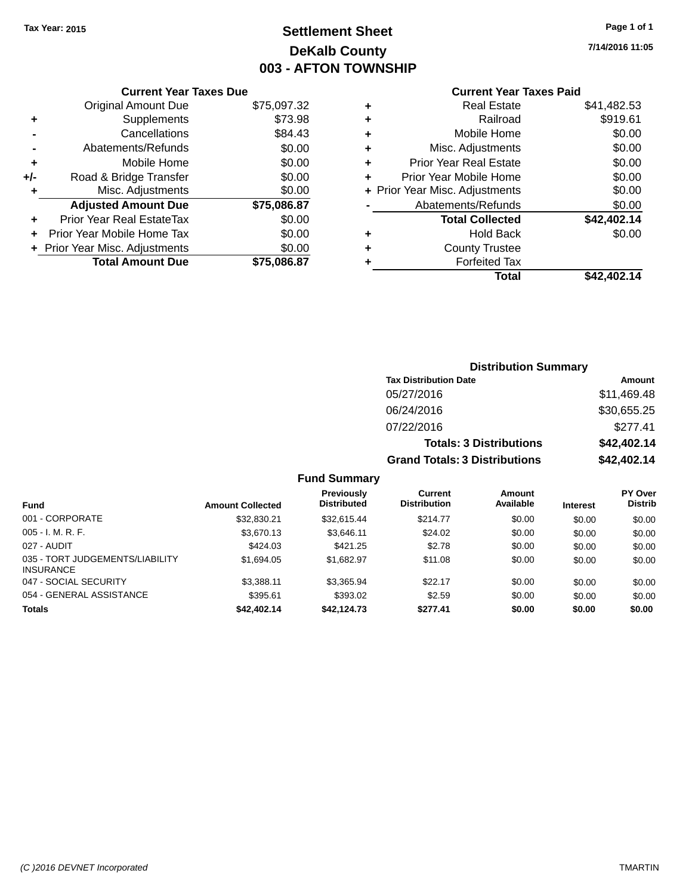Tax Year: 2015

# Settlement Sheet

## DeKalb County

## 003 - AFTON TOWNSHIP

7/14/2016 11:05

### Current Year Taxes Due

| | | |
|---|---|---|
| | Original Amount Due | $75,097.32 |
| + | Supplements | $73.98 |
| - | Cancellations | $84.43 |
| - | Abatements/Refunds | $0.00 |
| + | Mobile Home | $0.00 |
| +/- | Road & Bridge Transfer | $0.00 |
| + | Misc. Adjustments | $0.00 |
| | **Adjusted Amount Due** | **$75,086.87** |
| + | Prior Year Real EstateTax | $0.00 |
| + | Prior Year Mobile Home Tax | $0.00 |
| + | Prior Year Misc. Adjustments | $0.00 |
| | **Total Amount Due** | **$75,086.87** |

### Current Year Taxes Paid

| | | |
|---|---|---|
| + | Real Estate | $41,482.53 |
| + | Railroad | $919.61 |
| + | Mobile Home | $0.00 |
| + | Misc. Adjustments | $0.00 |
| + | Prior Year Real Estate | $0.00 |
| + | Prior Year Mobile Home | $0.00 |
| + | Prior Year Misc. Adjustments | $0.00 |
| - | Abatements/Refunds | $0.00 |
| | **Total Collected** | **$42,402.14** |
| + | Hold Back | $0.00 |
| + | County Trustee | |
| + | Forfeited Tax | |
| | **Total** | **$42,402.14** |

### Distribution Summary

| Tax Distribution Date | Amount |
|---|---|
| 05/27/2016 | $11,469.48 |
| 06/24/2016 | $30,655.25 |
| 07/22/2016 | $277.41 |
| **Totals: 3 Distributions** | **$42,402.14** |
| **Grand Totals: 3 Distributions** | **$42,402.14** |

### Fund Summary

| Fund | Amount Collected | Previously Distributed | Current Distribution | Amount Available | Interest | PY Over Distrib |
|---|---|---|---|---|---|---|
| 001 - CORPORATE | $32,830.21 | $32,615.44 | $214.77 | $0.00 | $0.00 | $0.00 |
| 005 - I. M. R. F. | $3,670.13 | $3,646.11 | $24.02 | $0.00 | $0.00 | $0.00 |
| 027 - AUDIT | $424.03 | $421.25 | $2.78 | $0.00 | $0.00 | $0.00 |
| 035 - TORT JUDGEMENTS/LIABILITY INSURANCE | $1,694.05 | $1,682.97 | $11.08 | $0.00 | $0.00 | $0.00 |
| 047 - SOCIAL SECURITY | $3,388.11 | $3,365.94 | $22.17 | $0.00 | $0.00 | $0.00 |
| 054 - GENERAL ASSISTANCE | $395.61 | $393.02 | $2.59 | $0.00 | $0.00 | $0.00 |
| **Totals** | **$42,402.14** | **$42,124.73** | **$277.41** | **$0.00** | **$0.00** | **$0.00** |

(C )2016 DEVNET Incorporated

TMARTIN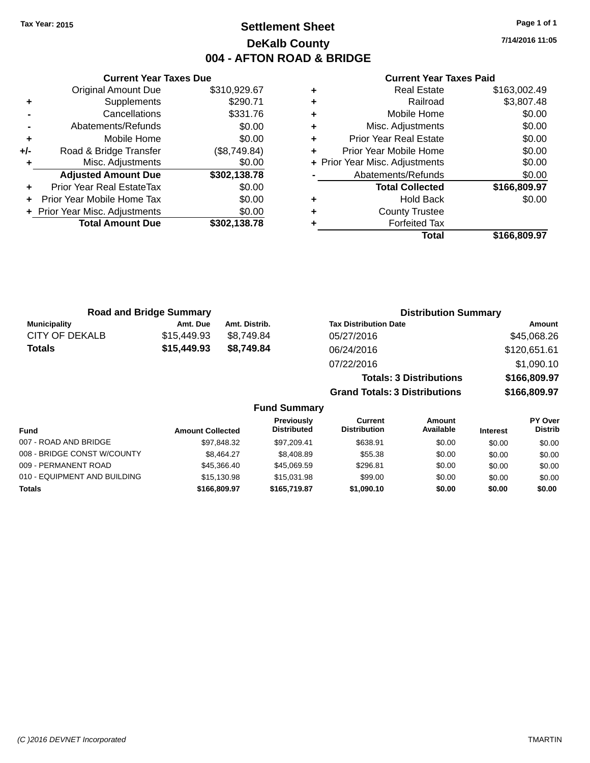Tax Year: 2015

# Settlement Sheet

## DeKalb County

## 004 - AFTON ROAD & BRIDGE

7/14/2016 11:05

### Current Year Taxes Due

| | | |
|---|---|---|
| | Original Amount Due | $310,929.67 |
| + | Supplements | $290.71 |
| - | Cancellations | $331.76 |
| - | Abatements/Refunds | $0.00 |
| + | Mobile Home | $0.00 |
| +/- | Road & Bridge Transfer | ($8,749.84) |
| + | Misc. Adjustments | $0.00 |
| | **Adjusted Amount Due** | **$302,138.78** |
| + | Prior Year Real EstateTax | $0.00 |
| + | Prior Year Mobile Home Tax | $0.00 |
| + | Prior Year Misc. Adjustments | $0.00 |
| | **Total Amount Due** | **$302,138.78** |

### Current Year Taxes Paid

| | | |
|---|---|---|
| + | Real Estate | $163,002.49 |
| + | Railroad | $3,807.48 |
| + | Mobile Home | $0.00 |
| + | Misc. Adjustments | $0.00 |
| + | Prior Year Real Estate | $0.00 |
| + | Prior Year Mobile Home | $0.00 |
| + | Prior Year Misc. Adjustments | $0.00 |
| - | Abatements/Refunds | $0.00 |
| | **Total Collected** | **$166,809.97** |
| + | Hold Back | $0.00 |
| + | County Trustee | |
| + | Forfeited Tax | |
| | **Total** | **$166,809.97** |

### Road and Bridge Summary

| Municipality | Amt. Due | Amt. Distrib. |
|---|---|---|
| CITY OF DEKALB | $15,449.93 | $8,749.84 |
| **Totals** | **$15,449.93** | **$8,749.84** |

### Distribution Summary

| Tax Distribution Date | Amount |
|---|---|
| 05/27/2016 | $45,068.26 |
| 06/24/2016 | $120,651.61 |
| 07/22/2016 | $1,090.10 |
| **Totals: 3 Distributions** | **$166,809.97** |
| **Grand Totals: 3 Distributions** | **$166,809.97** |

### Fund Summary

| Fund | Amount Collected | Previously Distributed | Current Distribution | Amount Available | Interest | PY Over Distrib |
|---|---|---|---|---|---|---|
| 007 - ROAD AND BRIDGE | $97,848.32 | $97,209.41 | $638.91 | $0.00 | $0.00 | $0.00 |
| 008 - BRIDGE CONST W/COUNTY | $8,464.27 | $8,408.89 | $55.38 | $0.00 | $0.00 | $0.00 |
| 009 - PERMANENT ROAD | $45,366.40 | $45,069.59 | $296.81 | $0.00 | $0.00 | $0.00 |
| 010 - EQUIPMENT AND BUILDING | $15,130.98 | $15,031.98 | $99.00 | $0.00 | $0.00 | $0.00 |
| **Totals** | **$166,809.97** | **$165,719.87** | **$1,090.10** | **$0.00** | **$0.00** | **$0.00** |

(C )2016 DEVNET Incorporated TMARTIN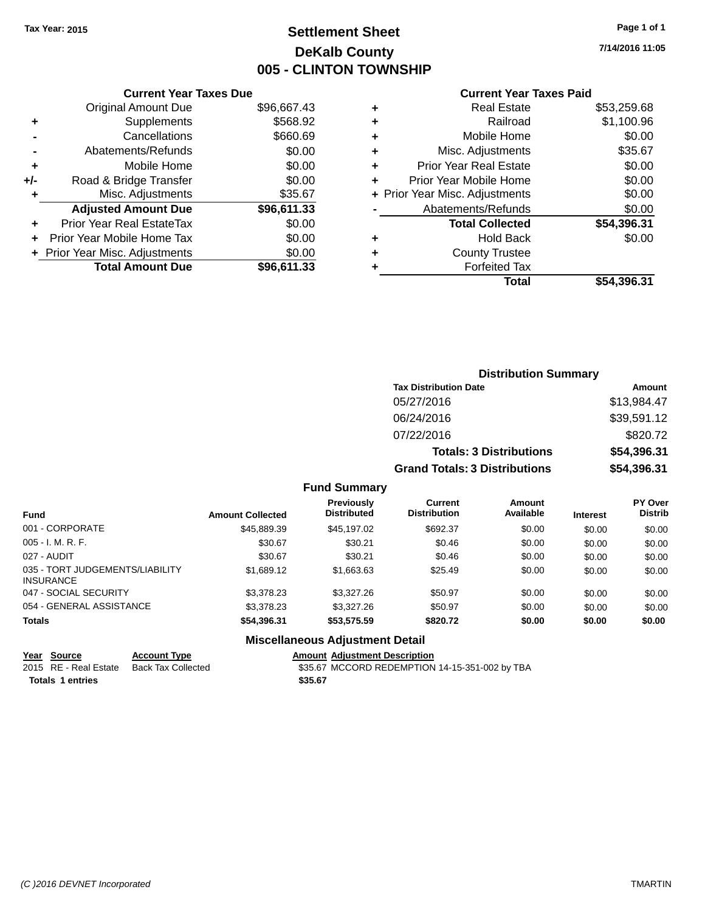Tax Year: 2015

# Settlement Sheet
## DeKalb County
## 005 - CLINTON TOWNSHIP

7/14/2016 11:05

### Current Year Taxes Due

| | | |
|---|---|---|
| | Original Amount Due | $96,667.43 |
| + | Supplements | $568.92 |
| - | Cancellations | $660.69 |
| - | Abatements/Refunds | $0.00 |
| + | Mobile Home | $0.00 |
| +/- | Road & Bridge Transfer | $0.00 |
| + | Misc. Adjustments | $35.67 |
| | **Adjusted Amount Due** | **$96,611.33** |
| + | Prior Year Real EstateTax | $0.00 |
| + | Prior Year Mobile Home Tax | $0.00 |
| + | Prior Year Misc. Adjustments | $0.00 |
| | **Total Amount Due** | **$96,611.33** |

### Current Year Taxes Paid

| | | |
|---|---|---|
| + | Real Estate | $53,259.68 |
| + | Railroad | $1,100.96 |
| + | Mobile Home | $0.00 |
| + | Misc. Adjustments | $35.67 |
| + | Prior Year Real Estate | $0.00 |
| + | Prior Year Mobile Home | $0.00 |
| + | Prior Year Misc. Adjustments | $0.00 |
| - | Abatements/Refunds | $0.00 |
| | **Total Collected** | **$54,396.31** |
| + | Hold Back | $0.00 |
| + | County Trustee | |
| + | Forfeited Tax | |
| | **Total** | **$54,396.31** |

### Distribution Summary

| Tax Distribution Date | Amount |
|---|---|
| 05/27/2016 | $13,984.47 |
| 06/24/2016 | $39,591.12 |
| 07/22/2016 | $820.72 |
| **Totals: 3 Distributions** | **$54,396.31** |
| **Grand Totals: 3 Distributions** | **$54,396.31** |

### Fund Summary

| Fund | Amount Collected | Previously Distributed | Current Distribution | Amount Available | Interest | PY Over Distrib |
|---|---|---|---|---|---|---|
| 001 - CORPORATE | $45,889.39 | $45,197.02 | $692.37 | $0.00 | $0.00 | $0.00 |
| 005 - I. M. R. F. | $30.67 | $30.21 | $0.46 | $0.00 | $0.00 | $0.00 |
| 027 - AUDIT | $30.67 | $30.21 | $0.46 | $0.00 | $0.00 | $0.00 |
| 035 - TORT JUDGEMENTS/LIABILITY INSURANCE | $1,689.12 | $1,663.63 | $25.49 | $0.00 | $0.00 | $0.00 |
| 047 - SOCIAL SECURITY | $3,378.23 | $3,327.26 | $50.97 | $0.00 | $0.00 | $0.00 |
| 054 - GENERAL ASSISTANCE | $3,378.23 | $3,327.26 | $50.97 | $0.00 | $0.00 | $0.00 |
| **Totals** | **$54,396.31** | **$53,575.59** | **$820.72** | **$0.00** | **$0.00** | **$0.00** |

### Miscellaneous Adjustment Detail

| Year | Source | Account Type | Amount | Adjustment Description |
|---|---|---|---|---|
| 2015 | RE - Real Estate | Back Tax Collected | $35.67 | MCCORD REDEMPTION 14-15-351-002 by TBA |
| **Totals** | **1 entries** | | **$35.67** | |

(C )2016 DEVNET Incorporated TMARTIN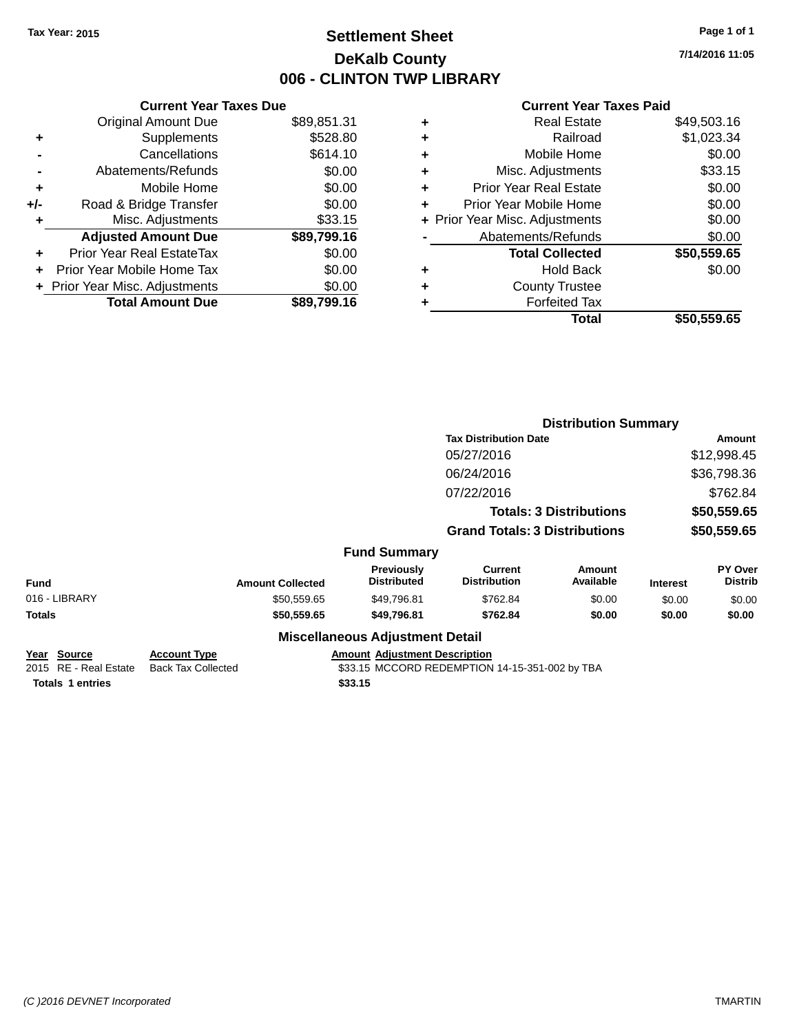Tax Year: 2015

# Settlement Sheet

## DeKalb County

## 006 - CLINTON TWP LIBRARY

7/14/2016 11:05

### Current Year Taxes Due

| | | |
|---|---|---|
| | Original Amount Due | $89,851.31 |
| + | Supplements | $528.80 |
| - | Cancellations | $614.10 |
| - | Abatements/Refunds | $0.00 |
| + | Mobile Home | $0.00 |
| +/- | Road & Bridge Transfer | $0.00 |
| + | Misc. Adjustments | $33.15 |
| | **Adjusted Amount Due** | **$89,799.16** |
| + | Prior Year Real EstateTax | $0.00 |
| + | Prior Year Mobile Home Tax | $0.00 |
| + | Prior Year Misc. Adjustments | $0.00 |
| | **Total Amount Due** | **$89,799.16** |

### Current Year Taxes Paid

| | | |
|---|---|---|
| + | Real Estate | $49,503.16 |
| + | Railroad | $1,023.34 |
| + | Mobile Home | $0.00 |
| + | Misc. Adjustments | $33.15 |
| + | Prior Year Real Estate | $0.00 |
| + | Prior Year Mobile Home | $0.00 |
| + | Prior Year Misc. Adjustments | $0.00 |
| - | Abatements/Refunds | $0.00 |
| | **Total Collected** | **$50,559.65** |
| + | Hold Back | $0.00 |
| + | County Trustee | |
| + | Forfeited Tax | |
| | **Total** | **$50,559.65** |

### Distribution Summary

| Tax Distribution Date | Amount |
|---|---|
| 05/27/2016 | $12,998.45 |
| 06/24/2016 | $36,798.36 |
| 07/22/2016 | $762.84 |
| **Totals: 3 Distributions** | **$50,559.65** |
| **Grand Totals: 3 Distributions** | **$50,559.65** |

### Fund Summary

| Fund | Amount Collected | Previously Distributed | Current Distribution | Amount Available | Interest | PY Over Distrib |
|---|---|---|---|---|---|---|
| 016 - LIBRARY | $50,559.65 | $49,796.81 | $762.84 | $0.00 | $0.00 | $0.00 |
| **Totals** | **$50,559.65** | **$49,796.81** | **$762.84** | **$0.00** | **$0.00** | **$0.00** |

### Miscellaneous Adjustment Detail

| Year | Source | Account Type | Amount | Adjustment Description |
|---|---|---|---|---|
| 2015 | RE - Real Estate | Back Tax Collected | $33.15 | MCCORD REDEMPTION 14-15-351-002 by TBA |
| **Totals** | **1 entries** | | **$33.15** | |

(C )2016 DEVNET Incorporated TMARTIN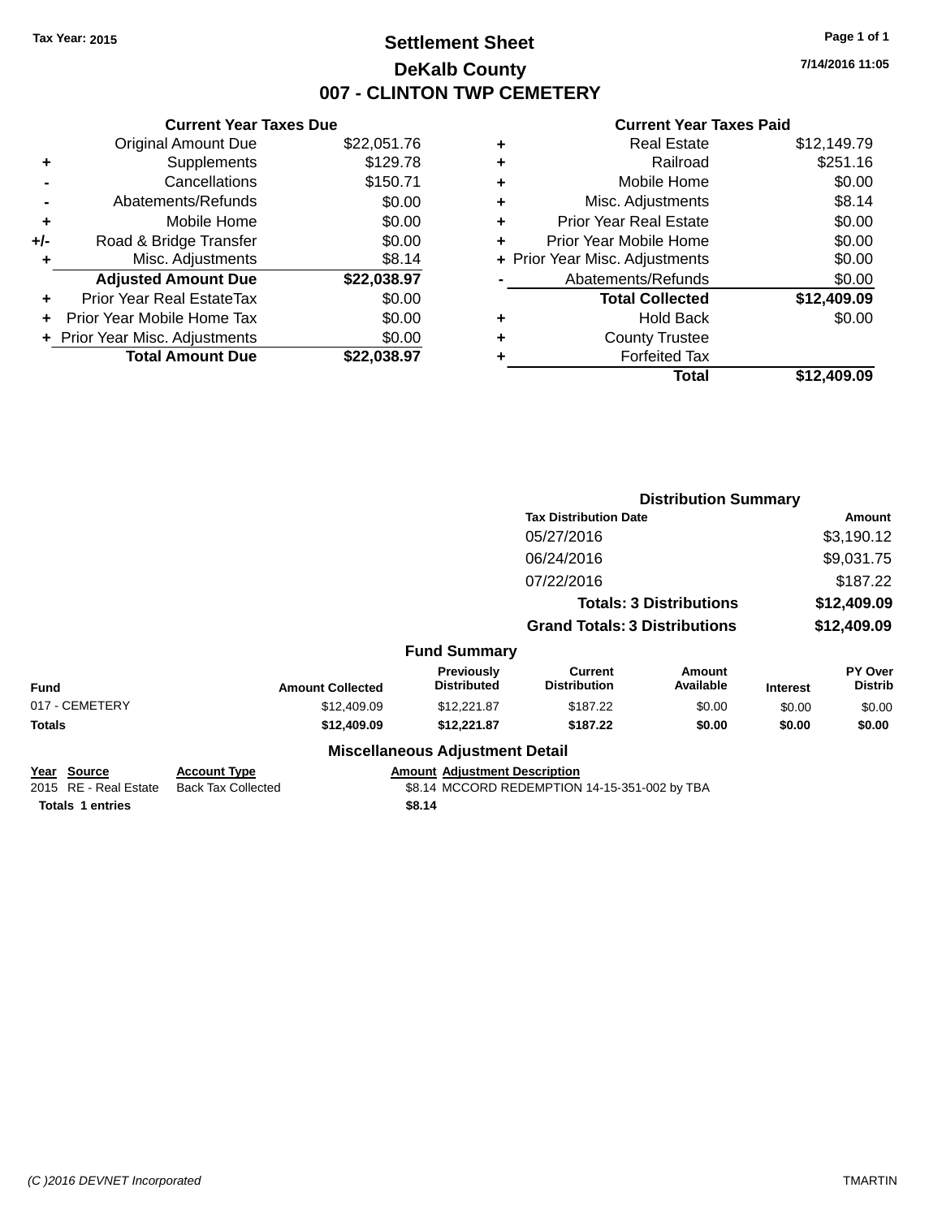Tax Year: 2015

# Settlement Sheet

## DeKalb County

## 007 - CLINTON TWP CEMETERY

7/14/2016 11:05

### Current Year Taxes Due

| | | |
|---|---|---|
| | Original Amount Due | $22,051.76 |
| + | Supplements | $129.78 |
| - | Cancellations | $150.71 |
| - | Abatements/Refunds | $0.00 |
| + | Mobile Home | $0.00 |
| +/- | Road & Bridge Transfer | $0.00 |
| + | Misc. Adjustments | $8.14 |
| | **Adjusted Amount Due** | **$22,038.97** |
| + | Prior Year Real EstateTax | $0.00 |
| + | Prior Year Mobile Home Tax | $0.00 |
| + | Prior Year Misc. Adjustments | $0.00 |
| | **Total Amount Due** | **$22,038.97** |

### Current Year Taxes Paid

| | | |
|---|---|---|
| + | Real Estate | $12,149.79 |
| + | Railroad | $251.16 |
| + | Mobile Home | $0.00 |
| + | Misc. Adjustments | $8.14 |
| + | Prior Year Real Estate | $0.00 |
| + | Prior Year Mobile Home | $0.00 |
| + | Prior Year Misc. Adjustments | $0.00 |
| - | Abatements/Refunds | $0.00 |
| | **Total Collected** | **$12,409.09** |
| + | Hold Back | $0.00 |
| + | County Trustee | |
| + | Forfeited Tax | |
| | **Total** | **$12,409.09** |

### Distribution Summary

| Tax Distribution Date | Amount |
|---|---|
| 05/27/2016 | $3,190.12 |
| 06/24/2016 | $9,031.75 |
| 07/22/2016 | $187.22 |
| **Totals: 3 Distributions** | **$12,409.09** |
| **Grand Totals: 3 Distributions** | **$12,409.09** |

### Fund Summary

| Fund | Amount Collected | Previously Distributed | Current Distribution | Amount Available | Interest | PY Over Distrib |
|---|---|---|---|---|---|---|
| 017 - CEMETERY | $12,409.09 | $12,221.87 | $187.22 | $0.00 | $0.00 | $0.00 |
| **Totals** | **$12,409.09** | **$12,221.87** | **$187.22** | **$0.00** | **$0.00** | **$0.00** |

### Miscellaneous Adjustment Detail

| Year | Source | Account Type | Amount | Adjustment Description |
|---|---|---|---|---|
| 2015 | RE - Real Estate | Back Tax Collected | $8.14 | MCCORD REDEMPTION 14-15-351-002 by TBA |
| **Totals** | **1 entries** | | **$8.14** | |

(C )2016 DEVNET Incorporated — TMARTIN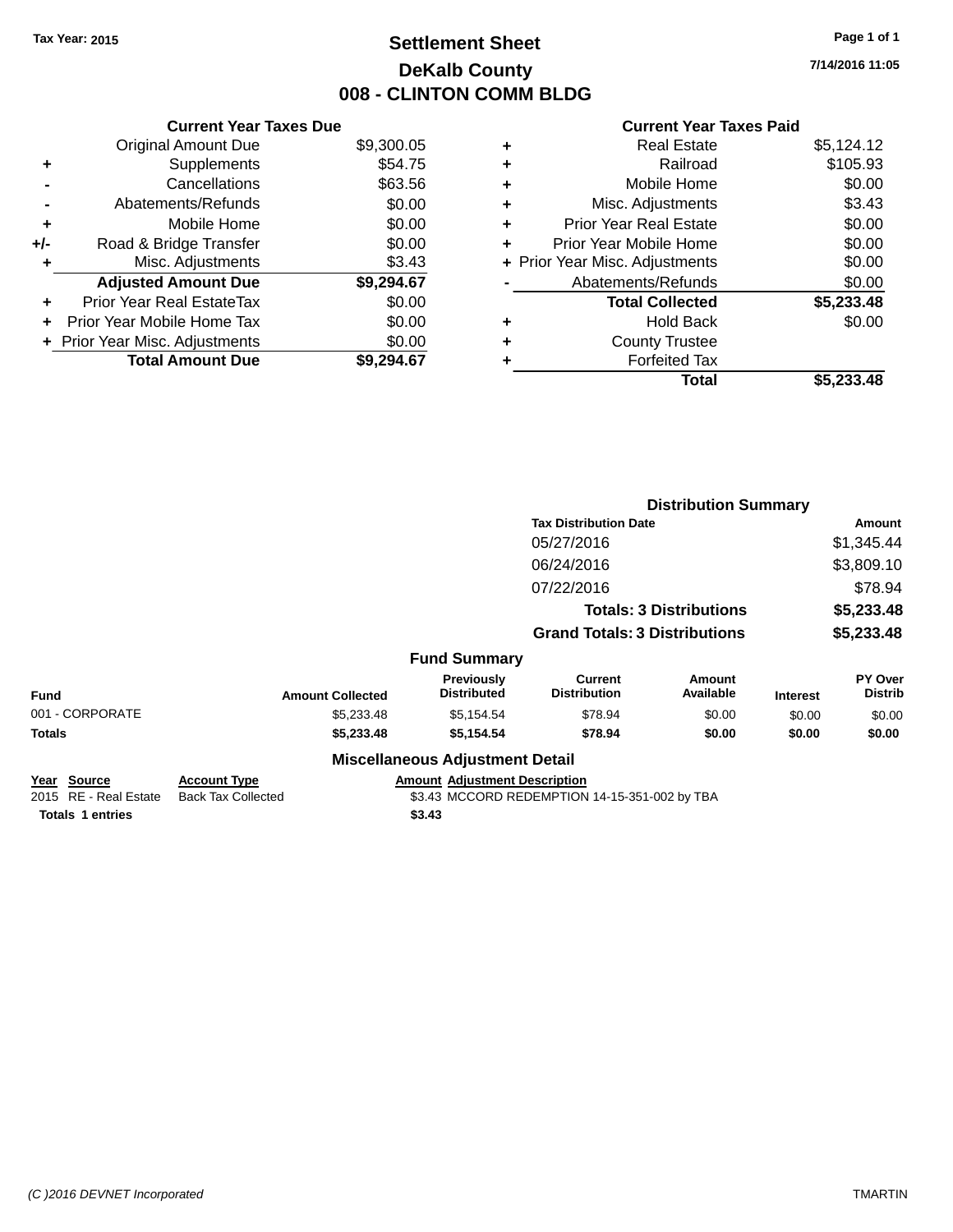Tax Year: 2015

# Settlement Sheet

## DeKalb County

## 008 - CLINTON COMM BLDG

7/14/2016 11:05

### Current Year Taxes Due

| | | |
|---|---|---|
| | Original Amount Due | $9,300.05 |
| + | Supplements | $54.75 |
| - | Cancellations | $63.56 |
| - | Abatements/Refunds | $0.00 |
| + | Mobile Home | $0.00 |
| +/- | Road & Bridge Transfer | $0.00 |
| + | Misc. Adjustments | $3.43 |
| | **Adjusted Amount Due** | **$9,294.67** |
| + | Prior Year Real EstateTax | $0.00 |
| + | Prior Year Mobile Home Tax | $0.00 |
| + | Prior Year Misc. Adjustments | $0.00 |
| | **Total Amount Due** | **$9,294.67** |

### Current Year Taxes Paid

| | | |
|---|---|---|
| + | Real Estate | $5,124.12 |
| + | Railroad | $105.93 |
| + | Mobile Home | $0.00 |
| + | Misc. Adjustments | $3.43 |
| + | Prior Year Real Estate | $0.00 |
| + | Prior Year Mobile Home | $0.00 |
| + | Prior Year Misc. Adjustments | $0.00 |
| - | Abatements/Refunds | $0.00 |
| | **Total Collected** | **$5,233.48** |
| + | Hold Back | $0.00 |
| + | County Trustee | |
| + | Forfeited Tax | |
| | **Total** | **$5,233.48** |

### Distribution Summary

| Tax Distribution Date | Amount |
|---|---|
| 05/27/2016 | $1,345.44 |
| 06/24/2016 | $3,809.10 |
| 07/22/2016 | $78.94 |
| **Totals: 3 Distributions** | **$5,233.48** |
| **Grand Totals: 3 Distributions** | **$5,233.48** |

### Fund Summary

| Fund | Amount Collected | Previously Distributed | Current Distribution | Amount Available | Interest | PY Over Distrib |
|---|---|---|---|---|---|---|
| 001 - CORPORATE | $5,233.48 | $5,154.54 | $78.94 | $0.00 | $0.00 | $0.00 |
| **Totals** | **$5,233.48** | **$5,154.54** | **$78.94** | **$0.00** | **$0.00** | **$0.00** |

### Miscellaneous Adjustment Detail

| Year | Source | Account Type | Amount | Adjustment Description |
|---|---|---|---|---|
| 2015 | RE - Real Estate | Back Tax Collected | $3.43 | MCCORD REDEMPTION 14-15-351-002 by TBA |
| **Totals 1 entries** | | | **$3.43** | |

(C )2016 DEVNET Incorporated — TMARTIN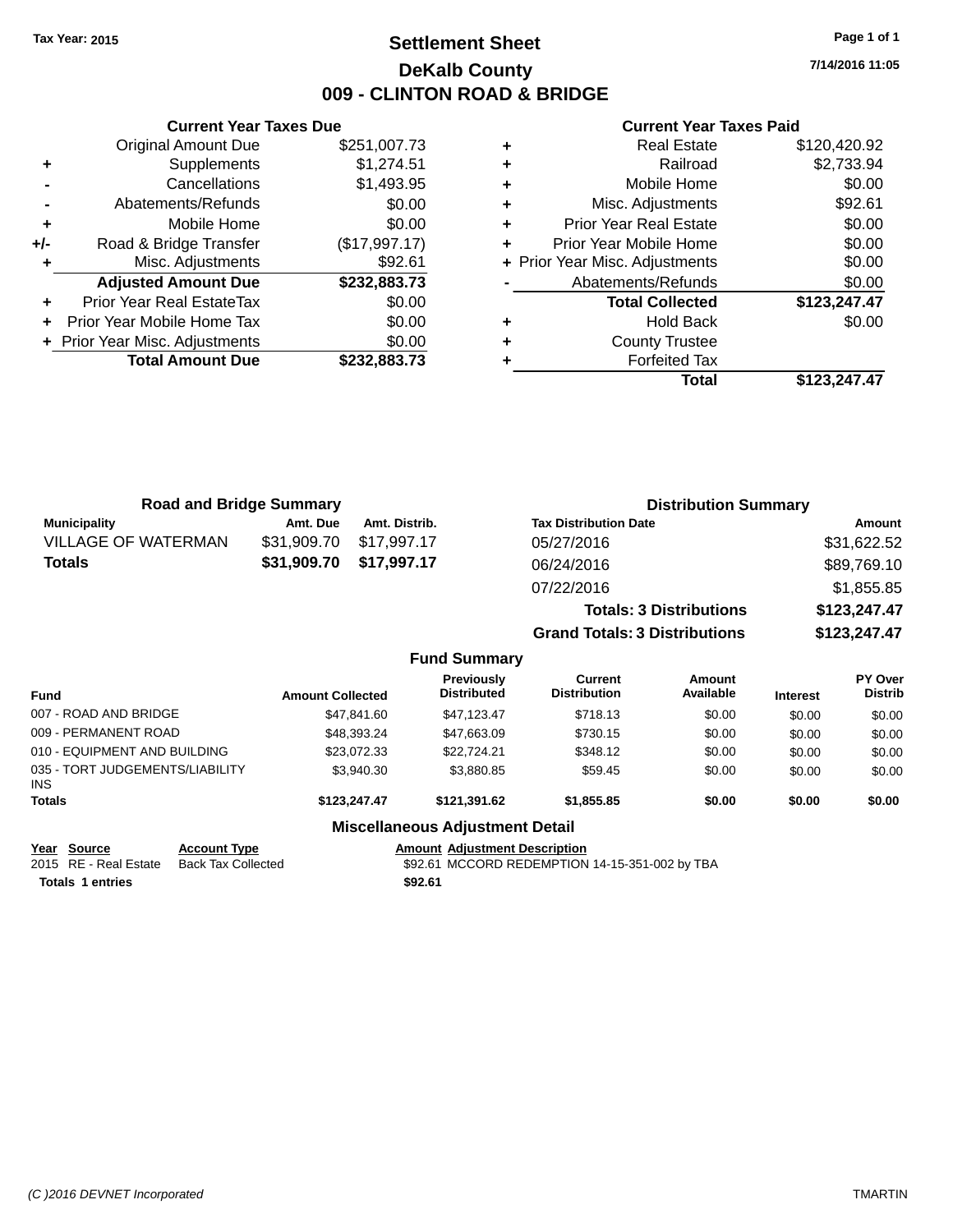Tax Year: 2015

# Settlement Sheet

## DeKalb County

## 009 - CLINTON ROAD & BRIDGE

7/14/2016 11:05

### Current Year Taxes Due

| | | |
|---|---|---|
| | Original Amount Due | $251,007.73 |
| + | Supplements | $1,274.51 |
| - | Cancellations | $1,493.95 |
| - | Abatements/Refunds | $0.00 |
| + | Mobile Home | $0.00 |
| +/- | Road & Bridge Transfer | ($17,997.17) |
| + | Misc. Adjustments | $92.61 |
| | **Adjusted Amount Due** | **$232,883.73** |
| + | Prior Year Real EstateTax | $0.00 |
| + | Prior Year Mobile Home Tax | $0.00 |
| + | Prior Year Misc. Adjustments | $0.00 |
| | **Total Amount Due** | **$232,883.73** |

### Current Year Taxes Paid

| | | |
|---|---|---|
| + | Real Estate | $120,420.92 |
| + | Railroad | $2,733.94 |
| + | Mobile Home | $0.00 |
| + | Misc. Adjustments | $92.61 |
| + | Prior Year Real Estate | $0.00 |
| + | Prior Year Mobile Home | $0.00 |
| + | Prior Year Misc. Adjustments | $0.00 |
| - | Abatements/Refunds | $0.00 |
| | **Total Collected** | **$123,247.47** |
| + | Hold Back | $0.00 |
| + | County Trustee | |
| + | Forfeited Tax | |
| | **Total** | **$123,247.47** |

### Road and Bridge Summary

| Municipality | Amt. Due | Amt. Distrib. |
|---|---|---|
| VILLAGE OF WATERMAN | $31,909.70 | $17,997.17 |
| **Totals** | **$31,909.70** | **$17,997.17** |

### Distribution Summary

| Tax Distribution Date | Amount |
|---|---|
| 05/27/2016 | $31,622.52 |
| 06/24/2016 | $89,769.10 |
| 07/22/2016 | $1,855.85 |
| **Totals: 3 Distributions** | **$123,247.47** |
| **Grand Totals: 3 Distributions** | **$123,247.47** |

### Fund Summary

| Fund | Amount Collected | Previously Distributed | Current Distribution | Amount Available | Interest | PY Over Distrib |
|---|---|---|---|---|---|---|
| 007 - ROAD AND BRIDGE | $47,841.60 | $47,123.47 | $718.13 | $0.00 | $0.00 | $0.00 |
| 009 - PERMANENT ROAD | $48,393.24 | $47,663.09 | $730.15 | $0.00 | $0.00 | $0.00 |
| 010 - EQUIPMENT AND BUILDING | $23,072.33 | $22,724.21 | $348.12 | $0.00 | $0.00 | $0.00 |
| 035 - TORT JUDGEMENTS/LIABILITY INS | $3,940.30 | $3,880.85 | $59.45 | $0.00 | $0.00 | $0.00 |
| **Totals** | **$123,247.47** | **$121,391.62** | **$1,855.85** | **$0.00** | **$0.00** | **$0.00** |

### Miscellaneous Adjustment Detail

| Year | Source | Account Type | Amount | Adjustment Description |
|---|---|---|---|---|
| 2015 | RE - Real Estate | Back Tax Collected | $92.61 | MCCORD REDEMPTION 14-15-351-002 by TBA |
| **Totals** | **1 entries** | | **$92.61** | |

(C )2016 DEVNET Incorporated TMARTIN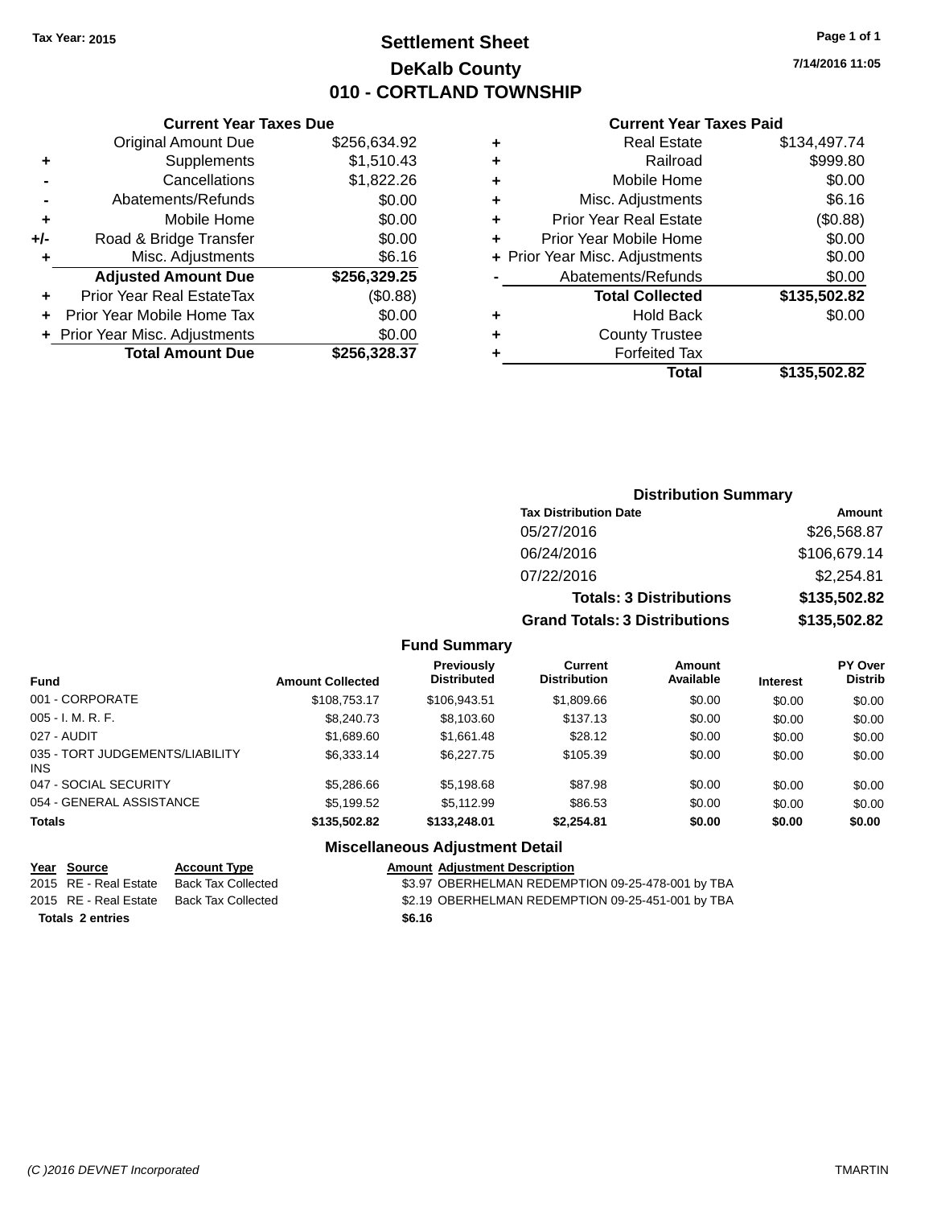Tax Year: 2015

# Settlement Sheet
## DeKalb County
## 010 - CORTLAND TOWNSHIP

7/14/2016 11:05

### Current Year Taxes Due

| | | |
|---|---|---|
| | Original Amount Due | $256,634.92 |
| + | Supplements | $1,510.43 |
| - | Cancellations | $1,822.26 |
| - | Abatements/Refunds | $0.00 |
| + | Mobile Home | $0.00 |
| +/- | Road & Bridge Transfer | $0.00 |
| + | Misc. Adjustments | $6.16 |
| | **Adjusted Amount Due** | **$256,329.25** |
| + | Prior Year Real EstateTax | ($0.88) |
| + | Prior Year Mobile Home Tax | $0.00 |
| + | Prior Year Misc. Adjustments | $0.00 |
| | **Total Amount Due** | **$256,328.37** |

### Current Year Taxes Paid

| | | |
|---|---|---|
| + | Real Estate | $134,497.74 |
| + | Railroad | $999.80 |
| + | Mobile Home | $0.00 |
| + | Misc. Adjustments | $6.16 |
| + | Prior Year Real Estate | ($0.88) |
| + | Prior Year Mobile Home | $0.00 |
| + | Prior Year Misc. Adjustments | $0.00 |
| - | Abatements/Refunds | $0.00 |
| | **Total Collected** | **$135,502.82** |
| + | Hold Back | $0.00 |
| + | County Trustee | |
| + | Forfeited Tax | |
| | **Total** | **$135,502.82** |

### Distribution Summary

| Tax Distribution Date | Amount |
|---|---|
| 05/27/2016 | $26,568.87 |
| 06/24/2016 | $106,679.14 |
| 07/22/2016 | $2,254.81 |
| **Totals: 3 Distributions** | **$135,502.82** |
| **Grand Totals: 3 Distributions** | **$135,502.82** |

### Fund Summary

| Fund | Amount Collected | Previously Distributed | Current Distribution | Amount Available | Interest | PY Over Distrib |
|---|---|---|---|---|---|---|
| 001 - CORPORATE | $108,753.17 | $106,943.51 | $1,809.66 | $0.00 | $0.00 | $0.00 |
| 005 - I. M. R. F. | $8,240.73 | $8,103.60 | $137.13 | $0.00 | $0.00 | $0.00 |
| 027 - AUDIT | $1,689.60 | $1,661.48 | $28.12 | $0.00 | $0.00 | $0.00 |
| 035 - TORT JUDGEMENTS/LIABILITY INS | $6,333.14 | $6,227.75 | $105.39 | $0.00 | $0.00 | $0.00 |
| 047 - SOCIAL SECURITY | $5,286.66 | $5,198.68 | $87.98 | $0.00 | $0.00 | $0.00 |
| 054 - GENERAL ASSISTANCE | $5,199.52 | $5,112.99 | $86.53 | $0.00 | $0.00 | $0.00 |
| **Totals** | **$135,502.82** | **$133,248.01** | **$2,254.81** | **$0.00** | **$0.00** | **$0.00** |

### Miscellaneous Adjustment Detail

| Year | Source | Account Type | Amount | Adjustment Description |
|---|---|---|---|---|
| 2015 | RE - Real Estate | Back Tax Collected | $3.97 | OBERHELMAN REDEMPTION 09-25-478-001 by TBA |
| 2015 | RE - Real Estate | Back Tax Collected | $2.19 | OBERHELMAN REDEMPTION 09-25-451-001 by TBA |
| **Totals** | **2 entries** | | **$6.16** | |

(C )2016 DEVNET Incorporated TMARTIN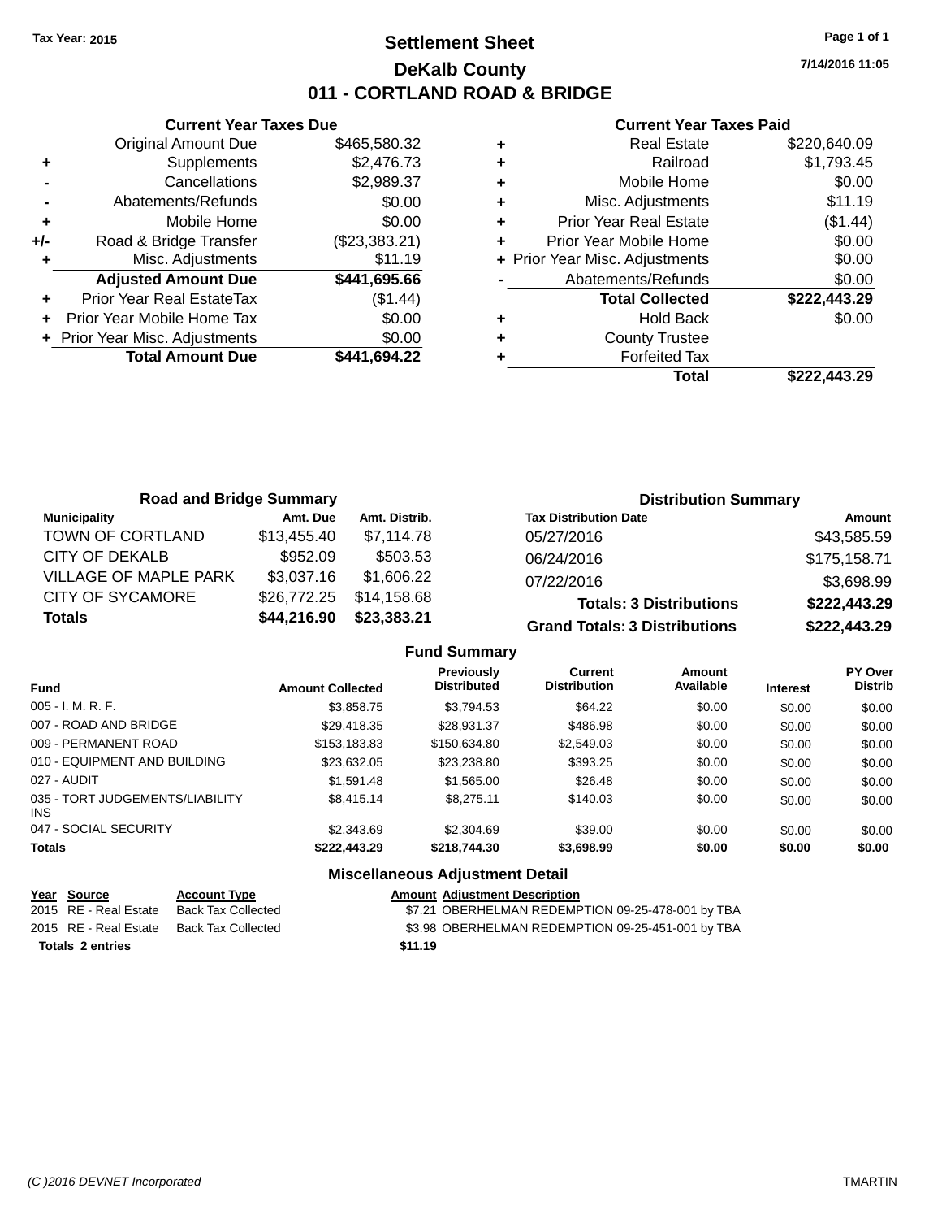Tax Year: 2015

# Settlement Sheet

## DeKalb County

## 011 - CORTLAND ROAD & BRIDGE

7/14/2016 11:05

### Current Year Taxes Due

| | | |
|---|---|---|
| | Original Amount Due | $465,580.32 |
| + | Supplements | $2,476.73 |
| - | Cancellations | $2,989.37 |
| - | Abatements/Refunds | $0.00 |
| + | Mobile Home | $0.00 |
| +/- | Road & Bridge Transfer | ($23,383.21) |
| + | Misc. Adjustments | $11.19 |
| | **Adjusted Amount Due** | **$441,695.66** |
| + | Prior Year Real EstateTax | ($1.44) |
| + | Prior Year Mobile Home Tax | $0.00 |
| + | Prior Year Misc. Adjustments | $0.00 |
| | **Total Amount Due** | **$441,694.22** |

### Current Year Taxes Paid

| | | |
|---|---|---|
| + | Real Estate | $220,640.09 |
| + | Railroad | $1,793.45 |
| + | Mobile Home | $0.00 |
| + | Misc. Adjustments | $11.19 |
| + | Prior Year Real Estate | ($1.44) |
| + | Prior Year Mobile Home | $0.00 |
| + | Prior Year Misc. Adjustments | $0.00 |
| - | Abatements/Refunds | $0.00 |
| | **Total Collected** | **$222,443.29** |
| + | Hold Back | $0.00 |
| + | County Trustee | |
| + | Forfeited Tax | |
| | **Total** | **$222,443.29** |

### Road and Bridge Summary

| Municipality | Amt. Due | Amt. Distrib. |
|---|---|---|
| TOWN OF CORTLAND | $13,455.40 | $7,114.78 |
| CITY OF DEKALB | $952.09 | $503.53 |
| VILLAGE OF MAPLE PARK | $3,037.16 | $1,606.22 |
| CITY OF SYCAMORE | $26,772.25 | $14,158.68 |
| **Totals** | **$44,216.90** | **$23,383.21** |

### Distribution Summary

| Tax Distribution Date | Amount |
|---|---|
| 05/27/2016 | $43,585.59 |
| 06/24/2016 | $175,158.71 |
| 07/22/2016 | $3,698.99 |
| **Totals: 3 Distributions** | **$222,443.29** |
| **Grand Totals: 3 Distributions** | **$222,443.29** |

### Fund Summary

| Fund | Amount Collected | Previously Distributed | Current Distribution | Amount Available | Interest | PY Over Distrib |
|---|---|---|---|---|---|---|
| 005 - I. M. R. F. | $3,858.75 | $3,794.53 | $64.22 | $0.00 | $0.00 | $0.00 |
| 007 - ROAD AND BRIDGE | $29,418.35 | $28,931.37 | $486.98 | $0.00 | $0.00 | $0.00 |
| 009 - PERMANENT ROAD | $153,183.83 | $150,634.80 | $2,549.03 | $0.00 | $0.00 | $0.00 |
| 010 - EQUIPMENT AND BUILDING | $23,632.05 | $23,238.80 | $393.25 | $0.00 | $0.00 | $0.00 |
| 027 - AUDIT | $1,591.48 | $1,565.00 | $26.48 | $0.00 | $0.00 | $0.00 |
| 035 - TORT JUDGEMENTS/LIABILITY INS | $8,415.14 | $8,275.11 | $140.03 | $0.00 | $0.00 | $0.00 |
| 047 - SOCIAL SECURITY | $2,343.69 | $2,304.69 | $39.00 | $0.00 | $0.00 | $0.00 |
| **Totals** | **$222,443.29** | **$218,744.30** | **$3,698.99** | **$0.00** | **$0.00** | **$0.00** |

### Miscellaneous Adjustment Detail

| Year | Source | Account Type | Amount | Adjustment Description |
|---|---|---|---|---|
| 2015 | RE - Real Estate | Back Tax Collected | $7.21 | OBERHELMAN REDEMPTION 09-25-478-001 by TBA |
| 2015 | RE - Real Estate | Back Tax Collected | $3.98 | OBERHELMAN REDEMPTION 09-25-451-001 by TBA |
| **Totals** | **2 entries** | | **$11.19** | |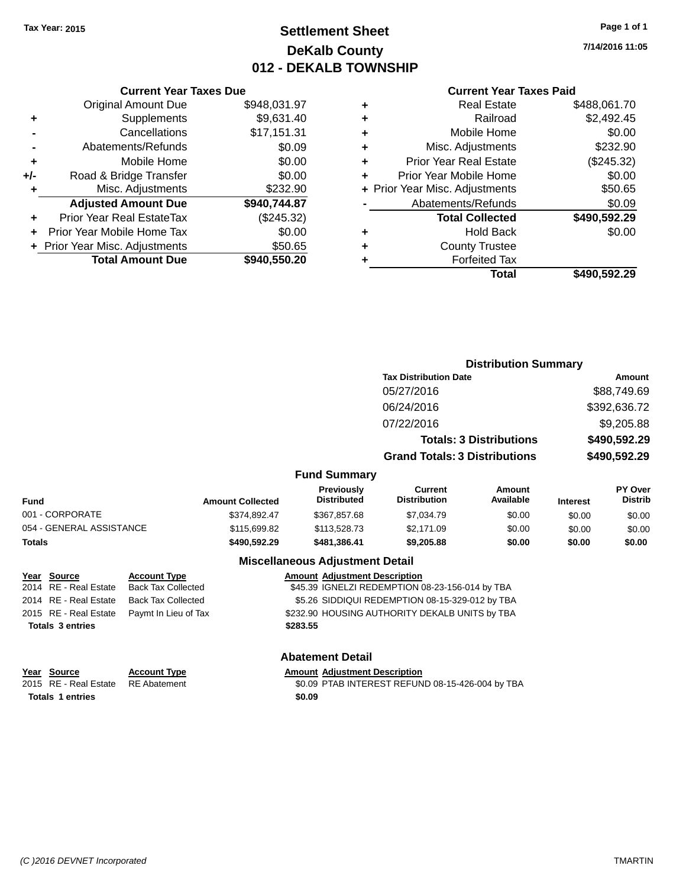Tax Year: 2015

# Settlement Sheet
## DeKalb County
## 012 - DEKALB TOWNSHIP

7/14/2016 11:05

### Current Year Taxes Due

| | | |
|---|---|---|
| | Original Amount Due | $948,031.97 |
| + | Supplements | $9,631.40 |
| - | Cancellations | $17,151.31 |
| - | Abatements/Refunds | $0.09 |
| + | Mobile Home | $0.00 |
| +/- | Road & Bridge Transfer | $0.00 |
| + | Misc. Adjustments | $232.90 |
| | **Adjusted Amount Due** | **$940,744.87** |
| + | Prior Year Real EstateTax | ($245.32) |
| + | Prior Year Mobile Home Tax | $0.00 |
| + | Prior Year Misc. Adjustments | $50.65 |
| | **Total Amount Due** | **$940,550.20** |

### Current Year Taxes Paid

| | | |
|---|---|---|
| + | Real Estate | $488,061.70 |
| + | Railroad | $2,492.45 |
| + | Mobile Home | $0.00 |
| + | Misc. Adjustments | $232.90 |
| + | Prior Year Real Estate | ($245.32) |
| + | Prior Year Mobile Home | $0.00 |
| + | Prior Year Misc. Adjustments | $50.65 |
| - | Abatements/Refunds | $0.09 |
| | **Total Collected** | **$490,592.29** |
| + | Hold Back | $0.00 |
| + | County Trustee | |
| + | Forfeited Tax | |
| | **Total** | **$490,592.29** |

### Distribution Summary

| Tax Distribution Date | Amount |
|---|---|
| 05/27/2016 | $88,749.69 |
| 06/24/2016 | $392,636.72 |
| 07/22/2016 | $9,205.88 |
| **Totals: 3 Distributions** | **$490,592.29** |
| **Grand Totals: 3 Distributions** | **$490,592.29** |

### Fund Summary

| Fund | Amount Collected | Previously Distributed | Current Distribution | Amount Available | Interest | PY Over Distrib |
|---|---|---|---|---|---|---|
| 001 - CORPORATE | $374,892.47 | $367,857.68 | $7,034.79 | $0.00 | $0.00 | $0.00 |
| 054 - GENERAL ASSISTANCE | $115,699.82 | $113,528.73 | $2,171.09 | $0.00 | $0.00 | $0.00 |
| **Totals** | **$490,592.29** | **$481,386.41** | **$9,205.88** | **$0.00** | **$0.00** | **$0.00** |

### Miscellaneous Adjustment Detail

| Year | Source | Account Type | Amount | Adjustment Description |
|---|---|---|---|---|
| 2014 | RE - Real Estate | Back Tax Collected | $45.39 | IGNELZI REDEMPTION 08-23-156-014 by TBA |
| 2014 | RE - Real Estate | Back Tax Collected | $5.26 | SIDDIQUI REDEMPTION 08-15-329-012 by TBA |
| 2015 | RE - Real Estate | Paymt In Lieu of Tax | $232.90 | HOUSING AUTHORITY DEKALB UNITS by TBA |
| **Totals 3 entries** | | | **$283.55** | |

### Abatement Detail

| Year | Source | Account Type | Amount | Adjustment Description |
|---|---|---|---|---|
| 2015 | RE - Real Estate | RE Abatement | $0.09 | PTAB INTEREST REFUND 08-15-426-004 by TBA |
| **Totals 1 entries** | | | **$0.09** | |

(C )2016 DEVNET Incorporated — TMARTIN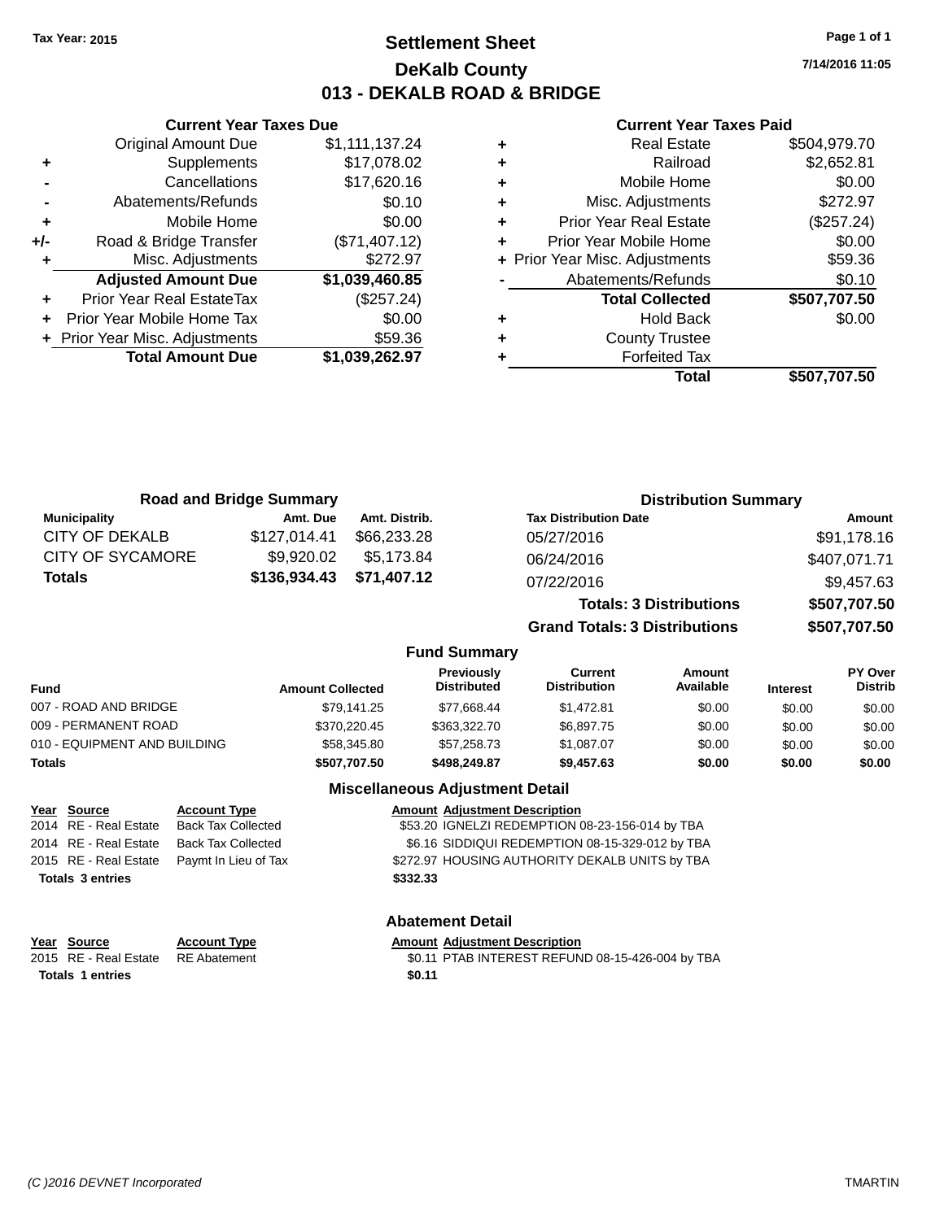Tax Year: 2015

# Settlement Sheet
## DeKalb County
## 013 - DEKALB ROAD & BRIDGE

Page 1 of 1

7/14/2016 11:05

### Current Year Taxes Due

| | | |
|---|---|---|
| | Original Amount Due | $1,111,137.24 |
| + | Supplements | $17,078.02 |
| - | Cancellations | $17,620.16 |
| - | Abatements/Refunds | $0.10 |
| + | Mobile Home | $0.00 |
| +/- | Road & Bridge Transfer | ($71,407.12) |
| + | Misc. Adjustments | $272.97 |
| | **Adjusted Amount Due** | **$1,039,460.85** |
| + | Prior Year Real EstateTax | ($257.24) |
| + | Prior Year Mobile Home Tax | $0.00 |
| + | Prior Year Misc. Adjustments | $59.36 |
| | **Total Amount Due** | **$1,039,262.97** |

### Current Year Taxes Paid

| | | |
|---|---|---|
| + | Real Estate | $504,979.70 |
| + | Railroad | $2,652.81 |
| + | Mobile Home | $0.00 |
| + | Misc. Adjustments | $272.97 |
| + | Prior Year Real Estate | ($257.24) |
| + | Prior Year Mobile Home | $0.00 |
| + | Prior Year Misc. Adjustments | $59.36 |
| - | Abatements/Refunds | $0.10 |
| | **Total Collected** | **$507,707.50** |
| + | Hold Back | $0.00 |
| + | County Trustee | |
| + | Forfeited Tax | |
| | **Total** | **$507,707.50** |

### Road and Bridge Summary

| Municipality | Amt. Due | Amt. Distrib. |
|---|---|---|
| CITY OF DEKALB | $127,014.41 | $66,233.28 |
| CITY OF SYCAMORE | $9,920.02 | $5,173.84 |
| **Totals** | **$136,934.43** | **$71,407.12** |

### Distribution Summary

| Tax Distribution Date | Amount |
|---|---|
| 05/27/2016 | $91,178.16 |
| 06/24/2016 | $407,071.71 |
| 07/22/2016 | $9,457.63 |
| **Totals: 3 Distributions** | **$507,707.50** |
| **Grand Totals: 3 Distributions** | **$507,707.50** |

### Fund Summary

| Fund | Amount Collected | Previously Distributed | Current Distribution | Amount Available | Interest | PY Over Distrib |
|---|---|---|---|---|---|---|
| 007 - ROAD AND BRIDGE | $79,141.25 | $77,668.44 | $1,472.81 | $0.00 | $0.00 | $0.00 |
| 009 - PERMANENT ROAD | $370,220.45 | $363,322.70 | $6,897.75 | $0.00 | $0.00 | $0.00 |
| 010 - EQUIPMENT AND BUILDING | $58,345.80 | $57,258.73 | $1,087.07 | $0.00 | $0.00 | $0.00 |
| **Totals** | **$507,707.50** | **$498,249.87** | **$9,457.63** | **$0.00** | **$0.00** | **$0.00** |

### Miscellaneous Adjustment Detail

| Year | Source | Account Type | Amount | Adjustment Description |
|---|---|---|---|---|
| 2014 | RE - Real Estate | Back Tax Collected | $53.20 | IGNELZI REDEMPTION 08-23-156-014 by TBA |
| 2014 | RE - Real Estate | Back Tax Collected | $6.16 | SIDDIQUI REDEMPTION 08-15-329-012 by TBA |
| 2015 | RE - Real Estate | Paymt In Lieu of Tax | $272.97 | HOUSING AUTHORITY DEKALB UNITS by TBA |
| **Totals 3 entries** | | | **$332.33** | |

### Abatement Detail

| Year | Source | Account Type | Amount | Adjustment Description |
|---|---|---|---|---|
| 2015 | RE - Real Estate | RE Abatement | $0.11 | PTAB INTEREST REFUND 08-15-426-004 by TBA |
| **Totals 1 entries** | | | **$0.11** | |

(C )2016 DEVNET Incorporated TMARTIN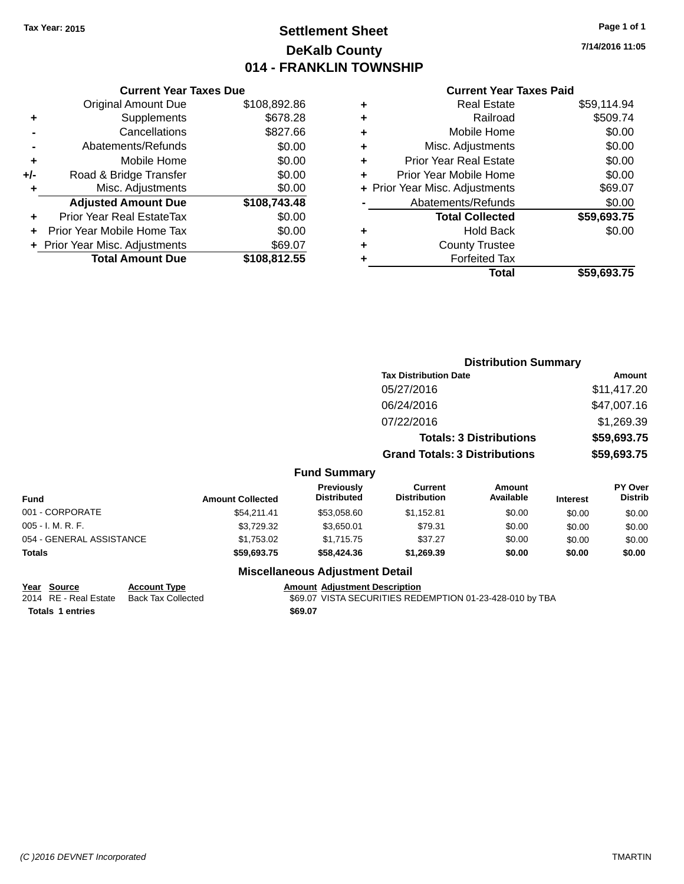Tax Year: 2015

# Settlement Sheet
## DeKalb County
## 014 - FRANKLIN TOWNSHIP

7/14/2016 11:05

### Current Year Taxes Due

| | | |
|---|---|---|
| | Original Amount Due | $108,892.86 |
| + | Supplements | $678.28 |
| - | Cancellations | $827.66 |
| - | Abatements/Refunds | $0.00 |
| + | Mobile Home | $0.00 |
| +/- | Road & Bridge Transfer | $0.00 |
| + | Misc. Adjustments | $0.00 |
| | **Adjusted Amount Due** | **$108,743.48** |
| + | Prior Year Real EstateTax | $0.00 |
| + | Prior Year Mobile Home Tax | $0.00 |
| + | Prior Year Misc. Adjustments | $69.07 |
| | **Total Amount Due** | **$108,812.55** |

### Current Year Taxes Paid

| | | |
|---|---|---|
| + | Real Estate | $59,114.94 |
| + | Railroad | $509.74 |
| + | Mobile Home | $0.00 |
| + | Misc. Adjustments | $0.00 |
| + | Prior Year Real Estate | $0.00 |
| + | Prior Year Mobile Home | $0.00 |
| + | Prior Year Misc. Adjustments | $69.07 |
| - | Abatements/Refunds | $0.00 |
| | **Total Collected** | **$59,693.75** |
| + | Hold Back | $0.00 |
| + | County Trustee | |
| + | Forfeited Tax | |
| | **Total** | **$59,693.75** |

### Distribution Summary

| Tax Distribution Date | Amount |
|---|---|
| 05/27/2016 | $11,417.20 |
| 06/24/2016 | $47,007.16 |
| 07/22/2016 | $1,269.39 |
| **Totals: 3 Distributions** | **$59,693.75** |
| **Grand Totals: 3 Distributions** | **$59,693.75** |

### Fund Summary

| Fund | Amount Collected | Previously Distributed | Current Distribution | Amount Available | Interest | PY Over Distrib |
|---|---|---|---|---|---|---|
| 001 - CORPORATE | $54,211.41 | $53,058.60 | $1,152.81 | $0.00 | $0.00 | $0.00 |
| 005 - I. M. R. F. | $3,729.32 | $3,650.01 | $79.31 | $0.00 | $0.00 | $0.00 |
| 054 - GENERAL ASSISTANCE | $1,753.02 | $1,715.75 | $37.27 | $0.00 | $0.00 | $0.00 |
| **Totals** | **$59,693.75** | **$58,424.36** | **$1,269.39** | **$0.00** | **$0.00** | **$0.00** |

### Miscellaneous Adjustment Detail

| Year | Source | Account Type | Amount | Adjustment Description |
|---|---|---|---|---|
| 2014 | RE - Real Estate | Back Tax Collected | $69.07 | VISTA SECURITIES REDEMPTION 01-23-428-010 by TBA |
| **Totals 1 entries** | | | **$69.07** | |

(C )2016 DEVNET Incorporated TMARTIN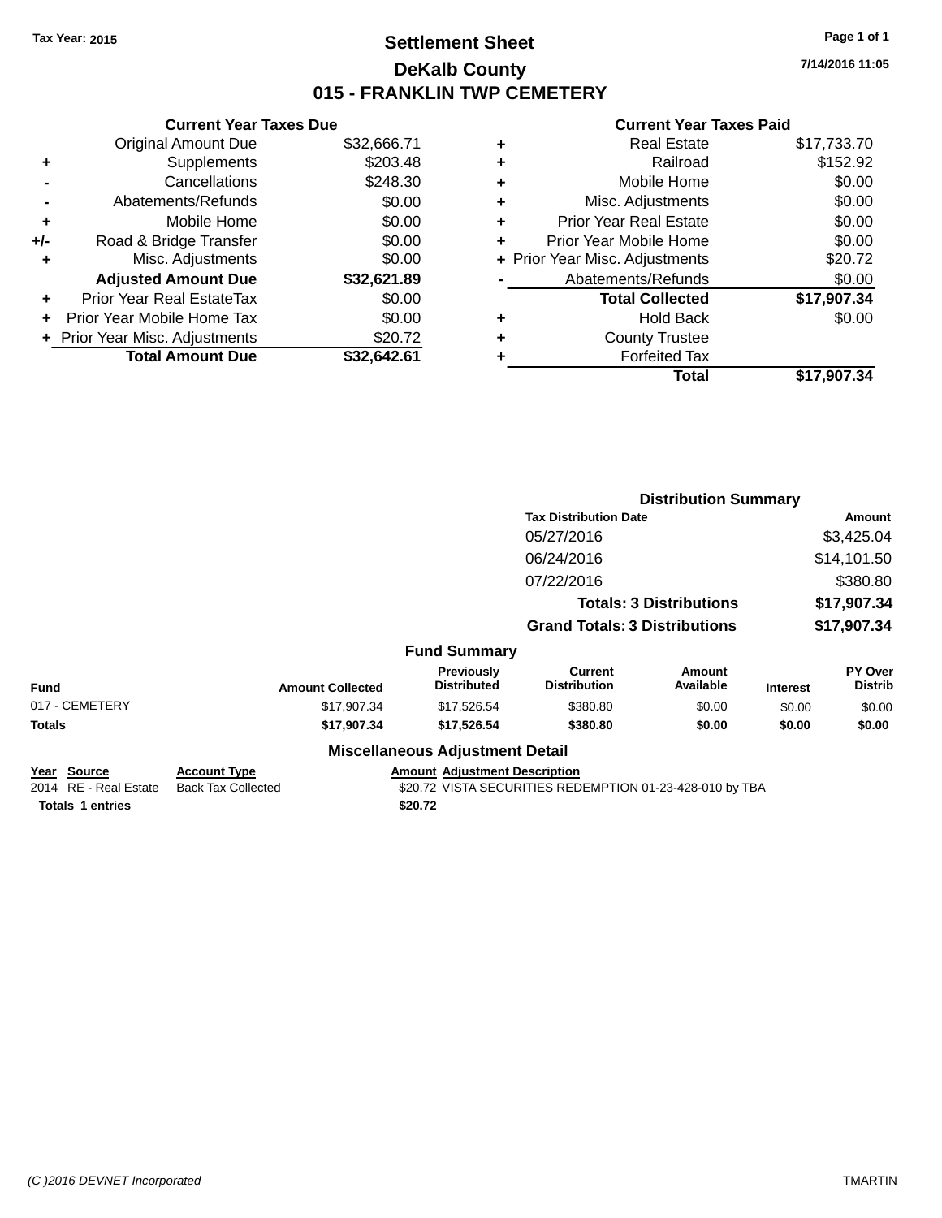Tax Year: 2015

# Settlement Sheet

## DeKalb County

## 015 - FRANKLIN TWP CEMETERY

7/14/2016 11:05

### Current Year Taxes Due

| | | |
|---|---|---|
| | Original Amount Due | $32,666.71 |
| + | Supplements | $203.48 |
| - | Cancellations | $248.30 |
| - | Abatements/Refunds | $0.00 |
| + | Mobile Home | $0.00 |
| +/- | Road & Bridge Transfer | $0.00 |
| + | Misc. Adjustments | $0.00 |
| | **Adjusted Amount Due** | **$32,621.89** |
| + | Prior Year Real EstateTax | $0.00 |
| + | Prior Year Mobile Home Tax | $0.00 |
| + | Prior Year Misc. Adjustments | $20.72 |
| | **Total Amount Due** | **$32,642.61** |

### Current Year Taxes Paid

| | | |
|---|---|---|
| + | Real Estate | $17,733.70 |
| + | Railroad | $152.92 |
| + | Mobile Home | $0.00 |
| + | Misc. Adjustments | $0.00 |
| + | Prior Year Real Estate | $0.00 |
| + | Prior Year Mobile Home | $0.00 |
| + | Prior Year Misc. Adjustments | $20.72 |
| - | Abatements/Refunds | $0.00 |
| | **Total Collected** | **$17,907.34** |
| + | Hold Back | $0.00 |
| + | County Trustee | |
| + | Forfeited Tax | |
| | **Total** | **$17,907.34** |

### Distribution Summary

| Tax Distribution Date | Amount |
|---|---|
| 05/27/2016 | $3,425.04 |
| 06/24/2016 | $14,101.50 |
| 07/22/2016 | $380.80 |
| **Totals: 3 Distributions** | **$17,907.34** |
| **Grand Totals: 3 Distributions** | **$17,907.34** |

### Fund Summary

| Fund | Amount Collected | Previously Distributed | Current Distribution | Amount Available | Interest | PY Over Distrib |
|---|---|---|---|---|---|---|
| 017 - CEMETERY | $17,907.34 | $17,526.54 | $380.80 | $0.00 | $0.00 | $0.00 |
| **Totals** | **$17,907.34** | **$17,526.54** | **$380.80** | **$0.00** | **$0.00** | **$0.00** |

### Miscellaneous Adjustment Detail

| Year | Source | Account Type | Amount | Adjustment Description |
|---|---|---|---|---|
| 2014 | RE - Real Estate | Back Tax Collected | $20.72 | VISTA SECURITIES REDEMPTION 01-23-428-010 by TBA |
| **Totals 1 entries** | | | **$20.72** | |

(C )2016 DEVNET Incorporated TMARTIN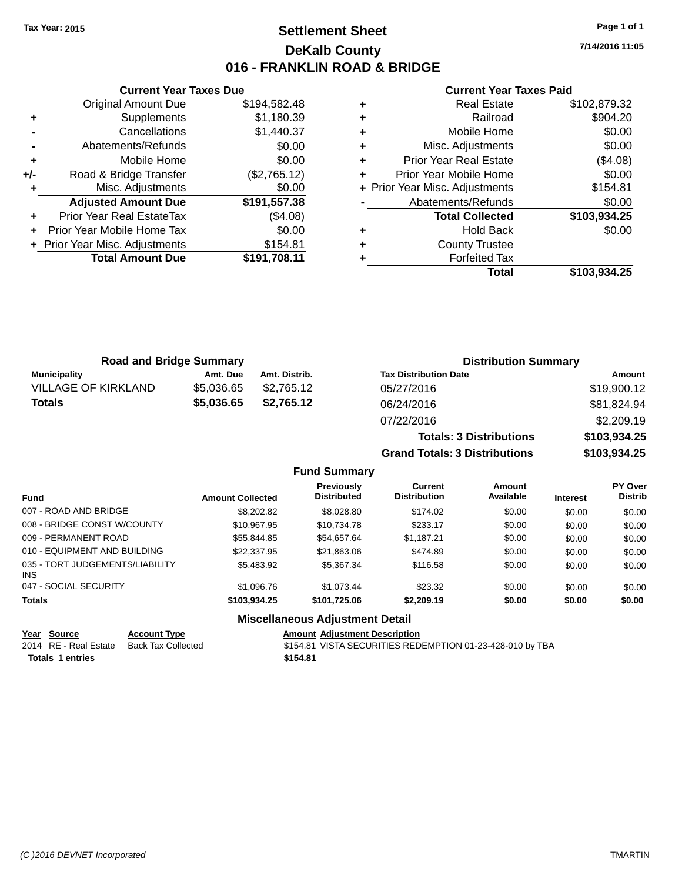Tax Year: 2015

# Settlement Sheet

## DeKalb County

## 016 - FRANKLIN ROAD & BRIDGE

7/14/2016 11:05

### Current Year Taxes Due

| | | |
|---|---|---|
| | Original Amount Due | $194,582.48 |
| + | Supplements | $1,180.39 |
| - | Cancellations | $1,440.37 |
| - | Abatements/Refunds | $0.00 |
| + | Mobile Home | $0.00 |
| +/- | Road & Bridge Transfer | ($2,765.12) |
| + | Misc. Adjustments | $0.00 |
| | **Adjusted Amount Due** | **$191,557.38** |
| + | Prior Year Real EstateTax | ($4.08) |
| + | Prior Year Mobile Home Tax | $0.00 |
| + | Prior Year Misc. Adjustments | $154.81 |
| | **Total Amount Due** | **$191,708.11** |

### Current Year Taxes Paid

| | | |
|---|---|---|
| + | Real Estate | $102,879.32 |
| + | Railroad | $904.20 |
| + | Mobile Home | $0.00 |
| + | Misc. Adjustments | $0.00 |
| + | Prior Year Real Estate | ($4.08) |
| + | Prior Year Mobile Home | $0.00 |
| + | Prior Year Misc. Adjustments | $154.81 |
| - | Abatements/Refunds | $0.00 |
| | **Total Collected** | **$103,934.25** |
| + | Hold Back | $0.00 |
| + | County Trustee | |
| + | Forfeited Tax | |
| | **Total** | **$103,934.25** |

### Road and Bridge Summary

| Municipality | Amt. Due | Amt. Distrib. |
|---|---|---|
| VILLAGE OF KIRKLAND | $5,036.65 | $2,765.12 |
| **Totals** | **$5,036.65** | **$2,765.12** |

### Distribution Summary

| Tax Distribution Date | Amount |
|---|---|
| 05/27/2016 | $19,900.12 |
| 06/24/2016 | $81,824.94 |
| 07/22/2016 | $2,209.19 |
| **Totals: 3 Distributions** | **$103,934.25** |
| **Grand Totals: 3 Distributions** | **$103,934.25** |

### Fund Summary

| Fund | Amount Collected | Previously Distributed | Current Distribution | Amount Available | Interest | PY Over Distrib |
|---|---|---|---|---|---|---|
| 007 - ROAD AND BRIDGE | $8,202.82 | $8,028.80 | $174.02 | $0.00 | $0.00 | $0.00 |
| 008 - BRIDGE CONST W/COUNTY | $10,967.95 | $10,734.78 | $233.17 | $0.00 | $0.00 | $0.00 |
| 009 - PERMANENT ROAD | $55,844.85 | $54,657.64 | $1,187.21 | $0.00 | $0.00 | $0.00 |
| 010 - EQUIPMENT AND BUILDING | $22,337.95 | $21,863.06 | $474.89 | $0.00 | $0.00 | $0.00 |
| 035 - TORT JUDGEMENTS/LIABILITY INS | $5,483.92 | $5,367.34 | $116.58 | $0.00 | $0.00 | $0.00 |
| 047 - SOCIAL SECURITY | $1,096.76 | $1,073.44 | $23.32 | $0.00 | $0.00 | $0.00 |
| **Totals** | **$103,934.25** | **$101,725.06** | **$2,209.19** | **$0.00** | **$0.00** | **$0.00** |

### Miscellaneous Adjustment Detail

| Year | Source | Account Type | Amount | Adjustment Description |
|---|---|---|---|---|
| 2014 | RE - Real Estate | Back Tax Collected | $154.81 | VISTA SECURITIES REDEMPTION 01-23-428-010 by TBA |
| **Totals** | **1 entries** | | **$154.81** | |

(C )2016 DEVNET Incorporated TMARTIN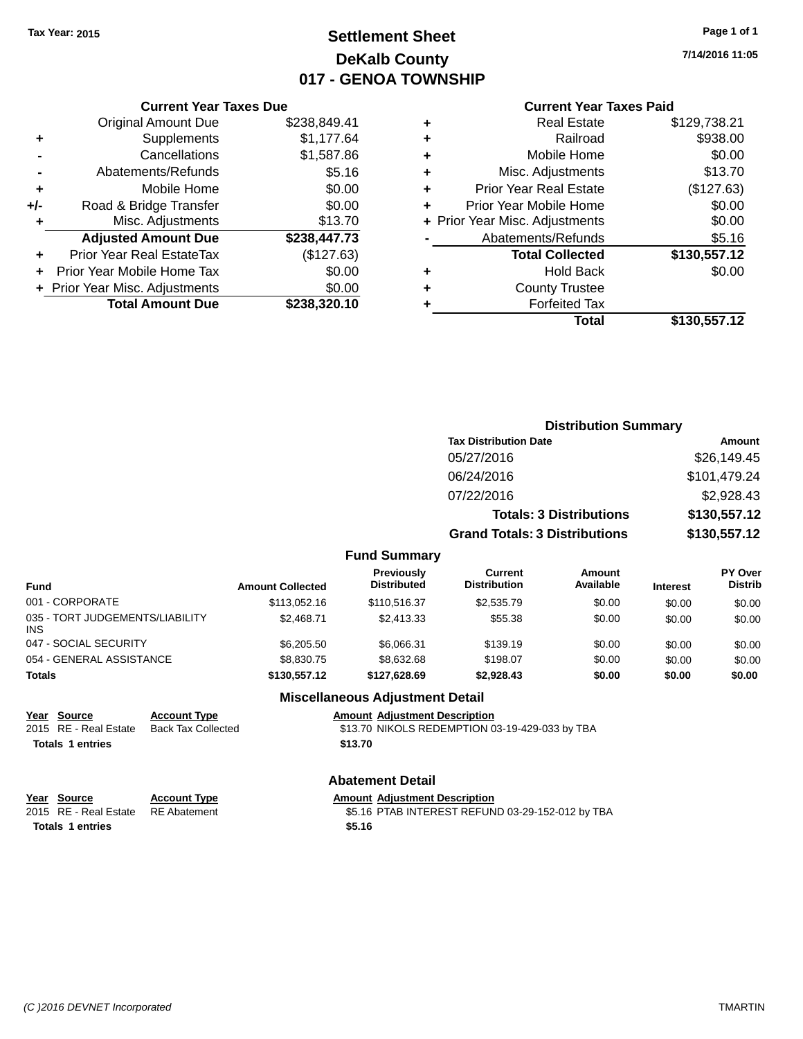Tax Year: 2015

# Settlement Sheet
## DeKalb County
## 017 - GENOA TOWNSHIP

7/14/2016 11:05

### Current Year Taxes Due

| | | |
|---|---|---|
| | Original Amount Due | $238,849.41 |
| + | Supplements | $1,177.64 |
| - | Cancellations | $1,587.86 |
| - | Abatements/Refunds | $5.16 |
| + | Mobile Home | $0.00 |
| +/- | Road & Bridge Transfer | $0.00 |
| + | Misc. Adjustments | $13.70 |
| | **Adjusted Amount Due** | **$238,447.73** |
| + | Prior Year Real EstateTax | ($127.63) |
| + | Prior Year Mobile Home Tax | $0.00 |
| + | Prior Year Misc. Adjustments | $0.00 |
| | **Total Amount Due** | **$238,320.10** |

### Current Year Taxes Paid

| | | |
|---|---|---|
| + | Real Estate | $129,738.21 |
| + | Railroad | $938.00 |
| + | Mobile Home | $0.00 |
| + | Misc. Adjustments | $13.70 |
| + | Prior Year Real Estate | ($127.63) |
| + | Prior Year Mobile Home | $0.00 |
| + | Prior Year Misc. Adjustments | $0.00 |
| - | Abatements/Refunds | $5.16 |
| | **Total Collected** | **$130,557.12** |
| + | Hold Back | $0.00 |
| + | County Trustee | |
| + | Forfeited Tax | |
| | **Total** | **$130,557.12** |

### Distribution Summary

| Tax Distribution Date | Amount |
|---|---|
| 05/27/2016 | $26,149.45 |
| 06/24/2016 | $101,479.24 |
| 07/22/2016 | $2,928.43 |
| **Totals: 3 Distributions** | **$130,557.12** |
| **Grand Totals: 3 Distributions** | **$130,557.12** |

### Fund Summary

| Fund | Amount Collected | Previously Distributed | Current Distribution | Amount Available | Interest | PY Over Distrib |
|---|---|---|---|---|---|---|
| 001 - CORPORATE | $113,052.16 | $110,516.37 | $2,535.79 | $0.00 | $0.00 | $0.00 |
| 035 - TORT JUDGEMENTS/LIABILITY INS | $2,468.71 | $2,413.33 | $55.38 | $0.00 | $0.00 | $0.00 |
| 047 - SOCIAL SECURITY | $6,205.50 | $6,066.31 | $139.19 | $0.00 | $0.00 | $0.00 |
| 054 - GENERAL ASSISTANCE | $8,830.75 | $8,632.68 | $198.07 | $0.00 | $0.00 | $0.00 |
| **Totals** | **$130,557.12** | **$127,628.69** | **$2,928.43** | **$0.00** | **$0.00** | **$0.00** |

### Miscellaneous Adjustment Detail

| Year | Source | Account Type | Amount | Adjustment Description |
|---|---|---|---|---|
| 2015 | RE - Real Estate | Back Tax Collected | $13.70 | NIKOLS REDEMPTION 03-19-429-033 by TBA |
| **Totals** | **1 entries** | | **$13.70** | |

### Abatement Detail

| Year | Source | Account Type | Amount | Adjustment Description |
|---|---|---|---|---|
| 2015 | RE - Real Estate | RE Abatement | $5.16 | PTAB INTEREST REFUND 03-29-152-012 by TBA |
| **Totals** | **1 entries** | | **$5.16** | |

(C )2016 DEVNET Incorporated — TMARTIN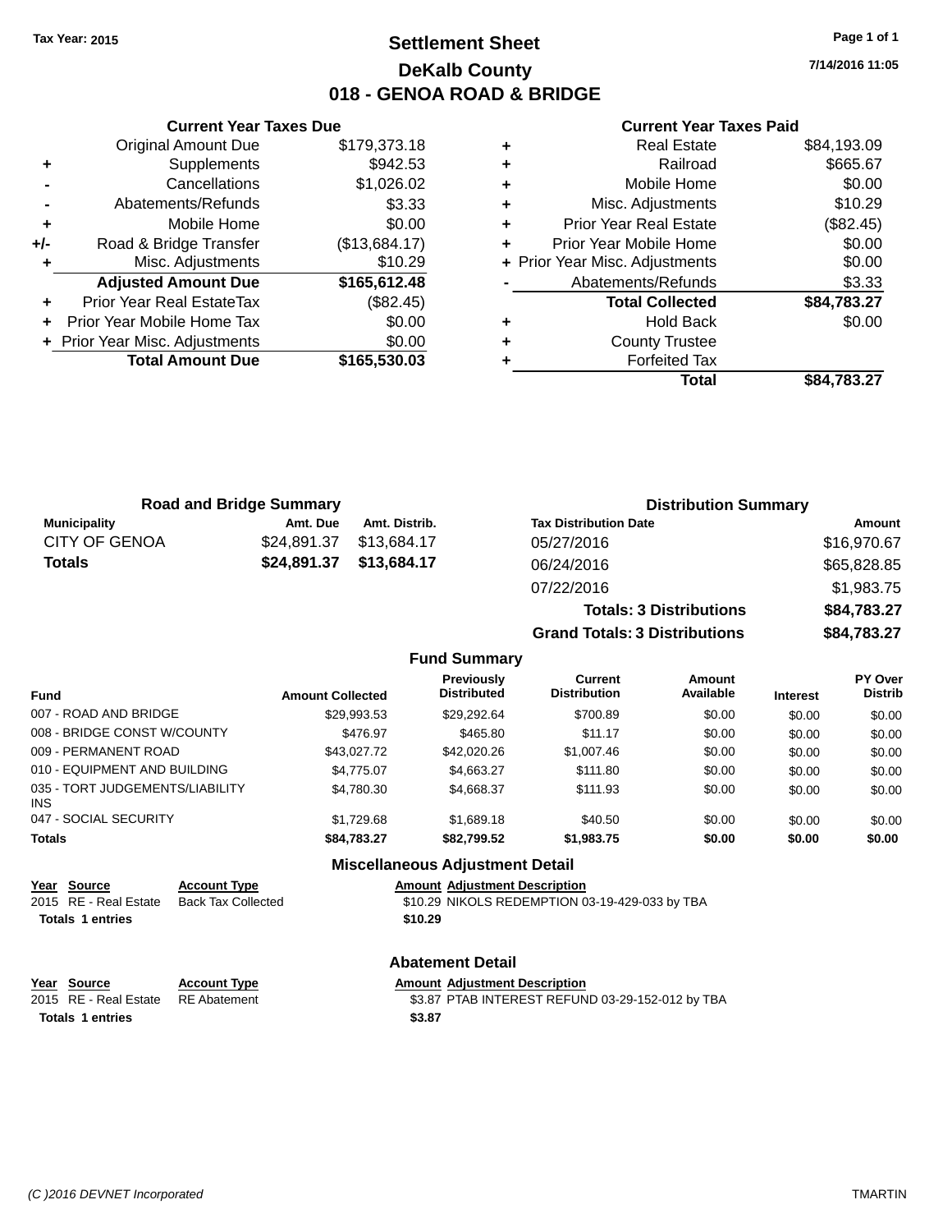Tax Year: 2015

# Settlement Sheet

## DeKalb County

## 018 - GENOA ROAD & BRIDGE

7/14/2016 11:05

### Current Year Taxes Due

| | | |
|---|---|---|
| | Original Amount Due | $179,373.18 |
| + | Supplements | $942.53 |
| - | Cancellations | $1,026.02 |
| - | Abatements/Refunds | $3.33 |
| + | Mobile Home | $0.00 |
| +/- | Road & Bridge Transfer | ($13,684.17) |
| + | Misc. Adjustments | $10.29 |
| | **Adjusted Amount Due** | **$165,612.48** |
| + | Prior Year Real EstateTax | ($82.45) |
| + | Prior Year Mobile Home Tax | $0.00 |
| + | Prior Year Misc. Adjustments | $0.00 |
| | **Total Amount Due** | **$165,530.03** |

### Current Year Taxes Paid

| | | |
|---|---|---|
| + | Real Estate | $84,193.09 |
| + | Railroad | $665.67 |
| + | Mobile Home | $0.00 |
| + | Misc. Adjustments | $10.29 |
| + | Prior Year Real Estate | ($82.45) |
| + | Prior Year Mobile Home | $0.00 |
| + | Prior Year Misc. Adjustments | $0.00 |
| - | Abatements/Refunds | $3.33 |
| | **Total Collected** | **$84,783.27** |
| + | Hold Back | $0.00 |
| + | County Trustee | |
| + | Forfeited Tax | |
| | **Total** | **$84,783.27** |

### Road and Bridge Summary

| Municipality | Amt. Due | Amt. Distrib. |
|---|---|---|
| CITY OF GENOA | $24,891.37 | $13,684.17 |
| **Totals** | **$24,891.37** | **$13,684.17** |

### Distribution Summary

| Tax Distribution Date | Amount |
|---|---|
| 05/27/2016 | $16,970.67 |
| 06/24/2016 | $65,828.85 |
| 07/22/2016 | $1,983.75 |
| **Totals: 3 Distributions** | **$84,783.27** |
| **Grand Totals: 3 Distributions** | **$84,783.27** |

### Fund Summary

| Fund | Amount Collected | Previously Distributed | Current Distribution | Amount Available | Interest | PY Over Distrib |
|---|---|---|---|---|---|---|
| 007 - ROAD AND BRIDGE | $29,993.53 | $29,292.64 | $700.89 | $0.00 | $0.00 | $0.00 |
| 008 - BRIDGE CONST W/COUNTY | $476.97 | $465.80 | $11.17 | $0.00 | $0.00 | $0.00 |
| 009 - PERMANENT ROAD | $43,027.72 | $42,020.26 | $1,007.46 | $0.00 | $0.00 | $0.00 |
| 010 - EQUIPMENT AND BUILDING | $4,775.07 | $4,663.27 | $111.80 | $0.00 | $0.00 | $0.00 |
| 035 - TORT JUDGEMENTS/LIABILITY INS | $4,780.30 | $4,668.37 | $111.93 | $0.00 | $0.00 | $0.00 |
| 047 - SOCIAL SECURITY | $1,729.68 | $1,689.18 | $40.50 | $0.00 | $0.00 | $0.00 |
| **Totals** | **$84,783.27** | **$82,799.52** | **$1,983.75** | **$0.00** | **$0.00** | **$0.00** |

### Miscellaneous Adjustment Detail

| Year | Source | Account Type | Amount | Adjustment Description |
|---|---|---|---|---|
| 2015 | RE - Real Estate | Back Tax Collected | $10.29 | NIKOLS REDEMPTION 03-19-429-033 by TBA |
| **Totals 1 entries** | | | **$10.29** | |

### Abatement Detail

| Year | Source | Account Type | Amount | Adjustment Description |
|---|---|---|---|---|
| 2015 | RE - Real Estate | RE Abatement | $3.87 | PTAB INTEREST REFUND 03-29-152-012 by TBA |
| **Totals 1 entries** | | | **$3.87** | |

(C )2016 DEVNET Incorporated TMARTIN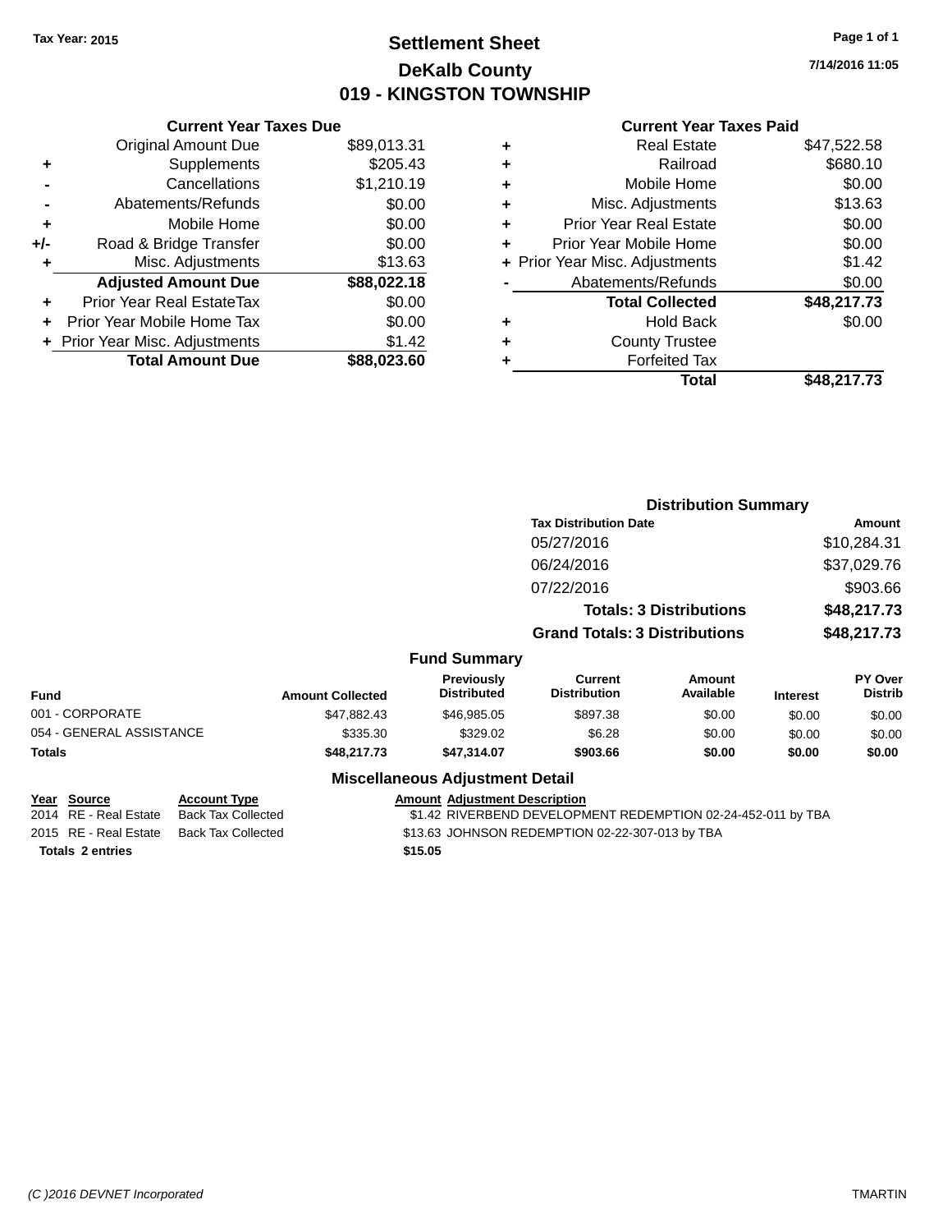Tax Year: 2015

# Settlement Sheet

## DeKalb County

## 019 - KINGSTON TOWNSHIP

7/14/2016 11:05

### Current Year Taxes Due

| | | |
|---|---|---|
| | Original Amount Due | $89,013.31 |
| + | Supplements | $205.43 |
| - | Cancellations | $1,210.19 |
| - | Abatements/Refunds | $0.00 |
| + | Mobile Home | $0.00 |
| +/- | Road & Bridge Transfer | $0.00 |
| + | Misc. Adjustments | $13.63 |
| | **Adjusted Amount Due** | **$88,022.18** |
| + | Prior Year Real EstateTax | $0.00 |
| + | Prior Year Mobile Home Tax | $0.00 |
| + | Prior Year Misc. Adjustments | $1.42 |
| | **Total Amount Due** | **$88,023.60** |

### Current Year Taxes Paid

| | | |
|---|---|---|
| + | Real Estate | $47,522.58 |
| + | Railroad | $680.10 |
| + | Mobile Home | $0.00 |
| + | Misc. Adjustments | $13.63 |
| + | Prior Year Real Estate | $0.00 |
| + | Prior Year Mobile Home | $0.00 |
| + | Prior Year Misc. Adjustments | $1.42 |
| - | Abatements/Refunds | $0.00 |
| | **Total Collected** | **$48,217.73** |
| + | Hold Back | $0.00 |
| + | County Trustee | |
| + | Forfeited Tax | |
| | **Total** | **$48,217.73** |

### Distribution Summary

| Tax Distribution Date | Amount |
|---|---|
| 05/27/2016 | $10,284.31 |
| 06/24/2016 | $37,029.76 |
| 07/22/2016 | $903.66 |
| **Totals: 3 Distributions** | **$48,217.73** |
| **Grand Totals: 3 Distributions** | **$48,217.73** |

### Fund Summary

| Fund | Amount Collected | Previously Distributed | Current Distribution | Amount Available | Interest | PY Over Distrib |
|---|---|---|---|---|---|---|
| 001 - CORPORATE | $47,882.43 | $46,985.05 | $897.38 | $0.00 | $0.00 | $0.00 |
| 054 - GENERAL ASSISTANCE | $335.30 | $329.02 | $6.28 | $0.00 | $0.00 | $0.00 |
| **Totals** | **$48,217.73** | **$47,314.07** | **$903.66** | **$0.00** | **$0.00** | **$0.00** |

### Miscellaneous Adjustment Detail

| Year | Source | Account Type | Amount | Adjustment Description |
|---|---|---|---|---|
| 2014 | RE - Real Estate | Back Tax Collected | $1.42 | RIVERBEND DEVELOPMENT REDEMPTION 02-24-452-011 by TBA |
| 2015 | RE - Real Estate | Back Tax Collected | $13.63 | JOHNSON REDEMPTION 02-22-307-013 by TBA |
| **Totals 2 entries** | | | **$15.05** | |

(C )2016 DEVNET Incorporated TMARTIN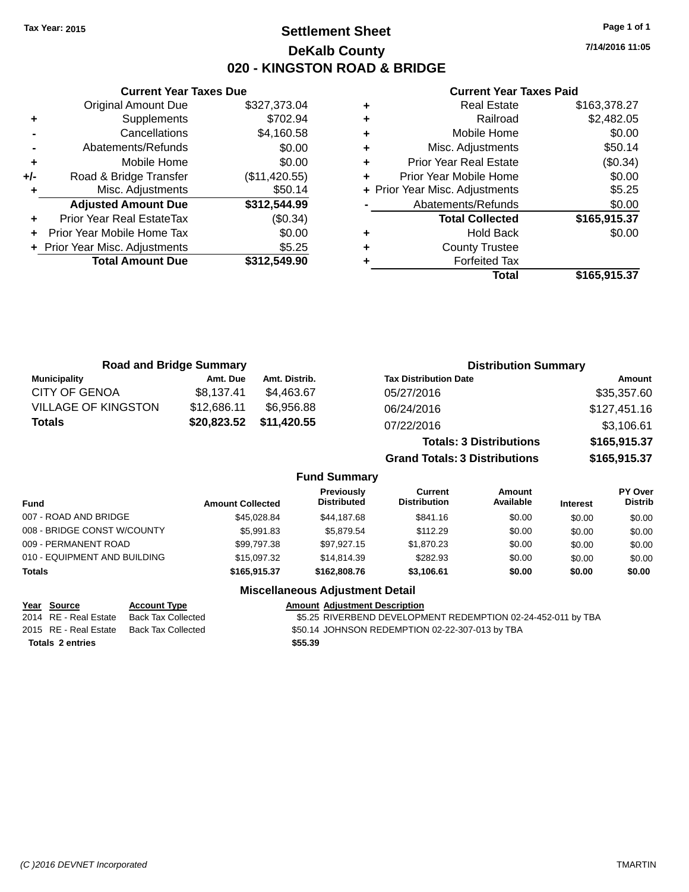Tax Year: 2015

# Settlement Sheet

## DeKalb County

## 020 - KINGSTON ROAD & BRIDGE

7/14/2016 11:05

### Current Year Taxes Due

| | | |
|---|---|---|
| | Original Amount Due | $327,373.04 |
| + | Supplements | $702.94 |
| - | Cancellations | $4,160.58 |
| - | Abatements/Refunds | $0.00 |
| + | Mobile Home | $0.00 |
| +/- | Road & Bridge Transfer | ($11,420.55) |
| + | Misc. Adjustments | $50.14 |
| | **Adjusted Amount Due** | **$312,544.99** |
| + | Prior Year Real EstateTax | ($0.34) |
| + | Prior Year Mobile Home Tax | $0.00 |
| + | Prior Year Misc. Adjustments | $5.25 |
| | **Total Amount Due** | **$312,549.90** |

### Current Year Taxes Paid

| | | |
|---|---|---|
| + | Real Estate | $163,378.27 |
| + | Railroad | $2,482.05 |
| + | Mobile Home | $0.00 |
| + | Misc. Adjustments | $50.14 |
| + | Prior Year Real Estate | ($0.34) |
| + | Prior Year Mobile Home | $0.00 |
| + | Prior Year Misc. Adjustments | $5.25 |
| - | Abatements/Refunds | $0.00 |
| | **Total Collected** | **$165,915.37** |
| + | Hold Back | $0.00 |
| + | County Trustee | |
| + | Forfeited Tax | |
| | **Total** | **$165,915.37** |

### Road and Bridge Summary

| Municipality | Amt. Due | Amt. Distrib. |
|---|---|---|
| CITY OF GENOA | $8,137.41 | $4,463.67 |
| VILLAGE OF KINGSTON | $12,686.11 | $6,956.88 |
| **Totals** | **$20,823.52** | **$11,420.55** |

### Distribution Summary

| Tax Distribution Date | Amount |
|---|---|
| 05/27/2016 | $35,357.60 |
| 06/24/2016 | $127,451.16 |
| 07/22/2016 | $3,106.61 |
| **Totals: 3 Distributions** | **$165,915.37** |
| **Grand Totals: 3 Distributions** | **$165,915.37** |

### Fund Summary

| Fund | Amount Collected | Previously Distributed | Current Distribution | Amount Available | Interest | PY Over Distrib |
|---|---|---|---|---|---|---|
| 007 - ROAD AND BRIDGE | $45,028.84 | $44,187.68 | $841.16 | $0.00 | $0.00 | $0.00 |
| 008 - BRIDGE CONST W/COUNTY | $5,991.83 | $5,879.54 | $112.29 | $0.00 | $0.00 | $0.00 |
| 009 - PERMANENT ROAD | $99,797.38 | $97,927.15 | $1,870.23 | $0.00 | $0.00 | $0.00 |
| 010 - EQUIPMENT AND BUILDING | $15,097.32 | $14,814.39 | $282.93 | $0.00 | $0.00 | $0.00 |
| **Totals** | **$165,915.37** | **$162,808.76** | **$3,106.61** | **$0.00** | **$0.00** | **$0.00** |

### Miscellaneous Adjustment Detail

| Year | Source | Account Type | Amount | Adjustment Description |
|---|---|---|---|---|
| 2014 | RE - Real Estate | Back Tax Collected | $5.25 | RIVERBEND DEVELOPMENT REDEMPTION 02-24-452-011 by TBA |
| 2015 | RE - Real Estate | Back Tax Collected | $50.14 | JOHNSON REDEMPTION 02-22-307-013 by TBA |
| **Totals 2 entries** | | | **$55.39** | |

(C )2016 DEVNET Incorporated TMARTIN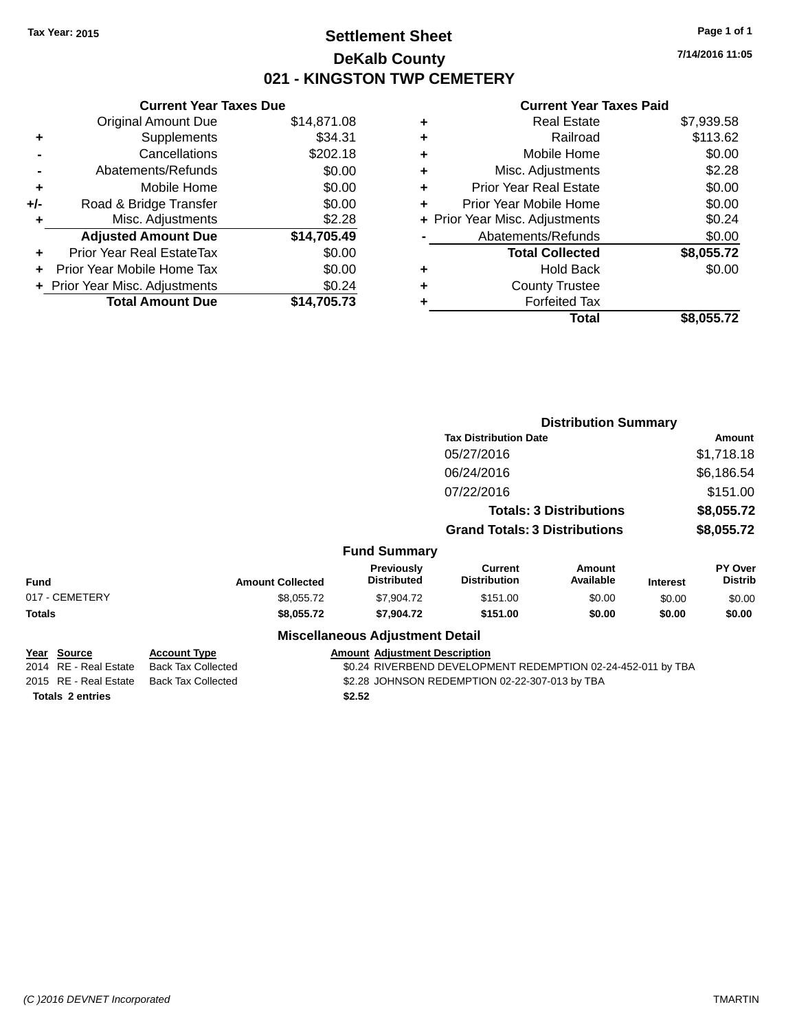Tax Year: 2015

# Settlement Sheet

## DeKalb County

## 021 - KINGSTON TWP CEMETERY

7/14/2016 11:05

### Current Year Taxes Due

| | | |
|---|---|---|
| | Original Amount Due | $14,871.08 |
| + | Supplements | $34.31 |
| - | Cancellations | $202.18 |
| - | Abatements/Refunds | $0.00 |
| + | Mobile Home | $0.00 |
| +/- | Road & Bridge Transfer | $0.00 |
| + | Misc. Adjustments | $2.28 |
| | **Adjusted Amount Due** | **$14,705.49** |
| + | Prior Year Real EstateTax | $0.00 |
| + | Prior Year Mobile Home Tax | $0.00 |
| + | Prior Year Misc. Adjustments | $0.24 |
| | **Total Amount Due** | **$14,705.73** |

### Current Year Taxes Paid

| | | |
|---|---|---|
| + | Real Estate | $7,939.58 |
| + | Railroad | $113.62 |
| + | Mobile Home | $0.00 |
| + | Misc. Adjustments | $2.28 |
| + | Prior Year Real Estate | $0.00 |
| + | Prior Year Mobile Home | $0.00 |
| + | Prior Year Misc. Adjustments | $0.24 |
| - | Abatements/Refunds | $0.00 |
| | **Total Collected** | **$8,055.72** |
| + | Hold Back | $0.00 |
| + | County Trustee | |
| + | Forfeited Tax | |
| | **Total** | **$8,055.72** |

### Distribution Summary

| Tax Distribution Date | Amount |
|---|---|
| 05/27/2016 | $1,718.18 |
| 06/24/2016 | $6,186.54 |
| 07/22/2016 | $151.00 |
| **Totals: 3 Distributions** | **$8,055.72** |
| **Grand Totals: 3 Distributions** | **$8,055.72** |

### Fund Summary

| Fund | Amount Collected | Previously Distributed | Current Distribution | Amount Available | Interest | PY Over Distrib |
|---|---|---|---|---|---|---|
| 017 - CEMETERY | $8,055.72 | $7,904.72 | $151.00 | $0.00 | $0.00 | $0.00 |
| **Totals** | **$8,055.72** | **$7,904.72** | **$151.00** | **$0.00** | **$0.00** | **$0.00** |

### Miscellaneous Adjustment Detail

| Year | Source | Account Type | Amount | Adjustment Description |
|---|---|---|---|---|
| 2014 | RE - Real Estate | Back Tax Collected | $0.24 | RIVERBEND DEVELOPMENT REDEMPTION 02-24-452-011 by TBA |
| 2015 | RE - Real Estate | Back Tax Collected | $2.28 | JOHNSON REDEMPTION 02-22-307-013 by TBA |
| **Totals** | **2 entries** | | **$2.52** | |

(C )2016 DEVNET Incorporated TMARTIN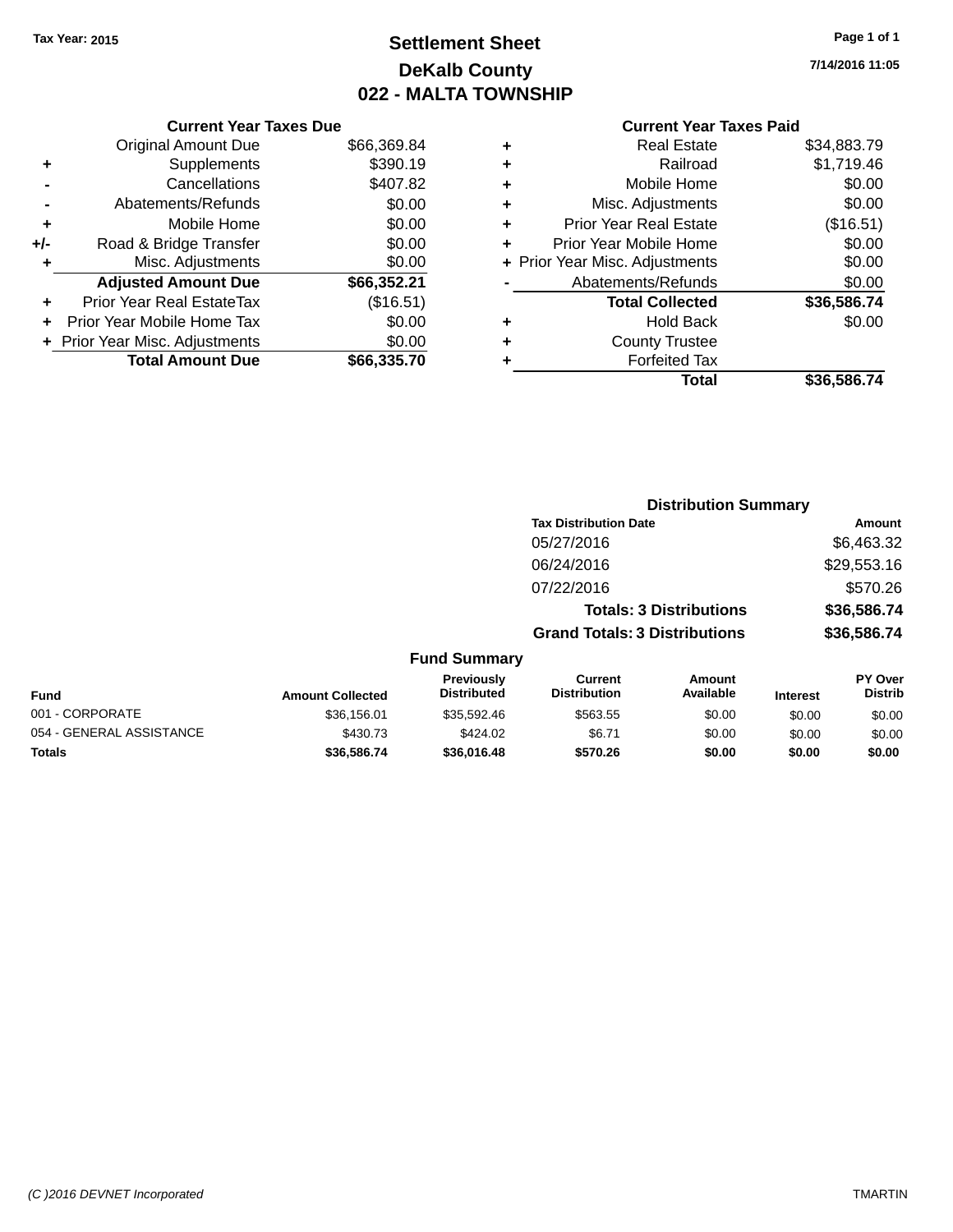Tax Year: 2015

# Settlement Sheet
## DeKalb County
## 022 - MALTA TOWNSHIP

7/14/2016 11:05

### Current Year Taxes Due

| | | |
|---|---|---|
| | Original Amount Due | $66,369.84 |
| + | Supplements | $390.19 |
| - | Cancellations | $407.82 |
| - | Abatements/Refunds | $0.00 |
| + | Mobile Home | $0.00 |
| +/- | Road & Bridge Transfer | $0.00 |
| + | Misc. Adjustments | $0.00 |
| | **Adjusted Amount Due** | **$66,352.21** |
| + | Prior Year Real EstateTax | ($16.51) |
| + | Prior Year Mobile Home Tax | $0.00 |
| + | Prior Year Misc. Adjustments | $0.00 |
| | **Total Amount Due** | **$66,335.70** |

### Current Year Taxes Paid

| | | |
|---|---|---|
| + | Real Estate | $34,883.79 |
| + | Railroad | $1,719.46 |
| + | Mobile Home | $0.00 |
| + | Misc. Adjustments | $0.00 |
| + | Prior Year Real Estate | ($16.51) |
| + | Prior Year Mobile Home | $0.00 |
| + | Prior Year Misc. Adjustments | $0.00 |
| - | Abatements/Refunds | $0.00 |
| | **Total Collected** | **$36,586.74** |
| + | Hold Back | $0.00 |
| + | County Trustee | |
| + | Forfeited Tax | |
| | **Total** | **$36,586.74** |

### Distribution Summary

| Tax Distribution Date | Amount |
|---|---|
| 05/27/2016 | $6,463.32 |
| 06/24/2016 | $29,553.16 |
| 07/22/2016 | $570.26 |
| **Totals: 3 Distributions** | **$36,586.74** |
| **Grand Totals: 3 Distributions** | **$36,586.74** |

### Fund Summary

| Fund | Amount Collected | Previously Distributed | Current Distribution | Amount Available | Interest | PY Over Distrib |
|---|---|---|---|---|---|---|
| 001 - CORPORATE | $36,156.01 | $35,592.46 | $563.55 | $0.00 | $0.00 | $0.00 |
| 054 - GENERAL ASSISTANCE | $430.73 | $424.02 | $6.71 | $0.00 | $0.00 | $0.00 |
| **Totals** | **$36,586.74** | **$36,016.48** | **$570.26** | **$0.00** | **$0.00** | **$0.00** |

(C )2016 DEVNET Incorporated TMARTIN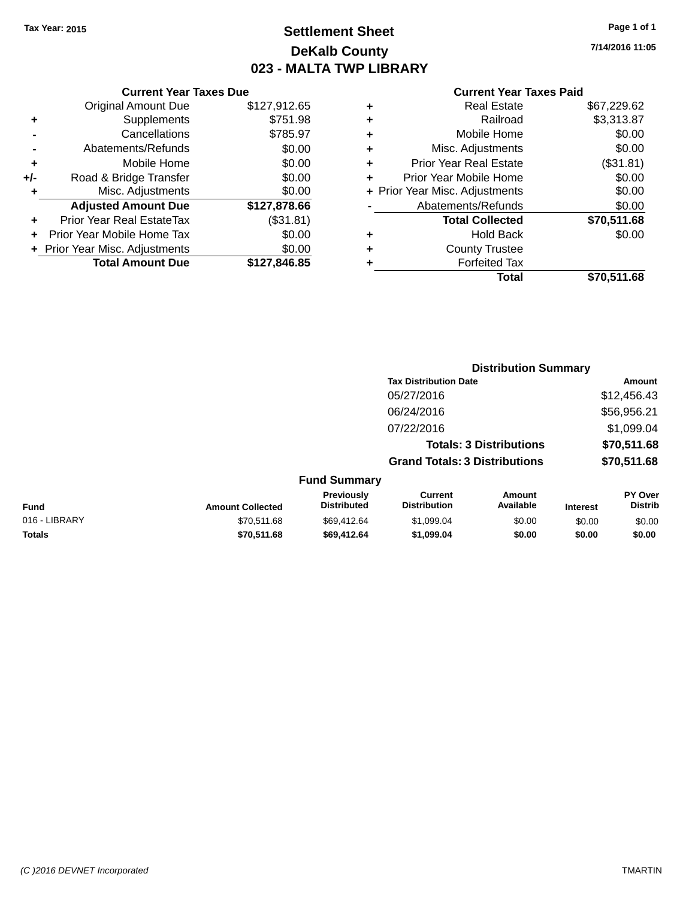Tax Year: 2015

# Settlement Sheet

## DeKalb County

## 023 - MALTA TWP LIBRARY

7/14/2016 11:05

### Current Year Taxes Due

| | | |
|---|---|---|
| | Original Amount Due | $127,912.65 |
| + | Supplements | $751.98 |
| - | Cancellations | $785.97 |
| - | Abatements/Refunds | $0.00 |
| + | Mobile Home | $0.00 |
| +/- | Road & Bridge Transfer | $0.00 |
| + | Misc. Adjustments | $0.00 |
| | **Adjusted Amount Due** | **$127,878.66** |
| + | Prior Year Real EstateTax | ($31.81) |
| + | Prior Year Mobile Home Tax | $0.00 |
| + | Prior Year Misc. Adjustments | $0.00 |
| | **Total Amount Due** | **$127,846.85** |

### Current Year Taxes Paid

| | | |
|---|---|---|
| + | Real Estate | $67,229.62 |
| + | Railroad | $3,313.87 |
| + | Mobile Home | $0.00 |
| + | Misc. Adjustments | $0.00 |
| + | Prior Year Real Estate | ($31.81) |
| + | Prior Year Mobile Home | $0.00 |
| + | Prior Year Misc. Adjustments | $0.00 |
| - | Abatements/Refunds | $0.00 |
| | **Total Collected** | **$70,511.68** |
| + | Hold Back | $0.00 |
| + | County Trustee | |
| + | Forfeited Tax | |
| | **Total** | **$70,511.68** |

### Distribution Summary

| Tax Distribution Date | Amount |
|---|---|
| 05/27/2016 | $12,456.43 |
| 06/24/2016 | $56,956.21 |
| 07/22/2016 | $1,099.04 |
| **Totals: 3 Distributions** | **$70,511.68** |
| **Grand Totals: 3 Distributions** | **$70,511.68** |

### Fund Summary

| Fund | Amount Collected | Previously Distributed | Current Distribution | Amount Available | Interest | PY Over Distrib |
|---|---|---|---|---|---|---|
| 016 - LIBRARY | $70,511.68 | $69,412.64 | $1,099.04 | $0.00 | $0.00 | $0.00 |
| **Totals** | **$70,511.68** | **$69,412.64** | **$1,099.04** | **$0.00** | **$0.00** | **$0.00** |

(C )2016 DEVNET Incorporated TMARTIN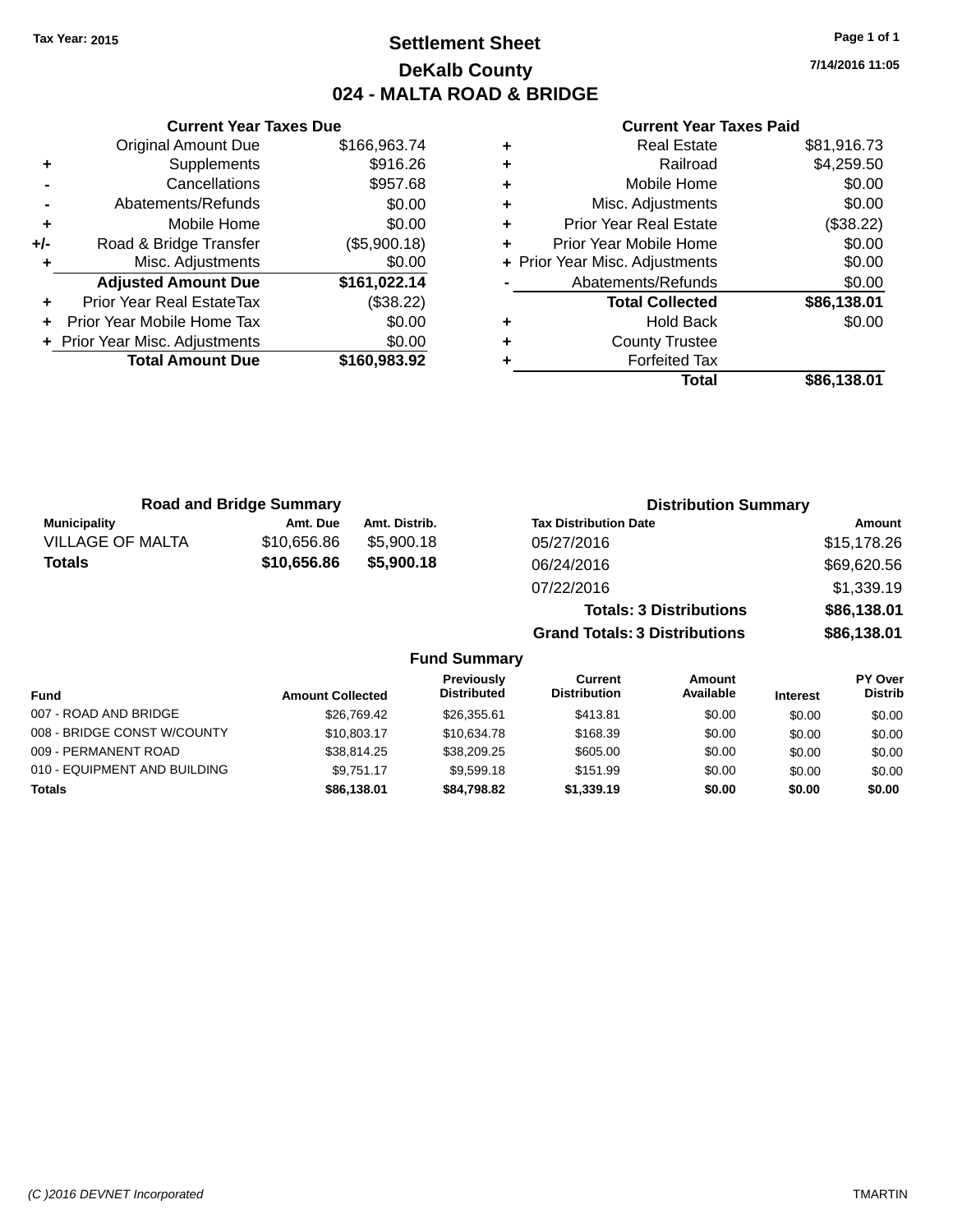Tax Year: 2015

# Settlement Sheet

## DeKalb County

## 024 - MALTA ROAD & BRIDGE

7/14/2016 11:05

### Current Year Taxes Due

| | | |
|---|---|---|
| | Original Amount Due | $166,963.74 |
| + | Supplements | $916.26 |
| - | Cancellations | $957.68 |
| - | Abatements/Refunds | $0.00 |
| + | Mobile Home | $0.00 |
| +/- | Road & Bridge Transfer | ($5,900.18) |
| + | Misc. Adjustments | $0.00 |
| | **Adjusted Amount Due** | **$161,022.14** |
| + | Prior Year Real EstateTax | ($38.22) |
| + | Prior Year Mobile Home Tax | $0.00 |
| + | Prior Year Misc. Adjustments | $0.00 |
| | **Total Amount Due** | **$160,983.92** |

### Current Year Taxes Paid

| | | |
|---|---|---|
| + | Real Estate | $81,916.73 |
| + | Railroad | $4,259.50 |
| + | Mobile Home | $0.00 |
| + | Misc. Adjustments | $0.00 |
| + | Prior Year Real Estate | ($38.22) |
| + | Prior Year Mobile Home | $0.00 |
| + | Prior Year Misc. Adjustments | $0.00 |
| - | Abatements/Refunds | $0.00 |
| | **Total Collected** | **$86,138.01** |
| + | Hold Back | $0.00 |
| + | County Trustee | |
| + | Forfeited Tax | |
| | **Total** | **$86,138.01** |

### Road and Bridge Summary

| Municipality | Amt. Due | Amt. Distrib. |
|---|---|---|
| VILLAGE OF MALTA | $10,656.86 | $5,900.18 |
| **Totals** | **$10,656.86** | **$5,900.18** |

### Distribution Summary

| Tax Distribution Date | Amount |
|---|---|
| 05/27/2016 | $15,178.26 |
| 06/24/2016 | $69,620.56 |
| 07/22/2016 | $1,339.19 |
| **Totals: 3 Distributions** | **$86,138.01** |
| **Grand Totals: 3 Distributions** | **$86,138.01** |

### Fund Summary

| Fund | Amount Collected | Previously Distributed | Current Distribution | Amount Available | Interest | PY Over Distrib |
|---|---|---|---|---|---|---|
| 007 - ROAD AND BRIDGE | $26,769.42 | $26,355.61 | $413.81 | $0.00 | $0.00 | $0.00 |
| 008 - BRIDGE CONST W/COUNTY | $10,803.17 | $10,634.78 | $168.39 | $0.00 | $0.00 | $0.00 |
| 009 - PERMANENT ROAD | $38,814.25 | $38,209.25 | $605.00 | $0.00 | $0.00 | $0.00 |
| 010 - EQUIPMENT AND BUILDING | $9,751.17 | $9,599.18 | $151.99 | $0.00 | $0.00 | $0.00 |
| **Totals** | **$86,138.01** | **$84,798.82** | **$1,339.19** | **$0.00** | **$0.00** | **$0.00** |

(C )2016 DEVNET Incorporated TMARTIN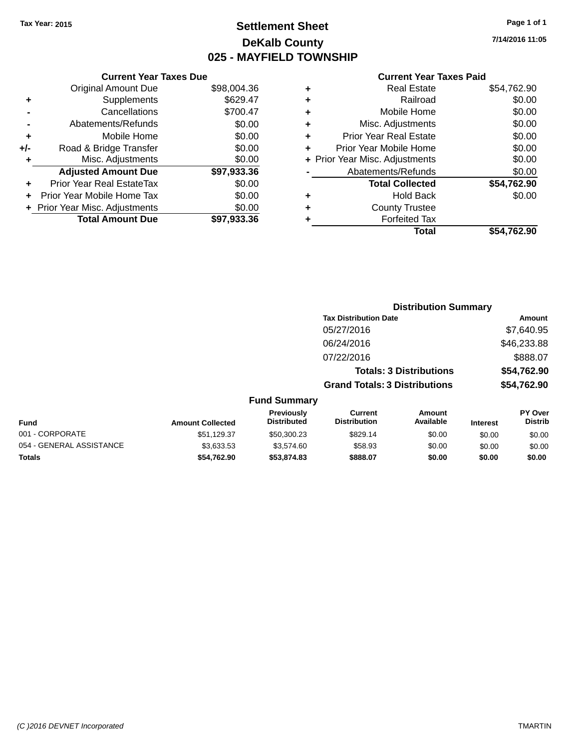Tax Year: 2015

# Settlement Sheet
## DeKalb County
## 025 - MAYFIELD TOWNSHIP

7/14/2016 11:05

### Current Year Taxes Due

| | | |
|---|---|---|
| | Original Amount Due | $98,004.36 |
| + | Supplements | $629.47 |
| - | Cancellations | $700.47 |
| - | Abatements/Refunds | $0.00 |
| + | Mobile Home | $0.00 |
| +/- | Road & Bridge Transfer | $0.00 |
| + | Misc. Adjustments | $0.00 |
| | **Adjusted Amount Due** | **$97,933.36** |
| + | Prior Year Real EstateTax | $0.00 |
| + | Prior Year Mobile Home Tax | $0.00 |
| + | Prior Year Misc. Adjustments | $0.00 |
| | **Total Amount Due** | **$97,933.36** |

### Current Year Taxes Paid

| | | |
|---|---|---|
| + | Real Estate | $54,762.90 |
| + | Railroad | $0.00 |
| + | Mobile Home | $0.00 |
| + | Misc. Adjustments | $0.00 |
| + | Prior Year Real Estate | $0.00 |
| + | Prior Year Mobile Home | $0.00 |
| + | Prior Year Misc. Adjustments | $0.00 |
| - | Abatements/Refunds | $0.00 |
| | **Total Collected** | **$54,762.90** |
| + | Hold Back | $0.00 |
| + | County Trustee | |
| + | Forfeited Tax | |
| | **Total** | **$54,762.90** |

### Distribution Summary

| Tax Distribution Date | Amount |
|---|---|
| 05/27/2016 | $7,640.95 |
| 06/24/2016 | $46,233.88 |
| 07/22/2016 | $888.07 |
| **Totals: 3 Distributions** | **$54,762.90** |
| **Grand Totals: 3 Distributions** | **$54,762.90** |

### Fund Summary

| Fund | Amount Collected | Previously Distributed | Current Distribution | Amount Available | Interest | PY Over Distrib |
|---|---|---|---|---|---|---|
| 001 - CORPORATE | $51,129.37 | $50,300.23 | $829.14 | $0.00 | $0.00 | $0.00 |
| 054 - GENERAL ASSISTANCE | $3,633.53 | $3,574.60 | $58.93 | $0.00 | $0.00 | $0.00 |
| **Totals** | **$54,762.90** | **$53,874.83** | **$888.07** | **$0.00** | **$0.00** | **$0.00** |

(C )2016 DEVNET Incorporated TMARTIN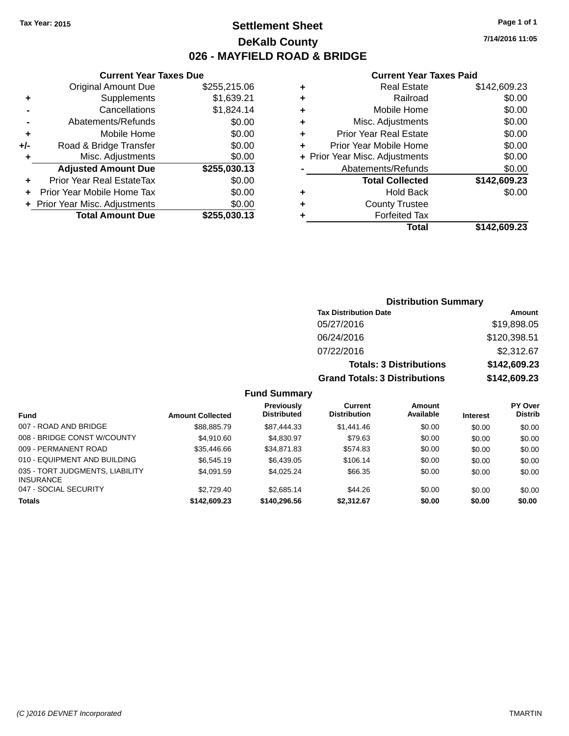Tax Year: 2015

# Settlement Sheet

## DeKalb County

## 026 - MAYFIELD ROAD & BRIDGE

7/14/2016 11:05

### Current Year Taxes Due

| | | |
|---|---|---|
| | Original Amount Due | $255,215.06 |
| + | Supplements | $1,639.21 |
| - | Cancellations | $1,824.14 |
| - | Abatements/Refunds | $0.00 |
| + | Mobile Home | $0.00 |
| +/- | Road & Bridge Transfer | $0.00 |
| + | Misc. Adjustments | $0.00 |
| | **Adjusted Amount Due** | **$255,030.13** |
| + | Prior Year Real EstateTax | $0.00 |
| + | Prior Year Mobile Home Tax | $0.00 |
| + | Prior Year Misc. Adjustments | $0.00 |
| | **Total Amount Due** | **$255,030.13** |

### Current Year Taxes Paid

| | | |
|---|---|---|
| + | Real Estate | $142,609.23 |
| + | Railroad | $0.00 |
| + | Mobile Home | $0.00 |
| + | Misc. Adjustments | $0.00 |
| + | Prior Year Real Estate | $0.00 |
| + | Prior Year Mobile Home | $0.00 |
| + | Prior Year Misc. Adjustments | $0.00 |
| - | Abatements/Refunds | $0.00 |
| | **Total Collected** | **$142,609.23** |
| + | Hold Back | $0.00 |
| + | County Trustee | |
| + | Forfeited Tax | |
| | **Total** | **$142,609.23** |

### Distribution Summary

| Tax Distribution Date | Amount |
|---|---|
| 05/27/2016 | $19,898.05 |
| 06/24/2016 | $120,398.51 |
| 07/22/2016 | $2,312.67 |
| **Totals: 3 Distributions** | **$142,609.23** |
| **Grand Totals: 3 Distributions** | **$142,609.23** |

### Fund Summary

| Fund | Amount Collected | Previously Distributed | Current Distribution | Amount Available | Interest | PY Over Distrib |
|---|---|---|---|---|---|---|
| 007 - ROAD AND BRIDGE | $88,885.79 | $87,444.33 | $1,441.46 | $0.00 | $0.00 | $0.00 |
| 008 - BRIDGE CONST W/COUNTY | $4,910.60 | $4,830.97 | $79.63 | $0.00 | $0.00 | $0.00 |
| 009 - PERMANENT ROAD | $35,446.66 | $34,871.83 | $574.83 | $0.00 | $0.00 | $0.00 |
| 010 - EQUIPMENT AND BUILDING | $6,545.19 | $6,439.05 | $106.14 | $0.00 | $0.00 | $0.00 |
| 035 - TORT JUDGMENTS, LIABILITY INSURANCE | $4,091.59 | $4,025.24 | $66.35 | $0.00 | $0.00 | $0.00 |
| 047 - SOCIAL SECURITY | $2,729.40 | $2,685.14 | $44.26 | $0.00 | $0.00 | $0.00 |
| **Totals** | **$142,609.23** | **$140,296.56** | **$2,312.67** | **$0.00** | **$0.00** | **$0.00** |

(C )2016 DEVNET Incorporated TMARTIN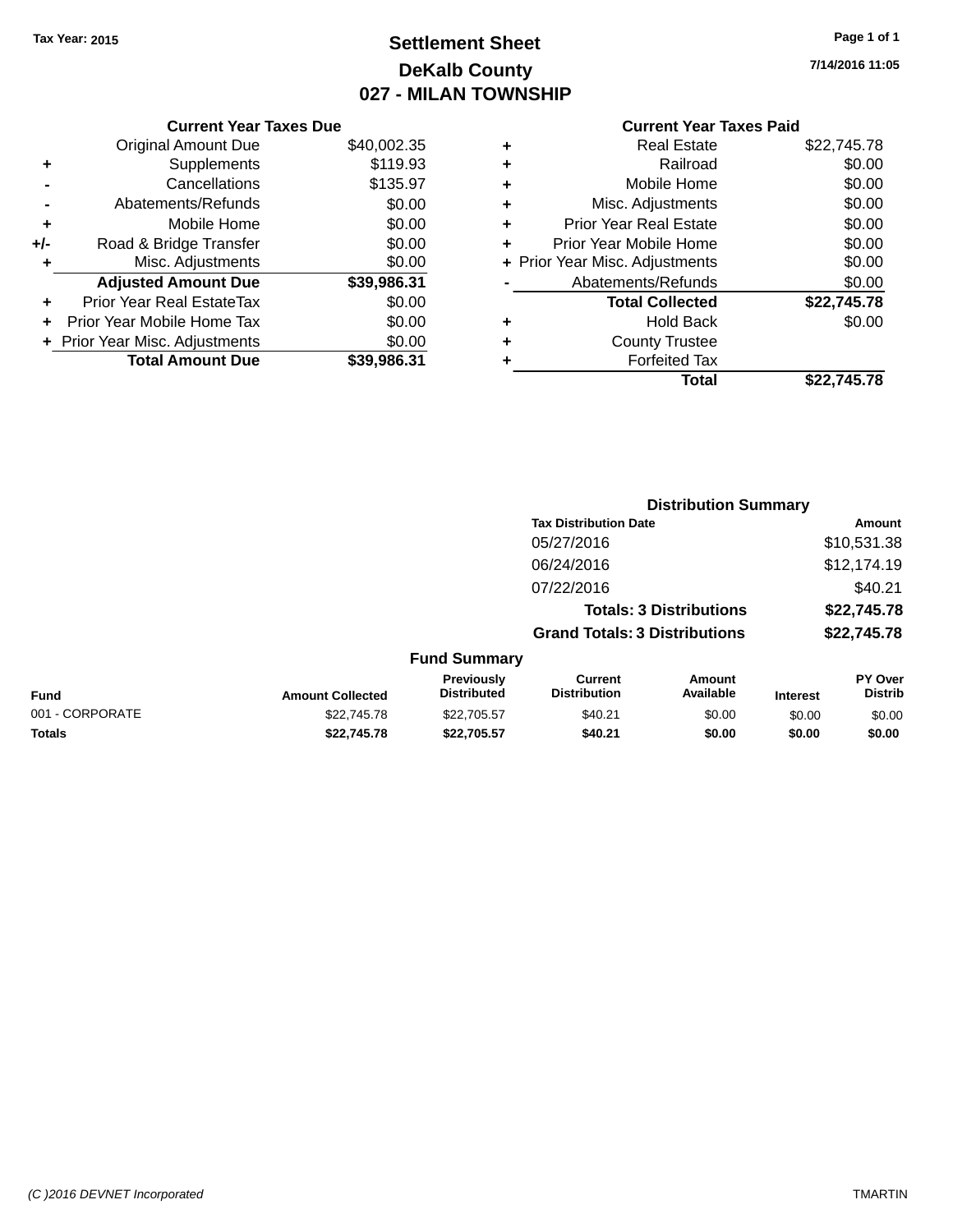**Tax Year: 2015**

# Settlement Sheet
## DeKalb County
## 027 - MILAN TOWNSHIP

7/14/2016 11:05

### Current Year Taxes Due

| | | |
|---|---|---|
| | Original Amount Due | $40,002.35 |
| + | Supplements | $119.93 |
| - | Cancellations | $135.97 |
| - | Abatements/Refunds | $0.00 |
| + | Mobile Home | $0.00 |
| +/- | Road & Bridge Transfer | $0.00 |
| + | Misc. Adjustments | $0.00 |
| | **Adjusted Amount Due** | **$39,986.31** |
| + | Prior Year Real EstateTax | $0.00 |
| + | Prior Year Mobile Home Tax | $0.00 |
| + | Prior Year Misc. Adjustments | $0.00 |
| | **Total Amount Due** | **$39,986.31** |

### Current Year Taxes Paid

| | | |
|---|---|---|
| + | Real Estate | $22,745.78 |
| + | Railroad | $0.00 |
| + | Mobile Home | $0.00 |
| + | Misc. Adjustments | $0.00 |
| + | Prior Year Real Estate | $0.00 |
| + | Prior Year Mobile Home | $0.00 |
| + | Prior Year Misc. Adjustments | $0.00 |
| - | Abatements/Refunds | $0.00 |
| | **Total Collected** | **$22,745.78** |
| + | Hold Back | $0.00 |
| + | County Trustee | |
| + | Forfeited Tax | |
| | **Total** | **$22,745.78** |

### Distribution Summary

| Tax Distribution Date | Amount |
|---|---|
| 05/27/2016 | $10,531.38 |
| 06/24/2016 | $12,174.19 |
| 07/22/2016 | $40.21 |
| **Totals: 3 Distributions** | **$22,745.78** |
| **Grand Totals: 3 Distributions** | **$22,745.78** |

### Fund Summary

| Fund | Amount Collected | Previously Distributed | Current Distribution | Amount Available | Interest | PY Over Distrib |
|---|---|---|---|---|---|---|
| 001 - CORPORATE | $22,745.78 | $22,705.57 | $40.21 | $0.00 | $0.00 | $0.00 |
| **Totals** | **$22,745.78** | **$22,705.57** | **$40.21** | **$0.00** | **$0.00** | **$0.00** |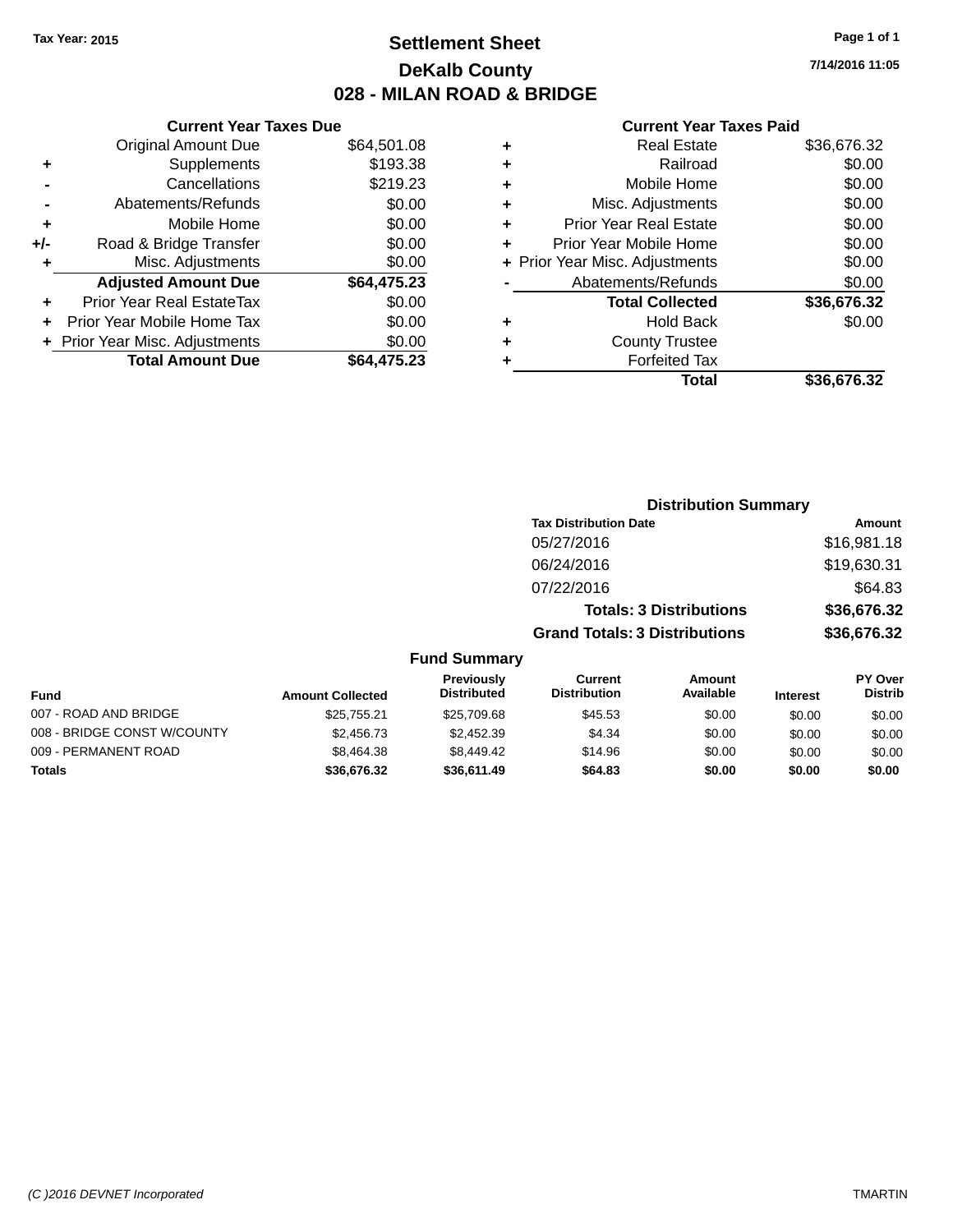Tax Year: 2015

# Settlement Sheet

## DeKalb County

## 028 - MILAN ROAD & BRIDGE

7/14/2016 11:05

### Current Year Taxes Due

| | | |
|---|---|---|
| | Original Amount Due | $64,501.08 |
| + | Supplements | $193.38 |
| - | Cancellations | $219.23 |
| - | Abatements/Refunds | $0.00 |
| + | Mobile Home | $0.00 |
| +/- | Road & Bridge Transfer | $0.00 |
| + | Misc. Adjustments | $0.00 |
| | **Adjusted Amount Due** | **$64,475.23** |
| + | Prior Year Real EstateTax | $0.00 |
| + | Prior Year Mobile Home Tax | $0.00 |
| + | Prior Year Misc. Adjustments | $0.00 |
| | **Total Amount Due** | **$64,475.23** |

### Current Year Taxes Paid

| | | |
|---|---|---|
| + | Real Estate | $36,676.32 |
| + | Railroad | $0.00 |
| + | Mobile Home | $0.00 |
| + | Misc. Adjustments | $0.00 |
| + | Prior Year Real Estate | $0.00 |
| + | Prior Year Mobile Home | $0.00 |
| + | Prior Year Misc. Adjustments | $0.00 |
| - | Abatements/Refunds | $0.00 |
| | **Total Collected** | **$36,676.32** |
| + | Hold Back | $0.00 |
| + | County Trustee | |
| + | Forfeited Tax | |
| | **Total** | **$36,676.32** |

### Distribution Summary

| Tax Distribution Date | Amount |
|---|---|
| 05/27/2016 | $16,981.18 |
| 06/24/2016 | $19,630.31 |
| 07/22/2016 | $64.83 |
| **Totals: 3 Distributions** | **$36,676.32** |
| **Grand Totals: 3 Distributions** | **$36,676.32** |

### Fund Summary

| Fund | Amount Collected | Previously Distributed | Current Distribution | Amount Available | Interest | PY Over Distrib |
|---|---|---|---|---|---|---|
| 007 - ROAD AND BRIDGE | $25,755.21 | $25,709.68 | $45.53 | $0.00 | $0.00 | $0.00 |
| 008 - BRIDGE CONST W/COUNTY | $2,456.73 | $2,452.39 | $4.34 | $0.00 | $0.00 | $0.00 |
| 009 - PERMANENT ROAD | $8,464.38 | $8,449.42 | $14.96 | $0.00 | $0.00 | $0.00 |
| **Totals** | **$36,676.32** | **$36,611.49** | **$64.83** | **$0.00** | **$0.00** | **$0.00** |

(C )2016 DEVNET Incorporated

TMARTIN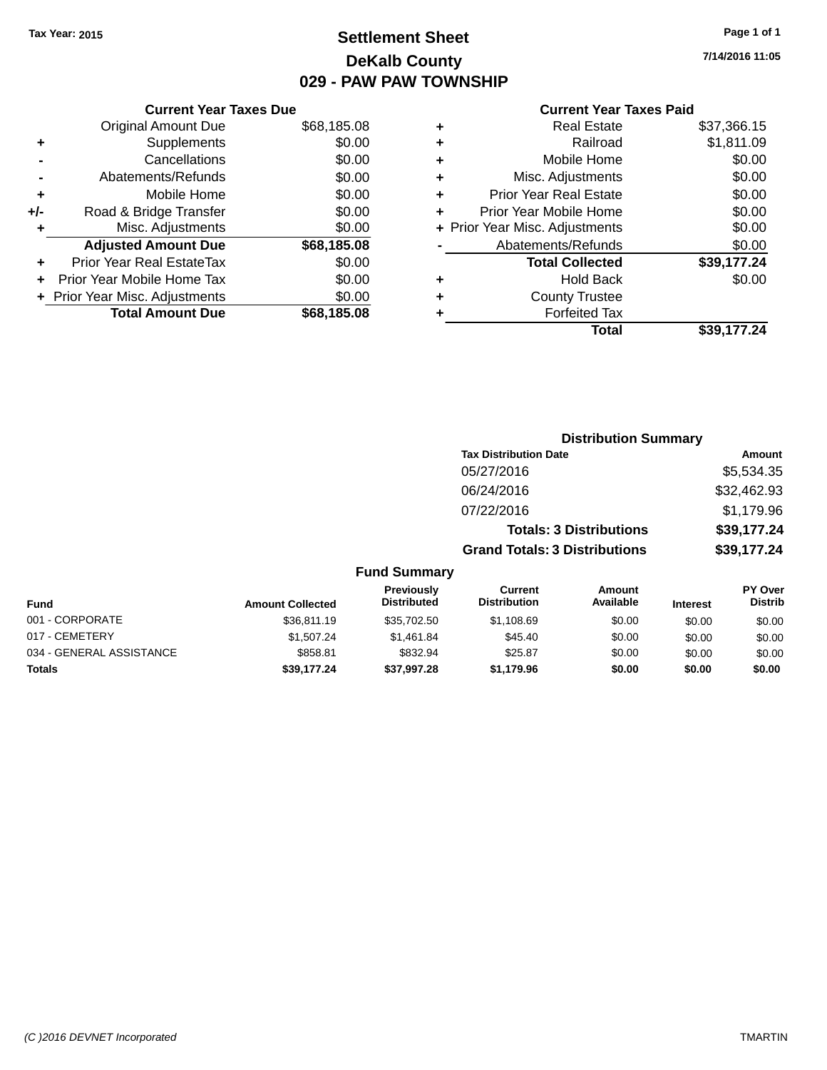Tax Year: 2015

# Settlement Sheet

## DeKalb County

## 029 - PAW PAW TOWNSHIP

7/14/2016 11:05

### Current Year Taxes Due

| | | |
|---|---|---|
| | Original Amount Due | $68,185.08 |
| + | Supplements | $0.00 |
| - | Cancellations | $0.00 |
| - | Abatements/Refunds | $0.00 |
| + | Mobile Home | $0.00 |
| +/- | Road & Bridge Transfer | $0.00 |
| + | Misc. Adjustments | $0.00 |
| | **Adjusted Amount Due** | **$68,185.08** |
| + | Prior Year Real EstateTax | $0.00 |
| + | Prior Year Mobile Home Tax | $0.00 |
| + | Prior Year Misc. Adjustments | $0.00 |
| | **Total Amount Due** | **$68,185.08** |

### Current Year Taxes Paid

| | | |
|---|---|---|
| + | Real Estate | $37,366.15 |
| + | Railroad | $1,811.09 |
| + | Mobile Home | $0.00 |
| + | Misc. Adjustments | $0.00 |
| + | Prior Year Real Estate | $0.00 |
| + | Prior Year Mobile Home | $0.00 |
| + | Prior Year Misc. Adjustments | $0.00 |
| - | Abatements/Refunds | $0.00 |
| | **Total Collected** | **$39,177.24** |
| + | Hold Back | $0.00 |
| + | County Trustee | |
| + | Forfeited Tax | |
| | **Total** | **$39,177.24** |

### Distribution Summary

| Tax Distribution Date | Amount |
|---|---|
| 05/27/2016 | $5,534.35 |
| 06/24/2016 | $32,462.93 |
| 07/22/2016 | $1,179.96 |
| **Totals: 3 Distributions** | **$39,177.24** |
| **Grand Totals: 3 Distributions** | **$39,177.24** |

### Fund Summary

| Fund | Amount Collected | Previously Distributed | Current Distribution | Amount Available | Interest | PY Over Distrib |
|---|---|---|---|---|---|---|
| 001 - CORPORATE | $36,811.19 | $35,702.50 | $1,108.69 | $0.00 | $0.00 | $0.00 |
| 017 - CEMETERY | $1,507.24 | $1,461.84 | $45.40 | $0.00 | $0.00 | $0.00 |
| 034 - GENERAL ASSISTANCE | $858.81 | $832.94 | $25.87 | $0.00 | $0.00 | $0.00 |
| **Totals** | **$39,177.24** | **$37,997.28** | **$1,179.96** | **$0.00** | **$0.00** | **$0.00** |

(C )2016 DEVNET Incorporated    TMARTIN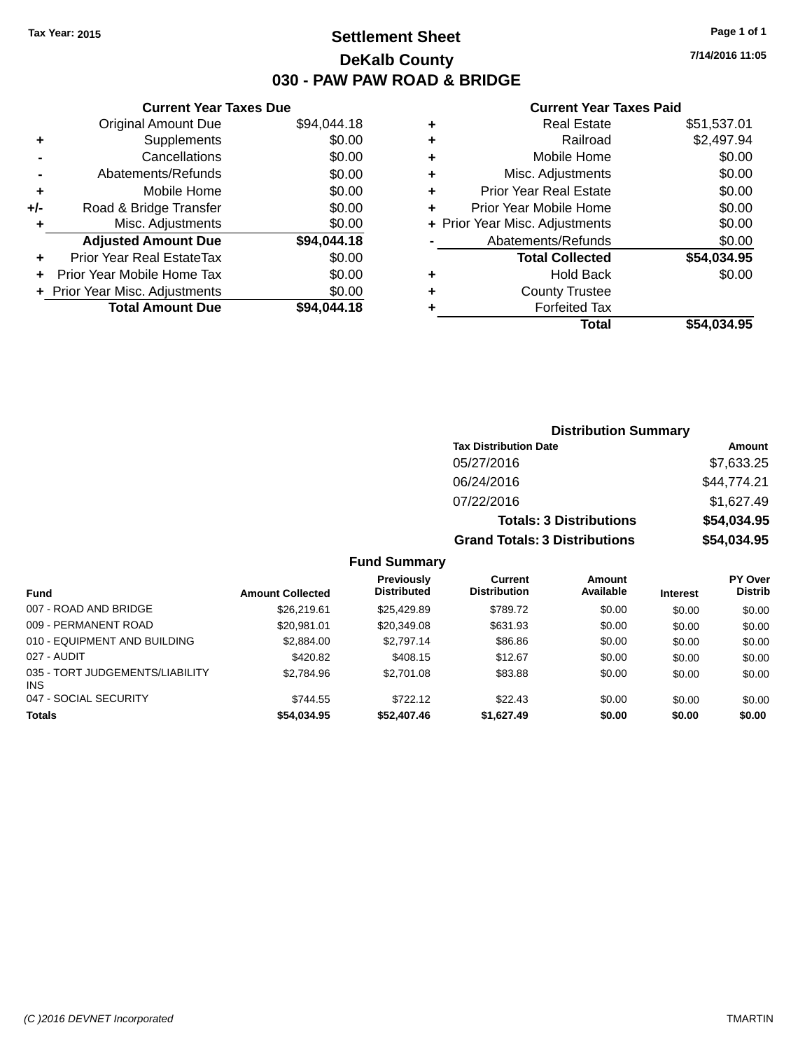Tax Year: 2015

# Settlement Sheet

## DeKalb County

## 030 - PAW PAW ROAD & BRIDGE

7/14/2016 11:05

### Current Year Taxes Due

| | | |
|---|---|---|
| | Original Amount Due | $94,044.18 |
| + | Supplements | $0.00 |
| - | Cancellations | $0.00 |
| - | Abatements/Refunds | $0.00 |
| + | Mobile Home | $0.00 |
| +/- | Road & Bridge Transfer | $0.00 |
| + | Misc. Adjustments | $0.00 |
| | **Adjusted Amount Due** | **$94,044.18** |
| + | Prior Year Real EstateTax | $0.00 |
| + | Prior Year Mobile Home Tax | $0.00 |
| + | Prior Year Misc. Adjustments | $0.00 |
| | **Total Amount Due** | **$94,044.18** |

### Current Year Taxes Paid

| | | |
|---|---|---|
| + | Real Estate | $51,537.01 |
| + | Railroad | $2,497.94 |
| + | Mobile Home | $0.00 |
| + | Misc. Adjustments | $0.00 |
| + | Prior Year Real Estate | $0.00 |
| + | Prior Year Mobile Home | $0.00 |
| + | Prior Year Misc. Adjustments | $0.00 |
| - | Abatements/Refunds | $0.00 |
| | **Total Collected** | **$54,034.95** |
| + | Hold Back | $0.00 |
| + | County Trustee | |
| + | Forfeited Tax | |
| | **Total** | **$54,034.95** |

### Distribution Summary

| Tax Distribution Date | Amount |
|---|---|
| 05/27/2016 | $7,633.25 |
| 06/24/2016 | $44,774.21 |
| 07/22/2016 | $1,627.49 |
| **Totals: 3 Distributions** | **$54,034.95** |
| **Grand Totals: 3 Distributions** | **$54,034.95** |

### Fund Summary

| Fund | Amount Collected | Previously Distributed | Current Distribution | Amount Available | Interest | PY Over Distrib |
|---|---|---|---|---|---|---|
| 007 - ROAD AND BRIDGE | $26,219.61 | $25,429.89 | $789.72 | $0.00 | $0.00 | $0.00 |
| 009 - PERMANENT ROAD | $20,981.01 | $20,349.08 | $631.93 | $0.00 | $0.00 | $0.00 |
| 010 - EQUIPMENT AND BUILDING | $2,884.00 | $2,797.14 | $86.86 | $0.00 | $0.00 | $0.00 |
| 027 - AUDIT | $420.82 | $408.15 | $12.67 | $0.00 | $0.00 | $0.00 |
| 035 - TORT JUDGEMENTS/LIABILITY INS | $2,784.96 | $2,701.08 | $83.88 | $0.00 | $0.00 | $0.00 |
| 047 - SOCIAL SECURITY | $744.55 | $722.12 | $22.43 | $0.00 | $0.00 | $0.00 |
| **Totals** | **$54,034.95** | **$52,407.46** | **$1,627.49** | **$0.00** | **$0.00** | **$0.00** |

(C )2016 DEVNET Incorporated TMARTIN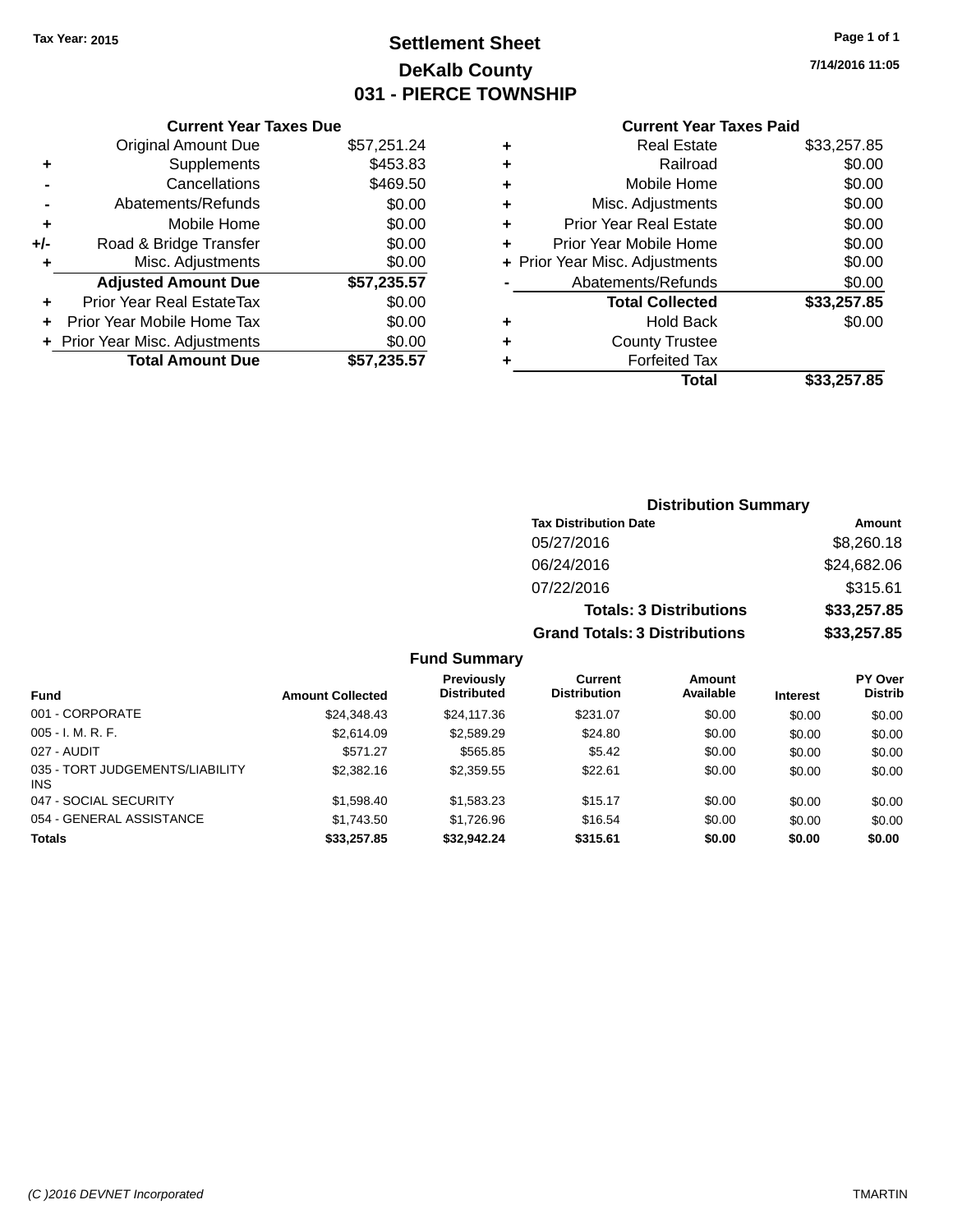Tax Year: 2015

# Settlement Sheet
## DeKalb County
## 031 - PIERCE TOWNSHIP

7/14/2016 11:05

### Current Year Taxes Due

| | | |
|---|---|---|
| | Original Amount Due | $57,251.24 |
| + | Supplements | $453.83 |
| - | Cancellations | $469.50 |
| - | Abatements/Refunds | $0.00 |
| + | Mobile Home | $0.00 |
| +/- | Road & Bridge Transfer | $0.00 |
| + | Misc. Adjustments | $0.00 |
| | **Adjusted Amount Due** | **$57,235.57** |
| + | Prior Year Real EstateTax | $0.00 |
| + | Prior Year Mobile Home Tax | $0.00 |
| + | Prior Year Misc. Adjustments | $0.00 |
| | **Total Amount Due** | **$57,235.57** |

### Current Year Taxes Paid

| | | |
|---|---|---|
| + | Real Estate | $33,257.85 |
| + | Railroad | $0.00 |
| + | Mobile Home | $0.00 |
| + | Misc. Adjustments | $0.00 |
| + | Prior Year Real Estate | $0.00 |
| + | Prior Year Mobile Home | $0.00 |
| + | Prior Year Misc. Adjustments | $0.00 |
| - | Abatements/Refunds | $0.00 |
| | **Total Collected** | **$33,257.85** |
| + | Hold Back | $0.00 |
| + | County Trustee | |
| + | Forfeited Tax | |
| | **Total** | **$33,257.85** |

### Distribution Summary

| Tax Distribution Date | Amount |
|---|---|
| 05/27/2016 | $8,260.18 |
| 06/24/2016 | $24,682.06 |
| 07/22/2016 | $315.61 |
| **Totals: 3 Distributions** | **$33,257.85** |
| **Grand Totals: 3 Distributions** | **$33,257.85** |

### Fund Summary

| Fund | Amount Collected | Previously Distributed | Current Distribution | Amount Available | Interest | PY Over Distrib |
|---|---|---|---|---|---|---|
| 001 - CORPORATE | $24,348.43 | $24,117.36 | $231.07 | $0.00 | $0.00 | $0.00 |
| 005 - I. M. R. F. | $2,614.09 | $2,589.29 | $24.80 | $0.00 | $0.00 | $0.00 |
| 027 - AUDIT | $571.27 | $565.85 | $5.42 | $0.00 | $0.00 | $0.00 |
| 035 - TORT JUDGEMENTS/LIABILITY INS | $2,382.16 | $2,359.55 | $22.61 | $0.00 | $0.00 | $0.00 |
| 047 - SOCIAL SECURITY | $1,598.40 | $1,583.23 | $15.17 | $0.00 | $0.00 | $0.00 |
| 054 - GENERAL ASSISTANCE | $1,743.50 | $1,726.96 | $16.54 | $0.00 | $0.00 | $0.00 |
| **Totals** | **$33,257.85** | **$32,942.24** | **$315.61** | **$0.00** | **$0.00** | **$0.00** |

(C )2016 DEVNET Incorporated TMARTIN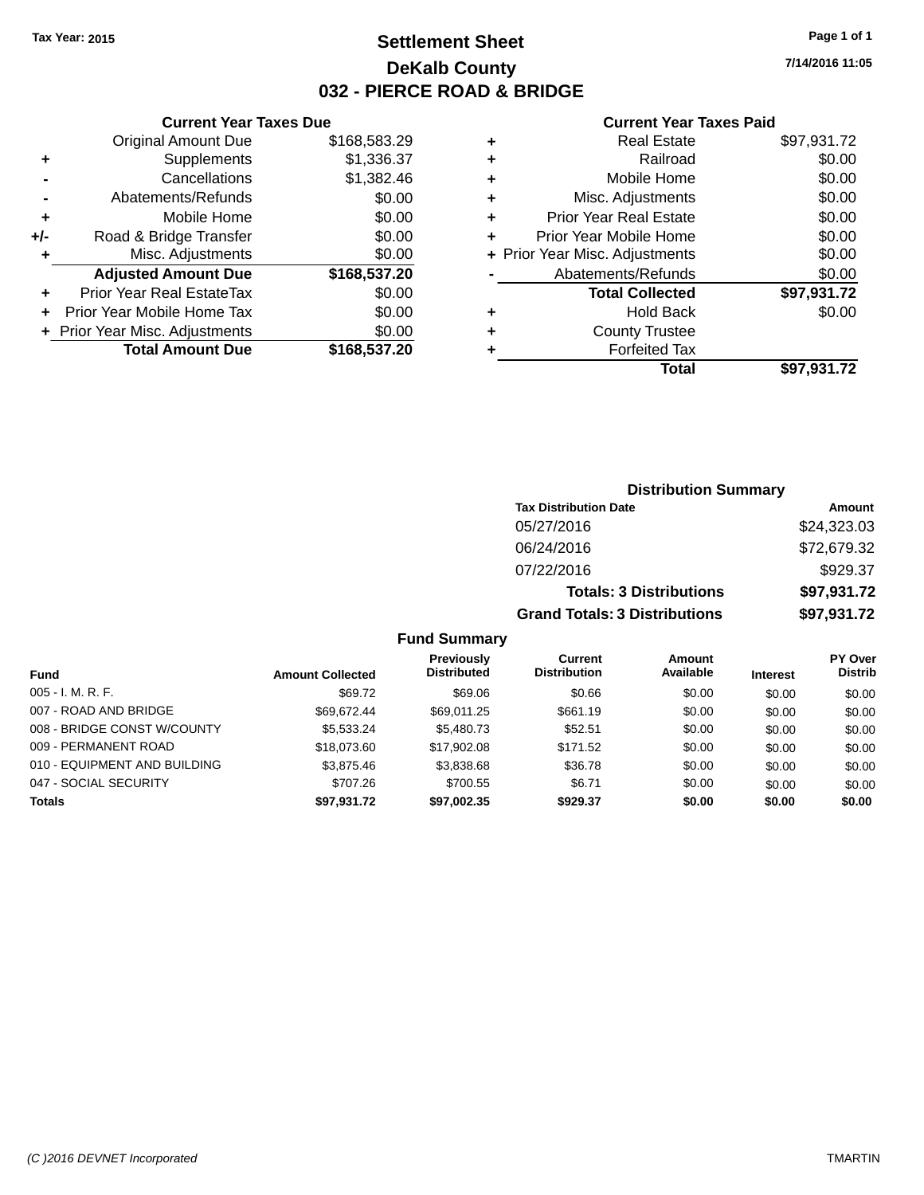Tax Year: 2015

# Settlement Sheet

## DeKalb County

## 032 - PIERCE ROAD & BRIDGE

7/14/2016 11:05

### Current Year Taxes Due

| | | |
|---|---|---|
| | Original Amount Due | $168,583.29 |
| + | Supplements | $1,336.37 |
| - | Cancellations | $1,382.46 |
| - | Abatements/Refunds | $0.00 |
| + | Mobile Home | $0.00 |
| +/- | Road & Bridge Transfer | $0.00 |
| + | Misc. Adjustments | $0.00 |
| | **Adjusted Amount Due** | **$168,537.20** |
| + | Prior Year Real EstateTax | $0.00 |
| + | Prior Year Mobile Home Tax | $0.00 |
| + | Prior Year Misc. Adjustments | $0.00 |
| | **Total Amount Due** | **$168,537.20** |

### Current Year Taxes Paid

| | | |
|---|---|---|
| + | Real Estate | $97,931.72 |
| + | Railroad | $0.00 |
| + | Mobile Home | $0.00 |
| + | Misc. Adjustments | $0.00 |
| + | Prior Year Real Estate | $0.00 |
| + | Prior Year Mobile Home | $0.00 |
| + | Prior Year Misc. Adjustments | $0.00 |
| - | Abatements/Refunds | $0.00 |
| | **Total Collected** | **$97,931.72** |
| + | Hold Back | $0.00 |
| + | County Trustee | |
| + | Forfeited Tax | |
| | **Total** | **$97,931.72** |

### Distribution Summary

| Tax Distribution Date | Amount |
|---|---|
| 05/27/2016 | $24,323.03 |
| 06/24/2016 | $72,679.32 |
| 07/22/2016 | $929.37 |
| **Totals: 3 Distributions** | **$97,931.72** |
| **Grand Totals: 3 Distributions** | **$97,931.72** |

### Fund Summary

| Fund | Amount Collected | Previously Distributed | Current Distribution | Amount Available | Interest | PY Over Distrib |
|---|---|---|---|---|---|---|
| 005 - I. M. R. F. | $69.72 | $69.06 | $0.66 | $0.00 | $0.00 | $0.00 |
| 007 - ROAD AND BRIDGE | $69,672.44 | $69,011.25 | $661.19 | $0.00 | $0.00 | $0.00 |
| 008 - BRIDGE CONST W/COUNTY | $5,533.24 | $5,480.73 | $52.51 | $0.00 | $0.00 | $0.00 |
| 009 - PERMANENT ROAD | $18,073.60 | $17,902.08 | $171.52 | $0.00 | $0.00 | $0.00 |
| 010 - EQUIPMENT AND BUILDING | $3,875.46 | $3,838.68 | $36.78 | $0.00 | $0.00 | $0.00 |
| 047 - SOCIAL SECURITY | $707.26 | $700.55 | $6.71 | $0.00 | $0.00 | $0.00 |
| **Totals** | **$97,931.72** | **$97,002.35** | **$929.37** | **$0.00** | **$0.00** | **$0.00** |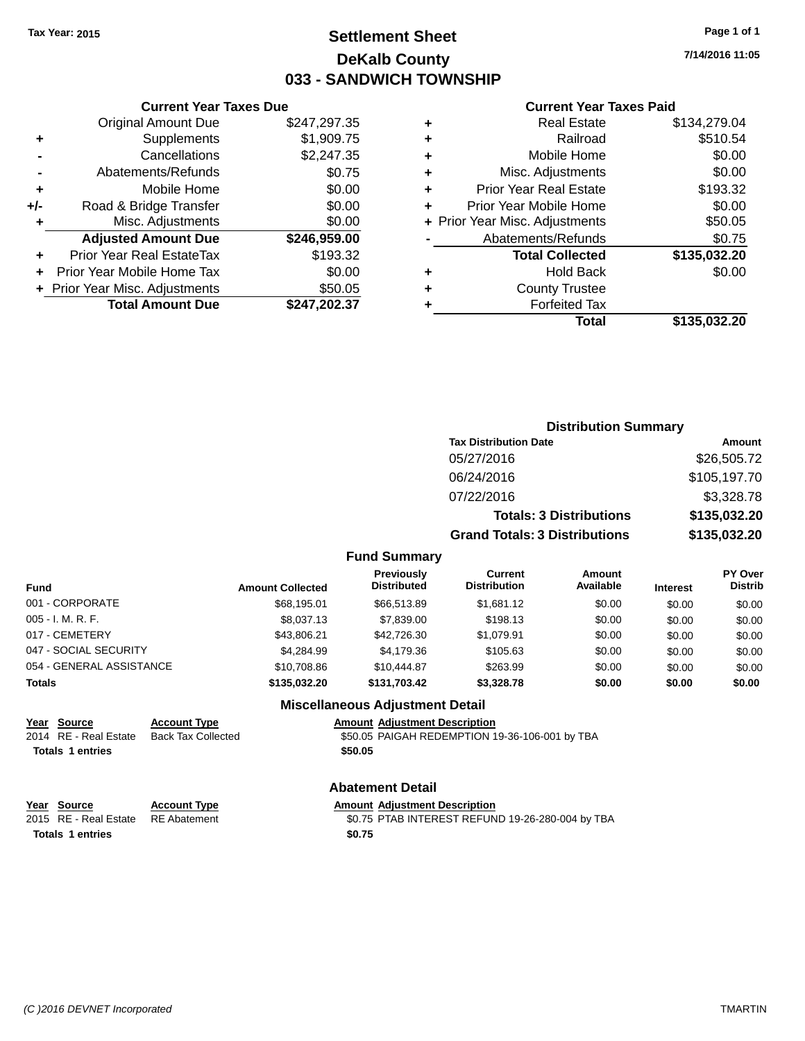Tax Year: 2015

# Settlement Sheet

## DeKalb County

## 033 - SANDWICH TOWNSHIP

7/14/2016 11:05

### Current Year Taxes Due

| | | |
|---|---|---|
| | Original Amount Due | $247,297.35 |
| + | Supplements | $1,909.75 |
| - | Cancellations | $2,247.35 |
| - | Abatements/Refunds | $0.75 |
| + | Mobile Home | $0.00 |
| +/- | Road & Bridge Transfer | $0.00 |
| + | Misc. Adjustments | $0.00 |
| | **Adjusted Amount Due** | **$246,959.00** |
| + | Prior Year Real EstateTax | $193.32 |
| + | Prior Year Mobile Home Tax | $0.00 |
| + | Prior Year Misc. Adjustments | $50.05 |
| | **Total Amount Due** | **$247,202.37** |

### Current Year Taxes Paid

| | | |
|---|---|---|
| + | Real Estate | $134,279.04 |
| + | Railroad | $510.54 |
| + | Mobile Home | $0.00 |
| + | Misc. Adjustments | $0.00 |
| + | Prior Year Real Estate | $193.32 |
| + | Prior Year Mobile Home | $0.00 |
| + | Prior Year Misc. Adjustments | $50.05 |
| - | Abatements/Refunds | $0.75 |
| | **Total Collected** | **$135,032.20** |
| + | Hold Back | $0.00 |
| + | County Trustee | |
| + | Forfeited Tax | |
| | **Total** | **$135,032.20** |

### Distribution Summary

| Tax Distribution Date | Amount |
|---|---|
| 05/27/2016 | $26,505.72 |
| 06/24/2016 | $105,197.70 |
| 07/22/2016 | $3,328.78 |
| **Totals: 3 Distributions** | **$135,032.20** |
| **Grand Totals: 3 Distributions** | **$135,032.20** |

### Fund Summary

| Fund | Amount Collected | Previously Distributed | Current Distribution | Amount Available | Interest | PY Over Distrib |
|---|---|---|---|---|---|---|
| 001 - CORPORATE | $68,195.01 | $66,513.89 | $1,681.12 | $0.00 | $0.00 | $0.00 |
| 005 - I. M. R. F. | $8,037.13 | $7,839.00 | $198.13 | $0.00 | $0.00 | $0.00 |
| 017 - CEMETERY | $43,806.21 | $42,726.30 | $1,079.91 | $0.00 | $0.00 | $0.00 |
| 047 - SOCIAL SECURITY | $4,284.99 | $4,179.36 | $105.63 | $0.00 | $0.00 | $0.00 |
| 054 - GENERAL ASSISTANCE | $10,708.86 | $10,444.87 | $263.99 | $0.00 | $0.00 | $0.00 |
| **Totals** | **$135,032.20** | **$131,703.42** | **$3,328.78** | **$0.00** | **$0.00** | **$0.00** |

### Miscellaneous Adjustment Detail

| Year | Source | Account Type | Amount | Adjustment Description |
|---|---|---|---|---|
| 2014 | RE - Real Estate | Back Tax Collected | $50.05 | PAIGAH REDEMPTION 19-36-106-001 by TBA |
| **Totals** | **1 entries** | | **$50.05** | |

### Abatement Detail

| Year | Source | Account Type | Amount | Adjustment Description |
|---|---|---|---|---|
| 2015 | RE - Real Estate | RE Abatement | $0.75 | PTAB INTEREST REFUND 19-26-280-004 by TBA |
| **Totals** | **1 entries** | | **$0.75** | |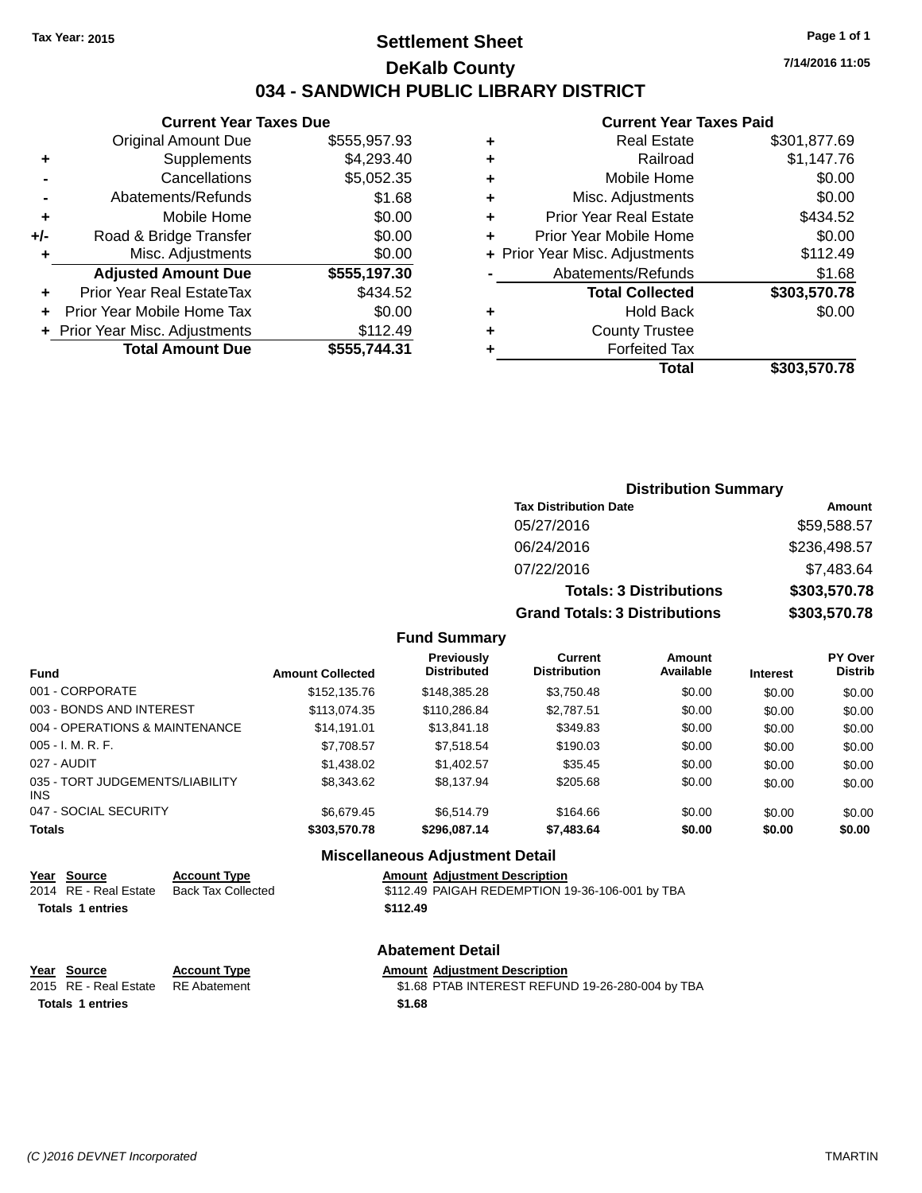Tax Year: 2015

# Settlement Sheet
## DeKalb County
## 034 - SANDWICH PUBLIC LIBRARY DISTRICT

7/14/2016 11:05

### Current Year Taxes Due

| | | |
|---|---|---|
| | Original Amount Due | $555,957.93 |
| + | Supplements | $4,293.40 |
| - | Cancellations | $5,052.35 |
| - | Abatements/Refunds | $1.68 |
| + | Mobile Home | $0.00 |
| +/- | Road & Bridge Transfer | $0.00 |
| + | Misc. Adjustments | $0.00 |
| | **Adjusted Amount Due** | **$555,197.30** |
| + | Prior Year Real EstateTax | $434.52 |
| + | Prior Year Mobile Home Tax | $0.00 |
| + | Prior Year Misc. Adjustments | $112.49 |
| | **Total Amount Due** | **$555,744.31** |

### Current Year Taxes Paid

| | | |
|---|---|---|
| + | Real Estate | $301,877.69 |
| + | Railroad | $1,147.76 |
| + | Mobile Home | $0.00 |
| + | Misc. Adjustments | $0.00 |
| + | Prior Year Real Estate | $434.52 |
| + | Prior Year Mobile Home | $0.00 |
| + | Prior Year Misc. Adjustments | $112.49 |
| - | Abatements/Refunds | $1.68 |
| | **Total Collected** | **$303,570.78** |
| + | Hold Back | $0.00 |
| + | County Trustee | |
| + | Forfeited Tax | |
| | **Total** | **$303,570.78** |

### Distribution Summary

| Tax Distribution Date | Amount |
|---|---|
| 05/27/2016 | $59,588.57 |
| 06/24/2016 | $236,498.57 |
| 07/22/2016 | $7,483.64 |
| **Totals: 3 Distributions** | **$303,570.78** |
| **Grand Totals: 3 Distributions** | **$303,570.78** |

### Fund Summary

| Fund | Amount Collected | Previously Distributed | Current Distribution | Amount Available | Interest | PY Over Distrib |
|---|---|---|---|---|---|---|
| 001 - CORPORATE | $152,135.76 | $148,385.28 | $3,750.48 | $0.00 | $0.00 | $0.00 |
| 003 - BONDS AND INTEREST | $113,074.35 | $110,286.84 | $2,787.51 | $0.00 | $0.00 | $0.00 |
| 004 - OPERATIONS & MAINTENANCE | $14,191.01 | $13,841.18 | $349.83 | $0.00 | $0.00 | $0.00 |
| 005 - I. M. R. F. | $7,708.57 | $7,518.54 | $190.03 | $0.00 | $0.00 | $0.00 |
| 027 - AUDIT | $1,438.02 | $1,402.57 | $35.45 | $0.00 | $0.00 | $0.00 |
| 035 - TORT JUDGEMENTS/LIABILITY INS | $8,343.62 | $8,137.94 | $205.68 | $0.00 | $0.00 | $0.00 |
| 047 - SOCIAL SECURITY | $6,679.45 | $6,514.79 | $164.66 | $0.00 | $0.00 | $0.00 |
| **Totals** | **$303,570.78** | **$296,087.14** | **$7,483.64** | **$0.00** | **$0.00** | **$0.00** |

### Miscellaneous Adjustment Detail

| Year | Source | Account Type | Amount | Adjustment Description |
|---|---|---|---|---|
| 2014 | RE - Real Estate | Back Tax Collected | $112.49 | PAIGAH REDEMPTION 19-36-106-001 by TBA |
| **Totals 1 entries** | | | **$112.49** | |

### Abatement Detail

| Year | Source | Account Type | Amount | Adjustment Description |
|---|---|---|---|---|
| 2015 | RE - Real Estate | RE Abatement | $1.68 | PTAB INTEREST REFUND 19-26-280-004 by TBA |
| **Totals 1 entries** | | | **$1.68** | |

(C )2016 DEVNET Incorporated TMARTIN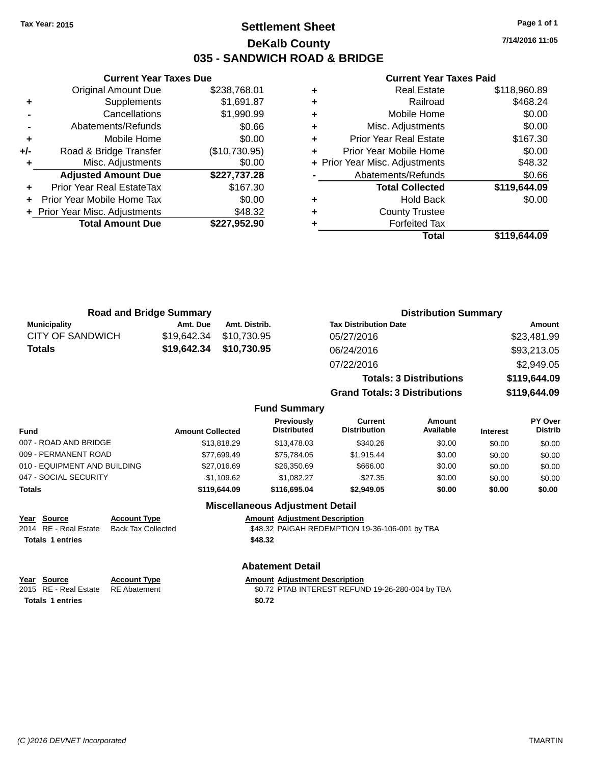Tax Year: 2015

# Settlement Sheet

## DeKalb County

## 035 - SANDWICH ROAD & BRIDGE

7/14/2016 11:05

### Current Year Taxes Due

| | | |
|---|---|---|
| | Original Amount Due | $238,768.01 |
| + | Supplements | $1,691.87 |
| - | Cancellations | $1,990.99 |
| - | Abatements/Refunds | $0.66 |
| + | Mobile Home | $0.00 |
| +/- | Road & Bridge Transfer | ($10,730.95) |
| + | Misc. Adjustments | $0.00 |
| | **Adjusted Amount Due** | **$227,737.28** |
| + | Prior Year Real EstateTax | $167.30 |
| + | Prior Year Mobile Home Tax | $0.00 |
| + | Prior Year Misc. Adjustments | $48.32 |
| | **Total Amount Due** | **$227,952.90** |

### Current Year Taxes Paid

| | | |
|---|---|---|
| + | Real Estate | $118,960.89 |
| + | Railroad | $468.24 |
| + | Mobile Home | $0.00 |
| + | Misc. Adjustments | $0.00 |
| + | Prior Year Real Estate | $167.30 |
| + | Prior Year Mobile Home | $0.00 |
| + | Prior Year Misc. Adjustments | $48.32 |
| - | Abatements/Refunds | $0.66 |
| | **Total Collected** | **$119,644.09** |
| + | Hold Back | $0.00 |
| + | County Trustee | |
| + | Forfeited Tax | |
| | **Total** | **$119,644.09** |

### Road and Bridge Summary

| Municipality | Amt. Due | Amt. Distrib. |
|---|---|---|
| CITY OF SANDWICH | $19,642.34 | $10,730.95 |
| **Totals** | **$19,642.34** | **$10,730.95** |

### Distribution Summary

| Tax Distribution Date | Amount |
|---|---|
| 05/27/2016 | $23,481.99 |
| 06/24/2016 | $93,213.05 |
| 07/22/2016 | $2,949.05 |
| **Totals: 3 Distributions** | **$119,644.09** |
| **Grand Totals: 3 Distributions** | **$119,644.09** |

### Fund Summary

| Fund | Amount Collected | Previously Distributed | Current Distribution | Amount Available | Interest | PY Over Distrib |
|---|---|---|---|---|---|---|
| 007 - ROAD AND BRIDGE | $13,818.29 | $13,478.03 | $340.26 | $0.00 | $0.00 | $0.00 |
| 009 - PERMANENT ROAD | $77,699.49 | $75,784.05 | $1,915.44 | $0.00 | $0.00 | $0.00 |
| 010 - EQUIPMENT AND BUILDING | $27,016.69 | $26,350.69 | $666.00 | $0.00 | $0.00 | $0.00 |
| 047 - SOCIAL SECURITY | $1,109.62 | $1,082.27 | $27.35 | $0.00 | $0.00 | $0.00 |
| **Totals** | **$119,644.09** | **$116,695.04** | **$2,949.05** | **$0.00** | **$0.00** | **$0.00** |

### Miscellaneous Adjustment Detail

| Year | Source | Account Type | Amount | Adjustment Description |
|---|---|---|---|---|
| 2014 | RE - Real Estate | Back Tax Collected | $48.32 | PAIGAH REDEMPTION 19-36-106-001 by TBA |
| **Totals** | **1 entries** | | **$48.32** | |

### Abatement Detail

| Year | Source | Account Type | Amount | Adjustment Description |
|---|---|---|---|---|
| 2015 | RE - Real Estate | RE Abatement | $0.72 | PTAB INTEREST REFUND 19-26-280-004 by TBA |
| **Totals** | **1 entries** | | **$0.72** | |

(C )2016 DEVNET Incorporated TMARTIN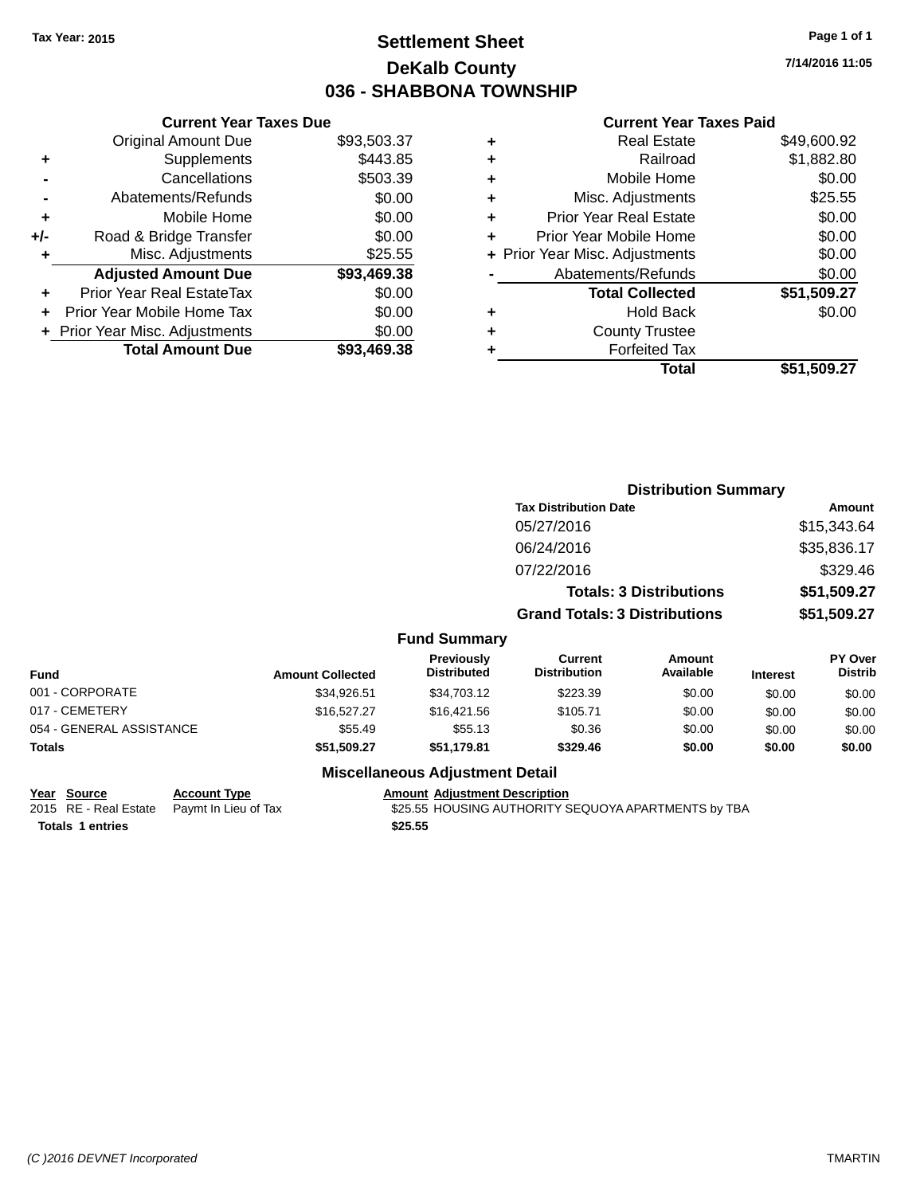Tax Year: 2015

# Settlement Sheet
## DeKalb County
## 036 - SHABBONA TOWNSHIP

7/14/2016 11:05

### Current Year Taxes Due

| | | |
|---|---|---|
| | Original Amount Due | $93,503.37 |
| + | Supplements | $443.85 |
| - | Cancellations | $503.39 |
| - | Abatements/Refunds | $0.00 |
| + | Mobile Home | $0.00 |
| +/- | Road & Bridge Transfer | $0.00 |
| + | Misc. Adjustments | $25.55 |
| | **Adjusted Amount Due** | **$93,469.38** |
| + | Prior Year Real EstateTax | $0.00 |
| + | Prior Year Mobile Home Tax | $0.00 |
| + | Prior Year Misc. Adjustments | $0.00 |
| | **Total Amount Due** | **$93,469.38** |

### Current Year Taxes Paid

| | | |
|---|---|---|
| + | Real Estate | $49,600.92 |
| + | Railroad | $1,882.80 |
| + | Mobile Home | $0.00 |
| + | Misc. Adjustments | $25.55 |
| + | Prior Year Real Estate | $0.00 |
| + | Prior Year Mobile Home | $0.00 |
| + | Prior Year Misc. Adjustments | $0.00 |
| - | Abatements/Refunds | $0.00 |
| | **Total Collected** | **$51,509.27** |
| + | Hold Back | $0.00 |
| + | County Trustee | |
| + | Forfeited Tax | |
| | **Total** | **$51,509.27** |

### Distribution Summary

| Tax Distribution Date | Amount |
|---|---|
| 05/27/2016 | $15,343.64 |
| 06/24/2016 | $35,836.17 |
| 07/22/2016 | $329.46 |
| **Totals: 3 Distributions** | **$51,509.27** |
| **Grand Totals: 3 Distributions** | **$51,509.27** |

### Fund Summary

| Fund | Amount Collected | Previously Distributed | Current Distribution | Amount Available | Interest | PY Over Distrib |
|---|---|---|---|---|---|---|
| 001 - CORPORATE | $34,926.51 | $34,703.12 | $223.39 | $0.00 | $0.00 | $0.00 |
| 017 - CEMETERY | $16,527.27 | $16,421.56 | $105.71 | $0.00 | $0.00 | $0.00 |
| 054 - GENERAL ASSISTANCE | $55.49 | $55.13 | $0.36 | $0.00 | $0.00 | $0.00 |
| **Totals** | **$51,509.27** | **$51,179.81** | **$329.46** | **$0.00** | **$0.00** | **$0.00** |

### Miscellaneous Adjustment Detail

| Year | Source | Account Type | Amount | Adjustment Description |
|---|---|---|---|---|
| 2015 | RE - Real Estate | Paymt In Lieu of Tax | $25.55 | HOUSING AUTHORITY SEQUOYA APARTMENTS by TBA |
| **Totals** | **1 entries** | | **$25.55** | |

(C )2016 DEVNET Incorporated

TMARTIN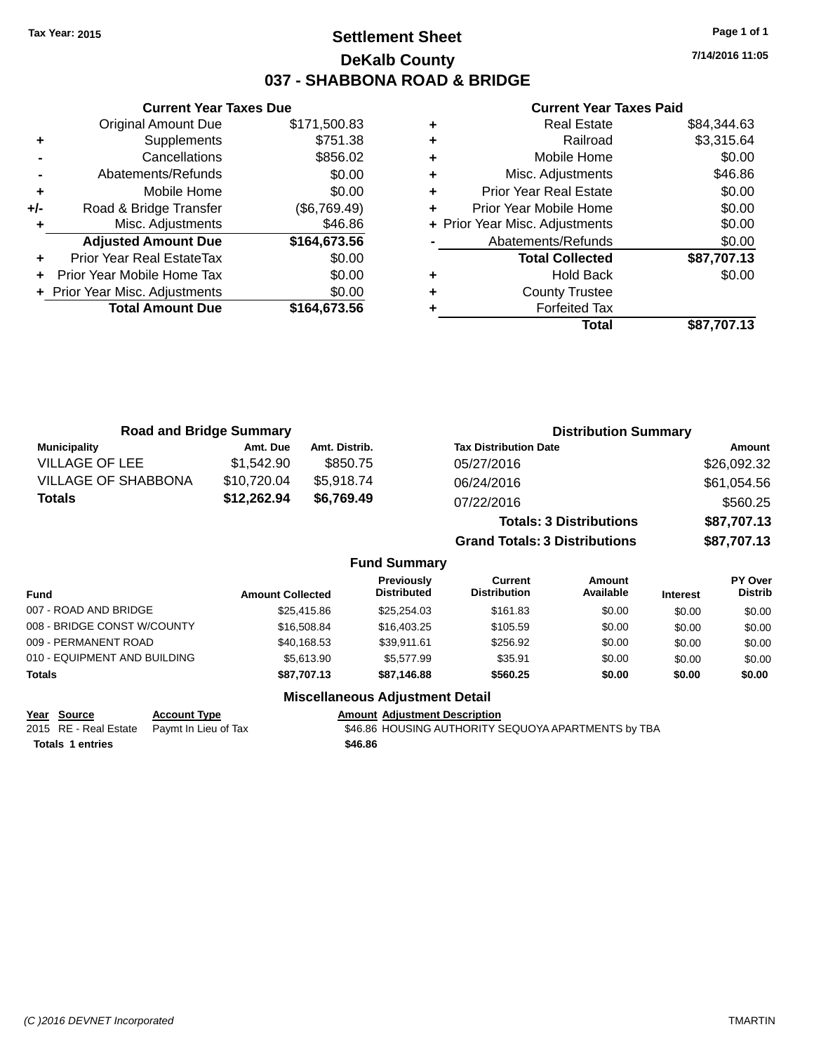Tax Year: 2015

# Settlement Sheet

## DeKalb County

## 037 - SHABBONA ROAD & BRIDGE

7/14/2016 11:05

### Current Year Taxes Due

| | | |
|---|---|---|
| | Original Amount Due | $171,500.83 |
| + | Supplements | $751.38 |
| - | Cancellations | $856.02 |
| - | Abatements/Refunds | $0.00 |
| + | Mobile Home | $0.00 |
| +/- | Road & Bridge Transfer | ($6,769.49) |
| + | Misc. Adjustments | $46.86 |
| | **Adjusted Amount Due** | **$164,673.56** |
| + | Prior Year Real EstateTax | $0.00 |
| + | Prior Year Mobile Home Tax | $0.00 |
| + | Prior Year Misc. Adjustments | $0.00 |
| | **Total Amount Due** | **$164,673.56** |

### Current Year Taxes Paid

| | | |
|---|---|---|
| + | Real Estate | $84,344.63 |
| + | Railroad | $3,315.64 |
| + | Mobile Home | $0.00 |
| + | Misc. Adjustments | $46.86 |
| + | Prior Year Real Estate | $0.00 |
| + | Prior Year Mobile Home | $0.00 |
| + | Prior Year Misc. Adjustments | $0.00 |
| - | Abatements/Refunds | $0.00 |
| | **Total Collected** | **$87,707.13** |
| + | Hold Back | $0.00 |
| + | County Trustee | |
| + | Forfeited Tax | |
| | **Total** | **$87,707.13** |

### Road and Bridge Summary

| Municipality | Amt. Due | Amt. Distrib. |
|---|---|---|
| VILLAGE OF LEE | $1,542.90 | $850.75 |
| VILLAGE OF SHABBONA | $10,720.04 | $5,918.74 |
| **Totals** | **$12,262.94** | **$6,769.49** |

### Distribution Summary

| Tax Distribution Date | Amount |
|---|---|
| 05/27/2016 | $26,092.32 |
| 06/24/2016 | $61,054.56 |
| 07/22/2016 | $560.25 |
| **Totals: 3 Distributions** | **$87,707.13** |
| **Grand Totals: 3 Distributions** | **$87,707.13** |

### Fund Summary

| Fund | Amount Collected | Previously Distributed | Current Distribution | Amount Available | Interest | PY Over Distrib |
|---|---|---|---|---|---|---|
| 007 - ROAD AND BRIDGE | $25,415.86 | $25,254.03 | $161.83 | $0.00 | $0.00 | $0.00 |
| 008 - BRIDGE CONST W/COUNTY | $16,508.84 | $16,403.25 | $105.59 | $0.00 | $0.00 | $0.00 |
| 009 - PERMANENT ROAD | $40,168.53 | $39,911.61 | $256.92 | $0.00 | $0.00 | $0.00 |
| 010 - EQUIPMENT AND BUILDING | $5,613.90 | $5,577.99 | $35.91 | $0.00 | $0.00 | $0.00 |
| **Totals** | **$87,707.13** | **$87,146.88** | **$560.25** | **$0.00** | **$0.00** | **$0.00** |

### Miscellaneous Adjustment Detail

| Year | Source | Account Type | Amount | Adjustment Description |
|---|---|---|---|---|
| 2015 | RE - Real Estate | Paymt In Lieu of Tax | $46.86 | HOUSING AUTHORITY SEQUOYA APARTMENTS by TBA |
| **Totals 1 entries** | | | **$46.86** | |

(C )2016 DEVNET Incorporated TMARTIN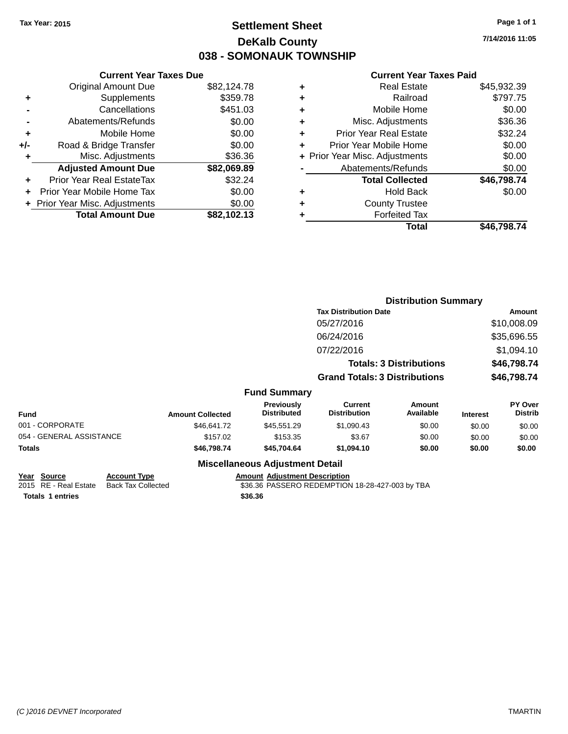Tax Year: 2015

# Settlement Sheet

## DeKalb County

## 038 - SOMONAUK TOWNSHIP

7/14/2016 11:05

### Current Year Taxes Due

| | | |
|---|---|---|
| | Original Amount Due | $82,124.78 |
| + | Supplements | $359.78 |
| - | Cancellations | $451.03 |
| - | Abatements/Refunds | $0.00 |
| + | Mobile Home | $0.00 |
| +/- | Road & Bridge Transfer | $0.00 |
| + | Misc. Adjustments | $36.36 |
| | **Adjusted Amount Due** | **$82,069.89** |
| + | Prior Year Real EstateTax | $32.24 |
| + | Prior Year Mobile Home Tax | $0.00 |
| + | Prior Year Misc. Adjustments | $0.00 |
| | **Total Amount Due** | **$82,102.13** |

### Current Year Taxes Paid

| | | |
|---|---|---|
| + | Real Estate | $45,932.39 |
| + | Railroad | $797.75 |
| + | Mobile Home | $0.00 |
| + | Misc. Adjustments | $36.36 |
| + | Prior Year Real Estate | $32.24 |
| + | Prior Year Mobile Home | $0.00 |
| + | Prior Year Misc. Adjustments | $0.00 |
| - | Abatements/Refunds | $0.00 |
| | **Total Collected** | **$46,798.74** |
| + | Hold Back | $0.00 |
| + | County Trustee | |
| + | Forfeited Tax | |
| | **Total** | **$46,798.74** |

### Distribution Summary

| Tax Distribution Date | Amount |
|---|---|
| 05/27/2016 | $10,008.09 |
| 06/24/2016 | $35,696.55 |
| 07/22/2016 | $1,094.10 |
| **Totals: 3 Distributions** | **$46,798.74** |
| **Grand Totals: 3 Distributions** | **$46,798.74** |

### Fund Summary

| Fund | Amount Collected | Previously Distributed | Current Distribution | Amount Available | Interest | PY Over Distrib |
|---|---|---|---|---|---|---|
| 001 - CORPORATE | $46,641.72 | $45,551.29 | $1,090.43 | $0.00 | $0.00 | $0.00 |
| 054 - GENERAL ASSISTANCE | $157.02 | $153.35 | $3.67 | $0.00 | $0.00 | $0.00 |
| **Totals** | **$46,798.74** | **$45,704.64** | **$1,094.10** | **$0.00** | **$0.00** | **$0.00** |

### Miscellaneous Adjustment Detail

| Year | Source | Account Type | Amount | Adjustment Description |
|---|---|---|---|---|
| 2015 | RE - Real Estate | Back Tax Collected | $36.36 | PASSERO REDEMPTION 18-28-427-003 by TBA |
| **Totals** | **1 entries** | | **$36.36** | |

(C )2016 DEVNET Incorporated — TMARTIN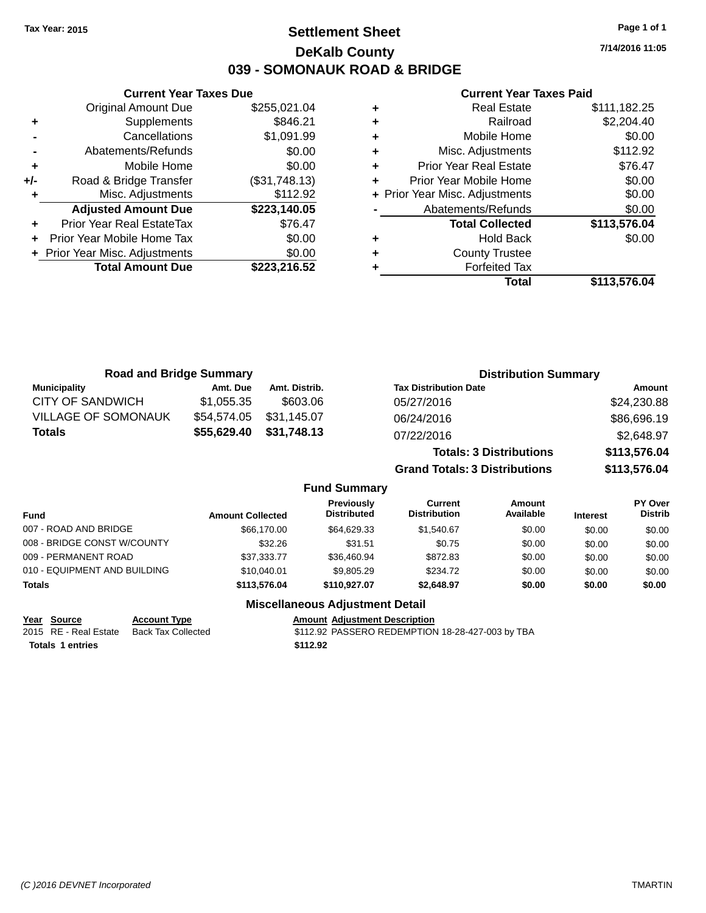Tax Year: 2015

# Settlement Sheet
## DeKalb County
## 039 - SOMONAUK ROAD & BRIDGE

7/14/2016 11:05

### Current Year Taxes Due

| | | |
|---|---|---|
| | Original Amount Due | $255,021.04 |
| + | Supplements | $846.21 |
| - | Cancellations | $1,091.99 |
| - | Abatements/Refunds | $0.00 |
| + | Mobile Home | $0.00 |
| +/- | Road & Bridge Transfer | ($31,748.13) |
| + | Misc. Adjustments | $112.92 |
| | **Adjusted Amount Due** | **$223,140.05** |
| + | Prior Year Real EstateTax | $76.47 |
| + | Prior Year Mobile Home Tax | $0.00 |
| + | Prior Year Misc. Adjustments | $0.00 |
| | **Total Amount Due** | **$223,216.52** |

### Current Year Taxes Paid

| | | |
|---|---|---|
| + | Real Estate | $111,182.25 |
| + | Railroad | $2,204.40 |
| + | Mobile Home | $0.00 |
| + | Misc. Adjustments | $112.92 |
| + | Prior Year Real Estate | $76.47 |
| + | Prior Year Mobile Home | $0.00 |
| + | Prior Year Misc. Adjustments | $0.00 |
| - | Abatements/Refunds | $0.00 |
| | **Total Collected** | **$113,576.04** |
| + | Hold Back | $0.00 |
| + | County Trustee | |
| + | Forfeited Tax | |
| | **Total** | **$113,576.04** |

### Road and Bridge Summary

| Municipality | Amt. Due | Amt. Distrib. |
|---|---|---|
| CITY OF SANDWICH | $1,055.35 | $603.06 |
| VILLAGE OF SOMONAUK | $54,574.05 | $31,145.07 |
| **Totals** | **$55,629.40** | **$31,748.13** |

### Distribution Summary

| Tax Distribution Date | Amount |
|---|---|
| 05/27/2016 | $24,230.88 |
| 06/24/2016 | $86,696.19 |
| 07/22/2016 | $2,648.97 |
| **Totals: 3 Distributions** | **$113,576.04** |
| **Grand Totals: 3 Distributions** | **$113,576.04** |

### Fund Summary

| Fund | Amount Collected | Previously Distributed | Current Distribution | Amount Available | Interest | PY Over Distrib |
|---|---|---|---|---|---|---|
| 007 - ROAD AND BRIDGE | $66,170.00 | $64,629.33 | $1,540.67 | $0.00 | $0.00 | $0.00 |
| 008 - BRIDGE CONST W/COUNTY | $32.26 | $31.51 | $0.75 | $0.00 | $0.00 | $0.00 |
| 009 - PERMANENT ROAD | $37,333.77 | $36,460.94 | $872.83 | $0.00 | $0.00 | $0.00 |
| 010 - EQUIPMENT AND BUILDING | $10,040.01 | $9,805.29 | $234.72 | $0.00 | $0.00 | $0.00 |
| **Totals** | **$113,576.04** | **$110,927.07** | **$2,648.97** | **$0.00** | **$0.00** | **$0.00** |

### Miscellaneous Adjustment Detail

| Year | Source | Account Type | Amount | Adjustment Description |
|---|---|---|---|---|
| 2015 | RE - Real Estate | Back Tax Collected | $112.92 | PASSERO REDEMPTION 18-28-427-003 by TBA |
| **Totals 1 entries** | | | **$112.92** | |

(C )2016 DEVNET Incorporated TMARTIN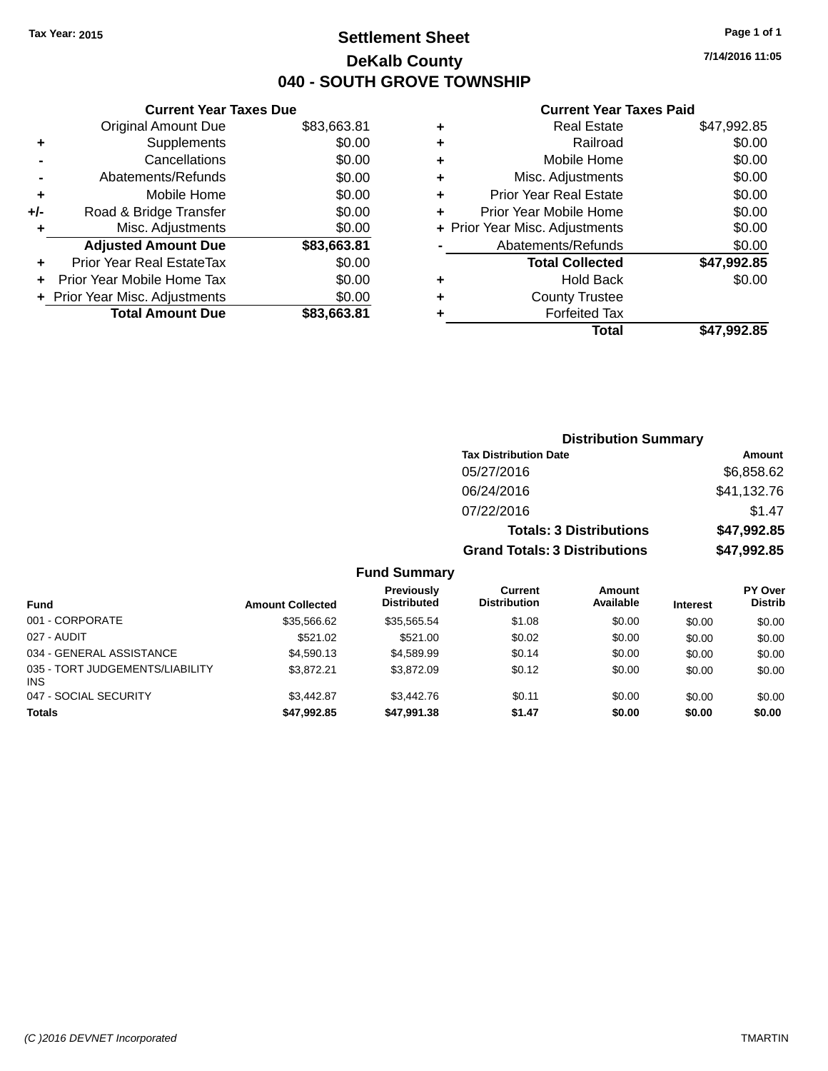Tax Year: 2015

# Settlement Sheet

## DeKalb County

## 040 - SOUTH GROVE TOWNSHIP

7/14/2016 11:05

### Current Year Taxes Due

| | | |
|---|---|---|
| | Original Amount Due | $83,663.81 |
| + | Supplements | $0.00 |
| - | Cancellations | $0.00 |
| - | Abatements/Refunds | $0.00 |
| + | Mobile Home | $0.00 |
| +/- | Road & Bridge Transfer | $0.00 |
| + | Misc. Adjustments | $0.00 |
| | **Adjusted Amount Due** | **$83,663.81** |
| + | Prior Year Real EstateTax | $0.00 |
| + | Prior Year Mobile Home Tax | $0.00 |
| + | Prior Year Misc. Adjustments | $0.00 |
| | **Total Amount Due** | **$83,663.81** |

### Current Year Taxes Paid

| | | |
|---|---|---|
| + | Real Estate | $47,992.85 |
| + | Railroad | $0.00 |
| + | Mobile Home | $0.00 |
| + | Misc. Adjustments | $0.00 |
| + | Prior Year Real Estate | $0.00 |
| + | Prior Year Mobile Home | $0.00 |
| + | Prior Year Misc. Adjustments | $0.00 |
| - | Abatements/Refunds | $0.00 |
| | **Total Collected** | **$47,992.85** |
| + | Hold Back | $0.00 |
| + | County Trustee | |
| + | Forfeited Tax | |
| | **Total** | **$47,992.85** |

### Distribution Summary

| Tax Distribution Date | Amount |
|---|---|
| 05/27/2016 | $6,858.62 |
| 06/24/2016 | $41,132.76 |
| 07/22/2016 | $1.47 |
| **Totals: 3 Distributions** | **$47,992.85** |
| **Grand Totals: 3 Distributions** | **$47,992.85** |

### Fund Summary

| Fund | Amount Collected | Previously Distributed | Current Distribution | Amount Available | Interest | PY Over Distrib |
|---|---|---|---|---|---|---|
| 001 - CORPORATE | $35,566.62 | $35,565.54 | $1.08 | $0.00 | $0.00 | $0.00 |
| 027 - AUDIT | $521.02 | $521.00 | $0.02 | $0.00 | $0.00 | $0.00 |
| 034 - GENERAL ASSISTANCE | $4,590.13 | $4,589.99 | $0.14 | $0.00 | $0.00 | $0.00 |
| 035 - TORT JUDGEMENTS/LIABILITY INS | $3,872.21 | $3,872.09 | $0.12 | $0.00 | $0.00 | $0.00 |
| 047 - SOCIAL SECURITY | $3,442.87 | $3,442.76 | $0.11 | $0.00 | $0.00 | $0.00 |
| **Totals** | **$47,992.85** | **$47,991.38** | **$1.47** | **$0.00** | **$0.00** | **$0.00** |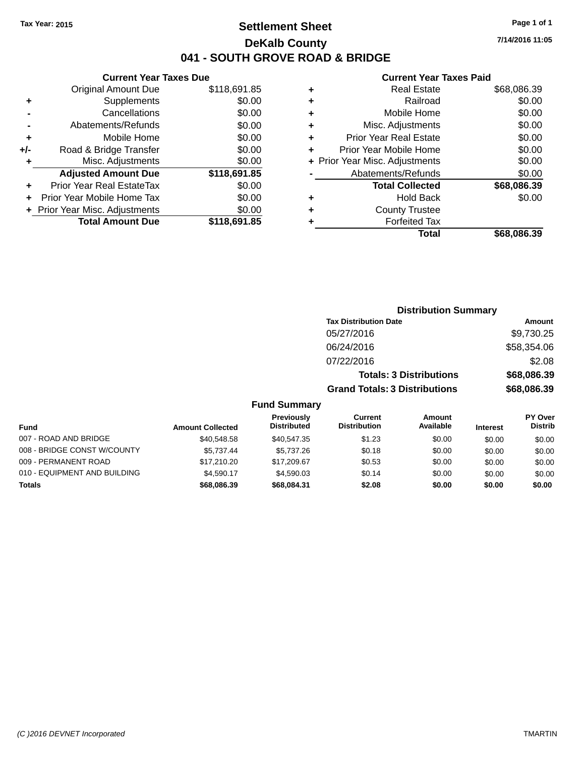Tax Year: 2015

# Settlement Sheet

## DeKalb County

## 041 - SOUTH GROVE ROAD & BRIDGE

7/14/2016 11:05

### Current Year Taxes Due

| | | |
|---|---|---|
| | Original Amount Due | $118,691.85 |
| + | Supplements | $0.00 |
| - | Cancellations | $0.00 |
| - | Abatements/Refunds | $0.00 |
| + | Mobile Home | $0.00 |
| +/- | Road & Bridge Transfer | $0.00 |
| + | Misc. Adjustments | $0.00 |
| | **Adjusted Amount Due** | **$118,691.85** |
| + | Prior Year Real EstateTax | $0.00 |
| + | Prior Year Mobile Home Tax | $0.00 |
| + | Prior Year Misc. Adjustments | $0.00 |
| | **Total Amount Due** | **$118,691.85** |

### Current Year Taxes Paid

| | | |
|---|---|---|
| + | Real Estate | $68,086.39 |
| + | Railroad | $0.00 |
| + | Mobile Home | $0.00 |
| + | Misc. Adjustments | $0.00 |
| + | Prior Year Real Estate | $0.00 |
| + | Prior Year Mobile Home | $0.00 |
| + | Prior Year Misc. Adjustments | $0.00 |
| - | Abatements/Refunds | $0.00 |
| | **Total Collected** | **$68,086.39** |
| + | Hold Back | $0.00 |
| + | County Trustee | |
| + | Forfeited Tax | |
| | **Total** | **$68,086.39** |

### Distribution Summary

| Tax Distribution Date | Amount |
|---|---|
| 05/27/2016 | $9,730.25 |
| 06/24/2016 | $58,354.06 |
| 07/22/2016 | $2.08 |
| **Totals: 3 Distributions** | **$68,086.39** |
| **Grand Totals: 3 Distributions** | **$68,086.39** |

### Fund Summary

| Fund | Amount Collected | Previously Distributed | Current Distribution | Amount Available | Interest | PY Over Distrib |
|---|---|---|---|---|---|---|
| 007 - ROAD AND BRIDGE | $40,548.58 | $40,547.35 | $1.23 | $0.00 | $0.00 | $0.00 |
| 008 - BRIDGE CONST W/COUNTY | $5,737.44 | $5,737.26 | $0.18 | $0.00 | $0.00 | $0.00 |
| 009 - PERMANENT ROAD | $17,210.20 | $17,209.67 | $0.53 | $0.00 | $0.00 | $0.00 |
| 010 - EQUIPMENT AND BUILDING | $4,590.17 | $4,590.03 | $0.14 | $0.00 | $0.00 | $0.00 |
| **Totals** | **$68,086.39** | **$68,084.31** | **$2.08** | **$0.00** | **$0.00** | **$0.00** |

(C )2016 DEVNET Incorporated TMARTIN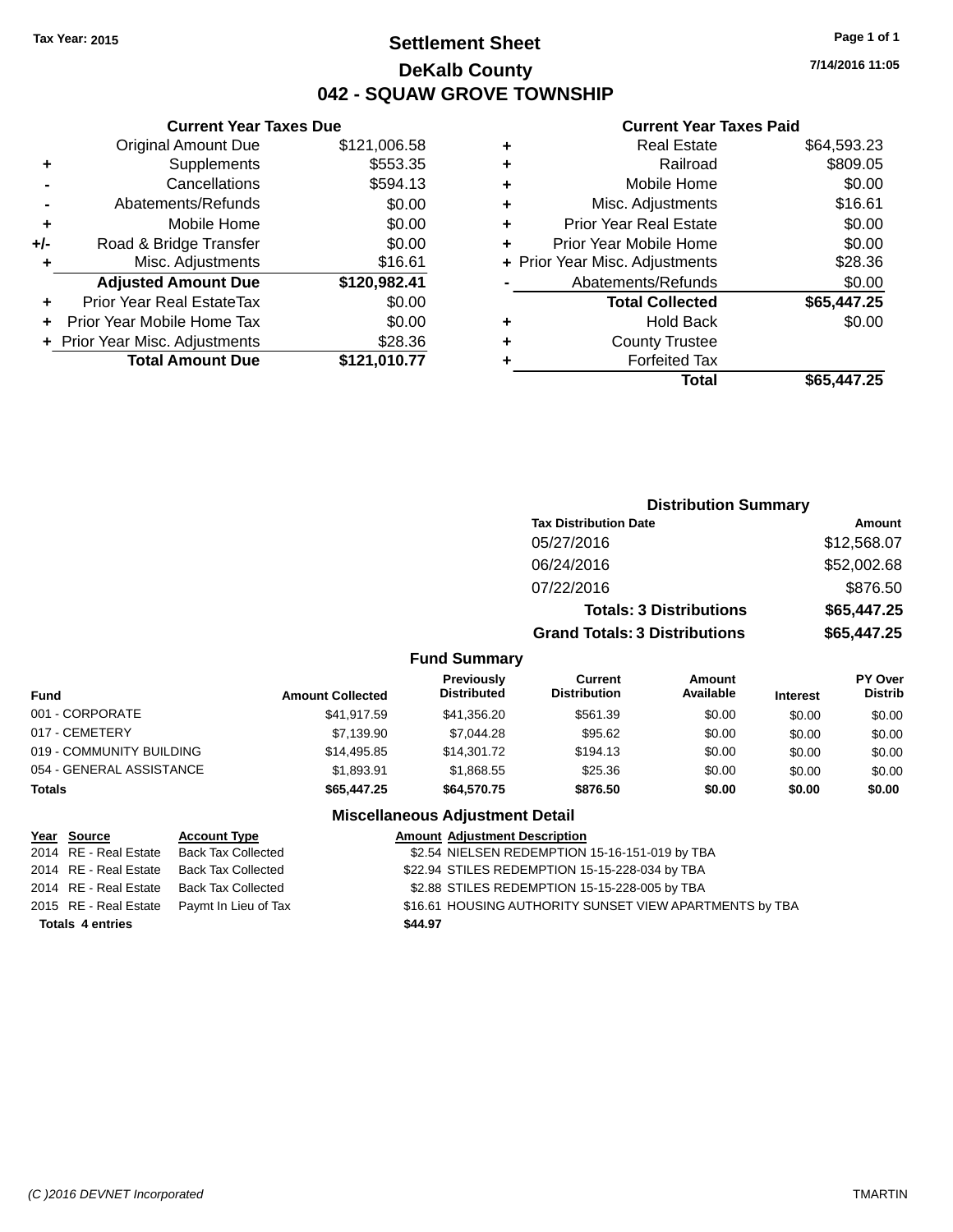Tax Year: 2015

# Settlement Sheet

## DeKalb County

## 042 - SQUAW GROVE TOWNSHIP

7/14/2016 11:05

### Current Year Taxes Due

| | | |
|---|---|---|
| | Original Amount Due | $121,006.58 |
| + | Supplements | $553.35 |
| - | Cancellations | $594.13 |
| - | Abatements/Refunds | $0.00 |
| + | Mobile Home | $0.00 |
| +/- | Road & Bridge Transfer | $0.00 |
| + | Misc. Adjustments | $16.61 |
| | **Adjusted Amount Due** | **$120,982.41** |
| + | Prior Year Real EstateTax | $0.00 |
| + | Prior Year Mobile Home Tax | $0.00 |
| + | Prior Year Misc. Adjustments | $28.36 |
| | **Total Amount Due** | **$121,010.77** |

### Current Year Taxes Paid

| | | |
|---|---|---|
| + | Real Estate | $64,593.23 |
| + | Railroad | $809.05 |
| + | Mobile Home | $0.00 |
| + | Misc. Adjustments | $16.61 |
| + | Prior Year Real Estate | $0.00 |
| + | Prior Year Mobile Home | $0.00 |
| + | Prior Year Misc. Adjustments | $28.36 |
| - | Abatements/Refunds | $0.00 |
| | **Total Collected** | **$65,447.25** |
| + | Hold Back | $0.00 |
| + | County Trustee | |
| + | Forfeited Tax | |
| | **Total** | **$65,447.25** |

### Distribution Summary

| Tax Distribution Date | Amount |
|---|---|
| 05/27/2016 | $12,568.07 |
| 06/24/2016 | $52,002.68 |
| 07/22/2016 | $876.50 |
| **Totals: 3 Distributions** | **$65,447.25** |
| **Grand Totals: 3 Distributions** | **$65,447.25** |

### Fund Summary

| Fund | Amount Collected | Previously Distributed | Current Distribution | Amount Available | Interest | PY Over Distrib |
|---|---|---|---|---|---|---|
| 001 - CORPORATE | $41,917.59 | $41,356.20 | $561.39 | $0.00 | $0.00 | $0.00 |
| 017 - CEMETERY | $7,139.90 | $7,044.28 | $95.62 | $0.00 | $0.00 | $0.00 |
| 019 - COMMUNITY BUILDING | $14,495.85 | $14,301.72 | $194.13 | $0.00 | $0.00 | $0.00 |
| 054 - GENERAL ASSISTANCE | $1,893.91 | $1,868.55 | $25.36 | $0.00 | $0.00 | $0.00 |
| **Totals** | **$65,447.25** | **$64,570.75** | **$876.50** | **$0.00** | **$0.00** | **$0.00** |

### Miscellaneous Adjustment Detail

| Year | Source | Account Type | Amount | Adjustment Description |
|---|---|---|---|---|
| 2014 | RE - Real Estate | Back Tax Collected | $2.54 | NIELSEN REDEMPTION 15-16-151-019 by TBA |
| 2014 | RE - Real Estate | Back Tax Collected | $22.94 | STILES REDEMPTION 15-15-228-034 by TBA |
| 2014 | RE - Real Estate | Back Tax Collected | $2.88 | STILES REDEMPTION 15-15-228-005 by TBA |
| 2015 | RE - Real Estate | Paymt In Lieu of Tax | $16.61 | HOUSING AUTHORITY SUNSET VIEW APARTMENTS by TBA |
| **Totals 4 entries** | | | **$44.97** | |

(C )2016 DEVNET Incorporated TMARTIN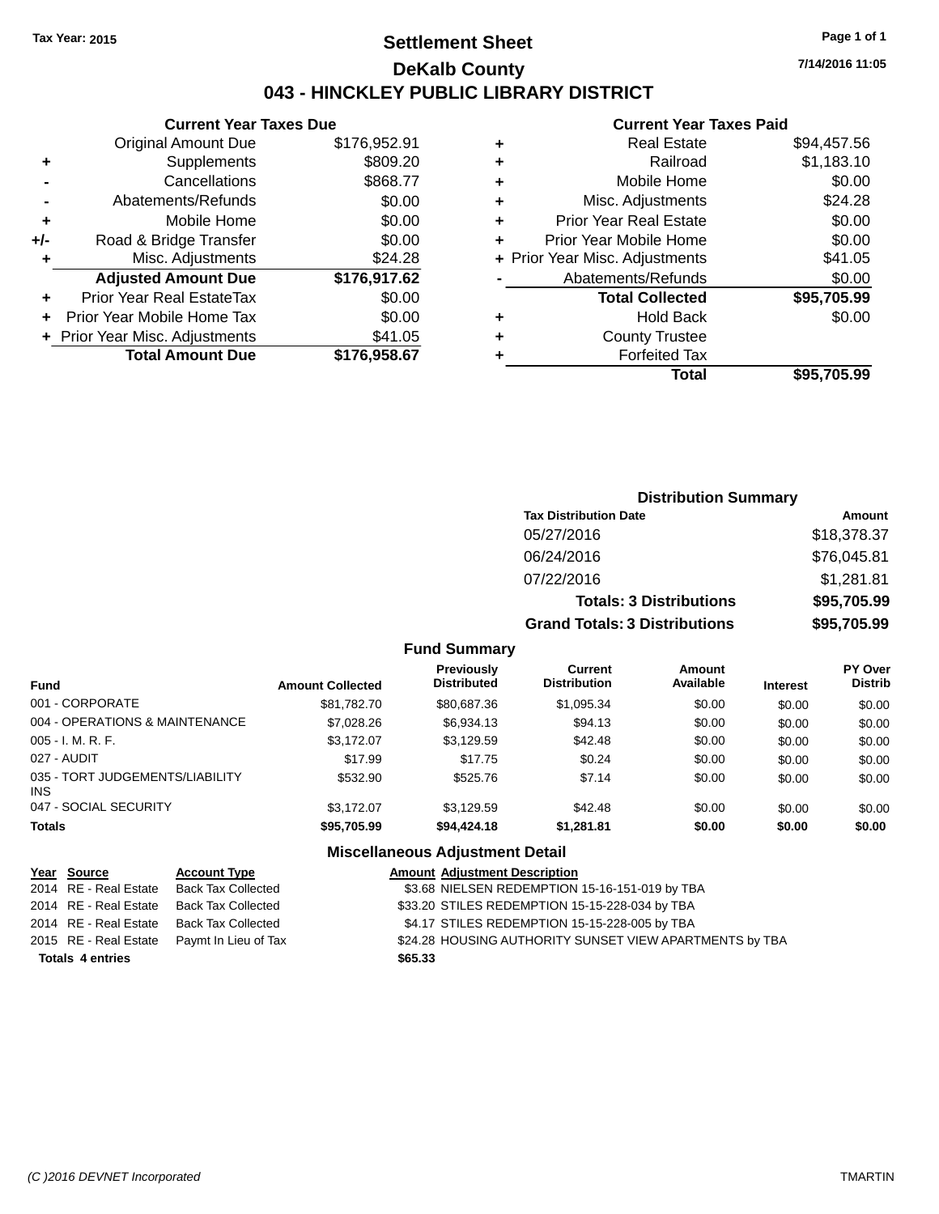Tax Year: 2015

# Settlement Sheet

## DeKalb County

## 043 - HINCKLEY PUBLIC LIBRARY DISTRICT

7/14/2016 11:05

### Current Year Taxes Due

| | | |
|---|---|---|
| | Original Amount Due | $176,952.91 |
| + | Supplements | $809.20 |
| - | Cancellations | $868.77 |
| - | Abatements/Refunds | $0.00 |
| + | Mobile Home | $0.00 |
| +/- | Road & Bridge Transfer | $0.00 |
| + | Misc. Adjustments | $24.28 |
| | **Adjusted Amount Due** | **$176,917.62** |
| + | Prior Year Real EstateTax | $0.00 |
| + | Prior Year Mobile Home Tax | $0.00 |
| + | Prior Year Misc. Adjustments | $41.05 |
| | **Total Amount Due** | **$176,958.67** |

### Current Year Taxes Paid

| | | |
|---|---|---|
| + | Real Estate | $94,457.56 |
| + | Railroad | $1,183.10 |
| + | Mobile Home | $0.00 |
| + | Misc. Adjustments | $24.28 |
| + | Prior Year Real Estate | $0.00 |
| + | Prior Year Mobile Home | $0.00 |
| + | Prior Year Misc. Adjustments | $41.05 |
| - | Abatements/Refunds | $0.00 |
| | **Total Collected** | **$95,705.99** |
| + | Hold Back | $0.00 |
| + | County Trustee | |
| + | Forfeited Tax | |
| | **Total** | **$95,705.99** |

### Distribution Summary

| Tax Distribution Date | Amount |
|---|---|
| 05/27/2016 | $18,378.37 |
| 06/24/2016 | $76,045.81 |
| 07/22/2016 | $1,281.81 |
| **Totals: 3 Distributions** | **$95,705.99** |
| **Grand Totals: 3 Distributions** | **$95,705.99** |

### Fund Summary

| Fund | Amount Collected | Previously Distributed | Current Distribution | Amount Available | Interest | PY Over Distrib |
|---|---|---|---|---|---|---|
| 001 - CORPORATE | $81,782.70 | $80,687.36 | $1,095.34 | $0.00 | $0.00 | $0.00 |
| 004 - OPERATIONS & MAINTENANCE | $7,028.26 | $6,934.13 | $94.13 | $0.00 | $0.00 | $0.00 |
| 005 - I. M. R. F. | $3,172.07 | $3,129.59 | $42.48 | $0.00 | $0.00 | $0.00 |
| 027 - AUDIT | $17.99 | $17.75 | $0.24 | $0.00 | $0.00 | $0.00 |
| 035 - TORT JUDGEMENTS/LIABILITY INS | $532.90 | $525.76 | $7.14 | $0.00 | $0.00 | $0.00 |
| 047 - SOCIAL SECURITY | $3,172.07 | $3,129.59 | $42.48 | $0.00 | $0.00 | $0.00 |
| **Totals** | **$95,705.99** | **$94,424.18** | **$1,281.81** | **$0.00** | **$0.00** | **$0.00** |

### Miscellaneous Adjustment Detail

| Year | Source | Account Type | Amount | Adjustment Description |
|---|---|---|---|---|
| 2014 | RE - Real Estate | Back Tax Collected | $3.68 | NIELSEN REDEMPTION 15-16-151-019 by TBA |
| 2014 | RE - Real Estate | Back Tax Collected | $33.20 | STILES REDEMPTION 15-15-228-034 by TBA |
| 2014 | RE - Real Estate | Back Tax Collected | $4.17 | STILES REDEMPTION 15-15-228-005 by TBA |
| 2015 | RE - Real Estate | Paymt In Lieu of Tax | $24.28 | HOUSING AUTHORITY SUNSET VIEW APARTMENTS by TBA |
| **Totals 4 entries** | | | **$65.33** | |

(C )2016 DEVNET Incorporated TMARTIN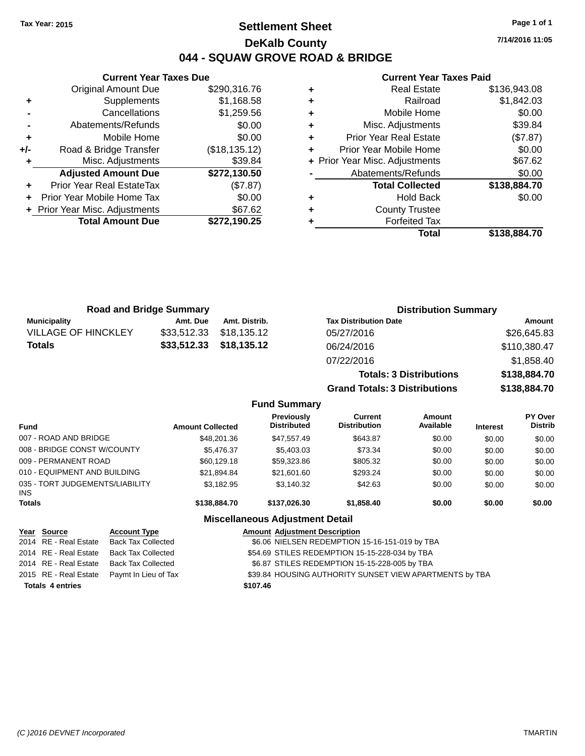Tax Year: 2015

# Settlement Sheet
## DeKalb County
## 044 - SQUAW GROVE ROAD & BRIDGE

7/14/2016 11:05

### Current Year Taxes Due

| | | |
|---|---|---|
| | Original Amount Due | $290,316.76 |
| + | Supplements | $1,168.58 |
| - | Cancellations | $1,259.56 |
| - | Abatements/Refunds | $0.00 |
| + | Mobile Home | $0.00 |
| +/- | Road & Bridge Transfer | ($18,135.12) |
| + | Misc. Adjustments | $39.84 |
| | **Adjusted Amount Due** | **$272,130.50** |
| + | Prior Year Real EstateTax | ($7.87) |
| + | Prior Year Mobile Home Tax | $0.00 |
| + | Prior Year Misc. Adjustments | $67.62 |
| | **Total Amount Due** | **$272,190.25** |

### Current Year Taxes Paid

| | | |
|---|---|---|
| + | Real Estate | $136,943.08 |
| + | Railroad | $1,842.03 |
| + | Mobile Home | $0.00 |
| + | Misc. Adjustments | $39.84 |
| + | Prior Year Real Estate | ($7.87) |
| + | Prior Year Mobile Home | $0.00 |
| + | Prior Year Misc. Adjustments | $67.62 |
| - | Abatements/Refunds | $0.00 |
| | **Total Collected** | **$138,884.70** |
| + | Hold Back | $0.00 |
| + | County Trustee | |
| + | Forfeited Tax | |
| | **Total** | **$138,884.70** |

### Road and Bridge Summary

| Municipality | Amt. Due | Amt. Distrib. |
|---|---|---|
| VILLAGE OF HINCKLEY | $33,512.33 | $18,135.12 |
| **Totals** | **$33,512.33** | **$18,135.12** |

### Distribution Summary

| Tax Distribution Date | Amount |
|---|---|
| 05/27/2016 | $26,645.83 |
| 06/24/2016 | $110,380.47 |
| 07/22/2016 | $1,858.40 |
| **Totals: 3 Distributions** | **$138,884.70** |
| **Grand Totals: 3 Distributions** | **$138,884.70** |

### Fund Summary

| Fund | Amount Collected | Previously Distributed | Current Distribution | Amount Available | Interest | PY Over Distrib |
|---|---|---|---|---|---|---|
| 007 - ROAD AND BRIDGE | $48,201.36 | $47,557.49 | $643.87 | $0.00 | $0.00 | $0.00 |
| 008 - BRIDGE CONST W/COUNTY | $5,476.37 | $5,403.03 | $73.34 | $0.00 | $0.00 | $0.00 |
| 009 - PERMANENT ROAD | $60,129.18 | $59,323.86 | $805.32 | $0.00 | $0.00 | $0.00 |
| 010 - EQUIPMENT AND BUILDING | $21,894.84 | $21,601.60 | $293.24 | $0.00 | $0.00 | $0.00 |
| 035 - TORT JUDGEMENTS/LIABILITY INS | $3,182.95 | $3,140.32 | $42.63 | $0.00 | $0.00 | $0.00 |
| **Totals** | **$138,884.70** | **$137,026.30** | **$1,858.40** | **$0.00** | **$0.00** | **$0.00** |

### Miscellaneous Adjustment Detail

| Year | Source | Account Type | Amount | Adjustment Description |
|---|---|---|---|---|
| 2014 | RE - Real Estate | Back Tax Collected | $6.06 | NIELSEN REDEMPTION 15-16-151-019 by TBA |
| 2014 | RE - Real Estate | Back Tax Collected | $54.69 | STILES REDEMPTION 15-15-228-034 by TBA |
| 2014 | RE - Real Estate | Back Tax Collected | $6.87 | STILES REDEMPTION 15-15-228-005 by TBA |
| 2015 | RE - Real Estate | Paymt In Lieu of Tax | $39.84 | HOUSING AUTHORITY SUNSET VIEW APARTMENTS by TBA |
| **Totals** | **4 entries** | | **$107.46** | |

(C )2016 DEVNET Incorporated TMARTIN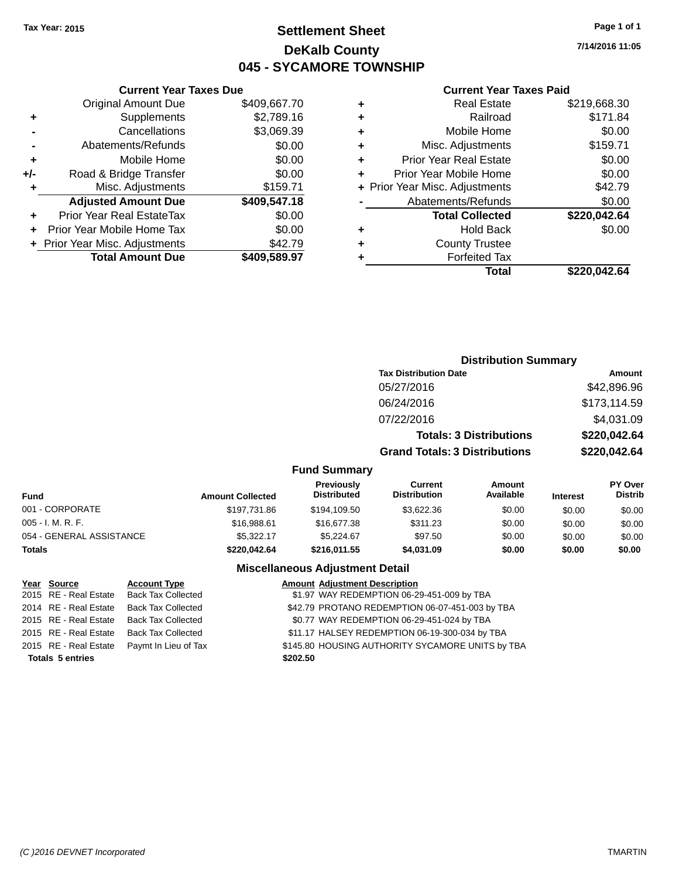Tax Year: 2015

# Settlement Sheet
## DeKalb County
## 045 - SYCAMORE TOWNSHIP

7/14/2016 11:05

### Current Year Taxes Due

| | | |
|---|---|---|
| | Original Amount Due | $409,667.70 |
| + | Supplements | $2,789.16 |
| - | Cancellations | $3,069.39 |
| - | Abatements/Refunds | $0.00 |
| + | Mobile Home | $0.00 |
| +/- | Road & Bridge Transfer | $0.00 |
| + | Misc. Adjustments | $159.71 |
| | **Adjusted Amount Due** | **$409,547.18** |
| + | Prior Year Real EstateTax | $0.00 |
| + | Prior Year Mobile Home Tax | $0.00 |
| + | Prior Year Misc. Adjustments | $42.79 |
| | **Total Amount Due** | **$409,589.97** |

### Current Year Taxes Paid

| | | |
|---|---|---|
| + | Real Estate | $219,668.30 |
| + | Railroad | $171.84 |
| + | Mobile Home | $0.00 |
| + | Misc. Adjustments | $159.71 |
| + | Prior Year Real Estate | $0.00 |
| + | Prior Year Mobile Home | $0.00 |
| + | Prior Year Misc. Adjustments | $42.79 |
| - | Abatements/Refunds | $0.00 |
| | **Total Collected** | **$220,042.64** |
| + | Hold Back | $0.00 |
| + | County Trustee | |
| + | Forfeited Tax | |
| | **Total** | **$220,042.64** |

### Distribution Summary

| Tax Distribution Date | Amount |
|---|---|
| 05/27/2016 | $42,896.96 |
| 06/24/2016 | $173,114.59 |
| 07/22/2016 | $4,031.09 |
| **Totals: 3 Distributions** | **$220,042.64** |
| **Grand Totals: 3 Distributions** | **$220,042.64** |

### Fund Summary

| Fund | Amount Collected | Previously Distributed | Current Distribution | Amount Available | Interest | PY Over Distrib |
|---|---|---|---|---|---|---|
| 001 - CORPORATE | $197,731.86 | $194,109.50 | $3,622.36 | $0.00 | $0.00 | $0.00 |
| 005 - I. M. R. F. | $16,988.61 | $16,677.38 | $311.23 | $0.00 | $0.00 | $0.00 |
| 054 - GENERAL ASSISTANCE | $5,322.17 | $5,224.67 | $97.50 | $0.00 | $0.00 | $0.00 |
| **Totals** | **$220,042.64** | **$216,011.55** | **$4,031.09** | **$0.00** | **$0.00** | **$0.00** |

### Miscellaneous Adjustment Detail

| Year | Source | Account Type | Amount | Adjustment Description |
|---|---|---|---|---|
| 2015 | RE - Real Estate | Back Tax Collected | $1.97 | WAY REDEMPTION 06-29-451-009 by TBA |
| 2014 | RE - Real Estate | Back Tax Collected | $42.79 | PROTANO REDEMPTION 06-07-451-003 by TBA |
| 2015 | RE - Real Estate | Back Tax Collected | $0.77 | WAY REDEMPTION 06-29-451-024 by TBA |
| 2015 | RE - Real Estate | Back Tax Collected | $11.17 | HALSEY REDEMPTION 06-19-300-034 by TBA |
| 2015 | RE - Real Estate | Paymt In Lieu of Tax | $145.80 | HOUSING AUTHORITY SYCAMORE UNITS by TBA |
| **Totals 5 entries** | | | **$202.50** | |

(C )2016 DEVNET Incorporated TMARTIN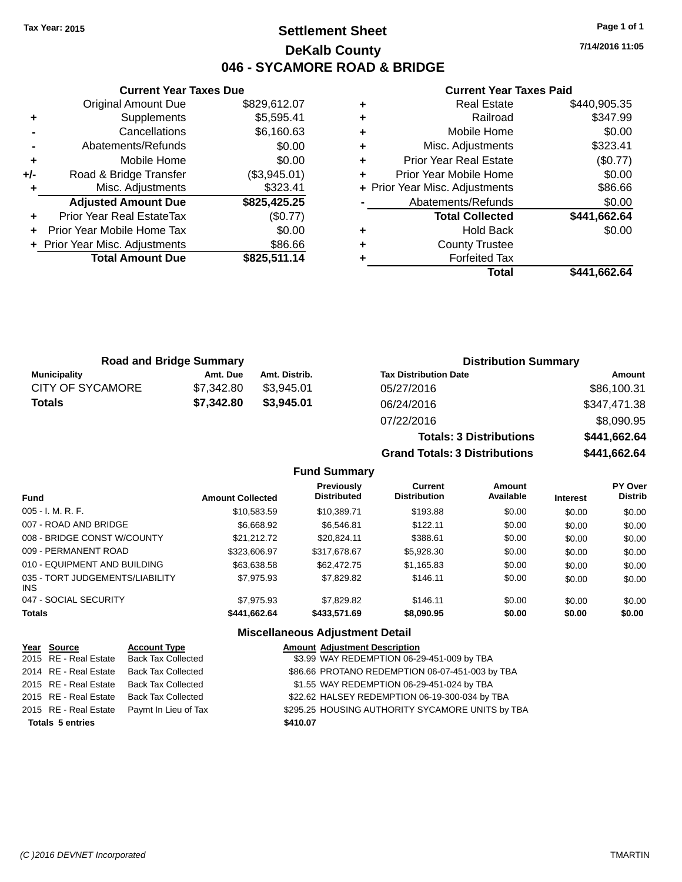Tax Year: 2015

# Settlement Sheet
## DeKalb County
## 046 - SYCAMORE ROAD & BRIDGE

7/14/2016 11:05

### Current Year Taxes Due

| | | |
|---|---|---|
| | Original Amount Due | $829,612.07 |
| + | Supplements | $5,595.41 |
| - | Cancellations | $6,160.63 |
| - | Abatements/Refunds | $0.00 |
| + | Mobile Home | $0.00 |
| +/- | Road & Bridge Transfer | ($3,945.01) |
| + | Misc. Adjustments | $323.41 |
| | **Adjusted Amount Due** | **$825,425.25** |
| + | Prior Year Real EstateTax | ($0.77) |
| + | Prior Year Mobile Home Tax | $0.00 |
| + | Prior Year Misc. Adjustments | $86.66 |
| | **Total Amount Due** | **$825,511.14** |

### Current Year Taxes Paid

| | | |
|---|---|---|
| + | Real Estate | $440,905.35 |
| + | Railroad | $347.99 |
| + | Mobile Home | $0.00 |
| + | Misc. Adjustments | $323.41 |
| + | Prior Year Real Estate | ($0.77) |
| + | Prior Year Mobile Home | $0.00 |
| + | Prior Year Misc. Adjustments | $86.66 |
| - | Abatements/Refunds | $0.00 |
| | **Total Collected** | **$441,662.64** |
| + | Hold Back | $0.00 |
| + | County Trustee | |
| + | Forfeited Tax | |
| | **Total** | **$441,662.64** |

### Road and Bridge Summary

| Municipality | Amt. Due | Amt. Distrib. |
|---|---|---|
| CITY OF SYCAMORE | $7,342.80 | $3,945.01 |
| **Totals** | **$7,342.80** | **$3,945.01** |

### Distribution Summary

| Tax Distribution Date | Amount |
|---|---|
| 05/27/2016 | $86,100.31 |
| 06/24/2016 | $347,471.38 |
| 07/22/2016 | $8,090.95 |
| **Totals: 3 Distributions** | **$441,662.64** |
| **Grand Totals: 3 Distributions** | **$441,662.64** |

### Fund Summary

| Fund | Amount Collected | Previously Distributed | Current Distribution | Amount Available | Interest | PY Over Distrib |
|---|---|---|---|---|---|---|
| 005 - I. M. R. F. | $10,583.59 | $10,389.71 | $193.88 | $0.00 | $0.00 | $0.00 |
| 007 - ROAD AND BRIDGE | $6,668.92 | $6,546.81 | $122.11 | $0.00 | $0.00 | $0.00 |
| 008 - BRIDGE CONST W/COUNTY | $21,212.72 | $20,824.11 | $388.61 | $0.00 | $0.00 | $0.00 |
| 009 - PERMANENT ROAD | $323,606.97 | $317,678.67 | $5,928.30 | $0.00 | $0.00 | $0.00 |
| 010 - EQUIPMENT AND BUILDING | $63,638.58 | $62,472.75 | $1,165.83 | $0.00 | $0.00 | $0.00 |
| 035 - TORT JUDGEMENTS/LIABILITY INS | $7,975.93 | $7,829.82 | $146.11 | $0.00 | $0.00 | $0.00 |
| 047 - SOCIAL SECURITY | $7,975.93 | $7,829.82 | $146.11 | $0.00 | $0.00 | $0.00 |
| **Totals** | **$441,662.64** | **$433,571.69** | **$8,090.95** | **$0.00** | **$0.00** | **$0.00** |

### Miscellaneous Adjustment Detail

| Year | Source | Account Type | Amount | Adjustment Description |
|---|---|---|---|---|
| 2015 | RE - Real Estate | Back Tax Collected | $3.99 | WAY REDEMPTION 06-29-451-009 by TBA |
| 2014 | RE - Real Estate | Back Tax Collected | $86.66 | PROTANO REDEMPTION 06-07-451-003 by TBA |
| 2015 | RE - Real Estate | Back Tax Collected | $1.55 | WAY REDEMPTION 06-29-451-024 by TBA |
| 2015 | RE - Real Estate | Back Tax Collected | $22.62 | HALSEY REDEMPTION 06-19-300-034 by TBA |
| 2015 | RE - Real Estate | Paymt In Lieu of Tax | $295.25 | HOUSING AUTHORITY SYCAMORE UNITS by TBA |
| **Totals 5 entries** | | | **$410.07** | |

(C )2016 DEVNET Incorporated TMARTIN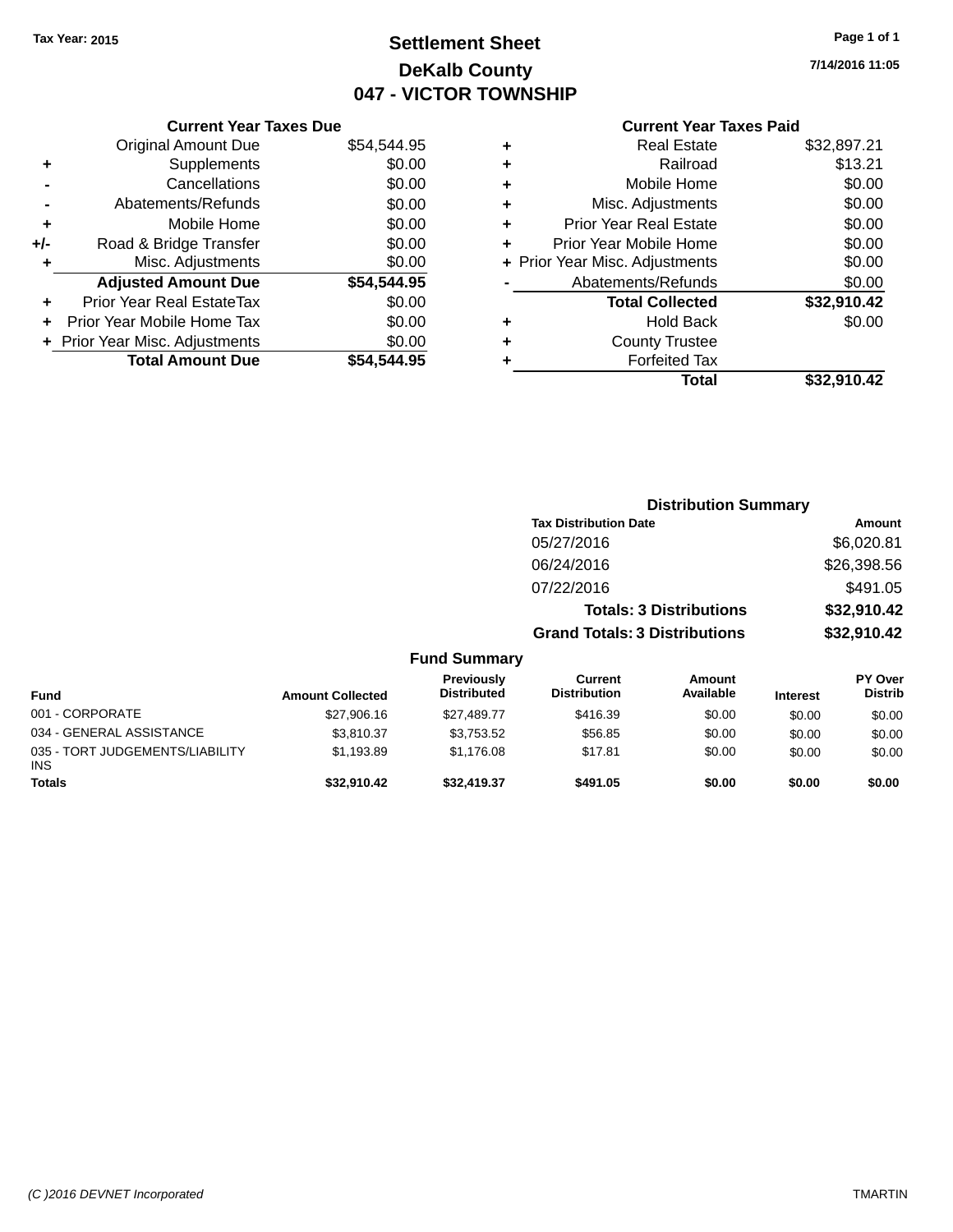Tax Year: 2015

# Settlement Sheet

## DeKalb County

## 047 - VICTOR TOWNSHIP

7/14/2016 11:05

### Current Year Taxes Due

| | | |
|---|---|---|
| | Original Amount Due | $54,544.95 |
| + | Supplements | $0.00 |
| - | Cancellations | $0.00 |
| - | Abatements/Refunds | $0.00 |
| + | Mobile Home | $0.00 |
| +/- | Road & Bridge Transfer | $0.00 |
| + | Misc. Adjustments | $0.00 |
| | **Adjusted Amount Due** | **$54,544.95** |
| + | Prior Year Real EstateTax | $0.00 |
| + | Prior Year Mobile Home Tax | $0.00 |
| + | Prior Year Misc. Adjustments | $0.00 |
| | **Total Amount Due** | **$54,544.95** |

### Current Year Taxes Paid

| | | |
|---|---|---|
| + | Real Estate | $32,897.21 |
| + | Railroad | $13.21 |
| + | Mobile Home | $0.00 |
| + | Misc. Adjustments | $0.00 |
| + | Prior Year Real Estate | $0.00 |
| + | Prior Year Mobile Home | $0.00 |
| + | Prior Year Misc. Adjustments | $0.00 |
| - | Abatements/Refunds | $0.00 |
| | **Total Collected** | **$32,910.42** |
| + | Hold Back | $0.00 |
| + | County Trustee | |
| + | Forfeited Tax | |
| | **Total** | **$32,910.42** |

### Distribution Summary

| Tax Distribution Date | Amount |
|---|---|
| 05/27/2016 | $6,020.81 |
| 06/24/2016 | $26,398.56 |
| 07/22/2016 | $491.05 |
| **Totals: 3 Distributions** | **$32,910.42** |
| **Grand Totals: 3 Distributions** | **$32,910.42** |

### Fund Summary

| Fund | Amount Collected | Previously Distributed | Current Distribution | Amount Available | Interest | PY Over Distrib |
|---|---|---|---|---|---|---|
| 001 - CORPORATE | $27,906.16 | $27,489.77 | $416.39 | $0.00 | $0.00 | $0.00 |
| 034 - GENERAL ASSISTANCE | $3,810.37 | $3,753.52 | $56.85 | $0.00 | $0.00 | $0.00 |
| 035 - TORT JUDGEMENTS/LIABILITY INS | $1,193.89 | $1,176.08 | $17.81 | $0.00 | $0.00 | $0.00 |
| **Totals** | **$32,910.42** | **$32,419.37** | **$491.05** | **$0.00** | **$0.00** | **$0.00** |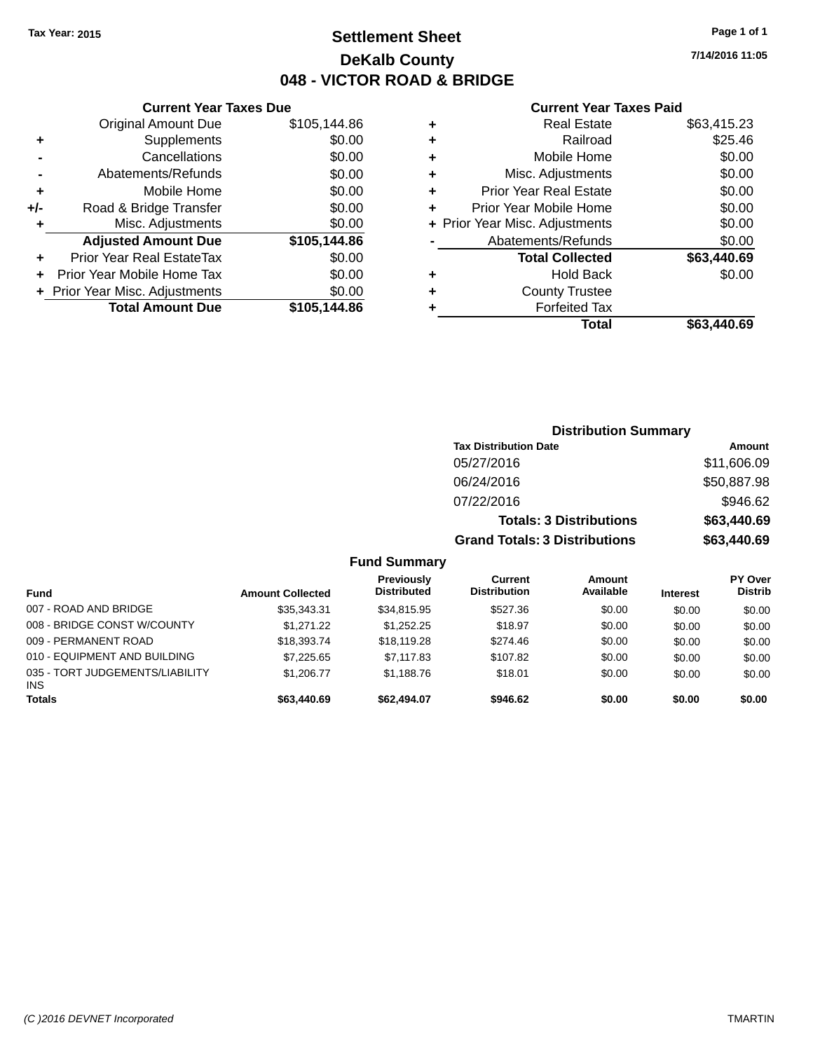Tax Year: 2015

# Settlement Sheet

## DeKalb County

## 048 - VICTOR ROAD & BRIDGE

7/14/2016 11:05

### Current Year Taxes Due

| | | |
|---|---|---|
| | Original Amount Due | $105,144.86 |
| + | Supplements | $0.00 |
| - | Cancellations | $0.00 |
| - | Abatements/Refunds | $0.00 |
| + | Mobile Home | $0.00 |
| +/- | Road & Bridge Transfer | $0.00 |
| + | Misc. Adjustments | $0.00 |
| | **Adjusted Amount Due** | **$105,144.86** |
| + | Prior Year Real EstateTax | $0.00 |
| + | Prior Year Mobile Home Tax | $0.00 |
| + | Prior Year Misc. Adjustments | $0.00 |
| | **Total Amount Due** | **$105,144.86** |

### Current Year Taxes Paid

| | | |
|---|---|---|
| + | Real Estate | $63,415.23 |
| + | Railroad | $25.46 |
| + | Mobile Home | $0.00 |
| + | Misc. Adjustments | $0.00 |
| + | Prior Year Real Estate | $0.00 |
| + | Prior Year Mobile Home | $0.00 |
| + | Prior Year Misc. Adjustments | $0.00 |
| - | Abatements/Refunds | $0.00 |
| | **Total Collected** | **$63,440.69** |
| + | Hold Back | $0.00 |
| + | County Trustee | |
| + | Forfeited Tax | |
| | **Total** | **$63,440.69** |

### Distribution Summary

| Tax Distribution Date | Amount |
|---|---|
| 05/27/2016 | $11,606.09 |
| 06/24/2016 | $50,887.98 |
| 07/22/2016 | $946.62 |
| **Totals: 3 Distributions** | **$63,440.69** |
| **Grand Totals: 3 Distributions** | **$63,440.69** |

### Fund Summary

| Fund | Amount Collected | Previously Distributed | Current Distribution | Amount Available | Interest | PY Over Distrib |
|---|---|---|---|---|---|---|
| 007 - ROAD AND BRIDGE | $35,343.31 | $34,815.95 | $527.36 | $0.00 | $0.00 | $0.00 |
| 008 - BRIDGE CONST W/COUNTY | $1,271.22 | $1,252.25 | $18.97 | $0.00 | $0.00 | $0.00 |
| 009 - PERMANENT ROAD | $18,393.74 | $18,119.28 | $274.46 | $0.00 | $0.00 | $0.00 |
| 010 - EQUIPMENT AND BUILDING | $7,225.65 | $7,117.83 | $107.82 | $0.00 | $0.00 | $0.00 |
| 035 - TORT JUDGEMENTS/LIABILITY INS | $1,206.77 | $1,188.76 | $18.01 | $0.00 | $0.00 | $0.00 |
| **Totals** | **$63,440.69** | **$62,494.07** | **$946.62** | **$0.00** | **$0.00** | **$0.00** |

(C )2016 DEVNET Incorporated TMARTIN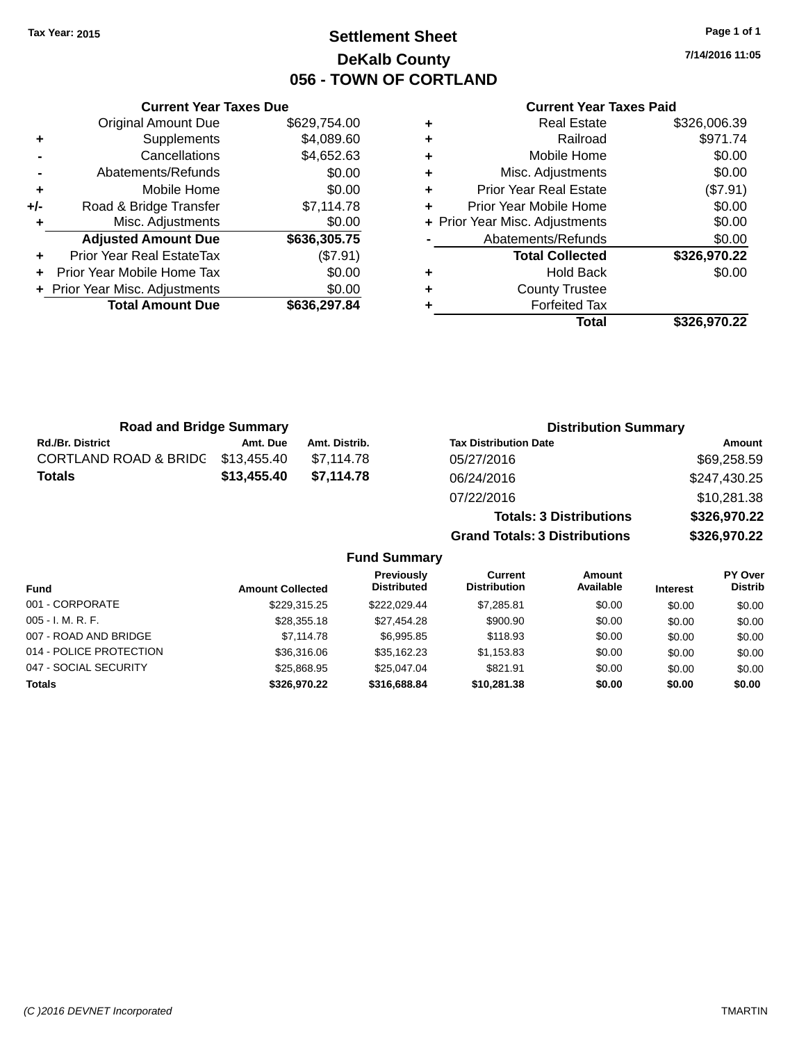Tax Year: 2015

# Settlement Sheet

## DeKalb County

## 056 - TOWN OF CORTLAND

7/14/2016 11:05

### Current Year Taxes Due

| | | |
|---|---|---|
| | Original Amount Due | $629,754.00 |
| + | Supplements | $4,089.60 |
| - | Cancellations | $4,652.63 |
| - | Abatements/Refunds | $0.00 |
| + | Mobile Home | $0.00 |
| +/- | Road & Bridge Transfer | $7,114.78 |
| + | Misc. Adjustments | $0.00 |
| | **Adjusted Amount Due** | **$636,305.75** |
| + | Prior Year Real EstateTax | ($7.91) |
| + | Prior Year Mobile Home Tax | $0.00 |
| + | Prior Year Misc. Adjustments | $0.00 |
| | **Total Amount Due** | **$636,297.84** |

### Current Year Taxes Paid

| | | |
|---|---|---|
| + | Real Estate | $326,006.39 |
| + | Railroad | $971.74 |
| + | Mobile Home | $0.00 |
| + | Misc. Adjustments | $0.00 |
| + | Prior Year Real Estate | ($7.91) |
| + | Prior Year Mobile Home | $0.00 |
| + | Prior Year Misc. Adjustments | $0.00 |
| - | Abatements/Refunds | $0.00 |
| | **Total Collected** | **$326,970.22** |
| + | Hold Back | $0.00 |
| + | County Trustee | |
| + | Forfeited Tax | |
| | **Total** | **$326,970.22** |

### Road and Bridge Summary

| Rd./Br. District | Amt. Due | Amt. Distrib. |
|---|---|---|
| CORTLAND ROAD & BRIDG | $13,455.40 | $7,114.78 |
| **Totals** | **$13,455.40** | **$7,114.78** |

### Distribution Summary

| Tax Distribution Date | Amount |
|---|---|
| 05/27/2016 | $69,258.59 |
| 06/24/2016 | $247,430.25 |
| 07/22/2016 | $10,281.38 |
| **Totals: 3 Distributions** | **$326,970.22** |
| **Grand Totals: 3 Distributions** | **$326,970.22** |

### Fund Summary

| Fund | Amount Collected | Previously Distributed | Current Distribution | Amount Available | Interest | PY Over Distrib |
|---|---|---|---|---|---|---|
| 001 - CORPORATE | $229,315.25 | $222,029.44 | $7,285.81 | $0.00 | $0.00 | $0.00 |
| 005 - I. M. R. F. | $28,355.18 | $27,454.28 | $900.90 | $0.00 | $0.00 | $0.00 |
| 007 - ROAD AND BRIDGE | $7,114.78 | $6,995.85 | $118.93 | $0.00 | $0.00 | $0.00 |
| 014 - POLICE PROTECTION | $36,316.06 | $35,162.23 | $1,153.83 | $0.00 | $0.00 | $0.00 |
| 047 - SOCIAL SECURITY | $25,868.95 | $25,047.04 | $821.91 | $0.00 | $0.00 | $0.00 |
| **Totals** | **$326,970.22** | **$316,688.84** | **$10,281.38** | **$0.00** | **$0.00** | **$0.00** |

(C )2016 DEVNET Incorporated TMARTIN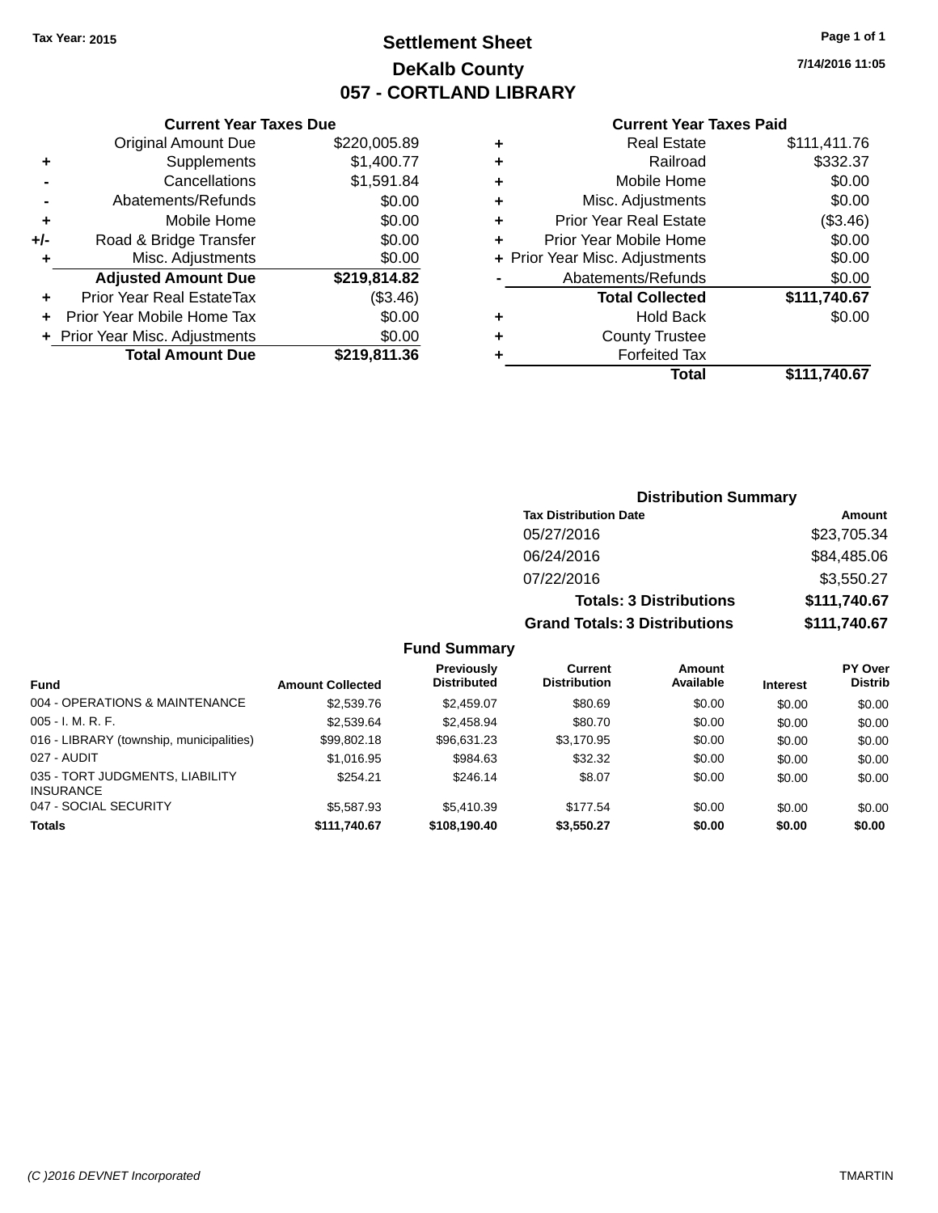Tax Year: 2015

# Settlement Sheet
## DeKalb County
## 057 - CORTLAND LIBRARY

7/14/2016 11:05

### Current Year Taxes Due

| | | |
|---|---|---|
| | Original Amount Due | $220,005.89 |
| + | Supplements | $1,400.77 |
| - | Cancellations | $1,591.84 |
| - | Abatements/Refunds | $0.00 |
| + | Mobile Home | $0.00 |
| +/- | Road & Bridge Transfer | $0.00 |
| + | Misc. Adjustments | $0.00 |
| | **Adjusted Amount Due** | **$219,814.82** |
| + | Prior Year Real EstateTax | ($3.46) |
| + | Prior Year Mobile Home Tax | $0.00 |
| + | Prior Year Misc. Adjustments | $0.00 |
| | **Total Amount Due** | **$219,811.36** |

### Current Year Taxes Paid

| | | |
|---|---|---|
| + | Real Estate | $111,411.76 |
| + | Railroad | $332.37 |
| + | Mobile Home | $0.00 |
| + | Misc. Adjustments | $0.00 |
| + | Prior Year Real Estate | ($3.46) |
| + | Prior Year Mobile Home | $0.00 |
| + | Prior Year Misc. Adjustments | $0.00 |
| - | Abatements/Refunds | $0.00 |
| | **Total Collected** | **$111,740.67** |
| + | Hold Back | $0.00 |
| + | County Trustee | |
| + | Forfeited Tax | |
| | **Total** | **$111,740.67** |

### Distribution Summary

| Tax Distribution Date | Amount |
|---|---|
| 05/27/2016 | $23,705.34 |
| 06/24/2016 | $84,485.06 |
| 07/22/2016 | $3,550.27 |
| **Totals: 3 Distributions** | **$111,740.67** |
| **Grand Totals: 3 Distributions** | **$111,740.67** |

### Fund Summary

| Fund | Amount Collected | Previously Distributed | Current Distribution | Amount Available | Interest | PY Over Distrib |
|---|---|---|---|---|---|---|
| 004 - OPERATIONS & MAINTENANCE | $2,539.76 | $2,459.07 | $80.69 | $0.00 | $0.00 | $0.00 |
| 005 - I. M. R. F. | $2,539.64 | $2,458.94 | $80.70 | $0.00 | $0.00 | $0.00 |
| 016 - LIBRARY (township, municipalities) | $99,802.18 | $96,631.23 | $3,170.95 | $0.00 | $0.00 | $0.00 |
| 027 - AUDIT | $1,016.95 | $984.63 | $32.32 | $0.00 | $0.00 | $0.00 |
| 035 - TORT JUDGMENTS, LIABILITY INSURANCE | $254.21 | $246.14 | $8.07 | $0.00 | $0.00 | $0.00 |
| 047 - SOCIAL SECURITY | $5,587.93 | $5,410.39 | $177.54 | $0.00 | $0.00 | $0.00 |
| **Totals** | **$111,740.67** | **$108,190.40** | **$3,550.27** | **$0.00** | **$0.00** | **$0.00** |

(C )2016 DEVNET Incorporated TMARTIN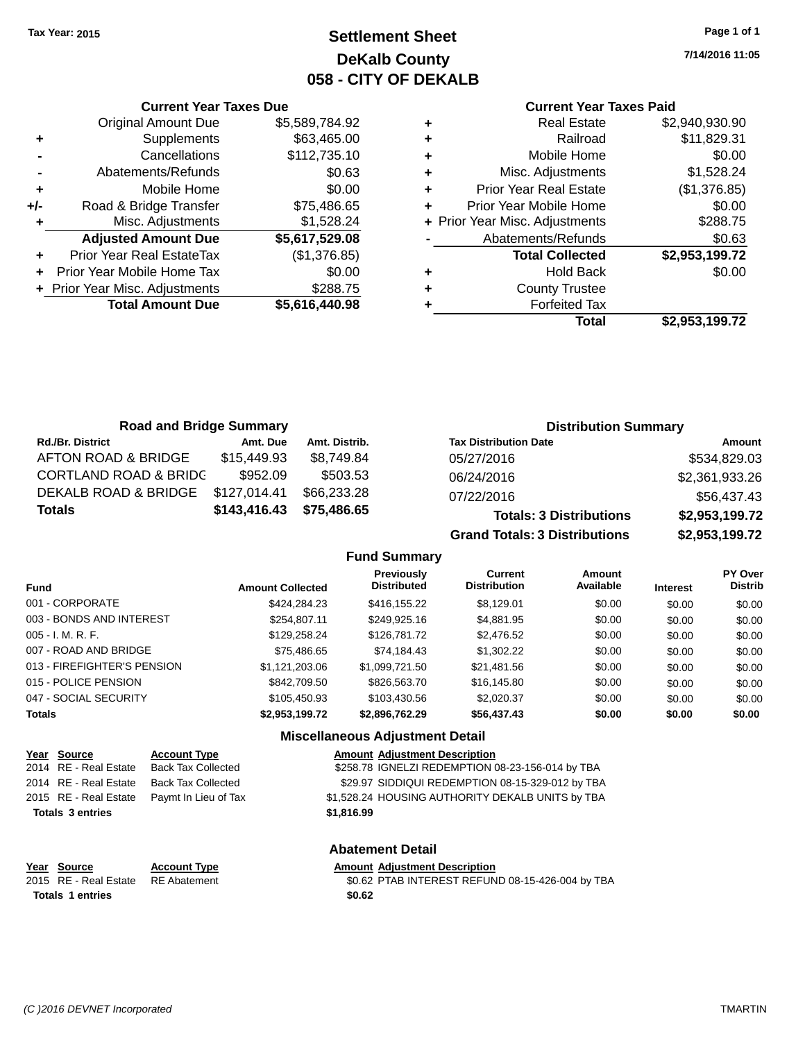Tax Year: 2015

# Settlement Sheet
## DeKalb County
## 058 - CITY OF DEKALB

7/14/2016 11:05

### Current Year Taxes Due

| | | |
|---|---|---|
| | Original Amount Due | $5,589,784.92 |
| + | Supplements | $63,465.00 |
| - | Cancellations | $112,735.10 |
| - | Abatements/Refunds | $0.63 |
| + | Mobile Home | $0.00 |
| +/- | Road & Bridge Transfer | $75,486.65 |
| + | Misc. Adjustments | $1,528.24 |
| | **Adjusted Amount Due** | **$5,617,529.08** |
| + | Prior Year Real EstateTax | ($1,376.85) |
| + | Prior Year Mobile Home Tax | $0.00 |
| + | Prior Year Misc. Adjustments | $288.75 |
| | **Total Amount Due** | **$5,616,440.98** |

### Current Year Taxes Paid

| | | |
|---|---|---|
| + | Real Estate | $2,940,930.90 |
| + | Railroad | $11,829.31 |
| + | Mobile Home | $0.00 |
| + | Misc. Adjustments | $1,528.24 |
| + | Prior Year Real Estate | ($1,376.85) |
| + | Prior Year Mobile Home | $0.00 |
| + | Prior Year Misc. Adjustments | $288.75 |
| - | Abatements/Refunds | $0.63 |
| | **Total Collected** | **$2,953,199.72** |
| + | Hold Back | $0.00 |
| + | County Trustee | |
| + | Forfeited Tax | |
| | **Total** | **$2,953,199.72** |

### Road and Bridge Summary

| Rd./Br. District | Amt. Due | Amt. Distrib. |
|---|---|---|
| AFTON ROAD & BRIDGE | $15,449.93 | $8,749.84 |
| CORTLAND ROAD & BRIDG | $952.09 | $503.53 |
| DEKALB ROAD & BRIDGE | $127,014.41 | $66,233.28 |
| **Totals** | **$143,416.43** | **$75,486.65** |

### Distribution Summary

| Tax Distribution Date | Amount |
|---|---|
| 05/27/2016 | $534,829.03 |
| 06/24/2016 | $2,361,933.26 |
| 07/22/2016 | $56,437.43 |
| **Totals: 3 Distributions** | **$2,953,199.72** |
| **Grand Totals: 3 Distributions** | **$2,953,199.72** |

### Fund Summary

| Fund | Amount Collected | Previously Distributed | Current Distribution | Amount Available | Interest | PY Over Distrib |
|---|---|---|---|---|---|---|
| 001 - CORPORATE | $424,284.23 | $416,155.22 | $8,129.01 | $0.00 | $0.00 | $0.00 |
| 003 - BONDS AND INTEREST | $254,807.11 | $249,925.16 | $4,881.95 | $0.00 | $0.00 | $0.00 |
| 005 - I. M. R. F. | $129,258.24 | $126,781.72 | $2,476.52 | $0.00 | $0.00 | $0.00 |
| 007 - ROAD AND BRIDGE | $75,486.65 | $74,184.43 | $1,302.22 | $0.00 | $0.00 | $0.00 |
| 013 - FIREFIGHTER'S PENSION | $1,121,203.06 | $1,099,721.50 | $21,481.56 | $0.00 | $0.00 | $0.00 |
| 015 - POLICE PENSION | $842,709.50 | $826,563.70 | $16,145.80 | $0.00 | $0.00 | $0.00 |
| 047 - SOCIAL SECURITY | $105,450.93 | $103,430.56 | $2,020.37 | $0.00 | $0.00 | $0.00 |
| **Totals** | **$2,953,199.72** | **$2,896,762.29** | **$56,437.43** | **$0.00** | **$0.00** | **$0.00** |

### Miscellaneous Adjustment Detail

| Year | Source | Account Type | Amount | Adjustment Description |
|---|---|---|---|---|
| 2014 | RE - Real Estate | Back Tax Collected | $258.78 | IGNELZI REDEMPTION 08-23-156-014 by TBA |
| 2014 | RE - Real Estate | Back Tax Collected | $29.97 | SIDDIQUI REDEMPTION 08-15-329-012 by TBA |
| 2015 | RE - Real Estate | Paymt In Lieu of Tax | $1,528.24 | HOUSING AUTHORITY DEKALB UNITS by TBA |
| **Totals 3 entries** | | | **$1,816.99** | |

### Abatement Detail

| Year | Source | Account Type | Amount | Adjustment Description |
|---|---|---|---|---|
| 2015 | RE - Real Estate | RE Abatement | $0.62 | PTAB INTEREST REFUND 08-15-426-004 by TBA |
| **Totals 1 entries** | | | **$0.62** | |

(C )2016 DEVNET Incorporated    TMARTIN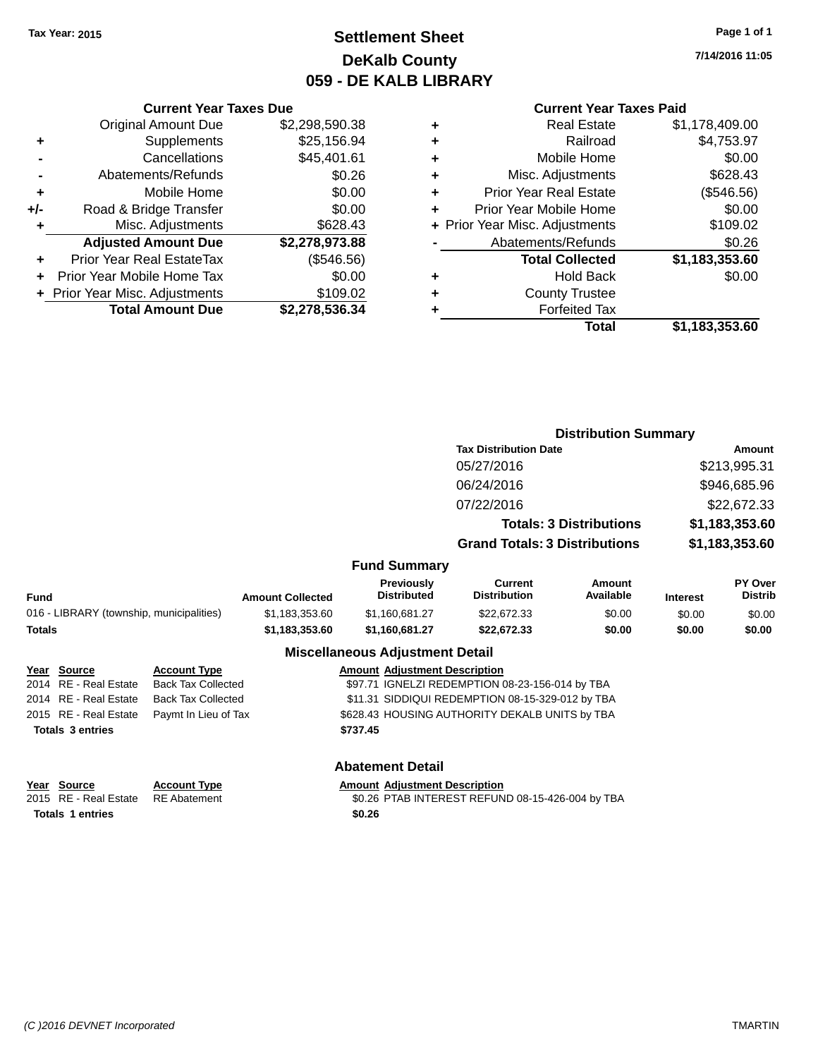Tax Year: 2015

# Settlement Sheet

## DeKalb County

## 059 - DE KALB LIBRARY

7/14/2016 11:05

### Current Year Taxes Due

| | | |
|---|---|---|
| | Original Amount Due | $2,298,590.38 |
| + | Supplements | $25,156.94 |
| - | Cancellations | $45,401.61 |
| - | Abatements/Refunds | $0.26 |
| + | Mobile Home | $0.00 |
| +/- | Road & Bridge Transfer | $0.00 |
| + | Misc. Adjustments | $628.43 |
| | **Adjusted Amount Due** | **$2,278,973.88** |
| + | Prior Year Real EstateTax | ($546.56) |
| + | Prior Year Mobile Home Tax | $0.00 |
| + | Prior Year Misc. Adjustments | $109.02 |
| | **Total Amount Due** | **$2,278,536.34** |

### Current Year Taxes Paid

| | | |
|---|---|---|
| + | Real Estate | $1,178,409.00 |
| + | Railroad | $4,753.97 |
| + | Mobile Home | $0.00 |
| + | Misc. Adjustments | $628.43 |
| + | Prior Year Real Estate | ($546.56) |
| + | Prior Year Mobile Home | $0.00 |
| + | Prior Year Misc. Adjustments | $109.02 |
| - | Abatements/Refunds | $0.26 |
| | **Total Collected** | **$1,183,353.60** |
| + | Hold Back | $0.00 |
| + | County Trustee | |
| + | Forfeited Tax | |
| | **Total** | **$1,183,353.60** |

### Distribution Summary

| Tax Distribution Date | Amount |
|---|---|
| 05/27/2016 | $213,995.31 |
| 06/24/2016 | $946,685.96 |
| 07/22/2016 | $22,672.33 |
| **Totals: 3 Distributions** | **$1,183,353.60** |
| **Grand Totals: 3 Distributions** | **$1,183,353.60** |

### Fund Summary

| Fund | Amount Collected | Previously Distributed | Current Distribution | Amount Available | Interest | PY Over Distrib |
|---|---|---|---|---|---|---|
| 016 - LIBRARY (township, municipalities) | $1,183,353.60 | $1,160,681.27 | $22,672.33 | $0.00 | $0.00 | $0.00 |
| **Totals** | **$1,183,353.60** | **$1,160,681.27** | **$22,672.33** | **$0.00** | **$0.00** | **$0.00** |

### Miscellaneous Adjustment Detail

| Year | Source | Account Type | Amount | Adjustment Description |
|---|---|---|---|---|
| 2014 | RE - Real Estate | Back Tax Collected | $97.71 | IGNELZI REDEMPTION 08-23-156-014 by TBA |
| 2014 | RE - Real Estate | Back Tax Collected | $11.31 | SIDDIQUI REDEMPTION 08-15-329-012 by TBA |
| 2015 | RE - Real Estate | Paymt In Lieu of Tax | $628.43 | HOUSING AUTHORITY DEKALB UNITS by TBA |
| **Totals 3 entries** | | | **$737.45** | |

### Abatement Detail

| Year | Source | Account Type | Amount | Adjustment Description |
|---|---|---|---|---|
| 2015 | RE - Real Estate | RE Abatement | $0.26 | PTAB INTEREST REFUND 08-15-426-004 by TBA |
| **Totals 1 entries** | | | **$0.26** | |

(C )2016 DEVNET Incorporated TMARTIN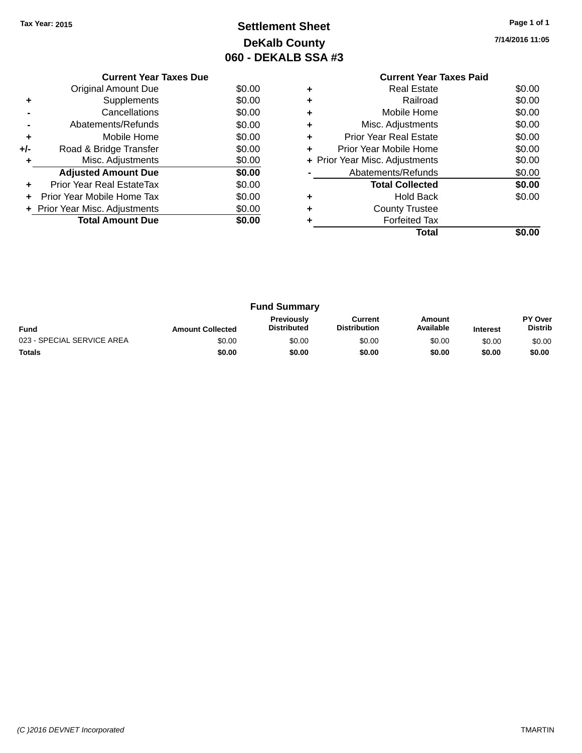Tax Year: 2015

# Settlement Sheet

## DeKalb County

## 060 - DEKALB SSA #3

7/14/2016 11:05

### Current Year Taxes Due

| | | |
|---|---|---|
| | Original Amount Due | $0.00 |
| + | Supplements | $0.00 |
| - | Cancellations | $0.00 |
| - | Abatements/Refunds | $0.00 |
| + | Mobile Home | $0.00 |
| +/- | Road & Bridge Transfer | $0.00 |
| + | Misc. Adjustments | $0.00 |
| | **Adjusted Amount Due** | **$0.00** |
| + | Prior Year Real EstateTax | $0.00 |
| + | Prior Year Mobile Home Tax | $0.00 |
| + | Prior Year Misc. Adjustments | $0.00 |
| | **Total Amount Due** | **$0.00** |

### Current Year Taxes Paid

| | | |
|---|---|---|
| + | Real Estate | $0.00 |
| + | Railroad | $0.00 |
| + | Mobile Home | $0.00 |
| + | Misc. Adjustments | $0.00 |
| + | Prior Year Real Estate | $0.00 |
| + | Prior Year Mobile Home | $0.00 |
| + | Prior Year Misc. Adjustments | $0.00 |
| - | Abatements/Refunds | $0.00 |
| | **Total Collected** | **$0.00** |
| + | Hold Back | $0.00 |
| + | County Trustee | |
| + | Forfeited Tax | |
| | **Total** | **$0.00** |

### Fund Summary

| Fund | Amount Collected | Previously Distributed | Current Distribution | Amount Available | Interest | PY Over Distrib |
|---|---|---|---|---|---|---|
| 023 - SPECIAL SERVICE AREA | $0.00 | $0.00 | $0.00 | $0.00 | $0.00 | $0.00 |
| **Totals** | **$0.00** | **$0.00** | **$0.00** | **$0.00** | **$0.00** | **$0.00** |

(C )2016 DEVNET Incorporated TMARTIN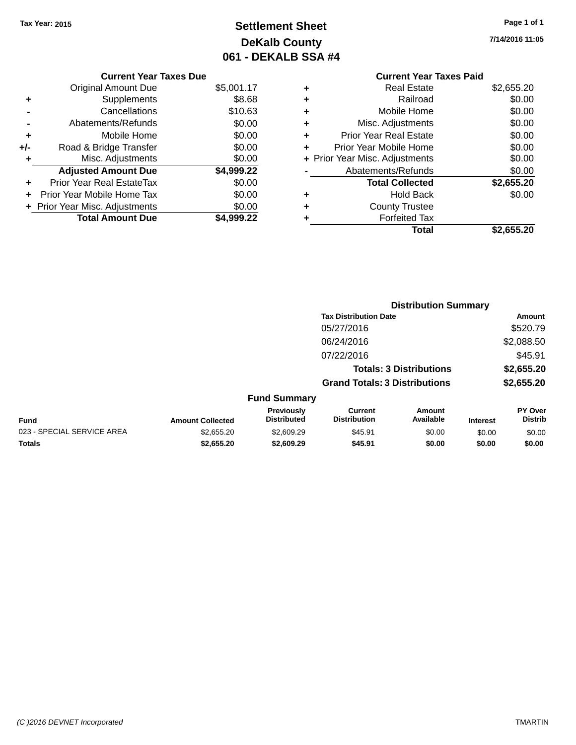Tax Year: 2015

# Settlement Sheet
## DeKalb County
## 061 - DEKALB SSA #4

7/14/2016 11:05

### Current Year Taxes Due

| | | |
|---|---|---|
| | Original Amount Due | $5,001.17 |
| + | Supplements | $8.68 |
| - | Cancellations | $10.63 |
| - | Abatements/Refunds | $0.00 |
| + | Mobile Home | $0.00 |
| +/- | Road & Bridge Transfer | $0.00 |
| + | Misc. Adjustments | $0.00 |
| | **Adjusted Amount Due** | **$4,999.22** |
| + | Prior Year Real EstateTax | $0.00 |
| + | Prior Year Mobile Home Tax | $0.00 |
| + | Prior Year Misc. Adjustments | $0.00 |
| | **Total Amount Due** | **$4,999.22** |

### Current Year Taxes Paid

| | | |
|---|---|---|
| + | Real Estate | $2,655.20 |
| + | Railroad | $0.00 |
| + | Mobile Home | $0.00 |
| + | Misc. Adjustments | $0.00 |
| + | Prior Year Real Estate | $0.00 |
| + | Prior Year Mobile Home | $0.00 |
| + | Prior Year Misc. Adjustments | $0.00 |
| - | Abatements/Refunds | $0.00 |
| | **Total Collected** | **$2,655.20** |
| + | Hold Back | $0.00 |
| + | County Trustee | |
| + | Forfeited Tax | |
| | **Total** | **$2,655.20** |

### Distribution Summary

| Tax Distribution Date | Amount |
|---|---|
| 05/27/2016 | $520.79 |
| 06/24/2016 | $2,088.50 |
| 07/22/2016 | $45.91 |
| **Totals: 3 Distributions** | **$2,655.20** |
| **Grand Totals: 3 Distributions** | **$2,655.20** |

### Fund Summary

| Fund | Amount Collected | Previously Distributed | Current Distribution | Amount Available | Interest | PY Over Distrib |
|---|---|---|---|---|---|---|
| 023 - SPECIAL SERVICE AREA | $2,655.20 | $2,609.29 | $45.91 | $0.00 | $0.00 | $0.00 |
| **Totals** | **$2,655.20** | **$2,609.29** | **$45.91** | **$0.00** | **$0.00** | **$0.00** |

(C )2016 DEVNET Incorporated TMARTIN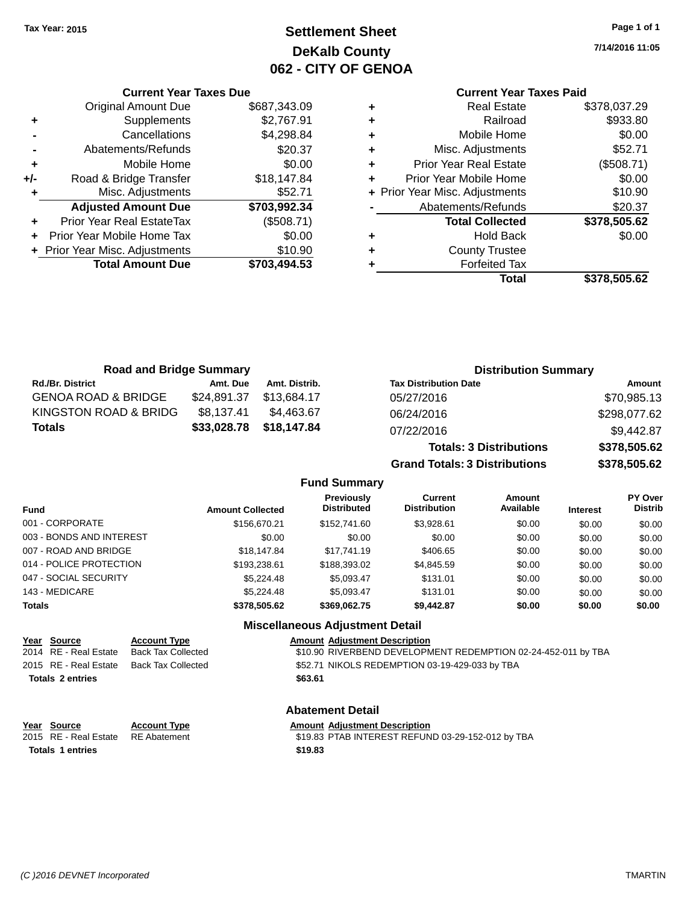Tax Year: 2015

# Settlement Sheet
## DeKalb County
## 062 - CITY OF GENOA

7/14/2016 11:05

### Current Year Taxes Due

| | | |
|---|---|---|
| | Original Amount Due | $687,343.09 |
| + | Supplements | $2,767.91 |
| - | Cancellations | $4,298.84 |
| - | Abatements/Refunds | $20.37 |
| + | Mobile Home | $0.00 |
| +/- | Road & Bridge Transfer | $18,147.84 |
| + | Misc. Adjustments | $52.71 |
| | **Adjusted Amount Due** | **$703,992.34** |
| + | Prior Year Real EstateTax | ($508.71) |
| + | Prior Year Mobile Home Tax | $0.00 |
| + | Prior Year Misc. Adjustments | $10.90 |
| | **Total Amount Due** | **$703,494.53** |

### Current Year Taxes Paid

| | | |
|---|---|---|
| + | Real Estate | $378,037.29 |
| + | Railroad | $933.80 |
| + | Mobile Home | $0.00 |
| + | Misc. Adjustments | $52.71 |
| + | Prior Year Real Estate | ($508.71) |
| + | Prior Year Mobile Home | $0.00 |
| + | Prior Year Misc. Adjustments | $10.90 |
| - | Abatements/Refunds | $20.37 |
| | **Total Collected** | **$378,505.62** |
| + | Hold Back | $0.00 |
| + | County Trustee | |
| + | Forfeited Tax | |
| | **Total** | **$378,505.62** |

### Road and Bridge Summary

| Rd./Br. District | Amt. Due | Amt. Distrib. |
|---|---|---|
| GENOA ROAD & BRIDGE | $24,891.37 | $13,684.17 |
| KINGSTON ROAD & BRIDG | $8,137.41 | $4,463.67 |
| **Totals** | **$33,028.78** | **$18,147.84** |

### Distribution Summary

| Tax Distribution Date | Amount |
|---|---|
| 05/27/2016 | $70,985.13 |
| 06/24/2016 | $298,077.62 |
| 07/22/2016 | $9,442.87 |
| **Totals: 3 Distributions** | **$378,505.62** |
| **Grand Totals: 3 Distributions** | **$378,505.62** |

### Fund Summary

| Fund | Amount Collected | Previously Distributed | Current Distribution | Amount Available | Interest | PY Over Distrib |
|---|---|---|---|---|---|---|
| 001 - CORPORATE | $156,670.21 | $152,741.60 | $3,928.61 | $0.00 | $0.00 | $0.00 |
| 003 - BONDS AND INTEREST | $0.00 | $0.00 | $0.00 | $0.00 | $0.00 | $0.00 |
| 007 - ROAD AND BRIDGE | $18,147.84 | $17,741.19 | $406.65 | $0.00 | $0.00 | $0.00 |
| 014 - POLICE PROTECTION | $193,238.61 | $188,393.02 | $4,845.59 | $0.00 | $0.00 | $0.00 |
| 047 - SOCIAL SECURITY | $5,224.48 | $5,093.47 | $131.01 | $0.00 | $0.00 | $0.00 |
| 143 - MEDICARE | $5,224.48 | $5,093.47 | $131.01 | $0.00 | $0.00 | $0.00 |
| **Totals** | **$378,505.62** | **$369,062.75** | **$9,442.87** | **$0.00** | **$0.00** | **$0.00** |

### Miscellaneous Adjustment Detail

| Year | Source | Account Type | Amount | Adjustment Description |
|---|---|---|---|---|
| 2014 | RE - Real Estate | Back Tax Collected | $10.90 | RIVERBEND DEVELOPMENT REDEMPTION 02-24-452-011 by TBA |
| 2015 | RE - Real Estate | Back Tax Collected | $52.71 | NIKOLS REDEMPTION 03-19-429-033 by TBA |
| **Totals 2 entries** | | | **$63.61** | |

### Abatement Detail

| Year | Source | Account Type | Amount | Adjustment Description |
|---|---|---|---|---|
| 2015 | RE - Real Estate | RE Abatement | $19.83 | PTAB INTEREST REFUND 03-29-152-012 by TBA |
| **Totals 1 entries** | | | **$19.83** | |

(C )2016 DEVNET Incorporated TMARTIN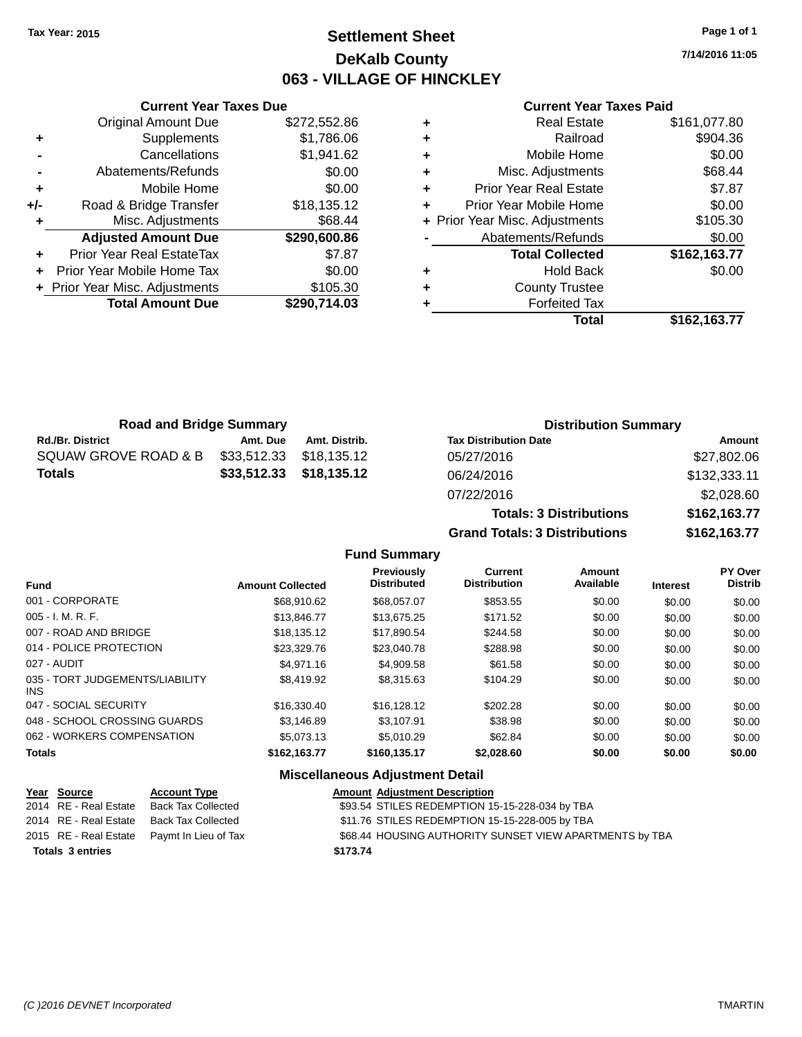Tax Year: 2015

# Settlement Sheet

## DeKalb County

## 063 - VILLAGE OF HINCKLEY

7/14/2016 11:05

### Current Year Taxes Due

| | | |
|---|---|---|
| | Original Amount Due | $272,552.86 |
| + | Supplements | $1,786.06 |
| - | Cancellations | $1,941.62 |
| - | Abatements/Refunds | $0.00 |
| + | Mobile Home | $0.00 |
| +/- | Road & Bridge Transfer | $18,135.12 |
| + | Misc. Adjustments | $68.44 |
| | **Adjusted Amount Due** | **$290,600.86** |
| + | Prior Year Real EstateTax | $7.87 |
| + | Prior Year Mobile Home Tax | $0.00 |
| + | Prior Year Misc. Adjustments | $105.30 |
| | **Total Amount Due** | **$290,714.03** |

### Current Year Taxes Paid

| | | |
|---|---|---|
| + | Real Estate | $161,077.80 |
| + | Railroad | $904.36 |
| + | Mobile Home | $0.00 |
| + | Misc. Adjustments | $68.44 |
| + | Prior Year Real Estate | $7.87 |
| + | Prior Year Mobile Home | $0.00 |
| + | Prior Year Misc. Adjustments | $105.30 |
| - | Abatements/Refunds | $0.00 |
| | **Total Collected** | **$162,163.77** |
| + | Hold Back | $0.00 |
| + | County Trustee | |
| + | Forfeited Tax | |
| | **Total** | **$162,163.77** |

### Road and Bridge Summary

| Rd./Br. District | Amt. Due | Amt. Distrib. |
|---|---|---|
| SQUAW GROVE ROAD & B | $33,512.33 | $18,135.12 |
| **Totals** | **$33,512.33** | **$18,135.12** |

### Distribution Summary

| Tax Distribution Date | Amount |
|---|---|
| 05/27/2016 | $27,802.06 |
| 06/24/2016 | $132,333.11 |
| 07/22/2016 | $2,028.60 |
| **Totals: 3 Distributions** | **$162,163.77** |
| **Grand Totals: 3 Distributions** | **$162,163.77** |

### Fund Summary

| Fund | Amount Collected | Previously Distributed | Current Distribution | Amount Available | Interest | PY Over Distrib |
|---|---|---|---|---|---|---|
| 001 - CORPORATE | $68,910.62 | $68,057.07 | $853.55 | $0.00 | $0.00 | $0.00 |
| 005 - I. M. R. F. | $13,846.77 | $13,675.25 | $171.52 | $0.00 | $0.00 | $0.00 |
| 007 - ROAD AND BRIDGE | $18,135.12 | $17,890.54 | $244.58 | $0.00 | $0.00 | $0.00 |
| 014 - POLICE PROTECTION | $23,329.76 | $23,040.78 | $288.98 | $0.00 | $0.00 | $0.00 |
| 027 - AUDIT | $4,971.16 | $4,909.58 | $61.58 | $0.00 | $0.00 | $0.00 |
| 035 - TORT JUDGEMENTS/LIABILITY INS | $8,419.92 | $8,315.63 | $104.29 | $0.00 | $0.00 | $0.00 |
| 047 - SOCIAL SECURITY | $16,330.40 | $16,128.12 | $202.28 | $0.00 | $0.00 | $0.00 |
| 048 - SCHOOL CROSSING GUARDS | $3,146.89 | $3,107.91 | $38.98 | $0.00 | $0.00 | $0.00 |
| 062 - WORKERS COMPENSATION | $5,073.13 | $5,010.29 | $62.84 | $0.00 | $0.00 | $0.00 |
| **Totals** | **$162,163.77** | **$160,135.17** | **$2,028.60** | **$0.00** | **$0.00** | **$0.00** |

### Miscellaneous Adjustment Detail

| Year | Source | Account Type | Amount | Adjustment Description |
|---|---|---|---|---|
| 2014 | RE - Real Estate | Back Tax Collected | $93.54 | STILES REDEMPTION 15-15-228-034 by TBA |
| 2014 | RE - Real Estate | Back Tax Collected | $11.76 | STILES REDEMPTION 15-15-228-005 by TBA |
| 2015 | RE - Real Estate | Paymt In Lieu of Tax | $68.44 | HOUSING AUTHORITY SUNSET VIEW APARTMENTS by TBA |
| **Totals 3 entries** | | | **$173.74** | |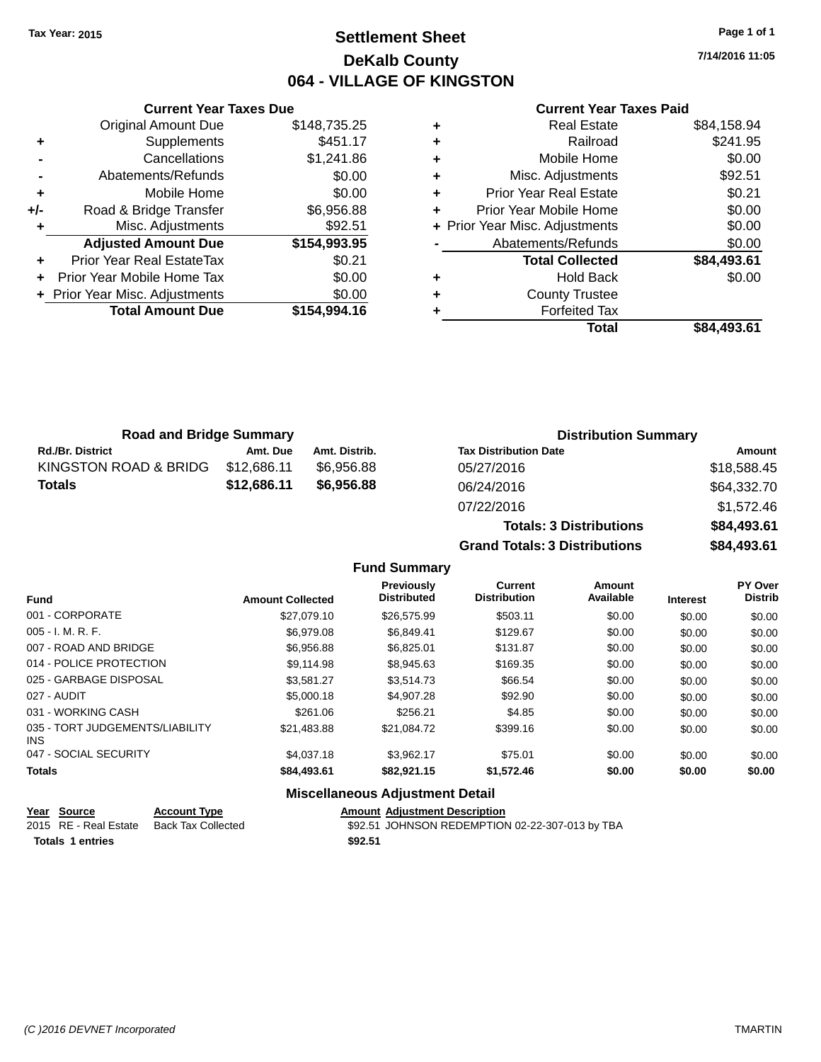Tax Year: 2015

# Settlement Sheet
## DeKalb County
## 064 - VILLAGE OF KINGSTON

7/14/2016 11:05

### Current Year Taxes Due

| | | |
|---|---|---|
| | Original Amount Due | $148,735.25 |
| + | Supplements | $451.17 |
| - | Cancellations | $1,241.86 |
| - | Abatements/Refunds | $0.00 |
| + | Mobile Home | $0.00 |
| +/- | Road & Bridge Transfer | $6,956.88 |
| + | Misc. Adjustments | $92.51 |
| | **Adjusted Amount Due** | **$154,993.95** |
| + | Prior Year Real EstateTax | $0.21 |
| + | Prior Year Mobile Home Tax | $0.00 |
| + | Prior Year Misc. Adjustments | $0.00 |
| | **Total Amount Due** | **$154,994.16** |

### Current Year Taxes Paid

| | | |
|---|---|---|
| + | Real Estate | $84,158.94 |
| + | Railroad | $241.95 |
| + | Mobile Home | $0.00 |
| + | Misc. Adjustments | $92.51 |
| + | Prior Year Real Estate | $0.21 |
| + | Prior Year Mobile Home | $0.00 |
| + | Prior Year Misc. Adjustments | $0.00 |
| - | Abatements/Refunds | $0.00 |
| | **Total Collected** | **$84,493.61** |
| + | Hold Back | $0.00 |
| + | County Trustee | |
| + | Forfeited Tax | |
| | **Total** | **$84,493.61** |

### Road and Bridge Summary

| Rd./Br. District | Amt. Due | Amt. Distrib. |
|---|---|---|
| KINGSTON ROAD & BRIDG | $12,686.11 | $6,956.88 |
| **Totals** | **$12,686.11** | **$6,956.88** |

### Distribution Summary

| Tax Distribution Date | Amount |
|---|---|
| 05/27/2016 | $18,588.45 |
| 06/24/2016 | $64,332.70 |
| 07/22/2016 | $1,572.46 |
| **Totals: 3 Distributions** | **$84,493.61** |
| **Grand Totals: 3 Distributions** | **$84,493.61** |

### Fund Summary

| Fund | Amount Collected | Previously Distributed | Current Distribution | Amount Available | Interest | PY Over Distrib |
|---|---|---|---|---|---|---|
| 001 - CORPORATE | $27,079.10 | $26,575.99 | $503.11 | $0.00 | $0.00 | $0.00 |
| 005 - I. M. R. F. | $6,979.08 | $6,849.41 | $129.67 | $0.00 | $0.00 | $0.00 |
| 007 - ROAD AND BRIDGE | $6,956.88 | $6,825.01 | $131.87 | $0.00 | $0.00 | $0.00 |
| 014 - POLICE PROTECTION | $9,114.98 | $8,945.63 | $169.35 | $0.00 | $0.00 | $0.00 |
| 025 - GARBAGE DISPOSAL | $3,581.27 | $3,514.73 | $66.54 | $0.00 | $0.00 | $0.00 |
| 027 - AUDIT | $5,000.18 | $4,907.28 | $92.90 | $0.00 | $0.00 | $0.00 |
| 031 - WORKING CASH | $261.06 | $256.21 | $4.85 | $0.00 | $0.00 | $0.00 |
| 035 - TORT JUDGEMENTS/LIABILITY INS | $21,483.88 | $21,084.72 | $399.16 | $0.00 | $0.00 | $0.00 |
| 047 - SOCIAL SECURITY | $4,037.18 | $3,962.17 | $75.01 | $0.00 | $0.00 | $0.00 |
| **Totals** | **$84,493.61** | **$82,921.15** | **$1,572.46** | **$0.00** | **$0.00** | **$0.00** |

### Miscellaneous Adjustment Detail

| Year | Source | Account Type | Amount | Adjustment Description |
|---|---|---|---|---|
| 2015 | RE - Real Estate | Back Tax Collected | $92.51 | JOHNSON REDEMPTION 02-22-307-013 by TBA |
| **Totals** | **1 entries** | | **$92.51** | |

(C )2016 DEVNET Incorporated TMARTIN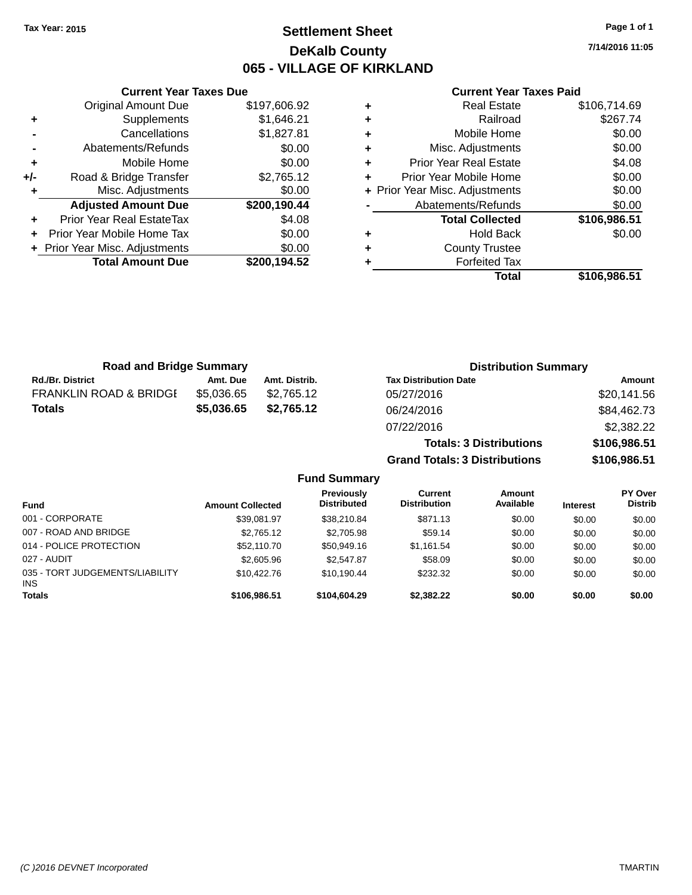Tax Year: 2015

# Settlement Sheet

## DeKalb County

## 065 - VILLAGE OF KIRKLAND

7/14/2016 11:05

### Current Year Taxes Due

| | | |
|---|---|---|
| | Original Amount Due | $197,606.92 |
| + | Supplements | $1,646.21 |
| - | Cancellations | $1,827.81 |
| - | Abatements/Refunds | $0.00 |
| + | Mobile Home | $0.00 |
| +/- | Road & Bridge Transfer | $2,765.12 |
| + | Misc. Adjustments | $0.00 |
| | **Adjusted Amount Due** | **$200,190.44** |
| + | Prior Year Real EstateTax | $4.08 |
| + | Prior Year Mobile Home Tax | $0.00 |
| + | Prior Year Misc. Adjustments | $0.00 |
| | **Total Amount Due** | **$200,194.52** |

### Current Year Taxes Paid

| | | |
|---|---|---|
| + | Real Estate | $106,714.69 |
| + | Railroad | $267.74 |
| + | Mobile Home | $0.00 |
| + | Misc. Adjustments | $0.00 |
| + | Prior Year Real Estate | $4.08 |
| + | Prior Year Mobile Home | $0.00 |
| + | Prior Year Misc. Adjustments | $0.00 |
| - | Abatements/Refunds | $0.00 |
| | **Total Collected** | **$106,986.51** |
| + | Hold Back | $0.00 |
| + | County Trustee | |
| + | Forfeited Tax | |
| | **Total** | **$106,986.51** |

### Road and Bridge Summary

| Rd./Br. District | Amt. Due | Amt. Distrib. |
|---|---|---|
| FRANKLIN ROAD & BRIDGE | $5,036.65 | $2,765.12 |
| **Totals** | **$5,036.65** | **$2,765.12** |

### Distribution Summary

| Tax Distribution Date | Amount |
|---|---|
| 05/27/2016 | $20,141.56 |
| 06/24/2016 | $84,462.73 |
| 07/22/2016 | $2,382.22 |
| **Totals: 3 Distributions** | **$106,986.51** |
| **Grand Totals: 3 Distributions** | **$106,986.51** |

### Fund Summary

| Fund | Amount Collected | Previously Distributed | Current Distribution | Amount Available | Interest | PY Over Distrib |
|---|---|---|---|---|---|---|
| 001 - CORPORATE | $39,081.97 | $38,210.84 | $871.13 | $0.00 | $0.00 | $0.00 |
| 007 - ROAD AND BRIDGE | $2,765.12 | $2,705.98 | $59.14 | $0.00 | $0.00 | $0.00 |
| 014 - POLICE PROTECTION | $52,110.70 | $50,949.16 | $1,161.54 | $0.00 | $0.00 | $0.00 |
| 027 - AUDIT | $2,605.96 | $2,547.87 | $58.09 | $0.00 | $0.00 | $0.00 |
| 035 - TORT JUDGEMENTS/LIABILITY INS | $10,422.76 | $10,190.44 | $232.32 | $0.00 | $0.00 | $0.00 |
| **Totals** | **$106,986.51** | **$104,604.29** | **$2,382.22** | **$0.00** | **$0.00** | **$0.00** |

(C )2016 DEVNET Incorporated TMARTIN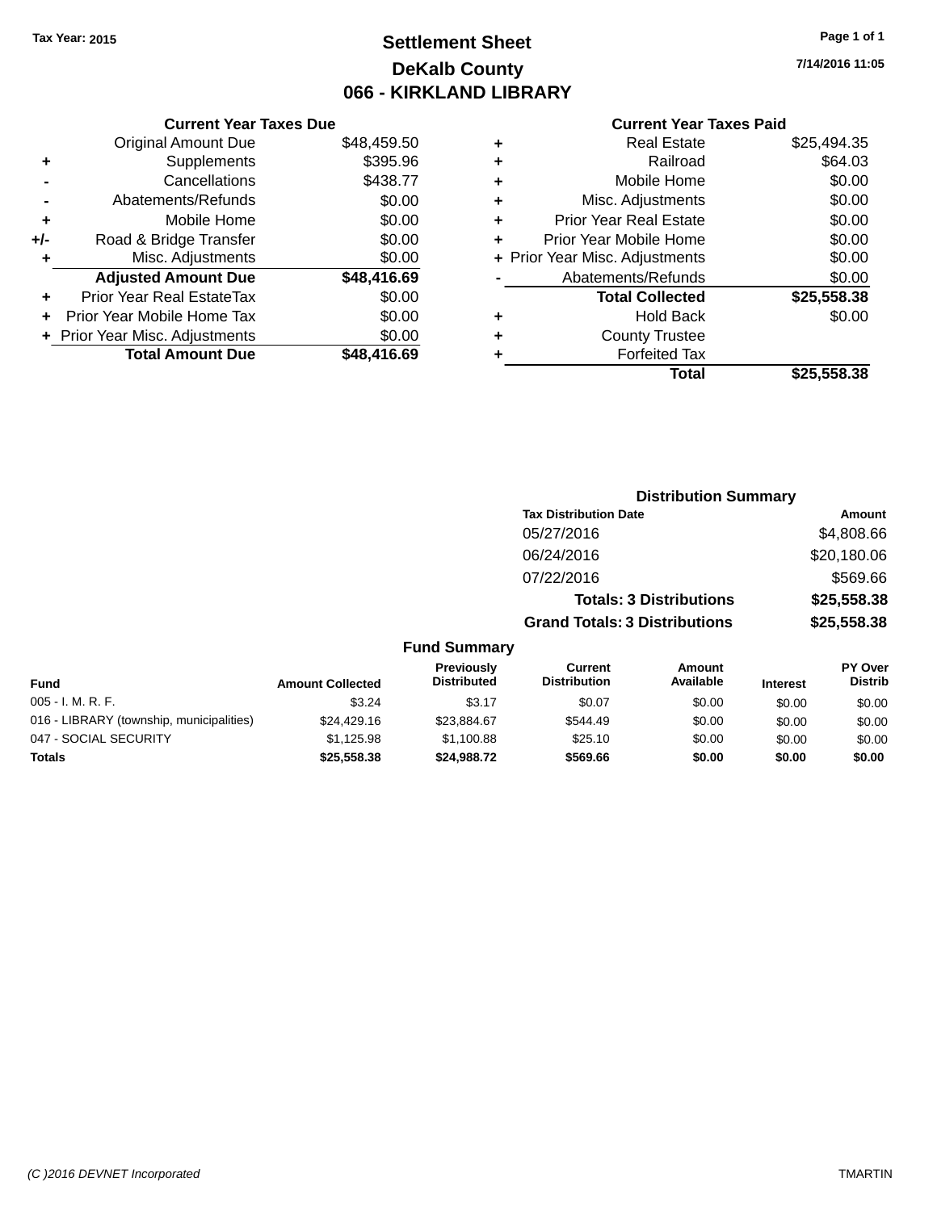Tax Year: 2015

# Settlement Sheet
## DeKalb County
## 066 - KIRKLAND LIBRARY

7/14/2016 11:05

### Current Year Taxes Due

| | | |
|---|---|---|
| | Original Amount Due | $48,459.50 |
| + | Supplements | $395.96 |
| - | Cancellations | $438.77 |
| - | Abatements/Refunds | $0.00 |
| + | Mobile Home | $0.00 |
| +/- | Road & Bridge Transfer | $0.00 |
| + | Misc. Adjustments | $0.00 |
| | **Adjusted Amount Due** | **$48,416.69** |
| + | Prior Year Real EstateTax | $0.00 |
| + | Prior Year Mobile Home Tax | $0.00 |
| + | Prior Year Misc. Adjustments | $0.00 |
| | **Total Amount Due** | **$48,416.69** |

### Current Year Taxes Paid

| | | |
|---|---|---|
| + | Real Estate | $25,494.35 |
| + | Railroad | $64.03 |
| + | Mobile Home | $0.00 |
| + | Misc. Adjustments | $0.00 |
| + | Prior Year Real Estate | $0.00 |
| + | Prior Year Mobile Home | $0.00 |
| + | Prior Year Misc. Adjustments | $0.00 |
| - | Abatements/Refunds | $0.00 |
| | **Total Collected** | **$25,558.38** |
| + | Hold Back | $0.00 |
| + | County Trustee | |
| + | Forfeited Tax | |
| | **Total** | **$25,558.38** |

### Distribution Summary

| Tax Distribution Date | Amount |
|---|---|
| 05/27/2016 | $4,808.66 |
| 06/24/2016 | $20,180.06 |
| 07/22/2016 | $569.66 |
| **Totals: 3 Distributions** | **$25,558.38** |
| **Grand Totals: 3 Distributions** | **$25,558.38** |

### Fund Summary

| Fund | Amount Collected | Previously Distributed | Current Distribution | Amount Available | Interest | PY Over Distrib |
|---|---|---|---|---|---|---|
| 005 - I. M. R. F. | $3.24 | $3.17 | $0.07 | $0.00 | $0.00 | $0.00 |
| 016 - LIBRARY (township, municipalities) | $24,429.16 | $23,884.67 | $544.49 | $0.00 | $0.00 | $0.00 |
| 047 - SOCIAL SECURITY | $1,125.98 | $1,100.88 | $25.10 | $0.00 | $0.00 | $0.00 |
| **Totals** | **$25,558.38** | **$24,988.72** | **$569.66** | **$0.00** | **$0.00** | **$0.00** |

(C )2016 DEVNET Incorporated TMARTIN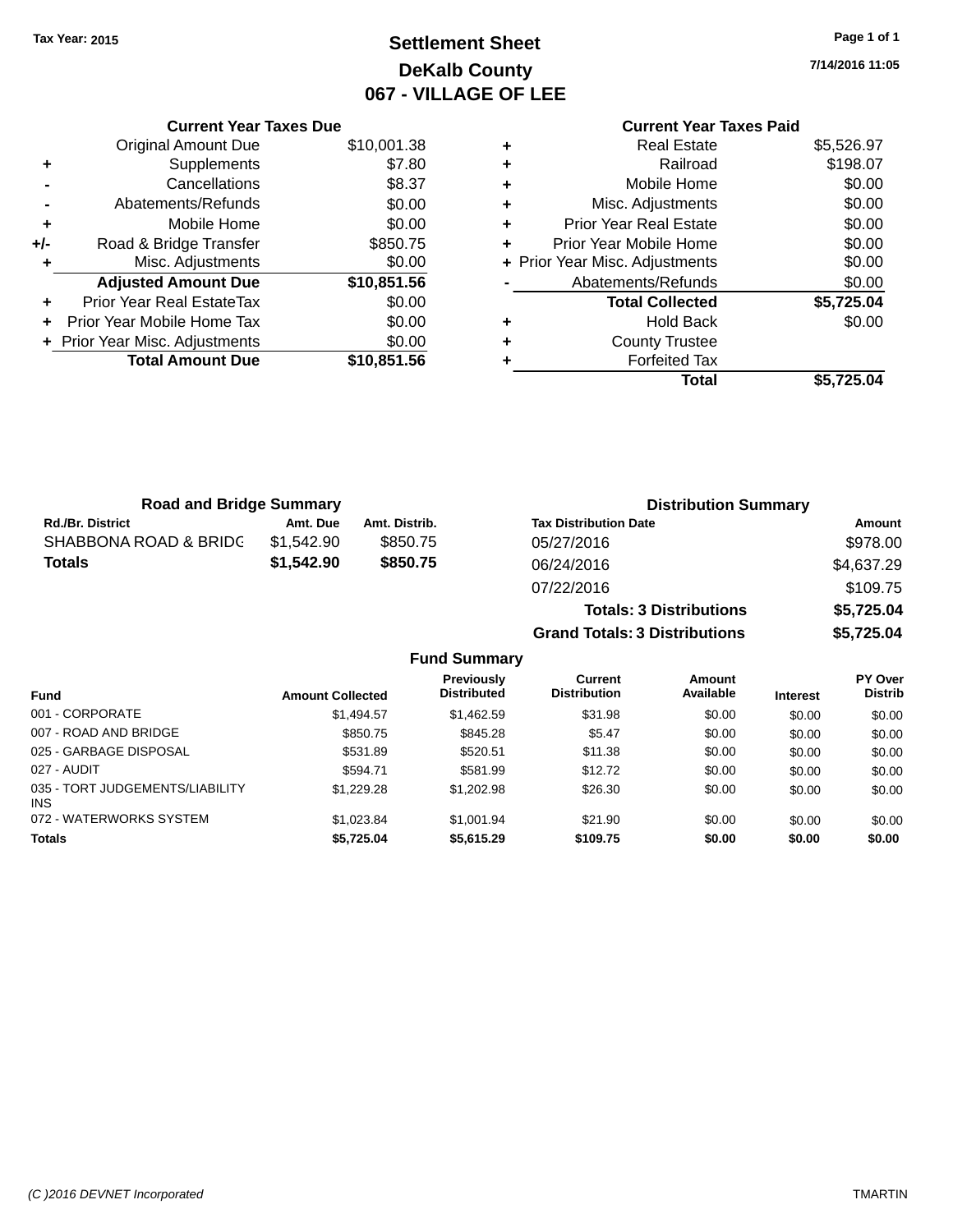Tax Year: 2015

# Settlement Sheet
## DeKalb County
## 067 - VILLAGE OF LEE

7/14/2016 11:05

### Current Year Taxes Due

| | | |
|---|---|---|
| | Original Amount Due | $10,001.38 |
| + | Supplements | $7.80 |
| - | Cancellations | $8.37 |
| - | Abatements/Refunds | $0.00 |
| + | Mobile Home | $0.00 |
| +/- | Road & Bridge Transfer | $850.75 |
| + | Misc. Adjustments | $0.00 |
| | **Adjusted Amount Due** | **$10,851.56** |
| + | Prior Year Real EstateTax | $0.00 |
| + | Prior Year Mobile Home Tax | $0.00 |
| + | Prior Year Misc. Adjustments | $0.00 |
| | **Total Amount Due** | **$10,851.56** |

### Current Year Taxes Paid

| | | |
|---|---|---|
| + | Real Estate | $5,526.97 |
| + | Railroad | $198.07 |
| + | Mobile Home | $0.00 |
| + | Misc. Adjustments | $0.00 |
| + | Prior Year Real Estate | $0.00 |
| + | Prior Year Mobile Home | $0.00 |
| + | Prior Year Misc. Adjustments | $0.00 |
| - | Abatements/Refunds | $0.00 |
| | **Total Collected** | **$5,725.04** |
| + | Hold Back | $0.00 |
| + | County Trustee | |
| + | Forfeited Tax | |
| | **Total** | **$5,725.04** |

### Road and Bridge Summary

| Rd./Br. District | Amt. Due | Amt. Distrib. |
|---|---|---|
| SHABBONA ROAD & BRIDG | $1,542.90 | $850.75 |
| **Totals** | **$1,542.90** | **$850.75** |

### Distribution Summary

| Tax Distribution Date | Amount |
|---|---|
| 05/27/2016 | $978.00 |
| 06/24/2016 | $4,637.29 |
| 07/22/2016 | $109.75 |
| **Totals: 3 Distributions** | **$5,725.04** |
| **Grand Totals: 3 Distributions** | **$5,725.04** |

### Fund Summary

| Fund | Amount Collected | Previously Distributed | Current Distribution | Amount Available | Interest | PY Over Distrib |
|---|---|---|---|---|---|---|
| 001 - CORPORATE | $1,494.57 | $1,462.59 | $31.98 | $0.00 | $0.00 | $0.00 |
| 007 - ROAD AND BRIDGE | $850.75 | $845.28 | $5.47 | $0.00 | $0.00 | $0.00 |
| 025 - GARBAGE DISPOSAL | $531.89 | $520.51 | $11.38 | $0.00 | $0.00 | $0.00 |
| 027 - AUDIT | $594.71 | $581.99 | $12.72 | $0.00 | $0.00 | $0.00 |
| 035 - TORT JUDGEMENTS/LIABILITY INS | $1,229.28 | $1,202.98 | $26.30 | $0.00 | $0.00 | $0.00 |
| 072 - WATERWORKS SYSTEM | $1,023.84 | $1,001.94 | $21.90 | $0.00 | $0.00 | $0.00 |
| **Totals** | **$5,725.04** | **$5,615.29** | **$109.75** | **$0.00** | **$0.00** | **$0.00** |

(C )2016 DEVNET Incorporated TMARTIN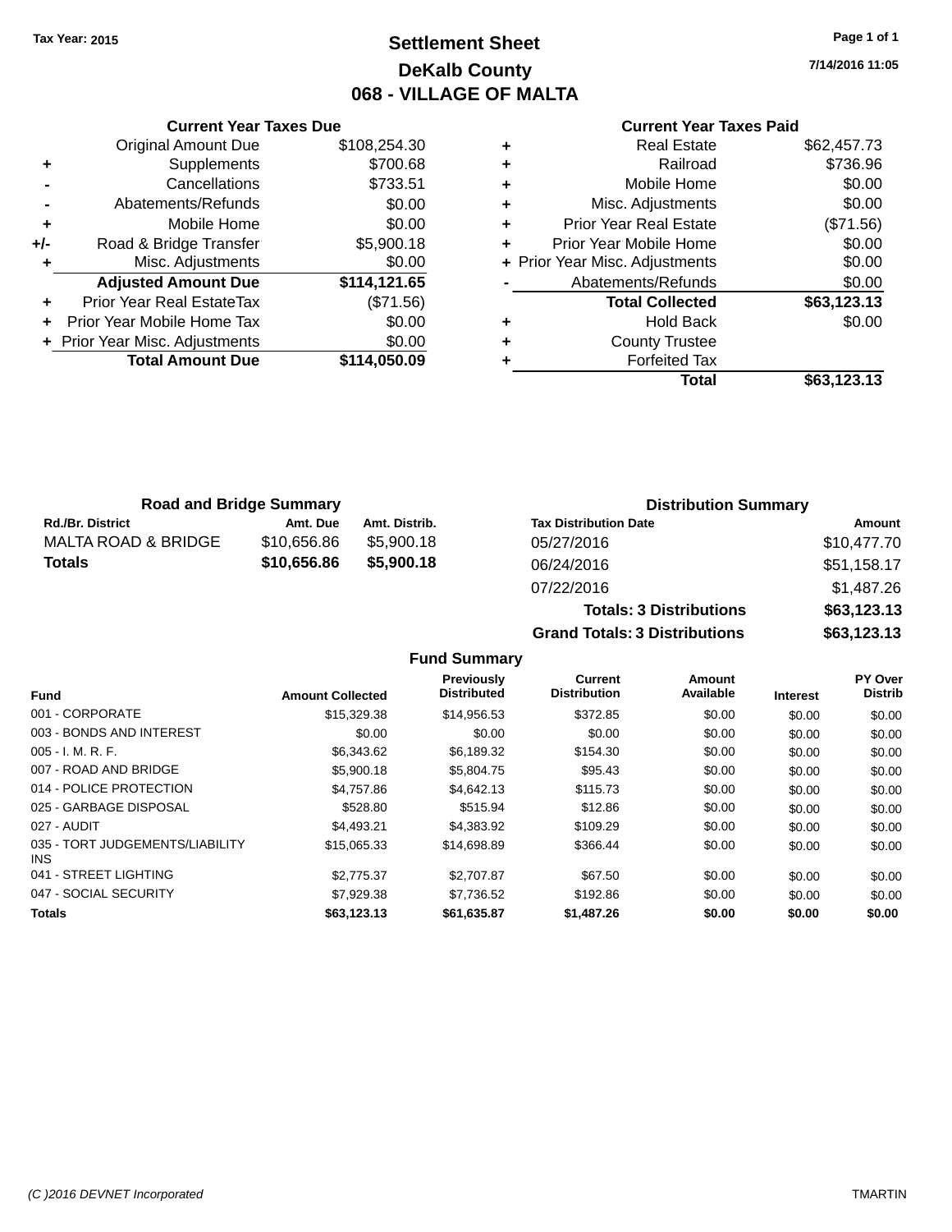Tax Year: 2015

# Settlement Sheet
## DeKalb County
## 068 - VILLAGE OF MALTA

7/14/2016 11:05

### Current Year Taxes Due

| | | |
|---|---|---|
| | Original Amount Due | $108,254.30 |
| + | Supplements | $700.68 |
| - | Cancellations | $733.51 |
| - | Abatements/Refunds | $0.00 |
| + | Mobile Home | $0.00 |
| +/- | Road & Bridge Transfer | $5,900.18 |
| + | Misc. Adjustments | $0.00 |
| | **Adjusted Amount Due** | **$114,121.65** |
| + | Prior Year Real EstateTax | ($71.56) |
| + | Prior Year Mobile Home Tax | $0.00 |
| + | Prior Year Misc. Adjustments | $0.00 |
| | **Total Amount Due** | **$114,050.09** |

### Current Year Taxes Paid

| | | |
|---|---|---|
| + | Real Estate | $62,457.73 |
| + | Railroad | $736.96 |
| + | Mobile Home | $0.00 |
| + | Misc. Adjustments | $0.00 |
| + | Prior Year Real Estate | ($71.56) |
| + | Prior Year Mobile Home | $0.00 |
| + | Prior Year Misc. Adjustments | $0.00 |
| - | Abatements/Refunds | $0.00 |
| | **Total Collected** | **$63,123.13** |
| + | Hold Back | $0.00 |
| + | County Trustee | |
| + | Forfeited Tax | |
| | **Total** | **$63,123.13** |

### Road and Bridge Summary

| Rd./Br. District | Amt. Due | Amt. Distrib. |
|---|---|---|
| MALTA ROAD & BRIDGE | $10,656.86 | $5,900.18 |
| **Totals** | **$10,656.86** | **$5,900.18** |

### Distribution Summary

| Tax Distribution Date | Amount |
|---|---|
| 05/27/2016 | $10,477.70 |
| 06/24/2016 | $51,158.17 |
| 07/22/2016 | $1,487.26 |
| **Totals: 3 Distributions** | **$63,123.13** |
| **Grand Totals: 3 Distributions** | **$63,123.13** |

### Fund Summary

| Fund | Amount Collected | Previously Distributed | Current Distribution | Amount Available | Interest | PY Over Distrib |
|---|---|---|---|---|---|---|
| 001 - CORPORATE | $15,329.38 | $14,956.53 | $372.85 | $0.00 | $0.00 | $0.00 |
| 003 - BONDS AND INTEREST | $0.00 | $0.00 | $0.00 | $0.00 | $0.00 | $0.00 |
| 005 - I. M. R. F. | $6,343.62 | $6,189.32 | $154.30 | $0.00 | $0.00 | $0.00 |
| 007 - ROAD AND BRIDGE | $5,900.18 | $5,804.75 | $95.43 | $0.00 | $0.00 | $0.00 |
| 014 - POLICE PROTECTION | $4,757.86 | $4,642.13 | $115.73 | $0.00 | $0.00 | $0.00 |
| 025 - GARBAGE DISPOSAL | $528.80 | $515.94 | $12.86 | $0.00 | $0.00 | $0.00 |
| 027 - AUDIT | $4,493.21 | $4,383.92 | $109.29 | $0.00 | $0.00 | $0.00 |
| 035 - TORT JUDGEMENTS/LIABILITY INS | $15,065.33 | $14,698.89 | $366.44 | $0.00 | $0.00 | $0.00 |
| 041 - STREET LIGHTING | $2,775.37 | $2,707.87 | $67.50 | $0.00 | $0.00 | $0.00 |
| 047 - SOCIAL SECURITY | $7,929.38 | $7,736.52 | $192.86 | $0.00 | $0.00 | $0.00 |
| **Totals** | **$63,123.13** | **$61,635.87** | **$1,487.26** | **$0.00** | **$0.00** | **$0.00** |

(C )2016 DEVNET Incorporated    TMARTIN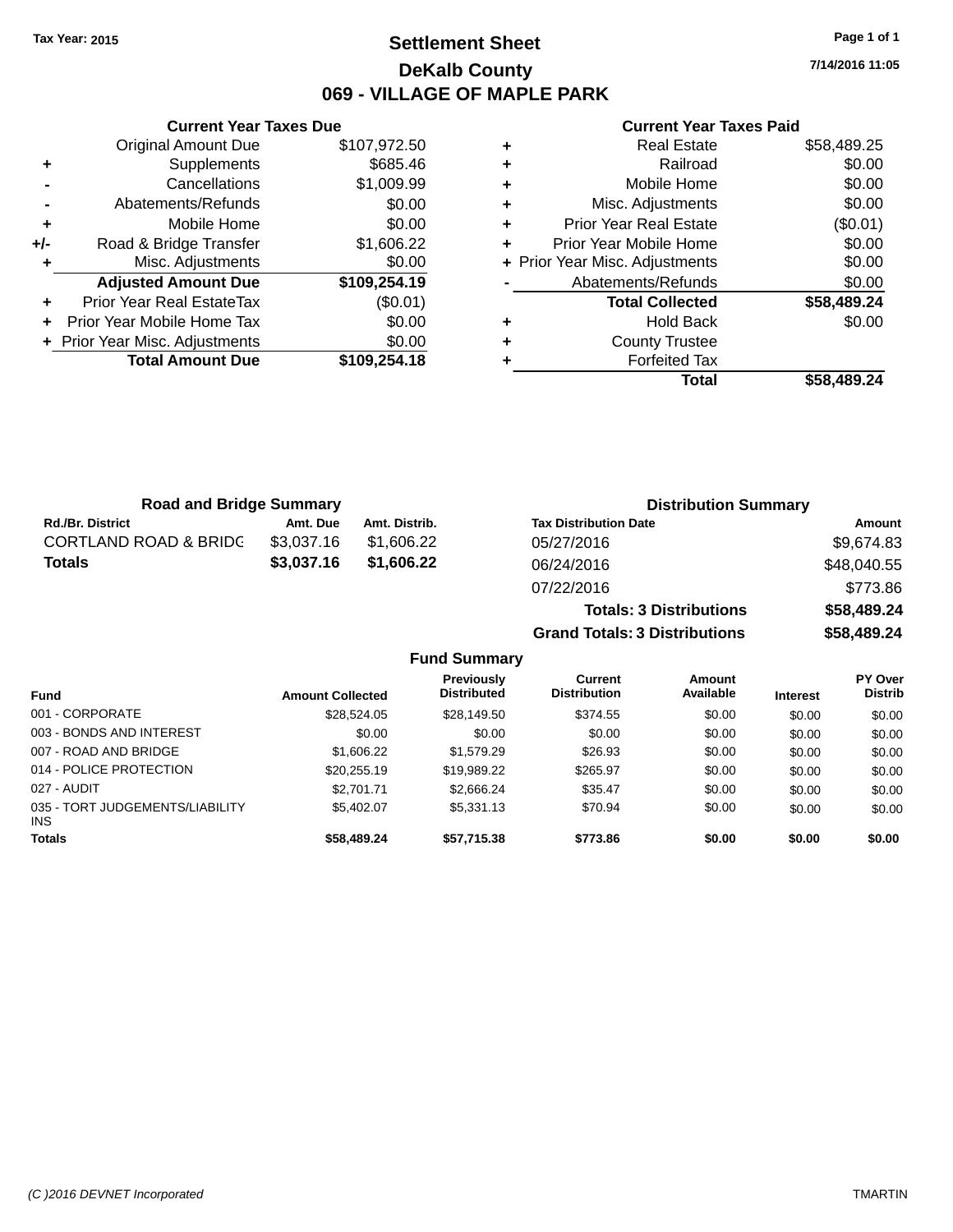Tax Year: 2015

# Settlement Sheet

## DeKalb County

## 069 - VILLAGE OF MAPLE PARK

7/14/2016 11:05

### Current Year Taxes Due

| | | |
|---|---|---|
| | Original Amount Due | $107,972.50 |
| + | Supplements | $685.46 |
| - | Cancellations | $1,009.99 |
| - | Abatements/Refunds | $0.00 |
| + | Mobile Home | $0.00 |
| +/- | Road & Bridge Transfer | $1,606.22 |
| + | Misc. Adjustments | $0.00 |
| | **Adjusted Amount Due** | **$109,254.19** |
| + | Prior Year Real EstateTax | ($0.01) |
| + | Prior Year Mobile Home Tax | $0.00 |
| + | Prior Year Misc. Adjustments | $0.00 |
| | **Total Amount Due** | **$109,254.18** |

### Current Year Taxes Paid

| | | |
|---|---|---|
| + | Real Estate | $58,489.25 |
| + | Railroad | $0.00 |
| + | Mobile Home | $0.00 |
| + | Misc. Adjustments | $0.00 |
| + | Prior Year Real Estate | ($0.01) |
| + | Prior Year Mobile Home | $0.00 |
| + | Prior Year Misc. Adjustments | $0.00 |
| - | Abatements/Refunds | $0.00 |
| | **Total Collected** | **$58,489.24** |
| + | Hold Back | $0.00 |
| + | County Trustee | |
| + | Forfeited Tax | |
| | **Total** | **$58,489.24** |

### Road and Bridge Summary

| Rd./Br. District | Amt. Due | Amt. Distrib. |
|---|---|---|
| CORTLAND ROAD & BRIDG | $3,037.16 | $1,606.22 |
| **Totals** | **$3,037.16** | **$1,606.22** |

### Distribution Summary

| Tax Distribution Date | Amount |
|---|---|
| 05/27/2016 | $9,674.83 |
| 06/24/2016 | $48,040.55 |
| 07/22/2016 | $773.86 |
| **Totals: 3 Distributions** | **$58,489.24** |
| **Grand Totals: 3 Distributions** | **$58,489.24** |

### Fund Summary

| Fund | Amount Collected | Previously Distributed | Current Distribution | Amount Available | Interest | PY Over Distrib |
|---|---|---|---|---|---|---|
| 001 - CORPORATE | $28,524.05 | $28,149.50 | $374.55 | $0.00 | $0.00 | $0.00 |
| 003 - BONDS AND INTEREST | $0.00 | $0.00 | $0.00 | $0.00 | $0.00 | $0.00 |
| 007 - ROAD AND BRIDGE | $1,606.22 | $1,579.29 | $26.93 | $0.00 | $0.00 | $0.00 |
| 014 - POLICE PROTECTION | $20,255.19 | $19,989.22 | $265.97 | $0.00 | $0.00 | $0.00 |
| 027 - AUDIT | $2,701.71 | $2,666.24 | $35.47 | $0.00 | $0.00 | $0.00 |
| 035 - TORT JUDGEMENTS/LIABILITY INS | $5,402.07 | $5,331.13 | $70.94 | $0.00 | $0.00 | $0.00 |
| **Totals** | **$58,489.24** | **$57,715.38** | **$773.86** | **$0.00** | **$0.00** | **$0.00** |

(C )2016 DEVNET Incorporated TMARTIN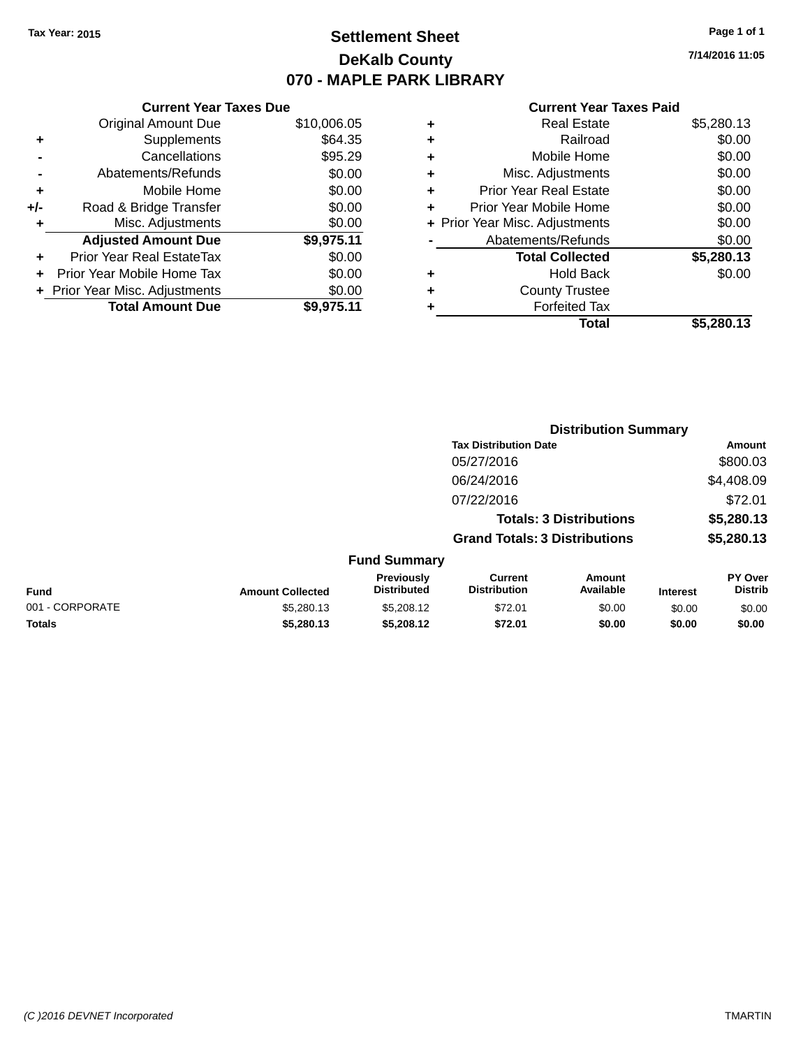Tax Year: 2015

# Settlement Sheet

## DeKalb County

## 070 - MAPLE PARK LIBRARY

7/14/2016 11:05

### Current Year Taxes Due

| | | |
|---|---|---|
| | Original Amount Due | $10,006.05 |
| + | Supplements | $64.35 |
| - | Cancellations | $95.29 |
| - | Abatements/Refunds | $0.00 |
| + | Mobile Home | $0.00 |
| +/- | Road & Bridge Transfer | $0.00 |
| + | Misc. Adjustments | $0.00 |
| | **Adjusted Amount Due** | **$9,975.11** |
| + | Prior Year Real EstateTax | $0.00 |
| + | Prior Year Mobile Home Tax | $0.00 |
| + | Prior Year Misc. Adjustments | $0.00 |
| | **Total Amount Due** | **$9,975.11** |

### Current Year Taxes Paid

| | | |
|---|---|---|
| + | Real Estate | $5,280.13 |
| + | Railroad | $0.00 |
| + | Mobile Home | $0.00 |
| + | Misc. Adjustments | $0.00 |
| + | Prior Year Real Estate | $0.00 |
| + | Prior Year Mobile Home | $0.00 |
| + | Prior Year Misc. Adjustments | $0.00 |
| - | Abatements/Refunds | $0.00 |
| | **Total Collected** | **$5,280.13** |
| + | Hold Back | $0.00 |
| + | County Trustee | |
| + | Forfeited Tax | |
| | **Total** | **$5,280.13** |

### Distribution Summary

| Tax Distribution Date | Amount |
|---|---|
| 05/27/2016 | $800.03 |
| 06/24/2016 | $4,408.09 |
| 07/22/2016 | $72.01 |
| **Totals: 3 Distributions** | **$5,280.13** |
| **Grand Totals: 3 Distributions** | **$5,280.13** |

### Fund Summary

| Fund | Amount Collected | Previously Distributed | Current Distribution | Amount Available | Interest | PY Over Distrib |
|---|---|---|---|---|---|---|
| 001 - CORPORATE | $5,280.13 | $5,208.12 | $72.01 | $0.00 | $0.00 | $0.00 |
| **Totals** | **$5,280.13** | **$5,208.12** | **$72.01** | **$0.00** | **$0.00** | **$0.00** |

(C )2016 DEVNET Incorporated TMARTIN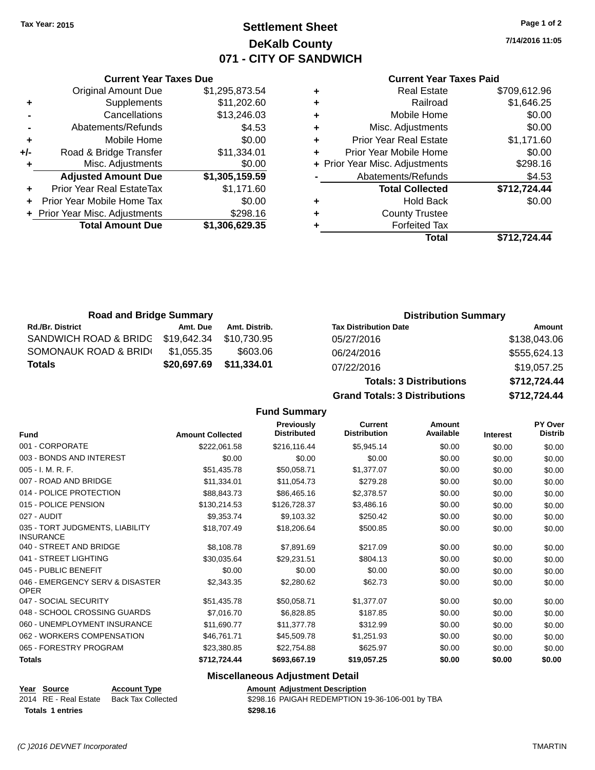Tax Year: 2015

# Settlement Sheet
## DeKalb County
## 071 - CITY OF SANDWICH

7/14/2016 11:05

### Current Year Taxes Due

| | | |
|---|---|---|
| | Original Amount Due | $1,295,873.54 |
| + | Supplements | $11,202.60 |
| - | Cancellations | $13,246.03 |
| - | Abatements/Refunds | $4.53 |
| + | Mobile Home | $0.00 |
| +/- | Road & Bridge Transfer | $11,334.01 |
| + | Misc. Adjustments | $0.00 |
| | **Adjusted Amount Due** | **$1,305,159.59** |
| + | Prior Year Real EstateTax | $1,171.60 |
| + | Prior Year Mobile Home Tax | $0.00 |
| + | Prior Year Misc. Adjustments | $298.16 |
| | **Total Amount Due** | **$1,306,629.35** |

### Current Year Taxes Paid

| | | |
|---|---|---|
| + | Real Estate | $709,612.96 |
| + | Railroad | $1,646.25 |
| + | Mobile Home | $0.00 |
| + | Misc. Adjustments | $0.00 |
| + | Prior Year Real Estate | $1,171.60 |
| + | Prior Year Mobile Home | $0.00 |
| + | Prior Year Misc. Adjustments | $298.16 |
| - | Abatements/Refunds | $4.53 |
| | **Total Collected** | **$712,724.44** |
| + | Hold Back | $0.00 |
| + | County Trustee | |
| + | Forfeited Tax | |
| | **Total** | **$712,724.44** |

### Road and Bridge Summary

| Rd./Br. District | Amt. Due | Amt. Distrib. |
|---|---|---|
| SANDWICH ROAD & BRIDG | $19,642.34 | $10,730.95 |
| SOMONAUK ROAD & BRID( | $1,055.35 | $603.06 |
| **Totals** | **$20,697.69** | **$11,334.01** |

### Distribution Summary

| Tax Distribution Date | Amount |
|---|---|
| 05/27/2016 | $138,043.06 |
| 06/24/2016 | $555,624.13 |
| 07/22/2016 | $19,057.25 |
| **Totals: 3 Distributions** | **$712,724.44** |
| **Grand Totals: 3 Distributions** | **$712,724.44** |

### Fund Summary

| Fund | Amount Collected | Previously Distributed | Current Distribution | Amount Available | Interest | PY Over Distrib |
|---|---|---|---|---|---|---|
| 001 - CORPORATE | $222,061.58 | $216,116.44 | $5,945.14 | $0.00 | $0.00 | $0.00 |
| 003 - BONDS AND INTEREST | $0.00 | $0.00 | $0.00 | $0.00 | $0.00 | $0.00 |
| 005 - I. M. R. F. | $51,435.78 | $50,058.71 | $1,377.07 | $0.00 | $0.00 | $0.00 |
| 007 - ROAD AND BRIDGE | $11,334.01 | $11,054.73 | $279.28 | $0.00 | $0.00 | $0.00 |
| 014 - POLICE PROTECTION | $88,843.73 | $86,465.16 | $2,378.57 | $0.00 | $0.00 | $0.00 |
| 015 - POLICE PENSION | $130,214.53 | $126,728.37 | $3,486.16 | $0.00 | $0.00 | $0.00 |
| 027 - AUDIT | $9,353.74 | $9,103.32 | $250.42 | $0.00 | $0.00 | $0.00 |
| 035 - TORT JUDGMENTS, LIABILITY INSURANCE | $18,707.49 | $18,206.64 | $500.85 | $0.00 | $0.00 | $0.00 |
| 040 - STREET AND BRIDGE | $8,108.78 | $7,891.69 | $217.09 | $0.00 | $0.00 | $0.00 |
| 041 - STREET LIGHTING | $30,035.64 | $29,231.51 | $804.13 | $0.00 | $0.00 | $0.00 |
| 045 - PUBLIC BENEFIT | $0.00 | $0.00 | $0.00 | $0.00 | $0.00 | $0.00 |
| 046 - EMERGENCY SERV & DISASTER OPER | $2,343.35 | $2,280.62 | $62.73 | $0.00 | $0.00 | $0.00 |
| 047 - SOCIAL SECURITY | $51,435.78 | $50,058.71 | $1,377.07 | $0.00 | $0.00 | $0.00 |
| 048 - SCHOOL CROSSING GUARDS | $7,016.70 | $6,828.85 | $187.85 | $0.00 | $0.00 | $0.00 |
| 060 - UNEMPLOYMENT INSURANCE | $11,690.77 | $11,377.78 | $312.99 | $0.00 | $0.00 | $0.00 |
| 062 - WORKERS COMPENSATION | $46,761.71 | $45,509.78 | $1,251.93 | $0.00 | $0.00 | $0.00 |
| 065 - FORESTRY PROGRAM | $23,380.85 | $22,754.88 | $625.97 | $0.00 | $0.00 | $0.00 |
| **Totals** | **$712,724.44** | **$693,667.19** | **$19,057.25** | **$0.00** | **$0.00** | **$0.00** |

### Miscellaneous Adjustment Detail

| Year | Source | Account Type | Amount | Adjustment Description |
|---|---|---|---|---|
| 2014 | RE - Real Estate | Back Tax Collected | $298.16 | PAIGAH REDEMPTION 19-36-106-001 by TBA |
| **Totals 1 entries** | | | **$298.16** | |

(C )2016 DEVNET Incorporated TMARTIN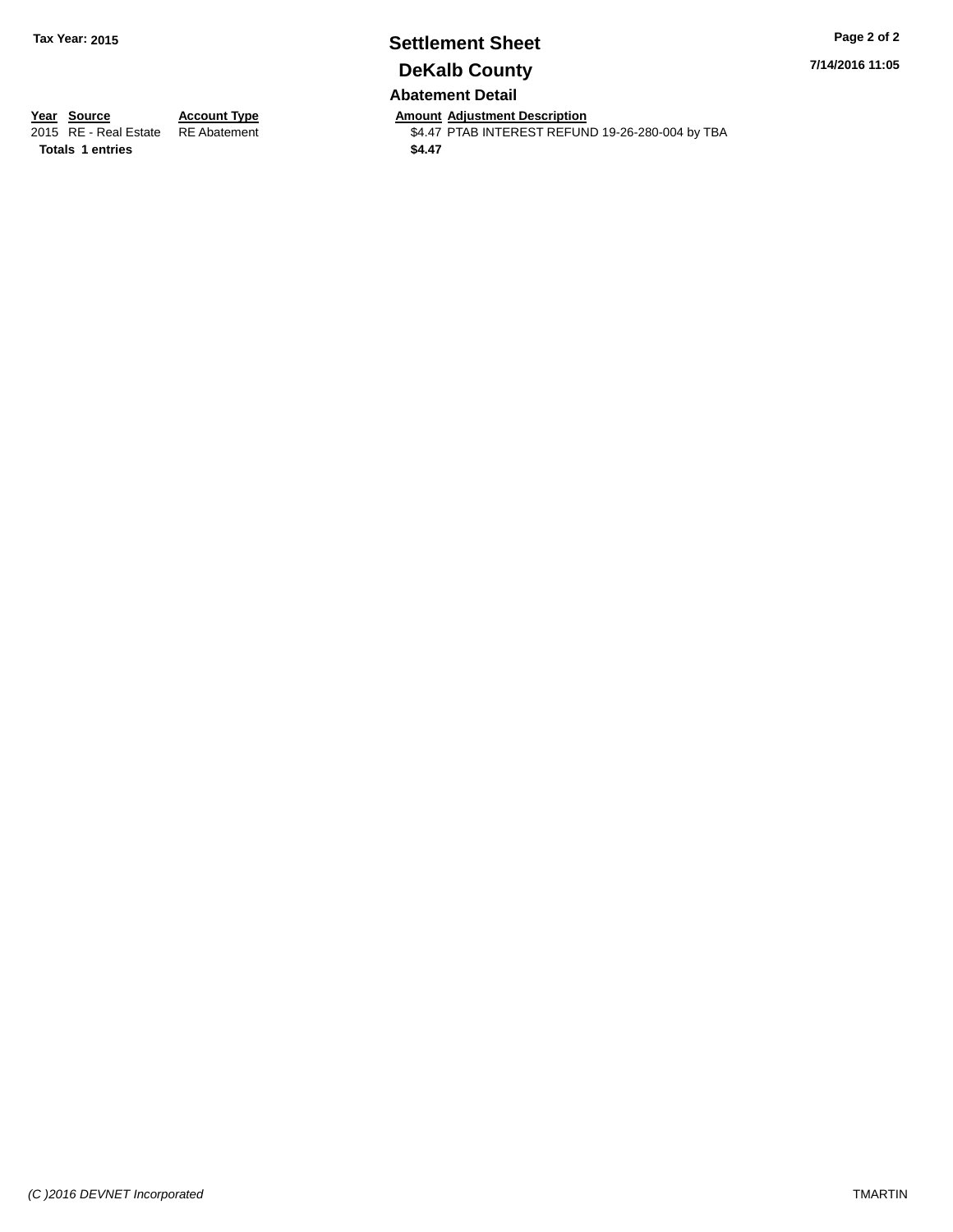**Tax Year: 2015**

# Settlement Sheet

## DeKalb County

### Abatement Detail

| Year | Source | Account Type | Amount | Adjustment Description |
|---|---|---|---|---|
| 2015 | RE - Real Estate | RE Abatement | $4.47 | PTAB INTEREST REFUND 19-26-280-004 by TBA |
| **Totals** | **1 entries** | | **$4.47** | |

7/14/2016 11:05

*(C )2016 DEVNET Incorporated*

TMARTIN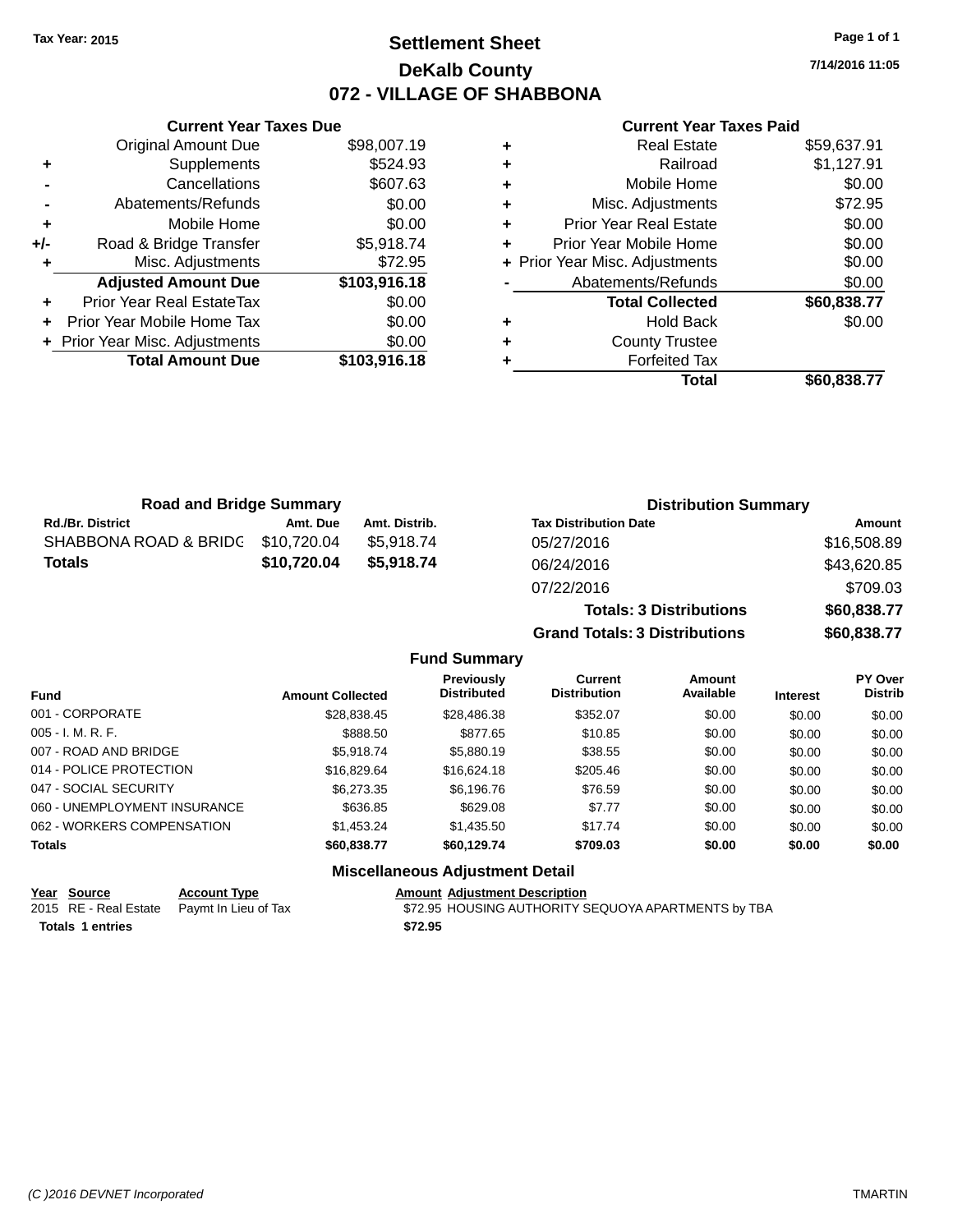**Tax Year: 2015**

# Settlement Sheet
## DeKalb County
## 072 - VILLAGE OF SHABBONA

7/14/2016 11:05

### Current Year Taxes Due

| | | |
|---|---|---|
| | Original Amount Due | $98,007.19 |
| + | Supplements | $524.93 |
| - | Cancellations | $607.63 |
| - | Abatements/Refunds | $0.00 |
| + | Mobile Home | $0.00 |
| +/- | Road & Bridge Transfer | $5,918.74 |
| + | Misc. Adjustments | $72.95 |
| | **Adjusted Amount Due** | **$103,916.18** |
| + | Prior Year Real EstateTax | $0.00 |
| + | Prior Year Mobile Home Tax | $0.00 |
| + | Prior Year Misc. Adjustments | $0.00 |
| | **Total Amount Due** | **$103,916.18** |

### Current Year Taxes Paid

| | | |
|---|---|---|
| + | Real Estate | $59,637.91 |
| + | Railroad | $1,127.91 |
| + | Mobile Home | $0.00 |
| + | Misc. Adjustments | $72.95 |
| + | Prior Year Real Estate | $0.00 |
| + | Prior Year Mobile Home | $0.00 |
| + | Prior Year Misc. Adjustments | $0.00 |
| - | Abatements/Refunds | $0.00 |
| | **Total Collected** | **$60,838.77** |
| + | Hold Back | $0.00 |
| + | County Trustee | |
| + | Forfeited Tax | |
| | **Total** | **$60,838.77** |

### Road and Bridge Summary

| Rd./Br. District | Amt. Due | Amt. Distrib. |
|---|---|---|
| SHABBONA ROAD & BRIDG | $10,720.04 | $5,918.74 |
| **Totals** | **$10,720.04** | **$5,918.74** |

### Distribution Summary

| Tax Distribution Date | Amount |
|---|---|
| 05/27/2016 | $16,508.89 |
| 06/24/2016 | $43,620.85 |
| 07/22/2016 | $709.03 |
| **Totals: 3 Distributions** | **$60,838.77** |
| **Grand Totals: 3 Distributions** | **$60,838.77** |

### Fund Summary

| Fund | Amount Collected | Previously Distributed | Current Distribution | Amount Available | Interest | PY Over Distrib |
|---|---|---|---|---|---|---|
| 001 - CORPORATE | $28,838.45 | $28,486.38 | $352.07 | $0.00 | $0.00 | $0.00 |
| 005 - I. M. R. F. | $888.50 | $877.65 | $10.85 | $0.00 | $0.00 | $0.00 |
| 007 - ROAD AND BRIDGE | $5,918.74 | $5,880.19 | $38.55 | $0.00 | $0.00 | $0.00 |
| 014 - POLICE PROTECTION | $16,829.64 | $16,624.18 | $205.46 | $0.00 | $0.00 | $0.00 |
| 047 - SOCIAL SECURITY | $6,273.35 | $6,196.76 | $76.59 | $0.00 | $0.00 | $0.00 |
| 060 - UNEMPLOYMENT INSURANCE | $636.85 | $629.08 | $7.77 | $0.00 | $0.00 | $0.00 |
| 062 - WORKERS COMPENSATION | $1,453.24 | $1,435.50 | $17.74 | $0.00 | $0.00 | $0.00 |
| **Totals** | **$60,838.77** | **$60,129.74** | **$709.03** | **$0.00** | **$0.00** | **$0.00** |

### Miscellaneous Adjustment Detail

| Year | Source | Account Type | Amount | Adjustment Description |
|---|---|---|---|---|
| 2015 | RE - Real Estate | Paymt In Lieu of Tax | $72.95 | HOUSING AUTHORITY SEQUOYA APARTMENTS by TBA |
| **Totals** | **1 entries** | | **$72.95** | |

(C )2016 DEVNET Incorporated TMARTIN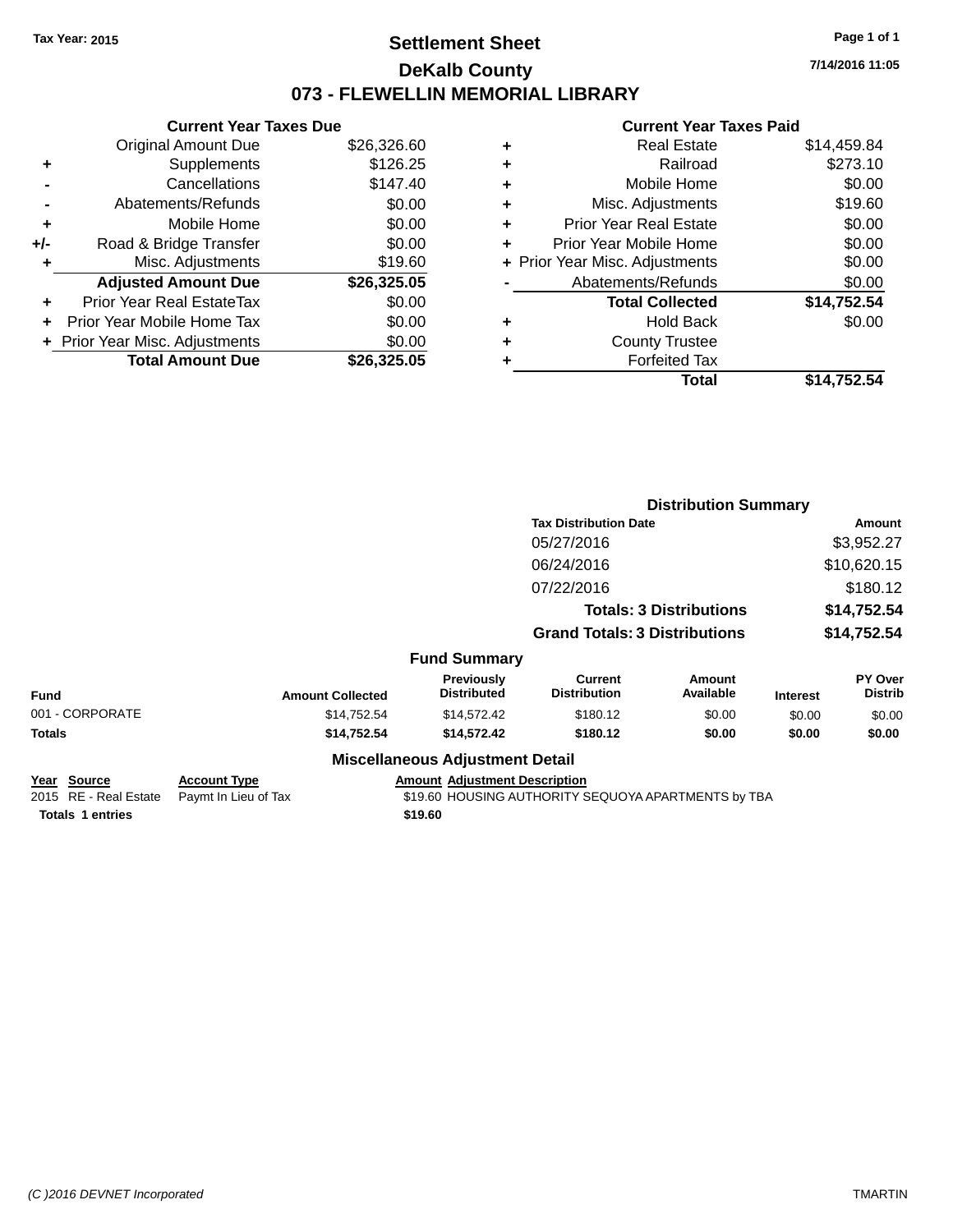Tax Year: 2015

# Settlement Sheet

## DeKalb County

## 073 - FLEWELLIN MEMORIAL LIBRARY

7/14/2016 11:05

### Current Year Taxes Due

| | | |
|---|---|---|
| | Original Amount Due | $26,326.60 |
| + | Supplements | $126.25 |
| - | Cancellations | $147.40 |
| - | Abatements/Refunds | $0.00 |
| + | Mobile Home | $0.00 |
| +/- | Road & Bridge Transfer | $0.00 |
| + | Misc. Adjustments | $19.60 |
| | **Adjusted Amount Due** | **$26,325.05** |
| + | Prior Year Real EstateTax | $0.00 |
| + | Prior Year Mobile Home Tax | $0.00 |
| + | Prior Year Misc. Adjustments | $0.00 |
| | **Total Amount Due** | **$26,325.05** |

### Current Year Taxes Paid

| | | |
|---|---|---|
| + | Real Estate | $14,459.84 |
| + | Railroad | $273.10 |
| + | Mobile Home | $0.00 |
| + | Misc. Adjustments | $19.60 |
| + | Prior Year Real Estate | $0.00 |
| + | Prior Year Mobile Home | $0.00 |
| + | Prior Year Misc. Adjustments | $0.00 |
| - | Abatements/Refunds | $0.00 |
| | **Total Collected** | **$14,752.54** |
| + | Hold Back | $0.00 |
| + | County Trustee | |
| + | Forfeited Tax | |
| | **Total** | **$14,752.54** |

### Distribution Summary

| Tax Distribution Date | Amount |
|---|---|
| 05/27/2016 | $3,952.27 |
| 06/24/2016 | $10,620.15 |
| 07/22/2016 | $180.12 |
| **Totals: 3 Distributions** | **$14,752.54** |
| **Grand Totals: 3 Distributions** | **$14,752.54** |

### Fund Summary

| Fund | Amount Collected | Previously Distributed | Current Distribution | Amount Available | Interest | PY Over Distrib |
|---|---|---|---|---|---|---|
| 001 - CORPORATE | $14,752.54 | $14,572.42 | $180.12 | $0.00 | $0.00 | $0.00 |
| **Totals** | **$14,752.54** | **$14,572.42** | **$180.12** | **$0.00** | **$0.00** | **$0.00** |

### Miscellaneous Adjustment Detail

| Year | Source | Account Type | Amount | Adjustment Description |
|---|---|---|---|---|
| 2015 | RE - Real Estate | Paymt In Lieu of Tax | $19.60 | HOUSING AUTHORITY SEQUOYA APARTMENTS by TBA |
| **Totals 1 entries** | | | **$19.60** | |

(C )2016 DEVNET Incorporated TMARTIN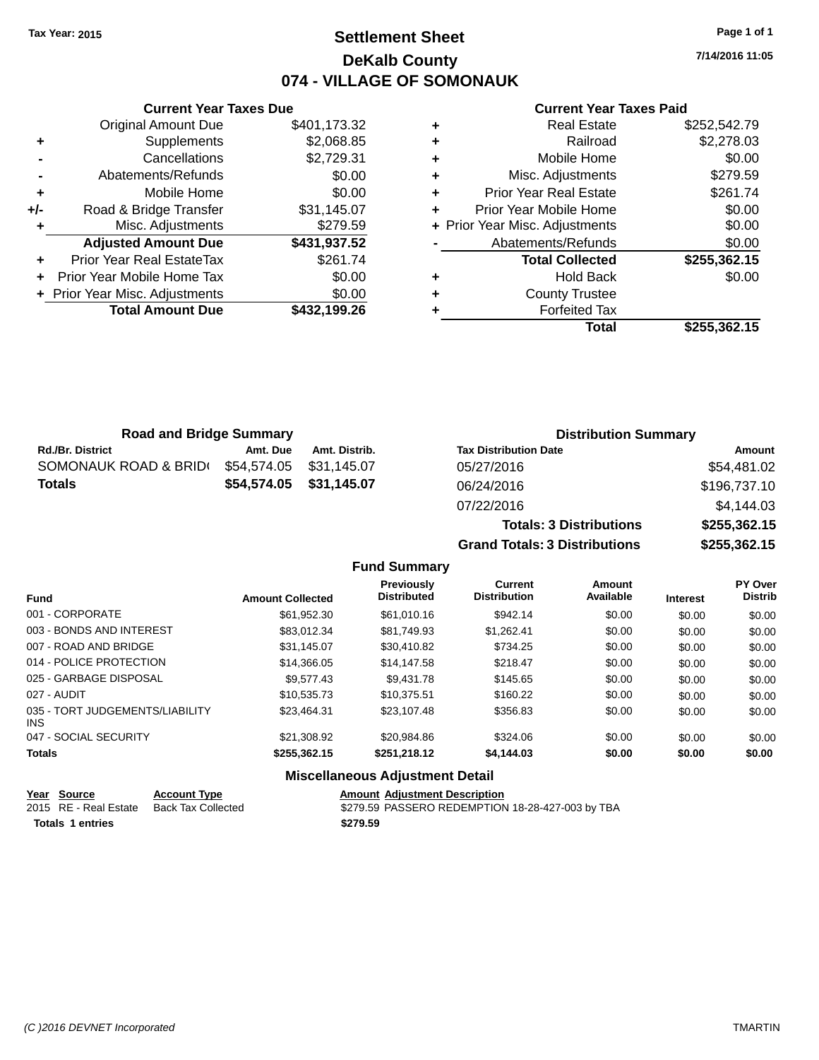Tax Year: 2015

# Settlement Sheet

## DeKalb County

## 074 - VILLAGE OF SOMONAUK

7/14/2016 11:05

### Current Year Taxes Due

| | | |
|---|---|---|
| | Original Amount Due | $401,173.32 |
| + | Supplements | $2,068.85 |
| - | Cancellations | $2,729.31 |
| - | Abatements/Refunds | $0.00 |
| + | Mobile Home | $0.00 |
| +/- | Road & Bridge Transfer | $31,145.07 |
| + | Misc. Adjustments | $279.59 |
| | **Adjusted Amount Due** | **$431,937.52** |
| + | Prior Year Real EstateTax | $261.74 |
| + | Prior Year Mobile Home Tax | $0.00 |
| + | Prior Year Misc. Adjustments | $0.00 |
| | **Total Amount Due** | **$432,199.26** |

### Current Year Taxes Paid

| | | |
|---|---|---|
| + | Real Estate | $252,542.79 |
| + | Railroad | $2,278.03 |
| + | Mobile Home | $0.00 |
| + | Misc. Adjustments | $279.59 |
| + | Prior Year Real Estate | $261.74 |
| + | Prior Year Mobile Home | $0.00 |
| + | Prior Year Misc. Adjustments | $0.00 |
| - | Abatements/Refunds | $0.00 |
| | **Total Collected** | **$255,362.15** |
| + | Hold Back | $0.00 |
| + | County Trustee | |
| + | Forfeited Tax | |
| | **Total** | **$255,362.15** |

### Road and Bridge Summary

| Rd./Br. District | Amt. Due | Amt. Distrib. |
|---|---|---|
| SOMONAUK ROAD & BRID( | $54,574.05 | $31,145.07 |
| **Totals** | **$54,574.05** | **$31,145.07** |

### Distribution Summary

| Tax Distribution Date | Amount |
|---|---|
| 05/27/2016 | $54,481.02 |
| 06/24/2016 | $196,737.10 |
| 07/22/2016 | $4,144.03 |
| **Totals: 3 Distributions** | **$255,362.15** |
| **Grand Totals: 3 Distributions** | **$255,362.15** |

### Fund Summary

| Fund | Amount Collected | Previously Distributed | Current Distribution | Amount Available | Interest | PY Over Distrib |
|---|---|---|---|---|---|---|
| 001 - CORPORATE | $61,952.30 | $61,010.16 | $942.14 | $0.00 | $0.00 | $0.00 |
| 003 - BONDS AND INTEREST | $83,012.34 | $81,749.93 | $1,262.41 | $0.00 | $0.00 | $0.00 |
| 007 - ROAD AND BRIDGE | $31,145.07 | $30,410.82 | $734.25 | $0.00 | $0.00 | $0.00 |
| 014 - POLICE PROTECTION | $14,366.05 | $14,147.58 | $218.47 | $0.00 | $0.00 | $0.00 |
| 025 - GARBAGE DISPOSAL | $9,577.43 | $9,431.78 | $145.65 | $0.00 | $0.00 | $0.00 |
| 027 - AUDIT | $10,535.73 | $10,375.51 | $160.22 | $0.00 | $0.00 | $0.00 |
| 035 - TORT JUDGEMENTS/LIABILITY INS | $23,464.31 | $23,107.48 | $356.83 | $0.00 | $0.00 | $0.00 |
| 047 - SOCIAL SECURITY | $21,308.92 | $20,984.86 | $324.06 | $0.00 | $0.00 | $0.00 |
| **Totals** | **$255,362.15** | **$251,218.12** | **$4,144.03** | **$0.00** | **$0.00** | **$0.00** |

### Miscellaneous Adjustment Detail

| Year | Source | Account Type | Amount | Adjustment Description |
|---|---|---|---|---|
| 2015 | RE - Real Estate | Back Tax Collected | $279.59 | PASSERO REDEMPTION 18-28-427-003 by TBA |
| **Totals** | **1 entries** | | **$279.59** | |

(C )2016 DEVNET Incorporated TMARTIN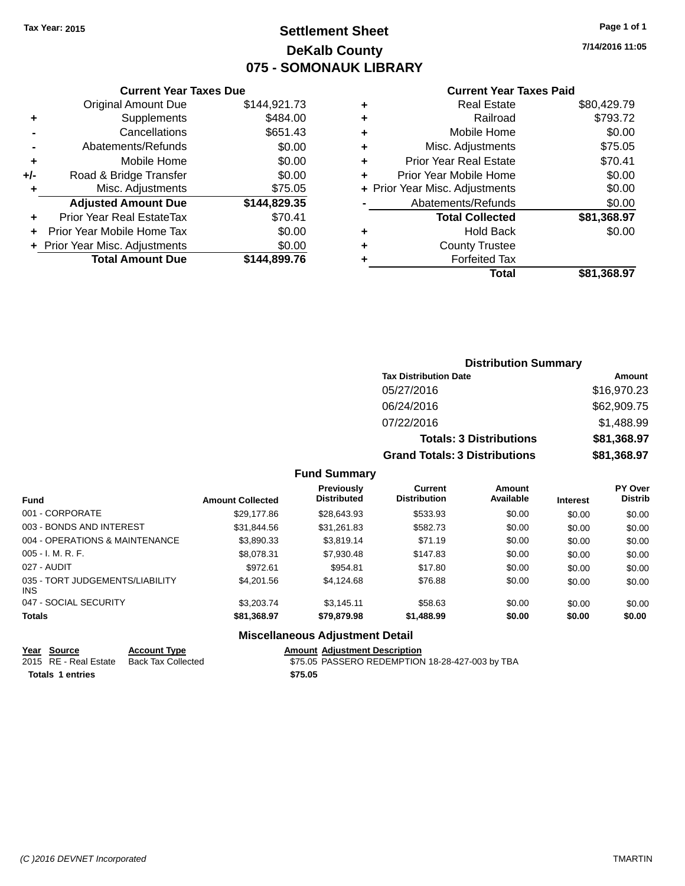Tax Year: 2015

# Settlement Sheet
## DeKalb County
## 075 - SOMONAUK LIBRARY

7/14/2016 11:05

### Current Year Taxes Due

| | | |
|---|---|---|
| | Original Amount Due | $144,921.73 |
| + | Supplements | $484.00 |
| - | Cancellations | $651.43 |
| - | Abatements/Refunds | $0.00 |
| + | Mobile Home | $0.00 |
| +/- | Road & Bridge Transfer | $0.00 |
| + | Misc. Adjustments | $75.05 |
| | **Adjusted Amount Due** | **$144,829.35** |
| + | Prior Year Real EstateTax | $70.41 |
| + | Prior Year Mobile Home Tax | $0.00 |
| + | Prior Year Misc. Adjustments | $0.00 |
| | **Total Amount Due** | **$144,899.76** |

### Current Year Taxes Paid

| | | |
|---|---|---|
| + | Real Estate | $80,429.79 |
| + | Railroad | $793.72 |
| + | Mobile Home | $0.00 |
| + | Misc. Adjustments | $75.05 |
| + | Prior Year Real Estate | $70.41 |
| + | Prior Year Mobile Home | $0.00 |
| + | Prior Year Misc. Adjustments | $0.00 |
| - | Abatements/Refunds | $0.00 |
| | **Total Collected** | **$81,368.97** |
| + | Hold Back | $0.00 |
| + | County Trustee | |
| + | Forfeited Tax | |
| | **Total** | **$81,368.97** |

### Distribution Summary

| Tax Distribution Date | Amount |
|---|---|
| 05/27/2016 | $16,970.23 |
| 06/24/2016 | $62,909.75 |
| 07/22/2016 | $1,488.99 |
| **Totals: 3 Distributions** | **$81,368.97** |
| **Grand Totals: 3 Distributions** | **$81,368.97** |

### Fund Summary

| Fund | Amount Collected | Previously Distributed | Current Distribution | Amount Available | Interest | PY Over Distrib |
|---|---|---|---|---|---|---|
| 001 - CORPORATE | $29,177.86 | $28,643.93 | $533.93 | $0.00 | $0.00 | $0.00 |
| 003 - BONDS AND INTEREST | $31,844.56 | $31,261.83 | $582.73 | $0.00 | $0.00 | $0.00 |
| 004 - OPERATIONS & MAINTENANCE | $3,890.33 | $3,819.14 | $71.19 | $0.00 | $0.00 | $0.00 |
| 005 - I. M. R. F. | $8,078.31 | $7,930.48 | $147.83 | $0.00 | $0.00 | $0.00 |
| 027 - AUDIT | $972.61 | $954.81 | $17.80 | $0.00 | $0.00 | $0.00 |
| 035 - TORT JUDGEMENTS/LIABILITY INS | $4,201.56 | $4,124.68 | $76.88 | $0.00 | $0.00 | $0.00 |
| 047 - SOCIAL SECURITY | $3,203.74 | $3,145.11 | $58.63 | $0.00 | $0.00 | $0.00 |
| **Totals** | **$81,368.97** | **$79,879.98** | **$1,488.99** | **$0.00** | **$0.00** | **$0.00** |

### Miscellaneous Adjustment Detail

| Year | Source | Account Type | Amount | Adjustment Description |
|---|---|---|---|---|
| 2015 | RE - Real Estate | Back Tax Collected | $75.05 | PASSERO REDEMPTION 18-28-427-003 by TBA |
| **Totals** | **1 entries** | | **$75.05** | |

(C )2016 DEVNET Incorporated TMARTIN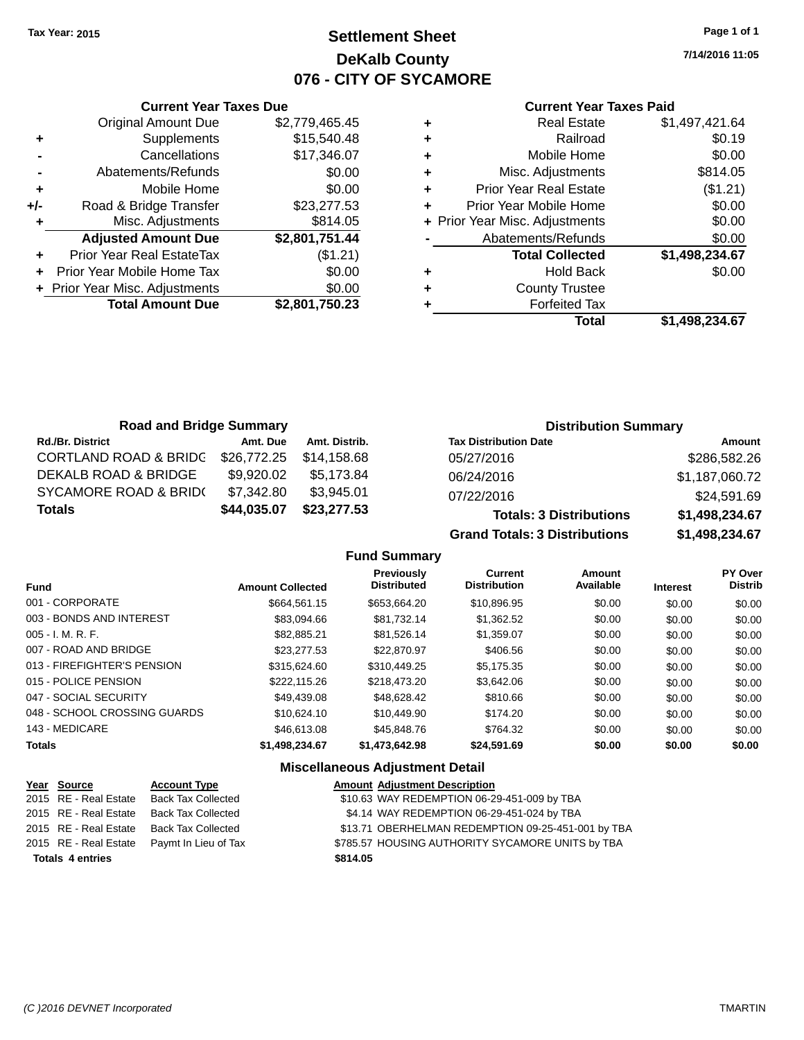**Tax Year: 2015**

# Settlement Sheet
## DeKalb County
## 076 - CITY OF SYCAMORE

7/14/2016 11:05

### Current Year Taxes Due

| | | |
|---|---|---|
| | Original Amount Due | $2,779,465.45 |
| + | Supplements | $15,540.48 |
| - | Cancellations | $17,346.07 |
| - | Abatements/Refunds | $0.00 |
| + | Mobile Home | $0.00 |
| +/- | Road & Bridge Transfer | $23,277.53 |
| + | Misc. Adjustments | $814.05 |
| | **Adjusted Amount Due** | **$2,801,751.44** |
| + | Prior Year Real EstateTax | ($1.21) |
| + | Prior Year Mobile Home Tax | $0.00 |
| + | Prior Year Misc. Adjustments | $0.00 |
| | **Total Amount Due** | **$2,801,750.23** |

### Current Year Taxes Paid

| | | |
|---|---|---|
| + | Real Estate | $1,497,421.64 |
| + | Railroad | $0.19 |
| + | Mobile Home | $0.00 |
| + | Misc. Adjustments | $814.05 |
| + | Prior Year Real Estate | ($1.21) |
| + | Prior Year Mobile Home | $0.00 |
| + | Prior Year Misc. Adjustments | $0.00 |
| - | Abatements/Refunds | $0.00 |
| | **Total Collected** | **$1,498,234.67** |
| + | Hold Back | $0.00 |
| + | County Trustee | |
| + | Forfeited Tax | |
| | **Total** | **$1,498,234.67** |

### Road and Bridge Summary

| Rd./Br. District | Amt. Due | Amt. Distrib. |
|---|---|---|
| CORTLAND ROAD & BRIDG | $26,772.25 | $14,158.68 |
| DEKALB ROAD & BRIDGE | $9,920.02 | $5,173.84 |
| SYCAMORE ROAD & BRID( | $7,342.80 | $3,945.01 |
| **Totals** | **$44,035.07** | **$23,277.53** |

### Distribution Summary

| Tax Distribution Date | Amount |
|---|---|
| 05/27/2016 | $286,582.26 |
| 06/24/2016 | $1,187,060.72 |
| 07/22/2016 | $24,591.69 |
| **Totals: 3 Distributions** | **$1,498,234.67** |
| **Grand Totals: 3 Distributions** | **$1,498,234.67** |

### Fund Summary

| Fund | Amount Collected | Previously Distributed | Current Distribution | Amount Available | Interest | PY Over Distrib |
|---|---|---|---|---|---|---|
| 001 - CORPORATE | $664,561.15 | $653,664.20 | $10,896.95 | $0.00 | $0.00 | $0.00 |
| 003 - BONDS AND INTEREST | $83,094.66 | $81,732.14 | $1,362.52 | $0.00 | $0.00 | $0.00 |
| 005 - I. M. R. F. | $82,885.21 | $81,526.14 | $1,359.07 | $0.00 | $0.00 | $0.00 |
| 007 - ROAD AND BRIDGE | $23,277.53 | $22,870.97 | $406.56 | $0.00 | $0.00 | $0.00 |
| 013 - FIREFIGHTER'S PENSION | $315,624.60 | $310,449.25 | $5,175.35 | $0.00 | $0.00 | $0.00 |
| 015 - POLICE PENSION | $222,115.26 | $218,473.20 | $3,642.06 | $0.00 | $0.00 | $0.00 |
| 047 - SOCIAL SECURITY | $49,439.08 | $48,628.42 | $810.66 | $0.00 | $0.00 | $0.00 |
| 048 - SCHOOL CROSSING GUARDS | $10,624.10 | $10,449.90 | $174.20 | $0.00 | $0.00 | $0.00 |
| 143 - MEDICARE | $46,613.08 | $45,848.76 | $764.32 | $0.00 | $0.00 | $0.00 |
| **Totals** | **$1,498,234.67** | **$1,473,642.98** | **$24,591.69** | **$0.00** | **$0.00** | **$0.00** |

### Miscellaneous Adjustment Detail

| Year | Source | Account Type | Amount | Adjustment Description |
|---|---|---|---|---|
| 2015 | RE - Real Estate | Back Tax Collected | $10.63 | WAY REDEMPTION 06-29-451-009 by TBA |
| 2015 | RE - Real Estate | Back Tax Collected | $4.14 | WAY REDEMPTION 06-29-451-024 by TBA |
| 2015 | RE - Real Estate | Back Tax Collected | $13.71 | OBERHELMAN REDEMPTION 09-25-451-001 by TBA |
| 2015 | RE - Real Estate | Paymt In Lieu of Tax | $785.57 | HOUSING AUTHORITY SYCAMORE UNITS by TBA |
| **Totals** | **4 entries** | | **$814.05** | |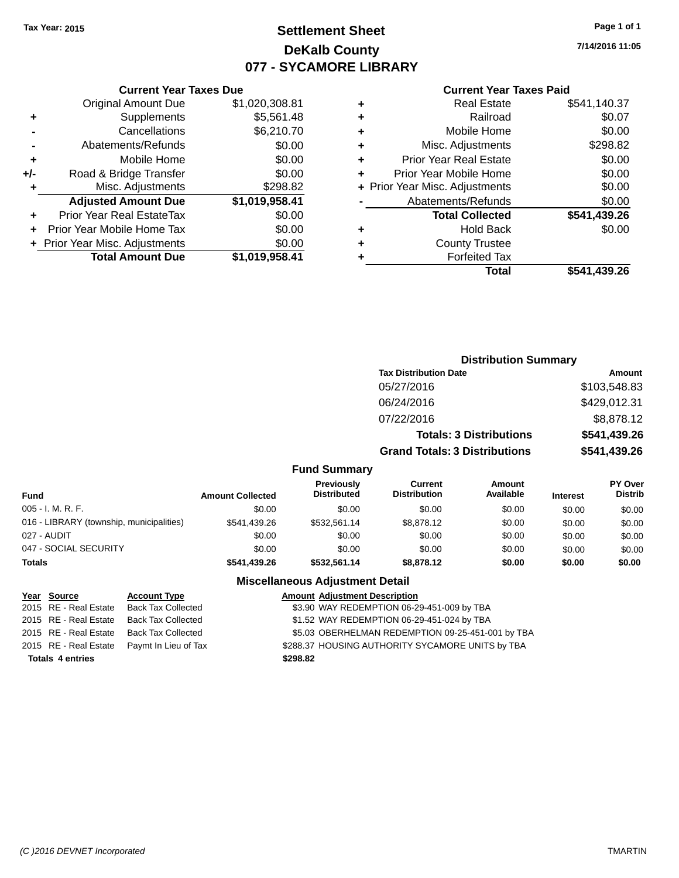Tax Year: 2015

# Settlement Sheet
## DeKalb County
## 077 - SYCAMORE LIBRARY

7/14/2016 11:05

### Current Year Taxes Due

| | | |
|---|---|---|
| | Original Amount Due | $1,020,308.81 |
| + | Supplements | $5,561.48 |
| - | Cancellations | $6,210.70 |
| - | Abatements/Refunds | $0.00 |
| + | Mobile Home | $0.00 |
| +/- | Road & Bridge Transfer | $0.00 |
| + | Misc. Adjustments | $298.82 |
| | **Adjusted Amount Due** | **$1,019,958.41** |
| + | Prior Year Real EstateTax | $0.00 |
| + | Prior Year Mobile Home Tax | $0.00 |
| + | Prior Year Misc. Adjustments | $0.00 |
| | **Total Amount Due** | **$1,019,958.41** |

### Current Year Taxes Paid

| | | |
|---|---|---|
| + | Real Estate | $541,140.37 |
| + | Railroad | $0.07 |
| + | Mobile Home | $0.00 |
| + | Misc. Adjustments | $298.82 |
| + | Prior Year Real Estate | $0.00 |
| + | Prior Year Mobile Home | $0.00 |
| + | Prior Year Misc. Adjustments | $0.00 |
| - | Abatements/Refunds | $0.00 |
| | **Total Collected** | **$541,439.26** |
| + | Hold Back | $0.00 |
| + | County Trustee | |
| + | Forfeited Tax | |
| | **Total** | **$541,439.26** |

### Distribution Summary

| Tax Distribution Date | Amount |
|---|---|
| 05/27/2016 | $103,548.83 |
| 06/24/2016 | $429,012.31 |
| 07/22/2016 | $8,878.12 |
| **Totals: 3 Distributions** | **$541,439.26** |
| **Grand Totals: 3 Distributions** | **$541,439.26** |

### Fund Summary

| Fund | Amount Collected | Previously Distributed | Current Distribution | Amount Available | Interest | PY Over Distrib |
|---|---|---|---|---|---|---|
| 005 - I. M. R. F. | $0.00 | $0.00 | $0.00 | $0.00 | $0.00 | $0.00 |
| 016 - LIBRARY (township, municipalities) | $541,439.26 | $532,561.14 | $8,878.12 | $0.00 | $0.00 | $0.00 |
| 027 - AUDIT | $0.00 | $0.00 | $0.00 | $0.00 | $0.00 | $0.00 |
| 047 - SOCIAL SECURITY | $0.00 | $0.00 | $0.00 | $0.00 | $0.00 | $0.00 |
| **Totals** | **$541,439.26** | **$532,561.14** | **$8,878.12** | **$0.00** | **$0.00** | **$0.00** |

### Miscellaneous Adjustment Detail

| Year | Source | Account Type | Amount | Adjustment Description |
|---|---|---|---|---|
| 2015 | RE - Real Estate | Back Tax Collected | $3.90 | WAY REDEMPTION 06-29-451-009 by TBA |
| 2015 | RE - Real Estate | Back Tax Collected | $1.52 | WAY REDEMPTION 06-29-451-024 by TBA |
| 2015 | RE - Real Estate | Back Tax Collected | $5.03 | OBERHELMAN REDEMPTION 09-25-451-001 by TBA |
| 2015 | RE - Real Estate | Paymt In Lieu of Tax | $288.37 | HOUSING AUTHORITY SYCAMORE UNITS by TBA |
| **Totals** | **4 entries** | | **$298.82** | |

(C )2016 DEVNET Incorporated TMARTIN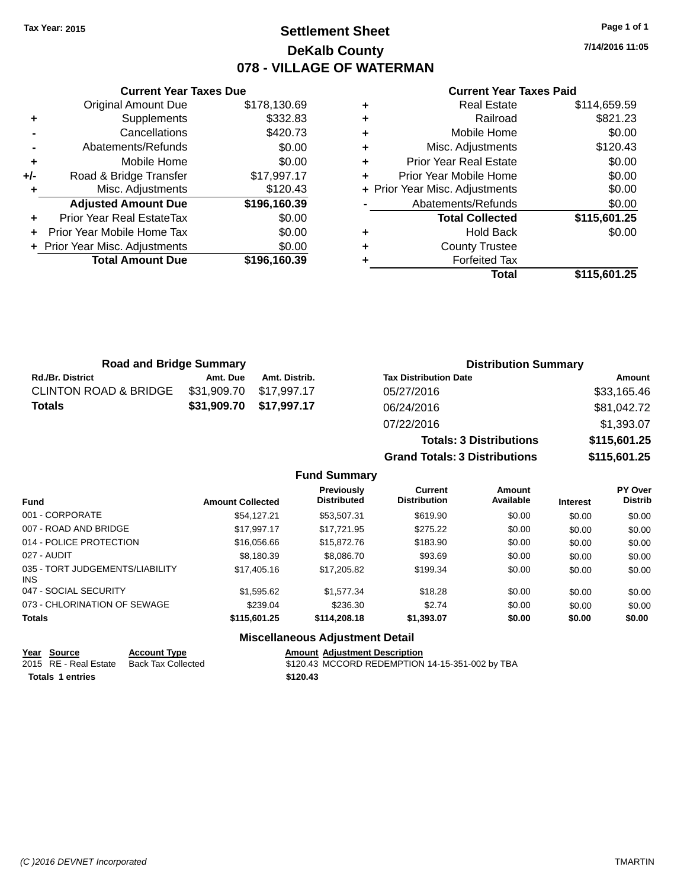Tax Year: 2015

# Settlement Sheet
## DeKalb County
## 078 - VILLAGE OF WATERMAN

7/14/2016 11:05

### Current Year Taxes Due

| | | |
|---|---|---|
| | Original Amount Due | $178,130.69 |
| + | Supplements | $332.83 |
| - | Cancellations | $420.73 |
| - | Abatements/Refunds | $0.00 |
| + | Mobile Home | $0.00 |
| +/- | Road & Bridge Transfer | $17,997.17 |
| + | Misc. Adjustments | $120.43 |
| | **Adjusted Amount Due** | **$196,160.39** |
| + | Prior Year Real EstateTax | $0.00 |
| + | Prior Year Mobile Home Tax | $0.00 |
| + | Prior Year Misc. Adjustments | $0.00 |
| | **Total Amount Due** | **$196,160.39** |

### Current Year Taxes Paid

| | | |
|---|---|---|
| + | Real Estate | $114,659.59 |
| + | Railroad | $821.23 |
| + | Mobile Home | $0.00 |
| + | Misc. Adjustments | $120.43 |
| + | Prior Year Real Estate | $0.00 |
| + | Prior Year Mobile Home | $0.00 |
| + | Prior Year Misc. Adjustments | $0.00 |
| - | Abatements/Refunds | $0.00 |
| | **Total Collected** | **$115,601.25** |
| + | Hold Back | $0.00 |
| + | County Trustee | |
| + | Forfeited Tax | |
| | **Total** | **$115,601.25** |

### Road and Bridge Summary

| Rd./Br. District | Amt. Due | Amt. Distrib. |
|---|---|---|
| CLINTON ROAD & BRIDGE | $31,909.70 | $17,997.17 |
| **Totals** | **$31,909.70** | **$17,997.17** |

### Distribution Summary

| Tax Distribution Date | Amount |
|---|---|
| 05/27/2016 | $33,165.46 |
| 06/24/2016 | $81,042.72 |
| 07/22/2016 | $1,393.07 |
| **Totals: 3 Distributions** | **$115,601.25** |
| **Grand Totals: 3 Distributions** | **$115,601.25** |

### Fund Summary

| Fund | Amount Collected | Previously Distributed | Current Distribution | Amount Available | Interest | PY Over Distrib |
|---|---|---|---|---|---|---|
| 001 - CORPORATE | $54,127.21 | $53,507.31 | $619.90 | $0.00 | $0.00 | $0.00 |
| 007 - ROAD AND BRIDGE | $17,997.17 | $17,721.95 | $275.22 | $0.00 | $0.00 | $0.00 |
| 014 - POLICE PROTECTION | $16,056.66 | $15,872.76 | $183.90 | $0.00 | $0.00 | $0.00 |
| 027 - AUDIT | $8,180.39 | $8,086.70 | $93.69 | $0.00 | $0.00 | $0.00 |
| 035 - TORT JUDGEMENTS/LIABILITY INS | $17,405.16 | $17,205.82 | $199.34 | $0.00 | $0.00 | $0.00 |
| 047 - SOCIAL SECURITY | $1,595.62 | $1,577.34 | $18.28 | $0.00 | $0.00 | $0.00 |
| 073 - CHLORINATION OF SEWAGE | $239.04 | $236.30 | $2.74 | $0.00 | $0.00 | $0.00 |
| **Totals** | **$115,601.25** | **$114,208.18** | **$1,393.07** | **$0.00** | **$0.00** | **$0.00** |

### Miscellaneous Adjustment Detail

| Year | Source | Account Type | Amount | Adjustment Description |
|---|---|---|---|---|
| 2015 | RE - Real Estate | Back Tax Collected | $120.43 | MCCORD REDEMPTION 14-15-351-002 by TBA |
| **Totals** | **1 entries** | | **$120.43** | |

(C )2016 DEVNET Incorporated TMARTIN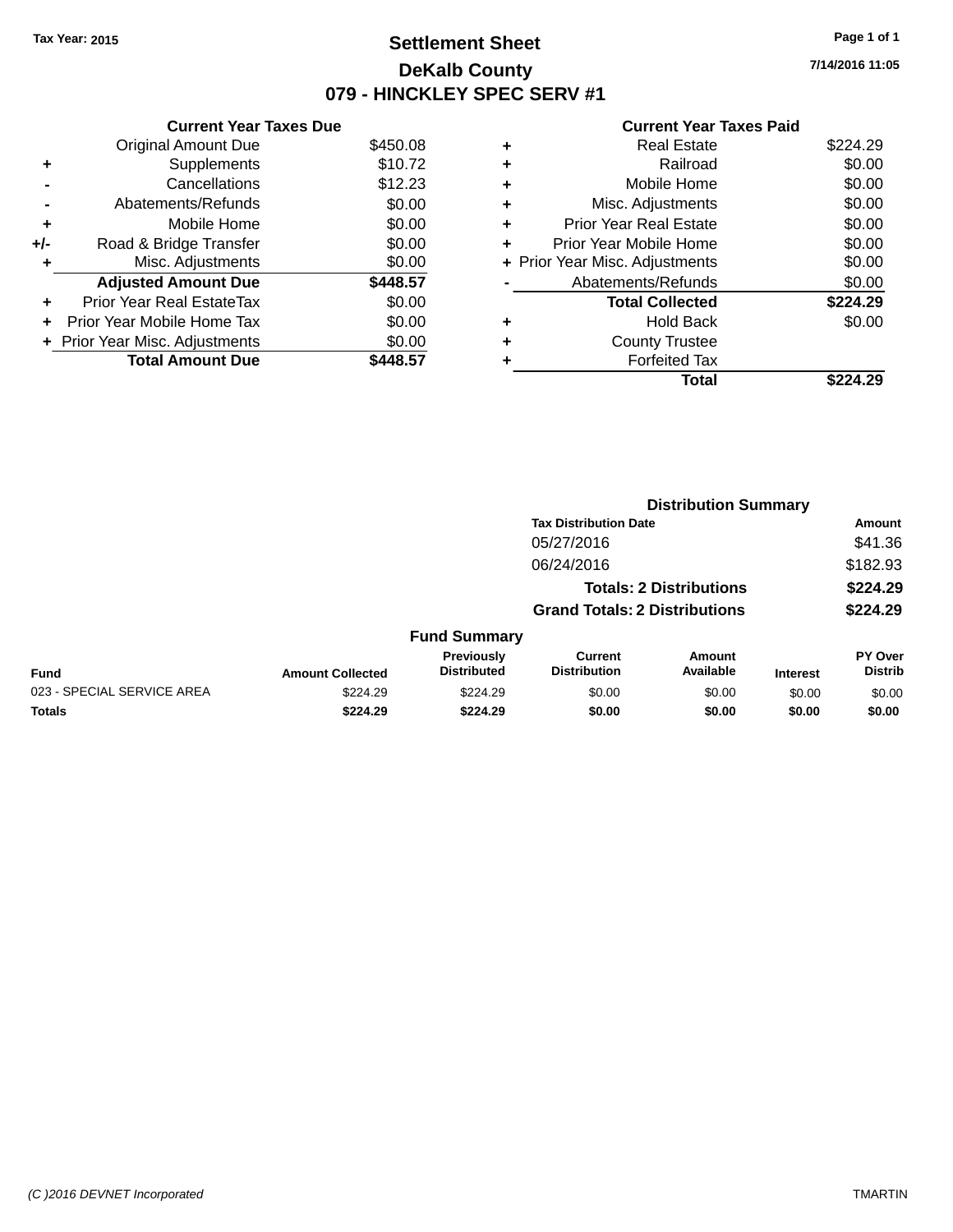Tax Year: 2015

# Settlement Sheet

## DeKalb County

## 079 - HINCKLEY SPEC SERV #1

7/14/2016 11:05

### Current Year Taxes Due

| | | |
|---|---|---|
| | Original Amount Due | $450.08 |
| + | Supplements | $10.72 |
| - | Cancellations | $12.23 |
| - | Abatements/Refunds | $0.00 |
| + | Mobile Home | $0.00 |
| +/- | Road & Bridge Transfer | $0.00 |
| + | Misc. Adjustments | $0.00 |
| | **Adjusted Amount Due** | **$448.57** |
| + | Prior Year Real EstateTax | $0.00 |
| + | Prior Year Mobile Home Tax | $0.00 |
| + | Prior Year Misc. Adjustments | $0.00 |
| | **Total Amount Due** | **$448.57** |

### Current Year Taxes Paid

| | | |
|---|---|---|
| + | Real Estate | $224.29 |
| + | Railroad | $0.00 |
| + | Mobile Home | $0.00 |
| + | Misc. Adjustments | $0.00 |
| + | Prior Year Real Estate | $0.00 |
| + | Prior Year Mobile Home | $0.00 |
| + | Prior Year Misc. Adjustments | $0.00 |
| - | Abatements/Refunds | $0.00 |
| | **Total Collected** | **$224.29** |
| + | Hold Back | $0.00 |
| + | County Trustee | |
| + | Forfeited Tax | |
| | **Total** | **$224.29** |

### Distribution Summary

| Tax Distribution Date | Amount |
|---|---|
| 05/27/2016 | $41.36 |
| 06/24/2016 | $182.93 |
| **Totals: 2 Distributions** | **$224.29** |
| **Grand Totals: 2 Distributions** | **$224.29** |

### Fund Summary

| Fund | Amount Collected | Previously Distributed | Current Distribution | Amount Available | Interest | PY Over Distrib |
|---|---|---|---|---|---|---|
| 023 - SPECIAL SERVICE AREA | $224.29 | $224.29 | $0.00 | $0.00 | $0.00 | $0.00 |
| **Totals** | **$224.29** | **$224.29** | **$0.00** | **$0.00** | **$0.00** | **$0.00** |

(C )2016 DEVNET Incorporated

TMARTIN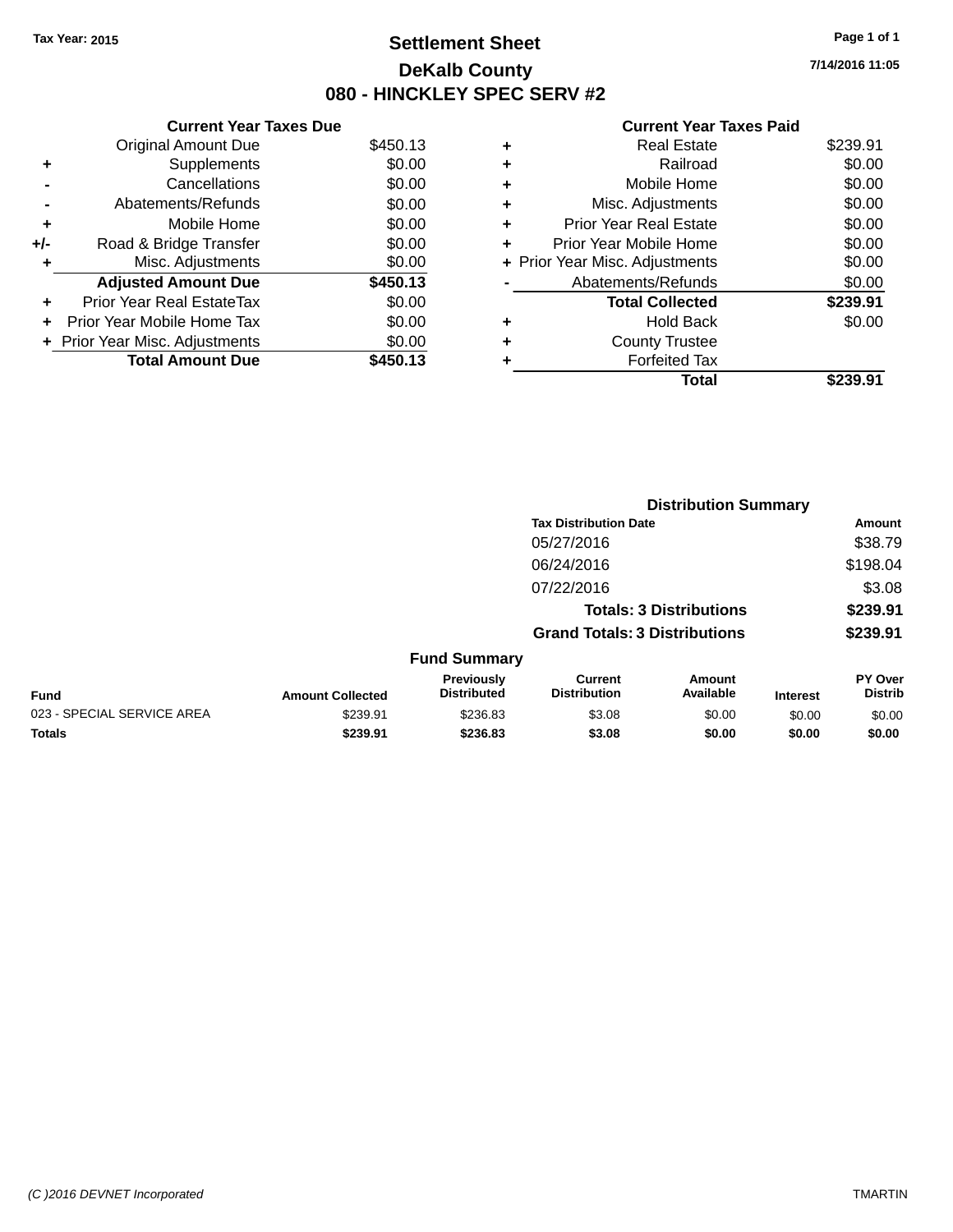Tax Year: 2015

# Settlement Sheet
## DeKalb County
## 080 - HINCKLEY SPEC SERV #2

7/14/2016 11:05

### Current Year Taxes Due

| | | |
|---|---|---|
| | Original Amount Due | $450.13 |
| + | Supplements | $0.00 |
| - | Cancellations | $0.00 |
| - | Abatements/Refunds | $0.00 |
| + | Mobile Home | $0.00 |
| +/- | Road & Bridge Transfer | $0.00 |
| + | Misc. Adjustments | $0.00 |
| | **Adjusted Amount Due** | **$450.13** |
| + | Prior Year Real EstateTax | $0.00 |
| + | Prior Year Mobile Home Tax | $0.00 |
| + | Prior Year Misc. Adjustments | $0.00 |
| | **Total Amount Due** | **$450.13** |

### Current Year Taxes Paid

| | | |
|---|---|---|
| + | Real Estate | $239.91 |
| + | Railroad | $0.00 |
| + | Mobile Home | $0.00 |
| + | Misc. Adjustments | $0.00 |
| + | Prior Year Real Estate | $0.00 |
| + | Prior Year Mobile Home | $0.00 |
| + | Prior Year Misc. Adjustments | $0.00 |
| - | Abatements/Refunds | $0.00 |
| | **Total Collected** | **$239.91** |
| + | Hold Back | $0.00 |
| + | County Trustee | |
| + | Forfeited Tax | |
| | **Total** | **$239.91** |

### Distribution Summary

| Tax Distribution Date | Amount |
|---|---|
| 05/27/2016 | $38.79 |
| 06/24/2016 | $198.04 |
| 07/22/2016 | $3.08 |
| **Totals: 3 Distributions** | **$239.91** |
| **Grand Totals: 3 Distributions** | **$239.91** |

### Fund Summary

| Fund | Amount Collected | Previously Distributed | Current Distribution | Amount Available | Interest | PY Over Distrib |
|---|---|---|---|---|---|---|
| 023 - SPECIAL SERVICE AREA | $239.91 | $236.83 | $3.08 | $0.00 | $0.00 | $0.00 |
| **Totals** | **$239.91** | **$236.83** | **$3.08** | **$0.00** | **$0.00** | **$0.00** |

(C )2016 DEVNET Incorporated

TMARTIN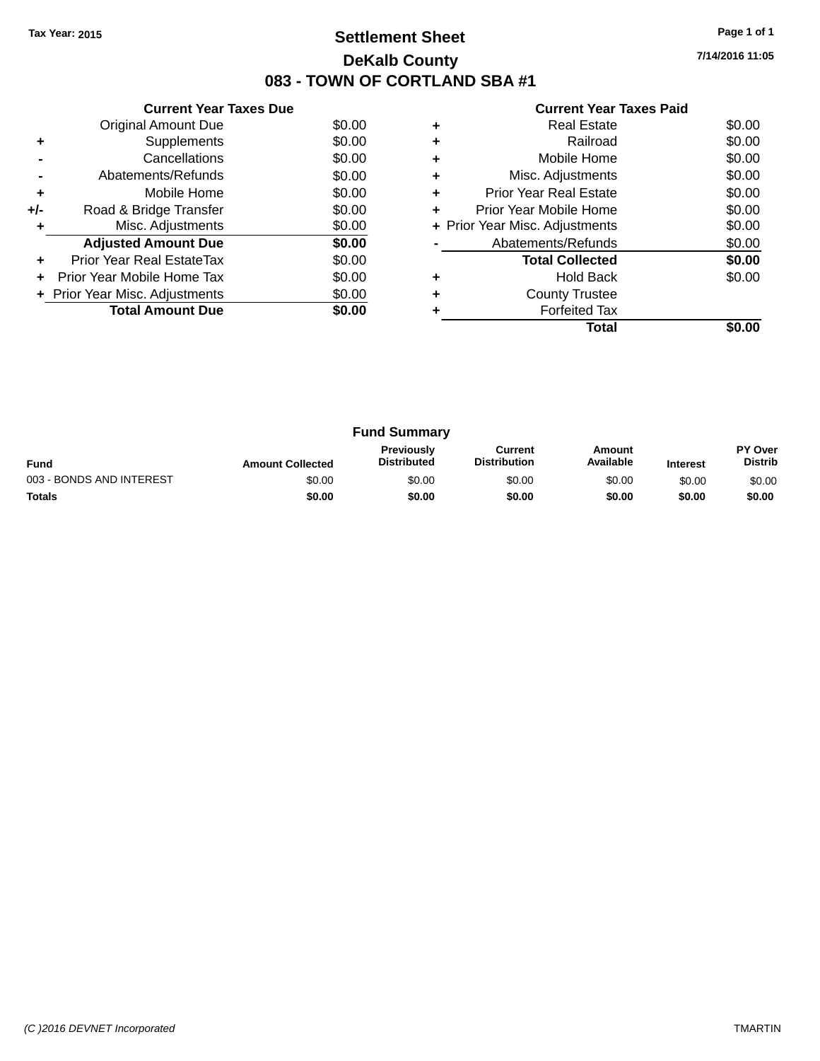Tax Year: 2015

# Settlement Sheet

## DeKalb County

## 083 - TOWN OF CORTLAND SBA #1

7/14/2016 11:05

### Current Year Taxes Due

| | | |
|---|---|---|
| | Original Amount Due | $0.00 |
| + | Supplements | $0.00 |
| - | Cancellations | $0.00 |
| - | Abatements/Refunds | $0.00 |
| + | Mobile Home | $0.00 |
| +/- | Road & Bridge Transfer | $0.00 |
| + | Misc. Adjustments | $0.00 |
| | **Adjusted Amount Due** | **$0.00** |
| + | Prior Year Real EstateTax | $0.00 |
| + | Prior Year Mobile Home Tax | $0.00 |
| + | Prior Year Misc. Adjustments | $0.00 |
| | **Total Amount Due** | **$0.00** |

### Current Year Taxes Paid

| | | |
|---|---|---|
| + | Real Estate | $0.00 |
| + | Railroad | $0.00 |
| + | Mobile Home | $0.00 |
| + | Misc. Adjustments | $0.00 |
| + | Prior Year Real Estate | $0.00 |
| + | Prior Year Mobile Home | $0.00 |
| + | Prior Year Misc. Adjustments | $0.00 |
| - | Abatements/Refunds | $0.00 |
| | **Total Collected** | **$0.00** |
| + | Hold Back | $0.00 |
| + | County Trustee | |
| + | Forfeited Tax | |
| | **Total** | **$0.00** |

### Fund Summary

| Fund | Amount Collected | Previously Distributed | Current Distribution | Amount Available | Interest | PY Over Distrib |
|---|---|---|---|---|---|---|
| 003 - BONDS AND INTEREST | $0.00 | $0.00 | $0.00 | $0.00 | $0.00 | $0.00 |
| **Totals** | **$0.00** | **$0.00** | **$0.00** | **$0.00** | **$0.00** | **$0.00** |

(C )2016 DEVNET Incorporated TMARTIN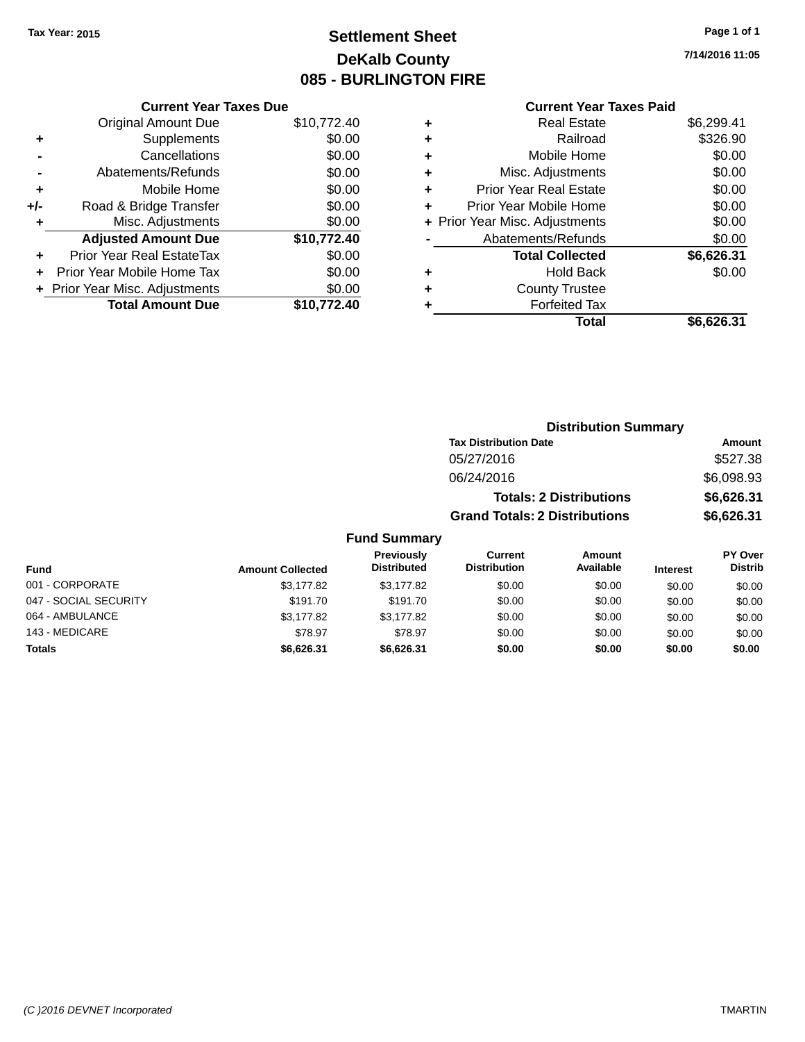**Tax Year: 2015**

# Settlement Sheet
## DeKalb County
## 085 - BURLINGTON FIRE

**7/14/2016 11:05**

### Current Year Taxes Due

| | | |
|---|---|---|
| | Original Amount Due | $10,772.40 |
| + | Supplements | $0.00 |
| - | Cancellations | $0.00 |
| - | Abatements/Refunds | $0.00 |
| + | Mobile Home | $0.00 |
| +/- | Road & Bridge Transfer | $0.00 |
| + | Misc. Adjustments | $0.00 |
| | **Adjusted Amount Due** | **$10,772.40** |
| + | Prior Year Real EstateTax | $0.00 |
| + | Prior Year Mobile Home Tax | $0.00 |
| + | Prior Year Misc. Adjustments | $0.00 |
| | **Total Amount Due** | **$10,772.40** |

### Current Year Taxes Paid

| | | |
|---|---|---|
| + | Real Estate | $6,299.41 |
| + | Railroad | $326.90 |
| + | Mobile Home | $0.00 |
| + | Misc. Adjustments | $0.00 |
| + | Prior Year Real Estate | $0.00 |
| + | Prior Year Mobile Home | $0.00 |
| + | Prior Year Misc. Adjustments | $0.00 |
| - | Abatements/Refunds | $0.00 |
| | **Total Collected** | **$6,626.31** |
| + | Hold Back | $0.00 |
| + | County Trustee | |
| + | Forfeited Tax | |
| | **Total** | **$6,626.31** |

### Distribution Summary

| Tax Distribution Date | Amount |
|---|---|
| 05/27/2016 | $527.38 |
| 06/24/2016 | $6,098.93 |
| **Totals: 2 Distributions** | **$6,626.31** |
| **Grand Totals: 2 Distributions** | **$6,626.31** |

### Fund Summary

| Fund | Amount Collected | Previously Distributed | Current Distribution | Amount Available | Interest | PY Over Distrib |
|---|---|---|---|---|---|---|
| 001 - CORPORATE | $3,177.82 | $3,177.82 | $0.00 | $0.00 | $0.00 | $0.00 |
| 047 - SOCIAL SECURITY | $191.70 | $191.70 | $0.00 | $0.00 | $0.00 | $0.00 |
| 064 - AMBULANCE | $3,177.82 | $3,177.82 | $0.00 | $0.00 | $0.00 | $0.00 |
| 143 - MEDICARE | $78.97 | $78.97 | $0.00 | $0.00 | $0.00 | $0.00 |
| **Totals** | **$6,626.31** | **$6,626.31** | **$0.00** | **$0.00** | **$0.00** | **$0.00** |

(C )2016 DEVNET Incorporated TMARTIN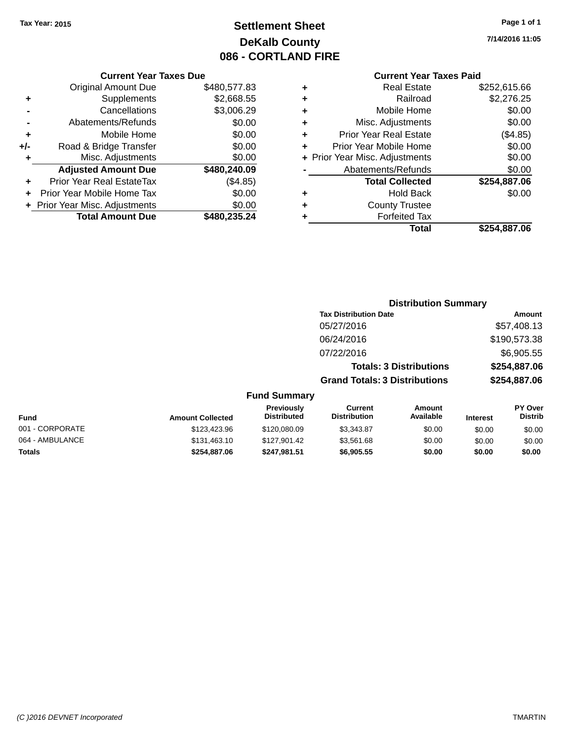Tax Year: 2015

# Settlement Sheet

## DeKalb County

## 086 - CORTLAND FIRE

7/14/2016 11:05

### Current Year Taxes Due

| | | |
|---|---|---|
| | Original Amount Due | $480,577.83 |
| + | Supplements | $2,668.55 |
| - | Cancellations | $3,006.29 |
| - | Abatements/Refunds | $0.00 |
| + | Mobile Home | $0.00 |
| +/- | Road & Bridge Transfer | $0.00 |
| + | Misc. Adjustments | $0.00 |
| | **Adjusted Amount Due** | **$480,240.09** |
| + | Prior Year Real EstateTax | ($4.85) |
| + | Prior Year Mobile Home Tax | $0.00 |
| + | Prior Year Misc. Adjustments | $0.00 |
| | **Total Amount Due** | **$480,235.24** |

### Current Year Taxes Paid

| | | |
|---|---|---|
| + | Real Estate | $252,615.66 |
| + | Railroad | $2,276.25 |
| + | Mobile Home | $0.00 |
| + | Misc. Adjustments | $0.00 |
| + | Prior Year Real Estate | ($4.85) |
| + | Prior Year Mobile Home | $0.00 |
| + | Prior Year Misc. Adjustments | $0.00 |
| - | Abatements/Refunds | $0.00 |
| | **Total Collected** | **$254,887.06** |
| + | Hold Back | $0.00 |
| + | County Trustee | |
| + | Forfeited Tax | |
| | **Total** | **$254,887.06** |

### Distribution Summary

| Tax Distribution Date | Amount |
|---|---|
| 05/27/2016 | $57,408.13 |
| 06/24/2016 | $190,573.38 |
| 07/22/2016 | $6,905.55 |
| **Totals: 3 Distributions** | **$254,887.06** |
| **Grand Totals: 3 Distributions** | **$254,887.06** |

### Fund Summary

| Fund | Amount Collected | Previously Distributed | Current Distribution | Amount Available | Interest | PY Over Distrib |
|---|---|---|---|---|---|---|
| 001 - CORPORATE | $123,423.96 | $120,080.09 | $3,343.87 | $0.00 | $0.00 | $0.00 |
| 064 - AMBULANCE | $131,463.10 | $127,901.42 | $3,561.68 | $0.00 | $0.00 | $0.00 |
| **Totals** | **$254,887.06** | **$247,981.51** | **$6,905.55** | **$0.00** | **$0.00** | **$0.00** |

(C )2016 DEVNET Incorporated TMARTIN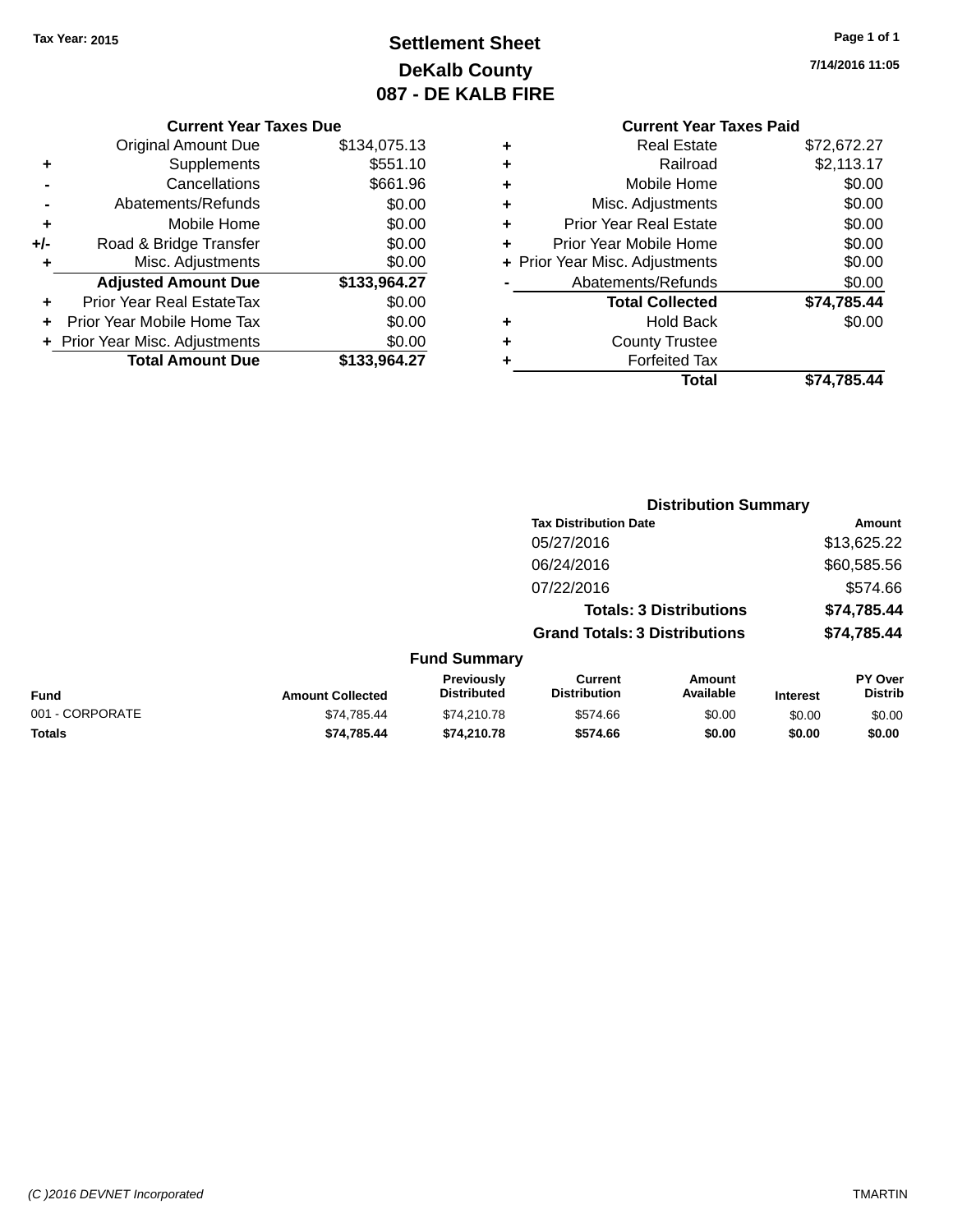**Tax Year: 2015**

# Settlement Sheet
## DeKalb County
## 087 - DE KALB FIRE

**7/14/2016 11:05**

### Current Year Taxes Due

| | | |
|---|---|---|
| | Original Amount Due | $134,075.13 |
| + | Supplements | $551.10 |
| - | Cancellations | $661.96 |
| - | Abatements/Refunds | $0.00 |
| + | Mobile Home | $0.00 |
| +/- | Road & Bridge Transfer | $0.00 |
| + | Misc. Adjustments | $0.00 |
| | **Adjusted Amount Due** | **$133,964.27** |
| + | Prior Year Real EstateTax | $0.00 |
| + | Prior Year Mobile Home Tax | $0.00 |
| + | Prior Year Misc. Adjustments | $0.00 |
| | **Total Amount Due** | **$133,964.27** |

### Current Year Taxes Paid

| | | |
|---|---|---|
| + | Real Estate | $72,672.27 |
| + | Railroad | $2,113.17 |
| + | Mobile Home | $0.00 |
| + | Misc. Adjustments | $0.00 |
| + | Prior Year Real Estate | $0.00 |
| + | Prior Year Mobile Home | $0.00 |
| + | Prior Year Misc. Adjustments | $0.00 |
| - | Abatements/Refunds | $0.00 |
| | **Total Collected** | **$74,785.44** |
| + | Hold Back | $0.00 |
| + | County Trustee | |
| + | Forfeited Tax | |
| | **Total** | **$74,785.44** |

### Distribution Summary

| Tax Distribution Date | Amount |
|---|---|
| 05/27/2016 | $13,625.22 |
| 06/24/2016 | $60,585.56 |
| 07/22/2016 | $574.66 |
| **Totals: 3 Distributions** | **$74,785.44** |
| **Grand Totals: 3 Distributions** | **$74,785.44** |

### Fund Summary

| Fund | Amount Collected | Previously Distributed | Current Distribution | Amount Available | Interest | PY Over Distrib |
|---|---|---|---|---|---|---|
| 001 - CORPORATE | $74,785.44 | $74,210.78 | $574.66 | $0.00 | $0.00 | $0.00 |
| **Totals** | **$74,785.44** | **$74,210.78** | **$574.66** | **$0.00** | **$0.00** | **$0.00** |

*(C )2016 DEVNET Incorporated* TMARTIN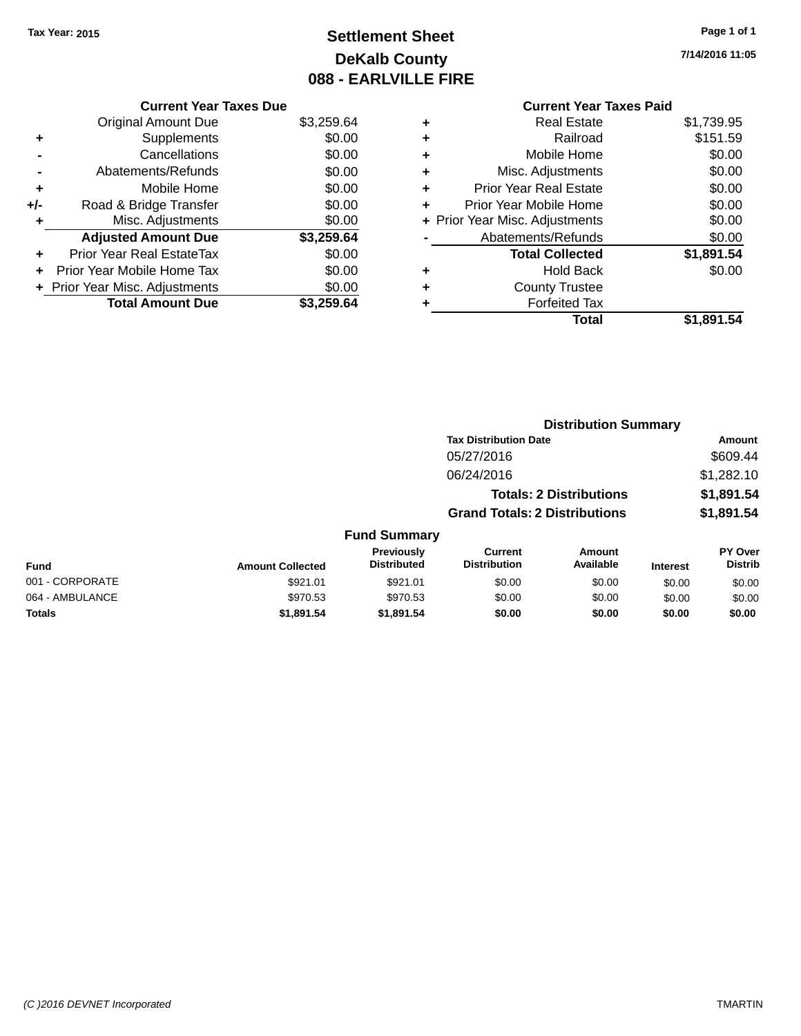**Tax Year: 2015**

# Settlement Sheet
## DeKalb County
## 088 - EARLVILLE FIRE

7/14/2016 11:05

### Current Year Taxes Due

| | | |
|---|---|---|
| | Original Amount Due | $3,259.64 |
| + | Supplements | $0.00 |
| - | Cancellations | $0.00 |
| - | Abatements/Refunds | $0.00 |
| + | Mobile Home | $0.00 |
| +/- | Road & Bridge Transfer | $0.00 |
| + | Misc. Adjustments | $0.00 |
| | **Adjusted Amount Due** | **$3,259.64** |
| + | Prior Year Real EstateTax | $0.00 |
| + | Prior Year Mobile Home Tax | $0.00 |
| + | Prior Year Misc. Adjustments | $0.00 |
| | **Total Amount Due** | **$3,259.64** |

### Current Year Taxes Paid

| | | |
|---|---|---|
| + | Real Estate | $1,739.95 |
| + | Railroad | $151.59 |
| + | Mobile Home | $0.00 |
| + | Misc. Adjustments | $0.00 |
| + | Prior Year Real Estate | $0.00 |
| + | Prior Year Mobile Home | $0.00 |
| + | Prior Year Misc. Adjustments | $0.00 |
| - | Abatements/Refunds | $0.00 |
| | **Total Collected** | **$1,891.54** |
| + | Hold Back | $0.00 |
| + | County Trustee | |
| + | Forfeited Tax | |
| | **Total** | **$1,891.54** |

### Distribution Summary

| Tax Distribution Date | Amount |
|---|---|
| 05/27/2016 | $609.44 |
| 06/24/2016 | $1,282.10 |
| **Totals: 2 Distributions** | **$1,891.54** |
| **Grand Totals: 2 Distributions** | **$1,891.54** |

### Fund Summary

| Fund | Amount Collected | Previously Distributed | Current Distribution | Amount Available | Interest | PY Over Distrib |
|---|---|---|---|---|---|---|
| 001 - CORPORATE | $921.01 | $921.01 | $0.00 | $0.00 | $0.00 | $0.00 |
| 064 - AMBULANCE | $970.53 | $970.53 | $0.00 | $0.00 | $0.00 | $0.00 |
| **Totals** | **$1,891.54** | **$1,891.54** | **$0.00** | **$0.00** | **$0.00** | **$0.00** |

(C )2016 DEVNET Incorporated — TMARTIN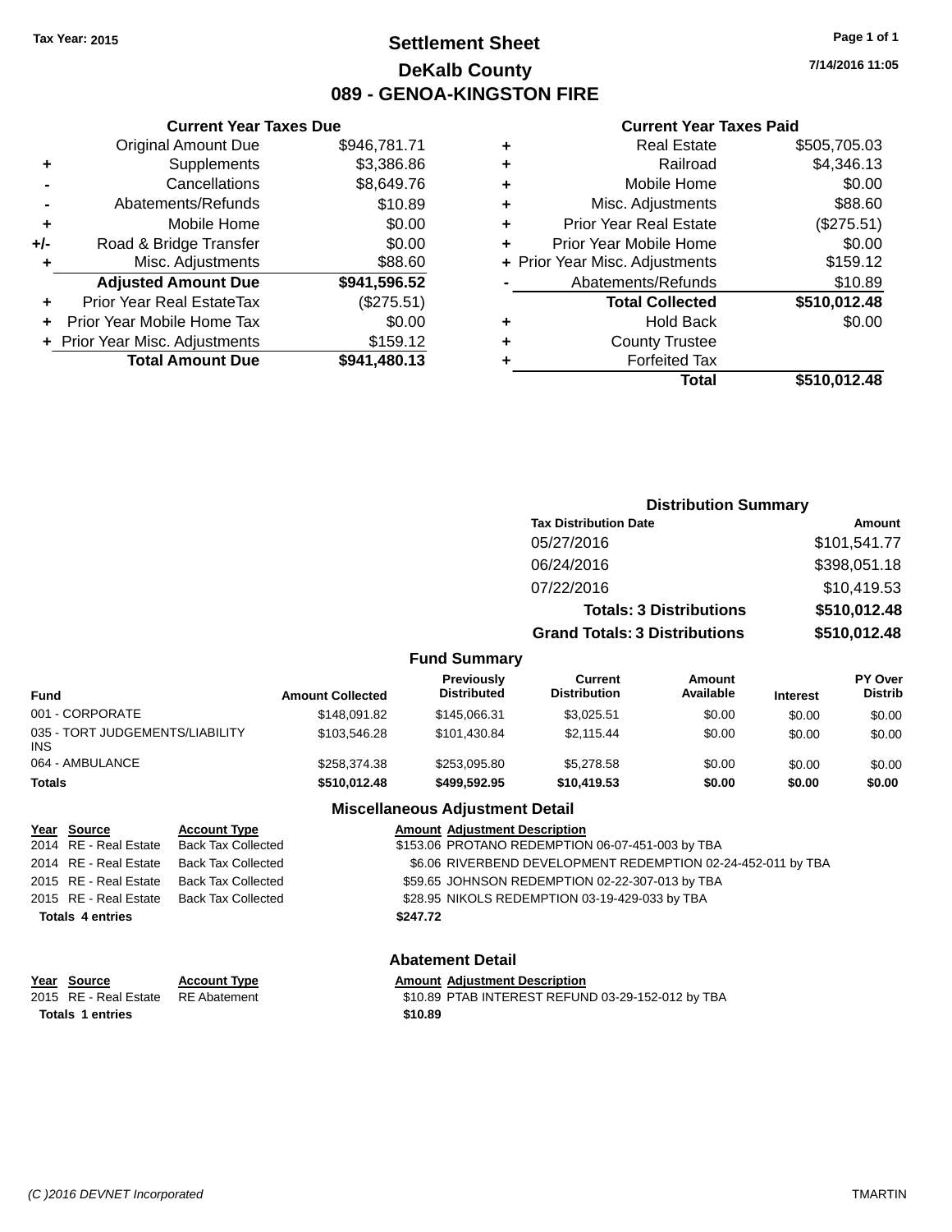Tax Year: 2015

# Settlement Sheet
## DeKalb County
## 089 - GENOA-KINGSTON FIRE

7/14/2016 11:05

### Current Year Taxes Due

| | | |
|---|---|---|
| | Original Amount Due | $946,781.71 |
| + | Supplements | $3,386.86 |
| - | Cancellations | $8,649.76 |
| - | Abatements/Refunds | $10.89 |
| + | Mobile Home | $0.00 |
| +/- | Road & Bridge Transfer | $0.00 |
| + | Misc. Adjustments | $88.60 |
| | **Adjusted Amount Due** | **$941,596.52** |
| + | Prior Year Real EstateTax | ($275.51) |
| + | Prior Year Mobile Home Tax | $0.00 |
| + | Prior Year Misc. Adjustments | $159.12 |
| | **Total Amount Due** | **$941,480.13** |

### Current Year Taxes Paid

| | | |
|---|---|---|
| + | Real Estate | $505,705.03 |
| + | Railroad | $4,346.13 |
| + | Mobile Home | $0.00 |
| + | Misc. Adjustments | $88.60 |
| + | Prior Year Real Estate | ($275.51) |
| + | Prior Year Mobile Home | $0.00 |
| + | Prior Year Misc. Adjustments | $159.12 |
| - | Abatements/Refunds | $10.89 |
| | **Total Collected** | **$510,012.48** |
| + | Hold Back | $0.00 |
| + | County Trustee | |
| + | Forfeited Tax | |
| | **Total** | **$510,012.48** |

### Distribution Summary

| Tax Distribution Date | Amount |
|---|---|
| 05/27/2016 | $101,541.77 |
| 06/24/2016 | $398,051.18 |
| 07/22/2016 | $10,419.53 |
| **Totals: 3 Distributions** | **$510,012.48** |
| **Grand Totals: 3 Distributions** | **$510,012.48** |

### Fund Summary

| Fund | Amount Collected | Previously Distributed | Current Distribution | Amount Available | Interest | PY Over Distrib |
|---|---|---|---|---|---|---|
| 001 - CORPORATE | $148,091.82 | $145,066.31 | $3,025.51 | $0.00 | $0.00 | $0.00 |
| 035 - TORT JUDGEMENTS/LIABILITY INS | $103,546.28 | $101,430.84 | $2,115.44 | $0.00 | $0.00 | $0.00 |
| 064 - AMBULANCE | $258,374.38 | $253,095.80 | $5,278.58 | $0.00 | $0.00 | $0.00 |
| **Totals** | **$510,012.48** | **$499,592.95** | **$10,419.53** | **$0.00** | **$0.00** | **$0.00** |

### Miscellaneous Adjustment Detail

| Year | Source | Account Type | Amount | Adjustment Description |
|---|---|---|---|---|
| 2014 | RE - Real Estate | Back Tax Collected | $153.06 | PROTANO REDEMPTION 06-07-451-003 by TBA |
| 2014 | RE - Real Estate | Back Tax Collected | $6.06 | RIVERBEND DEVELOPMENT REDEMPTION 02-24-452-011 by TBA |
| 2015 | RE - Real Estate | Back Tax Collected | $59.65 | JOHNSON REDEMPTION 02-22-307-013 by TBA |
| 2015 | RE - Real Estate | Back Tax Collected | $28.95 | NIKOLS REDEMPTION 03-19-429-033 by TBA |
| **Totals** | **4 entries** | | **$247.72** | |

### Abatement Detail

| Year | Source | Account Type | Amount | Adjustment Description |
|---|---|---|---|---|
| 2015 | RE - Real Estate | RE Abatement | $10.89 | PTAB INTEREST REFUND 03-29-152-012 by TBA |
| **Totals** | **1 entries** | | **$10.89** | |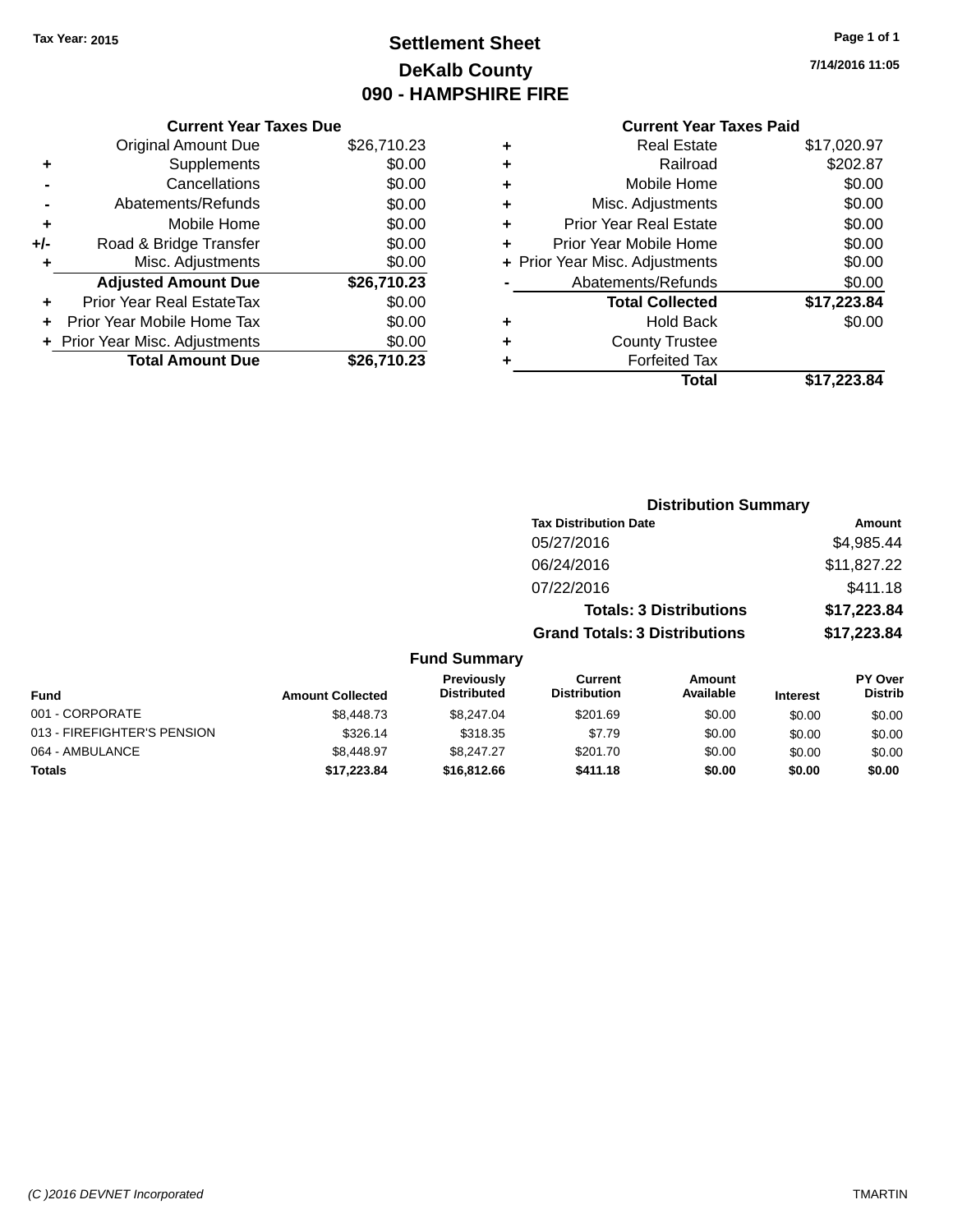Tax Year: 2015

# Settlement Sheet
## DeKalb County
## 090 - HAMPSHIRE FIRE

7/14/2016 11:05

### Current Year Taxes Due

| | | |
|---|---|---|
| | Original Amount Due | $26,710.23 |
| + | Supplements | $0.00 |
| - | Cancellations | $0.00 |
| - | Abatements/Refunds | $0.00 |
| + | Mobile Home | $0.00 |
| +/- | Road & Bridge Transfer | $0.00 |
| + | Misc. Adjustments | $0.00 |
| | **Adjusted Amount Due** | **$26,710.23** |
| + | Prior Year Real EstateTax | $0.00 |
| + | Prior Year Mobile Home Tax | $0.00 |
| + | Prior Year Misc. Adjustments | $0.00 |
| | **Total Amount Due** | **$26,710.23** |

### Current Year Taxes Paid

| | | |
|---|---|---|
| + | Real Estate | $17,020.97 |
| + | Railroad | $202.87 |
| + | Mobile Home | $0.00 |
| + | Misc. Adjustments | $0.00 |
| + | Prior Year Real Estate | $0.00 |
| + | Prior Year Mobile Home | $0.00 |
| + | Prior Year Misc. Adjustments | $0.00 |
| - | Abatements/Refunds | $0.00 |
| | **Total Collected** | **$17,223.84** |
| + | Hold Back | $0.00 |
| + | County Trustee | |
| + | Forfeited Tax | |
| | **Total** | **$17,223.84** |

### Distribution Summary

| Tax Distribution Date | Amount |
|---|---|
| 05/27/2016 | $4,985.44 |
| 06/24/2016 | $11,827.22 |
| 07/22/2016 | $411.18 |
| **Totals: 3 Distributions** | **$17,223.84** |
| **Grand Totals: 3 Distributions** | **$17,223.84** |

### Fund Summary

| Fund | Amount Collected | Previously Distributed | Current Distribution | Amount Available | Interest | PY Over Distrib |
|---|---|---|---|---|---|---|
| 001 - CORPORATE | $8,448.73 | $8,247.04 | $201.69 | $0.00 | $0.00 | $0.00 |
| 013 - FIREFIGHTER'S PENSION | $326.14 | $318.35 | $7.79 | $0.00 | $0.00 | $0.00 |
| 064 - AMBULANCE | $8,448.97 | $8,247.27 | $201.70 | $0.00 | $0.00 | $0.00 |
| **Totals** | **$17,223.84** | **$16,812.66** | **$411.18** | **$0.00** | **$0.00** | **$0.00** |

(C )2016 DEVNET Incorporated — TMARTIN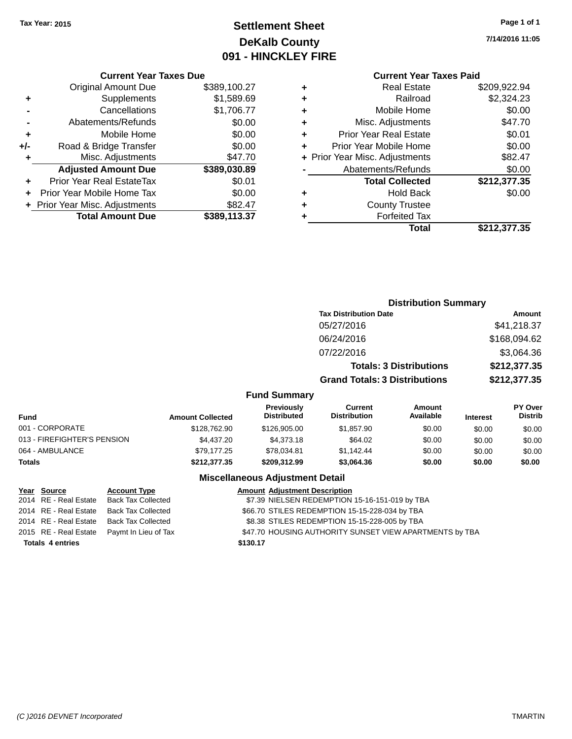Tax Year: 2015

# Settlement Sheet

## DeKalb County

## 091 - HINCKLEY FIRE

7/14/2016 11:05

### Current Year Taxes Due

| | | |
|---|---|---|
| | Original Amount Due | $389,100.27 |
| + | Supplements | $1,589.69 |
| - | Cancellations | $1,706.77 |
| - | Abatements/Refunds | $0.00 |
| + | Mobile Home | $0.00 |
| +/- | Road & Bridge Transfer | $0.00 |
| + | Misc. Adjustments | $47.70 |
| | **Adjusted Amount Due** | **$389,030.89** |
| + | Prior Year Real EstateTax | $0.01 |
| + | Prior Year Mobile Home Tax | $0.00 |
| + | Prior Year Misc. Adjustments | $82.47 |
| | **Total Amount Due** | **$389,113.37** |

### Current Year Taxes Paid

| | | |
|---|---|---|
| + | Real Estate | $209,922.94 |
| + | Railroad | $2,324.23 |
| + | Mobile Home | $0.00 |
| + | Misc. Adjustments | $47.70 |
| + | Prior Year Real Estate | $0.01 |
| + | Prior Year Mobile Home | $0.00 |
| + | Prior Year Misc. Adjustments | $82.47 |
| - | Abatements/Refunds | $0.00 |
| | **Total Collected** | **$212,377.35** |
| + | Hold Back | $0.00 |
| + | County Trustee | |
| + | Forfeited Tax | |
| | **Total** | **$212,377.35** |

### Distribution Summary

| Tax Distribution Date | Amount |
|---|---|
| 05/27/2016 | $41,218.37 |
| 06/24/2016 | $168,094.62 |
| 07/22/2016 | $3,064.36 |
| **Totals: 3 Distributions** | **$212,377.35** |
| **Grand Totals: 3 Distributions** | **$212,377.35** |

### Fund Summary

| Fund | Amount Collected | Previously Distributed | Current Distribution | Amount Available | Interest | PY Over Distrib |
|---|---|---|---|---|---|---|
| 001 - CORPORATE | $128,762.90 | $126,905.00 | $1,857.90 | $0.00 | $0.00 | $0.00 |
| 013 - FIREFIGHTER'S PENSION | $4,437.20 | $4,373.18 | $64.02 | $0.00 | $0.00 | $0.00 |
| 064 - AMBULANCE | $79,177.25 | $78,034.81 | $1,142.44 | $0.00 | $0.00 | $0.00 |
| **Totals** | **$212,377.35** | **$209,312.99** | **$3,064.36** | **$0.00** | **$0.00** | **$0.00** |

### Miscellaneous Adjustment Detail

| Year | Source | Account Type | Amount | Adjustment Description |
|---|---|---|---|---|
| 2014 | RE - Real Estate | Back Tax Collected | $7.39 | NIELSEN REDEMPTION 15-16-151-019 by TBA |
| 2014 | RE - Real Estate | Back Tax Collected | $66.70 | STILES REDEMPTION 15-15-228-034 by TBA |
| 2014 | RE - Real Estate | Back Tax Collected | $8.38 | STILES REDEMPTION 15-15-228-005 by TBA |
| 2015 | RE - Real Estate | Paymt In Lieu of Tax | $47.70 | HOUSING AUTHORITY SUNSET VIEW APARTMENTS by TBA |
| **Totals** | **4 entries** | | **$130.17** | |

(C )2016 DEVNET Incorporated TMARTIN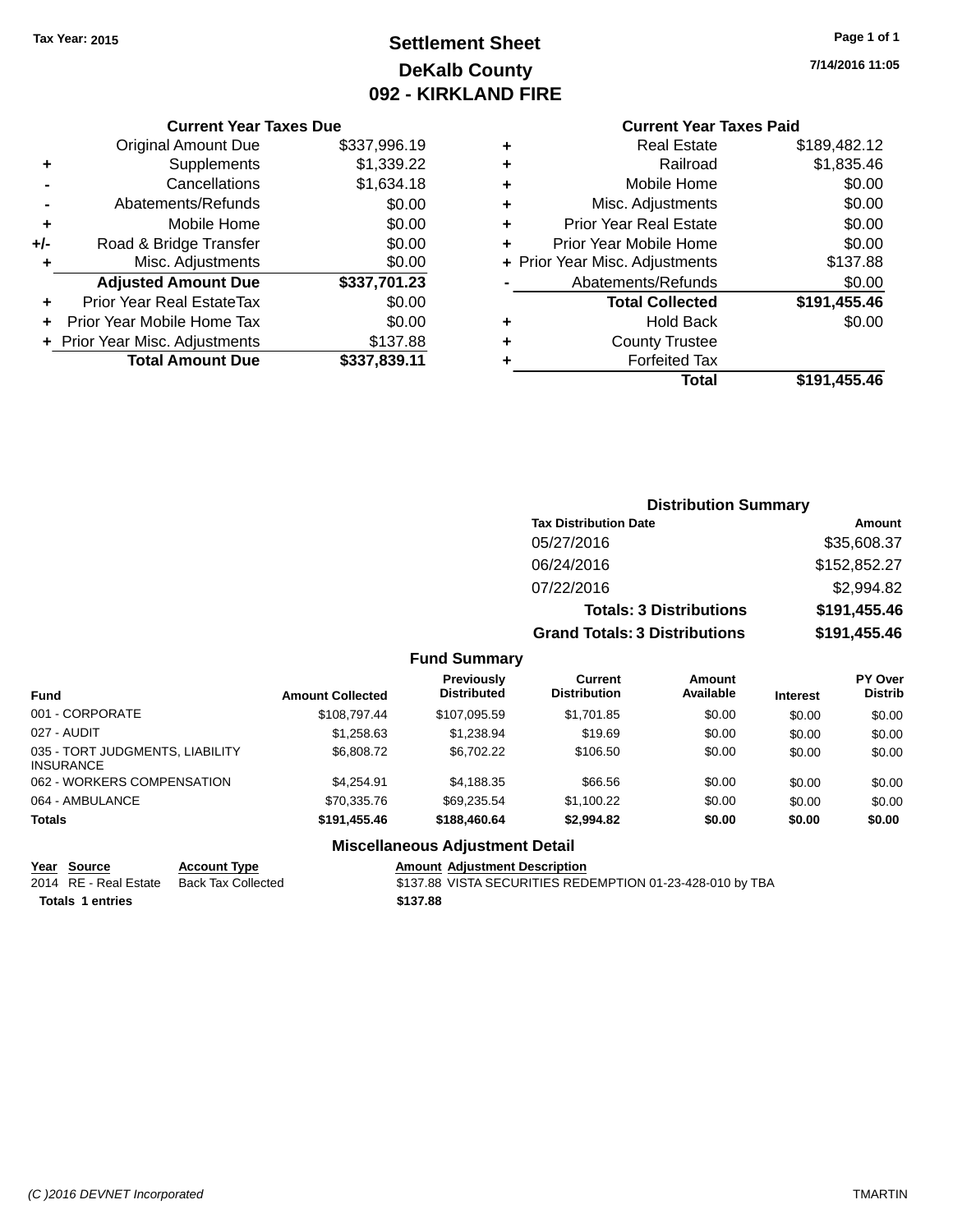Tax Year: 2015

# Settlement Sheet
## DeKalb County
## 092 - KIRKLAND FIRE

7/14/2016 11:05

### Current Year Taxes Due

| | | |
|---|---|---|
| | Original Amount Due | $337,996.19 |
| + | Supplements | $1,339.22 |
| - | Cancellations | $1,634.18 |
| - | Abatements/Refunds | $0.00 |
| + | Mobile Home | $0.00 |
| +/- | Road & Bridge Transfer | $0.00 |
| + | Misc. Adjustments | $0.00 |
| | **Adjusted Amount Due** | **$337,701.23** |
| + | Prior Year Real EstateTax | $0.00 |
| + | Prior Year Mobile Home Tax | $0.00 |
| + | Prior Year Misc. Adjustments | $137.88 |
| | **Total Amount Due** | **$337,839.11** |

### Current Year Taxes Paid

| | | |
|---|---|---|
| + | Real Estate | $189,482.12 |
| + | Railroad | $1,835.46 |
| + | Mobile Home | $0.00 |
| + | Misc. Adjustments | $0.00 |
| + | Prior Year Real Estate | $0.00 |
| + | Prior Year Mobile Home | $0.00 |
| + | Prior Year Misc. Adjustments | $137.88 |
| - | Abatements/Refunds | $0.00 |
| | **Total Collected** | **$191,455.46** |
| + | Hold Back | $0.00 |
| + | County Trustee | |
| + | Forfeited Tax | |
| | **Total** | **$191,455.46** |

### Distribution Summary

| Tax Distribution Date | Amount |
|---|---|
| 05/27/2016 | $35,608.37 |
| 06/24/2016 | $152,852.27 |
| 07/22/2016 | $2,994.82 |
| **Totals: 3 Distributions** | **$191,455.46** |
| **Grand Totals: 3 Distributions** | **$191,455.46** |

### Fund Summary

| Fund | Amount Collected | Previously Distributed | Current Distribution | Amount Available | Interest | PY Over Distrib |
|---|---|---|---|---|---|---|
| 001 - CORPORATE | $108,797.44 | $107,095.59 | $1,701.85 | $0.00 | $0.00 | $0.00 |
| 027 - AUDIT | $1,258.63 | $1,238.94 | $19.69 | $0.00 | $0.00 | $0.00 |
| 035 - TORT JUDGMENTS, LIABILITY INSURANCE | $6,808.72 | $6,702.22 | $106.50 | $0.00 | $0.00 | $0.00 |
| 062 - WORKERS COMPENSATION | $4,254.91 | $4,188.35 | $66.56 | $0.00 | $0.00 | $0.00 |
| 064 - AMBULANCE | $70,335.76 | $69,235.54 | $1,100.22 | $0.00 | $0.00 | $0.00 |
| **Totals** | **$191,455.46** | **$188,460.64** | **$2,994.82** | **$0.00** | **$0.00** | **$0.00** |

### Miscellaneous Adjustment Detail

| Year | Source | Account Type | Amount | Adjustment Description |
|---|---|---|---|---|
| 2014 | RE - Real Estate | Back Tax Collected | $137.88 | VISTA SECURITIES REDEMPTION 01-23-428-010 by TBA |
| **Totals** | **1 entries** | | **$137.88** | |

(C )2016 DEVNET Incorporated TMARTIN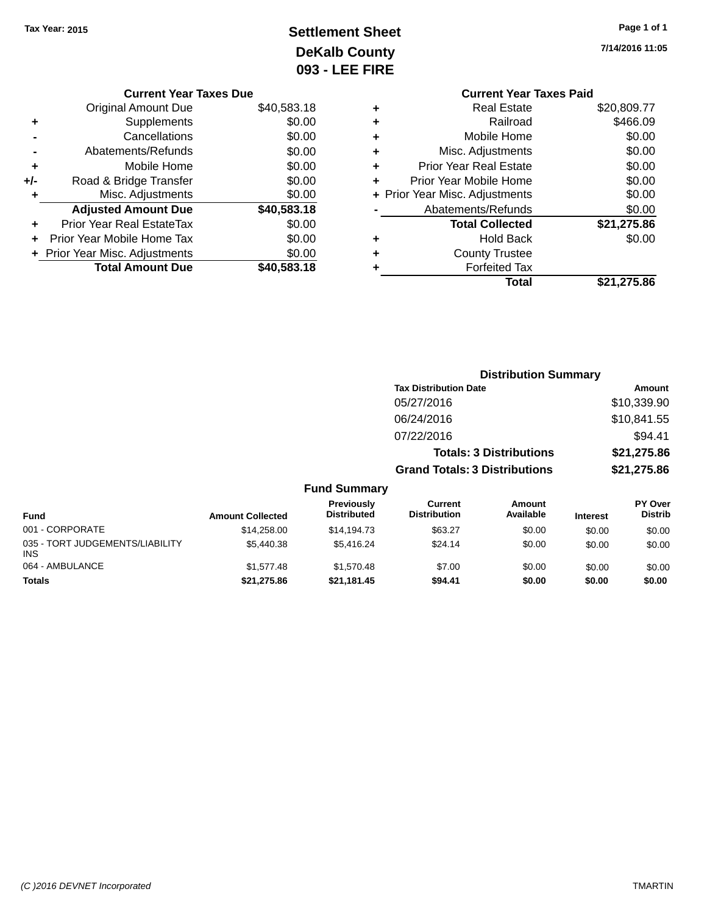Tax Year: 2015

# Settlement Sheet
## DeKalb County
## 093 - LEE FIRE

7/14/2016 11:05

### Current Year Taxes Due

| | | Amount |
|---|---|---|
| | Original Amount Due | $40,583.18 |
| + | Supplements | $0.00 |
| - | Cancellations | $0.00 |
| - | Abatements/Refunds | $0.00 |
| + | Mobile Home | $0.00 |
| +/- | Road & Bridge Transfer | $0.00 |
| + | Misc. Adjustments | $0.00 |
| | **Adjusted Amount Due** | **$40,583.18** |
| + | Prior Year Real EstateTax | $0.00 |
| + | Prior Year Mobile Home Tax | $0.00 |
| + | Prior Year Misc. Adjustments | $0.00 |
| | **Total Amount Due** | **$40,583.18** |

### Current Year Taxes Paid

| | | Amount |
|---|---|---|
| + | Real Estate | $20,809.77 |
| + | Railroad | $466.09 |
| + | Mobile Home | $0.00 |
| + | Misc. Adjustments | $0.00 |
| + | Prior Year Real Estate | $0.00 |
| + | Prior Year Mobile Home | $0.00 |
| + | Prior Year Misc. Adjustments | $0.00 |
| - | Abatements/Refunds | $0.00 |
| | **Total Collected** | **$21,275.86** |
| + | Hold Back | $0.00 |
| + | County Trustee | |
| + | Forfeited Tax | |
| | **Total** | **$21,275.86** |

### Distribution Summary

| Tax Distribution Date | Amount |
|---|---|
| 05/27/2016 | $10,339.90 |
| 06/24/2016 | $10,841.55 |
| 07/22/2016 | $94.41 |
| **Totals: 3 Distributions** | **$21,275.86** |
| **Grand Totals: 3 Distributions** | **$21,275.86** |

### Fund Summary

| Fund | Amount Collected | Previously Distributed | Current Distribution | Amount Available | Interest | PY Over Distrib |
|---|---|---|---|---|---|---|
| 001 - CORPORATE | $14,258.00 | $14,194.73 | $63.27 | $0.00 | $0.00 | $0.00 |
| 035 - TORT JUDGEMENTS/LIABILITY INS | $5,440.38 | $5,416.24 | $24.14 | $0.00 | $0.00 | $0.00 |
| 064 - AMBULANCE | $1,577.48 | $1,570.48 | $7.00 | $0.00 | $0.00 | $0.00 |
| **Totals** | **$21,275.86** | **$21,181.45** | **$94.41** | **$0.00** | **$0.00** | **$0.00** |

(C )2016 DEVNET Incorporated TMARTIN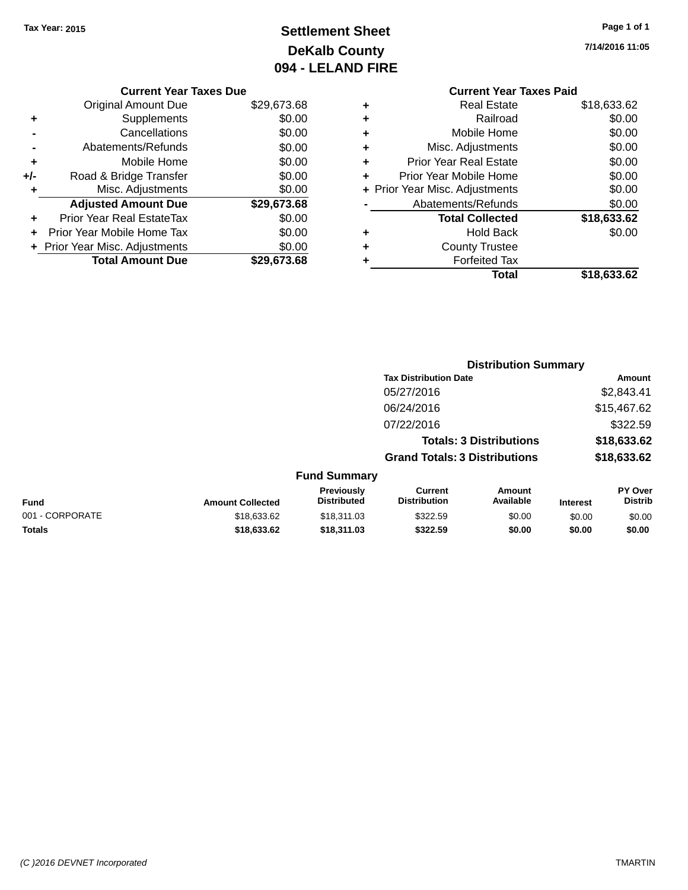Tax Year: 2015

# Settlement Sheet
## DeKalb County
## 094 - LELAND FIRE

7/14/2016 11:05

### Current Year Taxes Due

| | | |
|---|---|---|
| | Original Amount Due | $29,673.68 |
| + | Supplements | $0.00 |
| - | Cancellations | $0.00 |
| - | Abatements/Refunds | $0.00 |
| + | Mobile Home | $0.00 |
| +/- | Road & Bridge Transfer | $0.00 |
| + | Misc. Adjustments | $0.00 |
| | **Adjusted Amount Due** | **$29,673.68** |
| + | Prior Year Real EstateTax | $0.00 |
| + | Prior Year Mobile Home Tax | $0.00 |
| + | Prior Year Misc. Adjustments | $0.00 |
| | **Total Amount Due** | **$29,673.68** |

### Current Year Taxes Paid

| | | |
|---|---|---|
| + | Real Estate | $18,633.62 |
| + | Railroad | $0.00 |
| + | Mobile Home | $0.00 |
| + | Misc. Adjustments | $0.00 |
| + | Prior Year Real Estate | $0.00 |
| + | Prior Year Mobile Home | $0.00 |
| + | Prior Year Misc. Adjustments | $0.00 |
| - | Abatements/Refunds | $0.00 |
| | **Total Collected** | **$18,633.62** |
| + | Hold Back | $0.00 |
| + | County Trustee | |
| + | Forfeited Tax | |
| | **Total** | **$18,633.62** |

### Distribution Summary

| Tax Distribution Date | Amount |
|---|---|
| 05/27/2016 | $2,843.41 |
| 06/24/2016 | $15,467.62 |
| 07/22/2016 | $322.59 |
| **Totals: 3 Distributions** | **$18,633.62** |
| **Grand Totals: 3 Distributions** | **$18,633.62** |

### Fund Summary

| Fund | Amount Collected | Previously Distributed | Current Distribution | Amount Available | Interest | PY Over Distrib |
|---|---|---|---|---|---|---|
| 001 - CORPORATE | $18,633.62 | $18,311.03 | $322.59 | $0.00 | $0.00 | $0.00 |
| **Totals** | **$18,633.62** | **$18,311.03** | **$322.59** | **$0.00** | **$0.00** | **$0.00** |

(C )2016 DEVNET Incorporated TMARTIN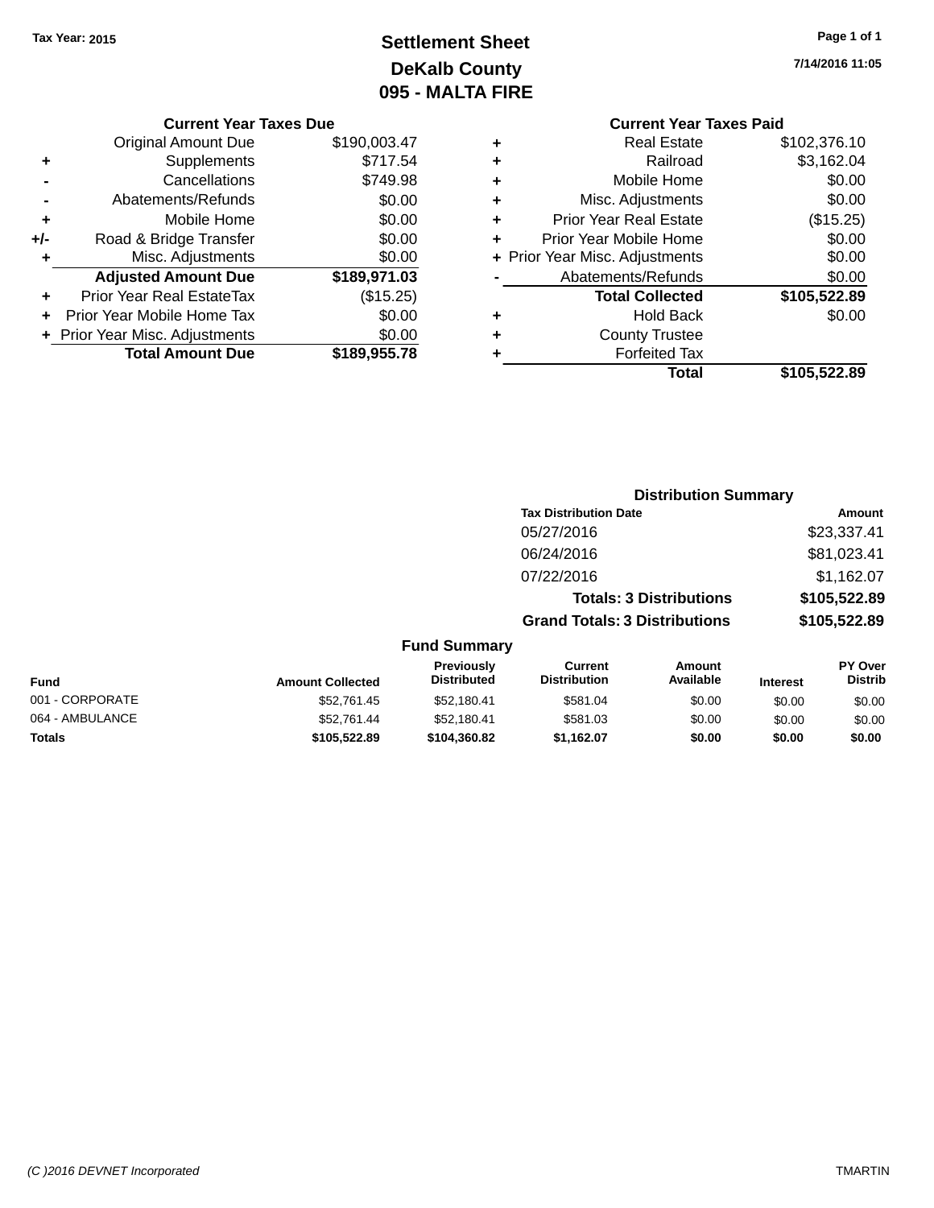Tax Year: 2015

# Settlement Sheet

## DeKalb County

## 095 - MALTA FIRE

7/14/2016 11:05

### Current Year Taxes Due

| | | |
|---|---|---|
| | Original Amount Due | $190,003.47 |
| + | Supplements | $717.54 |
| - | Cancellations | $749.98 |
| - | Abatements/Refunds | $0.00 |
| + | Mobile Home | $0.00 |
| +/- | Road & Bridge Transfer | $0.00 |
| + | Misc. Adjustments | $0.00 |
| | **Adjusted Amount Due** | **$189,971.03** |
| + | Prior Year Real EstateTax | ($15.25) |
| + | Prior Year Mobile Home Tax | $0.00 |
| + | Prior Year Misc. Adjustments | $0.00 |
| | **Total Amount Due** | **$189,955.78** |

### Current Year Taxes Paid

| | | |
|---|---|---|
| + | Real Estate | $102,376.10 |
| + | Railroad | $3,162.04 |
| + | Mobile Home | $0.00 |
| + | Misc. Adjustments | $0.00 |
| + | Prior Year Real Estate | ($15.25) |
| + | Prior Year Mobile Home | $0.00 |
| + | Prior Year Misc. Adjustments | $0.00 |
| - | Abatements/Refunds | $0.00 |
| | **Total Collected** | **$105,522.89** |
| + | Hold Back | $0.00 |
| + | County Trustee | |
| + | Forfeited Tax | |
| | **Total** | **$105,522.89** |

### Distribution Summary

| Tax Distribution Date | Amount |
|---|---|
| 05/27/2016 | $23,337.41 |
| 06/24/2016 | $81,023.41 |
| 07/22/2016 | $1,162.07 |
| **Totals: 3 Distributions** | **$105,522.89** |
| **Grand Totals: 3 Distributions** | **$105,522.89** |

### Fund Summary

| Fund | Amount Collected | Previously Distributed | Current Distribution | Amount Available | Interest | PY Over Distrib |
|---|---|---|---|---|---|---|
| 001 - CORPORATE | $52,761.45 | $52,180.41 | $581.04 | $0.00 | $0.00 | $0.00 |
| 064 - AMBULANCE | $52,761.44 | $52,180.41 | $581.03 | $0.00 | $0.00 | $0.00 |
| **Totals** | **$105,522.89** | **$104,360.82** | **$1,162.07** | **$0.00** | **$0.00** | **$0.00** |

(C )2016 DEVNET Incorporated TMARTIN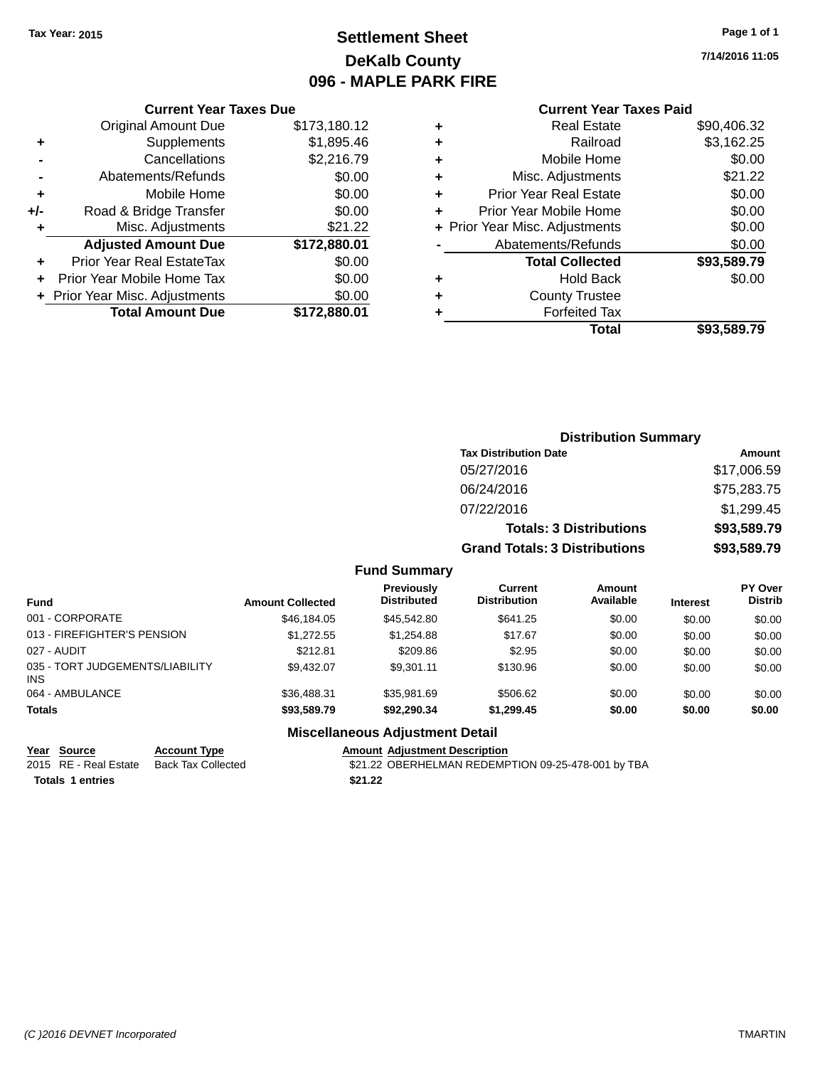Tax Year: 2015

# Settlement Sheet
## DeKalb County
## 096 - MAPLE PARK FIRE

7/14/2016 11:05

### Current Year Taxes Due

| | | |
|---|---|---|
| | Original Amount Due | $173,180.12 |
| + | Supplements | $1,895.46 |
| - | Cancellations | $2,216.79 |
| - | Abatements/Refunds | $0.00 |
| + | Mobile Home | $0.00 |
| +/- | Road & Bridge Transfer | $0.00 |
| + | Misc. Adjustments | $21.22 |
| | **Adjusted Amount Due** | **$172,880.01** |
| + | Prior Year Real EstateTax | $0.00 |
| + | Prior Year Mobile Home Tax | $0.00 |
| + | Prior Year Misc. Adjustments | $0.00 |
| | **Total Amount Due** | **$172,880.01** |

### Current Year Taxes Paid

| | | |
|---|---|---|
| + | Real Estate | $90,406.32 |
| + | Railroad | $3,162.25 |
| + | Mobile Home | $0.00 |
| + | Misc. Adjustments | $21.22 |
| + | Prior Year Real Estate | $0.00 |
| + | Prior Year Mobile Home | $0.00 |
| + | Prior Year Misc. Adjustments | $0.00 |
| - | Abatements/Refunds | $0.00 |
| | **Total Collected** | **$93,589.79** |
| + | Hold Back | $0.00 |
| + | County Trustee | |
| + | Forfeited Tax | |
| | **Total** | **$93,589.79** |

### Distribution Summary

| Tax Distribution Date | Amount |
|---|---|
| 05/27/2016 | $17,006.59 |
| 06/24/2016 | $75,283.75 |
| 07/22/2016 | $1,299.45 |
| **Totals: 3 Distributions** | **$93,589.79** |
| **Grand Totals: 3 Distributions** | **$93,589.79** |

### Fund Summary

| Fund | Amount Collected | Previously Distributed | Current Distribution | Amount Available | Interest | PY Over Distrib |
|---|---|---|---|---|---|---|
| 001 - CORPORATE | $46,184.05 | $45,542.80 | $641.25 | $0.00 | $0.00 | $0.00 |
| 013 - FIREFIGHTER'S PENSION | $1,272.55 | $1,254.88 | $17.67 | $0.00 | $0.00 | $0.00 |
| 027 - AUDIT | $212.81 | $209.86 | $2.95 | $0.00 | $0.00 | $0.00 |
| 035 - TORT JUDGEMENTS/LIABILITY INS | $9,432.07 | $9,301.11 | $130.96 | $0.00 | $0.00 | $0.00 |
| 064 - AMBULANCE | $36,488.31 | $35,981.69 | $506.62 | $0.00 | $0.00 | $0.00 |
| **Totals** | **$93,589.79** | **$92,290.34** | **$1,299.45** | **$0.00** | **$0.00** | **$0.00** |

### Miscellaneous Adjustment Detail

| Year | Source | Account Type | Amount | Adjustment Description |
|---|---|---|---|---|
| 2015 | RE - Real Estate | Back Tax Collected | $21.22 | OBERHELMAN REDEMPTION 09-25-478-001 by TBA |
| **Totals** | **1 entries** | | **$21.22** | |

(C )2016 DEVNET Incorporated TMARTIN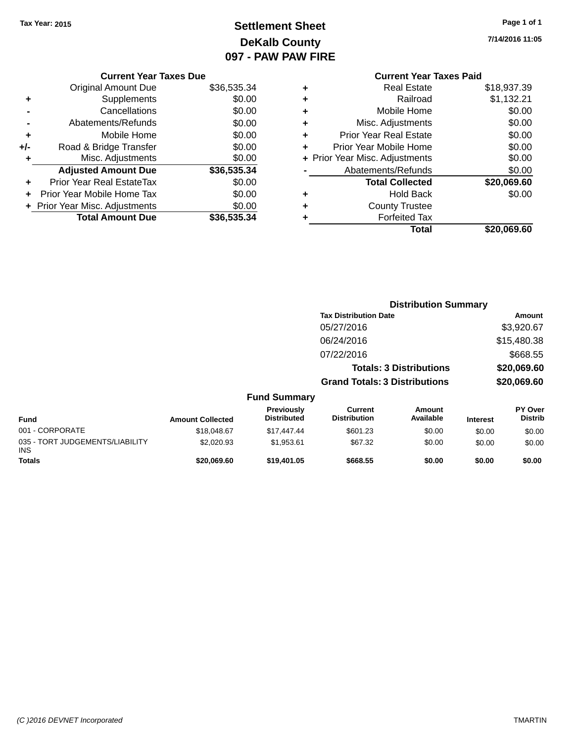Tax Year: 2015

# Settlement Sheet

## DeKalb County

## 097 - PAW PAW FIRE

7/14/2016 11:05

### Current Year Taxes Due

| | | |
|---|---|---|
| | Original Amount Due | $36,535.34 |
| + | Supplements | $0.00 |
| - | Cancellations | $0.00 |
| - | Abatements/Refunds | $0.00 |
| + | Mobile Home | $0.00 |
| +/- | Road & Bridge Transfer | $0.00 |
| + | Misc. Adjustments | $0.00 |
| | **Adjusted Amount Due** | **$36,535.34** |
| + | Prior Year Real EstateTax | $0.00 |
| + | Prior Year Mobile Home Tax | $0.00 |
| + | Prior Year Misc. Adjustments | $0.00 |
| | **Total Amount Due** | **$36,535.34** |

### Current Year Taxes Paid

| | | |
|---|---|---|
| + | Real Estate | $18,937.39 |
| + | Railroad | $1,132.21 |
| + | Mobile Home | $0.00 |
| + | Misc. Adjustments | $0.00 |
| + | Prior Year Real Estate | $0.00 |
| + | Prior Year Mobile Home | $0.00 |
| + | Prior Year Misc. Adjustments | $0.00 |
| - | Abatements/Refunds | $0.00 |
| | **Total Collected** | **$20,069.60** |
| + | Hold Back | $0.00 |
| + | County Trustee | |
| + | Forfeited Tax | |
| | **Total** | **$20,069.60** |

### Distribution Summary

| Tax Distribution Date | Amount |
|---|---|
| 05/27/2016 | $3,920.67 |
| 06/24/2016 | $15,480.38 |
| 07/22/2016 | $668.55 |
| **Totals: 3 Distributions** | **$20,069.60** |
| **Grand Totals: 3 Distributions** | **$20,069.60** |

### Fund Summary

| Fund | Amount Collected | Previously Distributed | Current Distribution | Amount Available | Interest | PY Over Distrib |
|---|---|---|---|---|---|---|
| 001 - CORPORATE | $18,048.67 | $17,447.44 | $601.23 | $0.00 | $0.00 | $0.00 |
| 035 - TORT JUDGEMENTS/LIABILITY INS | $2,020.93 | $1,953.61 | $67.32 | $0.00 | $0.00 | $0.00 |
| **Totals** | **$20,069.60** | **$19,401.05** | **$668.55** | **$0.00** | **$0.00** | **$0.00** |

(C )2016 DEVNET Incorporated TMARTIN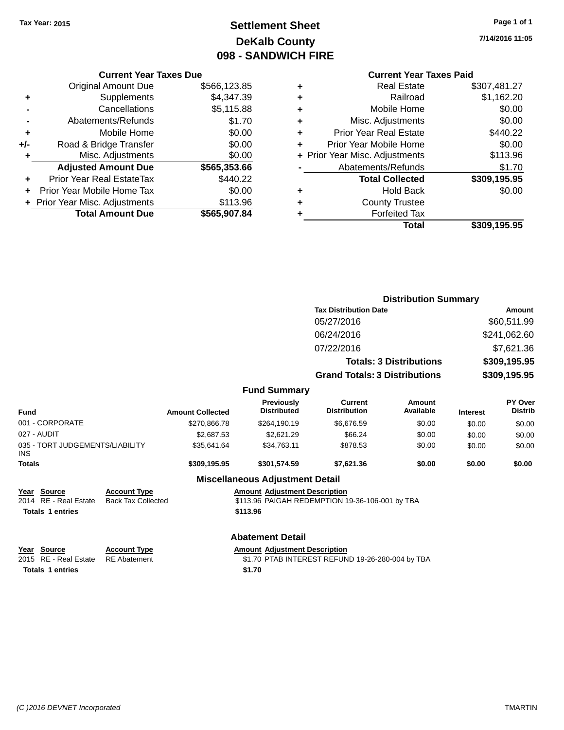Tax Year: 2015

# Settlement Sheet
## DeKalb County
## 098 - SANDWICH FIRE

7/14/2016 11:05

### Current Year Taxes Due

| | | |
|---|---|---|
| | Original Amount Due | $566,123.85 |
| + | Supplements | $4,347.39 |
| - | Cancellations | $5,115.88 |
| - | Abatements/Refunds | $1.70 |
| + | Mobile Home | $0.00 |
| +/- | Road & Bridge Transfer | $0.00 |
| + | Misc. Adjustments | $0.00 |
| | **Adjusted Amount Due** | **$565,353.66** |
| + | Prior Year Real EstateTax | $440.22 |
| + | Prior Year Mobile Home Tax | $0.00 |
| + | Prior Year Misc. Adjustments | $113.96 |
| | **Total Amount Due** | **$565,907.84** |

### Current Year Taxes Paid

| | | |
|---|---|---|
| + | Real Estate | $307,481.27 |
| + | Railroad | $1,162.20 |
| + | Mobile Home | $0.00 |
| + | Misc. Adjustments | $0.00 |
| + | Prior Year Real Estate | $440.22 |
| + | Prior Year Mobile Home | $0.00 |
| + | Prior Year Misc. Adjustments | $113.96 |
| - | Abatements/Refunds | $1.70 |
| | **Total Collected** | **$309,195.95** |
| + | Hold Back | $0.00 |
| + | County Trustee | |
| + | Forfeited Tax | |
| | **Total** | **$309,195.95** |

### Distribution Summary

| Tax Distribution Date | Amount |
|---|---|
| 05/27/2016 | $60,511.99 |
| 06/24/2016 | $241,062.60 |
| 07/22/2016 | $7,621.36 |
| **Totals: 3 Distributions** | **$309,195.95** |
| **Grand Totals: 3 Distributions** | **$309,195.95** |

### Fund Summary

| Fund | Amount Collected | Previously Distributed | Current Distribution | Amount Available | Interest | PY Over Distrib |
|---|---|---|---|---|---|---|
| 001 - CORPORATE | $270,866.78 | $264,190.19 | $6,676.59 | $0.00 | $0.00 | $0.00 |
| 027 - AUDIT | $2,687.53 | $2,621.29 | $66.24 | $0.00 | $0.00 | $0.00 |
| 035 - TORT JUDGEMENTS/LIABILITY INS | $35,641.64 | $34,763.11 | $878.53 | $0.00 | $0.00 | $0.00 |
| **Totals** | **$309,195.95** | **$301,574.59** | **$7,621.36** | **$0.00** | **$0.00** | **$0.00** |

### Miscellaneous Adjustment Detail

| Year | Source | Account Type | Amount | Adjustment Description |
|---|---|---|---|---|
| 2014 | RE - Real Estate | Back Tax Collected | $113.96 | PAIGAH REDEMPTION 19-36-106-001 by TBA |
| **Totals** | **1 entries** | | **$113.96** | |

### Abatement Detail

| Year | Source | Account Type | Amount | Adjustment Description |
|---|---|---|---|---|
| 2015 | RE - Real Estate | RE Abatement | $1.70 | PTAB INTEREST REFUND 19-26-280-004 by TBA |
| **Totals** | **1 entries** | | **$1.70** | |

(C )2016 DEVNET Incorporated TMARTIN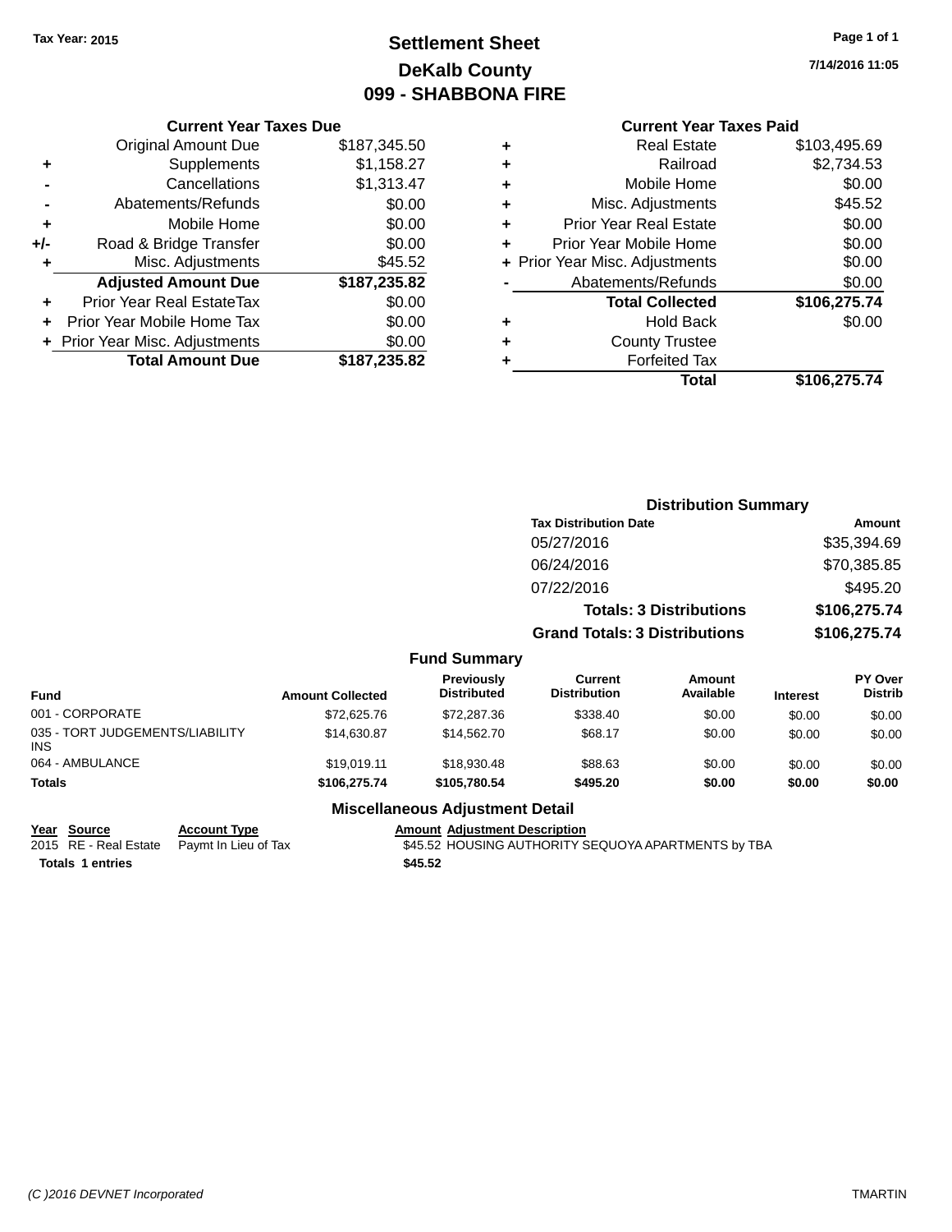Tax Year: 2015

# Settlement Sheet

## DeKalb County

## 099 - SHABBONA FIRE

7/14/2016 11:05

### Current Year Taxes Due

| | | |
|---|---|---|
| | Original Amount Due | $187,345.50 |
| + | Supplements | $1,158.27 |
| - | Cancellations | $1,313.47 |
| - | Abatements/Refunds | $0.00 |
| + | Mobile Home | $0.00 |
| +/- | Road & Bridge Transfer | $0.00 |
| + | Misc. Adjustments | $45.52 |
| | **Adjusted Amount Due** | **$187,235.82** |
| + | Prior Year Real EstateTax | $0.00 |
| + | Prior Year Mobile Home Tax | $0.00 |
| + | Prior Year Misc. Adjustments | $0.00 |
| | **Total Amount Due** | **$187,235.82** |

### Current Year Taxes Paid

| | | |
|---|---|---|
| + | Real Estate | $103,495.69 |
| + | Railroad | $2,734.53 |
| + | Mobile Home | $0.00 |
| + | Misc. Adjustments | $45.52 |
| + | Prior Year Real Estate | $0.00 |
| + | Prior Year Mobile Home | $0.00 |
| + | Prior Year Misc. Adjustments | $0.00 |
| - | Abatements/Refunds | $0.00 |
| | **Total Collected** | **$106,275.74** |
| + | Hold Back | $0.00 |
| + | County Trustee | |
| + | Forfeited Tax | |
| | **Total** | **$106,275.74** |

### Distribution Summary

| Tax Distribution Date | Amount |
|---|---|
| 05/27/2016 | $35,394.69 |
| 06/24/2016 | $70,385.85 |
| 07/22/2016 | $495.20 |
| **Totals: 3 Distributions** | **$106,275.74** |
| **Grand Totals: 3 Distributions** | **$106,275.74** |

### Fund Summary

| Fund | Amount Collected | Previously Distributed | Current Distribution | Amount Available | Interest | PY Over Distrib |
|---|---|---|---|---|---|---|
| 001 - CORPORATE | $72,625.76 | $72,287.36 | $338.40 | $0.00 | $0.00 | $0.00 |
| 035 - TORT JUDGEMENTS/LIABILITY INS | $14,630.87 | $14,562.70 | $68.17 | $0.00 | $0.00 | $0.00 |
| 064 - AMBULANCE | $19,019.11 | $18,930.48 | $88.63 | $0.00 | $0.00 | $0.00 |
| **Totals** | **$106,275.74** | **$105,780.54** | **$495.20** | **$0.00** | **$0.00** | **$0.00** |

### Miscellaneous Adjustment Detail

| Year | Source | Account Type | Amount | Adjustment Description |
|---|---|---|---|---|
| 2015 | RE - Real Estate | Paymt In Lieu of Tax | $45.52 | HOUSING AUTHORITY SEQUOYA APARTMENTS by TBA |
| **Totals** | **1 entries** | | **$45.52** | |

(C )2016 DEVNET Incorporated TMARTIN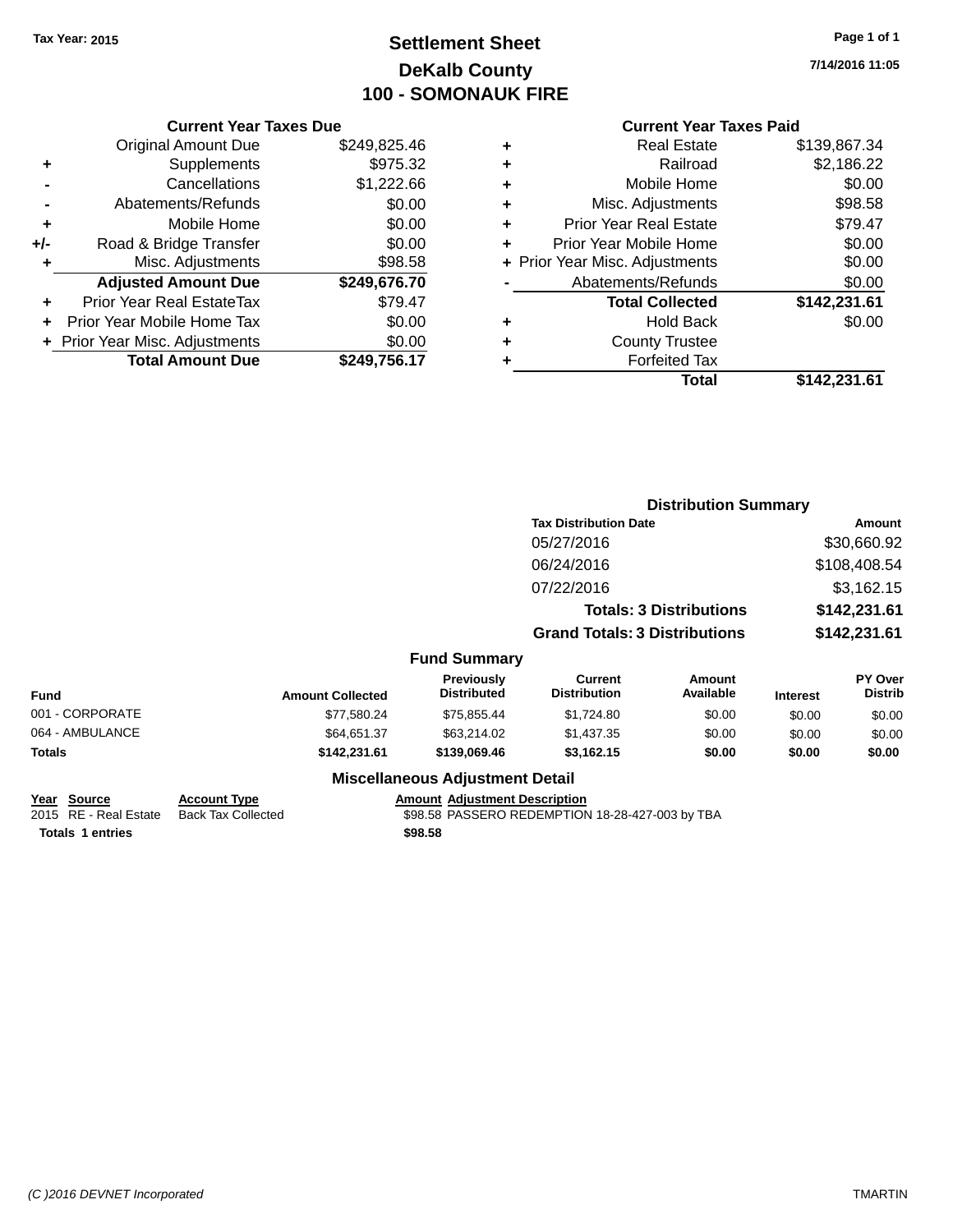Tax Year: 2015

# Settlement Sheet

## DeKalb County

## 100 - SOMONAUK FIRE

7/14/2016 11:05

### Current Year Taxes Due

| | | |
|---|---|---|
| | Original Amount Due | $249,825.46 |
| + | Supplements | $975.32 |
| - | Cancellations | $1,222.66 |
| - | Abatements/Refunds | $0.00 |
| + | Mobile Home | $0.00 |
| +/- | Road & Bridge Transfer | $0.00 |
| + | Misc. Adjustments | $98.58 |
| | **Adjusted Amount Due** | **$249,676.70** |
| + | Prior Year Real EstateTax | $79.47 |
| + | Prior Year Mobile Home Tax | $0.00 |
| + | Prior Year Misc. Adjustments | $0.00 |
| | **Total Amount Due** | **$249,756.17** |

### Current Year Taxes Paid

| | | |
|---|---|---|
| + | Real Estate | $139,867.34 |
| + | Railroad | $2,186.22 |
| + | Mobile Home | $0.00 |
| + | Misc. Adjustments | $98.58 |
| + | Prior Year Real Estate | $79.47 |
| + | Prior Year Mobile Home | $0.00 |
| + | Prior Year Misc. Adjustments | $0.00 |
| - | Abatements/Refunds | $0.00 |
| | **Total Collected** | **$142,231.61** |
| + | Hold Back | $0.00 |
| + | County Trustee | |
| + | Forfeited Tax | |
| | **Total** | **$142,231.61** |

### Distribution Summary

| Tax Distribution Date | Amount |
|---|---|
| 05/27/2016 | $30,660.92 |
| 06/24/2016 | $108,408.54 |
| 07/22/2016 | $3,162.15 |
| **Totals: 3 Distributions** | **$142,231.61** |
| **Grand Totals: 3 Distributions** | **$142,231.61** |

### Fund Summary

| Fund | Amount Collected | Previously Distributed | Current Distribution | Amount Available | Interest | PY Over Distrib |
|---|---|---|---|---|---|---|
| 001 - CORPORATE | $77,580.24 | $75,855.44 | $1,724.80 | $0.00 | $0.00 | $0.00 |
| 064 - AMBULANCE | $64,651.37 | $63,214.02 | $1,437.35 | $0.00 | $0.00 | $0.00 |
| **Totals** | **$142,231.61** | **$139,069.46** | **$3,162.15** | **$0.00** | **$0.00** | **$0.00** |

### Miscellaneous Adjustment Detail

| Year | Source | Account Type | Amount | Adjustment Description |
|---|---|---|---|---|
| 2015 | RE - Real Estate | Back Tax Collected | $98.58 | PASSERO REDEMPTION 18-28-427-003 by TBA |
| **Totals** | **1 entries** | | **$98.58** | |

(C )2016 DEVNET Incorporated TMARTIN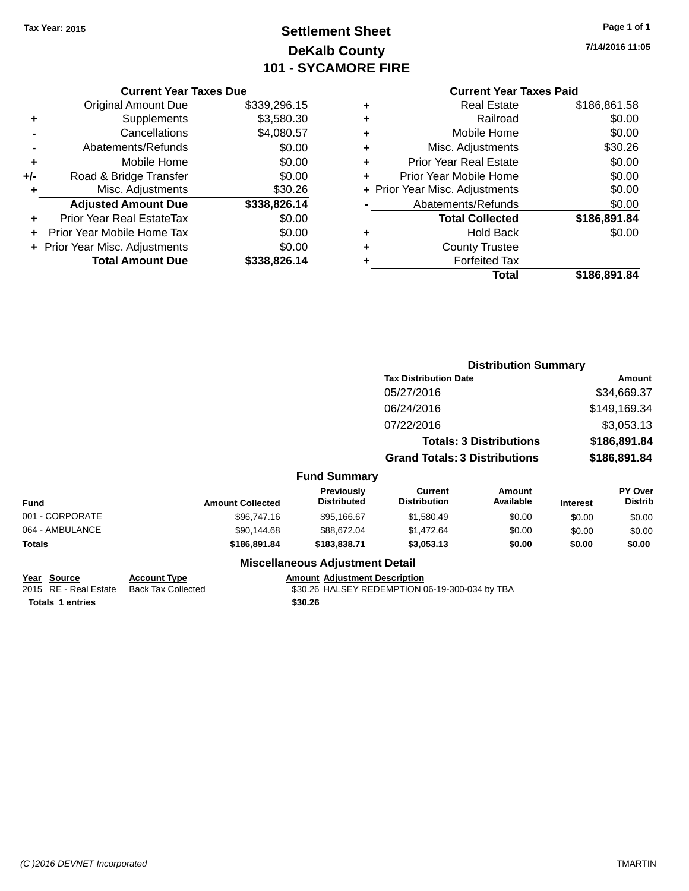Tax Year: 2015

# Settlement Sheet
## DeKalb County
## 101 - SYCAMORE FIRE

7/14/2016 11:05

### Current Year Taxes Due

| | | |
|---|---|---|
| | Original Amount Due | $339,296.15 |
| + | Supplements | $3,580.30 |
| - | Cancellations | $4,080.57 |
| - | Abatements/Refunds | $0.00 |
| + | Mobile Home | $0.00 |
| +/- | Road & Bridge Transfer | $0.00 |
| + | Misc. Adjustments | $30.26 |
| | **Adjusted Amount Due** | **$338,826.14** |
| + | Prior Year Real EstateTax | $0.00 |
| + | Prior Year Mobile Home Tax | $0.00 |
| + | Prior Year Misc. Adjustments | $0.00 |
| | **Total Amount Due** | **$338,826.14** |

### Current Year Taxes Paid

| | | |
|---|---|---|
| + | Real Estate | $186,861.58 |
| + | Railroad | $0.00 |
| + | Mobile Home | $0.00 |
| + | Misc. Adjustments | $30.26 |
| + | Prior Year Real Estate | $0.00 |
| + | Prior Year Mobile Home | $0.00 |
| + | Prior Year Misc. Adjustments | $0.00 |
| - | Abatements/Refunds | $0.00 |
| | **Total Collected** | **$186,891.84** |
| + | Hold Back | $0.00 |
| + | County Trustee | |
| + | Forfeited Tax | |
| | **Total** | **$186,891.84** |

### Distribution Summary

| Tax Distribution Date | Amount |
|---|---|
| 05/27/2016 | $34,669.37 |
| 06/24/2016 | $149,169.34 |
| 07/22/2016 | $3,053.13 |
| **Totals: 3 Distributions** | **$186,891.84** |
| **Grand Totals: 3 Distributions** | **$186,891.84** |

### Fund Summary

| Fund | Amount Collected | Previously Distributed | Current Distribution | Amount Available | Interest | PY Over Distrib |
|---|---|---|---|---|---|---|
| 001 - CORPORATE | $96,747.16 | $95,166.67 | $1,580.49 | $0.00 | $0.00 | $0.00 |
| 064 - AMBULANCE | $90,144.68 | $88,672.04 | $1,472.64 | $0.00 | $0.00 | $0.00 |
| **Totals** | **$186,891.84** | **$183,838.71** | **$3,053.13** | **$0.00** | **$0.00** | **$0.00** |

### Miscellaneous Adjustment Detail

| Year | Source | Account Type | Amount | Adjustment Description |
|---|---|---|---|---|
| 2015 | RE - Real Estate | Back Tax Collected | $30.26 | HALSEY REDEMPTION 06-19-300-034 by TBA |
| **Totals** | **1 entries** | | **$30.26** | |

(C )2016 DEVNET Incorporated TMARTIN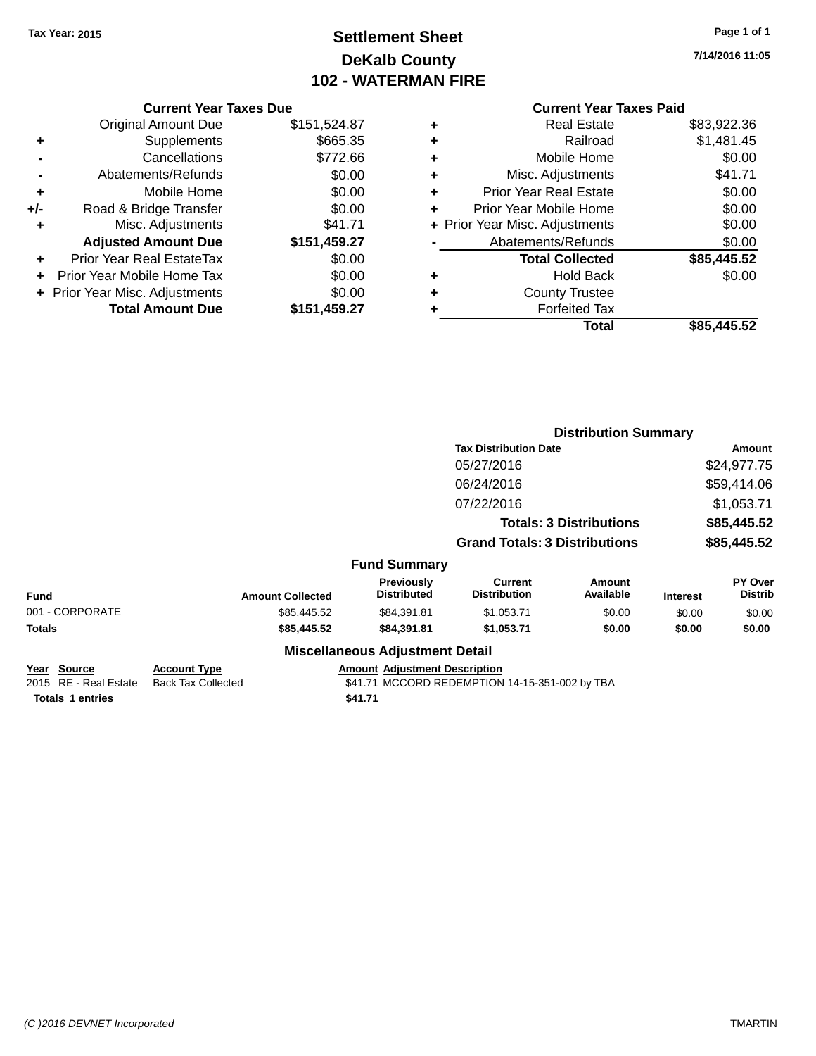Tax Year: 2015

# Settlement Sheet
## DeKalb County
## 102 - WATERMAN FIRE

7/14/2016 11:05

### Current Year Taxes Due

| | | |
|---|---|---|
| | Original Amount Due | $151,524.87 |
| + | Supplements | $665.35 |
| - | Cancellations | $772.66 |
| - | Abatements/Refunds | $0.00 |
| + | Mobile Home | $0.00 |
| +/- | Road & Bridge Transfer | $0.00 |
| + | Misc. Adjustments | $41.71 |
| | **Adjusted Amount Due** | **$151,459.27** |
| + | Prior Year Real EstateTax | $0.00 |
| + | Prior Year Mobile Home Tax | $0.00 |
| + | Prior Year Misc. Adjustments | $0.00 |
| | **Total Amount Due** | **$151,459.27** |

### Current Year Taxes Paid

| | | |
|---|---|---|
| + | Real Estate | $83,922.36 |
| + | Railroad | $1,481.45 |
| + | Mobile Home | $0.00 |
| + | Misc. Adjustments | $41.71 |
| + | Prior Year Real Estate | $0.00 |
| + | Prior Year Mobile Home | $0.00 |
| + | Prior Year Misc. Adjustments | $0.00 |
| - | Abatements/Refunds | $0.00 |
| | **Total Collected** | **$85,445.52** |
| + | Hold Back | $0.00 |
| + | County Trustee | |
| + | Forfeited Tax | |
| | **Total** | **$85,445.52** |

### Distribution Summary

| Tax Distribution Date | Amount |
|---|---|
| 05/27/2016 | $24,977.75 |
| 06/24/2016 | $59,414.06 |
| 07/22/2016 | $1,053.71 |
| **Totals: 3 Distributions** | **$85,445.52** |
| **Grand Totals: 3 Distributions** | **$85,445.52** |

### Fund Summary

| Fund | Amount Collected | Previously Distributed | Current Distribution | Amount Available | Interest | PY Over Distrib |
|---|---|---|---|---|---|---|
| 001 - CORPORATE | $85,445.52 | $84,391.81 | $1,053.71 | $0.00 | $0.00 | $0.00 |
| **Totals** | **$85,445.52** | **$84,391.81** | **$1,053.71** | **$0.00** | **$0.00** | **$0.00** |

### Miscellaneous Adjustment Detail

| Year | Source | Account Type | Amount | Adjustment Description |
|---|---|---|---|---|
| 2015 | RE - Real Estate | Back Tax Collected | $41.71 | MCCORD REDEMPTION 14-15-351-002 by TBA |
| **Totals 1 entries** | | | **$41.71** | |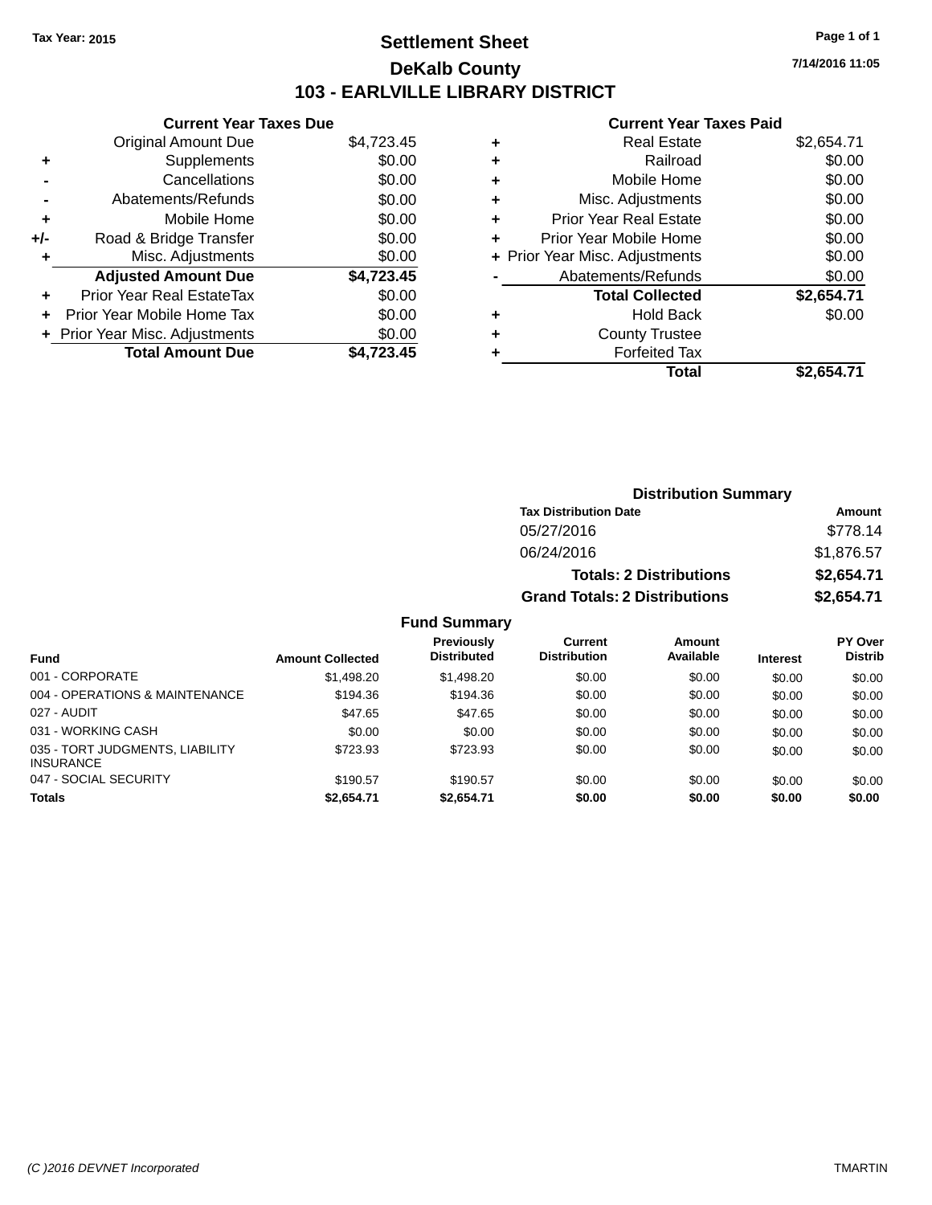Tax Year: 2015

# Settlement Sheet

## DeKalb County

## 103 - EARLVILLE LIBRARY DISTRICT

7/14/2016 11:05

### Current Year Taxes Due

| | | |
|---|---|---|
| | Original Amount Due | $4,723.45 |
| + | Supplements | $0.00 |
| - | Cancellations | $0.00 |
| - | Abatements/Refunds | $0.00 |
| + | Mobile Home | $0.00 |
| +/- | Road & Bridge Transfer | $0.00 |
| + | Misc. Adjustments | $0.00 |
| | **Adjusted Amount Due** | **$4,723.45** |
| + | Prior Year Real EstateTax | $0.00 |
| + | Prior Year Mobile Home Tax | $0.00 |
| + | Prior Year Misc. Adjustments | $0.00 |
| | **Total Amount Due** | **$4,723.45** |

### Current Year Taxes Paid

| | | |
|---|---|---|
| + | Real Estate | $2,654.71 |
| + | Railroad | $0.00 |
| + | Mobile Home | $0.00 |
| + | Misc. Adjustments | $0.00 |
| + | Prior Year Real Estate | $0.00 |
| + | Prior Year Mobile Home | $0.00 |
| + | Prior Year Misc. Adjustments | $0.00 |
| - | Abatements/Refunds | $0.00 |
| | **Total Collected** | **$2,654.71** |
| + | Hold Back | $0.00 |
| + | County Trustee | |
| + | Forfeited Tax | |
| | **Total** | **$2,654.71** |

### Distribution Summary

| Tax Distribution Date | Amount |
|---|---|
| 05/27/2016 | $778.14 |
| 06/24/2016 | $1,876.57 |
| **Totals: 2 Distributions** | **$2,654.71** |
| **Grand Totals: 2 Distributions** | **$2,654.71** |

### Fund Summary

| Fund | Amount Collected | Previously Distributed | Current Distribution | Amount Available | Interest | PY Over Distrib |
|---|---|---|---|---|---|---|
| 001 - CORPORATE | $1,498.20 | $1,498.20 | $0.00 | $0.00 | $0.00 | $0.00 |
| 004 - OPERATIONS & MAINTENANCE | $194.36 | $194.36 | $0.00 | $0.00 | $0.00 | $0.00 |
| 027 - AUDIT | $47.65 | $47.65 | $0.00 | $0.00 | $0.00 | $0.00 |
| 031 - WORKING CASH | $0.00 | $0.00 | $0.00 | $0.00 | $0.00 | $0.00 |
| 035 - TORT JUDGMENTS, LIABILITY INSURANCE | $723.93 | $723.93 | $0.00 | $0.00 | $0.00 | $0.00 |
| 047 - SOCIAL SECURITY | $190.57 | $190.57 | $0.00 | $0.00 | $0.00 | $0.00 |
| **Totals** | **$2,654.71** | **$2,654.71** | **$0.00** | **$0.00** | **$0.00** | **$0.00** |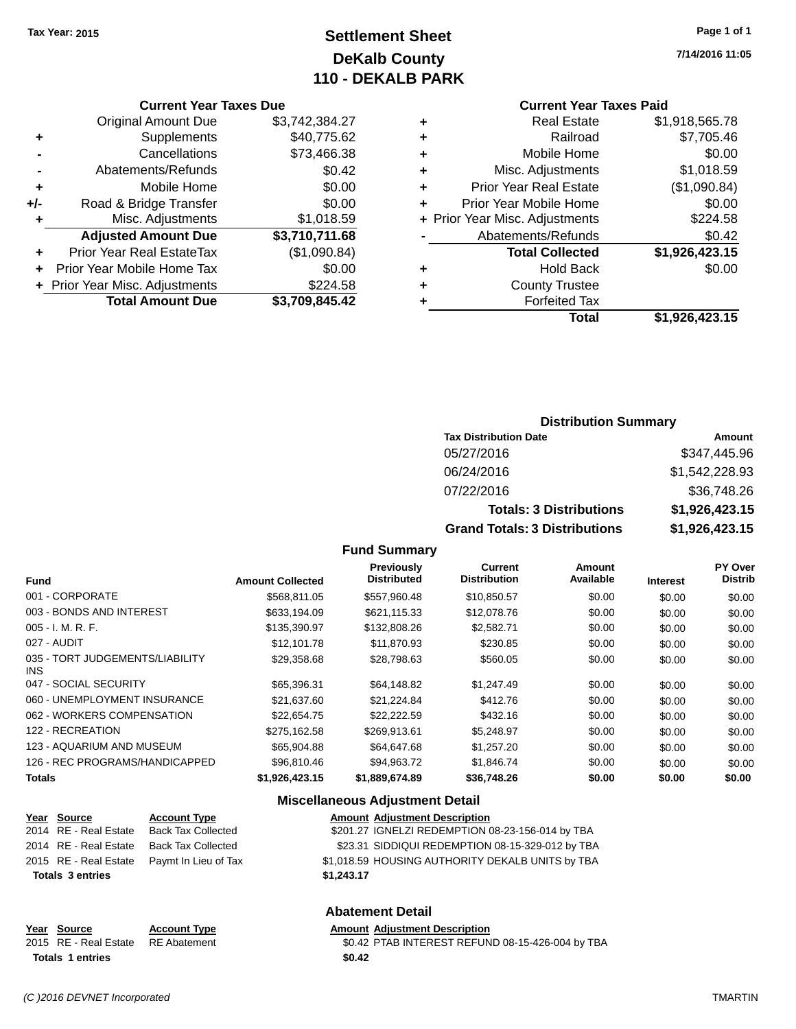Tax Year: 2015

# Settlement Sheet
## DeKalb County
## 110 - DEKALB PARK

7/14/2016 11:05

### Current Year Taxes Due

| | | |
|---|---|---|
| | Original Amount Due | $3,742,384.27 |
| + | Supplements | $40,775.62 |
| - | Cancellations | $73,466.38 |
| - | Abatements/Refunds | $0.42 |
| + | Mobile Home | $0.00 |
| +/- | Road & Bridge Transfer | $0.00 |
| + | Misc. Adjustments | $1,018.59 |
| | **Adjusted Amount Due** | **$3,710,711.68** |
| + | Prior Year Real EstateTax | ($1,090.84) |
| + | Prior Year Mobile Home Tax | $0.00 |
| + | Prior Year Misc. Adjustments | $224.58 |
| | **Total Amount Due** | **$3,709,845.42** |

### Current Year Taxes Paid

| | | |
|---|---|---|
| + | Real Estate | $1,918,565.78 |
| + | Railroad | $7,705.46 |
| + | Mobile Home | $0.00 |
| + | Misc. Adjustments | $1,018.59 |
| + | Prior Year Real Estate | ($1,090.84) |
| + | Prior Year Mobile Home | $0.00 |
| + | Prior Year Misc. Adjustments | $224.58 |
| - | Abatements/Refunds | $0.42 |
| | **Total Collected** | **$1,926,423.15** |
| + | Hold Back | $0.00 |
| + | County Trustee | |
| + | Forfeited Tax | |
| | **Total** | **$1,926,423.15** |

### Distribution Summary

| Tax Distribution Date | Amount |
|---|---|
| 05/27/2016 | $347,445.96 |
| 06/24/2016 | $1,542,228.93 |
| 07/22/2016 | $36,748.26 |
| **Totals: 3 Distributions** | **$1,926,423.15** |
| **Grand Totals: 3 Distributions** | **$1,926,423.15** |

### Fund Summary

| Fund | Amount Collected | Previously Distributed | Current Distribution | Amount Available | Interest | PY Over Distrib |
|---|---|---|---|---|---|---|
| 001 - CORPORATE | $568,811.05 | $557,960.48 | $10,850.57 | $0.00 | $0.00 | $0.00 |
| 003 - BONDS AND INTEREST | $633,194.09 | $621,115.33 | $12,078.76 | $0.00 | $0.00 | $0.00 |
| 005 - I. M. R. F. | $135,390.97 | $132,808.26 | $2,582.71 | $0.00 | $0.00 | $0.00 |
| 027 - AUDIT | $12,101.78 | $11,870.93 | $230.85 | $0.00 | $0.00 | $0.00 |
| 035 - TORT JUDGEMENTS/LIABILITY INS | $29,358.68 | $28,798.63 | $560.05 | $0.00 | $0.00 | $0.00 |
| 047 - SOCIAL SECURITY | $65,396.31 | $64,148.82 | $1,247.49 | $0.00 | $0.00 | $0.00 |
| 060 - UNEMPLOYMENT INSURANCE | $21,637.60 | $21,224.84 | $412.76 | $0.00 | $0.00 | $0.00 |
| 062 - WORKERS COMPENSATION | $22,654.75 | $22,222.59 | $432.16 | $0.00 | $0.00 | $0.00 |
| 122 - RECREATION | $275,162.58 | $269,913.61 | $5,248.97 | $0.00 | $0.00 | $0.00 |
| 123 - AQUARIUM AND MUSEUM | $65,904.88 | $64,647.68 | $1,257.20 | $0.00 | $0.00 | $0.00 |
| 126 - REC PROGRAMS/HANDICAPPED | $96,810.46 | $94,963.72 | $1,846.74 | $0.00 | $0.00 | $0.00 |
| **Totals** | **$1,926,423.15** | **$1,889,674.89** | **$36,748.26** | **$0.00** | **$0.00** | **$0.00** |

### Miscellaneous Adjustment Detail

| Year | Source | Account Type | Amount | Adjustment Description |
|---|---|---|---|---|
| 2014 | RE - Real Estate | Back Tax Collected | $201.27 | IGNELZI REDEMPTION 08-23-156-014 by TBA |
| 2014 | RE - Real Estate | Back Tax Collected | $23.31 | SIDDIQUI REDEMPTION 08-15-329-012 by TBA |
| 2015 | RE - Real Estate | Paymt In Lieu of Tax | $1,018.59 | HOUSING AUTHORITY DEKALB UNITS by TBA |
| **Totals 3 entries** | | | **$1,243.17** | |

### Abatement Detail

| Year | Source | Account Type | Amount | Adjustment Description |
|---|---|---|---|---|
| 2015 | RE - Real Estate | RE Abatement | $0.42 | PTAB INTEREST REFUND 08-15-426-004 by TBA |
| **Totals 1 entries** | | | **$0.42** | |

(C )2016 DEVNET Incorporated TMARTIN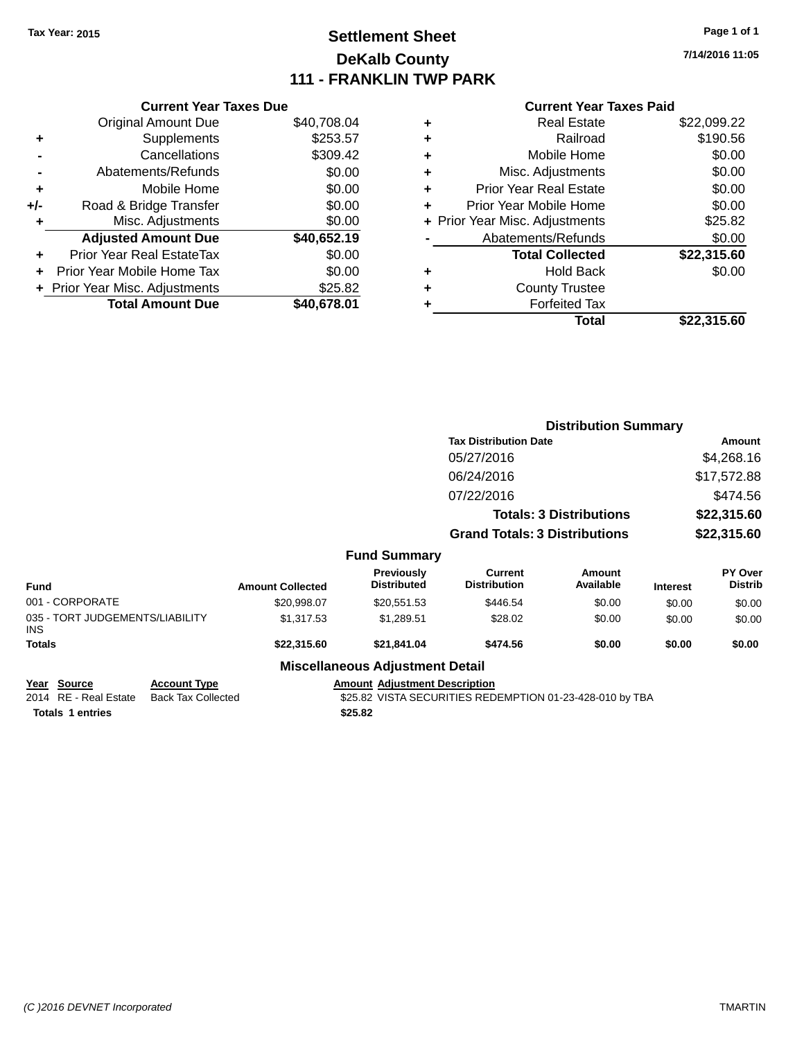Tax Year: 2015

# Settlement Sheet

## DeKalb County

## 111 - FRANKLIN TWP PARK

7/14/2016 11:05

### Current Year Taxes Due

| | | |
|---|---|---|
| | Original Amount Due | $40,708.04 |
| + | Supplements | $253.57 |
| - | Cancellations | $309.42 |
| - | Abatements/Refunds | $0.00 |
| + | Mobile Home | $0.00 |
| +/- | Road & Bridge Transfer | $0.00 |
| + | Misc. Adjustments | $0.00 |
| | **Adjusted Amount Due** | **$40,652.19** |
| + | Prior Year Real EstateTax | $0.00 |
| + | Prior Year Mobile Home Tax | $0.00 |
| + | Prior Year Misc. Adjustments | $25.82 |
| | **Total Amount Due** | **$40,678.01** |

### Current Year Taxes Paid

| | | |
|---|---|---|
| + | Real Estate | $22,099.22 |
| + | Railroad | $190.56 |
| + | Mobile Home | $0.00 |
| + | Misc. Adjustments | $0.00 |
| + | Prior Year Real Estate | $0.00 |
| + | Prior Year Mobile Home | $0.00 |
| + | Prior Year Misc. Adjustments | $25.82 |
| - | Abatements/Refunds | $0.00 |
| | **Total Collected** | **$22,315.60** |
| + | Hold Back | $0.00 |
| + | County Trustee | |
| + | Forfeited Tax | |
| | **Total** | **$22,315.60** |

### Distribution Summary

| Tax Distribution Date | Amount |
|---|---|
| 05/27/2016 | $4,268.16 |
| 06/24/2016 | $17,572.88 |
| 07/22/2016 | $474.56 |
| **Totals: 3 Distributions** | **$22,315.60** |
| **Grand Totals: 3 Distributions** | **$22,315.60** |

### Fund Summary

| Fund | Amount Collected | Previously Distributed | Current Distribution | Amount Available | Interest | PY Over Distrib |
|---|---|---|---|---|---|---|
| 001 - CORPORATE | $20,998.07 | $20,551.53 | $446.54 | $0.00 | $0.00 | $0.00 |
| 035 - TORT JUDGEMENTS/LIABILITY INS | $1,317.53 | $1,289.51 | $28.02 | $0.00 | $0.00 | $0.00 |
| **Totals** | **$22,315.60** | **$21,841.04** | **$474.56** | **$0.00** | **$0.00** | **$0.00** |

### Miscellaneous Adjustment Detail

| Year | Source | Account Type | Amount | Adjustment Description |
|---|---|---|---|---|
| 2014 | RE - Real Estate | Back Tax Collected | $25.82 | VISTA SECURITIES REDEMPTION 01-23-428-010 by TBA |
| **Totals** | **1 entries** | | **$25.82** | |

(C )2016 DEVNET Incorporated TMARTIN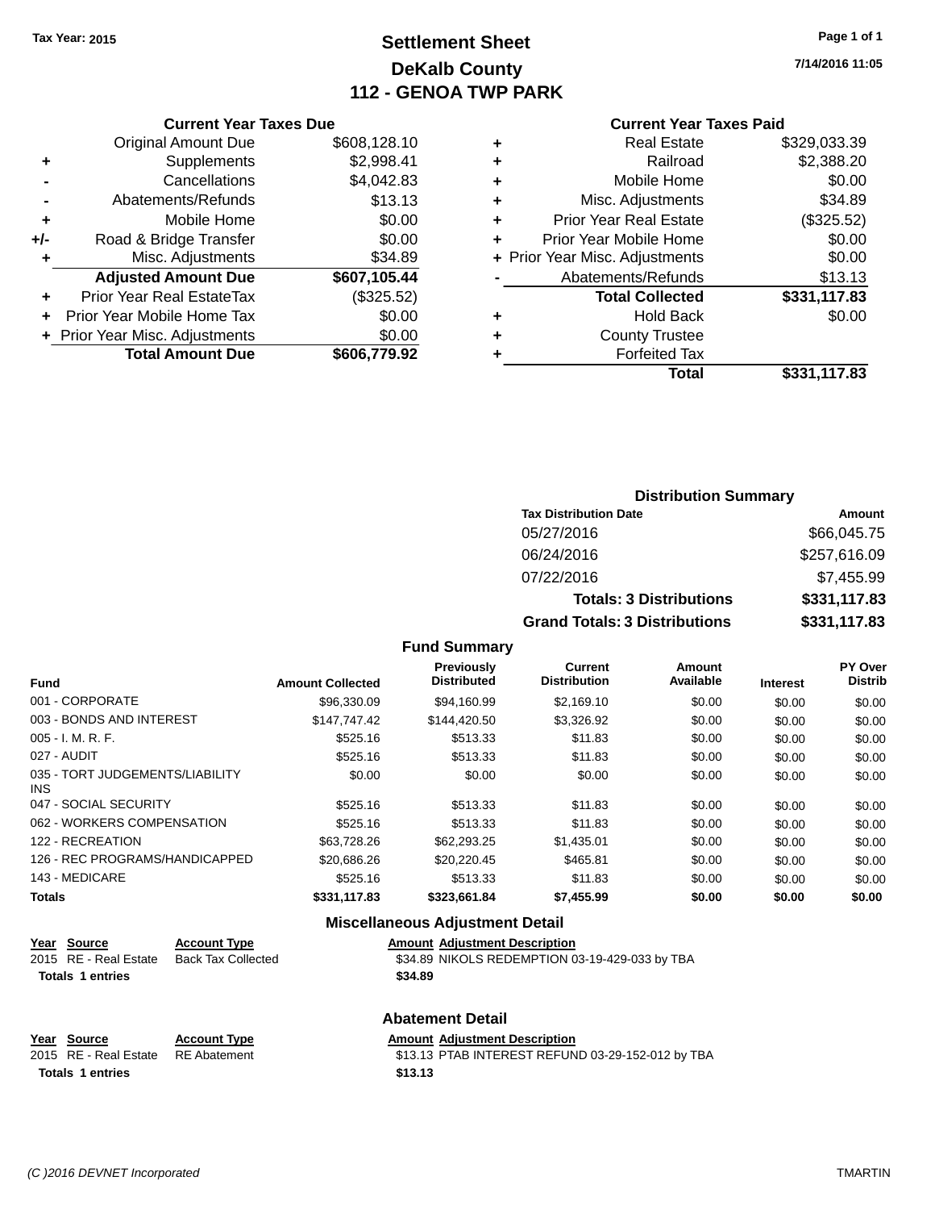Tax Year: 2015

# Settlement Sheet
## DeKalb County
## 112 - GENOA TWP PARK

7/14/2016 11:05

### Current Year Taxes Due

| | | |
|---|---|---|
| | Original Amount Due | $608,128.10 |
| + | Supplements | $2,998.41 |
| - | Cancellations | $4,042.83 |
| - | Abatements/Refunds | $13.13 |
| + | Mobile Home | $0.00 |
| +/- | Road & Bridge Transfer | $0.00 |
| + | Misc. Adjustments | $34.89 |
| | **Adjusted Amount Due** | **$607,105.44** |
| + | Prior Year Real EstateTax | ($325.52) |
| + | Prior Year Mobile Home Tax | $0.00 |
| + | Prior Year Misc. Adjustments | $0.00 |
| | **Total Amount Due** | **$606,779.92** |

### Current Year Taxes Paid

| | | |
|---|---|---|
| + | Real Estate | $329,033.39 |
| + | Railroad | $2,388.20 |
| + | Mobile Home | $0.00 |
| + | Misc. Adjustments | $34.89 |
| + | Prior Year Real Estate | ($325.52) |
| + | Prior Year Mobile Home | $0.00 |
| + | Prior Year Misc. Adjustments | $0.00 |
| - | Abatements/Refunds | $13.13 |
| | **Total Collected** | **$331,117.83** |
| + | Hold Back | $0.00 |
| + | County Trustee | |
| + | Forfeited Tax | |
| | **Total** | **$331,117.83** |

### Distribution Summary

| Tax Distribution Date | Amount |
|---|---|
| 05/27/2016 | $66,045.75 |
| 06/24/2016 | $257,616.09 |
| 07/22/2016 | $7,455.99 |
| **Totals: 3 Distributions** | **$331,117.83** |
| **Grand Totals: 3 Distributions** | **$331,117.83** |

### Fund Summary

| Fund | Amount Collected | Previously Distributed | Current Distribution | Amount Available | Interest | PY Over Distrib |
|---|---|---|---|---|---|---|
| 001 - CORPORATE | $96,330.09 | $94,160.99 | $2,169.10 | $0.00 | $0.00 | $0.00 |
| 003 - BONDS AND INTEREST | $147,747.42 | $144,420.50 | $3,326.92 | $0.00 | $0.00 | $0.00 |
| 005 - I. M. R. F. | $525.16 | $513.33 | $11.83 | $0.00 | $0.00 | $0.00 |
| 027 - AUDIT | $525.16 | $513.33 | $11.83 | $0.00 | $0.00 | $0.00 |
| 035 - TORT JUDGEMENTS/LIABILITY INS | $0.00 | $0.00 | $0.00 | $0.00 | $0.00 | $0.00 |
| 047 - SOCIAL SECURITY | $525.16 | $513.33 | $11.83 | $0.00 | $0.00 | $0.00 |
| 062 - WORKERS COMPENSATION | $525.16 | $513.33 | $11.83 | $0.00 | $0.00 | $0.00 |
| 122 - RECREATION | $63,728.26 | $62,293.25 | $1,435.01 | $0.00 | $0.00 | $0.00 |
| 126 - REC PROGRAMS/HANDICAPPED | $20,686.26 | $20,220.45 | $465.81 | $0.00 | $0.00 | $0.00 |
| 143 - MEDICARE | $525.16 | $513.33 | $11.83 | $0.00 | $0.00 | $0.00 |
| **Totals** | **$331,117.83** | **$323,661.84** | **$7,455.99** | **$0.00** | **$0.00** | **$0.00** |

### Miscellaneous Adjustment Detail

| Year | Source | Account Type | Amount | Adjustment Description |
|---|---|---|---|---|
| 2015 | RE - Real Estate | Back Tax Collected | $34.89 | NIKOLS REDEMPTION 03-19-429-033 by TBA |
| **Totals** | **1 entries** | | **$34.89** | |

### Abatement Detail

| Year | Source | Account Type | Amount | Adjustment Description |
|---|---|---|---|---|
| 2015 | RE - Real Estate | RE Abatement | $13.13 | PTAB INTEREST REFUND 03-29-152-012 by TBA |
| **Totals** | **1 entries** | | **$13.13** | |

(C )2016 DEVNET Incorporated TMARTIN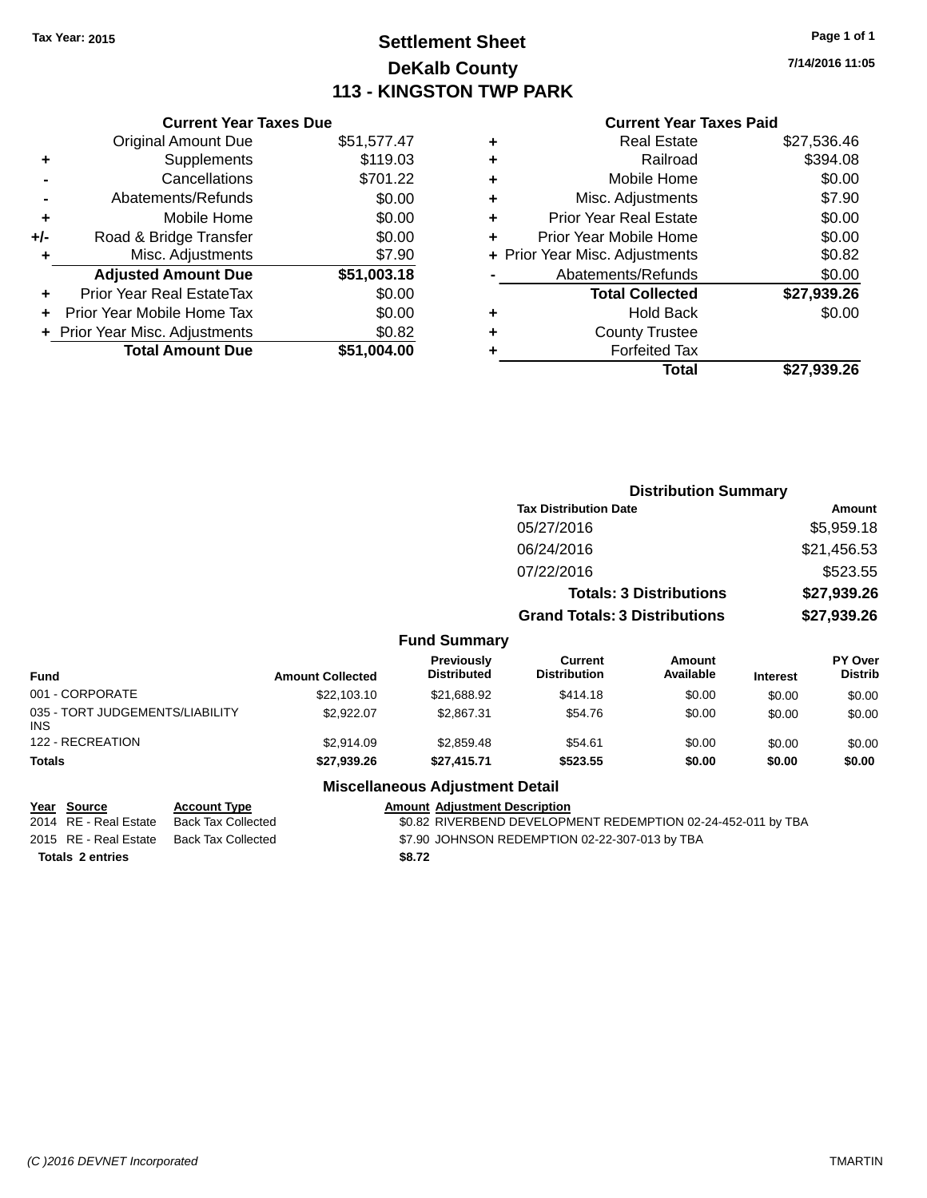Tax Year: 2015

# Settlement Sheet

## DeKalb County

## 113 - KINGSTON TWP PARK

7/14/2016 11:05

### Current Year Taxes Due

| | | |
|---|---|---|
| | Original Amount Due | $51,577.47 |
| + | Supplements | $119.03 |
| - | Cancellations | $701.22 |
| - | Abatements/Refunds | $0.00 |
| + | Mobile Home | $0.00 |
| +/- | Road & Bridge Transfer | $0.00 |
| + | Misc. Adjustments | $7.90 |
| | **Adjusted Amount Due** | **$51,003.18** |
| + | Prior Year Real EstateTax | $0.00 |
| + | Prior Year Mobile Home Tax | $0.00 |
| + | Prior Year Misc. Adjustments | $0.82 |
| | **Total Amount Due** | **$51,004.00** |

### Current Year Taxes Paid

| | | |
|---|---|---|
| + | Real Estate | $27,536.46 |
| + | Railroad | $394.08 |
| + | Mobile Home | $0.00 |
| + | Misc. Adjustments | $7.90 |
| + | Prior Year Real Estate | $0.00 |
| + | Prior Year Mobile Home | $0.00 |
| + | Prior Year Misc. Adjustments | $0.82 |
| - | Abatements/Refunds | $0.00 |
| | **Total Collected** | **$27,939.26** |
| + | Hold Back | $0.00 |
| + | County Trustee | |
| + | Forfeited Tax | |
| | **Total** | **$27,939.26** |

### Distribution Summary

| Tax Distribution Date | Amount |
|---|---|
| 05/27/2016 | $5,959.18 |
| 06/24/2016 | $21,456.53 |
| 07/22/2016 | $523.55 |
| **Totals: 3 Distributions** | **$27,939.26** |
| **Grand Totals: 3 Distributions** | **$27,939.26** |

### Fund Summary

| Fund | Amount Collected | Previously Distributed | Current Distribution | Amount Available | Interest | PY Over Distrib |
|---|---|---|---|---|---|---|
| 001 - CORPORATE | $22,103.10 | $21,688.92 | $414.18 | $0.00 | $0.00 | $0.00 |
| 035 - TORT JUDGEMENTS/LIABILITY INS | $2,922.07 | $2,867.31 | $54.76 | $0.00 | $0.00 | $0.00 |
| 122 - RECREATION | $2,914.09 | $2,859.48 | $54.61 | $0.00 | $0.00 | $0.00 |
| **Totals** | **$27,939.26** | **$27,415.71** | **$523.55** | **$0.00** | **$0.00** | **$0.00** |

### Miscellaneous Adjustment Detail

| Year | Source | Account Type | Amount | Adjustment Description |
|---|---|---|---|---|
| 2014 | RE - Real Estate | Back Tax Collected | $0.82 | RIVERBEND DEVELOPMENT REDEMPTION 02-24-452-011 by TBA |
| 2015 | RE - Real Estate | Back Tax Collected | $7.90 | JOHNSON REDEMPTION 02-22-307-013 by TBA |
| **Totals 2 entries** | | | **$8.72** | |

(C )2016 DEVNET Incorporated TMARTIN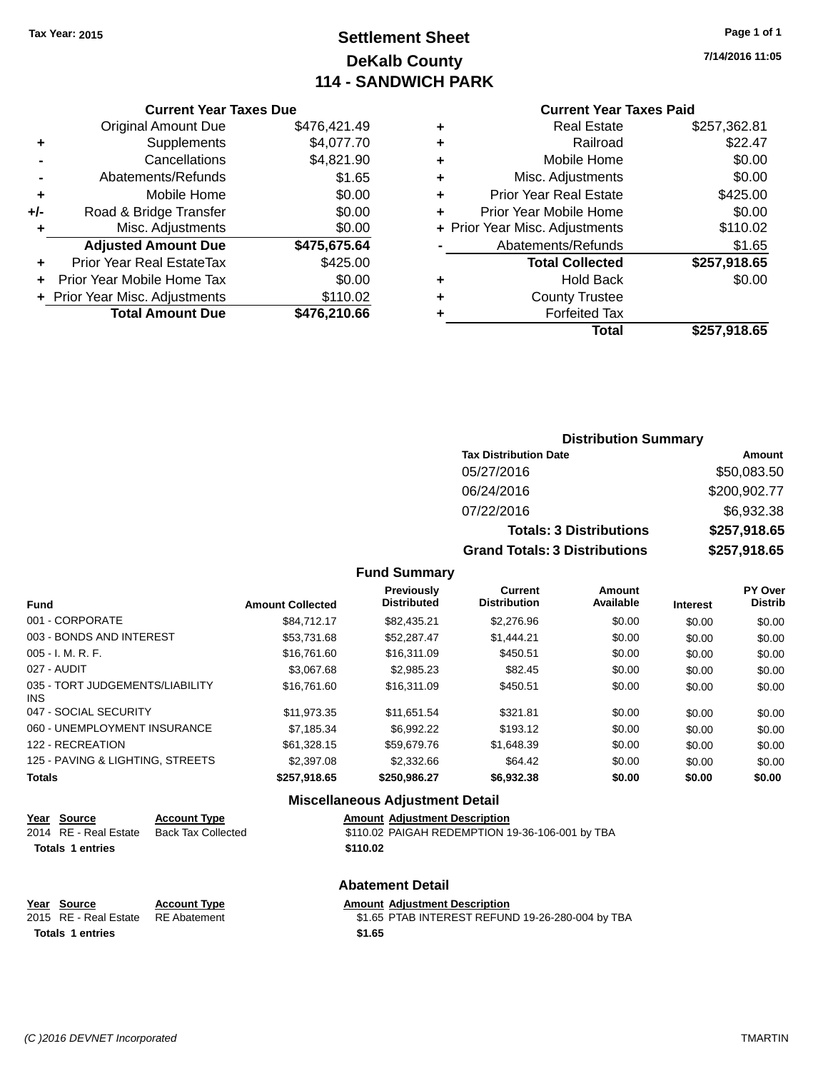Tax Year: 2015

# Settlement Sheet
## DeKalb County
## 114 - SANDWICH PARK

7/14/2016 11:05

### Current Year Taxes Due

| | | |
|---|---|---|
| | Original Amount Due | $476,421.49 |
| + | Supplements | $4,077.70 |
| - | Cancellations | $4,821.90 |
| - | Abatements/Refunds | $1.65 |
| + | Mobile Home | $0.00 |
| +/- | Road & Bridge Transfer | $0.00 |
| + | Misc. Adjustments | $0.00 |
| | **Adjusted Amount Due** | **$475,675.64** |
| + | Prior Year Real EstateTax | $425.00 |
| + | Prior Year Mobile Home Tax | $0.00 |
| + | Prior Year Misc. Adjustments | $110.02 |
| | **Total Amount Due** | **$476,210.66** |

### Current Year Taxes Paid

| | | |
|---|---|---|
| + | Real Estate | $257,362.81 |
| + | Railroad | $22.47 |
| + | Mobile Home | $0.00 |
| + | Misc. Adjustments | $0.00 |
| + | Prior Year Real Estate | $425.00 |
| + | Prior Year Mobile Home | $0.00 |
| + | Prior Year Misc. Adjustments | $110.02 |
| - | Abatements/Refunds | $1.65 |
| | **Total Collected** | **$257,918.65** |
| + | Hold Back | $0.00 |
| + | County Trustee | |
| + | Forfeited Tax | |
| | **Total** | **$257,918.65** |

### Distribution Summary

| Tax Distribution Date | Amount |
|---|---|
| 05/27/2016 | $50,083.50 |
| 06/24/2016 | $200,902.77 |
| 07/22/2016 | $6,932.38 |
| **Totals: 3 Distributions** | **$257,918.65** |
| **Grand Totals: 3 Distributions** | **$257,918.65** |

### Fund Summary

| Fund | Amount Collected | Previously Distributed | Current Distribution | Amount Available | Interest | PY Over Distrib |
|---|---|---|---|---|---|---|
| 001 - CORPORATE | $84,712.17 | $82,435.21 | $2,276.96 | $0.00 | $0.00 | $0.00 |
| 003 - BONDS AND INTEREST | $53,731.68 | $52,287.47 | $1,444.21 | $0.00 | $0.00 | $0.00 |
| 005 - I. M. R. F. | $16,761.60 | $16,311.09 | $450.51 | $0.00 | $0.00 | $0.00 |
| 027 - AUDIT | $3,067.68 | $2,985.23 | $82.45 | $0.00 | $0.00 | $0.00 |
| 035 - TORT JUDGEMENTS/LIABILITY INS | $16,761.60 | $16,311.09 | $450.51 | $0.00 | $0.00 | $0.00 |
| 047 - SOCIAL SECURITY | $11,973.35 | $11,651.54 | $321.81 | $0.00 | $0.00 | $0.00 |
| 060 - UNEMPLOYMENT INSURANCE | $7,185.34 | $6,992.22 | $193.12 | $0.00 | $0.00 | $0.00 |
| 122 - RECREATION | $61,328.15 | $59,679.76 | $1,648.39 | $0.00 | $0.00 | $0.00 |
| 125 - PAVING & LIGHTING, STREETS | $2,397.08 | $2,332.66 | $64.42 | $0.00 | $0.00 | $0.00 |
| **Totals** | **$257,918.65** | **$250,986.27** | **$6,932.38** | **$0.00** | **$0.00** | **$0.00** |

### Miscellaneous Adjustment Detail

| Year | Source | Account Type | Amount | Adjustment Description |
|---|---|---|---|---|
| 2014 | RE - Real Estate | Back Tax Collected | $110.02 | PAIGAH REDEMPTION 19-36-106-001 by TBA |
| **Totals 1 entries** | | | **$110.02** | |

### Abatement Detail

| Year | Source | Account Type | Amount | Adjustment Description |
|---|---|---|---|---|
| 2015 | RE - Real Estate | RE Abatement | $1.65 | PTAB INTEREST REFUND 19-26-280-004 by TBA |
| **Totals 1 entries** | | | **$1.65** | |

(C )2016 DEVNET Incorporated TMARTIN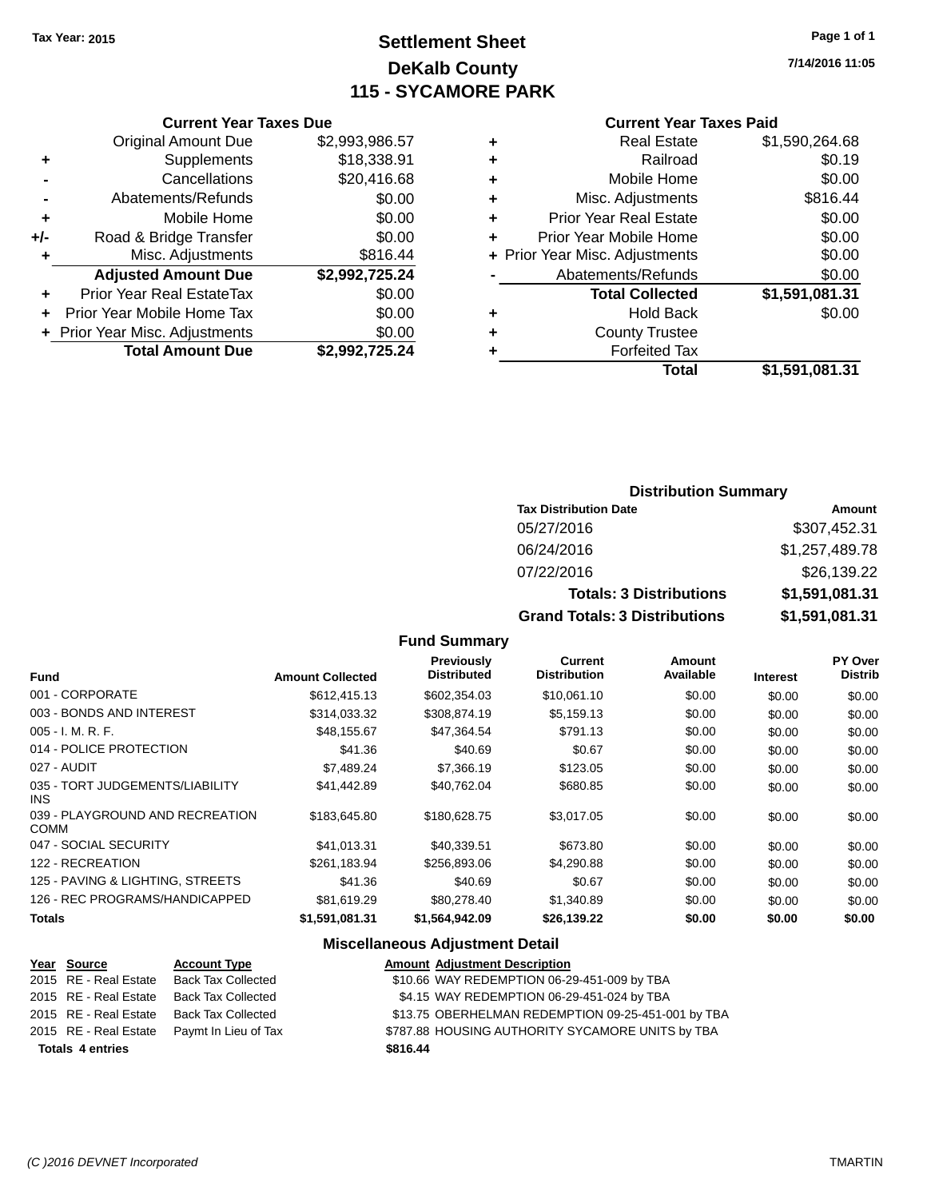Tax Year: 2015

# Settlement Sheet
## DeKalb County
## 115 - SYCAMORE PARK

7/14/2016 11:05

### Current Year Taxes Due

| | | |
|---|---|---|
| | Original Amount Due | $2,993,986.57 |
| + | Supplements | $18,338.91 |
| - | Cancellations | $20,416.68 |
| - | Abatements/Refunds | $0.00 |
| + | Mobile Home | $0.00 |
| +/- | Road & Bridge Transfer | $0.00 |
| + | Misc. Adjustments | $816.44 |
| | **Adjusted Amount Due** | **$2,992,725.24** |
| + | Prior Year Real EstateTax | $0.00 |
| + | Prior Year Mobile Home Tax | $0.00 |
| + | Prior Year Misc. Adjustments | $0.00 |
| | **Total Amount Due** | **$2,992,725.24** |

### Current Year Taxes Paid

| | | |
|---|---|---|
| + | Real Estate | $1,590,264.68 |
| + | Railroad | $0.19 |
| + | Mobile Home | $0.00 |
| + | Misc. Adjustments | $816.44 |
| + | Prior Year Real Estate | $0.00 |
| + | Prior Year Mobile Home | $0.00 |
| + | Prior Year Misc. Adjustments | $0.00 |
| - | Abatements/Refunds | $0.00 |
| | **Total Collected** | **$1,591,081.31** |
| + | Hold Back | $0.00 |
| + | County Trustee | |
| + | Forfeited Tax | |
| | **Total** | **$1,591,081.31** |

### Distribution Summary

| Tax Distribution Date | Amount |
|---|---|
| 05/27/2016 | $307,452.31 |
| 06/24/2016 | $1,257,489.78 |
| 07/22/2016 | $26,139.22 |
| **Totals: 3 Distributions** | **$1,591,081.31** |
| **Grand Totals: 3 Distributions** | **$1,591,081.31** |

### Fund Summary

| Fund | Amount Collected | Previously Distributed | Current Distribution | Amount Available | Interest | PY Over Distrib |
|---|---|---|---|---|---|---|
| 001 - CORPORATE | $612,415.13 | $602,354.03 | $10,061.10 | $0.00 | $0.00 | $0.00 |
| 003 - BONDS AND INTEREST | $314,033.32 | $308,874.19 | $5,159.13 | $0.00 | $0.00 | $0.00 |
| 005 - I. M. R. F. | $48,155.67 | $47,364.54 | $791.13 | $0.00 | $0.00 | $0.00 |
| 014 - POLICE PROTECTION | $41.36 | $40.69 | $0.67 | $0.00 | $0.00 | $0.00 |
| 027 - AUDIT | $7,489.24 | $7,366.19 | $123.05 | $0.00 | $0.00 | $0.00 |
| 035 - TORT JUDGEMENTS/LIABILITY INS | $41,442.89 | $40,762.04 | $680.85 | $0.00 | $0.00 | $0.00 |
| 039 - PLAYGROUND AND RECREATION COMM | $183,645.80 | $180,628.75 | $3,017.05 | $0.00 | $0.00 | $0.00 |
| 047 - SOCIAL SECURITY | $41,013.31 | $40,339.51 | $673.80 | $0.00 | $0.00 | $0.00 |
| 122 - RECREATION | $261,183.94 | $256,893.06 | $4,290.88 | $0.00 | $0.00 | $0.00 |
| 125 - PAVING & LIGHTING, STREETS | $41.36 | $40.69 | $0.67 | $0.00 | $0.00 | $0.00 |
| 126 - REC PROGRAMS/HANDICAPPED | $81,619.29 | $80,278.40 | $1,340.89 | $0.00 | $0.00 | $0.00 |
| **Totals** | **$1,591,081.31** | **$1,564,942.09** | **$26,139.22** | **$0.00** | **$0.00** | **$0.00** |

### Miscellaneous Adjustment Detail

| Year | Source | Account Type | Amount | Adjustment Description |
|---|---|---|---|---|
| 2015 | RE - Real Estate | Back Tax Collected | $10.66 | WAY REDEMPTION 06-29-451-009 by TBA |
| 2015 | RE - Real Estate | Back Tax Collected | $4.15 | WAY REDEMPTION 06-29-451-024 by TBA |
| 2015 | RE - Real Estate | Back Tax Collected | $13.75 | OBERHELMAN REDEMPTION 09-25-451-001 by TBA |
| 2015 | RE - Real Estate | Paymt In Lieu of Tax | $787.88 | HOUSING AUTHORITY SYCAMORE UNITS by TBA |
| **Totals** | **4 entries** | | **$816.44** | |

(C )2016 DEVNET Incorporated TMARTIN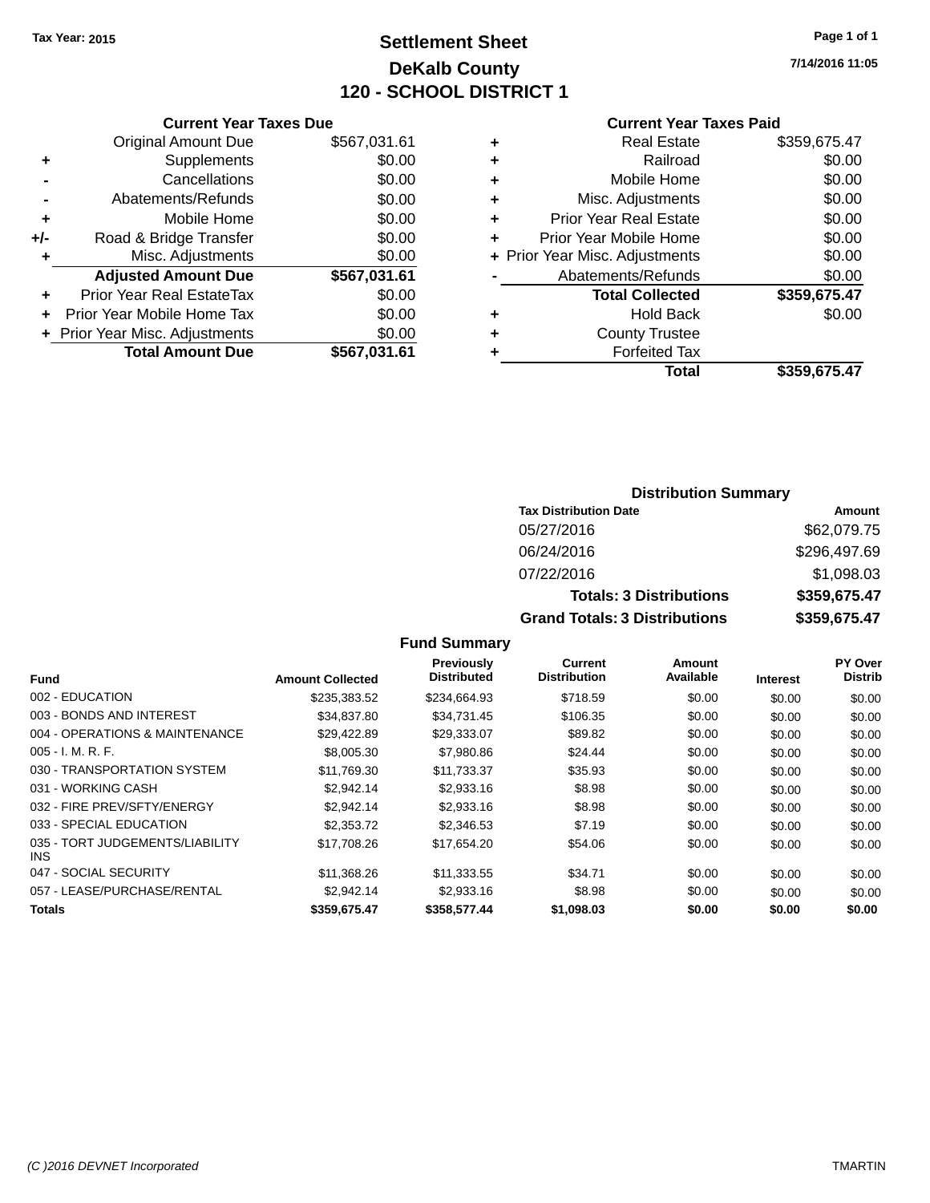Tax Year: 2015

# Settlement Sheet

## DeKalb County

## 120 - SCHOOL DISTRICT 1

7/14/2016 11:05

### Current Year Taxes Due

| | | |
|---|---|---|
| | Original Amount Due | $567,031.61 |
| + | Supplements | $0.00 |
| - | Cancellations | $0.00 |
| - | Abatements/Refunds | $0.00 |
| + | Mobile Home | $0.00 |
| +/- | Road & Bridge Transfer | $0.00 |
| + | Misc. Adjustments | $0.00 |
| | **Adjusted Amount Due** | **$567,031.61** |
| + | Prior Year Real EstateTax | $0.00 |
| + | Prior Year Mobile Home Tax | $0.00 |
| + | Prior Year Misc. Adjustments | $0.00 |
| | **Total Amount Due** | **$567,031.61** |

### Current Year Taxes Paid

| | | |
|---|---|---|
| + | Real Estate | $359,675.47 |
| + | Railroad | $0.00 |
| + | Mobile Home | $0.00 |
| + | Misc. Adjustments | $0.00 |
| + | Prior Year Real Estate | $0.00 |
| + | Prior Year Mobile Home | $0.00 |
| + | Prior Year Misc. Adjustments | $0.00 |
| - | Abatements/Refunds | $0.00 |
| | **Total Collected** | **$359,675.47** |
| + | Hold Back | $0.00 |
| + | County Trustee | |
| + | Forfeited Tax | |
| | **Total** | **$359,675.47** |

### Distribution Summary

| Tax Distribution Date | Amount |
|---|---|
| 05/27/2016 | $62,079.75 |
| 06/24/2016 | $296,497.69 |
| 07/22/2016 | $1,098.03 |
| **Totals: 3 Distributions** | **$359,675.47** |
| **Grand Totals: 3 Distributions** | **$359,675.47** |

### Fund Summary

| Fund | Amount Collected | Previously Distributed | Current Distribution | Amount Available | Interest | PY Over Distrib |
|---|---|---|---|---|---|---|
| 002 - EDUCATION | $235,383.52 | $234,664.93 | $718.59 | $0.00 | $0.00 | $0.00 |
| 003 - BONDS AND INTEREST | $34,837.80 | $34,731.45 | $106.35 | $0.00 | $0.00 | $0.00 |
| 004 - OPERATIONS & MAINTENANCE | $29,422.89 | $29,333.07 | $89.82 | $0.00 | $0.00 | $0.00 |
| 005 - I. M. R. F. | $8,005.30 | $7,980.86 | $24.44 | $0.00 | $0.00 | $0.00 |
| 030 - TRANSPORTATION SYSTEM | $11,769.30 | $11,733.37 | $35.93 | $0.00 | $0.00 | $0.00 |
| 031 - WORKING CASH | $2,942.14 | $2,933.16 | $8.98 | $0.00 | $0.00 | $0.00 |
| 032 - FIRE PREV/SFTY/ENERGY | $2,942.14 | $2,933.16 | $8.98 | $0.00 | $0.00 | $0.00 |
| 033 - SPECIAL EDUCATION | $2,353.72 | $2,346.53 | $7.19 | $0.00 | $0.00 | $0.00 |
| 035 - TORT JUDGEMENTS/LIABILITY INS | $17,708.26 | $17,654.20 | $54.06 | $0.00 | $0.00 | $0.00 |
| 047 - SOCIAL SECURITY | $11,368.26 | $11,333.55 | $34.71 | $0.00 | $0.00 | $0.00 |
| 057 - LEASE/PURCHASE/RENTAL | $2,942.14 | $2,933.16 | $8.98 | $0.00 | $0.00 | $0.00 |
| **Totals** | **$359,675.47** | **$358,577.44** | **$1,098.03** | **$0.00** | **$0.00** | **$0.00** |

(C )2016 DEVNET Incorporated TMARTIN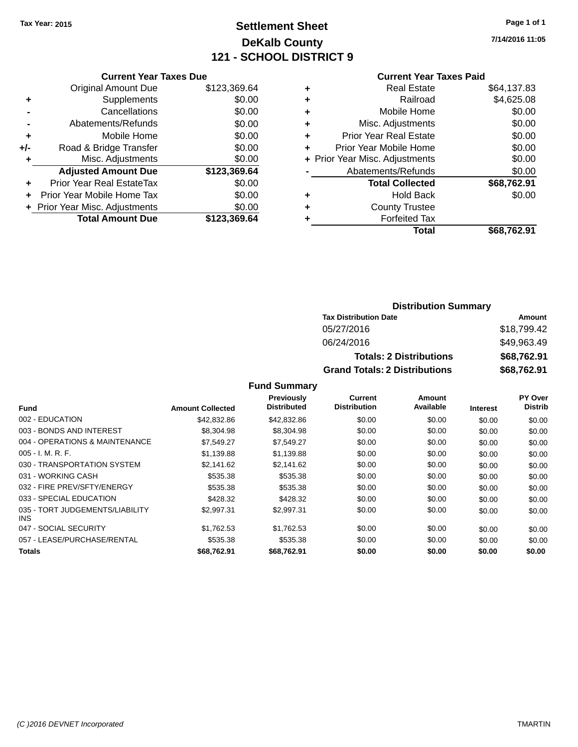Tax Year: 2015

# Settlement Sheet

## DeKalb County

## 121 - SCHOOL DISTRICT 9

7/14/2016 11:05

### Current Year Taxes Due

| | | |
|---|---|---|
| | Original Amount Due | $123,369.64 |
| + | Supplements | $0.00 |
| - | Cancellations | $0.00 |
| - | Abatements/Refunds | $0.00 |
| + | Mobile Home | $0.00 |
| +/- | Road & Bridge Transfer | $0.00 |
| + | Misc. Adjustments | $0.00 |
| | **Adjusted Amount Due** | **$123,369.64** |
| + | Prior Year Real EstateTax | $0.00 |
| + | Prior Year Mobile Home Tax | $0.00 |
| + | Prior Year Misc. Adjustments | $0.00 |
| | **Total Amount Due** | **$123,369.64** |

### Current Year Taxes Paid

| | | |
|---|---|---|
| + | Real Estate | $64,137.83 |
| + | Railroad | $4,625.08 |
| + | Mobile Home | $0.00 |
| + | Misc. Adjustments | $0.00 |
| + | Prior Year Real Estate | $0.00 |
| + | Prior Year Mobile Home | $0.00 |
| + | Prior Year Misc. Adjustments | $0.00 |
| - | Abatements/Refunds | $0.00 |
| | **Total Collected** | **$68,762.91** |
| + | Hold Back | $0.00 |
| + | County Trustee | |
| + | Forfeited Tax | |
| | **Total** | **$68,762.91** |

### Distribution Summary

| Tax Distribution Date | Amount |
|---|---|
| 05/27/2016 | $18,799.42 |
| 06/24/2016 | $49,963.49 |
| **Totals: 2 Distributions** | **$68,762.91** |
| **Grand Totals: 2 Distributions** | **$68,762.91** |

### Fund Summary

| Fund | Amount Collected | Previously Distributed | Current Distribution | Amount Available | Interest | PY Over Distrib |
|---|---|---|---|---|---|---|
| 002 - EDUCATION | $42,832.86 | $42,832.86 | $0.00 | $0.00 | $0.00 | $0.00 |
| 003 - BONDS AND INTEREST | $8,304.98 | $8,304.98 | $0.00 | $0.00 | $0.00 | $0.00 |
| 004 - OPERATIONS & MAINTENANCE | $7,549.27 | $7,549.27 | $0.00 | $0.00 | $0.00 | $0.00 |
| 005 - I. M. R. F. | $1,139.88 | $1,139.88 | $0.00 | $0.00 | $0.00 | $0.00 |
| 030 - TRANSPORTATION SYSTEM | $2,141.62 | $2,141.62 | $0.00 | $0.00 | $0.00 | $0.00 |
| 031 - WORKING CASH | $535.38 | $535.38 | $0.00 | $0.00 | $0.00 | $0.00 |
| 032 - FIRE PREV/SFTY/ENERGY | $535.38 | $535.38 | $0.00 | $0.00 | $0.00 | $0.00 |
| 033 - SPECIAL EDUCATION | $428.32 | $428.32 | $0.00 | $0.00 | $0.00 | $0.00 |
| 035 - TORT JUDGEMENTS/LIABILITY INS | $2,997.31 | $2,997.31 | $0.00 | $0.00 | $0.00 | $0.00 |
| 047 - SOCIAL SECURITY | $1,762.53 | $1,762.53 | $0.00 | $0.00 | $0.00 | $0.00 |
| 057 - LEASE/PURCHASE/RENTAL | $535.38 | $535.38 | $0.00 | $0.00 | $0.00 | $0.00 |
| **Totals** | **$68,762.91** | **$68,762.91** | **$0.00** | **$0.00** | **$0.00** | **$0.00** |

(C )2016 DEVNET Incorporated TMARTIN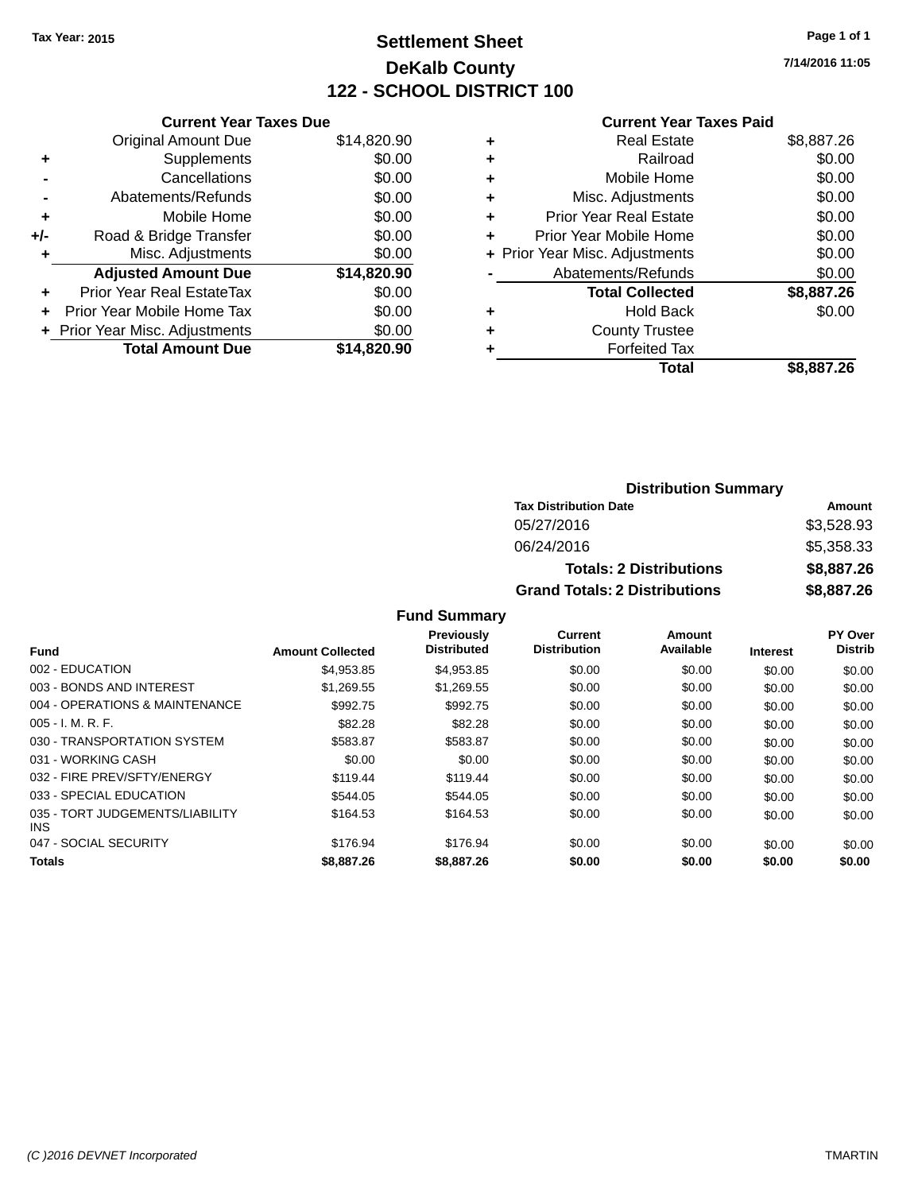Tax Year: 2015

# Settlement Sheet
## DeKalb County
## 122 - SCHOOL DISTRICT 100

7/14/2016 11:05

### Current Year Taxes Due

| | | |
|---|---|---|
| | Original Amount Due | $14,820.90 |
| + | Supplements | $0.00 |
| - | Cancellations | $0.00 |
| - | Abatements/Refunds | $0.00 |
| + | Mobile Home | $0.00 |
| +/- | Road & Bridge Transfer | $0.00 |
| + | Misc. Adjustments | $0.00 |
| | **Adjusted Amount Due** | **$14,820.90** |
| + | Prior Year Real EstateTax | $0.00 |
| + | Prior Year Mobile Home Tax | $0.00 |
| + | Prior Year Misc. Adjustments | $0.00 |
| | **Total Amount Due** | **$14,820.90** |

### Current Year Taxes Paid

| | | |
|---|---|---|
| + | Real Estate | $8,887.26 |
| + | Railroad | $0.00 |
| + | Mobile Home | $0.00 |
| + | Misc. Adjustments | $0.00 |
| + | Prior Year Real Estate | $0.00 |
| + | Prior Year Mobile Home | $0.00 |
| + | Prior Year Misc. Adjustments | $0.00 |
| - | Abatements/Refunds | $0.00 |
| | **Total Collected** | **$8,887.26** |
| + | Hold Back | $0.00 |
| + | County Trustee | |
| + | Forfeited Tax | |
| | **Total** | **$8,887.26** |

### Distribution Summary

| Tax Distribution Date | Amount |
|---|---|
| 05/27/2016 | $3,528.93 |
| 06/24/2016 | $5,358.33 |
| **Totals: 2 Distributions** | **$8,887.26** |
| **Grand Totals: 2 Distributions** | **$8,887.26** |

### Fund Summary

| Fund | Amount Collected | Previously Distributed | Current Distribution | Amount Available | Interest | PY Over Distrib |
|---|---|---|---|---|---|---|
| 002 - EDUCATION | $4,953.85 | $4,953.85 | $0.00 | $0.00 | $0.00 | $0.00 |
| 003 - BONDS AND INTEREST | $1,269.55 | $1,269.55 | $0.00 | $0.00 | $0.00 | $0.00 |
| 004 - OPERATIONS & MAINTENANCE | $992.75 | $992.75 | $0.00 | $0.00 | $0.00 | $0.00 |
| 005 - I. M. R. F. | $82.28 | $82.28 | $0.00 | $0.00 | $0.00 | $0.00 |
| 030 - TRANSPORTATION SYSTEM | $583.87 | $583.87 | $0.00 | $0.00 | $0.00 | $0.00 |
| 031 - WORKING CASH | $0.00 | $0.00 | $0.00 | $0.00 | $0.00 | $0.00 |
| 032 - FIRE PREV/SFTY/ENERGY | $119.44 | $119.44 | $0.00 | $0.00 | $0.00 | $0.00 |
| 033 - SPECIAL EDUCATION | $544.05 | $544.05 | $0.00 | $0.00 | $0.00 | $0.00 |
| 035 - TORT JUDGEMENTS/LIABILITY INS | $164.53 | $164.53 | $0.00 | $0.00 | $0.00 | $0.00 |
| 047 - SOCIAL SECURITY | $176.94 | $176.94 | $0.00 | $0.00 | $0.00 | $0.00 |
| **Totals** | **$8,887.26** | **$8,887.26** | **$0.00** | **$0.00** | **$0.00** | **$0.00** |

(C )2016 DEVNET Incorporated — TMARTIN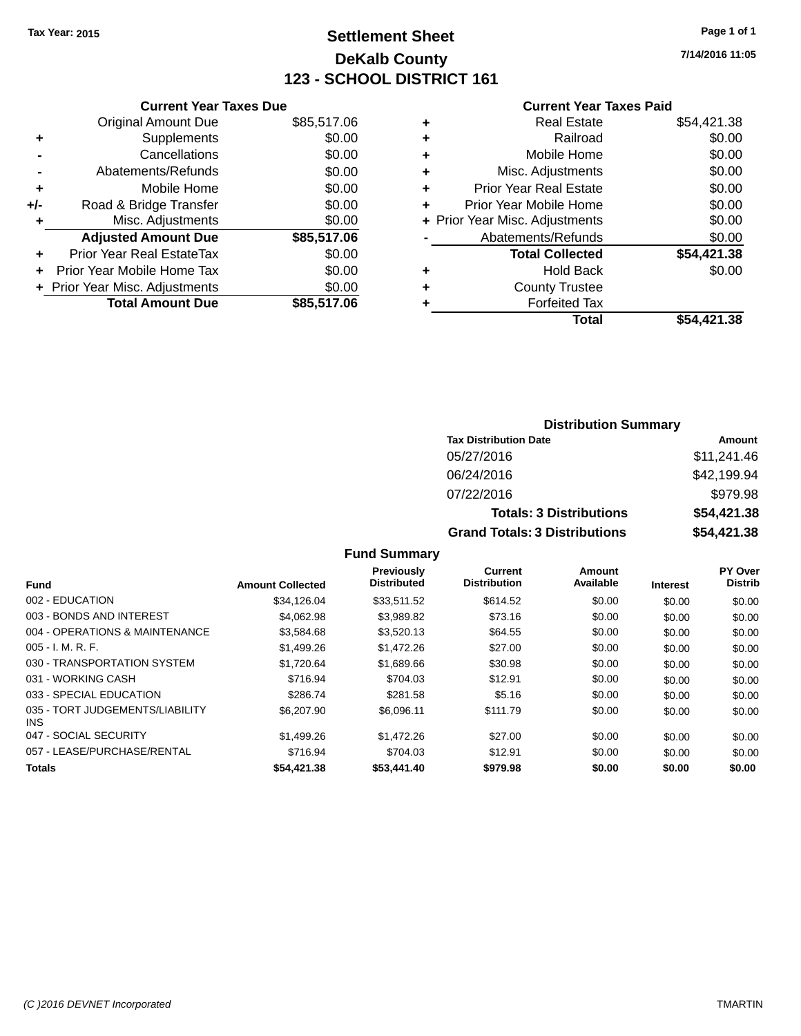Tax Year: 2015

# Settlement Sheet

## DeKalb County

## 123 - SCHOOL DISTRICT 161

7/14/2016 11:05

### Current Year Taxes Due

| | | |
|---|---|---|
| | Original Amount Due | $85,517.06 |
| + | Supplements | $0.00 |
| - | Cancellations | $0.00 |
| - | Abatements/Refunds | $0.00 |
| + | Mobile Home | $0.00 |
| +/- | Road & Bridge Transfer | $0.00 |
| + | Misc. Adjustments | $0.00 |
| | **Adjusted Amount Due** | **$85,517.06** |
| + | Prior Year Real EstateTax | $0.00 |
| + | Prior Year Mobile Home Tax | $0.00 |
| + | Prior Year Misc. Adjustments | $0.00 |
| | **Total Amount Due** | **$85,517.06** |

### Current Year Taxes Paid

| | | |
|---|---|---|
| + | Real Estate | $54,421.38 |
| + | Railroad | $0.00 |
| + | Mobile Home | $0.00 |
| + | Misc. Adjustments | $0.00 |
| + | Prior Year Real Estate | $0.00 |
| + | Prior Year Mobile Home | $0.00 |
| + | Prior Year Misc. Adjustments | $0.00 |
| - | Abatements/Refunds | $0.00 |
| | **Total Collected** | **$54,421.38** |
| + | Hold Back | $0.00 |
| + | County Trustee | |
| + | Forfeited Tax | |
| | **Total** | **$54,421.38** |

### Distribution Summary

| Tax Distribution Date | Amount |
|---|---|
| 05/27/2016 | $11,241.46 |
| 06/24/2016 | $42,199.94 |
| 07/22/2016 | $979.98 |
| **Totals: 3 Distributions** | **$54,421.38** |
| **Grand Totals: 3 Distributions** | **$54,421.38** |

### Fund Summary

| Fund | Amount Collected | Previously Distributed | Current Distribution | Amount Available | Interest | PY Over Distrib |
|---|---|---|---|---|---|---|
| 002 - EDUCATION | $34,126.04 | $33,511.52 | $614.52 | $0.00 | $0.00 | $0.00 |
| 003 - BONDS AND INTEREST | $4,062.98 | $3,989.82 | $73.16 | $0.00 | $0.00 | $0.00 |
| 004 - OPERATIONS & MAINTENANCE | $3,584.68 | $3,520.13 | $64.55 | $0.00 | $0.00 | $0.00 |
| 005 - I. M. R. F. | $1,499.26 | $1,472.26 | $27.00 | $0.00 | $0.00 | $0.00 |
| 030 - TRANSPORTATION SYSTEM | $1,720.64 | $1,689.66 | $30.98 | $0.00 | $0.00 | $0.00 |
| 031 - WORKING CASH | $716.94 | $704.03 | $12.91 | $0.00 | $0.00 | $0.00 |
| 033 - SPECIAL EDUCATION | $286.74 | $281.58 | $5.16 | $0.00 | $0.00 | $0.00 |
| 035 - TORT JUDGEMENTS/LIABILITY INS | $6,207.90 | $6,096.11 | $111.79 | $0.00 | $0.00 | $0.00 |
| 047 - SOCIAL SECURITY | $1,499.26 | $1,472.26 | $27.00 | $0.00 | $0.00 | $0.00 |
| 057 - LEASE/PURCHASE/RENTAL | $716.94 | $704.03 | $12.91 | $0.00 | $0.00 | $0.00 |
| **Totals** | **$54,421.38** | **$53,441.40** | **$979.98** | **$0.00** | **$0.00** | **$0.00** |

(C )2016 DEVNET Incorporated TMARTIN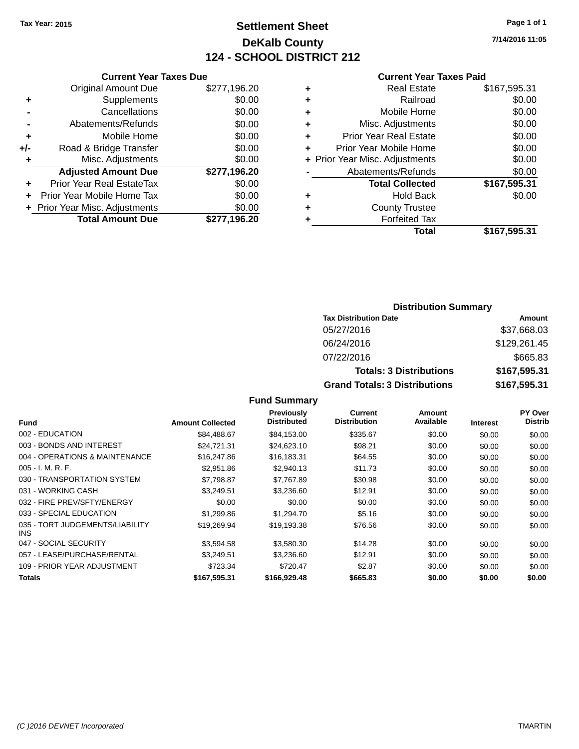Tax Year: 2015

# Settlement Sheet

## DeKalb County

## 124 - SCHOOL DISTRICT 212

7/14/2016 11:05

### Current Year Taxes Due

| | | |
|---|---|---|
| | Original Amount Due | $277,196.20 |
| + | Supplements | $0.00 |
| - | Cancellations | $0.00 |
| - | Abatements/Refunds | $0.00 |
| + | Mobile Home | $0.00 |
| +/- | Road & Bridge Transfer | $0.00 |
| + | Misc. Adjustments | $0.00 |
| | **Adjusted Amount Due** | **$277,196.20** |
| + | Prior Year Real EstateTax | $0.00 |
| + | Prior Year Mobile Home Tax | $0.00 |
| + | Prior Year Misc. Adjustments | $0.00 |
| | **Total Amount Due** | **$277,196.20** |

### Current Year Taxes Paid

| | | |
|---|---|---|
| + | Real Estate | $167,595.31 |
| + | Railroad | $0.00 |
| + | Mobile Home | $0.00 |
| + | Misc. Adjustments | $0.00 |
| + | Prior Year Real Estate | $0.00 |
| + | Prior Year Mobile Home | $0.00 |
| + | Prior Year Misc. Adjustments | $0.00 |
| - | Abatements/Refunds | $0.00 |
| | **Total Collected** | **$167,595.31** |
| + | Hold Back | $0.00 |
| + | County Trustee | |
| + | Forfeited Tax | |
| | **Total** | **$167,595.31** |

### Distribution Summary

| Tax Distribution Date | Amount |
|---|---|
| 05/27/2016 | $37,668.03 |
| 06/24/2016 | $129,261.45 |
| 07/22/2016 | $665.83 |
| **Totals: 3 Distributions** | **$167,595.31** |
| **Grand Totals: 3 Distributions** | **$167,595.31** |

### Fund Summary

| Fund | Amount Collected | Previously Distributed | Current Distribution | Amount Available | Interest | PY Over Distrib |
|---|---|---|---|---|---|---|
| 002 - EDUCATION | $84,488.67 | $84,153.00 | $335.67 | $0.00 | $0.00 | $0.00 |
| 003 - BONDS AND INTEREST | $24,721.31 | $24,623.10 | $98.21 | $0.00 | $0.00 | $0.00 |
| 004 - OPERATIONS & MAINTENANCE | $16,247.86 | $16,183.31 | $64.55 | $0.00 | $0.00 | $0.00 |
| 005 - I. M. R. F. | $2,951.86 | $2,940.13 | $11.73 | $0.00 | $0.00 | $0.00 |
| 030 - TRANSPORTATION SYSTEM | $7,798.87 | $7,767.89 | $30.98 | $0.00 | $0.00 | $0.00 |
| 031 - WORKING CASH | $3,249.51 | $3,236.60 | $12.91 | $0.00 | $0.00 | $0.00 |
| 032 - FIRE PREV/SFTY/ENERGY | $0.00 | $0.00 | $0.00 | $0.00 | $0.00 | $0.00 |
| 033 - SPECIAL EDUCATION | $1,299.86 | $1,294.70 | $5.16 | $0.00 | $0.00 | $0.00 |
| 035 - TORT JUDGEMENTS/LIABILITY INS | $19,269.94 | $19,193.38 | $76.56 | $0.00 | $0.00 | $0.00 |
| 047 - SOCIAL SECURITY | $3,594.58 | $3,580.30 | $14.28 | $0.00 | $0.00 | $0.00 |
| 057 - LEASE/PURCHASE/RENTAL | $3,249.51 | $3,236.60 | $12.91 | $0.00 | $0.00 | $0.00 |
| 109 - PRIOR YEAR ADJUSTMENT | $723.34 | $720.47 | $2.87 | $0.00 | $0.00 | $0.00 |
| **Totals** | **$167,595.31** | **$166,929.48** | **$665.83** | **$0.00** | **$0.00** | **$0.00** |

(C )2016 DEVNET Incorporated TMARTIN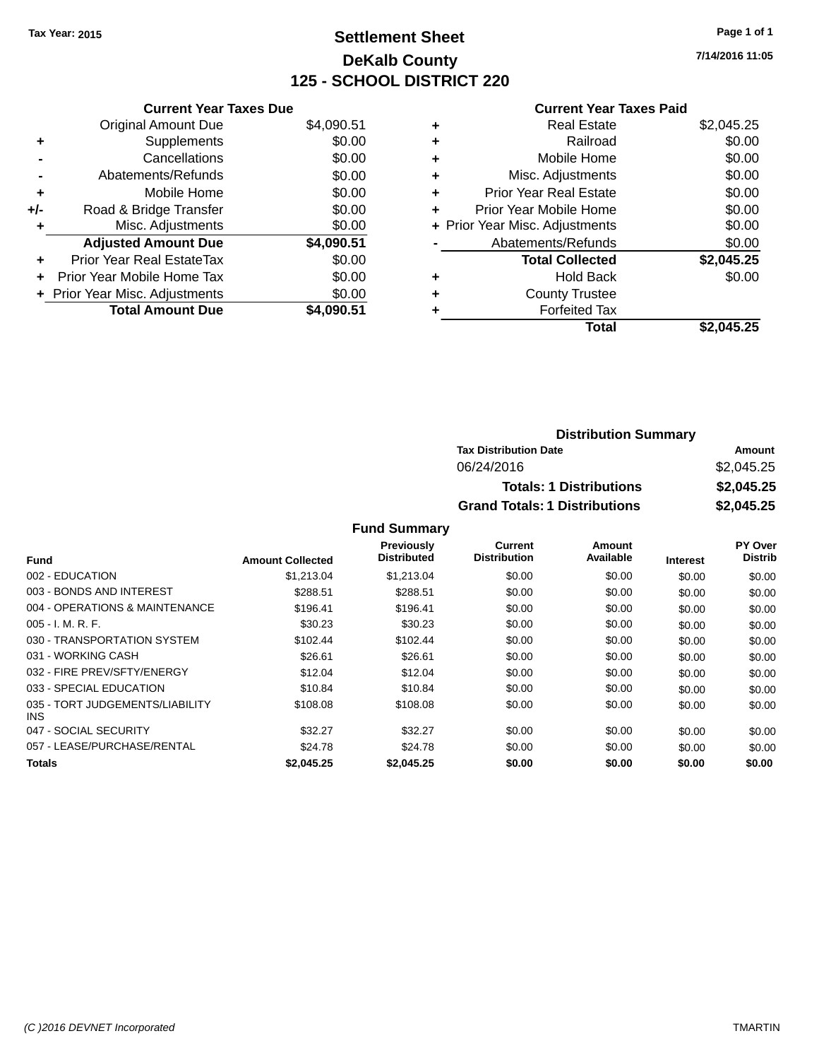Tax Year: 2015

# Settlement Sheet

## DeKalb County

## 125 - SCHOOL DISTRICT 220

7/14/2016 11:05

### Current Year Taxes Due

| | | |
|---|---|---|
| | Original Amount Due | $4,090.51 |
| + | Supplements | $0.00 |
| - | Cancellations | $0.00 |
| - | Abatements/Refunds | $0.00 |
| + | Mobile Home | $0.00 |
| +/- | Road & Bridge Transfer | $0.00 |
| + | Misc. Adjustments | $0.00 |
| | **Adjusted Amount Due** | **$4,090.51** |
| + | Prior Year Real EstateTax | $0.00 |
| + | Prior Year Mobile Home Tax | $0.00 |
| + | Prior Year Misc. Adjustments | $0.00 |
| | **Total Amount Due** | **$4,090.51** |

### Current Year Taxes Paid

| | | |
|---|---|---|
| + | Real Estate | $2,045.25 |
| + | Railroad | $0.00 |
| + | Mobile Home | $0.00 |
| + | Misc. Adjustments | $0.00 |
| + | Prior Year Real Estate | $0.00 |
| + | Prior Year Mobile Home | $0.00 |
| + | Prior Year Misc. Adjustments | $0.00 |
| - | Abatements/Refunds | $0.00 |
| | **Total Collected** | **$2,045.25** |
| + | Hold Back | $0.00 |
| + | County Trustee | |
| + | Forfeited Tax | |
| | **Total** | **$2,045.25** |

### Distribution Summary

| Tax Distribution Date | Amount |
|---|---|
| 06/24/2016 | $2,045.25 |
| **Totals: 1 Distributions** | **$2,045.25** |
| **Grand Totals: 1 Distributions** | **$2,045.25** |

### Fund Summary

| Fund | Amount Collected | Previously Distributed | Current Distribution | Amount Available | Interest | PY Over Distrib |
|---|---|---|---|---|---|---|
| 002 - EDUCATION | $1,213.04 | $1,213.04 | $0.00 | $0.00 | $0.00 | $0.00 |
| 003 - BONDS AND INTEREST | $288.51 | $288.51 | $0.00 | $0.00 | $0.00 | $0.00 |
| 004 - OPERATIONS & MAINTENANCE | $196.41 | $196.41 | $0.00 | $0.00 | $0.00 | $0.00 |
| 005 - I. M. R. F. | $30.23 | $30.23 | $0.00 | $0.00 | $0.00 | $0.00 |
| 030 - TRANSPORTATION SYSTEM | $102.44 | $102.44 | $0.00 | $0.00 | $0.00 | $0.00 |
| 031 - WORKING CASH | $26.61 | $26.61 | $0.00 | $0.00 | $0.00 | $0.00 |
| 032 - FIRE PREV/SFTY/ENERGY | $12.04 | $12.04 | $0.00 | $0.00 | $0.00 | $0.00 |
| 033 - SPECIAL EDUCATION | $10.84 | $10.84 | $0.00 | $0.00 | $0.00 | $0.00 |
| 035 - TORT JUDGEMENTS/LIABILITY INS | $108.08 | $108.08 | $0.00 | $0.00 | $0.00 | $0.00 |
| 047 - SOCIAL SECURITY | $32.27 | $32.27 | $0.00 | $0.00 | $0.00 | $0.00 |
| 057 - LEASE/PURCHASE/RENTAL | $24.78 | $24.78 | $0.00 | $0.00 | $0.00 | $0.00 |
| **Totals** | **$2,045.25** | **$2,045.25** | **$0.00** | **$0.00** | **$0.00** | **$0.00** |

(C )2016 DEVNET Incorporated TMARTIN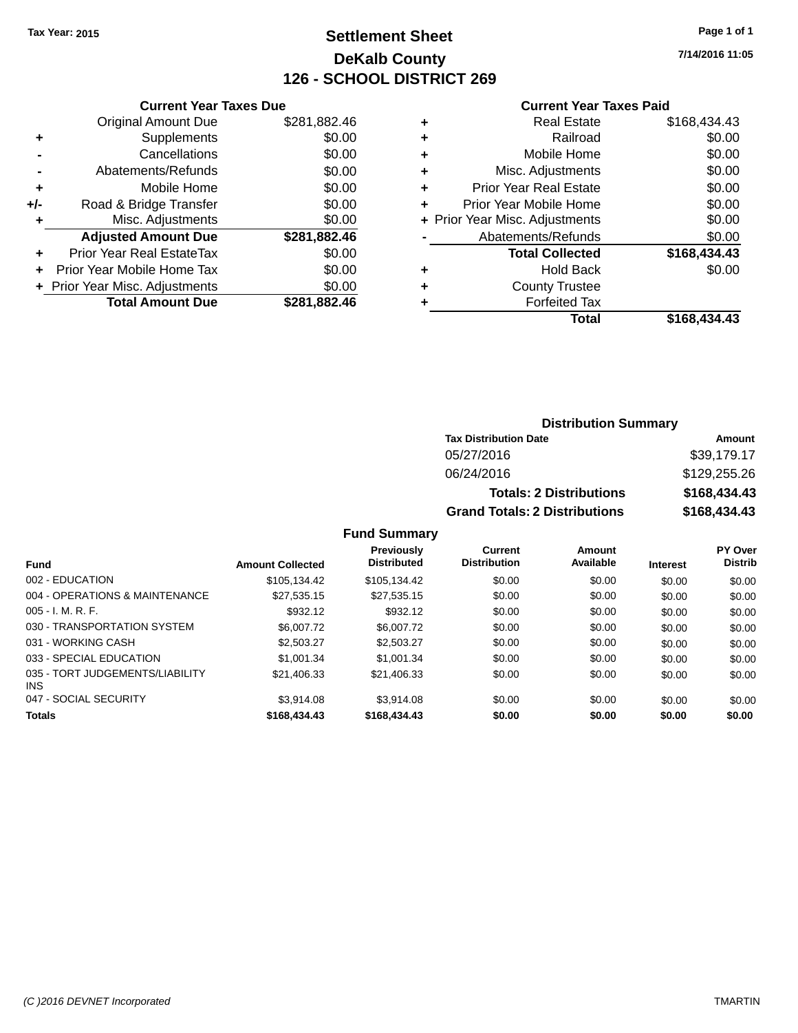**Tax Year: 2015**

# Settlement Sheet

## DeKalb County

## 126 - SCHOOL DISTRICT 269

**7/14/2016 11:05**

### Current Year Taxes Due

| | | |
|---|---|---|
| | Original Amount Due | $281,882.46 |
| + | Supplements | $0.00 |
| - | Cancellations | $0.00 |
| - | Abatements/Refunds | $0.00 |
| + | Mobile Home | $0.00 |
| +/- | Road & Bridge Transfer | $0.00 |
| + | Misc. Adjustments | $0.00 |
| | **Adjusted Amount Due** | **$281,882.46** |
| + | Prior Year Real EstateTax | $0.00 |
| + | Prior Year Mobile Home Tax | $0.00 |
| + | Prior Year Misc. Adjustments | $0.00 |
| | **Total Amount Due** | **$281,882.46** |

### Current Year Taxes Paid

| | | |
|---|---|---|
| + | Real Estate | $168,434.43 |
| + | Railroad | $0.00 |
| + | Mobile Home | $0.00 |
| + | Misc. Adjustments | $0.00 |
| + | Prior Year Real Estate | $0.00 |
| + | Prior Year Mobile Home | $0.00 |
| + | Prior Year Misc. Adjustments | $0.00 |
| - | Abatements/Refunds | $0.00 |
| | **Total Collected** | **$168,434.43** |
| + | Hold Back | $0.00 |
| + | County Trustee | |
| + | Forfeited Tax | |
| | **Total** | **$168,434.43** |

### Distribution Summary

| Tax Distribution Date | Amount |
|---|---|
| 05/27/2016 | $39,179.17 |
| 06/24/2016 | $129,255.26 |
| **Totals: 2 Distributions** | **$168,434.43** |
| **Grand Totals: 2 Distributions** | **$168,434.43** |

### Fund Summary

| Fund | Amount Collected | Previously Distributed | Current Distribution | Amount Available | Interest | PY Over Distrib |
|---|---|---|---|---|---|---|
| 002 - EDUCATION | $105,134.42 | $105,134.42 | $0.00 | $0.00 | $0.00 | $0.00 |
| 004 - OPERATIONS & MAINTENANCE | $27,535.15 | $27,535.15 | $0.00 | $0.00 | $0.00 | $0.00 |
| 005 - I. M. R. F. | $932.12 | $932.12 | $0.00 | $0.00 | $0.00 | $0.00 |
| 030 - TRANSPORTATION SYSTEM | $6,007.72 | $6,007.72 | $0.00 | $0.00 | $0.00 | $0.00 |
| 031 - WORKING CASH | $2,503.27 | $2,503.27 | $0.00 | $0.00 | $0.00 | $0.00 |
| 033 - SPECIAL EDUCATION | $1,001.34 | $1,001.34 | $0.00 | $0.00 | $0.00 | $0.00 |
| 035 - TORT JUDGEMENTS/LIABILITY INS | $21,406.33 | $21,406.33 | $0.00 | $0.00 | $0.00 | $0.00 |
| 047 - SOCIAL SECURITY | $3,914.08 | $3,914.08 | $0.00 | $0.00 | $0.00 | $0.00 |
| **Totals** | **$168,434.43** | **$168,434.43** | **$0.00** | **$0.00** | **$0.00** | **$0.00** |

(C )2016 DEVNET Incorporated TMARTIN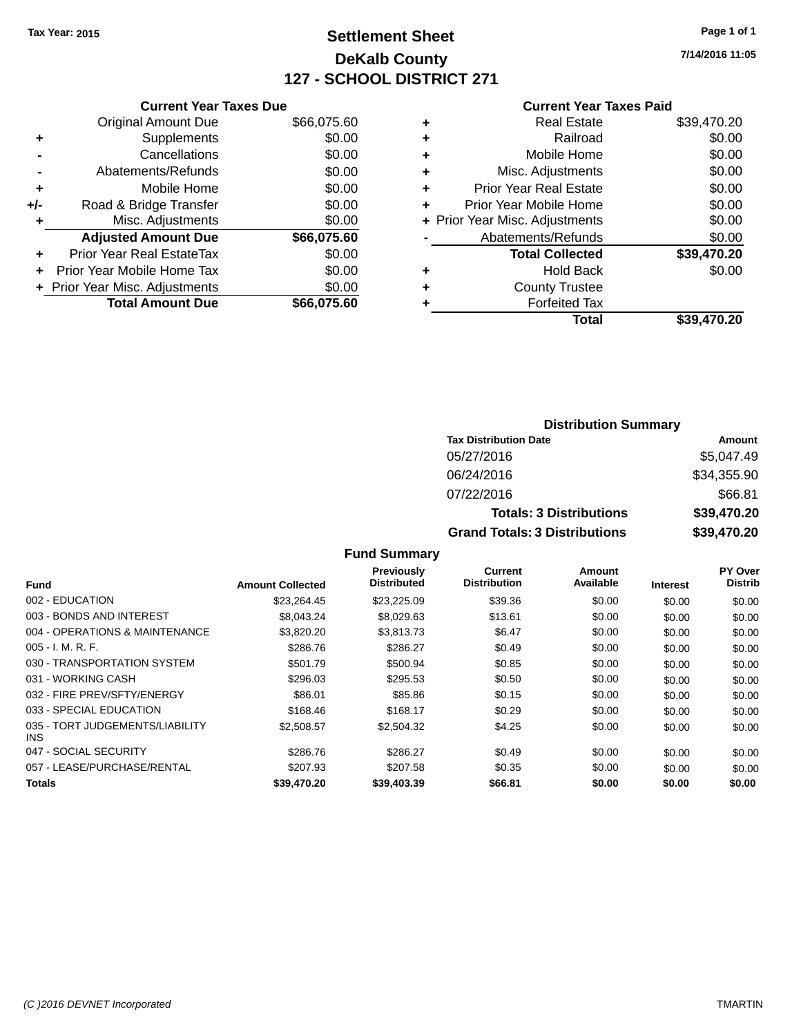Tax Year: 2015

# Settlement Sheet

## DeKalb County

## 127 - SCHOOL DISTRICT 271

7/14/2016 11:05

### Current Year Taxes Due

| | | |
|---|---|---|
| | Original Amount Due | $66,075.60 |
| + | Supplements | $0.00 |
| - | Cancellations | $0.00 |
| - | Abatements/Refunds | $0.00 |
| + | Mobile Home | $0.00 |
| +/- | Road & Bridge Transfer | $0.00 |
| + | Misc. Adjustments | $0.00 |
| | **Adjusted Amount Due** | **$66,075.60** |
| + | Prior Year Real EstateTax | $0.00 |
| + | Prior Year Mobile Home Tax | $0.00 |
| + | Prior Year Misc. Adjustments | $0.00 |
| | **Total Amount Due** | **$66,075.60** |

### Current Year Taxes Paid

| | | |
|---|---|---|
| + | Real Estate | $39,470.20 |
| + | Railroad | $0.00 |
| + | Mobile Home | $0.00 |
| + | Misc. Adjustments | $0.00 |
| + | Prior Year Real Estate | $0.00 |
| + | Prior Year Mobile Home | $0.00 |
| + | Prior Year Misc. Adjustments | $0.00 |
| - | Abatements/Refunds | $0.00 |
| | **Total Collected** | **$39,470.20** |
| + | Hold Back | $0.00 |
| + | County Trustee | |
| + | Forfeited Tax | |
| | **Total** | **$39,470.20** |

### Distribution Summary

| Tax Distribution Date | Amount |
|---|---|
| 05/27/2016 | $5,047.49 |
| 06/24/2016 | $34,355.90 |
| 07/22/2016 | $66.81 |
| **Totals: 3 Distributions** | **$39,470.20** |
| **Grand Totals: 3 Distributions** | **$39,470.20** |

### Fund Summary

| Fund | Amount Collected | Previously Distributed | Current Distribution | Amount Available | Interest | PY Over Distrib |
|---|---|---|---|---|---|---|
| 002 - EDUCATION | $23,264.45 | $23,225.09 | $39.36 | $0.00 | $0.00 | $0.00 |
| 003 - BONDS AND INTEREST | $8,043.24 | $8,029.63 | $13.61 | $0.00 | $0.00 | $0.00 |
| 004 - OPERATIONS & MAINTENANCE | $3,820.20 | $3,813.73 | $6.47 | $0.00 | $0.00 | $0.00 |
| 005 - I. M. R. F. | $286.76 | $286.27 | $0.49 | $0.00 | $0.00 | $0.00 |
| 030 - TRANSPORTATION SYSTEM | $501.79 | $500.94 | $0.85 | $0.00 | $0.00 | $0.00 |
| 031 - WORKING CASH | $296.03 | $295.53 | $0.50 | $0.00 | $0.00 | $0.00 |
| 032 - FIRE PREV/SFTY/ENERGY | $86.01 | $85.86 | $0.15 | $0.00 | $0.00 | $0.00 |
| 033 - SPECIAL EDUCATION | $168.46 | $168.17 | $0.29 | $0.00 | $0.00 | $0.00 |
| 035 - TORT JUDGEMENTS/LIABILITY INS | $2,508.57 | $2,504.32 | $4.25 | $0.00 | $0.00 | $0.00 |
| 047 - SOCIAL SECURITY | $286.76 | $286.27 | $0.49 | $0.00 | $0.00 | $0.00 |
| 057 - LEASE/PURCHASE/RENTAL | $207.93 | $207.58 | $0.35 | $0.00 | $0.00 | $0.00 |
| **Totals** | **$39,470.20** | **$39,403.39** | **$66.81** | **$0.00** | **$0.00** | **$0.00** |

(C )2016 DEVNET Incorporated TMARTIN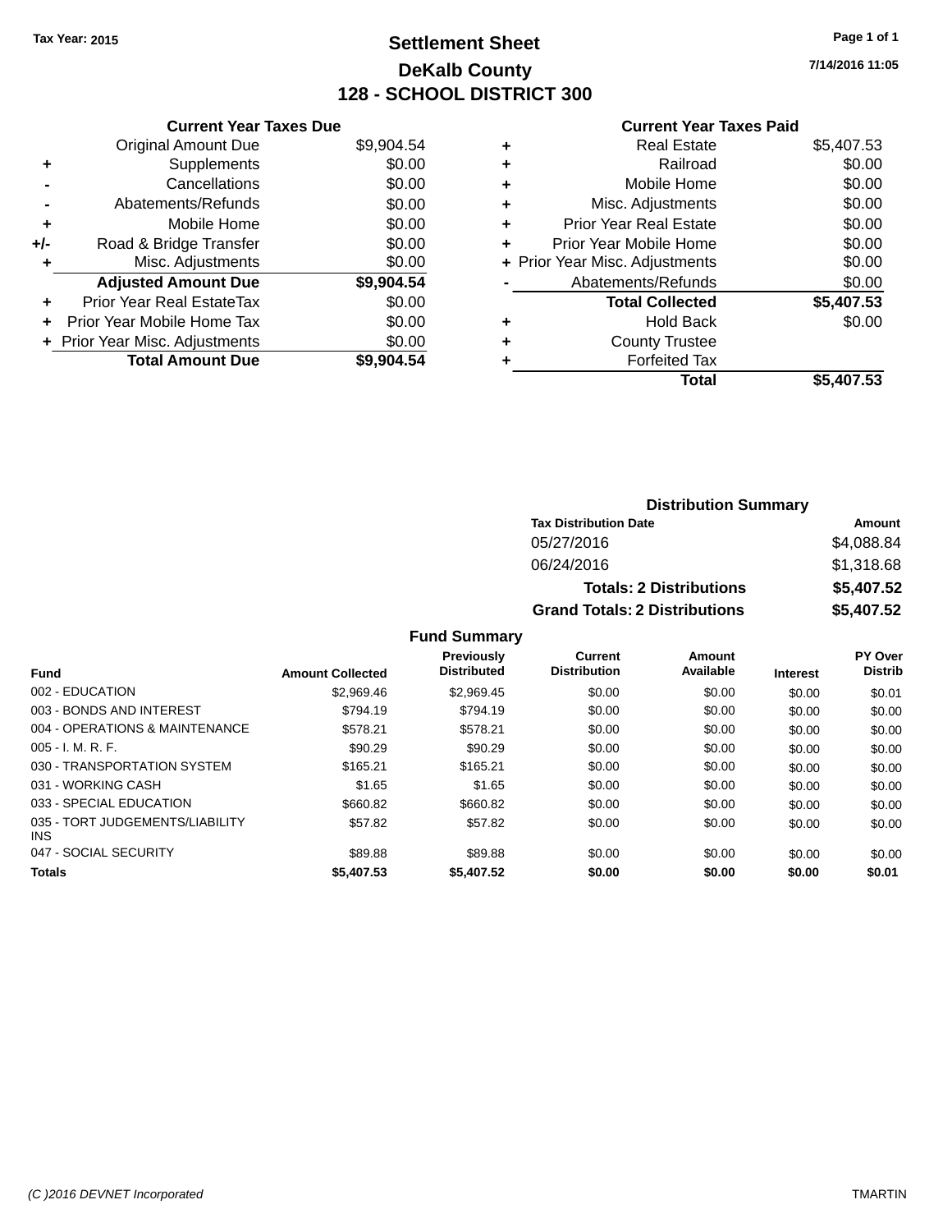Tax Year: 2015

# Settlement Sheet

## DeKalb County

## 128 - SCHOOL DISTRICT 300

**Current Year Taxes Due**

| | | |
|---|---|---|
| | Original Amount Due | $9,904.54 |
| + | Supplements | $0.00 |
| - | Cancellations | $0.00 |
| - | Abatements/Refunds | $0.00 |
| + | Mobile Home | $0.00 |
| +/- | Road & Bridge Transfer | $0.00 |
| + | Misc. Adjustments | $0.00 |
| | **Adjusted Amount Due** | **$9,904.54** |
| + | Prior Year Real EstateTax | $0.00 |
| + | Prior Year Mobile Home Tax | $0.00 |
| + | Prior Year Misc. Adjustments | $0.00 |
| | **Total Amount Due** | **$9,904.54** |

**Current Year Taxes Paid**

| | | |
|---|---|---|
| + | Real Estate | $5,407.53 |
| + | Railroad | $0.00 |
| + | Mobile Home | $0.00 |
| + | Misc. Adjustments | $0.00 |
| + | Prior Year Real Estate | $0.00 |
| + | Prior Year Mobile Home | $0.00 |
| + | Prior Year Misc. Adjustments | $0.00 |
| - | Abatements/Refunds | $0.00 |
| | **Total Collected** | **$5,407.53** |
| + | Hold Back | $0.00 |
| + | County Trustee | |
| + | Forfeited Tax | |
| | **Total** | **$5,407.53** |

**Distribution Summary**

| Tax Distribution Date | Amount |
|---|---|
| 05/27/2016 | $4,088.84 |
| 06/24/2016 | $1,318.68 |
| **Totals: 2 Distributions** | **$5,407.52** |
| **Grand Totals: 2 Distributions** | **$5,407.52** |

**Fund Summary**

| Fund | Amount Collected | Previously Distributed | Current Distribution | Amount Available | Interest | PY Over Distrib |
|---|---|---|---|---|---|---|
| 002 - EDUCATION | $2,969.46 | $2,969.45 | $0.00 | $0.00 | $0.00 | $0.01 |
| 003 - BONDS AND INTEREST | $794.19 | $794.19 | $0.00 | $0.00 | $0.00 | $0.00 |
| 004 - OPERATIONS & MAINTENANCE | $578.21 | $578.21 | $0.00 | $0.00 | $0.00 | $0.00 |
| 005 - I. M. R. F. | $90.29 | $90.29 | $0.00 | $0.00 | $0.00 | $0.00 |
| 030 - TRANSPORTATION SYSTEM | $165.21 | $165.21 | $0.00 | $0.00 | $0.00 | $0.00 |
| 031 - WORKING CASH | $1.65 | $1.65 | $0.00 | $0.00 | $0.00 | $0.00 |
| 033 - SPECIAL EDUCATION | $660.82 | $660.82 | $0.00 | $0.00 | $0.00 | $0.00 |
| 035 - TORT JUDGEMENTS/LIABILITY INS | $57.82 | $57.82 | $0.00 | $0.00 | $0.00 | $0.00 |
| 047 - SOCIAL SECURITY | $89.88 | $89.88 | $0.00 | $0.00 | $0.00 | $0.00 |
| **Totals** | **$5,407.53** | **$5,407.52** | **$0.00** | **$0.00** | **$0.00** | **$0.01** |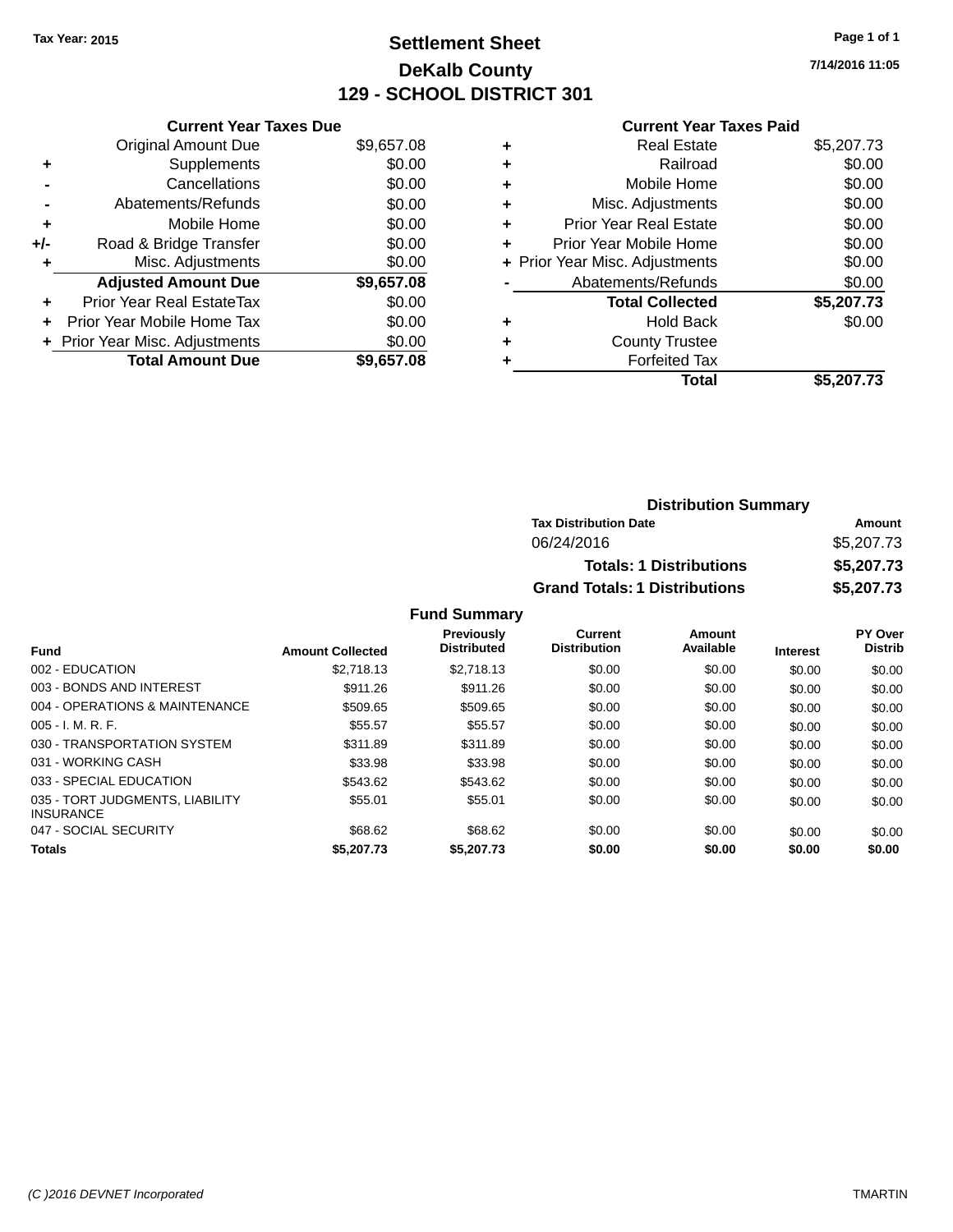Tax Year: 2015

# Settlement Sheet

## DeKalb County

## 129 - SCHOOL DISTRICT 301

7/14/2016 11:05

### Current Year Taxes Due

| | | |
|---|---|---|
| | Original Amount Due | $9,657.08 |
| + | Supplements | $0.00 |
| - | Cancellations | $0.00 |
| - | Abatements/Refunds | $0.00 |
| + | Mobile Home | $0.00 |
| +/- | Road & Bridge Transfer | $0.00 |
| + | Misc. Adjustments | $0.00 |
| | **Adjusted Amount Due** | **$9,657.08** |
| + | Prior Year Real EstateTax | $0.00 |
| + | Prior Year Mobile Home Tax | $0.00 |
| + | Prior Year Misc. Adjustments | $0.00 |
| | **Total Amount Due** | **$9,657.08** |

### Current Year Taxes Paid

| | | |
|---|---|---|
| + | Real Estate | $5,207.73 |
| + | Railroad | $0.00 |
| + | Mobile Home | $0.00 |
| + | Misc. Adjustments | $0.00 |
| + | Prior Year Real Estate | $0.00 |
| + | Prior Year Mobile Home | $0.00 |
| + | Prior Year Misc. Adjustments | $0.00 |
| - | Abatements/Refunds | $0.00 |
| | **Total Collected** | **$5,207.73** |
| + | Hold Back | $0.00 |
| + | County Trustee | |
| + | Forfeited Tax | |
| | **Total** | **$5,207.73** |

### Distribution Summary

| Tax Distribution Date | Amount |
|---|---|
| 06/24/2016 | $5,207.73 |
| **Totals: 1 Distributions** | **$5,207.73** |
| **Grand Totals: 1 Distributions** | **$5,207.73** |

### Fund Summary

| Fund | Amount Collected | Previously Distributed | Current Distribution | Amount Available | Interest | PY Over Distrib |
|---|---|---|---|---|---|---|
| 002 - EDUCATION | $2,718.13 | $2,718.13 | $0.00 | $0.00 | $0.00 | $0.00 |
| 003 - BONDS AND INTEREST | $911.26 | $911.26 | $0.00 | $0.00 | $0.00 | $0.00 |
| 004 - OPERATIONS & MAINTENANCE | $509.65 | $509.65 | $0.00 | $0.00 | $0.00 | $0.00 |
| 005 - I. M. R. F. | $55.57 | $55.57 | $0.00 | $0.00 | $0.00 | $0.00 |
| 030 - TRANSPORTATION SYSTEM | $311.89 | $311.89 | $0.00 | $0.00 | $0.00 | $0.00 |
| 031 - WORKING CASH | $33.98 | $33.98 | $0.00 | $0.00 | $0.00 | $0.00 |
| 033 - SPECIAL EDUCATION | $543.62 | $543.62 | $0.00 | $0.00 | $0.00 | $0.00 |
| 035 - TORT JUDGMENTS, LIABILITY INSURANCE | $55.01 | $55.01 | $0.00 | $0.00 | $0.00 | $0.00 |
| 047 - SOCIAL SECURITY | $68.62 | $68.62 | $0.00 | $0.00 | $0.00 | $0.00 |
| **Totals** | **$5,207.73** | **$5,207.73** | **$0.00** | **$0.00** | **$0.00** | **$0.00** |

(C )2016 DEVNET Incorporated TMARTIN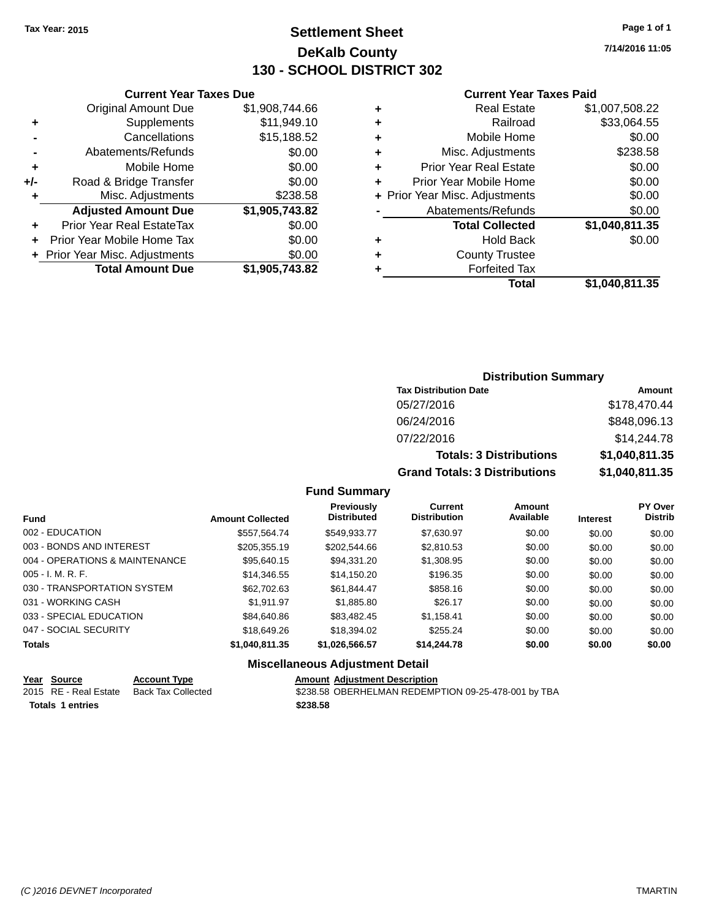Tax Year: 2015

# Settlement Sheet
## DeKalb County
## 130 - SCHOOL DISTRICT 302

7/14/2016 11:05

### Current Year Taxes Due

| | | |
|---|---|---|
| | Original Amount Due | $1,908,744.66 |
| + | Supplements | $11,949.10 |
| - | Cancellations | $15,188.52 |
| - | Abatements/Refunds | $0.00 |
| + | Mobile Home | $0.00 |
| +/- | Road & Bridge Transfer | $0.00 |
| + | Misc. Adjustments | $238.58 |
| | **Adjusted Amount Due** | **$1,905,743.82** |
| + | Prior Year Real EstateTax | $0.00 |
| + | Prior Year Mobile Home Tax | $0.00 |
| + | Prior Year Misc. Adjustments | $0.00 |
| | **Total Amount Due** | **$1,905,743.82** |

### Current Year Taxes Paid

| | | |
|---|---|---|
| + | Real Estate | $1,007,508.22 |
| + | Railroad | $33,064.55 |
| + | Mobile Home | $0.00 |
| + | Misc. Adjustments | $238.58 |
| + | Prior Year Real Estate | $0.00 |
| + | Prior Year Mobile Home | $0.00 |
| + | Prior Year Misc. Adjustments | $0.00 |
| - | Abatements/Refunds | $0.00 |
| | **Total Collected** | **$1,040,811.35** |
| + | Hold Back | $0.00 |
| + | County Trustee | |
| + | Forfeited Tax | |
| | **Total** | **$1,040,811.35** |

### Distribution Summary

| Tax Distribution Date | Amount |
|---|---|
| 05/27/2016 | $178,470.44 |
| 06/24/2016 | $848,096.13 |
| 07/22/2016 | $14,244.78 |
| **Totals: 3 Distributions** | **$1,040,811.35** |
| **Grand Totals: 3 Distributions** | **$1,040,811.35** |

### Fund Summary

| Fund | Amount Collected | Previously Distributed | Current Distribution | Amount Available | Interest | PY Over Distrib |
|---|---|---|---|---|---|---|
| 002 - EDUCATION | $557,564.74 | $549,933.77 | $7,630.97 | $0.00 | $0.00 | $0.00 |
| 003 - BONDS AND INTEREST | $205,355.19 | $202,544.66 | $2,810.53 | $0.00 | $0.00 | $0.00 |
| 004 - OPERATIONS & MAINTENANCE | $95,640.15 | $94,331.20 | $1,308.95 | $0.00 | $0.00 | $0.00 |
| 005 - I. M. R. F. | $14,346.55 | $14,150.20 | $196.35 | $0.00 | $0.00 | $0.00 |
| 030 - TRANSPORTATION SYSTEM | $62,702.63 | $61,844.47 | $858.16 | $0.00 | $0.00 | $0.00 |
| 031 - WORKING CASH | $1,911.97 | $1,885.80 | $26.17 | $0.00 | $0.00 | $0.00 |
| 033 - SPECIAL EDUCATION | $84,640.86 | $83,482.45 | $1,158.41 | $0.00 | $0.00 | $0.00 |
| 047 - SOCIAL SECURITY | $18,649.26 | $18,394.02 | $255.24 | $0.00 | $0.00 | $0.00 |
| **Totals** | **$1,040,811.35** | **$1,026,566.57** | **$14,244.78** | **$0.00** | **$0.00** | **$0.00** |

### Miscellaneous Adjustment Detail

| Year | Source | Account Type | Amount | Adjustment Description |
|---|---|---|---|---|
| 2015 | RE - Real Estate | Back Tax Collected | $238.58 | OBERHELMAN REDEMPTION 09-25-478-001 by TBA |
| **Totals** | **1 entries** | | **$238.58** | |

(C )2016 DEVNET Incorporated — TMARTIN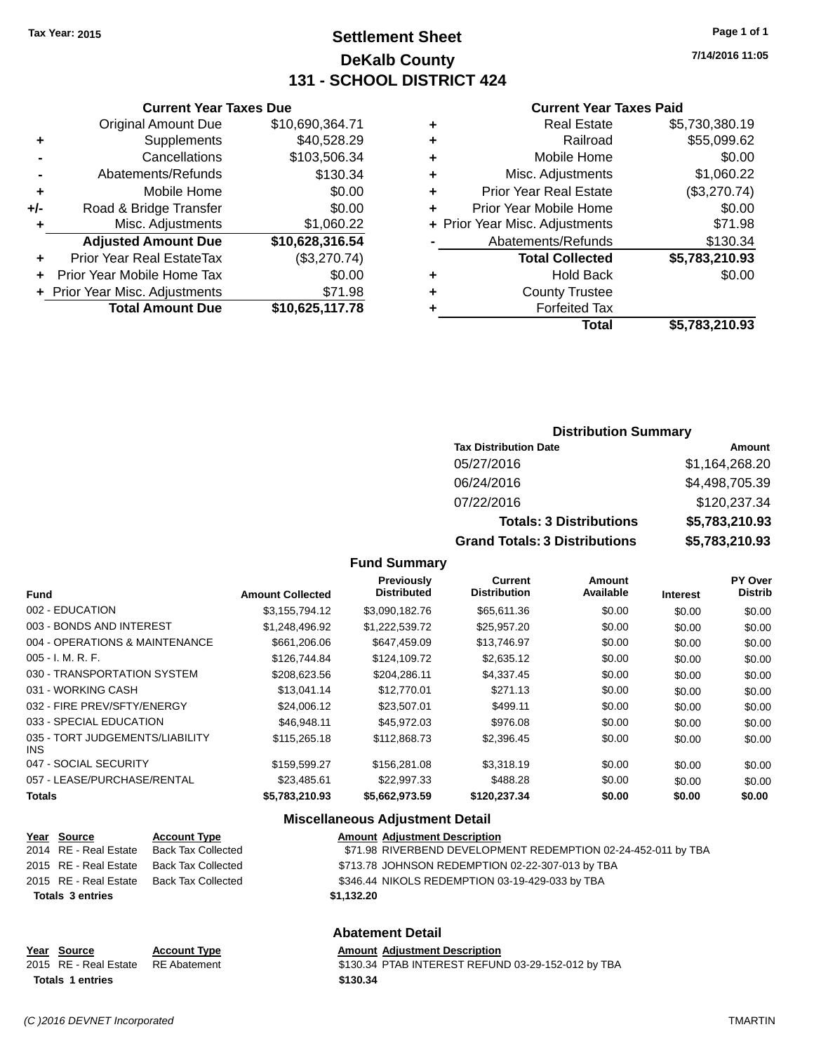Tax Year: 2015

# Settlement Sheet

## DeKalb County

## 131 - SCHOOL DISTRICT 424

7/14/2016 11:05

### Current Year Taxes Due

| | | |
|---|---|---|
| | Original Amount Due | $10,690,364.71 |
| + | Supplements | $40,528.29 |
| - | Cancellations | $103,506.34 |
| - | Abatements/Refunds | $130.34 |
| + | Mobile Home | $0.00 |
| +/- | Road & Bridge Transfer | $0.00 |
| + | Misc. Adjustments | $1,060.22 |
| | **Adjusted Amount Due** | **$10,628,316.54** |
| + | Prior Year Real EstateTax | ($3,270.74) |
| + | Prior Year Mobile Home Tax | $0.00 |
| + | Prior Year Misc. Adjustments | $71.98 |
| | **Total Amount Due** | **$10,625,117.78** |

### Current Year Taxes Paid

| | | |
|---|---|---|
| + | Real Estate | $5,730,380.19 |
| + | Railroad | $55,099.62 |
| + | Mobile Home | $0.00 |
| + | Misc. Adjustments | $1,060.22 |
| + | Prior Year Real Estate | ($3,270.74) |
| + | Prior Year Mobile Home | $0.00 |
| + | Prior Year Misc. Adjustments | $71.98 |
| - | Abatements/Refunds | $130.34 |
| | **Total Collected** | **$5,783,210.93** |
| + | Hold Back | $0.00 |
| + | County Trustee | |
| + | Forfeited Tax | |
| | **Total** | **$5,783,210.93** |

### Distribution Summary

| Tax Distribution Date | Amount |
|---|---|
| 05/27/2016 | $1,164,268.20 |
| 06/24/2016 | $4,498,705.39 |
| 07/22/2016 | $120,237.34 |
| **Totals: 3 Distributions** | **$5,783,210.93** |
| **Grand Totals: 3 Distributions** | **$5,783,210.93** |

### Fund Summary

| Fund | Amount Collected | Previously Distributed | Current Distribution | Amount Available | Interest | PY Over Distrib |
|---|---|---|---|---|---|---|
| 002 - EDUCATION | $3,155,794.12 | $3,090,182.76 | $65,611.36 | $0.00 | $0.00 | $0.00 |
| 003 - BONDS AND INTEREST | $1,248,496.92 | $1,222,539.72 | $25,957.20 | $0.00 | $0.00 | $0.00 |
| 004 - OPERATIONS & MAINTENANCE | $661,206.06 | $647,459.09 | $13,746.97 | $0.00 | $0.00 | $0.00 |
| 005 - I. M. R. F. | $126,744.84 | $124,109.72 | $2,635.12 | $0.00 | $0.00 | $0.00 |
| 030 - TRANSPORTATION SYSTEM | $208,623.56 | $204,286.11 | $4,337.45 | $0.00 | $0.00 | $0.00 |
| 031 - WORKING CASH | $13,041.14 | $12,770.01 | $271.13 | $0.00 | $0.00 | $0.00 |
| 032 - FIRE PREV/SFTY/ENERGY | $24,006.12 | $23,507.01 | $499.11 | $0.00 | $0.00 | $0.00 |
| 033 - SPECIAL EDUCATION | $46,948.11 | $45,972.03 | $976.08 | $0.00 | $0.00 | $0.00 |
| 035 - TORT JUDGEMENTS/LIABILITY INS | $115,265.18 | $112,868.73 | $2,396.45 | $0.00 | $0.00 | $0.00 |
| 047 - SOCIAL SECURITY | $159,599.27 | $156,281.08 | $3,318.19 | $0.00 | $0.00 | $0.00 |
| 057 - LEASE/PURCHASE/RENTAL | $23,485.61 | $22,997.33 | $488.28 | $0.00 | $0.00 | $0.00 |
| **Totals** | **$5,783,210.93** | **$5,662,973.59** | **$120,237.34** | **$0.00** | **$0.00** | **$0.00** |

### Miscellaneous Adjustment Detail

| Year | Source | Account Type | Amount | Adjustment Description |
|---|---|---|---|---|
| 2014 | RE - Real Estate | Back Tax Collected | $71.98 | RIVERBEND DEVELOPMENT REDEMPTION 02-24-452-011 by TBA |
| 2015 | RE - Real Estate | Back Tax Collected | $713.78 | JOHNSON REDEMPTION 02-22-307-013 by TBA |
| 2015 | RE - Real Estate | Back Tax Collected | $346.44 | NIKOLS REDEMPTION 03-19-429-033 by TBA |
| **Totals 3 entries** | | | **$1,132.20** | |

### Abatement Detail

| Year | Source | Account Type | Amount | Adjustment Description |
|---|---|---|---|---|
| 2015 | RE - Real Estate | RE Abatement | $130.34 | PTAB INTEREST REFUND 03-29-152-012 by TBA |
| **Totals 1 entries** | | | **$130.34** | |

(C )2016 DEVNET Incorporated TMARTIN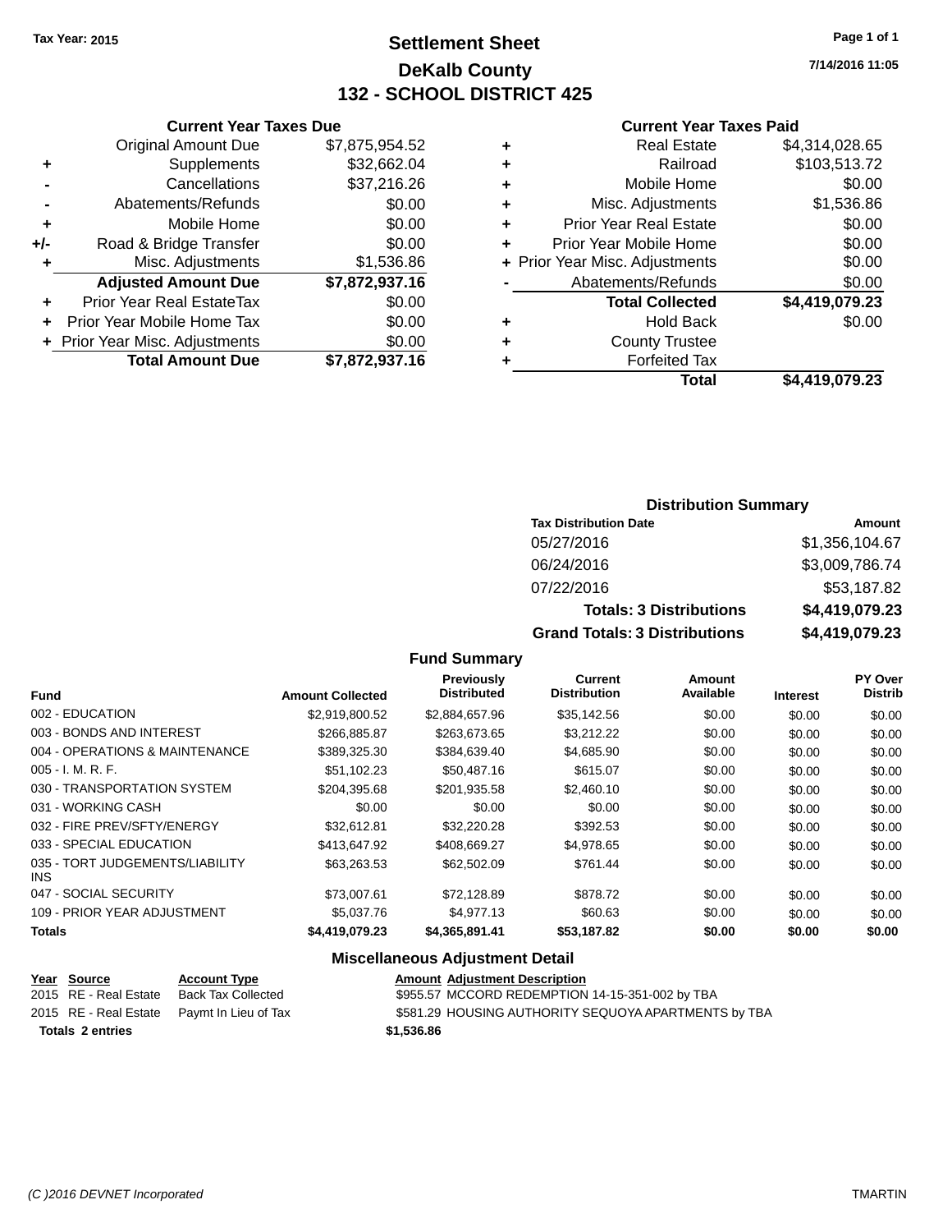Tax Year: 2015

# Settlement Sheet
## DeKalb County
## 132 - SCHOOL DISTRICT 425

7/14/2016 11:05

### Current Year Taxes Due

| | | |
|---|---|---|
| | Original Amount Due | $7,875,954.52 |
| + | Supplements | $32,662.04 |
| - | Cancellations | $37,216.26 |
| - | Abatements/Refunds | $0.00 |
| + | Mobile Home | $0.00 |
| +/- | Road & Bridge Transfer | $0.00 |
| + | Misc. Adjustments | $1,536.86 |
| | **Adjusted Amount Due** | **$7,872,937.16** |
| + | Prior Year Real EstateTax | $0.00 |
| + | Prior Year Mobile Home Tax | $0.00 |
| + | Prior Year Misc. Adjustments | $0.00 |
| | **Total Amount Due** | **$7,872,937.16** |

### Current Year Taxes Paid

| | | |
|---|---|---|
| + | Real Estate | $4,314,028.65 |
| + | Railroad | $103,513.72 |
| + | Mobile Home | $0.00 |
| + | Misc. Adjustments | $1,536.86 |
| + | Prior Year Real Estate | $0.00 |
| + | Prior Year Mobile Home | $0.00 |
| + | Prior Year Misc. Adjustments | $0.00 |
| - | Abatements/Refunds | $0.00 |
| | **Total Collected** | **$4,419,079.23** |
| + | Hold Back | $0.00 |
| + | County Trustee | |
| + | Forfeited Tax | |
| | **Total** | **$4,419,079.23** |

### Distribution Summary

| Tax Distribution Date | Amount |
|---|---|
| 05/27/2016 | $1,356,104.67 |
| 06/24/2016 | $3,009,786.74 |
| 07/22/2016 | $53,187.82 |
| **Totals: 3 Distributions** | **$4,419,079.23** |
| **Grand Totals: 3 Distributions** | **$4,419,079.23** |

### Fund Summary

| Fund | Amount Collected | Previously Distributed | Current Distribution | Amount Available | Interest | PY Over Distrib |
|---|---|---|---|---|---|---|
| 002 - EDUCATION | $2,919,800.52 | $2,884,657.96 | $35,142.56 | $0.00 | $0.00 | $0.00 |
| 003 - BONDS AND INTEREST | $266,885.87 | $263,673.65 | $3,212.22 | $0.00 | $0.00 | $0.00 |
| 004 - OPERATIONS & MAINTENANCE | $389,325.30 | $384,639.40 | $4,685.90 | $0.00 | $0.00 | $0.00 |
| 005 - I. M. R. F. | $51,102.23 | $50,487.16 | $615.07 | $0.00 | $0.00 | $0.00 |
| 030 - TRANSPORTATION SYSTEM | $204,395.68 | $201,935.58 | $2,460.10 | $0.00 | $0.00 | $0.00 |
| 031 - WORKING CASH | $0.00 | $0.00 | $0.00 | $0.00 | $0.00 | $0.00 |
| 032 - FIRE PREV/SFTY/ENERGY | $32,612.81 | $32,220.28 | $392.53 | $0.00 | $0.00 | $0.00 |
| 033 - SPECIAL EDUCATION | $413,647.92 | $408,669.27 | $4,978.65 | $0.00 | $0.00 | $0.00 |
| 035 - TORT JUDGEMENTS/LIABILITY INS | $63,263.53 | $62,502.09 | $761.44 | $0.00 | $0.00 | $0.00 |
| 047 - SOCIAL SECURITY | $73,007.61 | $72,128.89 | $878.72 | $0.00 | $0.00 | $0.00 |
| 109 - PRIOR YEAR ADJUSTMENT | $5,037.76 | $4,977.13 | $60.63 | $0.00 | $0.00 | $0.00 |
| **Totals** | **$4,419,079.23** | **$4,365,891.41** | **$53,187.82** | **$0.00** | **$0.00** | **$0.00** |

### Miscellaneous Adjustment Detail

| Year | Source | Account Type | Amount | Adjustment Description |
|---|---|---|---|---|
| 2015 | RE - Real Estate | Back Tax Collected | $955.57 | MCCORD REDEMPTION 14-15-351-002 by TBA |
| 2015 | RE - Real Estate | Paymt In Lieu of Tax | $581.29 | HOUSING AUTHORITY SEQUOYA APARTMENTS by TBA |
| **Totals 2 entries** | | | **$1,536.86** | |

(C )2016 DEVNET Incorporated TMARTIN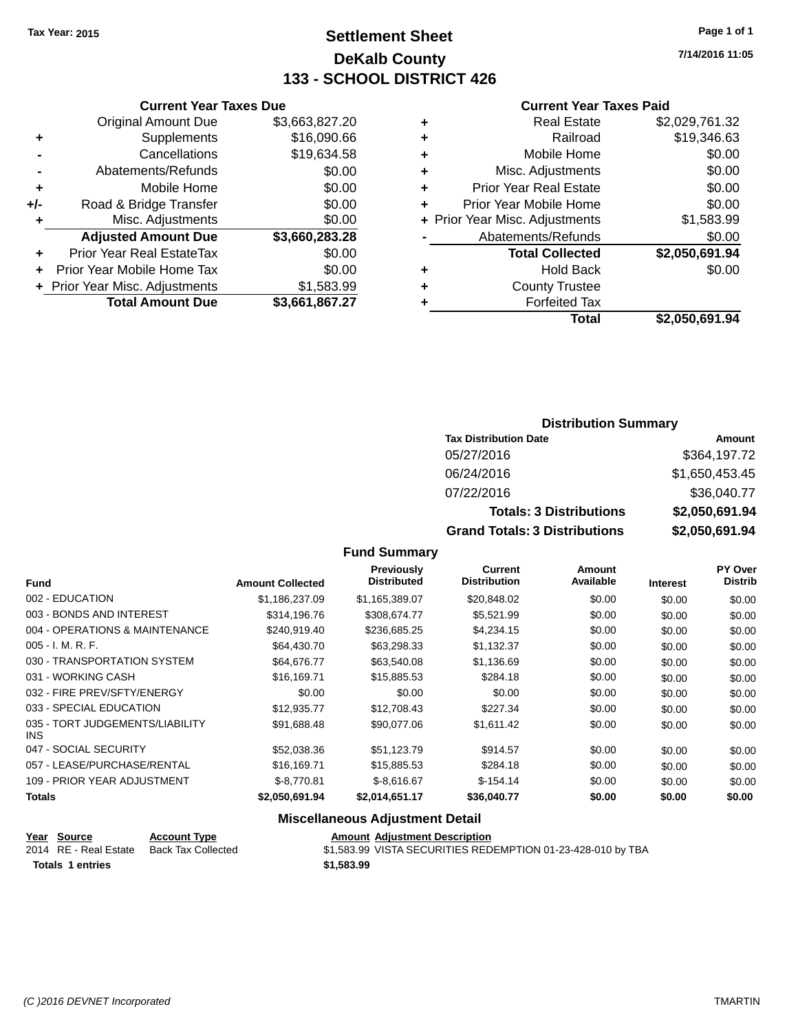Tax Year: 2015

# Settlement Sheet
## DeKalb County
## 133 - SCHOOL DISTRICT 426

7/14/2016 11:05

### Current Year Taxes Due

| | | |
|---|---|---|
| | Original Amount Due | $3,663,827.20 |
| + | Supplements | $16,090.66 |
| - | Cancellations | $19,634.58 |
| - | Abatements/Refunds | $0.00 |
| + | Mobile Home | $0.00 |
| +/- | Road & Bridge Transfer | $0.00 |
| + | Misc. Adjustments | $0.00 |
| | **Adjusted Amount Due** | **$3,660,283.28** |
| + | Prior Year Real EstateTax | $0.00 |
| + | Prior Year Mobile Home Tax | $0.00 |
| + | Prior Year Misc. Adjustments | $1,583.99 |
| | **Total Amount Due** | **$3,661,867.27** |

### Current Year Taxes Paid

| | | |
|---|---|---|
| + | Real Estate | $2,029,761.32 |
| + | Railroad | $19,346.63 |
| + | Mobile Home | $0.00 |
| + | Misc. Adjustments | $0.00 |
| + | Prior Year Real Estate | $0.00 |
| + | Prior Year Mobile Home | $0.00 |
| + | Prior Year Misc. Adjustments | $1,583.99 |
| - | Abatements/Refunds | $0.00 |
| | **Total Collected** | **$2,050,691.94** |
| + | Hold Back | $0.00 |
| + | County Trustee | |
| + | Forfeited Tax | |
| | **Total** | **$2,050,691.94** |

### Distribution Summary

| Tax Distribution Date | Amount |
|---|---|
| 05/27/2016 | $364,197.72 |
| 06/24/2016 | $1,650,453.45 |
| 07/22/2016 | $36,040.77 |
| **Totals: 3 Distributions** | **$2,050,691.94** |
| **Grand Totals: 3 Distributions** | **$2,050,691.94** |

### Fund Summary

| Fund | Amount Collected | Previously Distributed | Current Distribution | Amount Available | Interest | PY Over Distrib |
|---|---|---|---|---|---|---|
| 002 - EDUCATION | $1,186,237.09 | $1,165,389.07 | $20,848.02 | $0.00 | $0.00 | $0.00 |
| 003 - BONDS AND INTEREST | $314,196.76 | $308,674.77 | $5,521.99 | $0.00 | $0.00 | $0.00 |
| 004 - OPERATIONS & MAINTENANCE | $240,919.40 | $236,685.25 | $4,234.15 | $0.00 | $0.00 | $0.00 |
| 005 - I. M. R. F. | $64,430.70 | $63,298.33 | $1,132.37 | $0.00 | $0.00 | $0.00 |
| 030 - TRANSPORTATION SYSTEM | $64,676.77 | $63,540.08 | $1,136.69 | $0.00 | $0.00 | $0.00 |
| 031 - WORKING CASH | $16,169.71 | $15,885.53 | $284.18 | $0.00 | $0.00 | $0.00 |
| 032 - FIRE PREV/SFTY/ENERGY | $0.00 | $0.00 | $0.00 | $0.00 | $0.00 | $0.00 |
| 033 - SPECIAL EDUCATION | $12,935.77 | $12,708.43 | $227.34 | $0.00 | $0.00 | $0.00 |
| 035 - TORT JUDGEMENTS/LIABILITY INS | $91,688.48 | $90,077.06 | $1,611.42 | $0.00 | $0.00 | $0.00 |
| 047 - SOCIAL SECURITY | $52,038.36 | $51,123.79 | $914.57 | $0.00 | $0.00 | $0.00 |
| 057 - LEASE/PURCHASE/RENTAL | $16,169.71 | $15,885.53 | $284.18 | $0.00 | $0.00 | $0.00 |
| 109 - PRIOR YEAR ADJUSTMENT | $-8,770.81 | $-8,616.67 | $-154.14 | $0.00 | $0.00 | $0.00 |
| **Totals** | **$2,050,691.94** | **$2,014,651.17** | **$36,040.77** | **$0.00** | **$0.00** | **$0.00** |

### Miscellaneous Adjustment Detail

| Year | Source | Account Type | Amount | Adjustment Description |
|---|---|---|---|---|
| 2014 | RE - Real Estate | Back Tax Collected | $1,583.99 | VISTA SECURITIES REDEMPTION 01-23-428-010 by TBA |
| **Totals** | **1 entries** | | **$1,583.99** | |

(C )2016 DEVNET Incorporated TMARTIN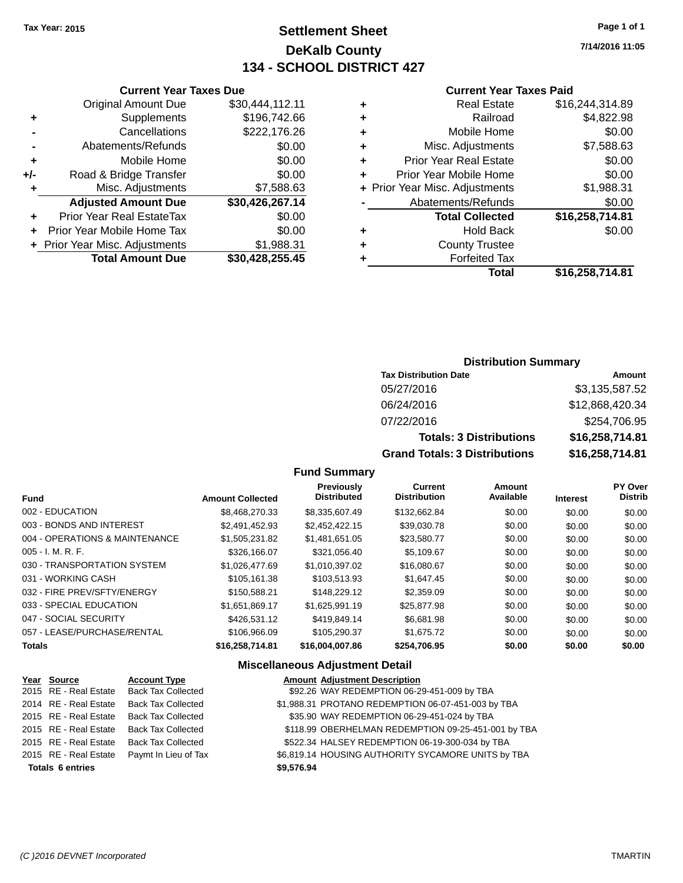Tax Year: 2015

# Settlement Sheet
## DeKalb County
## 134 - SCHOOL DISTRICT 427

7/14/2016 11:05

### Current Year Taxes Due

| | | |
|---|---|---|
| | Original Amount Due | $30,444,112.11 |
| + | Supplements | $196,742.66 |
| - | Cancellations | $222,176.26 |
| - | Abatements/Refunds | $0.00 |
| + | Mobile Home | $0.00 |
| +/- | Road & Bridge Transfer | $0.00 |
| + | Misc. Adjustments | $7,588.63 |
| | **Adjusted Amount Due** | **$30,426,267.14** |
| + | Prior Year Real EstateTax | $0.00 |
| + | Prior Year Mobile Home Tax | $0.00 |
| + | Prior Year Misc. Adjustments | $1,988.31 |
| | **Total Amount Due** | **$30,428,255.45** |

### Current Year Taxes Paid

| | | |
|---|---|---|
| + | Real Estate | $16,244,314.89 |
| + | Railroad | $4,822.98 |
| + | Mobile Home | $0.00 |
| + | Misc. Adjustments | $7,588.63 |
| + | Prior Year Real Estate | $0.00 |
| + | Prior Year Mobile Home | $0.00 |
| + | Prior Year Misc. Adjustments | $1,988.31 |
| - | Abatements/Refunds | $0.00 |
| | **Total Collected** | **$16,258,714.81** |
| + | Hold Back | $0.00 |
| + | County Trustee | |
| + | Forfeited Tax | |
| | **Total** | **$16,258,714.81** |

### Distribution Summary

| Tax Distribution Date | Amount |
|---|---|
| 05/27/2016 | $3,135,587.52 |
| 06/24/2016 | $12,868,420.34 |
| 07/22/2016 | $254,706.95 |
| **Totals: 3 Distributions** | **$16,258,714.81** |
| **Grand Totals: 3 Distributions** | **$16,258,714.81** |

### Fund Summary

| Fund | Amount Collected | Previously Distributed | Current Distribution | Amount Available | Interest | PY Over Distrib |
|---|---|---|---|---|---|---|
| 002 - EDUCATION | $8,468,270.33 | $8,335,607.49 | $132,662.84 | $0.00 | $0.00 | $0.00 |
| 003 - BONDS AND INTEREST | $2,491,452.93 | $2,452,422.15 | $39,030.78 | $0.00 | $0.00 | $0.00 |
| 004 - OPERATIONS & MAINTENANCE | $1,505,231.82 | $1,481,651.05 | $23,580.77 | $0.00 | $0.00 | $0.00 |
| 005 - I. M. R. F. | $326,166.07 | $321,056.40 | $5,109.67 | $0.00 | $0.00 | $0.00 |
| 030 - TRANSPORTATION SYSTEM | $1,026,477.69 | $1,010,397.02 | $16,080.67 | $0.00 | $0.00 | $0.00 |
| 031 - WORKING CASH | $105,161.38 | $103,513.93 | $1,647.45 | $0.00 | $0.00 | $0.00 |
| 032 - FIRE PREV/SFTY/ENERGY | $150,588.21 | $148,229.12 | $2,359.09 | $0.00 | $0.00 | $0.00 |
| 033 - SPECIAL EDUCATION | $1,651,869.17 | $1,625,991.19 | $25,877.98 | $0.00 | $0.00 | $0.00 |
| 047 - SOCIAL SECURITY | $426,531.12 | $419,849.14 | $6,681.98 | $0.00 | $0.00 | $0.00 |
| 057 - LEASE/PURCHASE/RENTAL | $106,966.09 | $105,290.37 | $1,675.72 | $0.00 | $0.00 | $0.00 |
| **Totals** | **$16,258,714.81** | **$16,004,007.86** | **$254,706.95** | **$0.00** | **$0.00** | **$0.00** |

### Miscellaneous Adjustment Detail

| Year | Source | Account Type | Amount | Adjustment Description |
|---|---|---|---|---|
| 2015 | RE - Real Estate | Back Tax Collected | $92.26 | WAY REDEMPTION 06-29-451-009 by TBA |
| 2014 | RE - Real Estate | Back Tax Collected | $1,988.31 | PROTANO REDEMPTION 06-07-451-003 by TBA |
| 2015 | RE - Real Estate | Back Tax Collected | $35.90 | WAY REDEMPTION 06-29-451-024 by TBA |
| 2015 | RE - Real Estate | Back Tax Collected | $118.99 | OBERHELMAN REDEMPTION 09-25-451-001 by TBA |
| 2015 | RE - Real Estate | Back Tax Collected | $522.34 | HALSEY REDEMPTION 06-19-300-034 by TBA |
| 2015 | RE - Real Estate | Paymt In Lieu of Tax | $6,819.14 | HOUSING AUTHORITY SYCAMORE UNITS by TBA |
| **Totals 6 entries** | | | **$9,576.94** | |

(C )2016 DEVNET Incorporated TMARTIN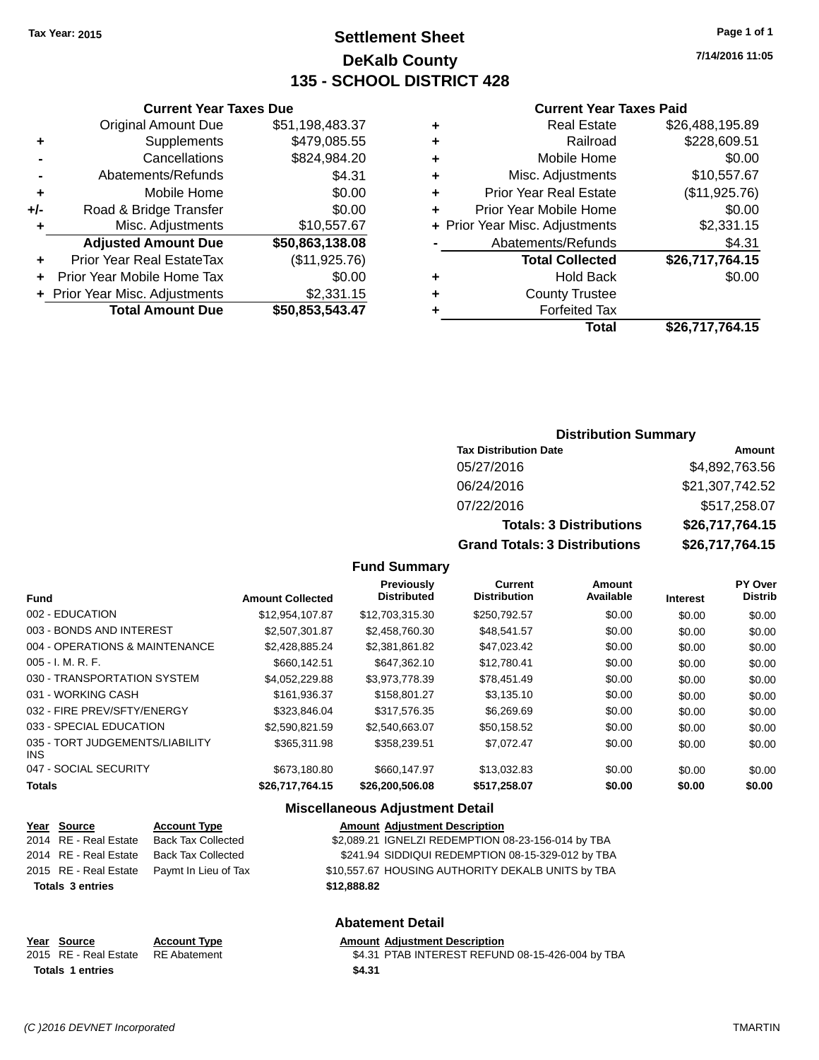Tax Year: 2015

# Settlement Sheet
## DeKalb County
## 135 - SCHOOL DISTRICT 428

7/14/2016 11:05

### Current Year Taxes Due

| | | |
|---|---|---|
| | Original Amount Due | $51,198,483.37 |
| + | Supplements | $479,085.55 |
| - | Cancellations | $824,984.20 |
| - | Abatements/Refunds | $4.31 |
| + | Mobile Home | $0.00 |
| +/- | Road & Bridge Transfer | $0.00 |
| + | Misc. Adjustments | $10,557.67 |
| | **Adjusted Amount Due** | **$50,863,138.08** |
| + | Prior Year Real EstateTax | ($11,925.76) |
| + | Prior Year Mobile Home Tax | $0.00 |
| + | Prior Year Misc. Adjustments | $2,331.15 |
| | **Total Amount Due** | **$50,853,543.47** |

### Current Year Taxes Paid

| | | |
|---|---|---|
| + | Real Estate | $26,488,195.89 |
| + | Railroad | $228,609.51 |
| + | Mobile Home | $0.00 |
| + | Misc. Adjustments | $10,557.67 |
| + | Prior Year Real Estate | ($11,925.76) |
| + | Prior Year Mobile Home | $0.00 |
| + | Prior Year Misc. Adjustments | $2,331.15 |
| - | Abatements/Refunds | $4.31 |
| | **Total Collected** | **$26,717,764.15** |
| + | Hold Back | $0.00 |
| + | County Trustee | |
| + | Forfeited Tax | |
| | **Total** | **$26,717,764.15** |

### Distribution Summary

| Tax Distribution Date | Amount |
|---|---|
| 05/27/2016 | $4,892,763.56 |
| 06/24/2016 | $21,307,742.52 |
| 07/22/2016 | $517,258.07 |
| **Totals: 3 Distributions** | **$26,717,764.15** |
| **Grand Totals: 3 Distributions** | **$26,717,764.15** |

### Fund Summary

| Fund | Amount Collected | Previously Distributed | Current Distribution | Amount Available | Interest | PY Over Distrib |
|---|---|---|---|---|---|---|
| 002 - EDUCATION | $12,954,107.87 | $12,703,315.30 | $250,792.57 | $0.00 | $0.00 | $0.00 |
| 003 - BONDS AND INTEREST | $2,507,301.87 | $2,458,760.30 | $48,541.57 | $0.00 | $0.00 | $0.00 |
| 004 - OPERATIONS & MAINTENANCE | $2,428,885.24 | $2,381,861.82 | $47,023.42 | $0.00 | $0.00 | $0.00 |
| 005 - I. M. R. F. | $660,142.51 | $647,362.10 | $12,780.41 | $0.00 | $0.00 | $0.00 |
| 030 - TRANSPORTATION SYSTEM | $4,052,229.88 | $3,973,778.39 | $78,451.49 | $0.00 | $0.00 | $0.00 |
| 031 - WORKING CASH | $161,936.37 | $158,801.27 | $3,135.10 | $0.00 | $0.00 | $0.00 |
| 032 - FIRE PREV/SFTY/ENERGY | $323,846.04 | $317,576.35 | $6,269.69 | $0.00 | $0.00 | $0.00 |
| 033 - SPECIAL EDUCATION | $2,590,821.59 | $2,540,663.07 | $50,158.52 | $0.00 | $0.00 | $0.00 |
| 035 - TORT JUDGEMENTS/LIABILITY INS | $365,311.98 | $358,239.51 | $7,072.47 | $0.00 | $0.00 | $0.00 |
| 047 - SOCIAL SECURITY | $673,180.80 | $660,147.97 | $13,032.83 | $0.00 | $0.00 | $0.00 |
| **Totals** | **$26,717,764.15** | **$26,200,506.08** | **$517,258.07** | **$0.00** | **$0.00** | **$0.00** |

### Miscellaneous Adjustment Detail

| Year | Source | Account Type | Amount | Adjustment Description |
|---|---|---|---|---|
| 2014 | RE - Real Estate | Back Tax Collected | $2,089.21 | IGNELZI REDEMPTION 08-23-156-014 by TBA |
| 2014 | RE - Real Estate | Back Tax Collected | $241.94 | SIDDIQUI REDEMPTION 08-15-329-012 by TBA |
| 2015 | RE - Real Estate | Paymt In Lieu of Tax | $10,557.67 | HOUSING AUTHORITY DEKALB UNITS by TBA |
| **Totals 3 entries** | | | **$12,888.82** | |

### Abatement Detail

| Year | Source | Account Type | Amount | Adjustment Description |
|---|---|---|---|---|
| 2015 | RE - Real Estate | RE Abatement | $4.31 | PTAB INTEREST REFUND 08-15-426-004 by TBA |
| **Totals 1 entries** | | | **$4.31** | |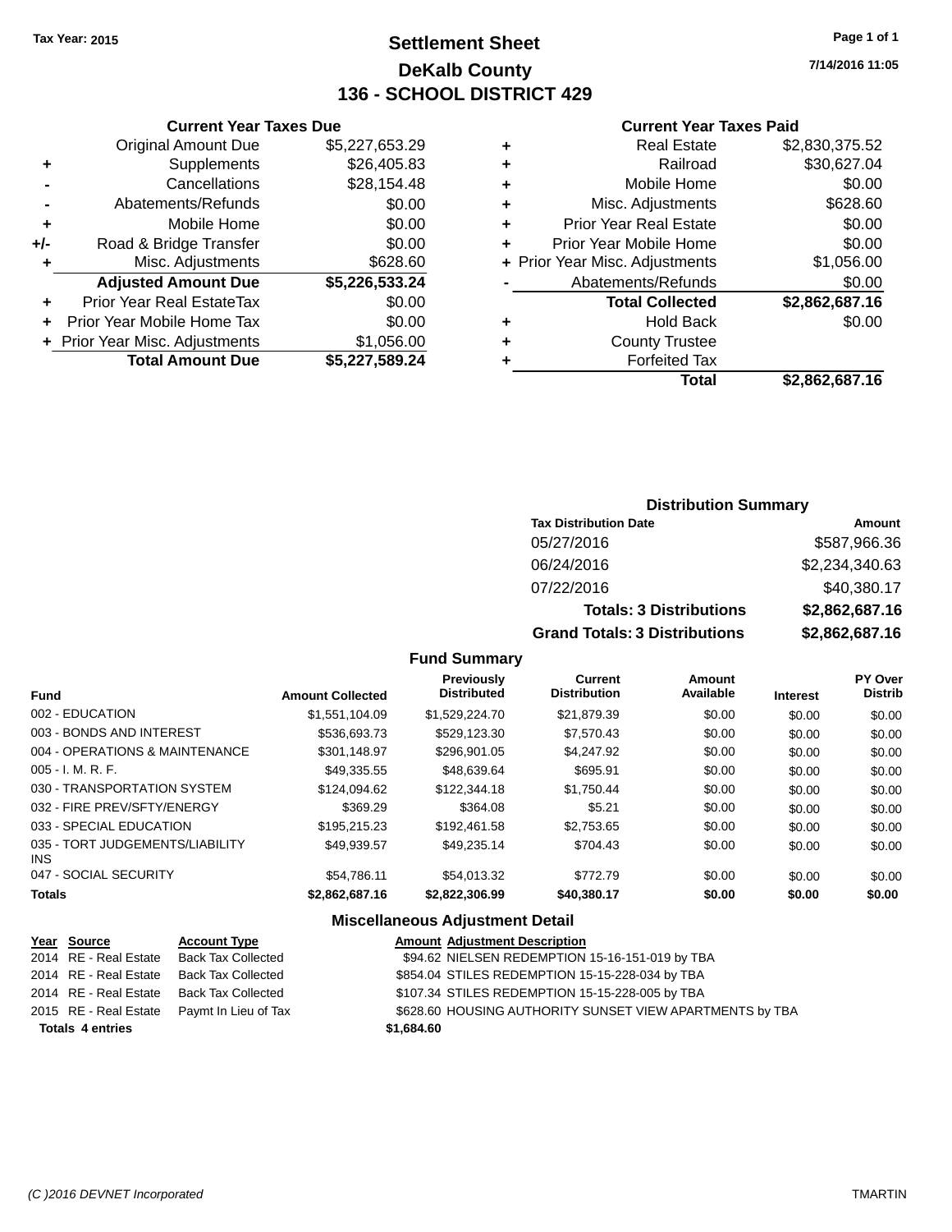Tax Year: 2015

# Settlement Sheet

## DeKalb County

## 136 - SCHOOL DISTRICT 429

7/14/2016 11:05

### Current Year Taxes Due

| | | |
|---|---|---|
| | Original Amount Due | $5,227,653.29 |
| + | Supplements | $26,405.83 |
| - | Cancellations | $28,154.48 |
| - | Abatements/Refunds | $0.00 |
| + | Mobile Home | $0.00 |
| +/- | Road & Bridge Transfer | $0.00 |
| + | Misc. Adjustments | $628.60 |
| | **Adjusted Amount Due** | **$5,226,533.24** |
| + | Prior Year Real EstateTax | $0.00 |
| + | Prior Year Mobile Home Tax | $0.00 |
| + | Prior Year Misc. Adjustments | $1,056.00 |
| | **Total Amount Due** | **$5,227,589.24** |

### Current Year Taxes Paid

| | | |
|---|---|---|
| + | Real Estate | $2,830,375.52 |
| + | Railroad | $30,627.04 |
| + | Mobile Home | $0.00 |
| + | Misc. Adjustments | $628.60 |
| + | Prior Year Real Estate | $0.00 |
| + | Prior Year Mobile Home | $0.00 |
| + | Prior Year Misc. Adjustments | $1,056.00 |
| - | Abatements/Refunds | $0.00 |
| | **Total Collected** | **$2,862,687.16** |
| + | Hold Back | $0.00 |
| + | County Trustee | |
| + | Forfeited Tax | |
| | **Total** | **$2,862,687.16** |

### Distribution Summary

| Tax Distribution Date | Amount |
|---|---|
| 05/27/2016 | $587,966.36 |
| 06/24/2016 | $2,234,340.63 |
| 07/22/2016 | $40,380.17 |
| **Totals: 3 Distributions** | **$2,862,687.16** |
| **Grand Totals: 3 Distributions** | **$2,862,687.16** |

### Fund Summary

| Fund | Amount Collected | Previously Distributed | Current Distribution | Amount Available | Interest | PY Over Distrib |
|---|---|---|---|---|---|---|
| 002 - EDUCATION | $1,551,104.09 | $1,529,224.70 | $21,879.39 | $0.00 | $0.00 | $0.00 |
| 003 - BONDS AND INTEREST | $536,693.73 | $529,123.30 | $7,570.43 | $0.00 | $0.00 | $0.00 |
| 004 - OPERATIONS & MAINTENANCE | $301,148.97 | $296,901.05 | $4,247.92 | $0.00 | $0.00 | $0.00 |
| 005 - I. M. R. F. | $49,335.55 | $48,639.64 | $695.91 | $0.00 | $0.00 | $0.00 |
| 030 - TRANSPORTATION SYSTEM | $124,094.62 | $122,344.18 | $1,750.44 | $0.00 | $0.00 | $0.00 |
| 032 - FIRE PREV/SFTY/ENERGY | $369.29 | $364.08 | $5.21 | $0.00 | $0.00 | $0.00 |
| 033 - SPECIAL EDUCATION | $195,215.23 | $192,461.58 | $2,753.65 | $0.00 | $0.00 | $0.00 |
| 035 - TORT JUDGEMENTS/LIABILITY INS | $49,939.57 | $49,235.14 | $704.43 | $0.00 | $0.00 | $0.00 |
| 047 - SOCIAL SECURITY | $54,786.11 | $54,013.32 | $772.79 | $0.00 | $0.00 | $0.00 |
| **Totals** | **$2,862,687.16** | **$2,822,306.99** | **$40,380.17** | **$0.00** | **$0.00** | **$0.00** |

### Miscellaneous Adjustment Detail

| Year | Source | Account Type | Amount | Adjustment Description |
|---|---|---|---|---|
| 2014 | RE - Real Estate | Back Tax Collected | $94.62 | NIELSEN REDEMPTION 15-16-151-019 by TBA |
| 2014 | RE - Real Estate | Back Tax Collected | $854.04 | STILES REDEMPTION 15-15-228-034 by TBA |
| 2014 | RE - Real Estate | Back Tax Collected | $107.34 | STILES REDEMPTION 15-15-228-005 by TBA |
| 2015 | RE - Real Estate | Paymt In Lieu of Tax | $628.60 | HOUSING AUTHORITY SUNSET VIEW APARTMENTS by TBA |
| **Totals 4 entries** | | | **$1,684.60** | |

(C )2016 DEVNET Incorporated TMARTIN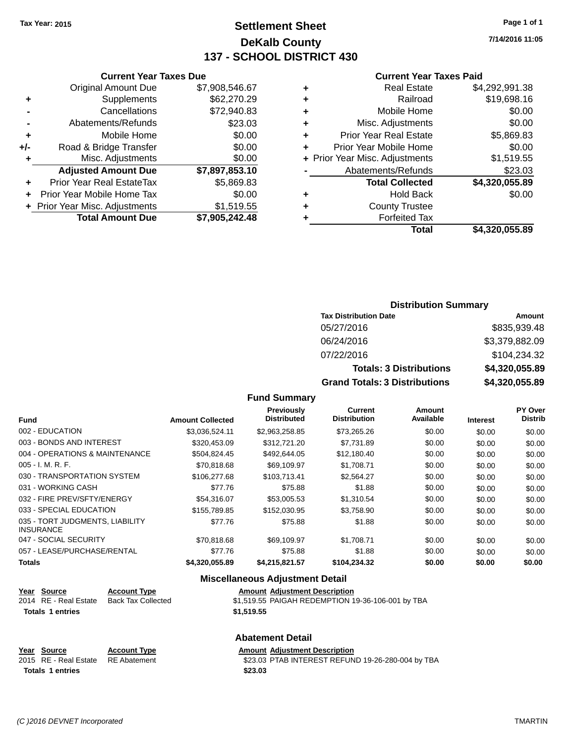Tax Year: 2015

# Settlement Sheet
## DeKalb County
## 137 - SCHOOL DISTRICT 430

7/14/2016 11:05

### Current Year Taxes Due

| | | |
|---|---|---|
| | Original Amount Due | $7,908,546.67 |
| + | Supplements | $62,270.29 |
| - | Cancellations | $72,940.83 |
| - | Abatements/Refunds | $23.03 |
| + | Mobile Home | $0.00 |
| +/- | Road & Bridge Transfer | $0.00 |
| + | Misc. Adjustments | $0.00 |
| | **Adjusted Amount Due** | **$7,897,853.10** |
| + | Prior Year Real EstateTax | $5,869.83 |
| + | Prior Year Mobile Home Tax | $0.00 |
| + | Prior Year Misc. Adjustments | $1,519.55 |
| | **Total Amount Due** | **$7,905,242.48** |

### Current Year Taxes Paid

| | | |
|---|---|---|
| + | Real Estate | $4,292,991.38 |
| + | Railroad | $19,698.16 |
| + | Mobile Home | $0.00 |
| + | Misc. Adjustments | $0.00 |
| + | Prior Year Real Estate | $5,869.83 |
| + | Prior Year Mobile Home | $0.00 |
| + | Prior Year Misc. Adjustments | $1,519.55 |
| - | Abatements/Refunds | $23.03 |
| | **Total Collected** | **$4,320,055.89** |
| + | Hold Back | $0.00 |
| + | County Trustee | |
| + | Forfeited Tax | |
| | **Total** | **$4,320,055.89** |

### Distribution Summary

| Tax Distribution Date | Amount |
|---|---|
| 05/27/2016 | $835,939.48 |
| 06/24/2016 | $3,379,882.09 |
| 07/22/2016 | $104,234.32 |
| **Totals: 3 Distributions** | **$4,320,055.89** |
| **Grand Totals: 3 Distributions** | **$4,320,055.89** |

### Fund Summary

| Fund | Amount Collected | Previously Distributed | Current Distribution | Amount Available | Interest | PY Over Distrib |
|---|---|---|---|---|---|---|
| 002 - EDUCATION | $3,036,524.11 | $2,963,258.85 | $73,265.26 | $0.00 | $0.00 | $0.00 |
| 003 - BONDS AND INTEREST | $320,453.09 | $312,721.20 | $7,731.89 | $0.00 | $0.00 | $0.00 |
| 004 - OPERATIONS & MAINTENANCE | $504,824.45 | $492,644.05 | $12,180.40 | $0.00 | $0.00 | $0.00 |
| 005 - I. M. R. F. | $70,818.68 | $69,109.97 | $1,708.71 | $0.00 | $0.00 | $0.00 |
| 030 - TRANSPORTATION SYSTEM | $106,277.68 | $103,713.41 | $2,564.27 | $0.00 | $0.00 | $0.00 |
| 031 - WORKING CASH | $77.76 | $75.88 | $1.88 | $0.00 | $0.00 | $0.00 |
| 032 - FIRE PREV/SFTY/ENERGY | $54,316.07 | $53,005.53 | $1,310.54 | $0.00 | $0.00 | $0.00 |
| 033 - SPECIAL EDUCATION | $155,789.85 | $152,030.95 | $3,758.90 | $0.00 | $0.00 | $0.00 |
| 035 - TORT JUDGMENTS, LIABILITY INSURANCE | $77.76 | $75.88 | $1.88 | $0.00 | $0.00 | $0.00 |
| 047 - SOCIAL SECURITY | $70,818.68 | $69,109.97 | $1,708.71 | $0.00 | $0.00 | $0.00 |
| 057 - LEASE/PURCHASE/RENTAL | $77.76 | $75.88 | $1.88 | $0.00 | $0.00 | $0.00 |
| **Totals** | **$4,320,055.89** | **$4,215,821.57** | **$104,234.32** | **$0.00** | **$0.00** | **$0.00** |

### Miscellaneous Adjustment Detail

| Year | Source | Account Type | Amount | Adjustment Description |
|---|---|---|---|---|
| 2014 | RE - Real Estate | Back Tax Collected | $1,519.55 | PAIGAH REDEMPTION 19-36-106-001 by TBA |
| **Totals 1 entries** | | | **$1,519.55** | |

### Abatement Detail

| Year | Source | Account Type | Amount | Adjustment Description |
|---|---|---|---|---|
| 2015 | RE - Real Estate | RE Abatement | $23.03 | PTAB INTEREST REFUND 19-26-280-004 by TBA |
| **Totals 1 entries** | | | **$23.03** | |

(C )2016 DEVNET Incorporated TMARTIN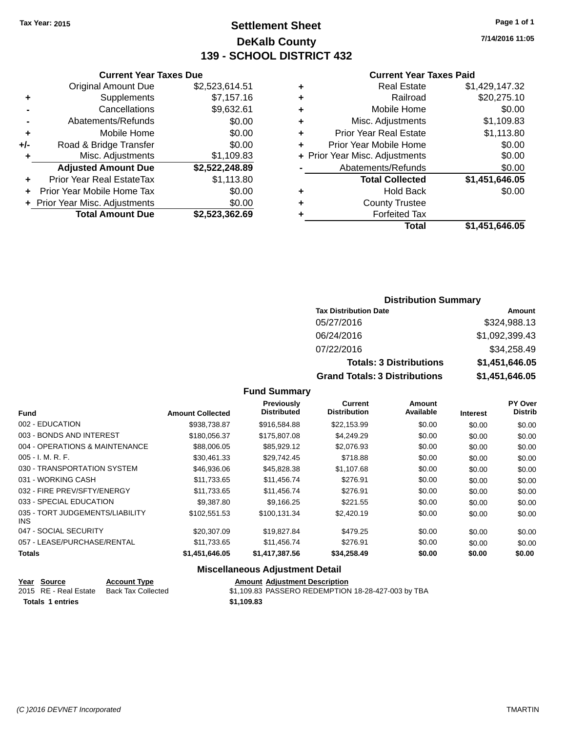Tax Year: 2015

# Settlement Sheet

## DeKalb County

## 139 - SCHOOL DISTRICT 432

7/14/2016 11:05

### Current Year Taxes Due

| | | |
|---|---|---|
| | Original Amount Due | $2,523,614.51 |
| + | Supplements | $7,157.16 |
| - | Cancellations | $9,632.61 |
| - | Abatements/Refunds | $0.00 |
| + | Mobile Home | $0.00 |
| +/- | Road & Bridge Transfer | $0.00 |
| + | Misc. Adjustments | $1,109.83 |
| | **Adjusted Amount Due** | **$2,522,248.89** |
| + | Prior Year Real EstateTax | $1,113.80 |
| + | Prior Year Mobile Home Tax | $0.00 |
| + | Prior Year Misc. Adjustments | $0.00 |
| | **Total Amount Due** | **$2,523,362.69** |

### Current Year Taxes Paid

| | | |
|---|---|---|
| + | Real Estate | $1,429,147.32 |
| + | Railroad | $20,275.10 |
| + | Mobile Home | $0.00 |
| + | Misc. Adjustments | $1,109.83 |
| + | Prior Year Real Estate | $1,113.80 |
| + | Prior Year Mobile Home | $0.00 |
| + | Prior Year Misc. Adjustments | $0.00 |
| - | Abatements/Refunds | $0.00 |
| | **Total Collected** | **$1,451,646.05** |
| + | Hold Back | $0.00 |
| + | County Trustee | |
| + | Forfeited Tax | |
| | **Total** | **$1,451,646.05** |

### Distribution Summary

| Tax Distribution Date | Amount |
|---|---|
| 05/27/2016 | $324,988.13 |
| 06/24/2016 | $1,092,399.43 |
| 07/22/2016 | $34,258.49 |
| **Totals: 3 Distributions** | **$1,451,646.05** |
| **Grand Totals: 3 Distributions** | **$1,451,646.05** |

### Fund Summary

| Fund | Amount Collected | Previously Distributed | Current Distribution | Amount Available | Interest | PY Over Distrib |
|---|---|---|---|---|---|---|
| 002 - EDUCATION | $938,738.87 | $916,584.88 | $22,153.99 | $0.00 | $0.00 | $0.00 |
| 003 - BONDS AND INTEREST | $180,056.37 | $175,807.08 | $4,249.29 | $0.00 | $0.00 | $0.00 |
| 004 - OPERATIONS & MAINTENANCE | $88,006.05 | $85,929.12 | $2,076.93 | $0.00 | $0.00 | $0.00 |
| 005 - I. M. R. F. | $30,461.33 | $29,742.45 | $718.88 | $0.00 | $0.00 | $0.00 |
| 030 - TRANSPORTATION SYSTEM | $46,936.06 | $45,828.38 | $1,107.68 | $0.00 | $0.00 | $0.00 |
| 031 - WORKING CASH | $11,733.65 | $11,456.74 | $276.91 | $0.00 | $0.00 | $0.00 |
| 032 - FIRE PREV/SFTY/ENERGY | $11,733.65 | $11,456.74 | $276.91 | $0.00 | $0.00 | $0.00 |
| 033 - SPECIAL EDUCATION | $9,387.80 | $9,166.25 | $221.55 | $0.00 | $0.00 | $0.00 |
| 035 - TORT JUDGEMENTS/LIABILITY INS | $102,551.53 | $100,131.34 | $2,420.19 | $0.00 | $0.00 | $0.00 |
| 047 - SOCIAL SECURITY | $20,307.09 | $19,827.84 | $479.25 | $0.00 | $0.00 | $0.00 |
| 057 - LEASE/PURCHASE/RENTAL | $11,733.65 | $11,456.74 | $276.91 | $0.00 | $0.00 | $0.00 |
| **Totals** | **$1,451,646.05** | **$1,417,387.56** | **$34,258.49** | **$0.00** | **$0.00** | **$0.00** |

### Miscellaneous Adjustment Detail

| Year | Source | Account Type | Amount | Adjustment Description |
|---|---|---|---|---|
| 2015 | RE - Real Estate | Back Tax Collected | $1,109.83 | PASSERO REDEMPTION 18-28-427-003 by TBA |
| **Totals 1 entries** | | | **$1,109.83** | |

(C )2016 DEVNET Incorporated TMARTIN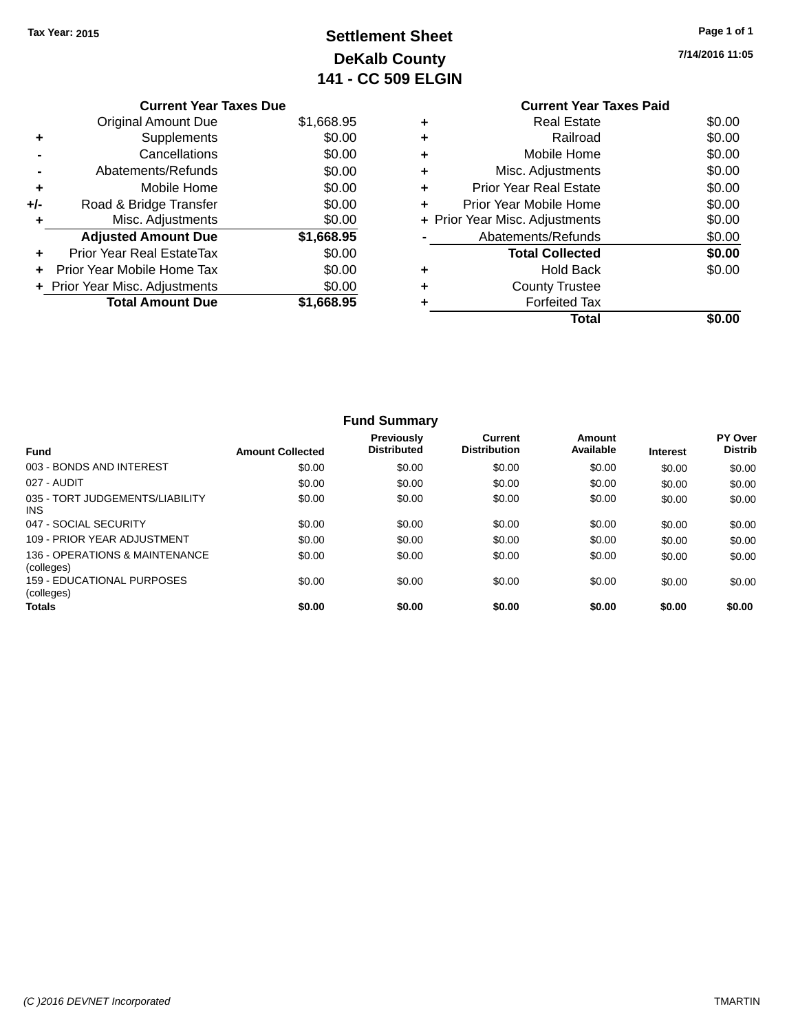Tax Year: 2015

# Settlement Sheet
## DeKalb County
## 141 - CC 509 ELGIN

7/14/2016 11:05

### Current Year Taxes Due

| | | |
|---|---|---|
| | Original Amount Due | $1,668.95 |
| + | Supplements | $0.00 |
| - | Cancellations | $0.00 |
| - | Abatements/Refunds | $0.00 |
| + | Mobile Home | $0.00 |
| +/- | Road & Bridge Transfer | $0.00 |
| + | Misc. Adjustments | $0.00 |
| | **Adjusted Amount Due** | **$1,668.95** |
| + | Prior Year Real EstateTax | $0.00 |
| + | Prior Year Mobile Home Tax | $0.00 |
| + | Prior Year Misc. Adjustments | $0.00 |
| | **Total Amount Due** | **$1,668.95** |

### Current Year Taxes Paid

| | | |
|---|---|---|
| + | Real Estate | $0.00 |
| + | Railroad | $0.00 |
| + | Mobile Home | $0.00 |
| + | Misc. Adjustments | $0.00 |
| + | Prior Year Real Estate | $0.00 |
| + | Prior Year Mobile Home | $0.00 |
| + | Prior Year Misc. Adjustments | $0.00 |
| - | Abatements/Refunds | $0.00 |
| | **Total Collected** | **$0.00** |
| + | Hold Back | $0.00 |
| + | County Trustee | |
| + | Forfeited Tax | |
| | **Total** | **$0.00** |

### Fund Summary

| Fund | Amount Collected | Previously Distributed | Current Distribution | Amount Available | Interest | PY Over Distrib |
|---|---|---|---|---|---|---|
| 003 - BONDS AND INTEREST | $0.00 | $0.00 | $0.00 | $0.00 | $0.00 | $0.00 |
| 027 - AUDIT | $0.00 | $0.00 | $0.00 | $0.00 | $0.00 | $0.00 |
| 035 - TORT JUDGEMENTS/LIABILITY INS | $0.00 | $0.00 | $0.00 | $0.00 | $0.00 | $0.00 |
| 047 - SOCIAL SECURITY | $0.00 | $0.00 | $0.00 | $0.00 | $0.00 | $0.00 |
| 109 - PRIOR YEAR ADJUSTMENT | $0.00 | $0.00 | $0.00 | $0.00 | $0.00 | $0.00 |
| 136 - OPERATIONS & MAINTENANCE (colleges) | $0.00 | $0.00 | $0.00 | $0.00 | $0.00 | $0.00 |
| 159 - EDUCATIONAL PURPOSES (colleges) | $0.00 | $0.00 | $0.00 | $0.00 | $0.00 | $0.00 |
| **Totals** | **$0.00** | **$0.00** | **$0.00** | **$0.00** | **$0.00** | **$0.00** |

(C )2016 DEVNET Incorporated

TMARTIN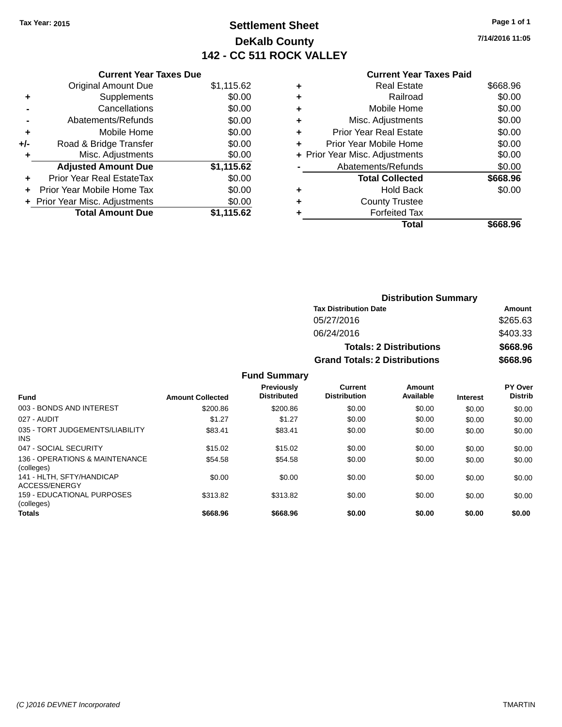Tax Year: 2015

# Settlement Sheet

## DeKalb County

## 142 - CC 511 ROCK VALLEY

7/14/2016 11:05

### Current Year Taxes Due

| | | |
|---|---|---|
| | Original Amount Due | $1,115.62 |
| + | Supplements | $0.00 |
| - | Cancellations | $0.00 |
| - | Abatements/Refunds | $0.00 |
| + | Mobile Home | $0.00 |
| +/- | Road & Bridge Transfer | $0.00 |
| + | Misc. Adjustments | $0.00 |
| | **Adjusted Amount Due** | **$1,115.62** |
| + | Prior Year Real EstateTax | $0.00 |
| + | Prior Year Mobile Home Tax | $0.00 |
| + | Prior Year Misc. Adjustments | $0.00 |
| | **Total Amount Due** | **$1,115.62** |

### Current Year Taxes Paid

| | | |
|---|---|---|
| + | Real Estate | $668.96 |
| + | Railroad | $0.00 |
| + | Mobile Home | $0.00 |
| + | Misc. Adjustments | $0.00 |
| + | Prior Year Real Estate | $0.00 |
| + | Prior Year Mobile Home | $0.00 |
| + | Prior Year Misc. Adjustments | $0.00 |
| - | Abatements/Refunds | $0.00 |
| | **Total Collected** | **$668.96** |
| + | Hold Back | $0.00 |
| + | County Trustee | |
| + | Forfeited Tax | |
| | **Total** | **$668.96** |

### Distribution Summary

| Tax Distribution Date | Amount |
|---|---|
| 05/27/2016 | $265.63 |
| 06/24/2016 | $403.33 |
| **Totals: 2 Distributions** | **$668.96** |
| **Grand Totals: 2 Distributions** | **$668.96** |

### Fund Summary

| Fund | Amount Collected | Previously Distributed | Current Distribution | Amount Available | Interest | PY Over Distrib |
|---|---|---|---|---|---|---|
| 003 - BONDS AND INTEREST | $200.86 | $200.86 | $0.00 | $0.00 | $0.00 | $0.00 |
| 027 - AUDIT | $1.27 | $1.27 | $0.00 | $0.00 | $0.00 | $0.00 |
| 035 - TORT JUDGEMENTS/LIABILITY INS | $83.41 | $83.41 | $0.00 | $0.00 | $0.00 | $0.00 |
| 047 - SOCIAL SECURITY | $15.02 | $15.02 | $0.00 | $0.00 | $0.00 | $0.00 |
| 136 - OPERATIONS & MAINTENANCE (colleges) | $54.58 | $54.58 | $0.00 | $0.00 | $0.00 | $0.00 |
| 141 - HLTH, SFTY/HANDICAP ACCESS/ENERGY | $0.00 | $0.00 | $0.00 | $0.00 | $0.00 | $0.00 |
| 159 - EDUCATIONAL PURPOSES (colleges) | $313.82 | $313.82 | $0.00 | $0.00 | $0.00 | $0.00 |
| **Totals** | **$668.96** | **$668.96** | **$0.00** | **$0.00** | **$0.00** | **$0.00** |

(C )2016 DEVNET Incorporated TMARTIN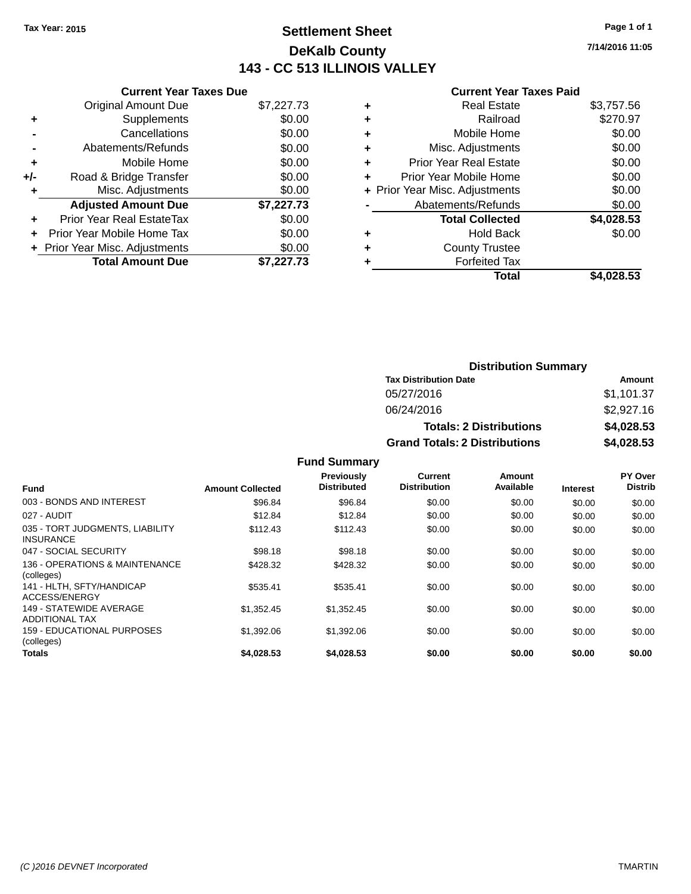**Tax Year: 2015**

# Settlement Sheet

## DeKalb County

## 143 - CC 513 ILLINOIS VALLEY

7/14/2016 11:05

### Current Year Taxes Due

| | | |
|---|---|---|
| | Original Amount Due | $7,227.73 |
| + | Supplements | $0.00 |
| - | Cancellations | $0.00 |
| - | Abatements/Refunds | $0.00 |
| + | Mobile Home | $0.00 |
| +/- | Road & Bridge Transfer | $0.00 |
| + | Misc. Adjustments | $0.00 |
| | **Adjusted Amount Due** | **$7,227.73** |
| + | Prior Year Real EstateTax | $0.00 |
| + | Prior Year Mobile Home Tax | $0.00 |
| + | Prior Year Misc. Adjustments | $0.00 |
| | **Total Amount Due** | **$7,227.73** |

### Current Year Taxes Paid

| | | |
|---|---|---|
| + | Real Estate | $3,757.56 |
| + | Railroad | $270.97 |
| + | Mobile Home | $0.00 |
| + | Misc. Adjustments | $0.00 |
| + | Prior Year Real Estate | $0.00 |
| + | Prior Year Mobile Home | $0.00 |
| + | Prior Year Misc. Adjustments | $0.00 |
| - | Abatements/Refunds | $0.00 |
| | **Total Collected** | **$4,028.53** |
| + | Hold Back | $0.00 |
| + | County Trustee | |
| + | Forfeited Tax | |
| | **Total** | **$4,028.53** |

### Distribution Summary

| Tax Distribution Date | Amount |
|---|---|
| 05/27/2016 | $1,101.37 |
| 06/24/2016 | $2,927.16 |
| **Totals: 2 Distributions** | **$4,028.53** |
| **Grand Totals: 2 Distributions** | **$4,028.53** |

### Fund Summary

| Fund | Amount Collected | Previously Distributed | Current Distribution | Amount Available | Interest | PY Over Distrib |
|---|---|---|---|---|---|---|
| 003 - BONDS AND INTEREST | $96.84 | $96.84 | $0.00 | $0.00 | $0.00 | $0.00 |
| 027 - AUDIT | $12.84 | $12.84 | $0.00 | $0.00 | $0.00 | $0.00 |
| 035 - TORT JUDGMENTS, LIABILITY INSURANCE | $112.43 | $112.43 | $0.00 | $0.00 | $0.00 | $0.00 |
| 047 - SOCIAL SECURITY | $98.18 | $98.18 | $0.00 | $0.00 | $0.00 | $0.00 |
| 136 - OPERATIONS & MAINTENANCE (colleges) | $428.32 | $428.32 | $0.00 | $0.00 | $0.00 | $0.00 |
| 141 - HLTH, SFTY/HANDICAP ACCESS/ENERGY | $535.41 | $535.41 | $0.00 | $0.00 | $0.00 | $0.00 |
| 149 - STATEWIDE AVERAGE ADDITIONAL TAX | $1,352.45 | $1,352.45 | $0.00 | $0.00 | $0.00 | $0.00 |
| 159 - EDUCATIONAL PURPOSES (colleges) | $1,392.06 | $1,392.06 | $0.00 | $0.00 | $0.00 | $0.00 |
| **Totals** | **$4,028.53** | **$4,028.53** | **$0.00** | **$0.00** | **$0.00** | **$0.00** |

(C )2016 DEVNET Incorporated TMARTIN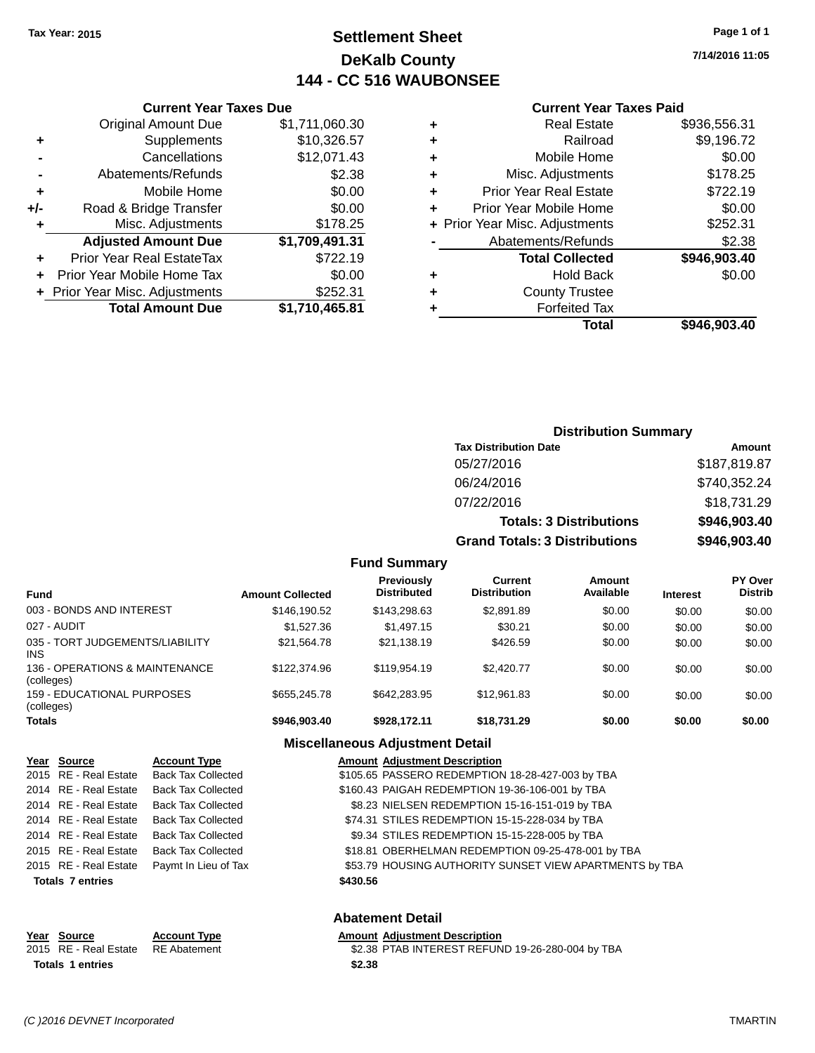Tax Year: 2015

# Settlement Sheet

## DeKalb County

## 144 - CC 516 WAUBONSEE

7/14/2016 11:05

### Current Year Taxes Due

| | | |
|---|---|---|
| | Original Amount Due | $1,711,060.30 |
| + | Supplements | $10,326.57 |
| - | Cancellations | $12,071.43 |
| - | Abatements/Refunds | $2.38 |
| + | Mobile Home | $0.00 |
| +/- | Road & Bridge Transfer | $0.00 |
| + | Misc. Adjustments | $178.25 |
| | **Adjusted Amount Due** | **$1,709,491.31** |
| + | Prior Year Real EstateTax | $722.19 |
| + | Prior Year Mobile Home Tax | $0.00 |
| + | Prior Year Misc. Adjustments | $252.31 |
| | **Total Amount Due** | **$1,710,465.81** |

### Current Year Taxes Paid

| | | |
|---|---|---|
| + | Real Estate | $936,556.31 |
| + | Railroad | $9,196.72 |
| + | Mobile Home | $0.00 |
| + | Misc. Adjustments | $178.25 |
| + | Prior Year Real Estate | $722.19 |
| + | Prior Year Mobile Home | $0.00 |
| + | Prior Year Misc. Adjustments | $252.31 |
| - | Abatements/Refunds | $2.38 |
| | **Total Collected** | **$946,903.40** |
| + | Hold Back | $0.00 |
| + | County Trustee | |
| + | Forfeited Tax | |
| | **Total** | **$946,903.40** |

### Distribution Summary

| Tax Distribution Date | Amount |
|---|---|
| 05/27/2016 | $187,819.87 |
| 06/24/2016 | $740,352.24 |
| 07/22/2016 | $18,731.29 |
| **Totals: 3 Distributions** | **$946,903.40** |
| **Grand Totals: 3 Distributions** | **$946,903.40** |

### Fund Summary

| Fund | Amount Collected | Previously Distributed | Current Distribution | Amount Available | Interest | PY Over Distrib |
|---|---|---|---|---|---|---|
| 003 - BONDS AND INTEREST | $146,190.52 | $143,298.63 | $2,891.89 | $0.00 | $0.00 | $0.00 |
| 027 - AUDIT | $1,527.36 | $1,497.15 | $30.21 | $0.00 | $0.00 | $0.00 |
| 035 - TORT JUDGEMENTS/LIABILITY INS | $21,564.78 | $21,138.19 | $426.59 | $0.00 | $0.00 | $0.00 |
| 136 - OPERATIONS & MAINTENANCE (colleges) | $122,374.96 | $119,954.19 | $2,420.77 | $0.00 | $0.00 | $0.00 |
| 159 - EDUCATIONAL PURPOSES (colleges) | $655,245.78 | $642,283.95 | $12,961.83 | $0.00 | $0.00 | $0.00 |
| **Totals** | **$946,903.40** | **$928,172.11** | **$18,731.29** | **$0.00** | **$0.00** | **$0.00** |

### Miscellaneous Adjustment Detail

| Year | Source | Account Type | Amount | Adjustment Description |
|---|---|---|---|---|
| 2015 | RE - Real Estate | Back Tax Collected | $105.65 | PASSERO REDEMPTION 18-28-427-003 by TBA |
| 2014 | RE - Real Estate | Back Tax Collected | $160.43 | PAIGAH REDEMPTION 19-36-106-001 by TBA |
| 2014 | RE - Real Estate | Back Tax Collected | $8.23 | NIELSEN REDEMPTION 15-16-151-019 by TBA |
| 2014 | RE - Real Estate | Back Tax Collected | $74.31 | STILES REDEMPTION 15-15-228-034 by TBA |
| 2014 | RE - Real Estate | Back Tax Collected | $9.34 | STILES REDEMPTION 15-15-228-005 by TBA |
| 2015 | RE - Real Estate | Back Tax Collected | $18.81 | OBERHELMAN REDEMPTION 09-25-478-001 by TBA |
| 2015 | RE - Real Estate | Paymt In Lieu of Tax | $53.79 | HOUSING AUTHORITY SUNSET VIEW APARTMENTS by TBA |
| **Totals 7 entries** | | | **$430.56** | |

### Abatement Detail

| Year | Source | Account Type | Amount | Adjustment Description |
|---|---|---|---|---|
| 2015 | RE - Real Estate | RE Abatement | $2.38 | PTAB INTEREST REFUND 19-26-280-004 by TBA |
| **Totals 1 entries** | | | **$2.38** | |

(C )2016 DEVNET Incorporated TMARTIN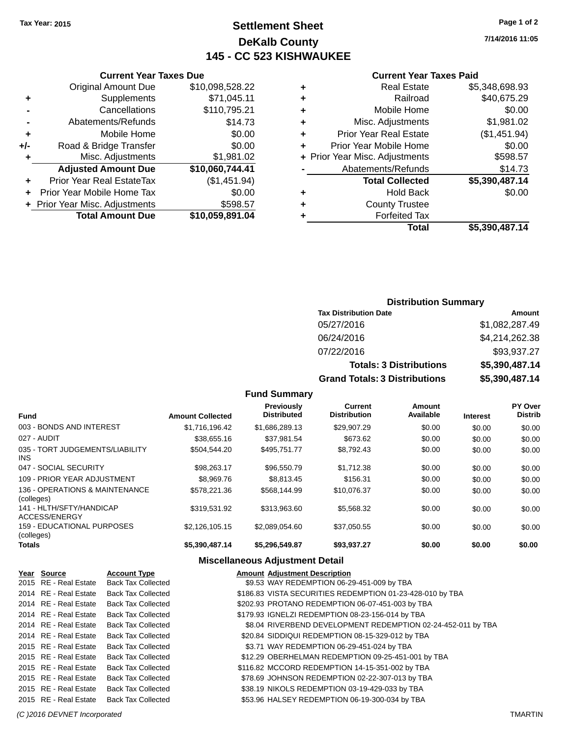**Tax Year: 2015**

# Settlement Sheet

## DeKalb County

## 145 - CC 523 KISHWAUKEE

7/14/2016 11:05

### Current Year Taxes Due

| | | |
|---|---|---|
| | Original Amount Due | $10,098,528.22 |
| + | Supplements | $71,045.11 |
| - | Cancellations | $110,795.21 |
| - | Abatements/Refunds | $14.73 |
| + | Mobile Home | $0.00 |
| +/- | Road & Bridge Transfer | $0.00 |
| + | Misc. Adjustments | $1,981.02 |
| | **Adjusted Amount Due** | **$10,060,744.41** |
| + | Prior Year Real EstateTax | ($1,451.94) |
| + | Prior Year Mobile Home Tax | $0.00 |
| + | Prior Year Misc. Adjustments | $598.57 |
| | **Total Amount Due** | **$10,059,891.04** |

### Current Year Taxes Paid

| | | |
|---|---|---|
| + | Real Estate | $5,348,698.93 |
| + | Railroad | $40,675.29 |
| + | Mobile Home | $0.00 |
| + | Misc. Adjustments | $1,981.02 |
| + | Prior Year Real Estate | ($1,451.94) |
| + | Prior Year Mobile Home | $0.00 |
| + | Prior Year Misc. Adjustments | $598.57 |
| - | Abatements/Refunds | $14.73 |
| | **Total Collected** | **$5,390,487.14** |
| + | Hold Back | $0.00 |
| + | County Trustee | |
| + | Forfeited Tax | |
| | **Total** | **$5,390,487.14** |

### Distribution Summary

| Tax Distribution Date | Amount |
|---|---|
| 05/27/2016 | $1,082,287.49 |
| 06/24/2016 | $4,214,262.38 |
| 07/22/2016 | $93,937.27 |
| **Totals: 3 Distributions** | **$5,390,487.14** |
| **Grand Totals: 3 Distributions** | **$5,390,487.14** |

### Fund Summary

| Fund | Amount Collected | Previously Distributed | Current Distribution | Amount Available | Interest | PY Over Distrib |
|---|---|---|---|---|---|---|
| 003 - BONDS AND INTEREST | $1,716,196.42 | $1,686,289.13 | $29,907.29 | $0.00 | $0.00 | $0.00 |
| 027 - AUDIT | $38,655.16 | $37,981.54 | $673.62 | $0.00 | $0.00 | $0.00 |
| 035 - TORT JUDGEMENTS/LIABILITY INS | $504,544.20 | $495,751.77 | $8,792.43 | $0.00 | $0.00 | $0.00 |
| 047 - SOCIAL SECURITY | $98,263.17 | $96,550.79 | $1,712.38 | $0.00 | $0.00 | $0.00 |
| 109 - PRIOR YEAR ADJUSTMENT | $8,969.76 | $8,813.45 | $156.31 | $0.00 | $0.00 | $0.00 |
| 136 - OPERATIONS & MAINTENANCE (colleges) | $578,221.36 | $568,144.99 | $10,076.37 | $0.00 | $0.00 | $0.00 |
| 141 - HLTH/SFTY/HANDICAP ACCESS/ENERGY | $319,531.92 | $313,963.60 | $5,568.32 | $0.00 | $0.00 | $0.00 |
| 159 - EDUCATIONAL PURPOSES (colleges) | $2,126,105.15 | $2,089,054.60 | $37,050.55 | $0.00 | $0.00 | $0.00 |
| **Totals** | **$5,390,487.14** | **$5,296,549.87** | **$93,937.27** | **$0.00** | **$0.00** | **$0.00** |

### Miscellaneous Adjustment Detail

| Year | Source | Account Type | Amount | Adjustment Description |
|---|---|---|---|---|
| 2015 | RE - Real Estate | Back Tax Collected | $9.53 | WAY REDEMPTION 06-29-451-009 by TBA |
| 2014 | RE - Real Estate | Back Tax Collected | $186.83 | VISTA SECURITIES REDEMPTION 01-23-428-010 by TBA |
| 2014 | RE - Real Estate | Back Tax Collected | $202.93 | PROTANO REDEMPTION 06-07-451-003 by TBA |
| 2014 | RE - Real Estate | Back Tax Collected | $179.93 | IGNELZI REDEMPTION 08-23-156-014 by TBA |
| 2014 | RE - Real Estate | Back Tax Collected | $8.04 | RIVERBEND DEVELOPMENT REDEMPTION 02-24-452-011 by TBA |
| 2014 | RE - Real Estate | Back Tax Collected | $20.84 | SIDDIQUI REDEMPTION 08-15-329-012 by TBA |
| 2015 | RE - Real Estate | Back Tax Collected | $3.71 | WAY REDEMPTION 06-29-451-024 by TBA |
| 2015 | RE - Real Estate | Back Tax Collected | $12.29 | OBERHELMAN REDEMPTION 09-25-451-001 by TBA |
| 2015 | RE - Real Estate | Back Tax Collected | $116.82 | MCCORD REDEMPTION 14-15-351-002 by TBA |
| 2015 | RE - Real Estate | Back Tax Collected | $78.69 | JOHNSON REDEMPTION 02-22-307-013 by TBA |
| 2015 | RE - Real Estate | Back Tax Collected | $38.19 | NIKOLS REDEMPTION 03-19-429-033 by TBA |
| 2015 | RE - Real Estate | Back Tax Collected | $53.96 | HALSEY REDEMPTION 06-19-300-034 by TBA |

(C )2016 DEVNET Incorporated TMARTIN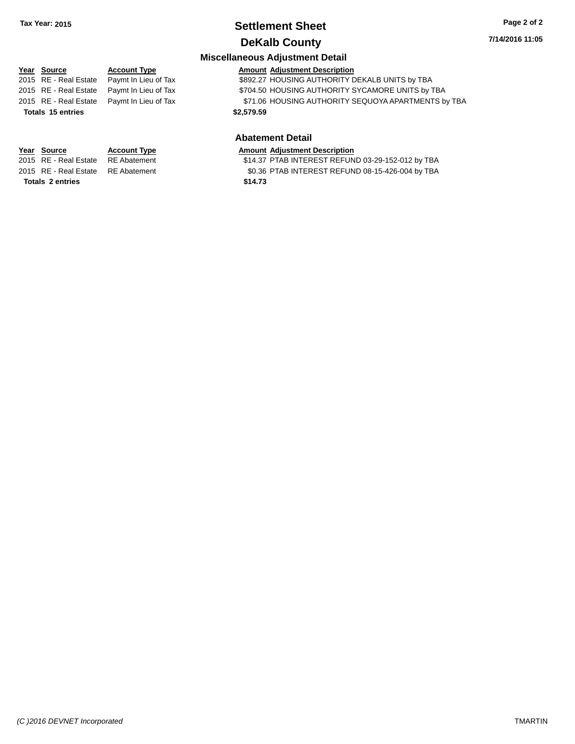# Settlement Sheet

## DeKalb County

Tax Year: 2015

7/14/2016 11:05

### Miscellaneous Adjustment Detail

| Year | Source | Account Type | Amount | Adjustment Description |
|---|---|---|---|---|
| 2015 | RE - Real Estate | Paymt In Lieu of Tax | $892.27 | HOUSING AUTHORITY DEKALB UNITS by TBA |
| 2015 | RE - Real Estate | Paymt In Lieu of Tax | $704.50 | HOUSING AUTHORITY SYCAMORE UNITS by TBA |
| 2015 | RE - Real Estate | Paymt In Lieu of Tax | $71.06 | HOUSING AUTHORITY SEQUOYA APARTMENTS by TBA |
| **Totals** | **15 entries** | | **$2,579.59** | |

### Abatement Detail

| Year | Source | Account Type | Amount | Adjustment Description |
|---|---|---|---|---|
| 2015 | RE - Real Estate | RE Abatement | $14.37 | PTAB INTEREST REFUND 03-29-152-012 by TBA |
| 2015 | RE - Real Estate | RE Abatement | $0.36 | PTAB INTEREST REFUND 08-15-426-004 by TBA |
| **Totals** | **2 entries** | | **$14.73** | |

*(C )2016 DEVNET Incorporated* TMARTIN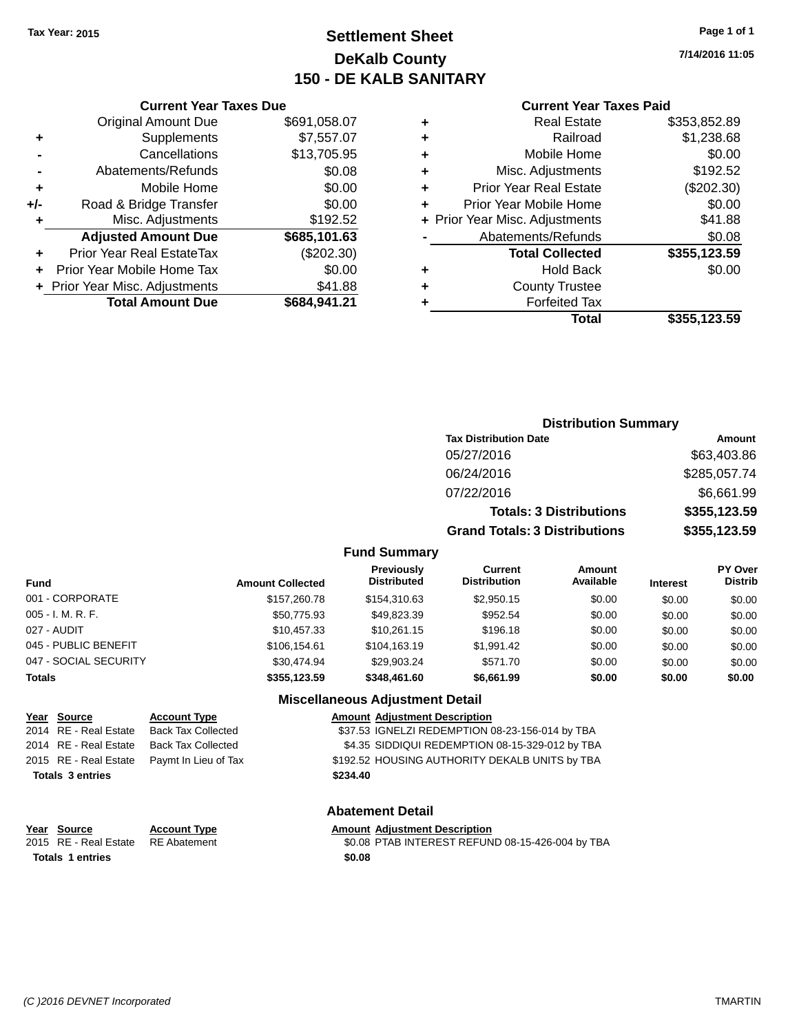Tax Year: 2015

# Settlement Sheet
## DeKalb County
## 150 - DE KALB SANITARY

7/14/2016 11:05

### Current Year Taxes Due

| | | |
|---|---|---|
| | Original Amount Due | $691,058.07 |
| + | Supplements | $7,557.07 |
| - | Cancellations | $13,705.95 |
| - | Abatements/Refunds | $0.08 |
| + | Mobile Home | $0.00 |
| +/- | Road & Bridge Transfer | $0.00 |
| + | Misc. Adjustments | $192.52 |
| | **Adjusted Amount Due** | **$685,101.63** |
| + | Prior Year Real EstateTax | ($202.30) |
| + | Prior Year Mobile Home Tax | $0.00 |
| + | Prior Year Misc. Adjustments | $41.88 |
| | **Total Amount Due** | **$684,941.21** |

### Current Year Taxes Paid

| | | |
|---|---|---|
| + | Real Estate | $353,852.89 |
| + | Railroad | $1,238.68 |
| + | Mobile Home | $0.00 |
| + | Misc. Adjustments | $192.52 |
| + | Prior Year Real Estate | ($202.30) |
| + | Prior Year Mobile Home | $0.00 |
| + | Prior Year Misc. Adjustments | $41.88 |
| - | Abatements/Refunds | $0.08 |
| | **Total Collected** | **$355,123.59** |
| + | Hold Back | $0.00 |
| + | County Trustee | |
| + | Forfeited Tax | |
| | **Total** | **$355,123.59** |

### Distribution Summary

| Tax Distribution Date | Amount |
|---|---|
| 05/27/2016 | $63,403.86 |
| 06/24/2016 | $285,057.74 |
| 07/22/2016 | $6,661.99 |
| **Totals: 3 Distributions** | **$355,123.59** |
| **Grand Totals: 3 Distributions** | **$355,123.59** |

### Fund Summary

| Fund | Amount Collected | Previously Distributed | Current Distribution | Amount Available | Interest | PY Over Distrib |
|---|---|---|---|---|---|---|
| 001 - CORPORATE | $157,260.78 | $154,310.63 | $2,950.15 | $0.00 | $0.00 | $0.00 |
| 005 - I. M. R. F. | $50,775.93 | $49,823.39 | $952.54 | $0.00 | $0.00 | $0.00 |
| 027 - AUDIT | $10,457.33 | $10,261.15 | $196.18 | $0.00 | $0.00 | $0.00 |
| 045 - PUBLIC BENEFIT | $106,154.61 | $104,163.19 | $1,991.42 | $0.00 | $0.00 | $0.00 |
| 047 - SOCIAL SECURITY | $30,474.94 | $29,903.24 | $571.70 | $0.00 | $0.00 | $0.00 |
| **Totals** | **$355,123.59** | **$348,461.60** | **$6,661.99** | **$0.00** | **$0.00** | **$0.00** |

### Miscellaneous Adjustment Detail

| Year | Source | Account Type | Amount | Adjustment Description |
|---|---|---|---|---|
| 2014 | RE - Real Estate | Back Tax Collected | $37.53 | IGNELZI REDEMPTION 08-23-156-014 by TBA |
| 2014 | RE - Real Estate | Back Tax Collected | $4.35 | SIDDIQUI REDEMPTION 08-15-329-012 by TBA |
| 2015 | RE - Real Estate | Paymt In Lieu of Tax | $192.52 | HOUSING AUTHORITY DEKALB UNITS by TBA |
| **Totals 3 entries** | | | **$234.40** | |

### Abatement Detail

| Year | Source | Account Type | Amount | Adjustment Description |
|---|---|---|---|---|
| 2015 | RE - Real Estate | RE Abatement | $0.08 | PTAB INTEREST REFUND 08-15-426-004 by TBA |
| **Totals 1 entries** | | | **$0.08** | |

(C )2016 DEVNET Incorporated TMARTIN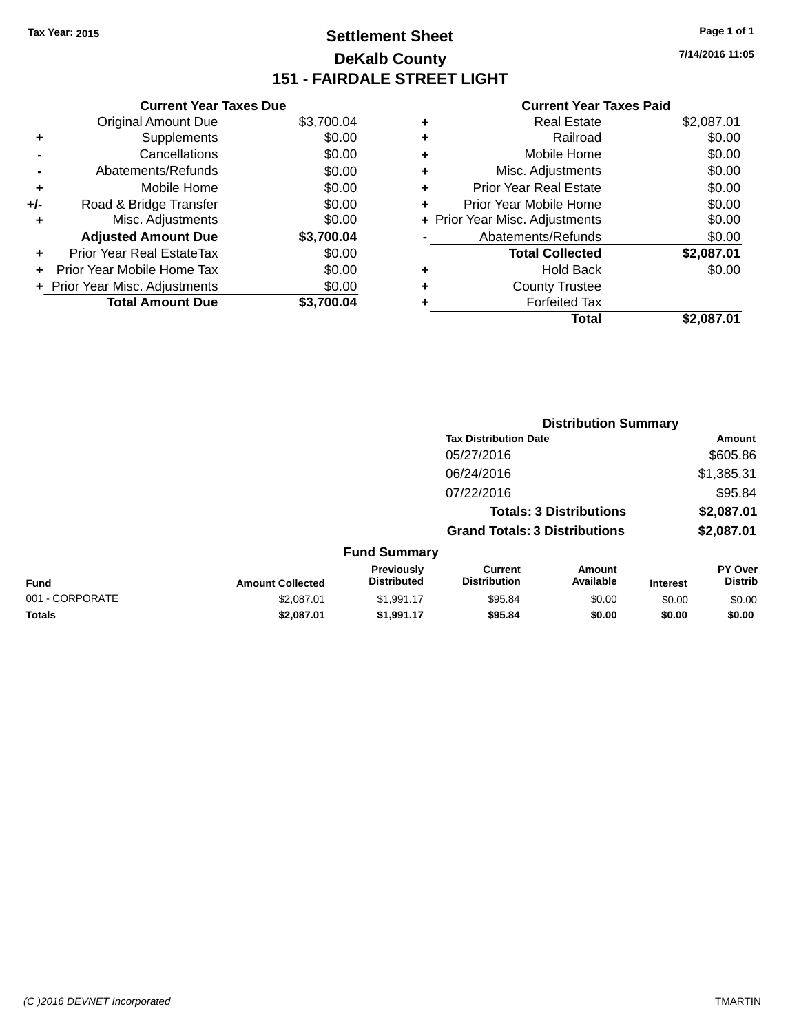Tax Year: 2015

# Settlement Sheet

## DeKalb County

## 151 - FAIRDALE STREET LIGHT

7/14/2016 11:05

### Current Year Taxes Due

| | | Amount |
|---|---|---|
| | Original Amount Due | $3,700.04 |
| + | Supplements | $0.00 |
| - | Cancellations | $0.00 |
| - | Abatements/Refunds | $0.00 |
| + | Mobile Home | $0.00 |
| +/- | Road & Bridge Transfer | $0.00 |
| + | Misc. Adjustments | $0.00 |
| | **Adjusted Amount Due** | **$3,700.04** |
| + | Prior Year Real EstateTax | $0.00 |
| + | Prior Year Mobile Home Tax | $0.00 |
| + | Prior Year Misc. Adjustments | $0.00 |
| | **Total Amount Due** | **$3,700.04** |

### Current Year Taxes Paid

| | | Amount |
|---|---|---|
| + | Real Estate | $2,087.01 |
| + | Railroad | $0.00 |
| + | Mobile Home | $0.00 |
| + | Misc. Adjustments | $0.00 |
| + | Prior Year Real Estate | $0.00 |
| + | Prior Year Mobile Home | $0.00 |
| + | Prior Year Misc. Adjustments | $0.00 |
| - | Abatements/Refunds | $0.00 |
| | **Total Collected** | **$2,087.01** |
| + | Hold Back | $0.00 |
| + | County Trustee | |
| + | Forfeited Tax | |
| | **Total** | **$2,087.01** |

### Distribution Summary

| Tax Distribution Date | Amount |
|---|---|
| 05/27/2016 | $605.86 |
| 06/24/2016 | $1,385.31 |
| 07/22/2016 | $95.84 |
| **Totals: 3 Distributions** | **$2,087.01** |
| **Grand Totals: 3 Distributions** | **$2,087.01** |

### Fund Summary

| Fund | Amount Collected | Previously Distributed | Current Distribution | Amount Available | Interest | PY Over Distrib |
|---|---|---|---|---|---|---|
| 001 - CORPORATE | $2,087.01 | $1,991.17 | $95.84 | $0.00 | $0.00 | $0.00 |
| **Totals** | **$2,087.01** | **$1,991.17** | **$95.84** | **$0.00** | **$0.00** | **$0.00** |

(C )2016 DEVNET Incorporated TMARTIN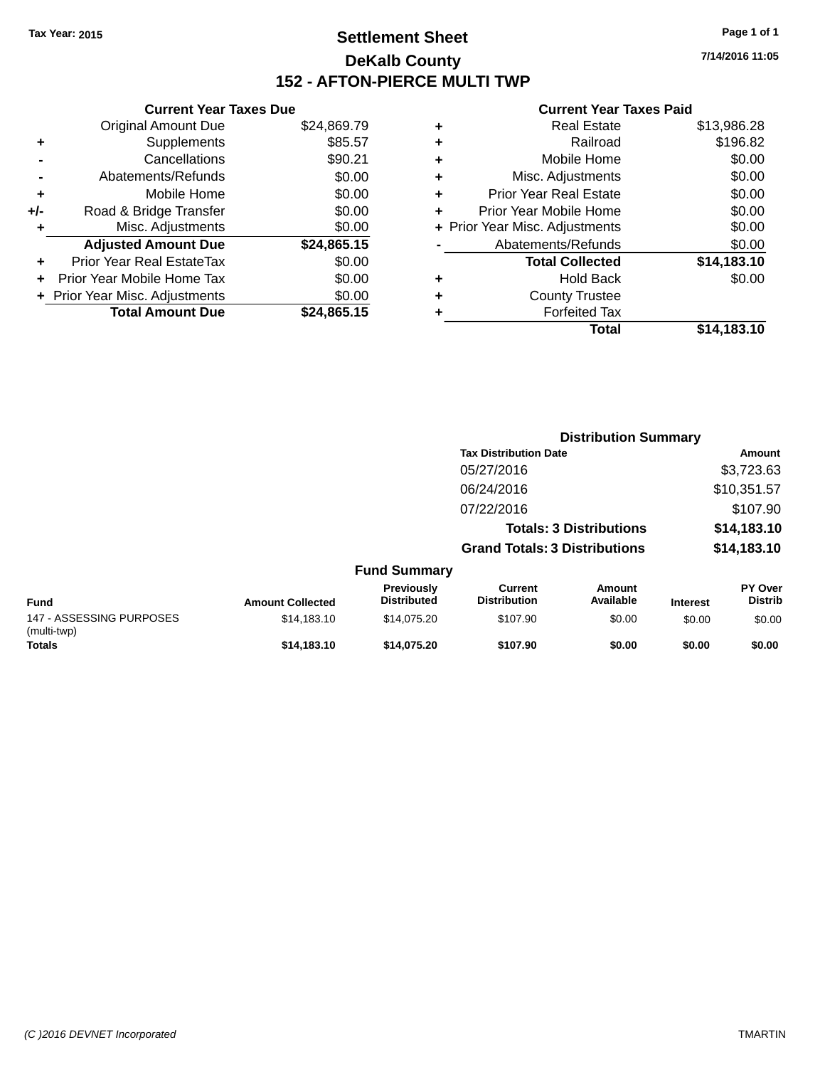Tax Year: 2015

# Settlement Sheet

## DeKalb County

## 152 - AFTON-PIERCE MULTI TWP

7/14/2016 11:05

### Current Year Taxes Due

| | | |
|---|---|---|
| | Original Amount Due | $24,869.79 |
| + | Supplements | $85.57 |
| - | Cancellations | $90.21 |
| - | Abatements/Refunds | $0.00 |
| + | Mobile Home | $0.00 |
| +/- | Road & Bridge Transfer | $0.00 |
| + | Misc. Adjustments | $0.00 |
| | **Adjusted Amount Due** | **$24,865.15** |
| + | Prior Year Real EstateTax | $0.00 |
| + | Prior Year Mobile Home Tax | $0.00 |
| + | Prior Year Misc. Adjustments | $0.00 |
| | **Total Amount Due** | **$24,865.15** |

### Current Year Taxes Paid

| | | |
|---|---|---|
| + | Real Estate | $13,986.28 |
| + | Railroad | $196.82 |
| + | Mobile Home | $0.00 |
| + | Misc. Adjustments | $0.00 |
| + | Prior Year Real Estate | $0.00 |
| + | Prior Year Mobile Home | $0.00 |
| + | Prior Year Misc. Adjustments | $0.00 |
| - | Abatements/Refunds | $0.00 |
| | **Total Collected** | **$14,183.10** |
| + | Hold Back | $0.00 |
| + | County Trustee | |
| + | Forfeited Tax | |
| | **Total** | **$14,183.10** |

### Distribution Summary

| Tax Distribution Date | Amount |
|---|---|
| 05/27/2016 | $3,723.63 |
| 06/24/2016 | $10,351.57 |
| 07/22/2016 | $107.90 |
| **Totals: 3 Distributions** | **$14,183.10** |
| **Grand Totals: 3 Distributions** | **$14,183.10** |

### Fund Summary

| Fund | Amount Collected | Previously Distributed | Current Distribution | Amount Available | Interest | PY Over Distrib |
|---|---|---|---|---|---|---|
| 147 - ASSESSING PURPOSES (multi-twp) | $14,183.10 | $14,075.20 | $107.90 | $0.00 | $0.00 | $0.00 |
| **Totals** | **$14,183.10** | **$14,075.20** | **$107.90** | **$0.00** | **$0.00** | **$0.00** |

(C )2016 DEVNET Incorporated — TMARTIN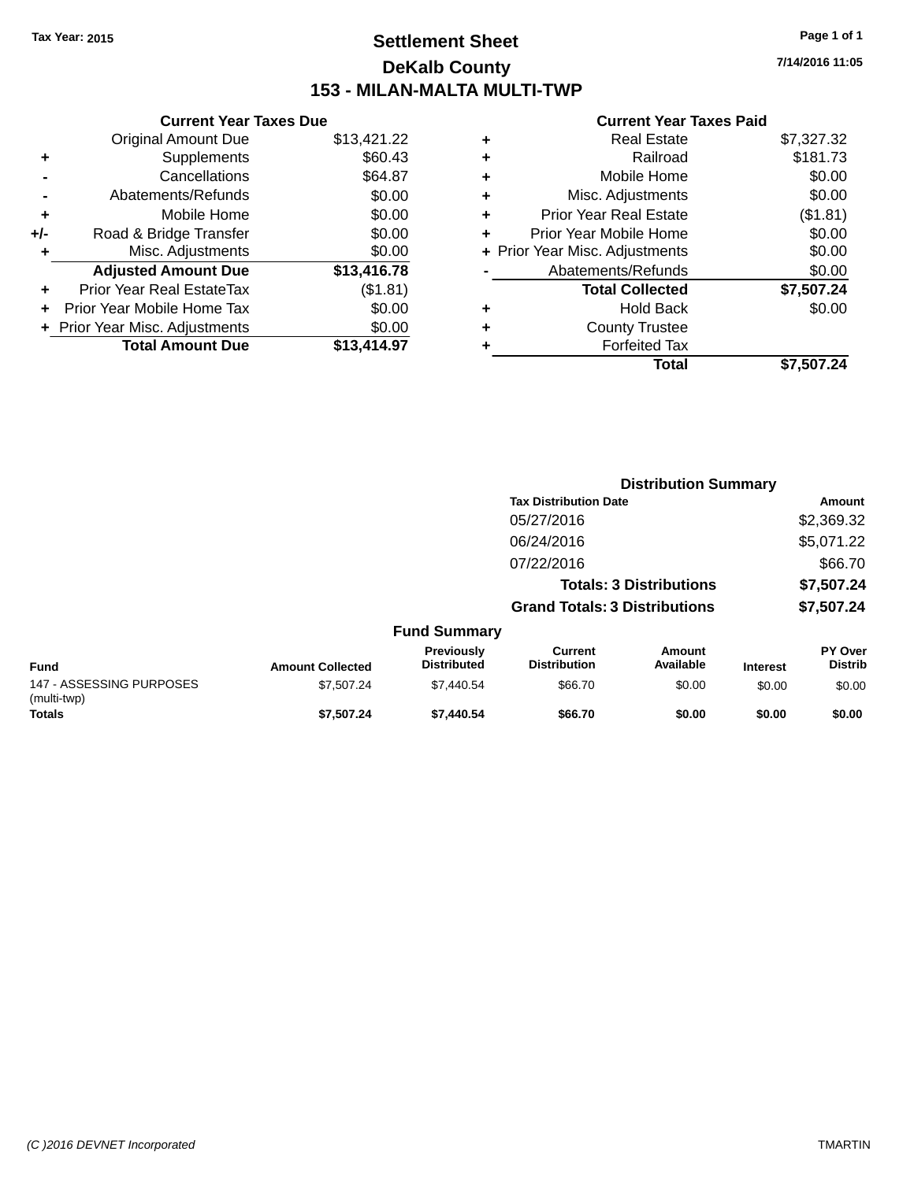Tax Year: 2015

# Settlement Sheet

## DeKalb County

## 153 - MILAN-MALTA MULTI-TWP

7/14/2016 11:05

### Current Year Taxes Due

| | | |
|---|---|---|
| | Original Amount Due | $13,421.22 |
| + | Supplements | $60.43 |
| - | Cancellations | $64.87 |
| - | Abatements/Refunds | $0.00 |
| + | Mobile Home | $0.00 |
| +/- | Road & Bridge Transfer | $0.00 |
| + | Misc. Adjustments | $0.00 |
| | **Adjusted Amount Due** | **$13,416.78** |
| + | Prior Year Real EstateTax | ($1.81) |
| + | Prior Year Mobile Home Tax | $0.00 |
| + | Prior Year Misc. Adjustments | $0.00 |
| | **Total Amount Due** | **$13,414.97** |

### Current Year Taxes Paid

| | | |
|---|---|---|
| + | Real Estate | $7,327.32 |
| + | Railroad | $181.73 |
| + | Mobile Home | $0.00 |
| + | Misc. Adjustments | $0.00 |
| + | Prior Year Real Estate | ($1.81) |
| + | Prior Year Mobile Home | $0.00 |
| + | Prior Year Misc. Adjustments | $0.00 |
| - | Abatements/Refunds | $0.00 |
| | **Total Collected** | **$7,507.24** |
| + | Hold Back | $0.00 |
| + | County Trustee | |
| + | Forfeited Tax | |
| | **Total** | **$7,507.24** |

### Distribution Summary

| Tax Distribution Date | Amount |
|---|---|
| 05/27/2016 | $2,369.32 |
| 06/24/2016 | $5,071.22 |
| 07/22/2016 | $66.70 |
| **Totals: 3 Distributions** | **$7,507.24** |
| **Grand Totals: 3 Distributions** | **$7,507.24** |

### Fund Summary

| Fund | Amount Collected | Previously Distributed | Current Distribution | Amount Available | Interest | PY Over Distrib |
|---|---|---|---|---|---|---|
| 147 - ASSESSING PURPOSES (multi-twp) | $7,507.24 | $7,440.54 | $66.70 | $0.00 | $0.00 | $0.00 |
| **Totals** | **$7,507.24** | **$7,440.54** | **$66.70** | **$0.00** | **$0.00** | **$0.00** |

(C )2016 DEVNET Incorporated

TMARTIN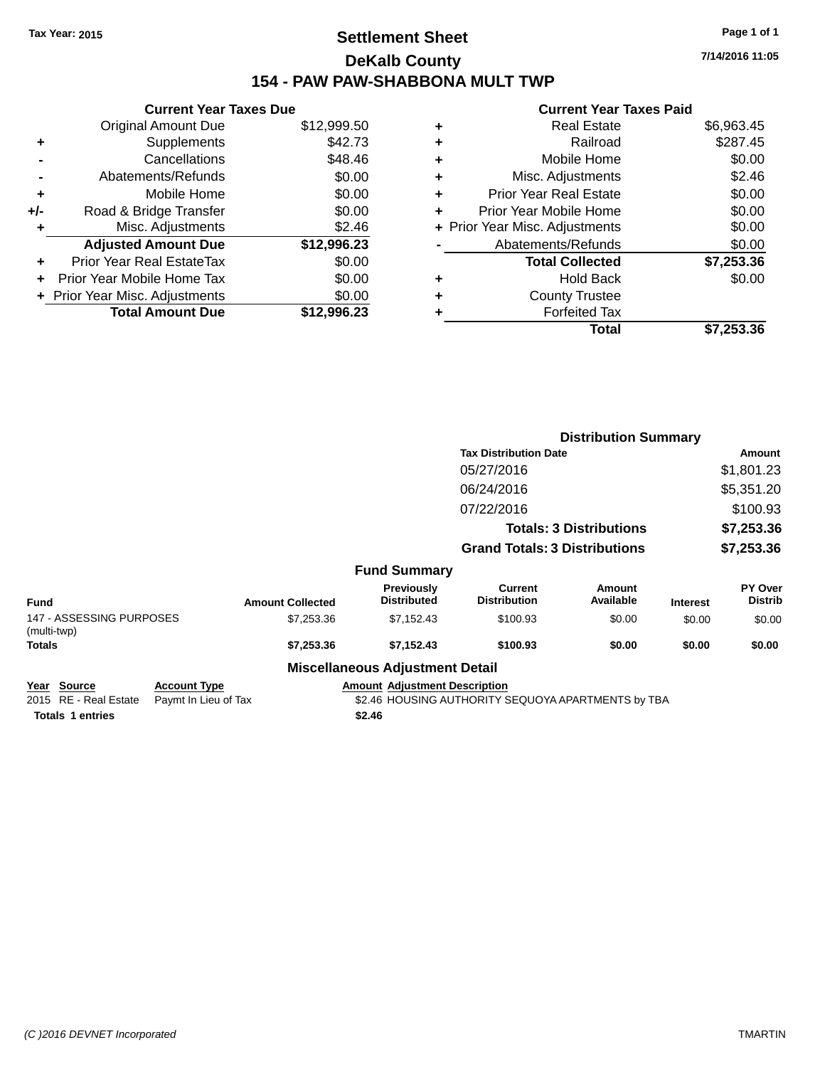Tax Year: 2015

# Settlement Sheet

## DeKalb County

## 154 - PAW PAW-SHABBONA MULT TWP

7/14/2016 11:05

### Current Year Taxes Due

| | | |
|---|---|---|
| | Original Amount Due | $12,999.50 |
| + | Supplements | $42.73 |
| - | Cancellations | $48.46 |
| - | Abatements/Refunds | $0.00 |
| + | Mobile Home | $0.00 |
| +/- | Road & Bridge Transfer | $0.00 |
| + | Misc. Adjustments | $2.46 |
| | **Adjusted Amount Due** | **$12,996.23** |
| + | Prior Year Real EstateTax | $0.00 |
| + | Prior Year Mobile Home Tax | $0.00 |
| + | Prior Year Misc. Adjustments | $0.00 |
| | **Total Amount Due** | **$12,996.23** |

### Current Year Taxes Paid

| | | |
|---|---|---|
| + | Real Estate | $6,963.45 |
| + | Railroad | $287.45 |
| + | Mobile Home | $0.00 |
| + | Misc. Adjustments | $2.46 |
| + | Prior Year Real Estate | $0.00 |
| + | Prior Year Mobile Home | $0.00 |
| + | Prior Year Misc. Adjustments | $0.00 |
| - | Abatements/Refunds | $0.00 |
| | **Total Collected** | **$7,253.36** |
| + | Hold Back | $0.00 |
| + | County Trustee | |
| + | Forfeited Tax | |
| | **Total** | **$7,253.36** |

### Distribution Summary

| Tax Distribution Date | Amount |
|---|---|
| 05/27/2016 | $1,801.23 |
| 06/24/2016 | $5,351.20 |
| 07/22/2016 | $100.93 |
| **Totals: 3 Distributions** | **$7,253.36** |
| **Grand Totals: 3 Distributions** | **$7,253.36** |

### Fund Summary

| Fund | Amount Collected | Previously Distributed | Current Distribution | Amount Available | Interest | PY Over Distrib |
|---|---|---|---|---|---|---|
| 147 - ASSESSING PURPOSES (multi-twp) | $7,253.36 | $7,152.43 | $100.93 | $0.00 | $0.00 | $0.00 |
| **Totals** | **$7,253.36** | **$7,152.43** | **$100.93** | **$0.00** | **$0.00** | **$0.00** |

### Miscellaneous Adjustment Detail

| Year | Source | Account Type | Amount | Adjustment Description |
|---|---|---|---|---|
| 2015 | RE - Real Estate | Paymt In Lieu of Tax | $2.46 | HOUSING AUTHORITY SEQUOYA APARTMENTS by TBA |
| **Totals 1 entries** | | | **$2.46** | |

(C )2016 DEVNET Incorporated TMARTIN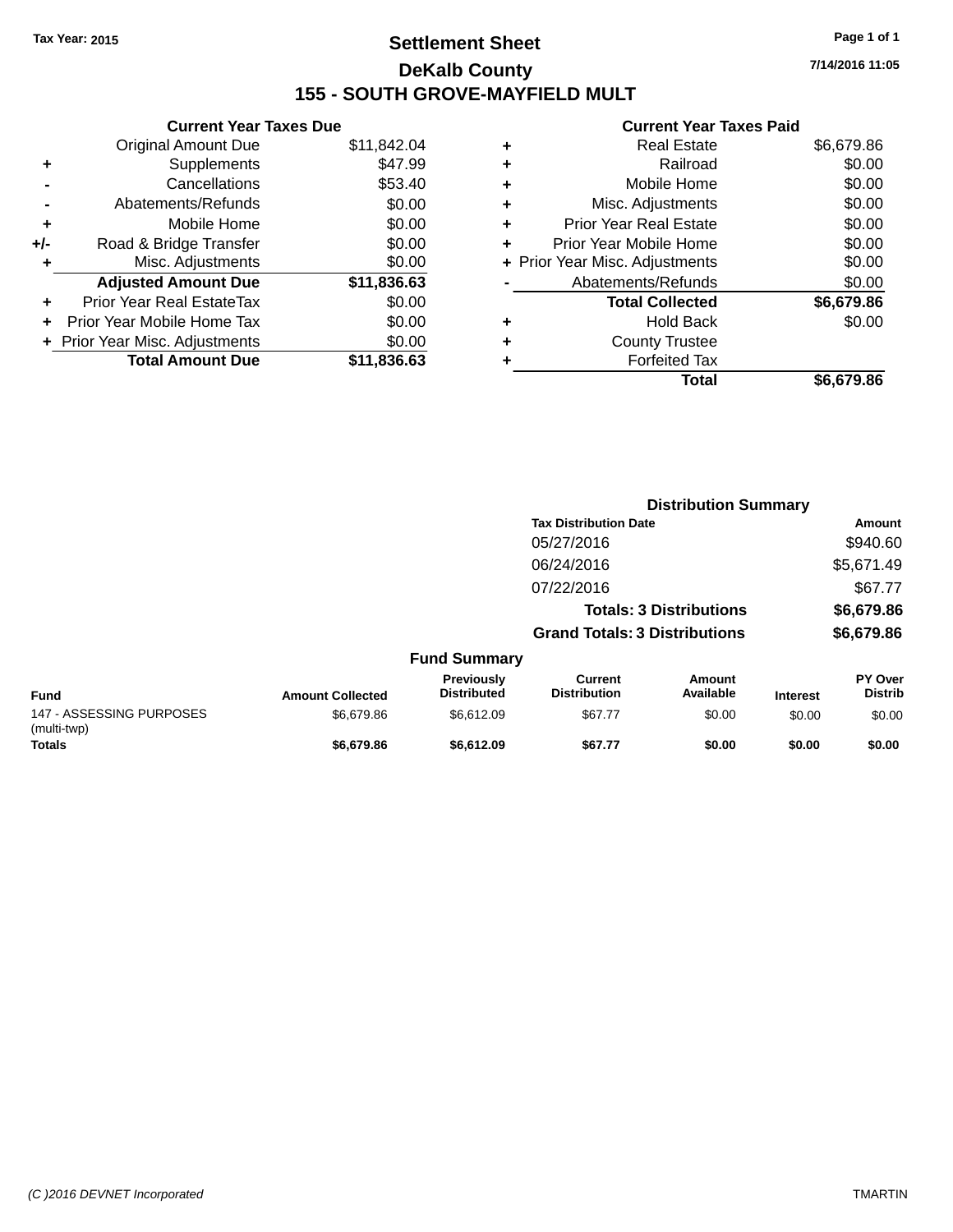Tax Year: 2015

# Settlement Sheet
## DeKalb County
## 155 - SOUTH GROVE-MAYFIELD MULT

7/14/2016 11:05

### Current Year Taxes Due

| | | |
|---|---|---|
| | Original Amount Due | $11,842.04 |
| + | Supplements | $47.99 |
| - | Cancellations | $53.40 |
| - | Abatements/Refunds | $0.00 |
| + | Mobile Home | $0.00 |
| +/- | Road & Bridge Transfer | $0.00 |
| + | Misc. Adjustments | $0.00 |
| | **Adjusted Amount Due** | **$11,836.63** |
| + | Prior Year Real EstateTax | $0.00 |
| + | Prior Year Mobile Home Tax | $0.00 |
| + | Prior Year Misc. Adjustments | $0.00 |
| | **Total Amount Due** | **$11,836.63** |

### Current Year Taxes Paid

| | | |
|---|---|---|
| + | Real Estate | $6,679.86 |
| + | Railroad | $0.00 |
| + | Mobile Home | $0.00 |
| + | Misc. Adjustments | $0.00 |
| + | Prior Year Real Estate | $0.00 |
| + | Prior Year Mobile Home | $0.00 |
| + | Prior Year Misc. Adjustments | $0.00 |
| - | Abatements/Refunds | $0.00 |
| | **Total Collected** | **$6,679.86** |
| + | Hold Back | $0.00 |
| + | County Trustee | |
| + | Forfeited Tax | |
| | **Total** | **$6,679.86** |

### Distribution Summary

| Tax Distribution Date | Amount |
|---|---|
| 05/27/2016 | $940.60 |
| 06/24/2016 | $5,671.49 |
| 07/22/2016 | $67.77 |
| **Totals: 3 Distributions** | **$6,679.86** |
| **Grand Totals: 3 Distributions** | **$6,679.86** |

### Fund Summary

| Fund | Amount Collected | Previously Distributed | Current Distribution | Amount Available | Interest | PY Over Distrib |
|---|---|---|---|---|---|---|
| 147 - ASSESSING PURPOSES (multi-twp) | $6,679.86 | $6,612.09 | $67.77 | $0.00 | $0.00 | $0.00 |
| **Totals** | **$6,679.86** | **$6,612.09** | **$67.77** | **$0.00** | **$0.00** | **$0.00** |

(C )2016 DEVNET Incorporated TMARTIN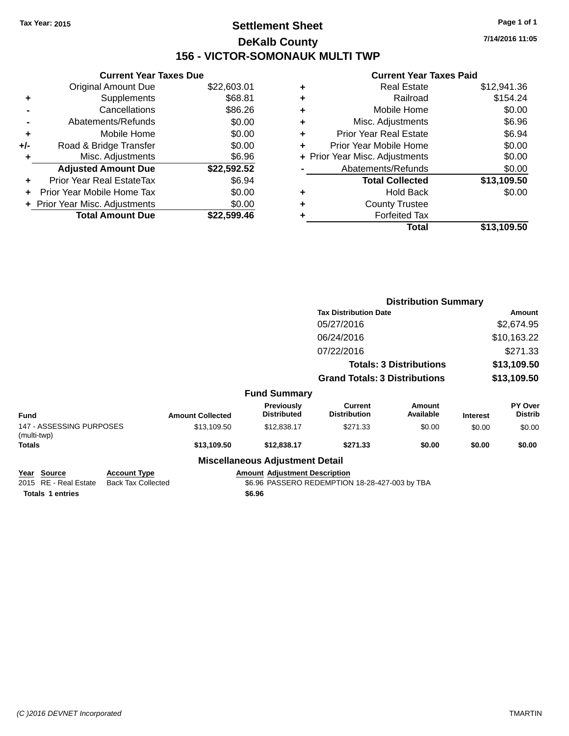Tax Year: 2015

# Settlement Sheet
## DeKalb County
## 156 - VICTOR-SOMONAUK MULTI TWP

7/14/2016 11:05

### Current Year Taxes Due

| | | |
|---|---|---|
| | Original Amount Due | $22,603.01 |
| + | Supplements | $68.81 |
| - | Cancellations | $86.26 |
| - | Abatements/Refunds | $0.00 |
| + | Mobile Home | $0.00 |
| +/- | Road & Bridge Transfer | $0.00 |
| + | Misc. Adjustments | $6.96 |
| | **Adjusted Amount Due** | **$22,592.52** |
| + | Prior Year Real EstateTax | $6.94 |
| + | Prior Year Mobile Home Tax | $0.00 |
| + | Prior Year Misc. Adjustments | $0.00 |
| | **Total Amount Due** | **$22,599.46** |

### Current Year Taxes Paid

| | | |
|---|---|---|
| + | Real Estate | $12,941.36 |
| + | Railroad | $154.24 |
| + | Mobile Home | $0.00 |
| + | Misc. Adjustments | $6.96 |
| + | Prior Year Real Estate | $6.94 |
| + | Prior Year Mobile Home | $0.00 |
| + | Prior Year Misc. Adjustments | $0.00 |
| - | Abatements/Refunds | $0.00 |
| | **Total Collected** | **$13,109.50** |
| + | Hold Back | $0.00 |
| + | County Trustee | |
| + | Forfeited Tax | |
| | **Total** | **$13,109.50** |

### Distribution Summary

| Tax Distribution Date | Amount |
|---|---|
| 05/27/2016 | $2,674.95 |
| 06/24/2016 | $10,163.22 |
| 07/22/2016 | $271.33 |
| **Totals: 3 Distributions** | **$13,109.50** |
| **Grand Totals: 3 Distributions** | **$13,109.50** |

### Fund Summary

| Fund | Amount Collected | Previously Distributed | Current Distribution | Amount Available | Interest | PY Over Distrib |
|---|---|---|---|---|---|---|
| 147 - ASSESSING PURPOSES (multi-twp) | $13,109.50 | $12,838.17 | $271.33 | $0.00 | $0.00 | $0.00 |
| **Totals** | **$13,109.50** | **$12,838.17** | **$271.33** | **$0.00** | **$0.00** | **$0.00** |

### Miscellaneous Adjustment Detail

| Year | Source | Account Type | Amount | Adjustment Description |
|---|---|---|---|---|
| 2015 | RE - Real Estate | Back Tax Collected | $6.96 | PASSERO REDEMPTION 18-28-427-003 by TBA |
| **Totals 1 entries** | | | **$6.96** | |

(C )2016 DEVNET Incorporated TMARTIN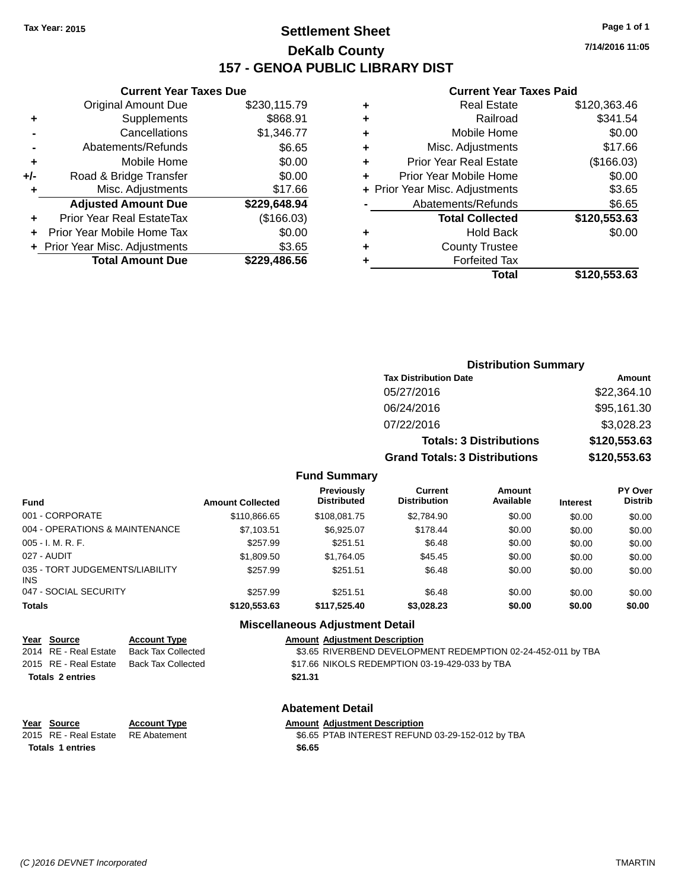Tax Year: 2015

# Settlement Sheet

## DeKalb County

## 157 - GENOA PUBLIC LIBRARY DIST

7/14/2016 11:05

### Current Year Taxes Due

| | | |
|---|---|---|
| | Original Amount Due | $230,115.79 |
| + | Supplements | $868.91 |
| - | Cancellations | $1,346.77 |
| - | Abatements/Refunds | $6.65 |
| + | Mobile Home | $0.00 |
| +/- | Road & Bridge Transfer | $0.00 |
| + | Misc. Adjustments | $17.66 |
| | **Adjusted Amount Due** | **$229,648.94** |
| + | Prior Year Real EstateTax | ($166.03) |
| + | Prior Year Mobile Home Tax | $0.00 |
| + | Prior Year Misc. Adjustments | $3.65 |
| | **Total Amount Due** | **$229,486.56** |

### Current Year Taxes Paid

| | | |
|---|---|---|
| + | Real Estate | $120,363.46 |
| + | Railroad | $341.54 |
| + | Mobile Home | $0.00 |
| + | Misc. Adjustments | $17.66 |
| + | Prior Year Real Estate | ($166.03) |
| + | Prior Year Mobile Home | $0.00 |
| + | Prior Year Misc. Adjustments | $3.65 |
| - | Abatements/Refunds | $6.65 |
| | **Total Collected** | **$120,553.63** |
| + | Hold Back | $0.00 |
| + | County Trustee | |
| + | Forfeited Tax | |
| | **Total** | **$120,553.63** |

### Distribution Summary

| Tax Distribution Date | Amount |
|---|---|
| 05/27/2016 | $22,364.10 |
| 06/24/2016 | $95,161.30 |
| 07/22/2016 | $3,028.23 |
| **Totals: 3 Distributions** | **$120,553.63** |
| **Grand Totals: 3 Distributions** | **$120,553.63** |

### Fund Summary

| Fund | Amount Collected | Previously Distributed | Current Distribution | Amount Available | Interest | PY Over Distrib |
|---|---|---|---|---|---|---|
| 001 - CORPORATE | $110,866.65 | $108,081.75 | $2,784.90 | $0.00 | $0.00 | $0.00 |
| 004 - OPERATIONS & MAINTENANCE | $7,103.51 | $6,925.07 | $178.44 | $0.00 | $0.00 | $0.00 |
| 005 - I. M. R. F. | $257.99 | $251.51 | $6.48 | $0.00 | $0.00 | $0.00 |
| 027 - AUDIT | $1,809.50 | $1,764.05 | $45.45 | $0.00 | $0.00 | $0.00 |
| 035 - TORT JUDGEMENTS/LIABILITY INS | $257.99 | $251.51 | $6.48 | $0.00 | $0.00 | $0.00 |
| 047 - SOCIAL SECURITY | $257.99 | $251.51 | $6.48 | $0.00 | $0.00 | $0.00 |
| **Totals** | **$120,553.63** | **$117,525.40** | **$3,028.23** | **$0.00** | **$0.00** | **$0.00** |

### Miscellaneous Adjustment Detail

| Year | Source | Account Type | Amount | Adjustment Description |
|---|---|---|---|---|
| 2014 | RE - Real Estate | Back Tax Collected | $3.65 | RIVERBEND DEVELOPMENT REDEMPTION 02-24-452-011 by TBA |
| 2015 | RE - Real Estate | Back Tax Collected | $17.66 | NIKOLS REDEMPTION 03-19-429-033 by TBA |
| **Totals 2 entries** | | | **$21.31** | |

### Abatement Detail

| Year | Source | Account Type | Amount | Adjustment Description |
|---|---|---|---|---|
| 2015 | RE - Real Estate | RE Abatement | $6.65 | PTAB INTEREST REFUND 03-29-152-012 by TBA |
| **Totals 1 entries** | | | **$6.65** | |

(C )2016 DEVNET Incorporated TMARTIN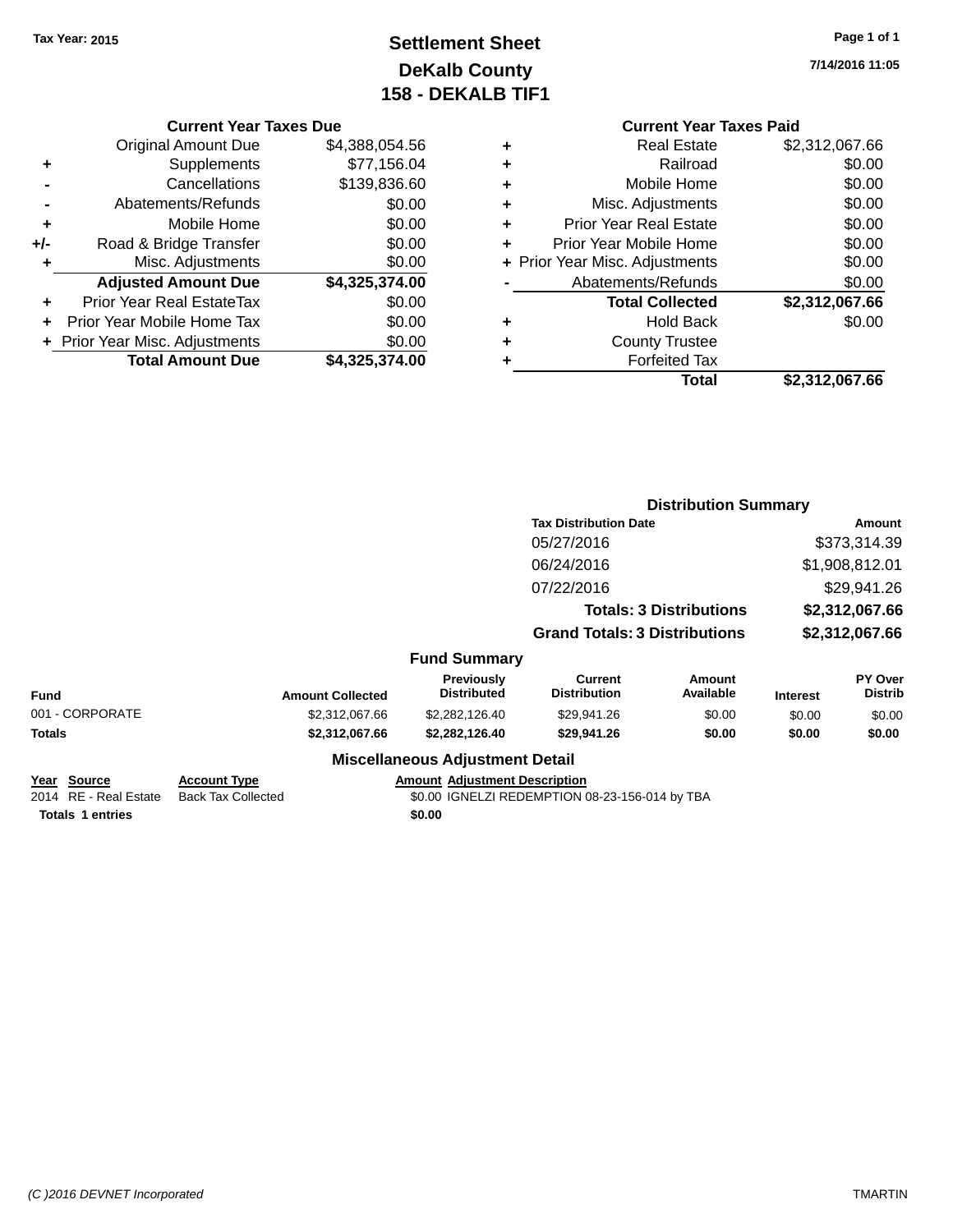Tax Year: 2015

# Settlement Sheet
## DeKalb County
## 158 - DEKALB TIF1

7/14/2016 11:05

### Current Year Taxes Due

| | | |
|---|---|---|
| | Original Amount Due | $4,388,054.56 |
| + | Supplements | $77,156.04 |
| - | Cancellations | $139,836.60 |
| - | Abatements/Refunds | $0.00 |
| + | Mobile Home | $0.00 |
| +/- | Road & Bridge Transfer | $0.00 |
| + | Misc. Adjustments | $0.00 |
| | **Adjusted Amount Due** | **$4,325,374.00** |
| + | Prior Year Real EstateTax | $0.00 |
| + | Prior Year Mobile Home Tax | $0.00 |
| + | Prior Year Misc. Adjustments | $0.00 |
| | **Total Amount Due** | **$4,325,374.00** |

### Current Year Taxes Paid

| | | |
|---|---|---|
| + | Real Estate | $2,312,067.66 |
| + | Railroad | $0.00 |
| + | Mobile Home | $0.00 |
| + | Misc. Adjustments | $0.00 |
| + | Prior Year Real Estate | $0.00 |
| + | Prior Year Mobile Home | $0.00 |
| + | Prior Year Misc. Adjustments | $0.00 |
| - | Abatements/Refunds | $0.00 |
| | **Total Collected** | **$2,312,067.66** |
| + | Hold Back | $0.00 |
| + | County Trustee | |
| + | Forfeited Tax | |
| | **Total** | **$2,312,067.66** |

### Distribution Summary

| Tax Distribution Date | Amount |
|---|---|
| 05/27/2016 | $373,314.39 |
| 06/24/2016 | $1,908,812.01 |
| 07/22/2016 | $29,941.26 |
| **Totals: 3 Distributions** | **$2,312,067.66** |
| **Grand Totals: 3 Distributions** | **$2,312,067.66** |

### Fund Summary

| Fund | Amount Collected | Previously Distributed | Current Distribution | Amount Available | Interest | PY Over Distrib |
|---|---|---|---|---|---|---|
| 001 - CORPORATE | $2,312,067.66 | $2,282,126.40 | $29,941.26 | $0.00 | $0.00 | $0.00 |
| **Totals** | **$2,312,067.66** | **$2,282,126.40** | **$29,941.26** | **$0.00** | **$0.00** | **$0.00** |

### Miscellaneous Adjustment Detail

| Year | Source | Account Type | Amount | Adjustment Description |
|---|---|---|---|---|
| 2014 | RE - Real Estate | Back Tax Collected | $0.00 | IGNELZI REDEMPTION 08-23-156-014 by TBA |
| **Totals 1 entries** | | | **$0.00** | |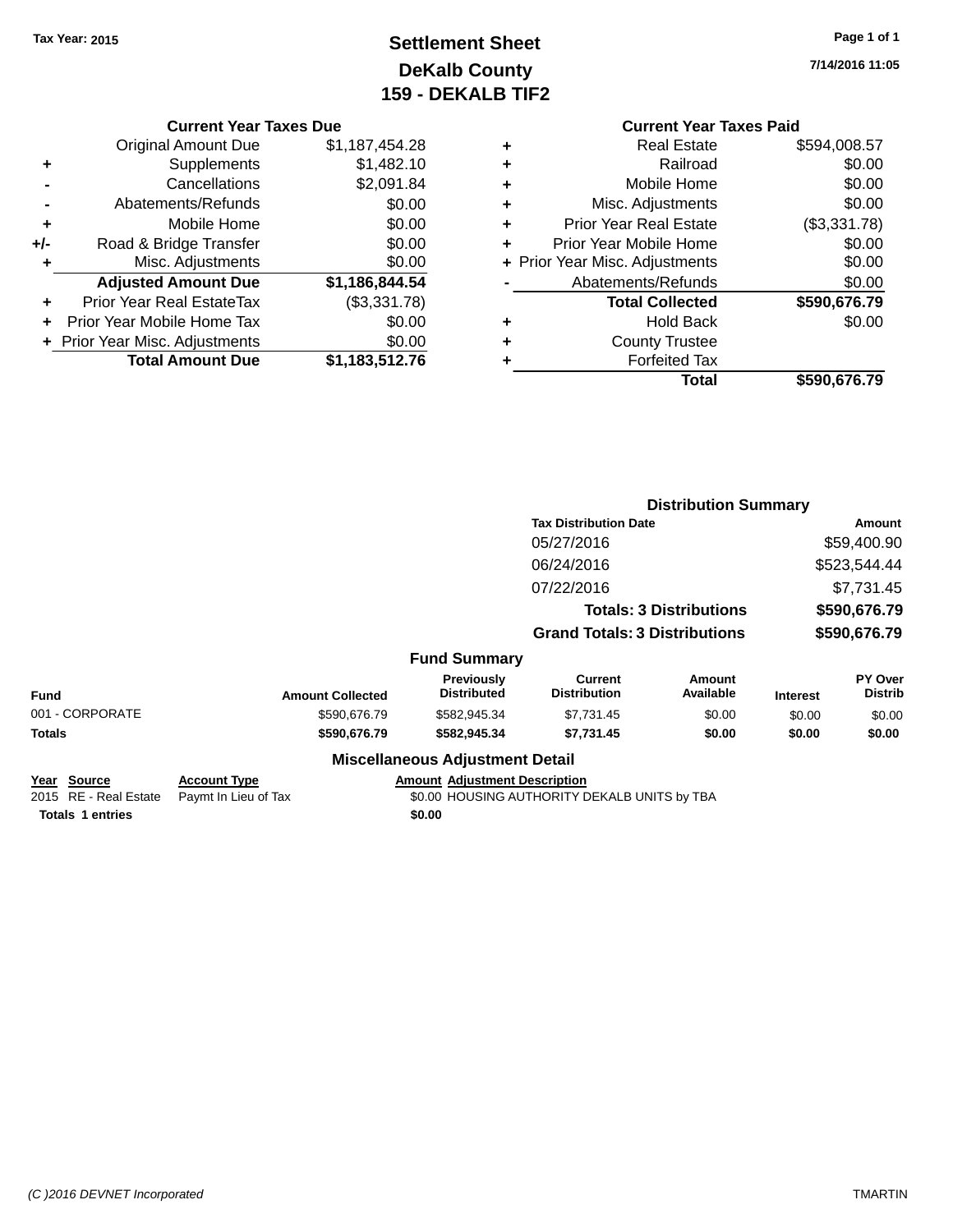Tax Year: 2015

# Settlement Sheet
## DeKalb County
## 159 - DEKALB TIF2

Page 1 of 1

7/14/2016 11:05

### Current Year Taxes Due

| | | |
|---|---|---|
| | Original Amount Due | $1,187,454.28 |
| + | Supplements | $1,482.10 |
| - | Cancellations | $2,091.84 |
| - | Abatements/Refunds | $0.00 |
| + | Mobile Home | $0.00 |
| +/- | Road & Bridge Transfer | $0.00 |
| + | Misc. Adjustments | $0.00 |
| | **Adjusted Amount Due** | **$1,186,844.54** |
| + | Prior Year Real EstateTax | ($3,331.78) |
| + | Prior Year Mobile Home Tax | $0.00 |
| + | Prior Year Misc. Adjustments | $0.00 |
| | **Total Amount Due** | **$1,183,512.76** |

### Current Year Taxes Paid

| | | |
|---|---|---|
| + | Real Estate | $594,008.57 |
| + | Railroad | $0.00 |
| + | Mobile Home | $0.00 |
| + | Misc. Adjustments | $0.00 |
| + | Prior Year Real Estate | ($3,331.78) |
| + | Prior Year Mobile Home | $0.00 |
| + | Prior Year Misc. Adjustments | $0.00 |
| - | Abatements/Refunds | $0.00 |
| | **Total Collected** | **$590,676.79** |
| + | Hold Back | $0.00 |
| + | County Trustee | |
| + | Forfeited Tax | |
| | **Total** | **$590,676.79** |

### Distribution Summary

| Tax Distribution Date | Amount |
|---|---|
| 05/27/2016 | $59,400.90 |
| 06/24/2016 | $523,544.44 |
| 07/22/2016 | $7,731.45 |
| **Totals: 3 Distributions** | **$590,676.79** |
| **Grand Totals: 3 Distributions** | **$590,676.79** |

### Fund Summary

| Fund | Amount Collected | Previously Distributed | Current Distribution | Amount Available | Interest | PY Over Distrib |
|---|---|---|---|---|---|---|
| 001 - CORPORATE | $590,676.79 | $582,945.34 | $7,731.45 | $0.00 | $0.00 | $0.00 |
| **Totals** | **$590,676.79** | **$582,945.34** | **$7,731.45** | **$0.00** | **$0.00** | **$0.00** |

### Miscellaneous Adjustment Detail

| Year | Source | Account Type | Amount | Adjustment Description |
|---|---|---|---|---|
| 2015 | RE - Real Estate | Paymt In Lieu of Tax | $0.00 | HOUSING AUTHORITY DEKALB UNITS by TBA |
| **Totals 1 entries** | | | **$0.00** | |

(C )2016 DEVNET Incorporated TMARTIN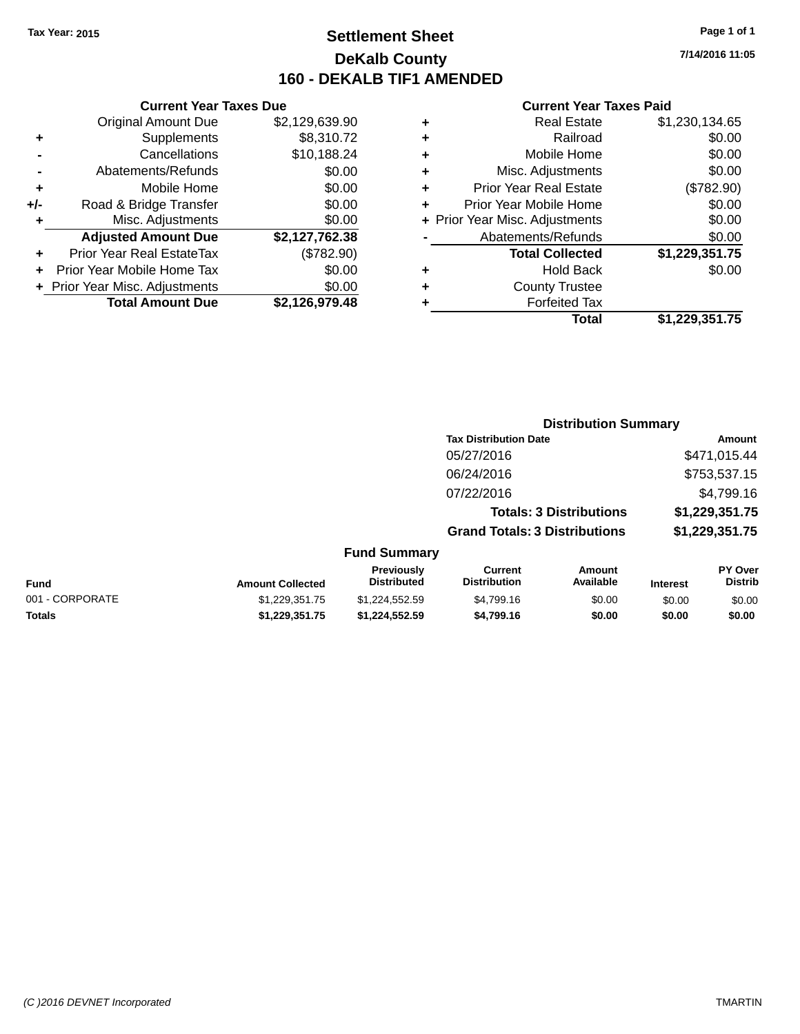Tax Year: 2015

# Settlement Sheet

## DeKalb County

## 160 - DEKALB TIF1 AMENDED

7/14/2016 11:05

### Current Year Taxes Due

| | | |
|---|---|---|
| | Original Amount Due | $2,129,639.90 |
| + | Supplements | $8,310.72 |
| - | Cancellations | $10,188.24 |
| - | Abatements/Refunds | $0.00 |
| + | Mobile Home | $0.00 |
| +/- | Road & Bridge Transfer | $0.00 |
| + | Misc. Adjustments | $0.00 |
| | **Adjusted Amount Due** | **$2,127,762.38** |
| + | Prior Year Real EstateTax | ($782.90) |
| + | Prior Year Mobile Home Tax | $0.00 |
| + | Prior Year Misc. Adjustments | $0.00 |
| | **Total Amount Due** | **$2,126,979.48** |

### Current Year Taxes Paid

| | | |
|---|---|---|
| + | Real Estate | $1,230,134.65 |
| + | Railroad | $0.00 |
| + | Mobile Home | $0.00 |
| + | Misc. Adjustments | $0.00 |
| + | Prior Year Real Estate | ($782.90) |
| + | Prior Year Mobile Home | $0.00 |
| + | Prior Year Misc. Adjustments | $0.00 |
| - | Abatements/Refunds | $0.00 |
| | **Total Collected** | **$1,229,351.75** |
| + | Hold Back | $0.00 |
| + | County Trustee | |
| + | Forfeited Tax | |
| | **Total** | **$1,229,351.75** |

### Distribution Summary

| Tax Distribution Date | Amount |
|---|---|
| 05/27/2016 | $471,015.44 |
| 06/24/2016 | $753,537.15 |
| 07/22/2016 | $4,799.16 |
| **Totals: 3 Distributions** | **$1,229,351.75** |
| **Grand Totals: 3 Distributions** | **$1,229,351.75** |

### Fund Summary

| Fund | Amount Collected | Previously Distributed | Current Distribution | Amount Available | Interest | PY Over Distrib |
|---|---|---|---|---|---|---|
| 001 - CORPORATE | $1,229,351.75 | $1,224,552.59 | $4,799.16 | $0.00 | $0.00 | $0.00 |
| **Totals** | **$1,229,351.75** | **$1,224,552.59** | **$4,799.16** | **$0.00** | **$0.00** | **$0.00** |

(C )2016 DEVNET Incorporated TMARTIN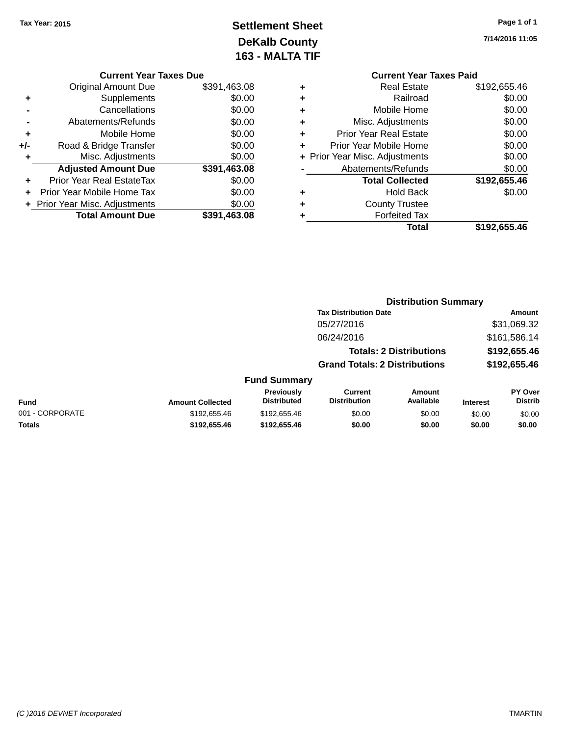Tax Year: 2015

# Settlement Sheet
## DeKalb County
## 163 - MALTA TIF

7/14/2016 11:05

**Current Year Taxes Due**

| | | |
|---|---|---|
| | Original Amount Due | $391,463.08 |
| + | Supplements | $0.00 |
| - | Cancellations | $0.00 |
| - | Abatements/Refunds | $0.00 |
| + | Mobile Home | $0.00 |
| +/- | Road & Bridge Transfer | $0.00 |
| + | Misc. Adjustments | $0.00 |
| | **Adjusted Amount Due** | **$391,463.08** |
| + | Prior Year Real EstateTax | $0.00 |
| + | Prior Year Mobile Home Tax | $0.00 |
| + | Prior Year Misc. Adjustments | $0.00 |
| | **Total Amount Due** | **$391,463.08** |

**Current Year Taxes Paid**

| | | |
|---|---|---|
| + | Real Estate | $192,655.46 |
| + | Railroad | $0.00 |
| + | Mobile Home | $0.00 |
| + | Misc. Adjustments | $0.00 |
| + | Prior Year Real Estate | $0.00 |
| + | Prior Year Mobile Home | $0.00 |
| + | Prior Year Misc. Adjustments | $0.00 |
| - | Abatements/Refunds | $0.00 |
| | **Total Collected** | **$192,655.46** |
| + | Hold Back | $0.00 |
| + | County Trustee | |
| + | Forfeited Tax | |
| | **Total** | **$192,655.46** |

**Distribution Summary**

| Tax Distribution Date | Amount |
|---|---|
| 05/27/2016 | $31,069.32 |
| 06/24/2016 | $161,586.14 |
| **Totals: 2 Distributions** | **$192,655.46** |
| **Grand Totals: 2 Distributions** | **$192,655.46** |

**Fund Summary**

| Fund | Amount Collected | Previously Distributed | Current Distribution | Amount Available | Interest | PY Over Distrib |
|---|---|---|---|---|---|---|
| 001 - CORPORATE | $192,655.46 | $192,655.46 | $0.00 | $0.00 | $0.00 | $0.00 |
| **Totals** | **$192,655.46** | **$192,655.46** | **$0.00** | **$0.00** | **$0.00** | **$0.00** |

(C )2016 DEVNET Incorporated TMARTIN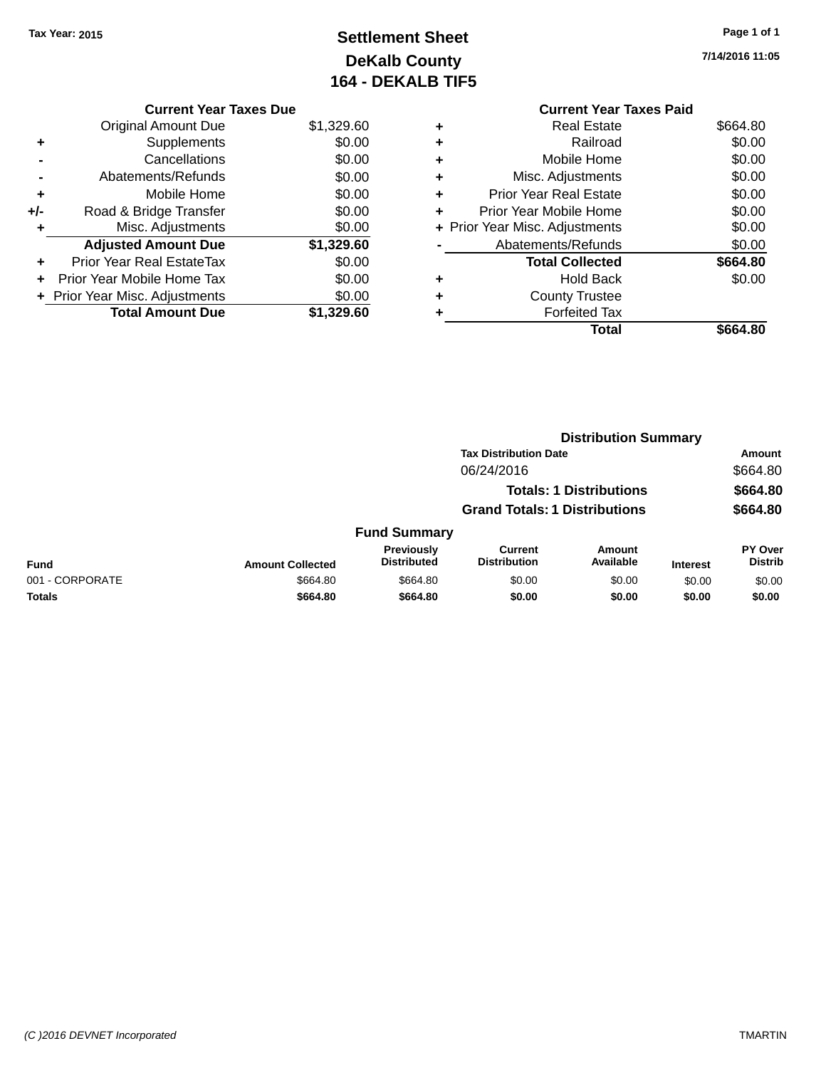Tax Year: 2015

# Settlement Sheet
## DeKalb County
## 164 - DEKALB TIF5

7/14/2016 11:05

### Current Year Taxes Due

| | | |
|---|---|---|
| | Original Amount Due | $1,329.60 |
| + | Supplements | $0.00 |
| - | Cancellations | $0.00 |
| - | Abatements/Refunds | $0.00 |
| + | Mobile Home | $0.00 |
| +/- | Road & Bridge Transfer | $0.00 |
| + | Misc. Adjustments | $0.00 |
| | **Adjusted Amount Due** | **$1,329.60** |
| + | Prior Year Real EstateTax | $0.00 |
| + | Prior Year Mobile Home Tax | $0.00 |
| + | Prior Year Misc. Adjustments | $0.00 |
| | **Total Amount Due** | **$1,329.60** |

### Current Year Taxes Paid

| | | |
|---|---|---|
| + | Real Estate | $664.80 |
| + | Railroad | $0.00 |
| + | Mobile Home | $0.00 |
| + | Misc. Adjustments | $0.00 |
| + | Prior Year Real Estate | $0.00 |
| + | Prior Year Mobile Home | $0.00 |
| + | Prior Year Misc. Adjustments | $0.00 |
| - | Abatements/Refunds | $0.00 |
| | **Total Collected** | **$664.80** |
| + | Hold Back | $0.00 |
| + | County Trustee | |
| + | Forfeited Tax | |
| | **Total** | **$664.80** |

### Distribution Summary

| Tax Distribution Date | Amount |
|---|---|
| 06/24/2016 | $664.80 |
| **Totals: 1 Distributions** | **$664.80** |
| **Grand Totals: 1 Distributions** | **$664.80** |

### Fund Summary

| Fund | Amount Collected | Previously Distributed | Current Distribution | Amount Available | Interest | PY Over Distrib |
|---|---|---|---|---|---|---|
| 001 - CORPORATE | $664.80 | $664.80 | $0.00 | $0.00 | $0.00 | $0.00 |
| **Totals** | **$664.80** | **$664.80** | **$0.00** | **$0.00** | **$0.00** | **$0.00** |

(C )2016 DEVNET Incorporated

TMARTIN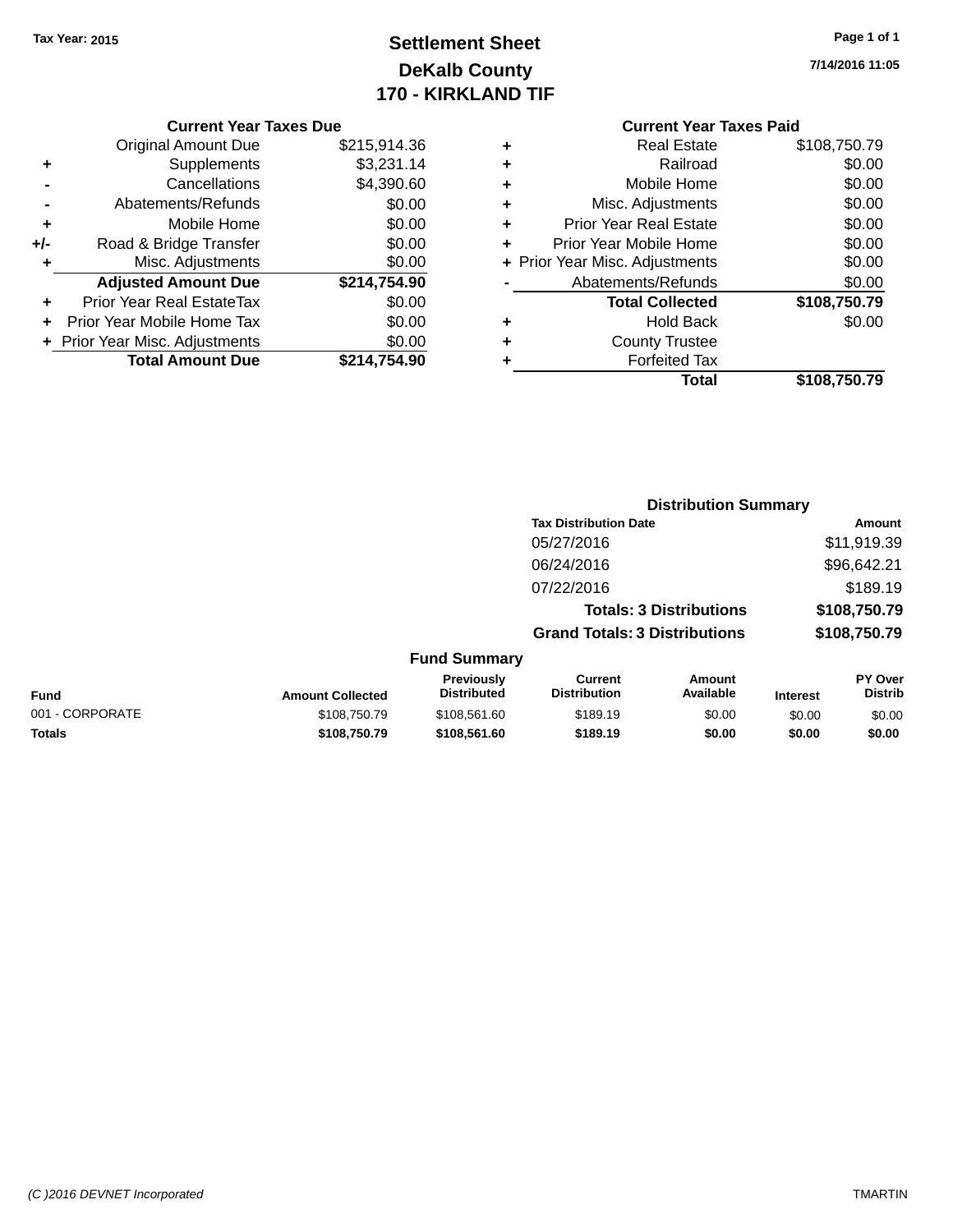Tax Year: 2015

# Settlement Sheet
## DeKalb County
## 170 - KIRKLAND TIF

7/14/2016 11:05

### Current Year Taxes Due

| | | |
|---|---|---|
| | Original Amount Due | $215,914.36 |
| + | Supplements | $3,231.14 |
| - | Cancellations | $4,390.60 |
| - | Abatements/Refunds | $0.00 |
| + | Mobile Home | $0.00 |
| +/- | Road & Bridge Transfer | $0.00 |
| + | Misc. Adjustments | $0.00 |
| | **Adjusted Amount Due** | **$214,754.90** |
| + | Prior Year Real EstateTax | $0.00 |
| + | Prior Year Mobile Home Tax | $0.00 |
| + | Prior Year Misc. Adjustments | $0.00 |
| | **Total Amount Due** | **$214,754.90** |

### Current Year Taxes Paid

| | | |
|---|---|---|
| + | Real Estate | $108,750.79 |
| + | Railroad | $0.00 |
| + | Mobile Home | $0.00 |
| + | Misc. Adjustments | $0.00 |
| + | Prior Year Real Estate | $0.00 |
| + | Prior Year Mobile Home | $0.00 |
| + | Prior Year Misc. Adjustments | $0.00 |
| - | Abatements/Refunds | $0.00 |
| | **Total Collected** | **$108,750.79** |
| + | Hold Back | $0.00 |
| + | County Trustee | |
| + | Forfeited Tax | |
| | **Total** | **$108,750.79** |

### Distribution Summary

| Tax Distribution Date | Amount |
|---|---|
| 05/27/2016 | $11,919.39 |
| 06/24/2016 | $96,642.21 |
| 07/22/2016 | $189.19 |
| **Totals: 3 Distributions** | **$108,750.79** |
| **Grand Totals: 3 Distributions** | **$108,750.79** |

### Fund Summary

| Fund | Amount Collected | Previously Distributed | Current Distribution | Amount Available | Interest | PY Over Distrib |
|---|---|---|---|---|---|---|
| 001 - CORPORATE | $108,750.79 | $108,561.60 | $189.19 | $0.00 | $0.00 | $0.00 |
| **Totals** | **$108,750.79** | **$108,561.60** | **$189.19** | **$0.00** | **$0.00** | **$0.00** |

(C )2016 DEVNET Incorporated TMARTIN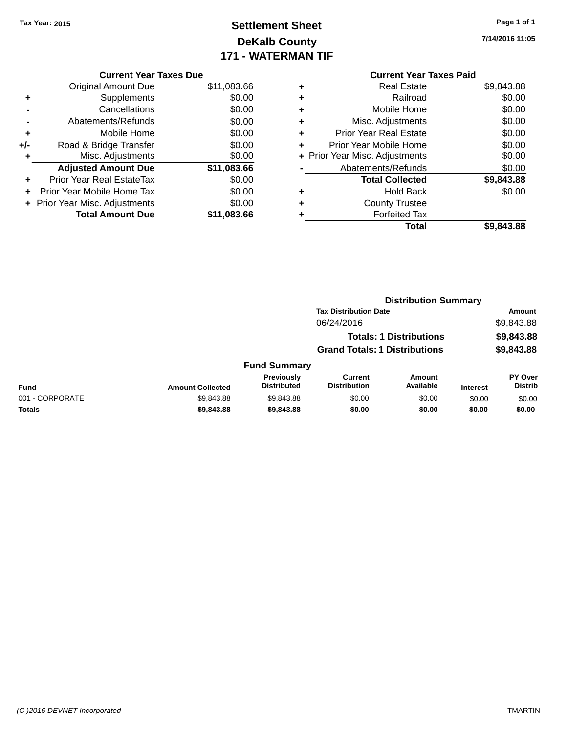Tax Year: 2015

# Settlement Sheet
## DeKalb County
## 171 - WATERMAN TIF

7/14/2016 11:05

### Current Year Taxes Due

| | | |
|---|---|---|
| | Original Amount Due | $11,083.66 |
| + | Supplements | $0.00 |
| - | Cancellations | $0.00 |
| - | Abatements/Refunds | $0.00 |
| + | Mobile Home | $0.00 |
| +/- | Road & Bridge Transfer | $0.00 |
| + | Misc. Adjustments | $0.00 |
| | **Adjusted Amount Due** | **$11,083.66** |
| + | Prior Year Real EstateTax | $0.00 |
| + | Prior Year Mobile Home Tax | $0.00 |
| + | Prior Year Misc. Adjustments | $0.00 |
| | **Total Amount Due** | **$11,083.66** |

### Current Year Taxes Paid

| | | |
|---|---|---|
| + | Real Estate | $9,843.88 |
| + | Railroad | $0.00 |
| + | Mobile Home | $0.00 |
| + | Misc. Adjustments | $0.00 |
| + | Prior Year Real Estate | $0.00 |
| + | Prior Year Mobile Home | $0.00 |
| + | Prior Year Misc. Adjustments | $0.00 |
| - | Abatements/Refunds | $0.00 |
| | **Total Collected** | **$9,843.88** |
| + | Hold Back | $0.00 |
| + | County Trustee | |
| + | Forfeited Tax | |
| | **Total** | **$9,843.88** |

### Distribution Summary

| Tax Distribution Date | Amount |
|---|---|
| 06/24/2016 | $9,843.88 |
| **Totals: 1 Distributions** | **$9,843.88** |
| **Grand Totals: 1 Distributions** | **$9,843.88** |

### Fund Summary

| Fund | Amount Collected | Previously Distributed | Current Distribution | Amount Available | Interest | PY Over Distrib |
|---|---|---|---|---|---|---|
| 001 - CORPORATE | $9,843.88 | $9,843.88 | $0.00 | $0.00 | $0.00 | $0.00 |
| **Totals** | **$9,843.88** | **$9,843.88** | **$0.00** | **$0.00** | **$0.00** | **$0.00** |

(C )2016 DEVNET Incorporated TMARTIN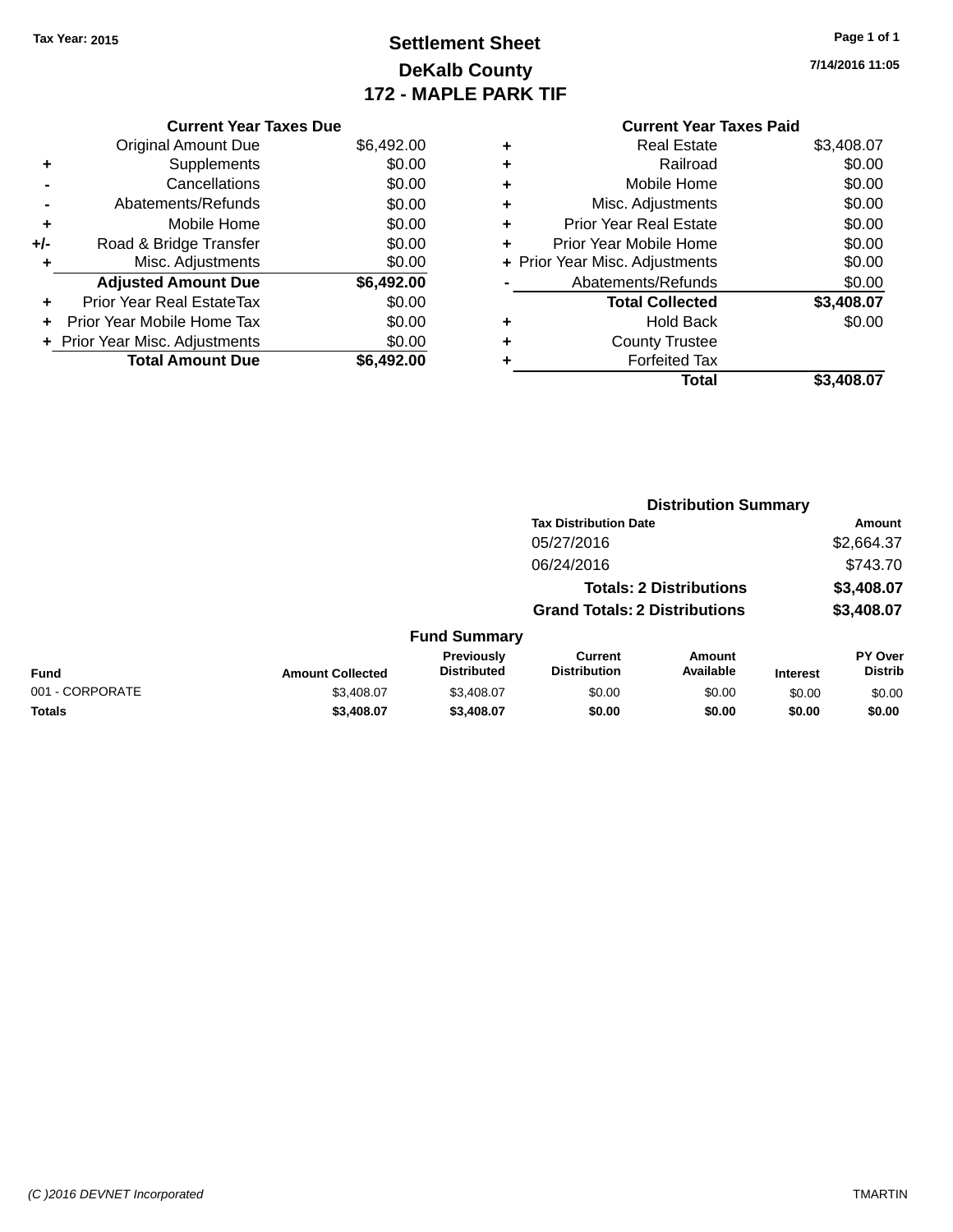Tax Year: 2015

# Settlement Sheet
## DeKalb County
## 172 - MAPLE PARK TIF

7/14/2016 11:05

### Current Year Taxes Due

| | | |
|---|---|---|
| | Original Amount Due | $6,492.00 |
| + | Supplements | $0.00 |
| - | Cancellations | $0.00 |
| - | Abatements/Refunds | $0.00 |
| + | Mobile Home | $0.00 |
| +/- | Road & Bridge Transfer | $0.00 |
| + | Misc. Adjustments | $0.00 |
| | **Adjusted Amount Due** | **$6,492.00** |
| + | Prior Year Real EstateTax | $0.00 |
| + | Prior Year Mobile Home Tax | $0.00 |
| + | Prior Year Misc. Adjustments | $0.00 |
| | **Total Amount Due** | **$6,492.00** |

### Current Year Taxes Paid

| | | |
|---|---|---|
| + | Real Estate | $3,408.07 |
| + | Railroad | $0.00 |
| + | Mobile Home | $0.00 |
| + | Misc. Adjustments | $0.00 |
| + | Prior Year Real Estate | $0.00 |
| + | Prior Year Mobile Home | $0.00 |
| + | Prior Year Misc. Adjustments | $0.00 |
| - | Abatements/Refunds | $0.00 |
| | **Total Collected** | **$3,408.07** |
| + | Hold Back | $0.00 |
| + | County Trustee | |
| + | Forfeited Tax | |
| | **Total** | **$3,408.07** |

### Distribution Summary

| Tax Distribution Date | Amount |
|---|---|
| 05/27/2016 | $2,664.37 |
| 06/24/2016 | $743.70 |
| **Totals: 2 Distributions** | **$3,408.07** |
| **Grand Totals: 2 Distributions** | **$3,408.07** |

### Fund Summary

| Fund | Amount Collected | Previously Distributed | Current Distribution | Amount Available | Interest | PY Over Distrib |
|---|---|---|---|---|---|---|
| 001 - CORPORATE | $3,408.07 | $3,408.07 | $0.00 | $0.00 | $0.00 | $0.00 |
| **Totals** | **$3,408.07** | **$3,408.07** | **$0.00** | **$0.00** | **$0.00** | **$0.00** |

(C )2016 DEVNET Incorporated

TMARTIN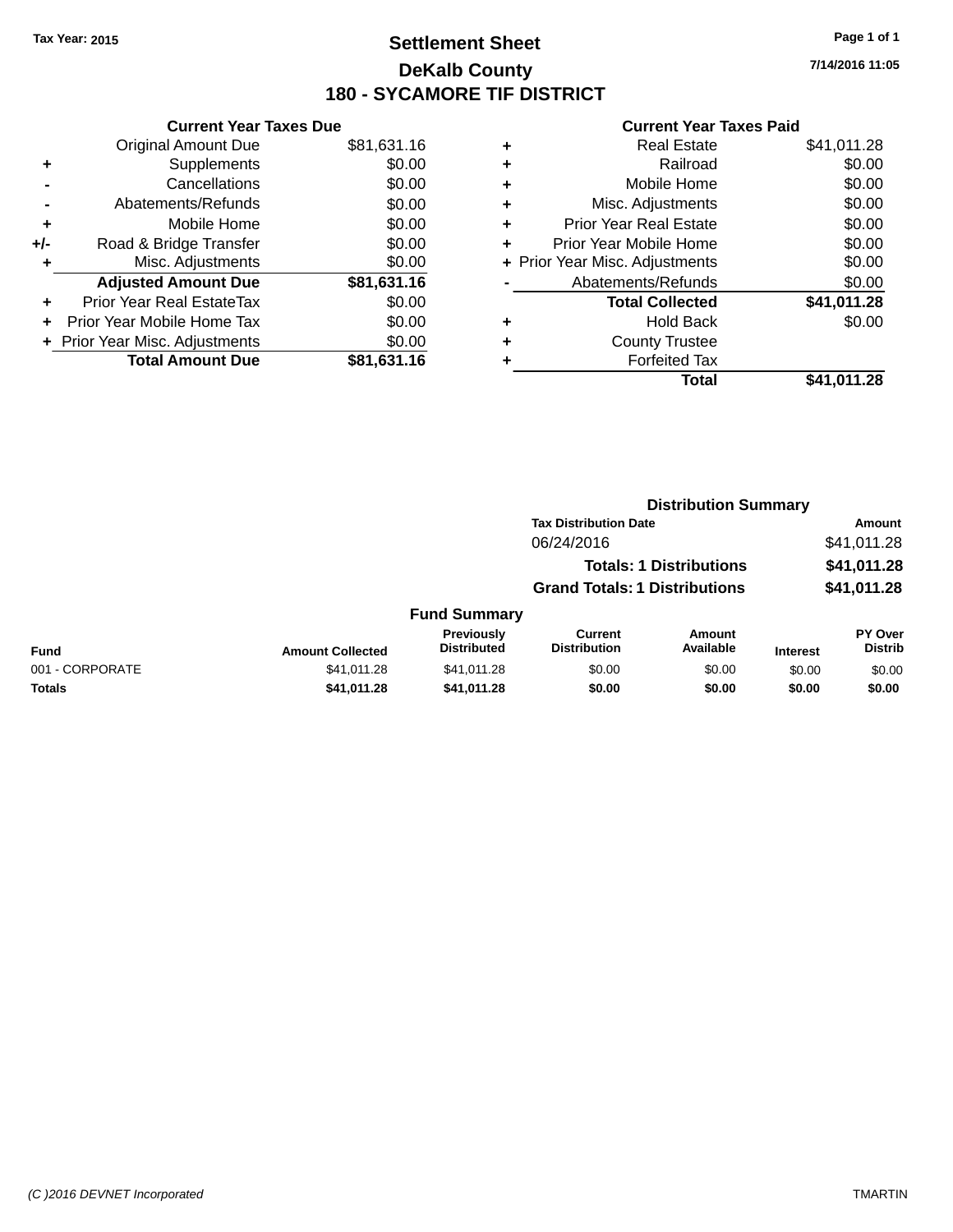Tax Year: 2015

# Settlement Sheet

## DeKalb County

## 180 - SYCAMORE TIF DISTRICT

7/14/2016 11:05

### Current Year Taxes Due

| | | |
|---|---|---|
| | Original Amount Due | $81,631.16 |
| + | Supplements | $0.00 |
| - | Cancellations | $0.00 |
| - | Abatements/Refunds | $0.00 |
| + | Mobile Home | $0.00 |
| +/- | Road & Bridge Transfer | $0.00 |
| + | Misc. Adjustments | $0.00 |
| | **Adjusted Amount Due** | **$81,631.16** |
| + | Prior Year Real EstateTax | $0.00 |
| + | Prior Year Mobile Home Tax | $0.00 |
| + | Prior Year Misc. Adjustments | $0.00 |
| | **Total Amount Due** | **$81,631.16** |

### Current Year Taxes Paid

| | | |
|---|---|---|
| + | Real Estate | $41,011.28 |
| + | Railroad | $0.00 |
| + | Mobile Home | $0.00 |
| + | Misc. Adjustments | $0.00 |
| + | Prior Year Real Estate | $0.00 |
| + | Prior Year Mobile Home | $0.00 |
| + | Prior Year Misc. Adjustments | $0.00 |
| - | Abatements/Refunds | $0.00 |
| | **Total Collected** | **$41,011.28** |
| + | Hold Back | $0.00 |
| + | County Trustee | |
| + | Forfeited Tax | |
| | **Total** | **$41,011.28** |

### Distribution Summary

| Tax Distribution Date | Amount |
|---|---|
| 06/24/2016 | $41,011.28 |
| **Totals: 1 Distributions** | **$41,011.28** |
| **Grand Totals: 1 Distributions** | **$41,011.28** |

### Fund Summary

| Fund | Amount Collected | Previously Distributed | Current Distribution | Amount Available | Interest | PY Over Distrib |
|---|---|---|---|---|---|---|
| 001 - CORPORATE | $41,011.28 | $41,011.28 | $0.00 | $0.00 | $0.00 | $0.00 |
| **Totals** | **$41,011.28** | **$41,011.28** | **$0.00** | **$0.00** | **$0.00** | **$0.00** |

(C )2016 DEVNET Incorporated

TMARTIN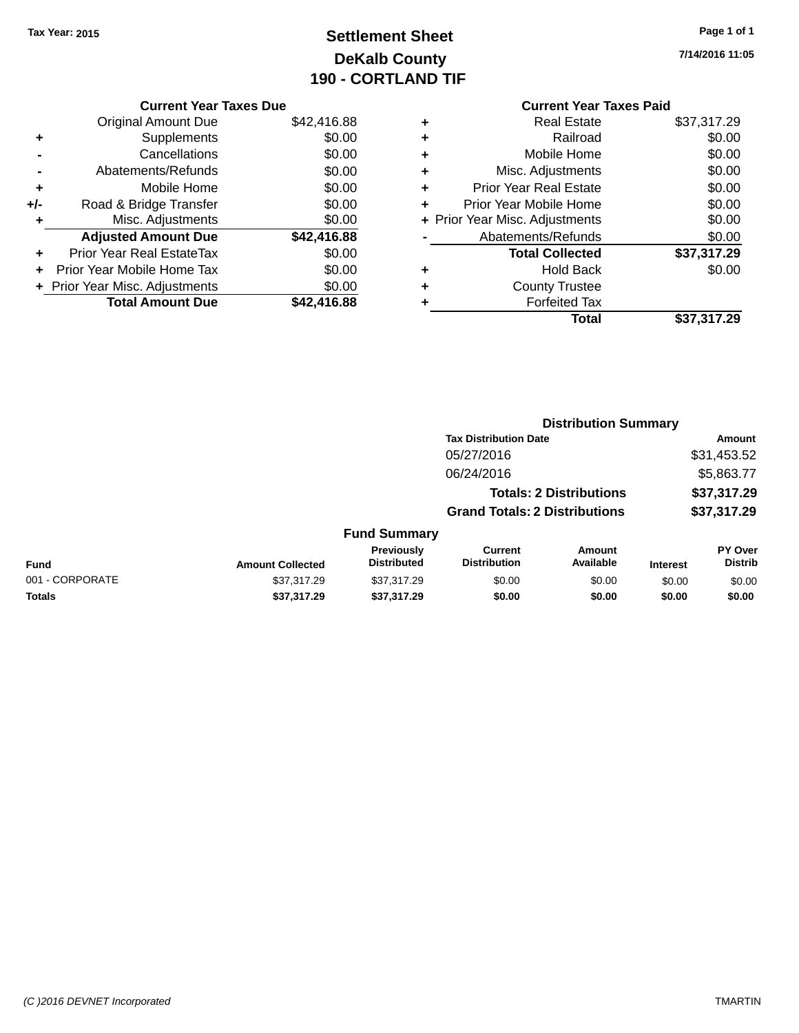Tax Year: 2015

# Settlement Sheet

## DeKalb County

## 190 - CORTLAND TIF

7/14/2016 11:05

### Current Year Taxes Due

| | | |
|---|---|---|
| | Original Amount Due | $42,416.88 |
| + | Supplements | $0.00 |
| - | Cancellations | $0.00 |
| - | Abatements/Refunds | $0.00 |
| + | Mobile Home | $0.00 |
| +/- | Road & Bridge Transfer | $0.00 |
| + | Misc. Adjustments | $0.00 |
| | **Adjusted Amount Due** | **$42,416.88** |
| + | Prior Year Real EstateTax | $0.00 |
| + | Prior Year Mobile Home Tax | $0.00 |
| + | Prior Year Misc. Adjustments | $0.00 |
| | **Total Amount Due** | **$42,416.88** |

### Current Year Taxes Paid

| | | |
|---|---|---|
| + | Real Estate | $37,317.29 |
| + | Railroad | $0.00 |
| + | Mobile Home | $0.00 |
| + | Misc. Adjustments | $0.00 |
| + | Prior Year Real Estate | $0.00 |
| + | Prior Year Mobile Home | $0.00 |
| + | Prior Year Misc. Adjustments | $0.00 |
| - | Abatements/Refunds | $0.00 |
| | **Total Collected** | **$37,317.29** |
| + | Hold Back | $0.00 |
| + | County Trustee | |
| + | Forfeited Tax | |
| | **Total** | **$37,317.29** |

### Distribution Summary

| Tax Distribution Date | Amount |
|---|---|
| 05/27/2016 | $31,453.52 |
| 06/24/2016 | $5,863.77 |
| **Totals: 2 Distributions** | **$37,317.29** |
| **Grand Totals: 2 Distributions** | **$37,317.29** |

### Fund Summary

| Fund | Amount Collected | Previously Distributed | Current Distribution | Amount Available | Interest | PY Over Distrib |
|---|---|---|---|---|---|---|
| 001 - CORPORATE | $37,317.29 | $37,317.29 | $0.00 | $0.00 | $0.00 | $0.00 |
| **Totals** | **$37,317.29** | **$37,317.29** | **$0.00** | **$0.00** | **$0.00** | **$0.00** |

(C )2016 DEVNET Incorporated TMARTIN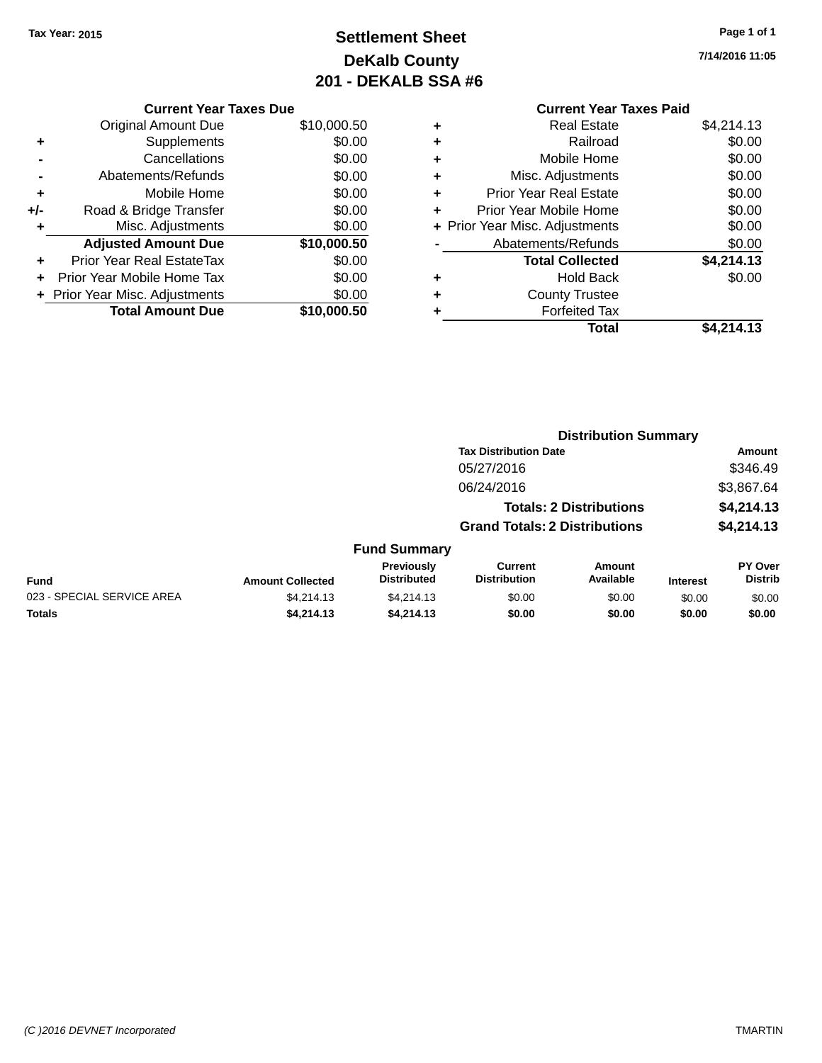Tax Year: 2015

# Settlement Sheet
## DeKalb County
## 201 - DEKALB SSA #6

7/14/2016 11:05

### Current Year Taxes Due

| | | |
|---|---|---|
| | Original Amount Due | $10,000.50 |
| + | Supplements | $0.00 |
| - | Cancellations | $0.00 |
| - | Abatements/Refunds | $0.00 |
| + | Mobile Home | $0.00 |
| +/- | Road & Bridge Transfer | $0.00 |
| + | Misc. Adjustments | $0.00 |
| | **Adjusted Amount Due** | **$10,000.50** |
| + | Prior Year Real EstateTax | $0.00 |
| + | Prior Year Mobile Home Tax | $0.00 |
| + | Prior Year Misc. Adjustments | $0.00 |
| | **Total Amount Due** | **$10,000.50** |

### Current Year Taxes Paid

| | | |
|---|---|---|
| + | Real Estate | $4,214.13 |
| + | Railroad | $0.00 |
| + | Mobile Home | $0.00 |
| + | Misc. Adjustments | $0.00 |
| + | Prior Year Real Estate | $0.00 |
| + | Prior Year Mobile Home | $0.00 |
| + | Prior Year Misc. Adjustments | $0.00 |
| - | Abatements/Refunds | $0.00 |
| | **Total Collected** | **$4,214.13** |
| + | Hold Back | $0.00 |
| + | County Trustee | |
| + | Forfeited Tax | |
| | **Total** | **$4,214.13** |

### Distribution Summary

| Tax Distribution Date | Amount |
|---|---|
| 05/27/2016 | $346.49 |
| 06/24/2016 | $3,867.64 |
| **Totals: 2 Distributions** | **$4,214.13** |
| **Grand Totals: 2 Distributions** | **$4,214.13** |

### Fund Summary

| Fund | Amount Collected | Previously Distributed | Current Distribution | Amount Available | Interest | PY Over Distrib |
|---|---|---|---|---|---|---|
| 023 - SPECIAL SERVICE AREA | $4,214.13 | $4,214.13 | $0.00 | $0.00 | $0.00 | $0.00 |
| **Totals** | **$4,214.13** | **$4,214.13** | **$0.00** | **$0.00** | **$0.00** | **$0.00** |

(C )2016 DEVNET Incorporated TMARTIN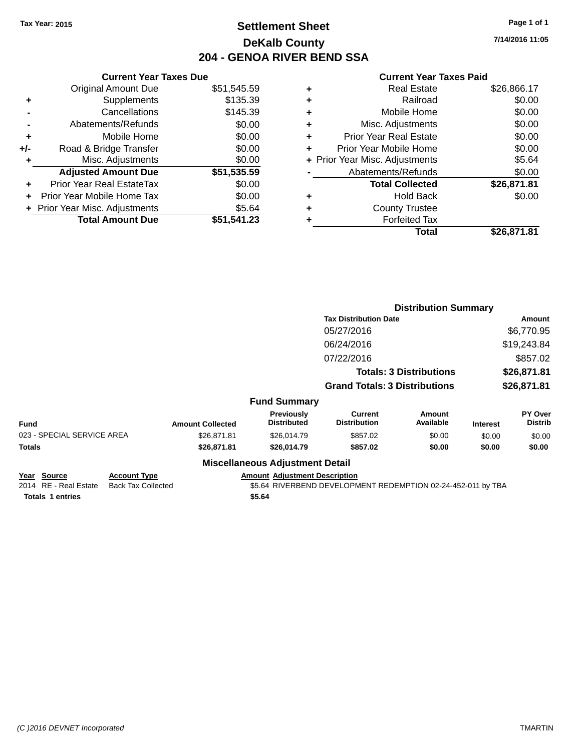Tax Year: 2015

# Settlement Sheet
## DeKalb County
## 204 - GENOA RIVER BEND SSA

7/14/2016 11:05

### Current Year Taxes Due

| | | |
|---|---|---|
| | Original Amount Due | $51,545.59 |
| + | Supplements | $135.39 |
| - | Cancellations | $145.39 |
| - | Abatements/Refunds | $0.00 |
| + | Mobile Home | $0.00 |
| +/- | Road & Bridge Transfer | $0.00 |
| + | Misc. Adjustments | $0.00 |
| | **Adjusted Amount Due** | **$51,535.59** |
| + | Prior Year Real EstateTax | $0.00 |
| + | Prior Year Mobile Home Tax | $0.00 |
| + | Prior Year Misc. Adjustments | $5.64 |
| | **Total Amount Due** | **$51,541.23** |

### Current Year Taxes Paid

| | | |
|---|---|---|
| + | Real Estate | $26,866.17 |
| + | Railroad | $0.00 |
| + | Mobile Home | $0.00 |
| + | Misc. Adjustments | $0.00 |
| + | Prior Year Real Estate | $0.00 |
| + | Prior Year Mobile Home | $0.00 |
| + | Prior Year Misc. Adjustments | $5.64 |
| - | Abatements/Refunds | $0.00 |
| | **Total Collected** | **$26,871.81** |
| + | Hold Back | $0.00 |
| + | County Trustee | |
| + | Forfeited Tax | |
| | **Total** | **$26,871.81** |

### Distribution Summary

| Tax Distribution Date | Amount |
|---|---|
| 05/27/2016 | $6,770.95 |
| 06/24/2016 | $19,243.84 |
| 07/22/2016 | $857.02 |
| **Totals: 3 Distributions** | **$26,871.81** |
| **Grand Totals: 3 Distributions** | **$26,871.81** |

### Fund Summary

| Fund | Amount Collected | Previously Distributed | Current Distribution | Amount Available | Interest | PY Over Distrib |
|---|---|---|---|---|---|---|
| 023 - SPECIAL SERVICE AREA | $26,871.81 | $26,014.79 | $857.02 | $0.00 | $0.00 | $0.00 |
| **Totals** | **$26,871.81** | **$26,014.79** | **$857.02** | **$0.00** | **$0.00** | **$0.00** |

### Miscellaneous Adjustment Detail

| Year | Source | Account Type | Amount | Adjustment Description |
|---|---|---|---|---|
| 2014 | RE - Real Estate | Back Tax Collected | $5.64 | RIVERBEND DEVELOPMENT REDEMPTION 02-24-452-011 by TBA |
| **Totals 1 entries** | | | **$5.64** | |

(C )2016 DEVNET Incorporated TMARTIN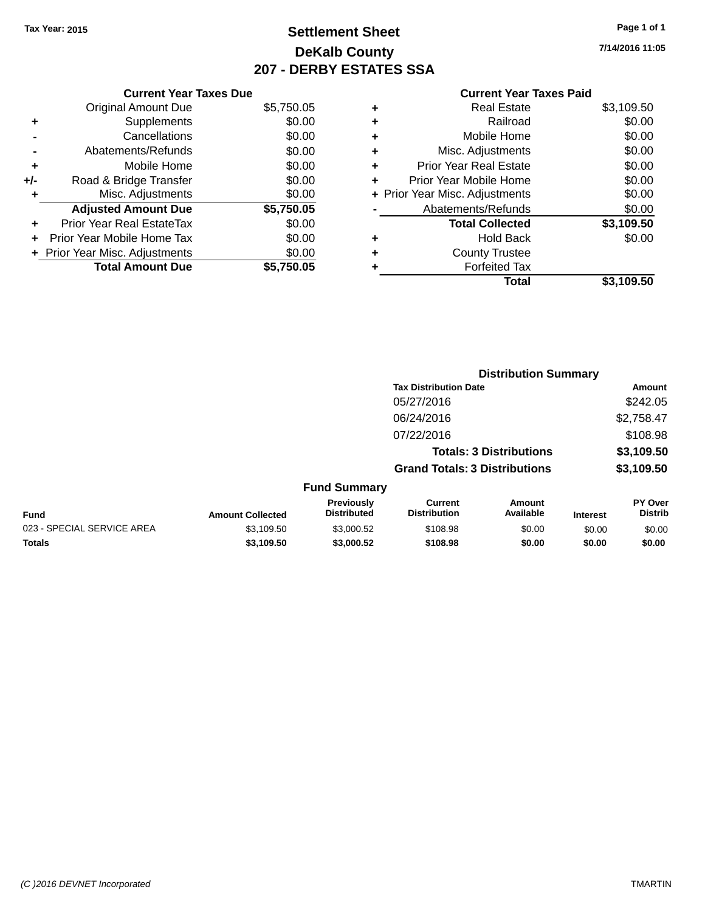Tax Year: 2015

# Settlement Sheet

## DeKalb County

## 207 - DERBY ESTATES SSA

7/14/2016 11:05

### Current Year Taxes Due

| | | |
|---|---|---|
| | Original Amount Due | $5,750.05 |
| + | Supplements | $0.00 |
| - | Cancellations | $0.00 |
| - | Abatements/Refunds | $0.00 |
| + | Mobile Home | $0.00 |
| +/- | Road & Bridge Transfer | $0.00 |
| + | Misc. Adjustments | $0.00 |
| | **Adjusted Amount Due** | **$5,750.05** |
| + | Prior Year Real EstateTax | $0.00 |
| + | Prior Year Mobile Home Tax | $0.00 |
| + | Prior Year Misc. Adjustments | $0.00 |
| | **Total Amount Due** | **$5,750.05** |

### Current Year Taxes Paid

| | | |
|---|---|---|
| + | Real Estate | $3,109.50 |
| + | Railroad | $0.00 |
| + | Mobile Home | $0.00 |
| + | Misc. Adjustments | $0.00 |
| + | Prior Year Real Estate | $0.00 |
| + | Prior Year Mobile Home | $0.00 |
| + | Prior Year Misc. Adjustments | $0.00 |
| - | Abatements/Refunds | $0.00 |
| | **Total Collected** | **$3,109.50** |
| + | Hold Back | $0.00 |
| + | County Trustee | |
| + | Forfeited Tax | |
| | **Total** | **$3,109.50** |

### Distribution Summary

| Tax Distribution Date | Amount |
|---|---|
| 05/27/2016 | $242.05 |
| 06/24/2016 | $2,758.47 |
| 07/22/2016 | $108.98 |
| **Totals: 3 Distributions** | **$3,109.50** |
| **Grand Totals: 3 Distributions** | **$3,109.50** |

### Fund Summary

| Fund | Amount Collected | Previously Distributed | Current Distribution | Amount Available | Interest | PY Over Distrib |
|---|---|---|---|---|---|---|
| 023 - SPECIAL SERVICE AREA | $3,109.50 | $3,000.52 | $108.98 | $0.00 | $0.00 | $0.00 |
| **Totals** | **$3,109.50** | **$3,000.52** | **$108.98** | **$0.00** | **$0.00** | **$0.00** |

(C )2016 DEVNET Incorporated TMARTIN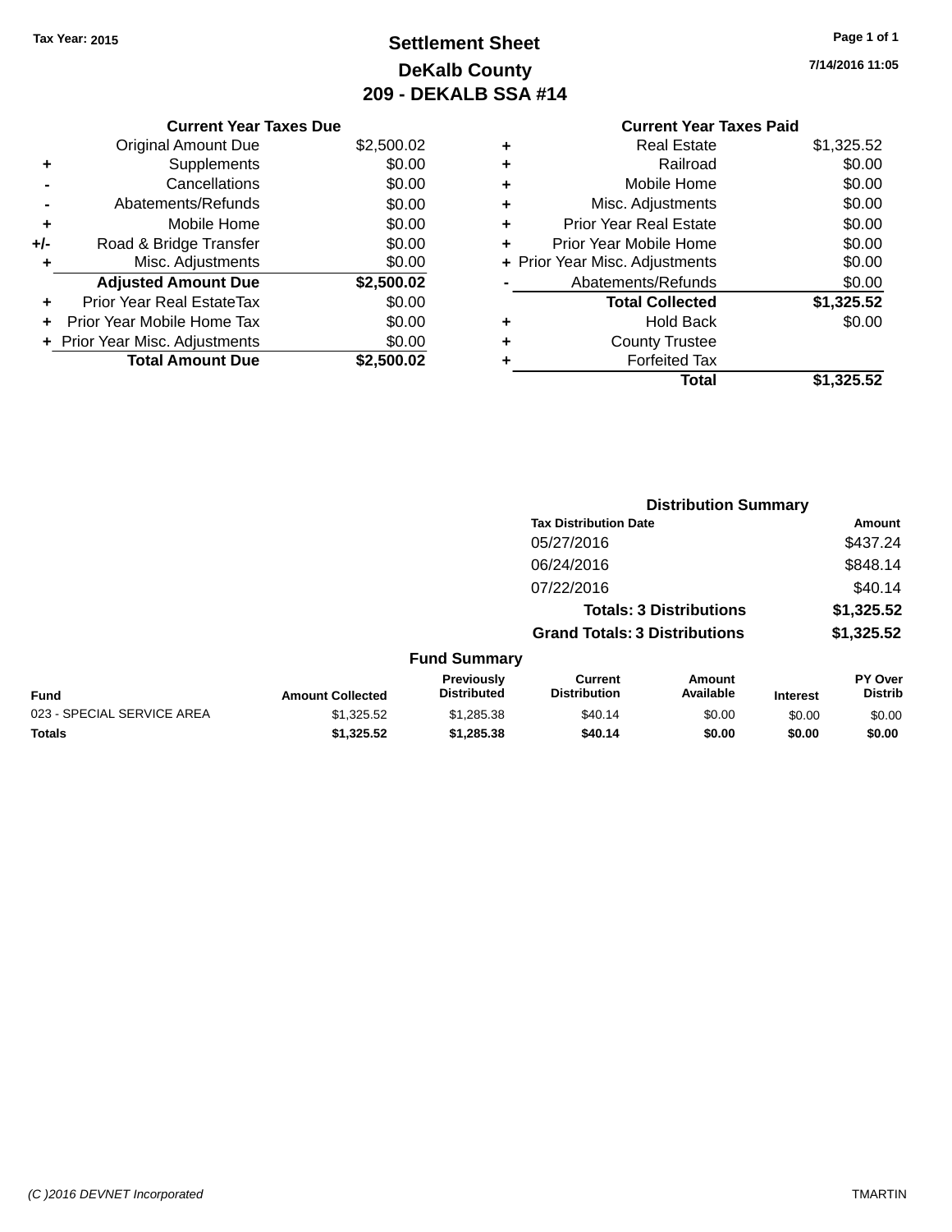Tax Year: 2015

# Settlement Sheet
## DeKalb County
## 209 - DEKALB SSA #14

7/14/2016 11:05

### Current Year Taxes Due

| | | |
|---|---|---|
| | Original Amount Due | $2,500.02 |
| + | Supplements | $0.00 |
| - | Cancellations | $0.00 |
| - | Abatements/Refunds | $0.00 |
| + | Mobile Home | $0.00 |
| +/- | Road & Bridge Transfer | $0.00 |
| + | Misc. Adjustments | $0.00 |
| | **Adjusted Amount Due** | **$2,500.02** |
| + | Prior Year Real EstateTax | $0.00 |
| + | Prior Year Mobile Home Tax | $0.00 |
| + | Prior Year Misc. Adjustments | $0.00 |
| | **Total Amount Due** | **$2,500.02** |

### Current Year Taxes Paid

| | | |
|---|---|---|
| + | Real Estate | $1,325.52 |
| + | Railroad | $0.00 |
| + | Mobile Home | $0.00 |
| + | Misc. Adjustments | $0.00 |
| + | Prior Year Real Estate | $0.00 |
| + | Prior Year Mobile Home | $0.00 |
| + | Prior Year Misc. Adjustments | $0.00 |
| - | Abatements/Refunds | $0.00 |
| | **Total Collected** | **$1,325.52** |
| + | Hold Back | $0.00 |
| + | County Trustee | |
| + | Forfeited Tax | |
| | **Total** | **$1,325.52** |

### Distribution Summary

| Tax Distribution Date | Amount |
|---|---|
| 05/27/2016 | $437.24 |
| 06/24/2016 | $848.14 |
| 07/22/2016 | $40.14 |
| **Totals: 3 Distributions** | **$1,325.52** |
| **Grand Totals: 3 Distributions** | **$1,325.52** |

### Fund Summary

| Fund | Amount Collected | Previously Distributed | Current Distribution | Amount Available | Interest | PY Over Distrib |
|---|---|---|---|---|---|---|
| 023 - SPECIAL SERVICE AREA | $1,325.52 | $1,285.38 | $40.14 | $0.00 | $0.00 | $0.00 |
| **Totals** | **$1,325.52** | **$1,285.38** | **$40.14** | **$0.00** | **$0.00** | **$0.00** |

(C )2016 DEVNET Incorporated

TMARTIN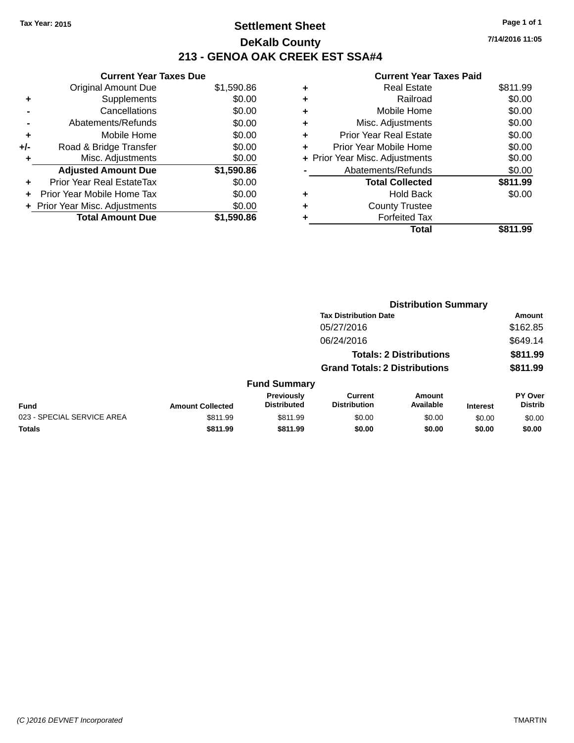Tax Year: 2015

# Settlement Sheet

## DeKalb County

## 213 - GENOA OAK CREEK EST SSA#4

7/14/2016 11:05

### Current Year Taxes Due

| | | |
|---|---|---|
| | Original Amount Due | $1,590.86 |
| + | Supplements | $0.00 |
| - | Cancellations | $0.00 |
| - | Abatements/Refunds | $0.00 |
| + | Mobile Home | $0.00 |
| +/- | Road & Bridge Transfer | $0.00 |
| + | Misc. Adjustments | $0.00 |
| | **Adjusted Amount Due** | **$1,590.86** |
| + | Prior Year Real EstateTax | $0.00 |
| + | Prior Year Mobile Home Tax | $0.00 |
| + | Prior Year Misc. Adjustments | $0.00 |
| | **Total Amount Due** | **$1,590.86** |

### Current Year Taxes Paid

| | | |
|---|---|---|
| + | Real Estate | $811.99 |
| + | Railroad | $0.00 |
| + | Mobile Home | $0.00 |
| + | Misc. Adjustments | $0.00 |
| + | Prior Year Real Estate | $0.00 |
| + | Prior Year Mobile Home | $0.00 |
| + | Prior Year Misc. Adjustments | $0.00 |
| - | Abatements/Refunds | $0.00 |
| | **Total Collected** | **$811.99** |
| + | Hold Back | $0.00 |
| + | County Trustee | |
| + | Forfeited Tax | |
| | **Total** | **$811.99** |

### Distribution Summary

| Tax Distribution Date | Amount |
|---|---|
| 05/27/2016 | $162.85 |
| 06/24/2016 | $649.14 |
| **Totals: 2 Distributions** | **$811.99** |
| **Grand Totals: 2 Distributions** | **$811.99** |

### Fund Summary

| Fund | Amount Collected | Previously Distributed | Current Distribution | Amount Available | Interest | PY Over Distrib |
|---|---|---|---|---|---|---|
| 023 - SPECIAL SERVICE AREA | $811.99 | $811.99 | $0.00 | $0.00 | $0.00 | $0.00 |
| **Totals** | **$811.99** | **$811.99** | **$0.00** | **$0.00** | **$0.00** | **$0.00** |

(C )2016 DEVNET Incorporated TMARTIN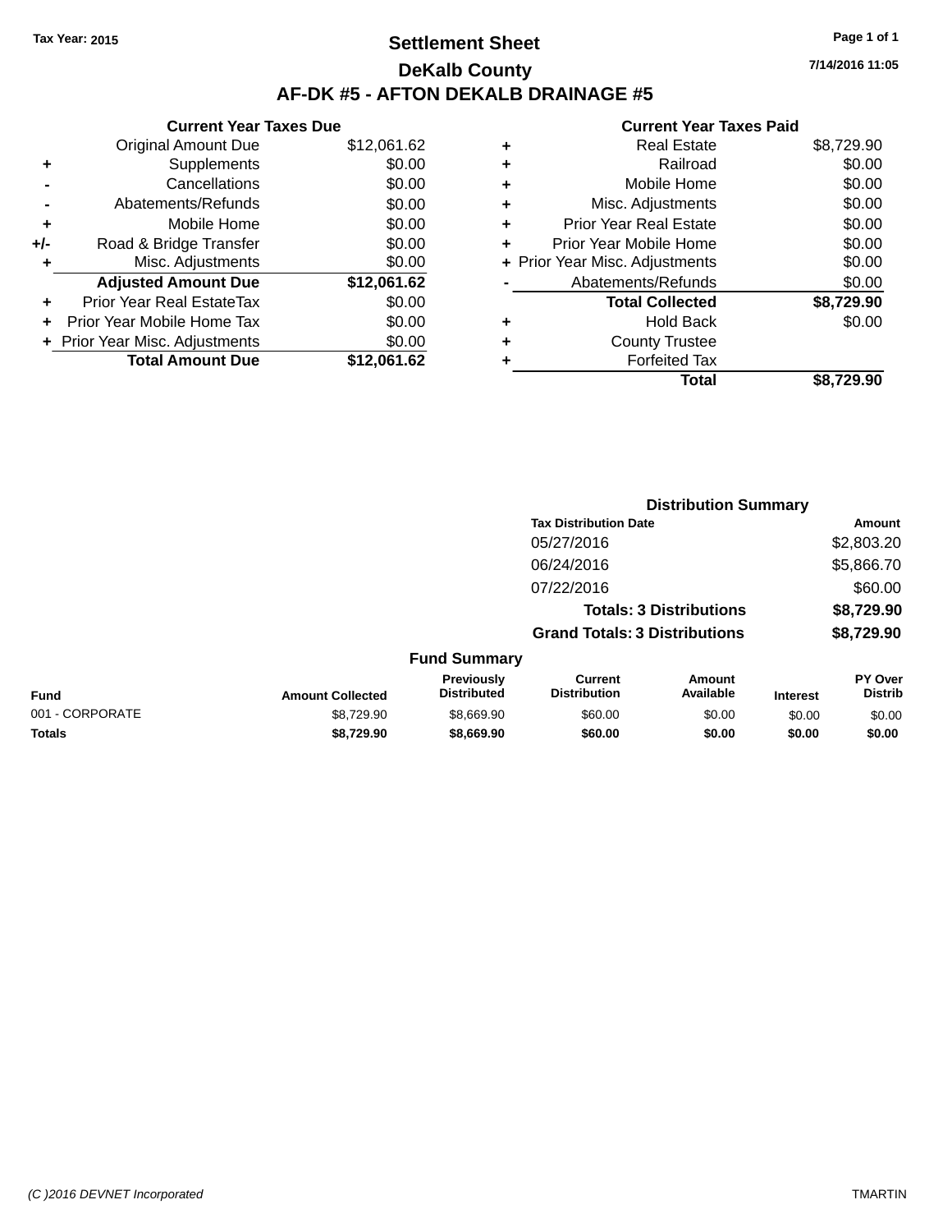Tax Year: 2015

# Settlement Sheet

## DeKalb County

## AF-DK #5 - AFTON DEKALB DRAINAGE #5

7/14/2016 11:05

### Current Year Taxes Due

| | | |
|---|---|---|
| | Original Amount Due | $12,061.62 |
| + | Supplements | $0.00 |
| - | Cancellations | $0.00 |
| - | Abatements/Refunds | $0.00 |
| + | Mobile Home | $0.00 |
| +/- | Road & Bridge Transfer | $0.00 |
| + | Misc. Adjustments | $0.00 |
| | **Adjusted Amount Due** | **$12,061.62** |
| + | Prior Year Real EstateTax | $0.00 |
| + | Prior Year Mobile Home Tax | $0.00 |
| + | Prior Year Misc. Adjustments | $0.00 |
| | **Total Amount Due** | **$12,061.62** |

### Current Year Taxes Paid

| | | |
|---|---|---|
| + | Real Estate | $8,729.90 |
| + | Railroad | $0.00 |
| + | Mobile Home | $0.00 |
| + | Misc. Adjustments | $0.00 |
| + | Prior Year Real Estate | $0.00 |
| + | Prior Year Mobile Home | $0.00 |
| + | Prior Year Misc. Adjustments | $0.00 |
| - | Abatements/Refunds | $0.00 |
| | **Total Collected** | **$8,729.90** |
| + | Hold Back | $0.00 |
| + | County Trustee | |
| + | Forfeited Tax | |
| | **Total** | **$8,729.90** |

### Distribution Summary

| Tax Distribution Date | Amount |
|---|---|
| 05/27/2016 | $2,803.20 |
| 06/24/2016 | $5,866.70 |
| 07/22/2016 | $60.00 |
| **Totals: 3 Distributions** | **$8,729.90** |
| **Grand Totals: 3 Distributions** | **$8,729.90** |

### Fund Summary

| Fund | Amount Collected | Previously Distributed | Current Distribution | Amount Available | Interest | PY Over Distrib |
|---|---|---|---|---|---|---|
| 001 - CORPORATE | $8,729.90 | $8,669.90 | $60.00 | $0.00 | $0.00 | $0.00 |
| **Totals** | **$8,729.90** | **$8,669.90** | **$60.00** | **$0.00** | **$0.00** | **$0.00** |

(C )2016 DEVNET Incorporated

TMARTIN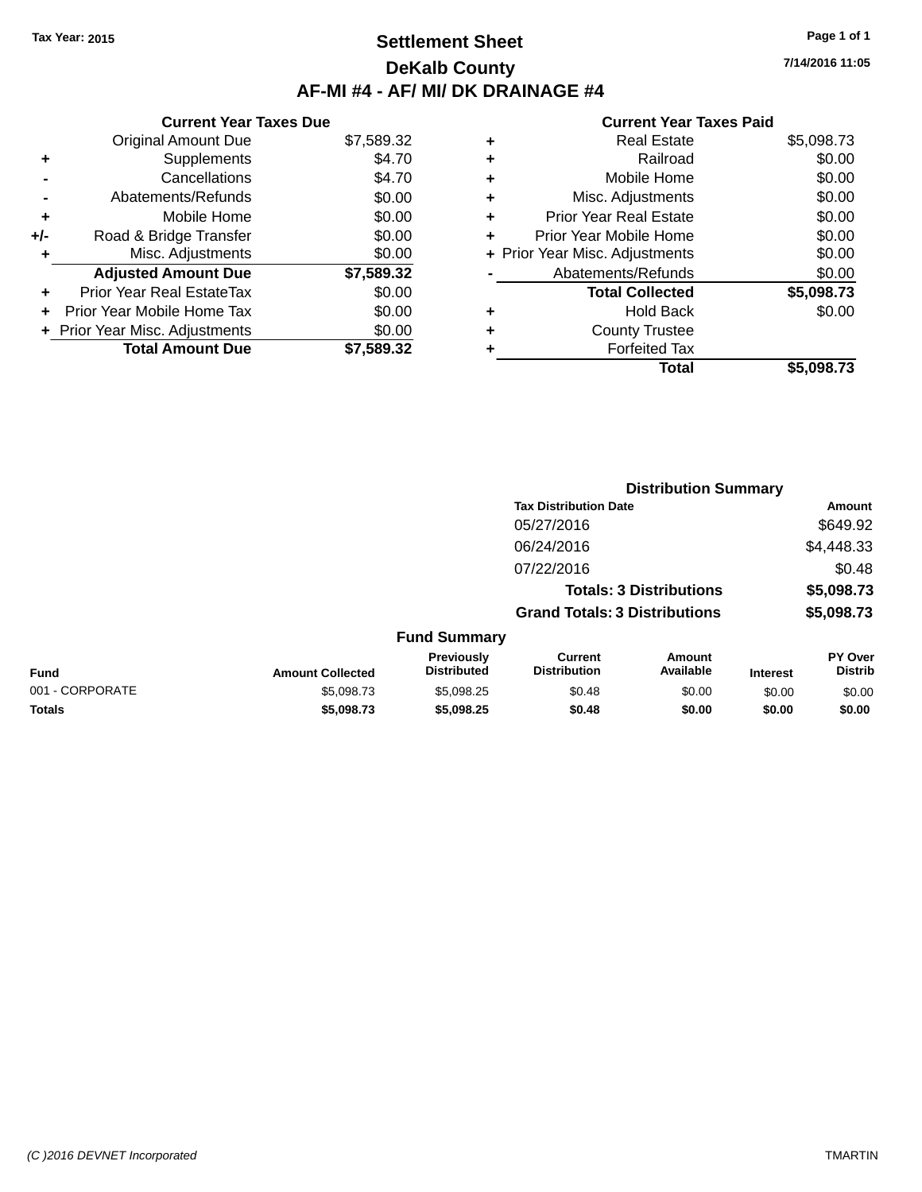Tax Year: 2015

# Settlement Sheet

## DeKalb County

## AF-MI #4 - AF/ MI/ DK DRAINAGE #4

7/14/2016 11:05

### Current Year Taxes Due

| | | |
|---|---|---|
| | Original Amount Due | $7,589.32 |
| + | Supplements | $4.70 |
| - | Cancellations | $4.70 |
| - | Abatements/Refunds | $0.00 |
| + | Mobile Home | $0.00 |
| +/- | Road & Bridge Transfer | $0.00 |
| + | Misc. Adjustments | $0.00 |
| | **Adjusted Amount Due** | **$7,589.32** |
| + | Prior Year Real EstateTax | $0.00 |
| + | Prior Year Mobile Home Tax | $0.00 |
| + | Prior Year Misc. Adjustments | $0.00 |
| | **Total Amount Due** | **$7,589.32** |

### Current Year Taxes Paid

| | | |
|---|---|---|
| + | Real Estate | $5,098.73 |
| + | Railroad | $0.00 |
| + | Mobile Home | $0.00 |
| + | Misc. Adjustments | $0.00 |
| + | Prior Year Real Estate | $0.00 |
| + | Prior Year Mobile Home | $0.00 |
| + | Prior Year Misc. Adjustments | $0.00 |
| - | Abatements/Refunds | $0.00 |
| | **Total Collected** | **$5,098.73** |
| + | Hold Back | $0.00 |
| + | County Trustee | |
| + | Forfeited Tax | |
| | **Total** | **$5,098.73** |

### Distribution Summary

| Tax Distribution Date | Amount |
|---|---|
| 05/27/2016 | $649.92 |
| 06/24/2016 | $4,448.33 |
| 07/22/2016 | $0.48 |
| **Totals: 3 Distributions** | **$5,098.73** |
| **Grand Totals: 3 Distributions** | **$5,098.73** |

### Fund Summary

| Fund | Amount Collected | Previously Distributed | Current Distribution | Amount Available | Interest | PY Over Distrib |
|---|---|---|---|---|---|---|
| 001 - CORPORATE | $5,098.73 | $5,098.25 | $0.48 | $0.00 | $0.00 | $0.00 |
| **Totals** | **$5,098.73** | **$5,098.25** | **$0.48** | **$0.00** | **$0.00** | **$0.00** |

(C )2016 DEVNET Incorporated TMARTIN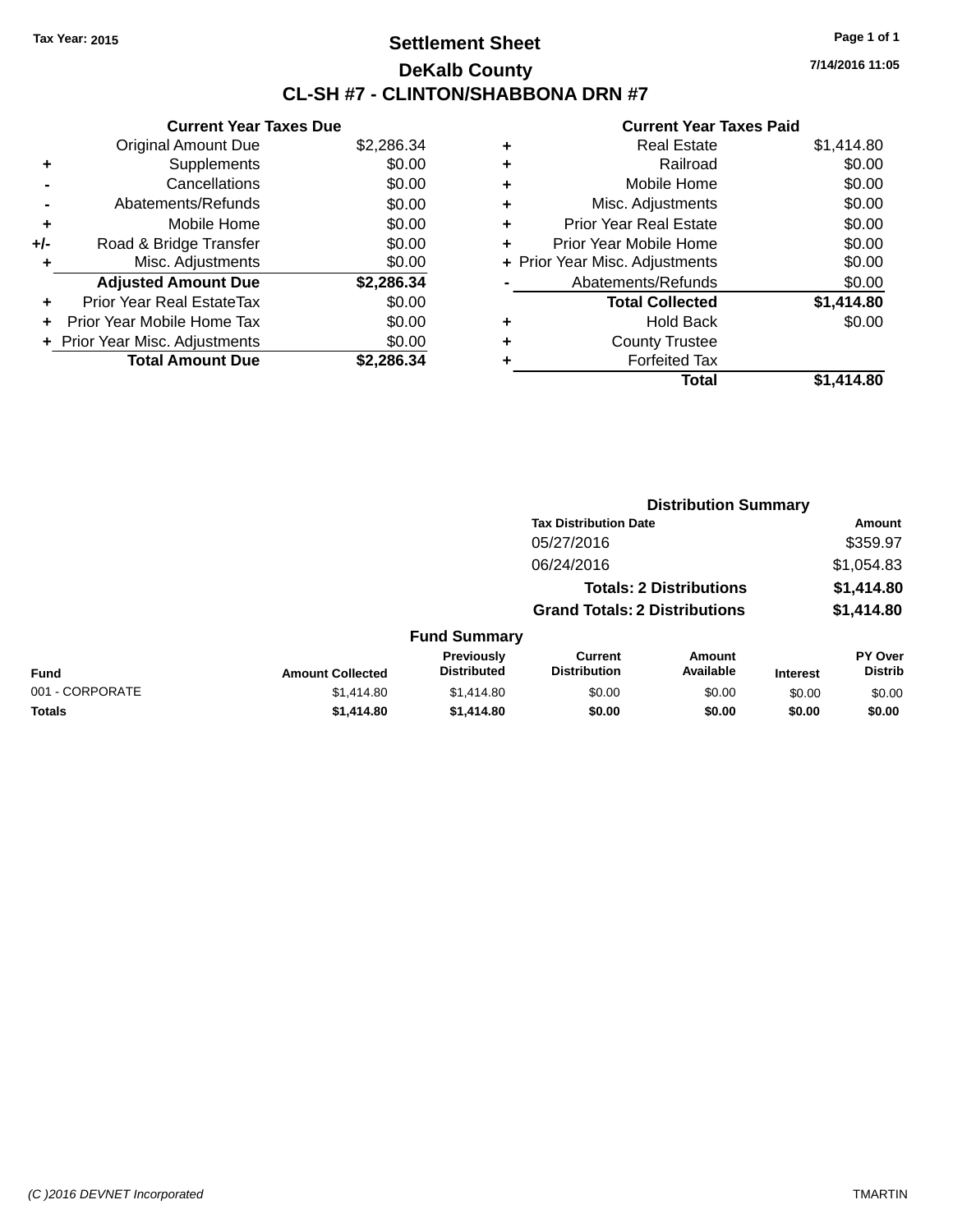Tax Year: 2015

# Settlement Sheet

## DeKalb County

## CL-SH #7 - CLINTON/SHABBONA DRN #7

7/14/2016 11:05

### Current Year Taxes Due

| | | |
|---|---|---|
| | Original Amount Due | $2,286.34 |
| + | Supplements | $0.00 |
| - | Cancellations | $0.00 |
| - | Abatements/Refunds | $0.00 |
| + | Mobile Home | $0.00 |
| +/- | Road & Bridge Transfer | $0.00 |
| + | Misc. Adjustments | $0.00 |
| | **Adjusted Amount Due** | **$2,286.34** |
| + | Prior Year Real EstateTax | $0.00 |
| + | Prior Year Mobile Home Tax | $0.00 |
| + | Prior Year Misc. Adjustments | $0.00 |
| | **Total Amount Due** | **$2,286.34** |

### Current Year Taxes Paid

| | | |
|---|---|---|
| + | Real Estate | $1,414.80 |
| + | Railroad | $0.00 |
| + | Mobile Home | $0.00 |
| + | Misc. Adjustments | $0.00 |
| + | Prior Year Real Estate | $0.00 |
| + | Prior Year Mobile Home | $0.00 |
| + | Prior Year Misc. Adjustments | $0.00 |
| - | Abatements/Refunds | $0.00 |
| | **Total Collected** | **$1,414.80** |
| + | Hold Back | $0.00 |
| + | County Trustee | |
| + | Forfeited Tax | |
| | **Total** | **$1,414.80** |

### Distribution Summary

| Tax Distribution Date | Amount |
|---|---|
| 05/27/2016 | $359.97 |
| 06/24/2016 | $1,054.83 |
| **Totals: 2 Distributions** | **$1,414.80** |
| **Grand Totals: 2 Distributions** | **$1,414.80** |

### Fund Summary

| Fund | Amount Collected | Previously Distributed | Current Distribution | Amount Available | Interest | PY Over Distrib |
|---|---|---|---|---|---|---|
| 001 - CORPORATE | $1,414.80 | $1,414.80 | $0.00 | $0.00 | $0.00 | $0.00 |
| **Totals** | **$1,414.80** | **$1,414.80** | **$0.00** | **$0.00** | **$0.00** | **$0.00** |

(C )2016 DEVNET Incorporated TMARTIN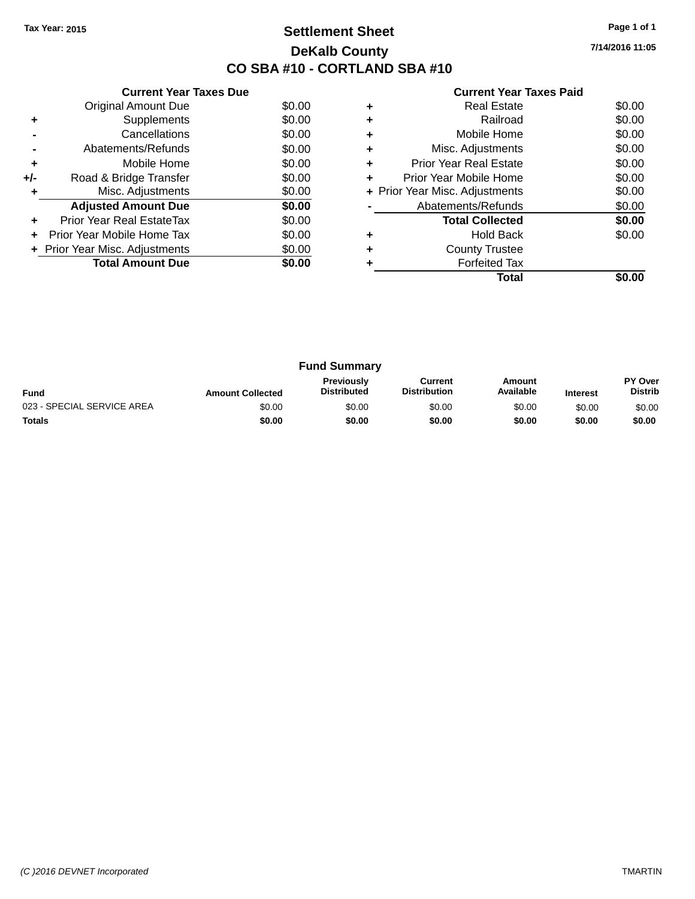Tax Year: 2015

# Settlement Sheet

## DeKalb County

## CO SBA #10 - CORTLAND SBA #10

7/14/2016 11:05

### Current Year Taxes Due

| | | |
|---|---|---|
| | Original Amount Due | $0.00 |
| + | Supplements | $0.00 |
| - | Cancellations | $0.00 |
| - | Abatements/Refunds | $0.00 |
| + | Mobile Home | $0.00 |
| +/- | Road & Bridge Transfer | $0.00 |
| + | Misc. Adjustments | $0.00 |
| | **Adjusted Amount Due** | **$0.00** |
| + | Prior Year Real EstateTax | $0.00 |
| + | Prior Year Mobile Home Tax | $0.00 |
| + | Prior Year Misc. Adjustments | $0.00 |
| | **Total Amount Due** | **$0.00** |

### Current Year Taxes Paid

| | | |
|---|---|---|
| + | Real Estate | $0.00 |
| + | Railroad | $0.00 |
| + | Mobile Home | $0.00 |
| + | Misc. Adjustments | $0.00 |
| + | Prior Year Real Estate | $0.00 |
| + | Prior Year Mobile Home | $0.00 |
| + | Prior Year Misc. Adjustments | $0.00 |
| - | Abatements/Refunds | $0.00 |
| | **Total Collected** | **$0.00** |
| + | Hold Back | $0.00 |
| + | County Trustee | |
| + | Forfeited Tax | |
| | **Total** | **$0.00** |

### Fund Summary

| Fund | Amount Collected | Previously Distributed | Current Distribution | Amount Available | Interest | PY Over Distrib |
|---|---|---|---|---|---|---|
| 023 - SPECIAL SERVICE AREA | $0.00 | $0.00 | $0.00 | $0.00 | $0.00 | $0.00 |
| **Totals** | **$0.00** | **$0.00** | **$0.00** | **$0.00** | **$0.00** | **$0.00** |

(C )2016 DEVNET Incorporated — TMARTIN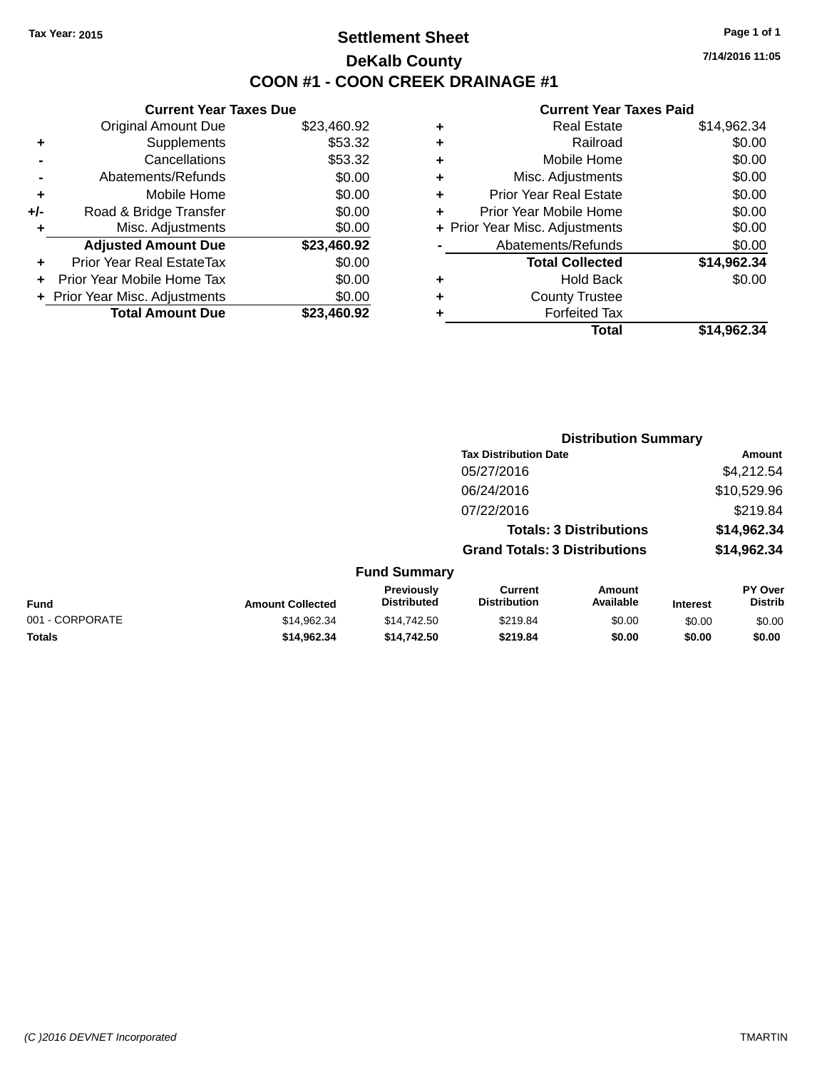Tax Year: 2015

# Settlement Sheet

## DeKalb County

## COON #1 - COON CREEK DRAINAGE #1

7/14/2016 11:05

### Current Year Taxes Due

| | | |
|---|---|---|
| | Original Amount Due | $23,460.92 |
| + | Supplements | $53.32 |
| - | Cancellations | $53.32 |
| - | Abatements/Refunds | $0.00 |
| + | Mobile Home | $0.00 |
| +/- | Road & Bridge Transfer | $0.00 |
| + | Misc. Adjustments | $0.00 |
| | **Adjusted Amount Due** | **$23,460.92** |
| + | Prior Year Real EstateTax | $0.00 |
| + | Prior Year Mobile Home Tax | $0.00 |
| + | Prior Year Misc. Adjustments | $0.00 |
| | **Total Amount Due** | **$23,460.92** |

### Current Year Taxes Paid

| | | |
|---|---|---|
| + | Real Estate | $14,962.34 |
| + | Railroad | $0.00 |
| + | Mobile Home | $0.00 |
| + | Misc. Adjustments | $0.00 |
| + | Prior Year Real Estate | $0.00 |
| + | Prior Year Mobile Home | $0.00 |
| + | Prior Year Misc. Adjustments | $0.00 |
| - | Abatements/Refunds | $0.00 |
| | **Total Collected** | **$14,962.34** |
| + | Hold Back | $0.00 |
| + | County Trustee | |
| + | Forfeited Tax | |
| | **Total** | **$14,962.34** |

### Distribution Summary

| Tax Distribution Date | Amount |
|---|---|
| 05/27/2016 | $4,212.54 |
| 06/24/2016 | $10,529.96 |
| 07/22/2016 | $219.84 |
| **Totals: 3 Distributions** | **$14,962.34** |
| **Grand Totals: 3 Distributions** | **$14,962.34** |

### Fund Summary

| Fund | Amount Collected | Previously Distributed | Current Distribution | Amount Available | Interest | PY Over Distrib |
|---|---|---|---|---|---|---|
| 001 - CORPORATE | $14,962.34 | $14,742.50 | $219.84 | $0.00 | $0.00 | $0.00 |
| **Totals** | **$14,962.34** | **$14,742.50** | **$219.84** | **$0.00** | **$0.00** | **$0.00** |

*(C )2016 DEVNET Incorporated* TMARTIN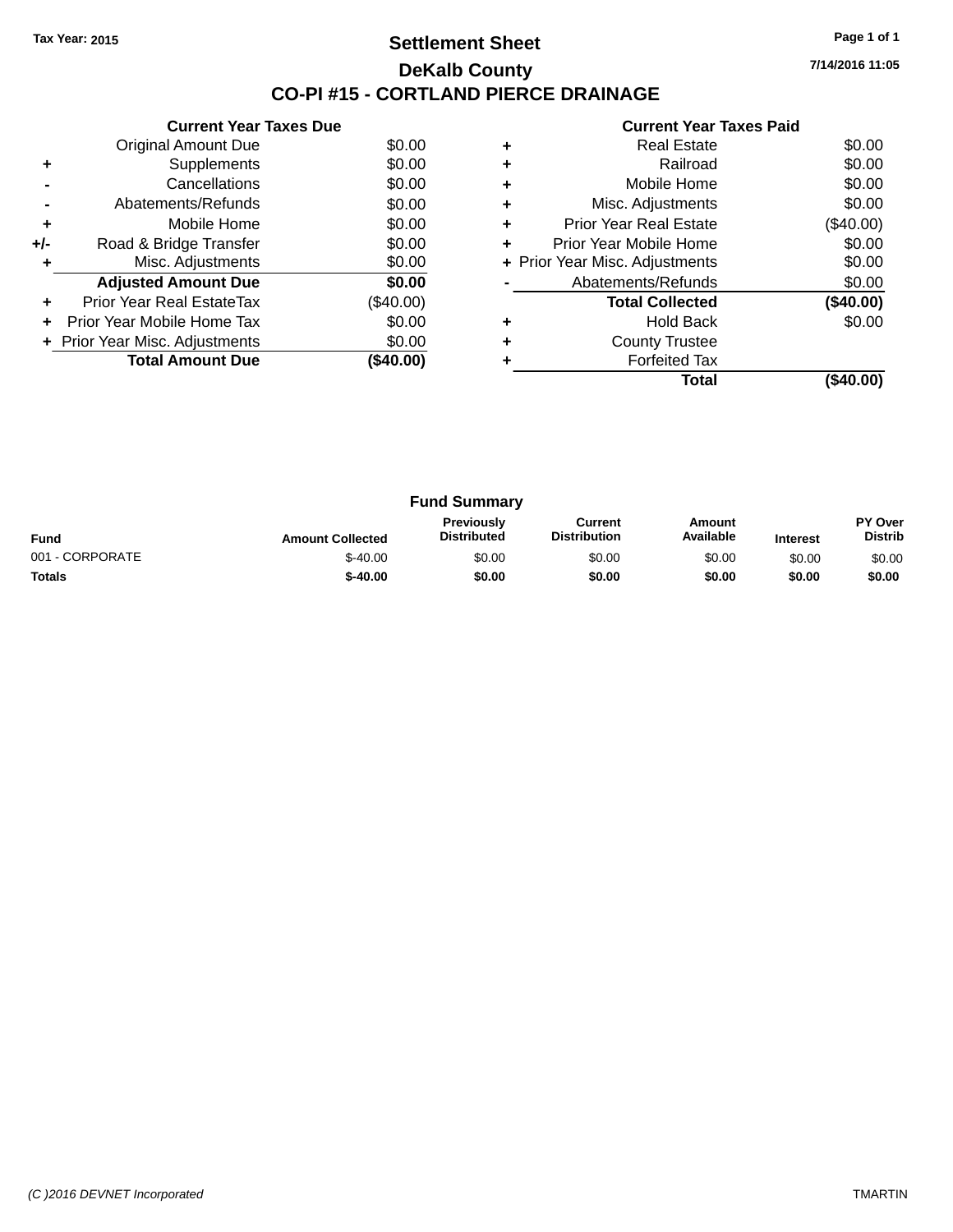Tax Year: 2015

# Settlement Sheet

## DeKalb County

## CO-PI #15 - CORTLAND PIERCE DRAINAGE

7/14/2016 11:05

### Current Year Taxes Due

| | | |
|---|---|---|
| | Original Amount Due | $0.00 |
| + | Supplements | $0.00 |
| - | Cancellations | $0.00 |
| - | Abatements/Refunds | $0.00 |
| + | Mobile Home | $0.00 |
| +/- | Road & Bridge Transfer | $0.00 |
| + | Misc. Adjustments | $0.00 |
| | **Adjusted Amount Due** | **$0.00** |
| + | Prior Year Real EstateTax | ($40.00) |
| + | Prior Year Mobile Home Tax | $0.00 |
| + | Prior Year Misc. Adjustments | $0.00 |
| | **Total Amount Due** | **($40.00)** |

### Current Year Taxes Paid

| | | |
|---|---|---|
| + | Real Estate | $0.00 |
| + | Railroad | $0.00 |
| + | Mobile Home | $0.00 |
| + | Misc. Adjustments | $0.00 |
| + | Prior Year Real Estate | ($40.00) |
| + | Prior Year Mobile Home | $0.00 |
| + | Prior Year Misc. Adjustments | $0.00 |
| - | Abatements/Refunds | $0.00 |
| | **Total Collected** | **($40.00)** |
| + | Hold Back | $0.00 |
| + | County Trustee | |
| + | Forfeited Tax | |
| | **Total** | **($40.00)** |

### Fund Summary

| Fund | Amount Collected | Previously Distributed | Current Distribution | Amount Available | Interest | PY Over Distrib |
|---|---|---|---|---|---|---|
| 001 - CORPORATE | $-40.00 | $0.00 | $0.00 | $0.00 | $0.00 | $0.00 |
| **Totals** | **$-40.00** | **$0.00** | **$0.00** | **$0.00** | **$0.00** | **$0.00** |

(C )2016 DEVNET Incorporated TMARTIN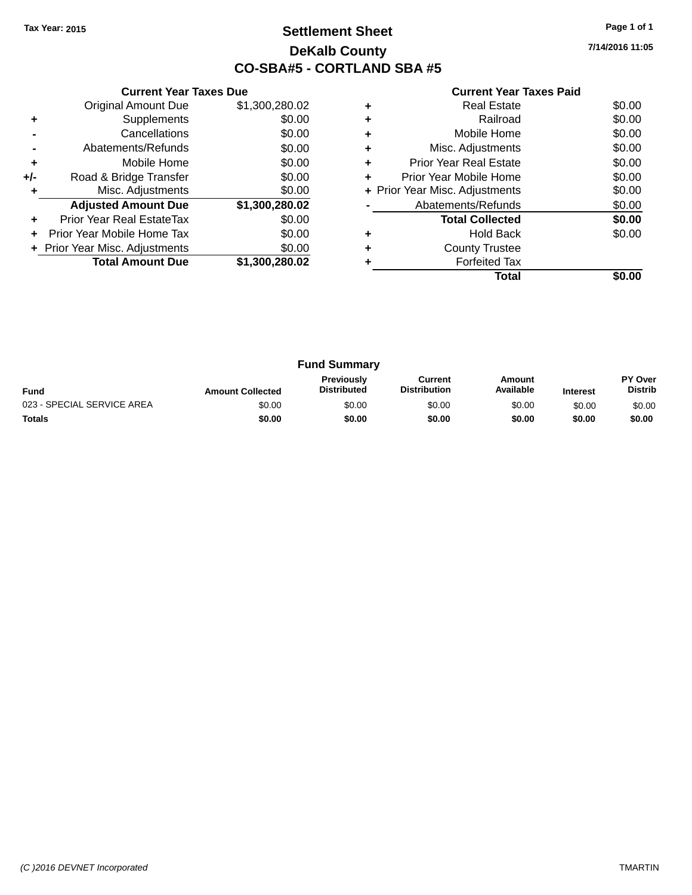**Tax Year: 2015**

# Settlement Sheet

## DeKalb County

## CO-SBA#5 - CORTLAND SBA #5

7/14/2016 11:05

### Current Year Taxes Due

| | | |
|---|---|---|
| | Original Amount Due | $1,300,280.02 |
| + | Supplements | $0.00 |
| - | Cancellations | $0.00 |
| - | Abatements/Refunds | $0.00 |
| + | Mobile Home | $0.00 |
| +/- | Road & Bridge Transfer | $0.00 |
| + | Misc. Adjustments | $0.00 |
| | **Adjusted Amount Due** | **$1,300,280.02** |
| + | Prior Year Real EstateTax | $0.00 |
| + | Prior Year Mobile Home Tax | $0.00 |
| + | Prior Year Misc. Adjustments | $0.00 |
| | **Total Amount Due** | **$1,300,280.02** |

### Current Year Taxes Paid

| | | |
|---|---|---|
| + | Real Estate | $0.00 |
| + | Railroad | $0.00 |
| + | Mobile Home | $0.00 |
| + | Misc. Adjustments | $0.00 |
| + | Prior Year Real Estate | $0.00 |
| + | Prior Year Mobile Home | $0.00 |
| + | Prior Year Misc. Adjustments | $0.00 |
| - | Abatements/Refunds | $0.00 |
| | **Total Collected** | **$0.00** |
| + | Hold Back | $0.00 |
| + | County Trustee | |
| + | Forfeited Tax | |
| | **Total** | **$0.00** |

### Fund Summary

| Fund | Amount Collected | Previously Distributed | Current Distribution | Amount Available | Interest | PY Over Distrib |
|---|---|---|---|---|---|---|
| 023 - SPECIAL SERVICE AREA | $0.00 | $0.00 | $0.00 | $0.00 | $0.00 | $0.00 |
| **Totals** | **$0.00** | **$0.00** | **$0.00** | **$0.00** | **$0.00** | **$0.00** |

*(C )2016 DEVNET Incorporated* TMARTIN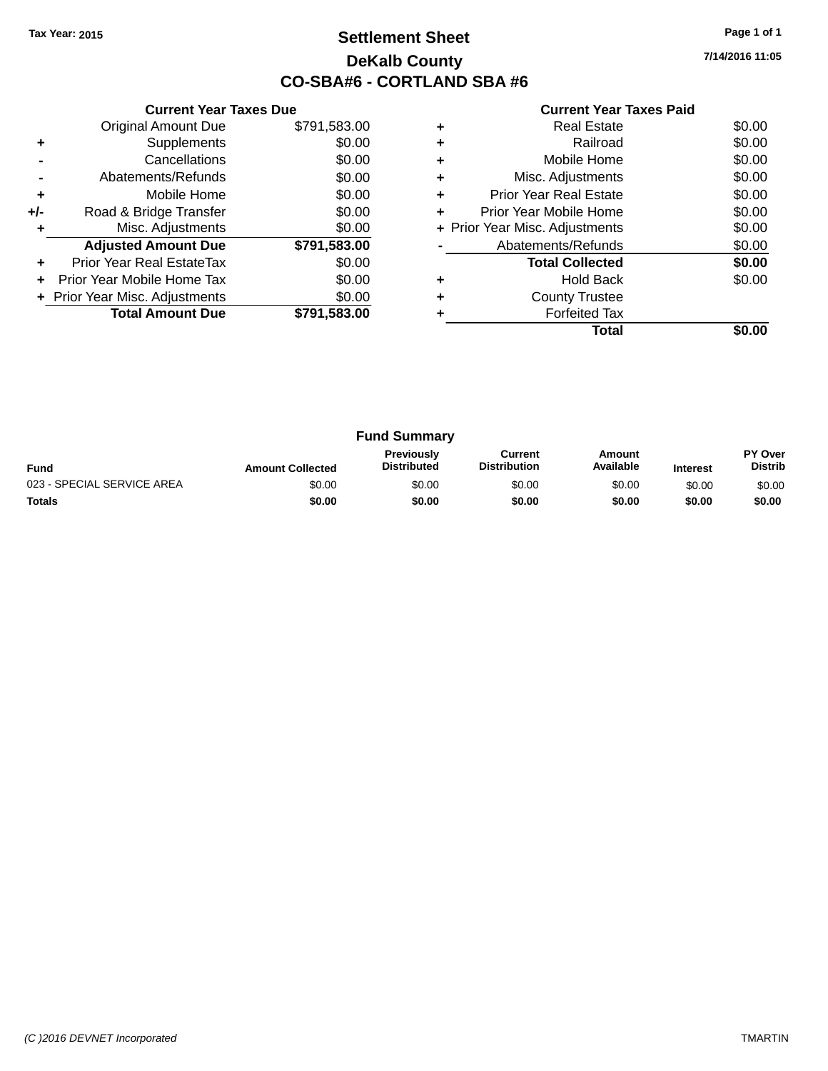Tax Year: 2015

# Settlement Sheet
## DeKalb County
## CO-SBA#6 - CORTLAND SBA #6

7/14/2016 11:05

### Current Year Taxes Due

| | | |
|---|---|---|
| | Original Amount Due | $791,583.00 |
| + | Supplements | $0.00 |
| - | Cancellations | $0.00 |
| - | Abatements/Refunds | $0.00 |
| + | Mobile Home | $0.00 |
| +/- | Road & Bridge Transfer | $0.00 |
| + | Misc. Adjustments | $0.00 |
| | **Adjusted Amount Due** | **$791,583.00** |
| + | Prior Year Real EstateTax | $0.00 |
| + | Prior Year Mobile Home Tax | $0.00 |
| + | Prior Year Misc. Adjustments | $0.00 |
| | **Total Amount Due** | **$791,583.00** |

### Current Year Taxes Paid

| | | |
|---|---|---|
| + | Real Estate | $0.00 |
| + | Railroad | $0.00 |
| + | Mobile Home | $0.00 |
| + | Misc. Adjustments | $0.00 |
| + | Prior Year Real Estate | $0.00 |
| + | Prior Year Mobile Home | $0.00 |
| + | Prior Year Misc. Adjustments | $0.00 |
| - | Abatements/Refunds | $0.00 |
| | **Total Collected** | **$0.00** |
| + | Hold Back | $0.00 |
| + | County Trustee | |
| + | Forfeited Tax | |
| | **Total** | **$0.00** |

### Fund Summary

| Fund | Amount Collected | Previously Distributed | Current Distribution | Amount Available | Interest | PY Over Distrib |
|---|---|---|---|---|---|---|
| 023 - SPECIAL SERVICE AREA | $0.00 | $0.00 | $0.00 | $0.00 | $0.00 | $0.00 |
| **Totals** | **$0.00** | **$0.00** | **$0.00** | **$0.00** | **$0.00** | **$0.00** |

(C )2016 DEVNET Incorporated TMARTIN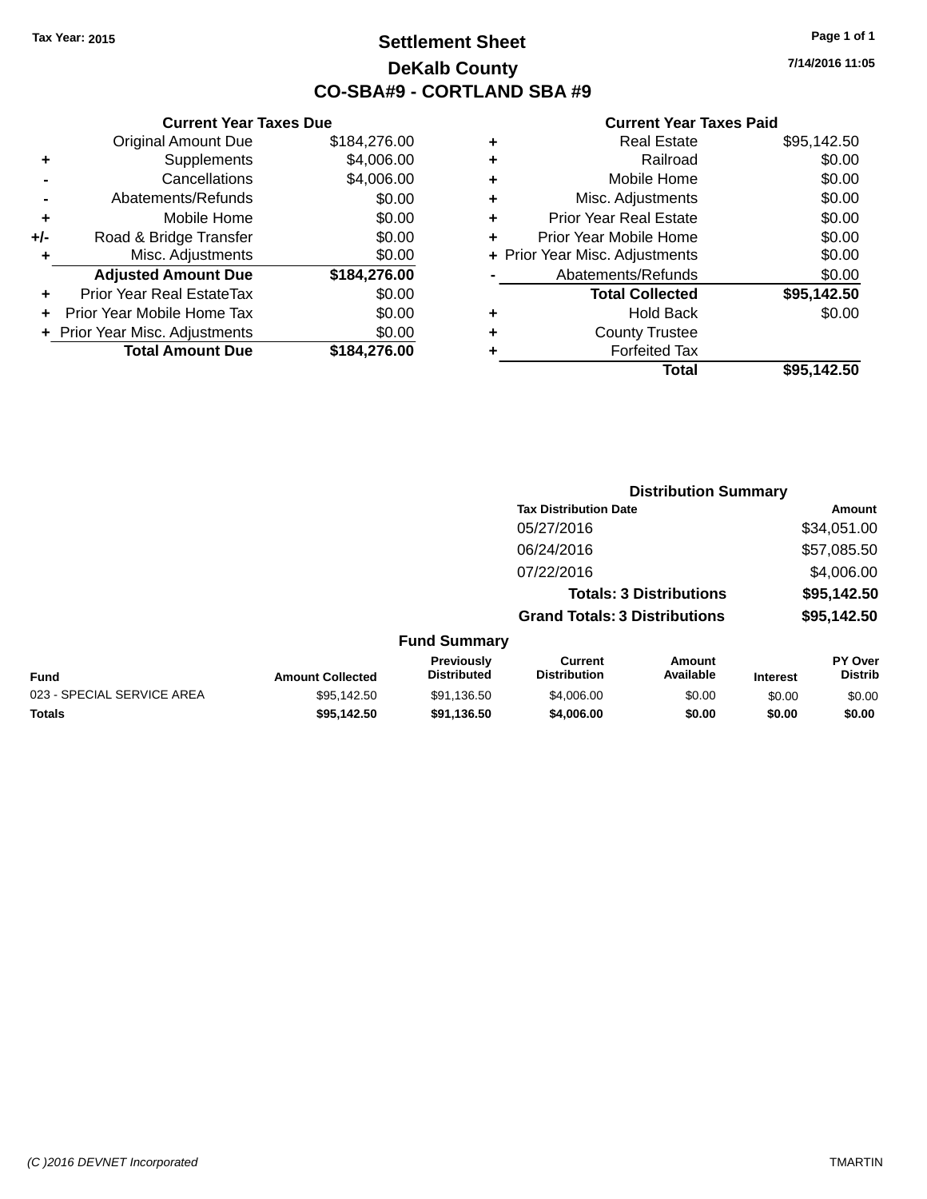Tax Year: 2015

# Settlement Sheet

## DeKalb County

## CO-SBA#9 - CORTLAND SBA #9

7/14/2016 11:05

### Current Year Taxes Due

| | | |
|---|---|---|
| | Original Amount Due | $184,276.00 |
| + | Supplements | $4,006.00 |
| - | Cancellations | $4,006.00 |
| - | Abatements/Refunds | $0.00 |
| + | Mobile Home | $0.00 |
| +/- | Road & Bridge Transfer | $0.00 |
| + | Misc. Adjustments | $0.00 |
| | **Adjusted Amount Due** | **$184,276.00** |
| + | Prior Year Real EstateTax | $0.00 |
| + | Prior Year Mobile Home Tax | $0.00 |
| + | Prior Year Misc. Adjustments | $0.00 |
| | **Total Amount Due** | **$184,276.00** |

### Current Year Taxes Paid

| | | |
|---|---|---|
| + | Real Estate | $95,142.50 |
| + | Railroad | $0.00 |
| + | Mobile Home | $0.00 |
| + | Misc. Adjustments | $0.00 |
| + | Prior Year Real Estate | $0.00 |
| + | Prior Year Mobile Home | $0.00 |
| + | Prior Year Misc. Adjustments | $0.00 |
| - | Abatements/Refunds | $0.00 |
| | **Total Collected** | **$95,142.50** |
| + | Hold Back | $0.00 |
| + | County Trustee | |
| + | Forfeited Tax | |
| | **Total** | **$95,142.50** |

### Distribution Summary

| Tax Distribution Date | Amount |
|---|---|
| 05/27/2016 | $34,051.00 |
| 06/24/2016 | $57,085.50 |
| 07/22/2016 | $4,006.00 |
| **Totals: 3 Distributions** | **$95,142.50** |
| **Grand Totals: 3 Distributions** | **$95,142.50** |

### Fund Summary

| Fund | Amount Collected | Previously Distributed | Current Distribution | Amount Available | Interest | PY Over Distrib |
|---|---|---|---|---|---|---|
| 023 - SPECIAL SERVICE AREA | $95,142.50 | $91,136.50 | $4,006.00 | $0.00 | $0.00 | $0.00 |
| **Totals** | **$95,142.50** | **$91,136.50** | **$4,006.00** | **$0.00** | **$0.00** | **$0.00** |

(C )2016 DEVNET Incorporated TMARTIN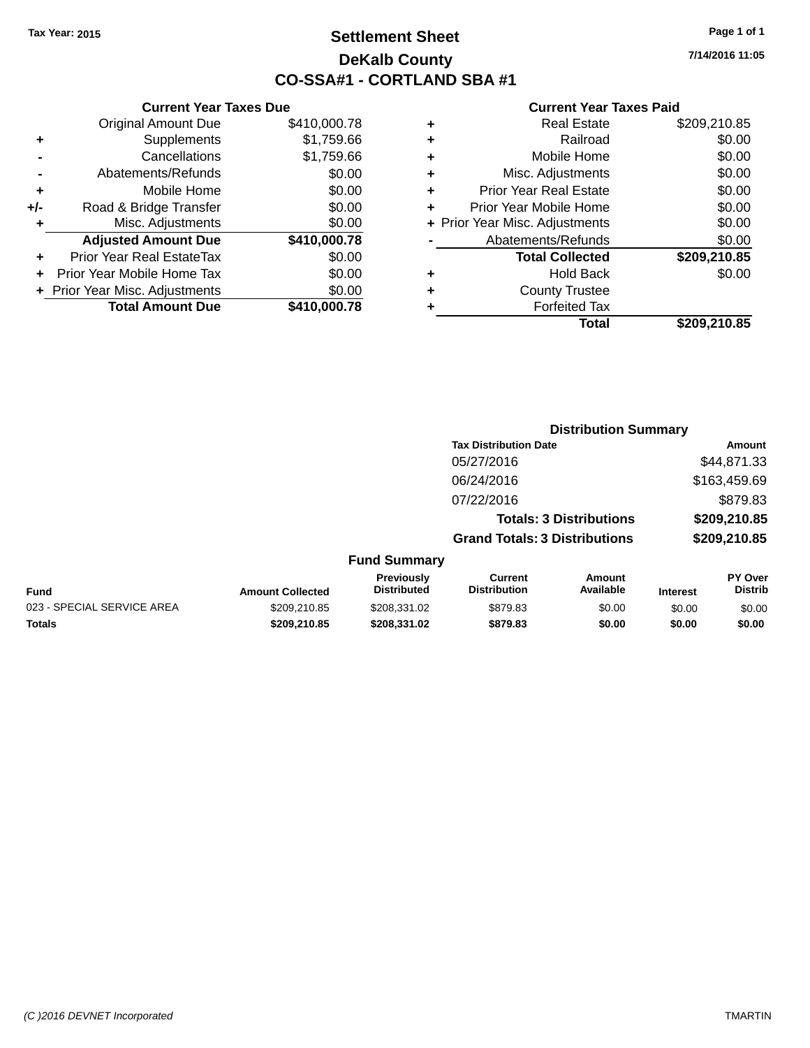Tax Year: 2015

# Settlement Sheet

## DeKalb County

## CO-SSA#1 - CORTLAND SBA #1

7/14/2016 11:05

**Current Year Taxes Due**

| | | |
|---|---|---|
| | Original Amount Due | $410,000.78 |
| + | Supplements | $1,759.66 |
| - | Cancellations | $1,759.66 |
| - | Abatements/Refunds | $0.00 |
| + | Mobile Home | $0.00 |
| +/- | Road & Bridge Transfer | $0.00 |
| + | Misc. Adjustments | $0.00 |
| | **Adjusted Amount Due** | **$410,000.78** |
| + | Prior Year Real EstateTax | $0.00 |
| + | Prior Year Mobile Home Tax | $0.00 |
| + | Prior Year Misc. Adjustments | $0.00 |
| | **Total Amount Due** | **$410,000.78** |

**Current Year Taxes Paid**

| | | |
|---|---|---|
| + | Real Estate | $209,210.85 |
| + | Railroad | $0.00 |
| + | Mobile Home | $0.00 |
| + | Misc. Adjustments | $0.00 |
| + | Prior Year Real Estate | $0.00 |
| + | Prior Year Mobile Home | $0.00 |
| + | Prior Year Misc. Adjustments | $0.00 |
| - | Abatements/Refunds | $0.00 |
| | **Total Collected** | **$209,210.85** |
| + | Hold Back | $0.00 |
| + | County Trustee | |
| + | Forfeited Tax | |
| | **Total** | **$209,210.85** |

**Distribution Summary**

| Tax Distribution Date | Amount |
|---|---|
| 05/27/2016 | $44,871.33 |
| 06/24/2016 | $163,459.69 |
| 07/22/2016 | $879.83 |
| **Totals: 3 Distributions** | **$209,210.85** |
| **Grand Totals: 3 Distributions** | **$209,210.85** |

**Fund Summary**

| Fund | Amount Collected | Previously Distributed | Current Distribution | Amount Available | Interest | PY Over Distrib |
|---|---|---|---|---|---|---|
| 023 - SPECIAL SERVICE AREA | $209,210.85 | $208,331.02 | $879.83 | $0.00 | $0.00 | $0.00 |
| **Totals** | **$209,210.85** | **$208,331.02** | **$879.83** | **$0.00** | **$0.00** | **$0.00** |

(C )2016 DEVNET Incorporated TMARTIN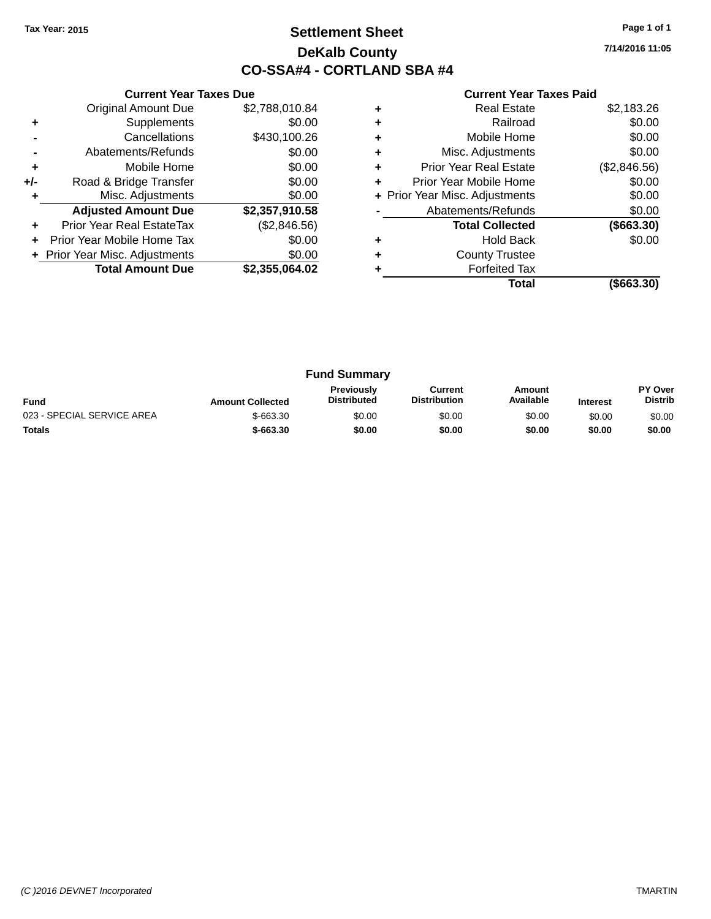Tax Year: 2015

# Settlement Sheet

## DeKalb County

## CO-SSA#4 - CORTLAND SBA #4

7/14/2016 11:05

### Current Year Taxes Due

| | | |
|---|---|---|
| | Original Amount Due | $2,788,010.84 |
| + | Supplements | $0.00 |
| - | Cancellations | $430,100.26 |
| - | Abatements/Refunds | $0.00 |
| + | Mobile Home | $0.00 |
| +/- | Road & Bridge Transfer | $0.00 |
| + | Misc. Adjustments | $0.00 |
| | **Adjusted Amount Due** | **$2,357,910.58** |
| + | Prior Year Real EstateTax | ($2,846.56) |
| + | Prior Year Mobile Home Tax | $0.00 |
| + | Prior Year Misc. Adjustments | $0.00 |
| | **Total Amount Due** | **$2,355,064.02** |

### Current Year Taxes Paid

| | | |
|---|---|---|
| + | Real Estate | $2,183.26 |
| + | Railroad | $0.00 |
| + | Mobile Home | $0.00 |
| + | Misc. Adjustments | $0.00 |
| + | Prior Year Real Estate | ($2,846.56) |
| + | Prior Year Mobile Home | $0.00 |
| + | Prior Year Misc. Adjustments | $0.00 |
| - | Abatements/Refunds | $0.00 |
| | **Total Collected** | **($663.30)** |
| + | Hold Back | $0.00 |
| + | County Trustee | |
| + | Forfeited Tax | |
| | **Total** | **($663.30)** |

### Fund Summary

| Fund | Amount Collected | Previously Distributed | Current Distribution | Amount Available | Interest | PY Over Distrib |
|---|---|---|---|---|---|---|
| 023 - SPECIAL SERVICE AREA | $-663.30 | $0.00 | $0.00 | $0.00 | $0.00 | $0.00 |
| **Totals** | **$-663.30** | **$0.00** | **$0.00** | **$0.00** | **$0.00** | **$0.00** |

(C )2016 DEVNET Incorporated TMARTIN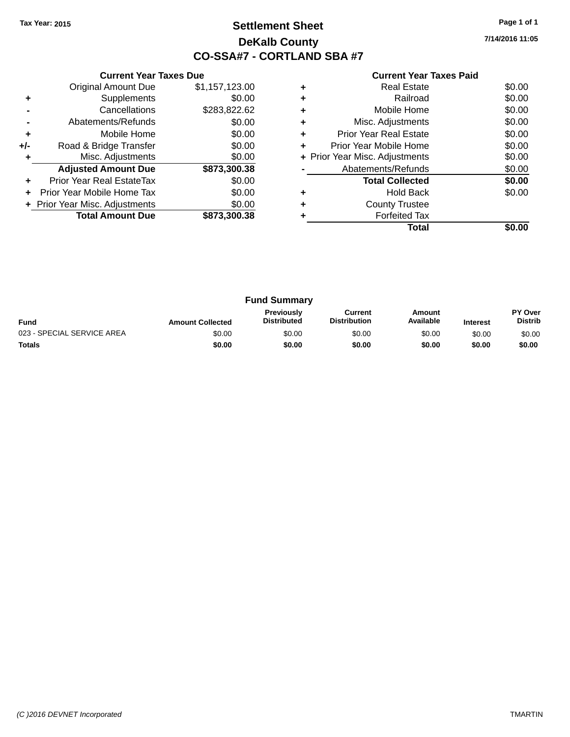Tax Year: 2015

# Settlement Sheet

## DeKalb County

## CO-SSA#7 - CORTLAND SBA #7

7/14/2016 11:05

### Current Year Taxes Due

| | | |
|---|---|---|
| | Original Amount Due | $1,157,123.00 |
| + | Supplements | $0.00 |
| - | Cancellations | $283,822.62 |
| - | Abatements/Refunds | $0.00 |
| + | Mobile Home | $0.00 |
| +/- | Road & Bridge Transfer | $0.00 |
| + | Misc. Adjustments | $0.00 |
| | **Adjusted Amount Due** | **$873,300.38** |
| + | Prior Year Real EstateTax | $0.00 |
| + | Prior Year Mobile Home Tax | $0.00 |
| + | Prior Year Misc. Adjustments | $0.00 |
| | **Total Amount Due** | **$873,300.38** |

### Current Year Taxes Paid

| | | |
|---|---|---|
| + | Real Estate | $0.00 |
| + | Railroad | $0.00 |
| + | Mobile Home | $0.00 |
| + | Misc. Adjustments | $0.00 |
| + | Prior Year Real Estate | $0.00 |
| + | Prior Year Mobile Home | $0.00 |
| + | Prior Year Misc. Adjustments | $0.00 |
| - | Abatements/Refunds | $0.00 |
| | **Total Collected** | **$0.00** |
| + | Hold Back | $0.00 |
| + | County Trustee | |
| + | Forfeited Tax | |
| | **Total** | **$0.00** |

### Fund Summary

| Fund | Amount Collected | Previously Distributed | Current Distribution | Amount Available | Interest | PY Over Distrib |
|---|---|---|---|---|---|---|
| 023 - SPECIAL SERVICE AREA | $0.00 | $0.00 | $0.00 | $0.00 | $0.00 | $0.00 |
| **Totals** | **$0.00** | **$0.00** | **$0.00** | **$0.00** | **$0.00** | **$0.00** |

(C )2016 DEVNET Incorporated TMARTIN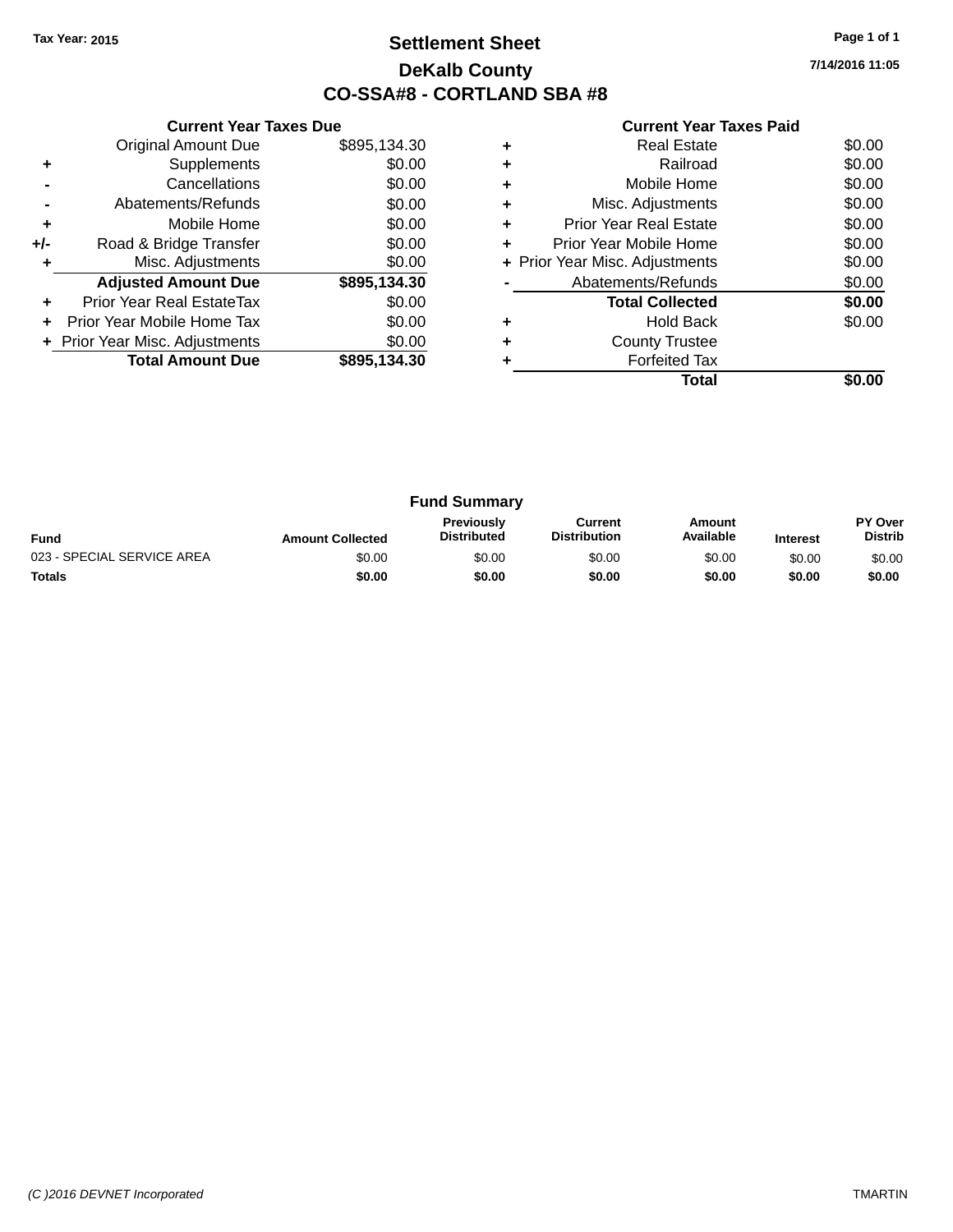Tax Year: 2015

# Settlement Sheet

## DeKalb County

## CO-SSA#8 - CORTLAND SBA #8

7/14/2016 11:05

### Current Year Taxes Due

| | | |
|---|---|---|
| | Original Amount Due | $895,134.30 |
| + | Supplements | $0.00 |
| - | Cancellations | $0.00 |
| - | Abatements/Refunds | $0.00 |
| + | Mobile Home | $0.00 |
| +/- | Road & Bridge Transfer | $0.00 |
| + | Misc. Adjustments | $0.00 |
| | **Adjusted Amount Due** | **$895,134.30** |
| + | Prior Year Real EstateTax | $0.00 |
| + | Prior Year Mobile Home Tax | $0.00 |
| + | Prior Year Misc. Adjustments | $0.00 |
| | **Total Amount Due** | **$895,134.30** |

### Current Year Taxes Paid

| | | |
|---|---|---|
| + | Real Estate | $0.00 |
| + | Railroad | $0.00 |
| + | Mobile Home | $0.00 |
| + | Misc. Adjustments | $0.00 |
| + | Prior Year Real Estate | $0.00 |
| + | Prior Year Mobile Home | $0.00 |
| + | Prior Year Misc. Adjustments | $0.00 |
| - | Abatements/Refunds | $0.00 |
| | **Total Collected** | **$0.00** |
| + | Hold Back | $0.00 |
| + | County Trustee | |
| + | Forfeited Tax | |
| | **Total** | **$0.00** |

### Fund Summary

| Fund | Amount Collected | Previously Distributed | Current Distribution | Amount Available | Interest | PY Over Distrib |
|---|---|---|---|---|---|---|
| 023 - SPECIAL SERVICE AREA | $0.00 | $0.00 | $0.00 | $0.00 | $0.00 | $0.00 |
| **Totals** | **$0.00** | **$0.00** | **$0.00** | **$0.00** | **$0.00** | **$0.00** |

(C )2016 DEVNET Incorporated TMARTIN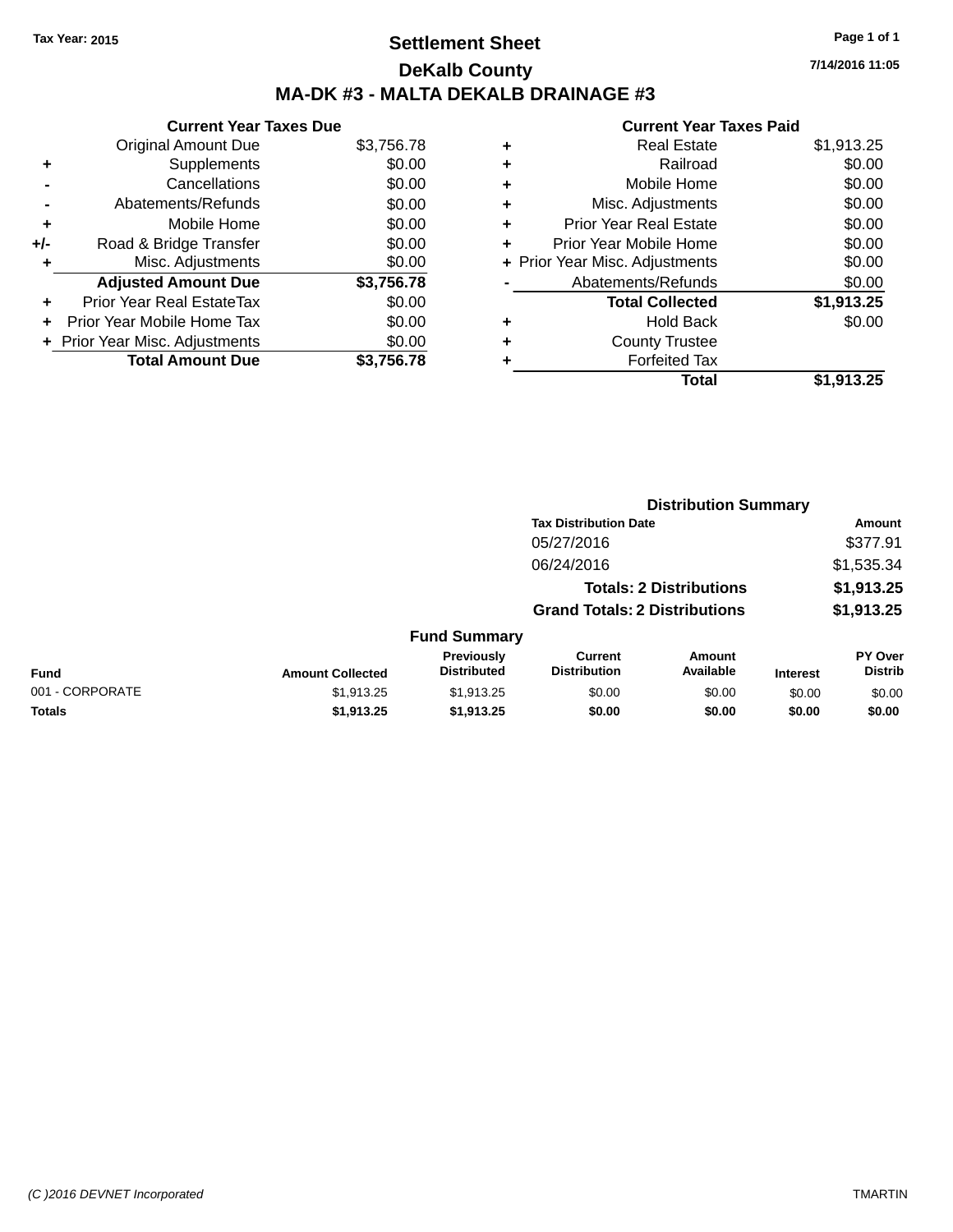Tax Year: 2015

# Settlement Sheet

## DeKalb County

## MA-DK #3 - MALTA DEKALB DRAINAGE #3

7/14/2016 11:05

### Current Year Taxes Due

| | | |
|---|---|---|
| | Original Amount Due | $3,756.78 |
| + | Supplements | $0.00 |
| - | Cancellations | $0.00 |
| - | Abatements/Refunds | $0.00 |
| + | Mobile Home | $0.00 |
| +/- | Road & Bridge Transfer | $0.00 |
| + | Misc. Adjustments | $0.00 |
| | **Adjusted Amount Due** | **$3,756.78** |
| + | Prior Year Real EstateTax | $0.00 |
| + | Prior Year Mobile Home Tax | $0.00 |
| + | Prior Year Misc. Adjustments | $0.00 |
| | **Total Amount Due** | **$3,756.78** |

### Current Year Taxes Paid

| | | |
|---|---|---|
| + | Real Estate | $1,913.25 |
| + | Railroad | $0.00 |
| + | Mobile Home | $0.00 |
| + | Misc. Adjustments | $0.00 |
| + | Prior Year Real Estate | $0.00 |
| + | Prior Year Mobile Home | $0.00 |
| + | Prior Year Misc. Adjustments | $0.00 |
| - | Abatements/Refunds | $0.00 |
| | **Total Collected** | **$1,913.25** |
| + | Hold Back | $0.00 |
| + | County Trustee | |
| + | Forfeited Tax | |
| | **Total** | **$1,913.25** |

### Distribution Summary

| Tax Distribution Date | Amount |
|---|---|
| 05/27/2016 | $377.91 |
| 06/24/2016 | $1,535.34 |
| **Totals: 2 Distributions** | **$1,913.25** |
| **Grand Totals: 2 Distributions** | **$1,913.25** |

### Fund Summary

| Fund | Amount Collected | Previously Distributed | Current Distribution | Amount Available | Interest | PY Over Distrib |
|---|---|---|---|---|---|---|
| 001 - CORPORATE | $1,913.25 | $1,913.25 | $0.00 | $0.00 | $0.00 | $0.00 |
| **Totals** | **$1,913.25** | **$1,913.25** | **$0.00** | **$0.00** | **$0.00** | **$0.00** |

(C )2016 DEVNET Incorporated TMARTIN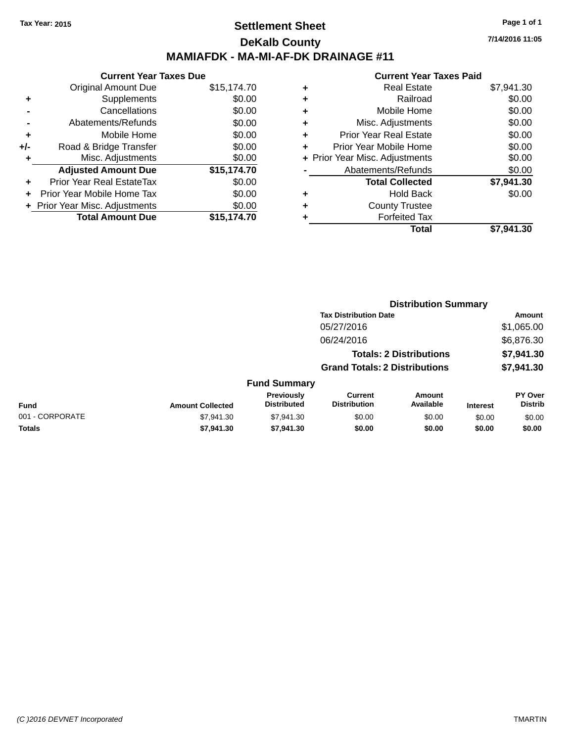Tax Year: 2015

# Settlement Sheet

## DeKalb County

## MAMIAFDK - MA-MI-AF-DK DRAINAGE #11

7/14/2016 11:05

### Current Year Taxes Due

| | | |
|---|---|---|
| | Original Amount Due | $15,174.70 |
| + | Supplements | $0.00 |
| - | Cancellations | $0.00 |
| - | Abatements/Refunds | $0.00 |
| + | Mobile Home | $0.00 |
| +/- | Road & Bridge Transfer | $0.00 |
| + | Misc. Adjustments | $0.00 |
| | **Adjusted Amount Due** | **$15,174.70** |
| + | Prior Year Real EstateTax | $0.00 |
| + | Prior Year Mobile Home Tax | $0.00 |
| + | Prior Year Misc. Adjustments | $0.00 |
| | **Total Amount Due** | **$15,174.70** |

### Current Year Taxes Paid

| | | |
|---|---|---|
| + | Real Estate | $7,941.30 |
| + | Railroad | $0.00 |
| + | Mobile Home | $0.00 |
| + | Misc. Adjustments | $0.00 |
| + | Prior Year Real Estate | $0.00 |
| + | Prior Year Mobile Home | $0.00 |
| + | Prior Year Misc. Adjustments | $0.00 |
| - | Abatements/Refunds | $0.00 |
| | **Total Collected** | **$7,941.30** |
| + | Hold Back | $0.00 |
| + | County Trustee | |
| + | Forfeited Tax | |
| | **Total** | **$7,941.30** |

### Distribution Summary

| Tax Distribution Date | Amount |
|---|---|
| 05/27/2016 | $1,065.00 |
| 06/24/2016 | $6,876.30 |
| **Totals: 2 Distributions** | **$7,941.30** |
| **Grand Totals: 2 Distributions** | **$7,941.30** |

### Fund Summary

| Fund | Amount Collected | Previously Distributed | Current Distribution | Amount Available | Interest | PY Over Distrib |
|---|---|---|---|---|---|---|
| 001 - CORPORATE | $7,941.30 | $7,941.30 | $0.00 | $0.00 | $0.00 | $0.00 |
| **Totals** | **$7,941.30** | **$7,941.30** | **$0.00** | **$0.00** | **$0.00** | **$0.00** |

(C )2016 DEVNET Incorporated TMARTIN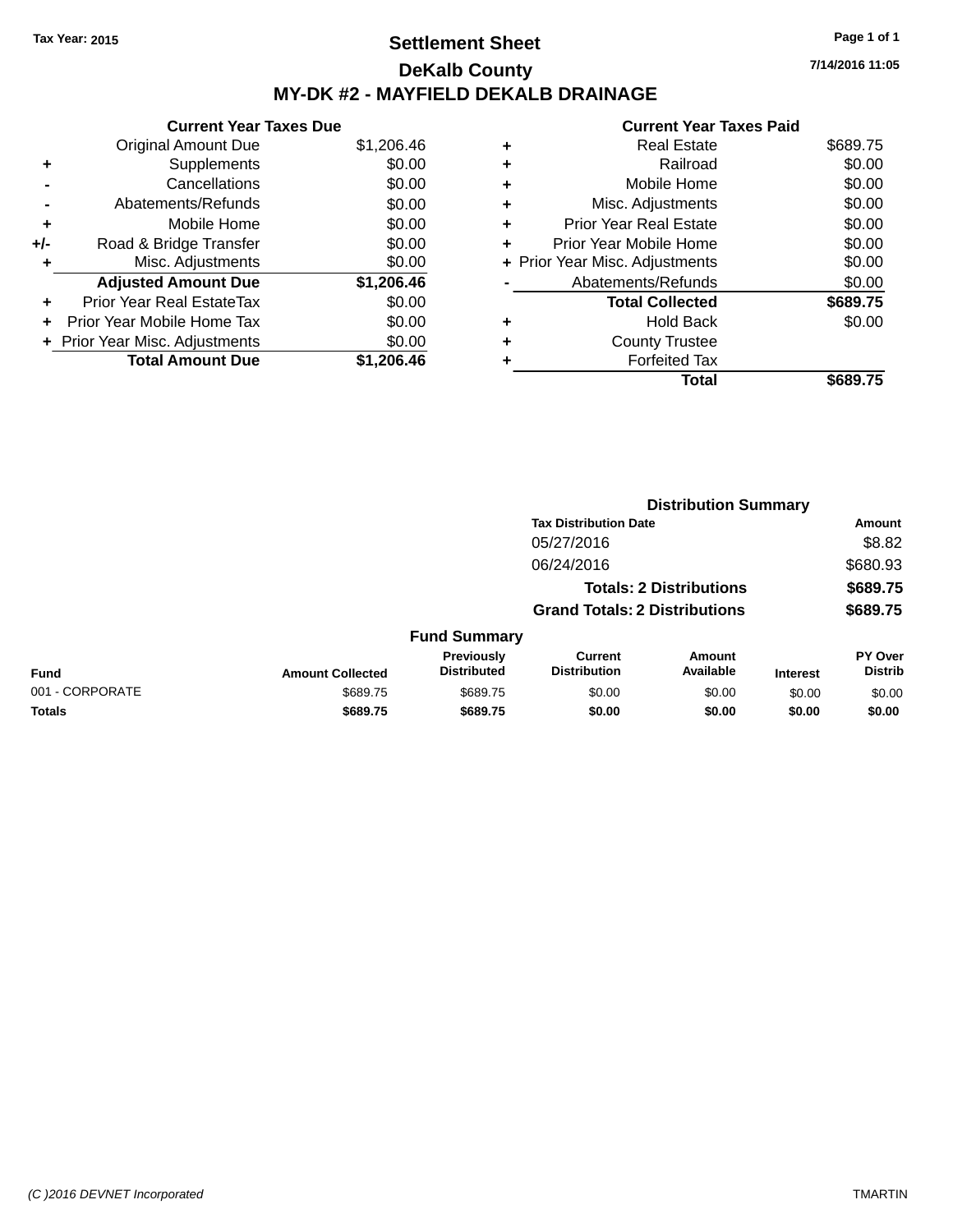Tax Year: 2015

# Settlement Sheet

## DeKalb County

## MY-DK #2 - MAYFIELD DEKALB DRAINAGE

7/14/2016 11:05

| | Current Year Taxes Due | |
|---|---|---|
| | Original Amount Due | $1,206.46 |
| + | Supplements | $0.00 |
| - | Cancellations | $0.00 |
| - | Abatements/Refunds | $0.00 |
| + | Mobile Home | $0.00 |
| +/- | Road & Bridge Transfer | $0.00 |
| + | Misc. Adjustments | $0.00 |
| | **Adjusted Amount Due** | **$1,206.46** |
| + | Prior Year Real EstateTax | $0.00 |
| + | Prior Year Mobile Home Tax | $0.00 |
| + | Prior Year Misc. Adjustments | $0.00 |
| | **Total Amount Due** | **$1,206.46** |

| | Current Year Taxes Paid | |
|---|---|---|
| + | Real Estate | $689.75 |
| + | Railroad | $0.00 |
| + | Mobile Home | $0.00 |
| + | Misc. Adjustments | $0.00 |
| + | Prior Year Real Estate | $0.00 |
| + | Prior Year Mobile Home | $0.00 |
| + | Prior Year Misc. Adjustments | $0.00 |
| - | Abatements/Refunds | $0.00 |
| | **Total Collected** | **$689.75** |
| + | Hold Back | $0.00 |
| + | County Trustee | |
| + | Forfeited Tax | |
| | **Total** | **$689.75** |

### Distribution Summary

| Tax Distribution Date | Amount |
|---|---|
| 05/27/2016 | $8.82 |
| 06/24/2016 | $680.93 |
| **Totals: 2 Distributions** | **$689.75** |
| **Grand Totals: 2 Distributions** | **$689.75** |

### Fund Summary

| Fund | Amount Collected | Previously Distributed | Current Distribution | Amount Available | Interest | PY Over Distrib |
|---|---|---|---|---|---|---|
| 001 - CORPORATE | $689.75 | $689.75 | $0.00 | $0.00 | $0.00 | $0.00 |
| **Totals** | **$689.75** | **$689.75** | **$0.00** | **$0.00** | **$0.00** | **$0.00** |

(C )2016 DEVNET Incorporated TMARTIN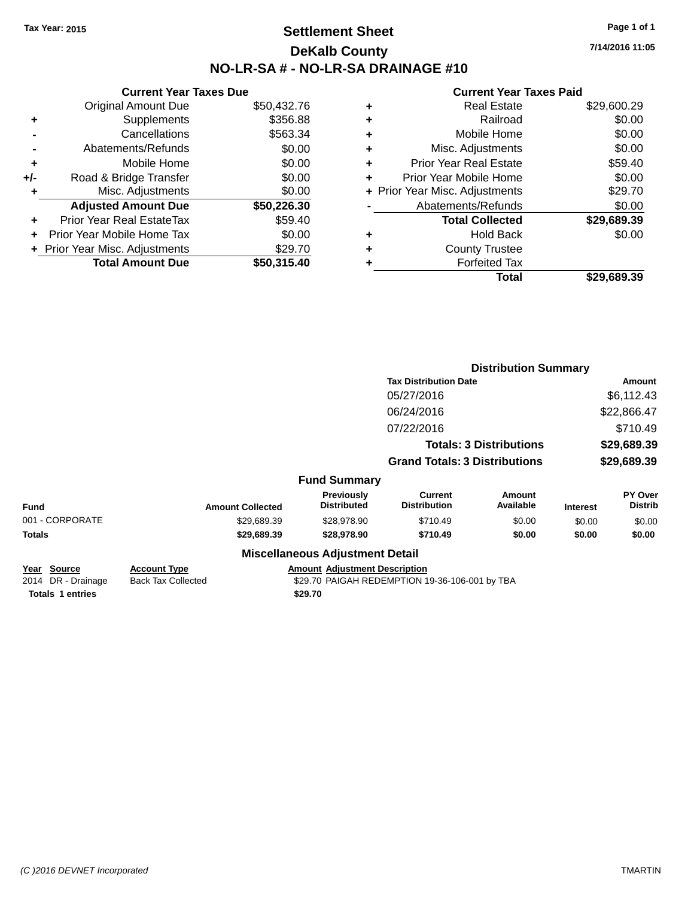Tax Year: 2015

# Settlement Sheet
## DeKalb County
## NO-LR-SA # - NO-LR-SA DRAINAGE #10

7/14/2016 11:05

### Current Year Taxes Due

| | | |
|---|---|---|
| | Original Amount Due | $50,432.76 |
| + | Supplements | $356.88 |
| - | Cancellations | $563.34 |
| - | Abatements/Refunds | $0.00 |
| + | Mobile Home | $0.00 |
| +/- | Road & Bridge Transfer | $0.00 |
| + | Misc. Adjustments | $0.00 |
| | **Adjusted Amount Due** | **$50,226.30** |
| + | Prior Year Real EstateTax | $59.40 |
| + | Prior Year Mobile Home Tax | $0.00 |
| + | Prior Year Misc. Adjustments | $29.70 |
| | **Total Amount Due** | **$50,315.40** |

### Current Year Taxes Paid

| | | |
|---|---|---|
| + | Real Estate | $29,600.29 |
| + | Railroad | $0.00 |
| + | Mobile Home | $0.00 |
| + | Misc. Adjustments | $0.00 |
| + | Prior Year Real Estate | $59.40 |
| + | Prior Year Mobile Home | $0.00 |
| + | Prior Year Misc. Adjustments | $29.70 |
| - | Abatements/Refunds | $0.00 |
| | **Total Collected** | **$29,689.39** |
| + | Hold Back | $0.00 |
| + | County Trustee | |
| + | Forfeited Tax | |
| | **Total** | **$29,689.39** |

### Distribution Summary

| Tax Distribution Date | Amount |
|---|---|
| 05/27/2016 | $6,112.43 |
| 06/24/2016 | $22,866.47 |
| 07/22/2016 | $710.49 |
| **Totals: 3 Distributions** | **$29,689.39** |
| **Grand Totals: 3 Distributions** | **$29,689.39** |

### Fund Summary

| Fund | Amount Collected | Previously Distributed | Current Distribution | Amount Available | Interest | PY Over Distrib |
|---|---|---|---|---|---|---|
| 001 - CORPORATE | $29,689.39 | $28,978.90 | $710.49 | $0.00 | $0.00 | $0.00 |
| **Totals** | **$29,689.39** | **$28,978.90** | **$710.49** | **$0.00** | **$0.00** | **$0.00** |

### Miscellaneous Adjustment Detail

| Year | Source | Account Type | Amount | Adjustment Description |
|---|---|---|---|---|
| 2014 | DR - Drainage | Back Tax Collected | $29.70 | PAIGAH REDEMPTION 19-36-106-001 by TBA |
| **Totals** | **1 entries** | | **$29.70** | |

(C )2016 DEVNET Incorporated TMARTIN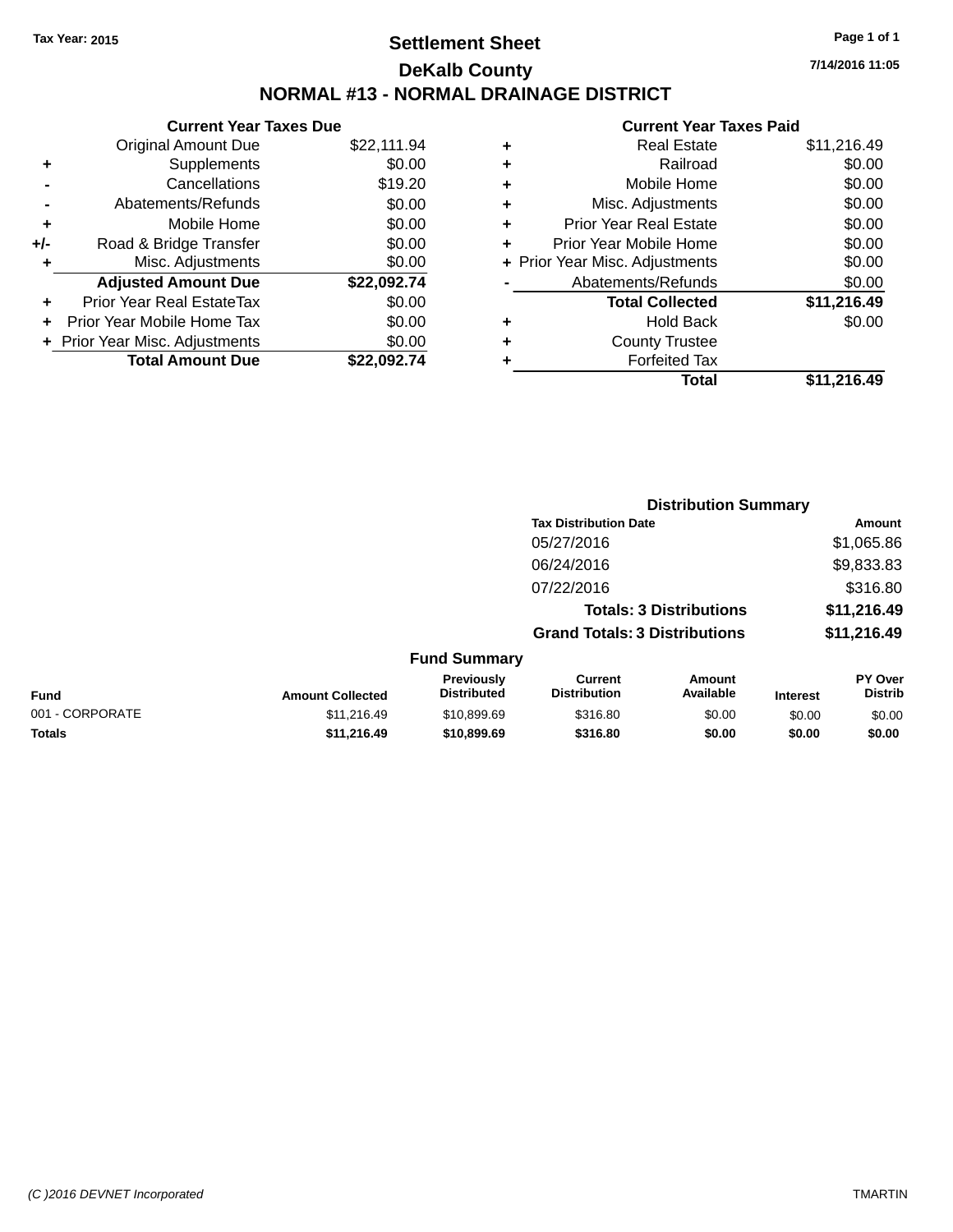Tax Year: 2015

# Settlement Sheet

## DeKalb County

## NORMAL #13 - NORMAL DRAINAGE DISTRICT

7/14/2016 11:05

### Current Year Taxes Due

| | | |
|---|---|---|
| | Original Amount Due | $22,111.94 |
| + | Supplements | $0.00 |
| - | Cancellations | $19.20 |
| - | Abatements/Refunds | $0.00 |
| + | Mobile Home | $0.00 |
| +/- | Road & Bridge Transfer | $0.00 |
| + | Misc. Adjustments | $0.00 |
| | **Adjusted Amount Due** | **$22,092.74** |
| + | Prior Year Real EstateTax | $0.00 |
| + | Prior Year Mobile Home Tax | $0.00 |
| + | Prior Year Misc. Adjustments | $0.00 |
| | **Total Amount Due** | **$22,092.74** |

### Current Year Taxes Paid

| | | |
|---|---|---|
| + | Real Estate | $11,216.49 |
| + | Railroad | $0.00 |
| + | Mobile Home | $0.00 |
| + | Misc. Adjustments | $0.00 |
| + | Prior Year Real Estate | $0.00 |
| + | Prior Year Mobile Home | $0.00 |
| + | Prior Year Misc. Adjustments | $0.00 |
| - | Abatements/Refunds | $0.00 |
| | **Total Collected** | **$11,216.49** |
| + | Hold Back | $0.00 |
| + | County Trustee | |
| + | Forfeited Tax | |
| | **Total** | **$11,216.49** |

### Distribution Summary

| Tax Distribution Date | Amount |
|---|---|
| 05/27/2016 | $1,065.86 |
| 06/24/2016 | $9,833.83 |
| 07/22/2016 | $316.80 |
| **Totals: 3 Distributions** | **$11,216.49** |
| **Grand Totals: 3 Distributions** | **$11,216.49** |

### Fund Summary

| Fund | Amount Collected | Previously Distributed | Current Distribution | Amount Available | Interest | PY Over Distrib |
|---|---|---|---|---|---|---|
| 001 - CORPORATE | $11,216.49 | $10,899.69 | $316.80 | $0.00 | $0.00 | $0.00 |
| **Totals** | **$11,216.49** | **$10,899.69** | **$316.80** | **$0.00** | **$0.00** | **$0.00** |

(C )2016 DEVNET Incorporated TMARTIN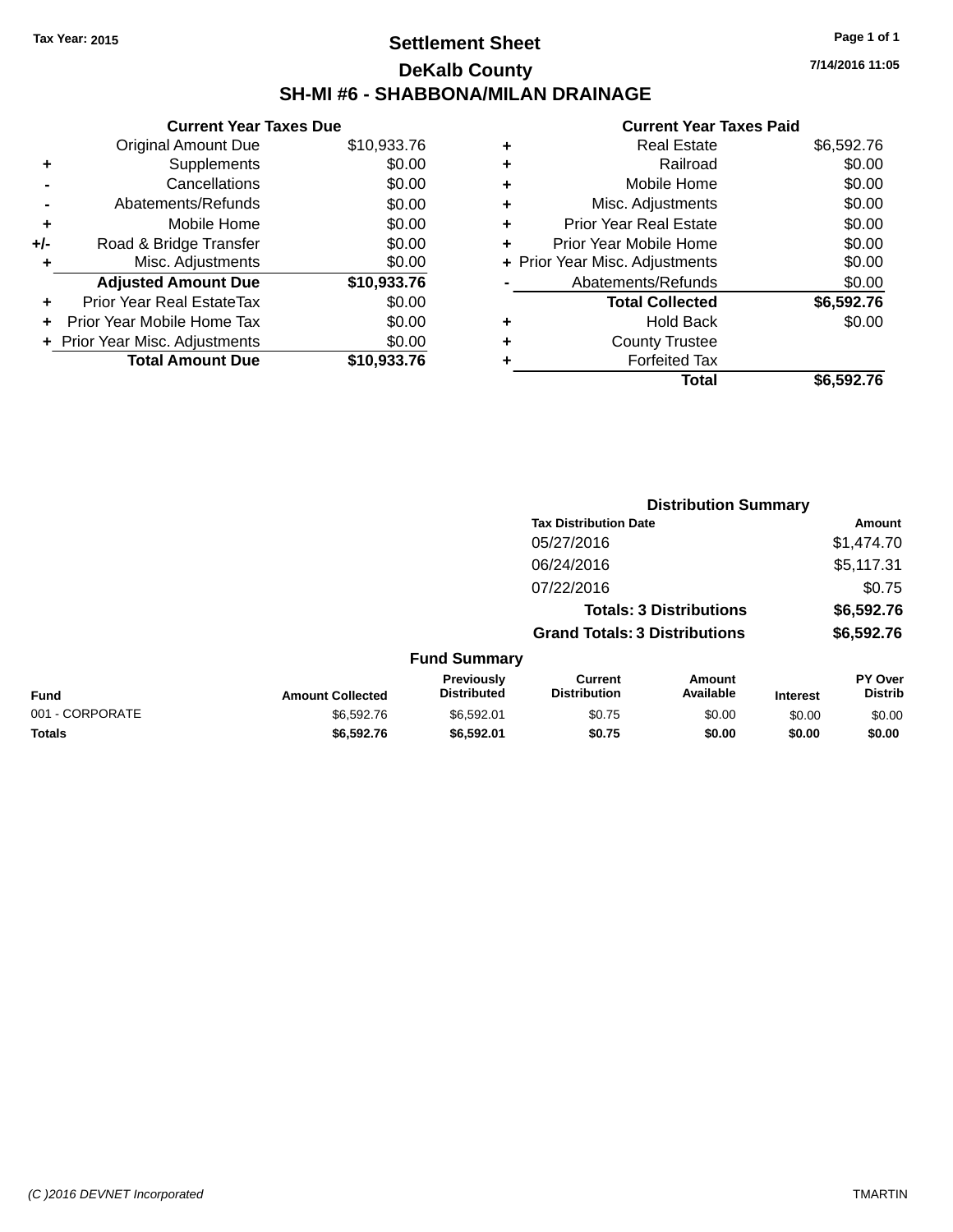Tax Year: 2015

# Settlement Sheet

## DeKalb County

## SH-MI #6 - SHABBONA/MILAN DRAINAGE

7/14/2016 11:05

**Current Year Taxes Due**

| | | |
|---|---|---|
| | Original Amount Due | $10,933.76 |
| + | Supplements | $0.00 |
| - | Cancellations | $0.00 |
| - | Abatements/Refunds | $0.00 |
| + | Mobile Home | $0.00 |
| +/- | Road & Bridge Transfer | $0.00 |
| + | Misc. Adjustments | $0.00 |
| | **Adjusted Amount Due** | **$10,933.76** |
| + | Prior Year Real EstateTax | $0.00 |
| + | Prior Year Mobile Home Tax | $0.00 |
| + | Prior Year Misc. Adjustments | $0.00 |
| | **Total Amount Due** | **$10,933.76** |

**Current Year Taxes Paid**

| | | |
|---|---|---|
| + | Real Estate | $6,592.76 |
| + | Railroad | $0.00 |
| + | Mobile Home | $0.00 |
| + | Misc. Adjustments | $0.00 |
| + | Prior Year Real Estate | $0.00 |
| + | Prior Year Mobile Home | $0.00 |
| + | Prior Year Misc. Adjustments | $0.00 |
| - | Abatements/Refunds | $0.00 |
| | **Total Collected** | **$6,592.76** |
| + | Hold Back | $0.00 |
| + | County Trustee | |
| + | Forfeited Tax | |
| | **Total** | **$6,592.76** |

**Distribution Summary**

| Tax Distribution Date | Amount |
|---|---|
| 05/27/2016 | $1,474.70 |
| 06/24/2016 | $5,117.31 |
| 07/22/2016 | $0.75 |
| **Totals: 3 Distributions** | **$6,592.76** |
| **Grand Totals: 3 Distributions** | **$6,592.76** |

**Fund Summary**

| Fund | Amount Collected | Previously Distributed | Current Distribution | Amount Available | Interest | PY Over Distrib |
|---|---|---|---|---|---|---|
| 001 - CORPORATE | $6,592.76 | $6,592.01 | $0.75 | $0.00 | $0.00 | $0.00 |
| **Totals** | **$6,592.76** | **$6,592.01** | **$0.75** | **$0.00** | **$0.00** | **$0.00** |

(C )2016 DEVNET Incorporated — TMARTIN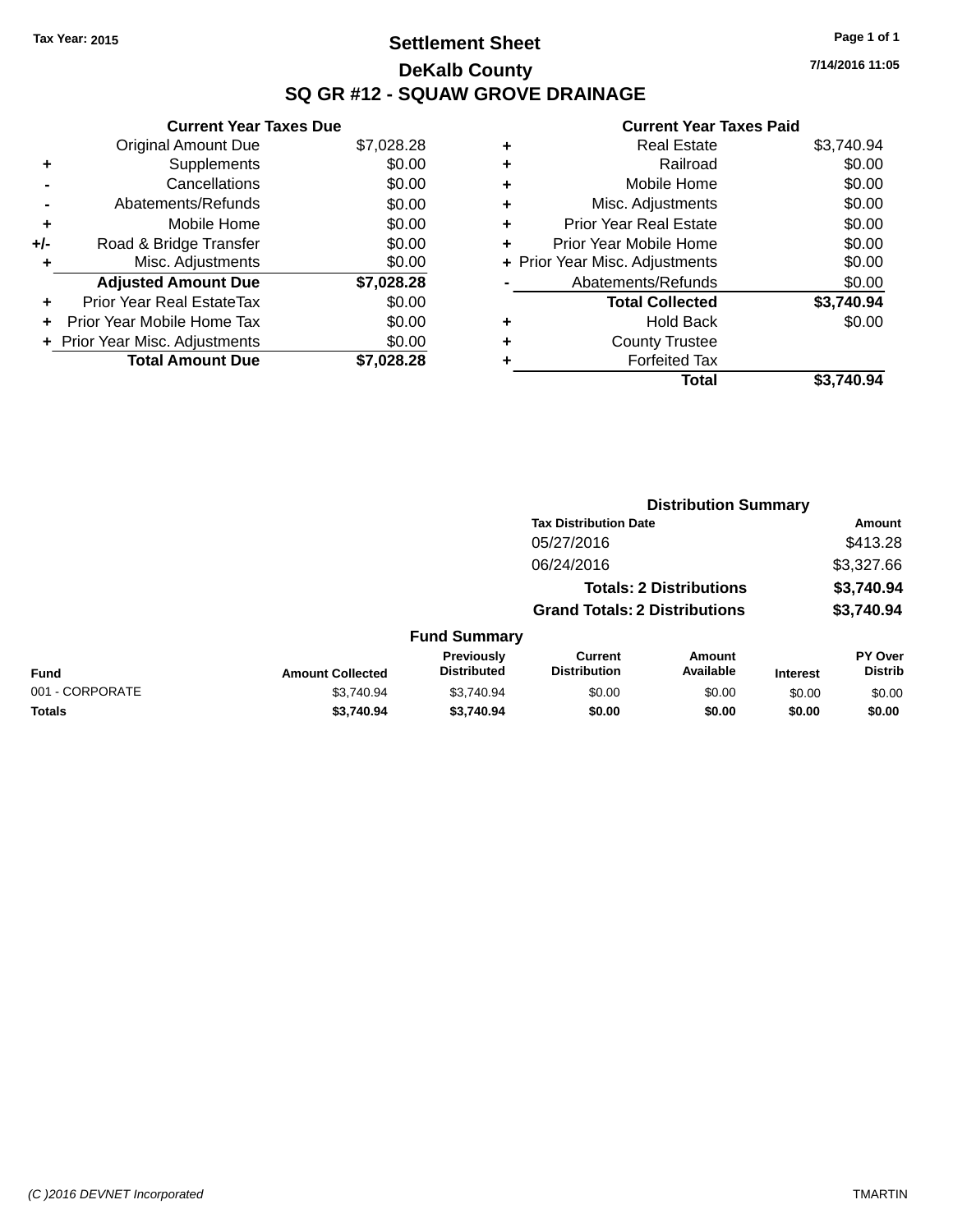Tax Year: 2015

# Settlement Sheet

## DeKalb County

## SQ GR #12 - SQUAW GROVE DRAINAGE

7/14/2016 11:05

### Current Year Taxes Due

| | | |
|---|---|---|
| | Original Amount Due | $7,028.28 |
| + | Supplements | $0.00 |
| - | Cancellations | $0.00 |
| - | Abatements/Refunds | $0.00 |
| + | Mobile Home | $0.00 |
| +/- | Road & Bridge Transfer | $0.00 |
| + | Misc. Adjustments | $0.00 |
| | **Adjusted Amount Due** | **$7,028.28** |
| + | Prior Year Real EstateTax | $0.00 |
| + | Prior Year Mobile Home Tax | $0.00 |
| + | Prior Year Misc. Adjustments | $0.00 |
| | **Total Amount Due** | **$7,028.28** |

### Current Year Taxes Paid

| | | |
|---|---|---|
| + | Real Estate | $3,740.94 |
| + | Railroad | $0.00 |
| + | Mobile Home | $0.00 |
| + | Misc. Adjustments | $0.00 |
| + | Prior Year Real Estate | $0.00 |
| + | Prior Year Mobile Home | $0.00 |
| + | Prior Year Misc. Adjustments | $0.00 |
| - | Abatements/Refunds | $0.00 |
| | **Total Collected** | **$3,740.94** |
| + | Hold Back | $0.00 |
| + | County Trustee | |
| + | Forfeited Tax | |
| | **Total** | **$3,740.94** |

### Distribution Summary

| Tax Distribution Date | Amount |
|---|---|
| 05/27/2016 | $413.28 |
| 06/24/2016 | $3,327.66 |
| **Totals: 2 Distributions** | **$3,740.94** |
| **Grand Totals: 2 Distributions** | **$3,740.94** |

### Fund Summary

| Fund | Amount Collected | Previously Distributed | Current Distribution | Amount Available | Interest | PY Over Distrib |
|---|---|---|---|---|---|---|
| 001 - CORPORATE | $3,740.94 | $3,740.94 | $0.00 | $0.00 | $0.00 | $0.00 |
| **Totals** | **$3,740.94** | **$3,740.94** | **$0.00** | **$0.00** | **$0.00** | **$0.00** |

(C )2016 DEVNET Incorporated

TMARTIN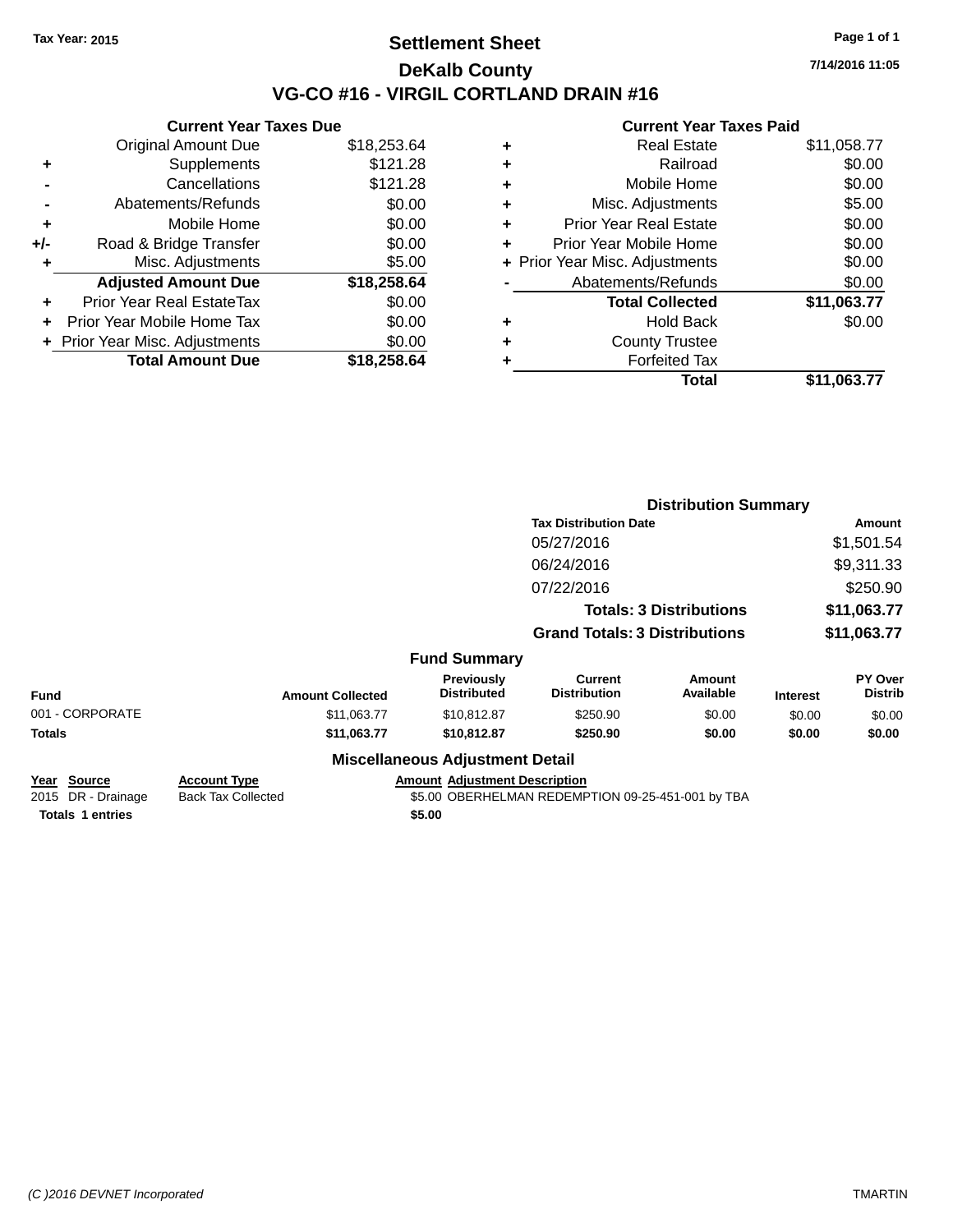Tax Year: 2015

# Settlement Sheet

## DeKalb County

## VG-CO #16 - VIRGIL CORTLAND DRAIN #16

7/14/2016 11:05

### Current Year Taxes Due

| | | |
|---|---|---|
| | Original Amount Due | $18,253.64 |
| + | Supplements | $121.28 |
| - | Cancellations | $121.28 |
| - | Abatements/Refunds | $0.00 |
| + | Mobile Home | $0.00 |
| +/- | Road & Bridge Transfer | $0.00 |
| + | Misc. Adjustments | $5.00 |
| | **Adjusted Amount Due** | **$18,258.64** |
| + | Prior Year Real EstateTax | $0.00 |
| + | Prior Year Mobile Home Tax | $0.00 |
| + | Prior Year Misc. Adjustments | $0.00 |
| | **Total Amount Due** | **$18,258.64** |

### Current Year Taxes Paid

| | | |
|---|---|---|
| + | Real Estate | $11,058.77 |
| + | Railroad | $0.00 |
| + | Mobile Home | $0.00 |
| + | Misc. Adjustments | $5.00 |
| + | Prior Year Real Estate | $0.00 |
| + | Prior Year Mobile Home | $0.00 |
| + | Prior Year Misc. Adjustments | $0.00 |
| - | Abatements/Refunds | $0.00 |
| | **Total Collected** | **$11,063.77** |
| + | Hold Back | $0.00 |
| + | County Trustee | |
| + | Forfeited Tax | |
| | **Total** | **$11,063.77** |

### Distribution Summary

| Tax Distribution Date | Amount |
|---|---|
| 05/27/2016 | $1,501.54 |
| 06/24/2016 | $9,311.33 |
| 07/22/2016 | $250.90 |
| **Totals: 3 Distributions** | **$11,063.77** |
| **Grand Totals: 3 Distributions** | **$11,063.77** |

### Fund Summary

| Fund | Amount Collected | Previously Distributed | Current Distribution | Amount Available | Interest | PY Over Distrib |
|---|---|---|---|---|---|---|
| 001 - CORPORATE | $11,063.77 | $10,812.87 | $250.90 | $0.00 | $0.00 | $0.00 |
| **Totals** | **$11,063.77** | **$10,812.87** | **$250.90** | **$0.00** | **$0.00** | **$0.00** |

### Miscellaneous Adjustment Detail

| Year | Source | Account Type | Amount | Adjustment Description |
|---|---|---|---|---|
| 2015 | DR - Drainage | Back Tax Collected | $5.00 | OBERHELMAN REDEMPTION 09-25-451-001 by TBA |
| **Totals** | **1 entries** | | **$5.00** | |

(C )2016 DEVNET Incorporated TMARTIN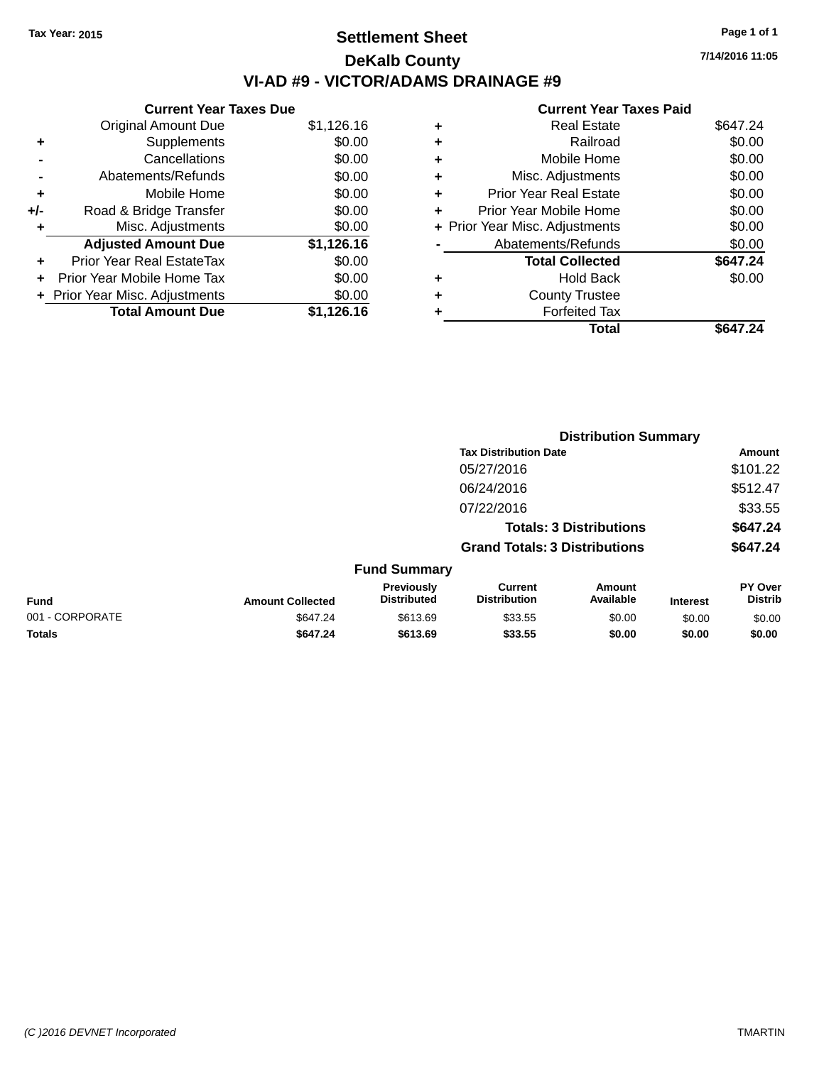Tax Year: 2015

# Settlement Sheet

## DeKalb County

## VI-AD #9 - VICTOR/ADAMS DRAINAGE #9

7/14/2016 11:05

### Current Year Taxes Due

| | | |
|---|---|---|
| | Original Amount Due | $1,126.16 |
| + | Supplements | $0.00 |
| - | Cancellations | $0.00 |
| - | Abatements/Refunds | $0.00 |
| + | Mobile Home | $0.00 |
| +/- | Road & Bridge Transfer | $0.00 |
| + | Misc. Adjustments | $0.00 |
| | **Adjusted Amount Due** | **$1,126.16** |
| + | Prior Year Real EstateTax | $0.00 |
| + | Prior Year Mobile Home Tax | $0.00 |
| + | Prior Year Misc. Adjustments | $0.00 |
| | **Total Amount Due** | **$1,126.16** |

### Current Year Taxes Paid

| | | |
|---|---|---|
| + | Real Estate | $647.24 |
| + | Railroad | $0.00 |
| + | Mobile Home | $0.00 |
| + | Misc. Adjustments | $0.00 |
| + | Prior Year Real Estate | $0.00 |
| + | Prior Year Mobile Home | $0.00 |
| + | Prior Year Misc. Adjustments | $0.00 |
| - | Abatements/Refunds | $0.00 |
| | **Total Collected** | **$647.24** |
| + | Hold Back | $0.00 |
| + | County Trustee | |
| + | Forfeited Tax | |
| | **Total** | **$647.24** |

### Distribution Summary

| Tax Distribution Date | Amount |
|---|---|
| 05/27/2016 | $101.22 |
| 06/24/2016 | $512.47 |
| 07/22/2016 | $33.55 |
| **Totals: 3 Distributions** | **$647.24** |
| **Grand Totals: 3 Distributions** | **$647.24** |

### Fund Summary

| Fund | Amount Collected | Previously Distributed | Current Distribution | Amount Available | Interest | PY Over Distrib |
|---|---|---|---|---|---|---|
| 001 - CORPORATE | $647.24 | $613.69 | $33.55 | $0.00 | $0.00 | $0.00 |
| **Totals** | **$647.24** | **$613.69** | **$33.55** | **$0.00** | **$0.00** | **$0.00** |

(C )2016 DEVNET Incorporated TMARTIN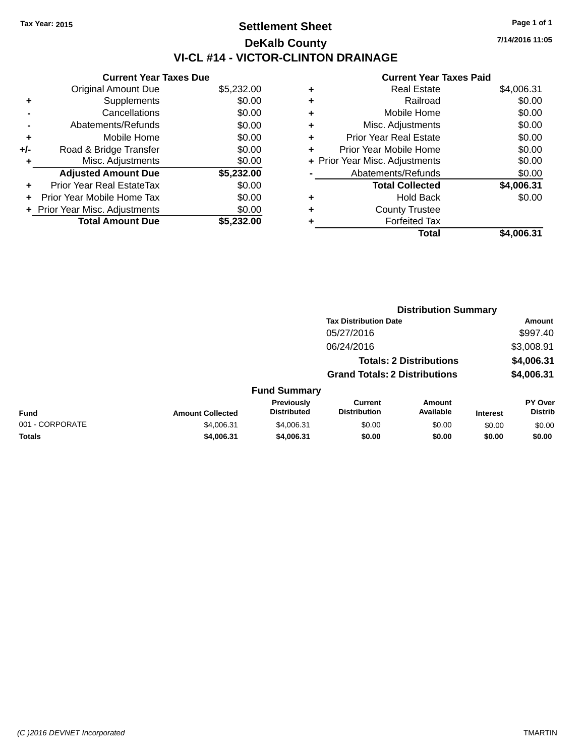Tax Year: 2015

# Settlement Sheet

## DeKalb County

## VI-CL #14 - VICTOR-CLINTON DRAINAGE

7/14/2016 11:05

### Current Year Taxes Due

| | | |
|---|---|---|
| | Original Amount Due | $5,232.00 |
| + | Supplements | $0.00 |
| - | Cancellations | $0.00 |
| - | Abatements/Refunds | $0.00 |
| + | Mobile Home | $0.00 |
| +/- | Road & Bridge Transfer | $0.00 |
| + | Misc. Adjustments | $0.00 |
| | **Adjusted Amount Due** | **$5,232.00** |
| + | Prior Year Real EstateTax | $0.00 |
| + | Prior Year Mobile Home Tax | $0.00 |
| + | Prior Year Misc. Adjustments | $0.00 |
| | **Total Amount Due** | **$5,232.00** |

### Current Year Taxes Paid

| | | |
|---|---|---|
| + | Real Estate | $4,006.31 |
| + | Railroad | $0.00 |
| + | Mobile Home | $0.00 |
| + | Misc. Adjustments | $0.00 |
| + | Prior Year Real Estate | $0.00 |
| + | Prior Year Mobile Home | $0.00 |
| + | Prior Year Misc. Adjustments | $0.00 |
| - | Abatements/Refunds | $0.00 |
| | **Total Collected** | **$4,006.31** |
| + | Hold Back | $0.00 |
| + | County Trustee | |
| + | Forfeited Tax | |
| | **Total** | **$4,006.31** |

### Distribution Summary

| Tax Distribution Date | Amount |
|---|---|
| 05/27/2016 | $997.40 |
| 06/24/2016 | $3,008.91 |
| **Totals: 2 Distributions** | **$4,006.31** |
| **Grand Totals: 2 Distributions** | **$4,006.31** |

### Fund Summary

| Fund | Amount Collected | Previously Distributed | Current Distribution | Amount Available | Interest | PY Over Distrib |
|---|---|---|---|---|---|---|
| 001 - CORPORATE | $4,006.31 | $4,006.31 | $0.00 | $0.00 | $0.00 | $0.00 |
| **Totals** | **$4,006.31** | **$4,006.31** | **$0.00** | **$0.00** | **$0.00** | **$0.00** |

(C )2016 DEVNET Incorporated TMARTIN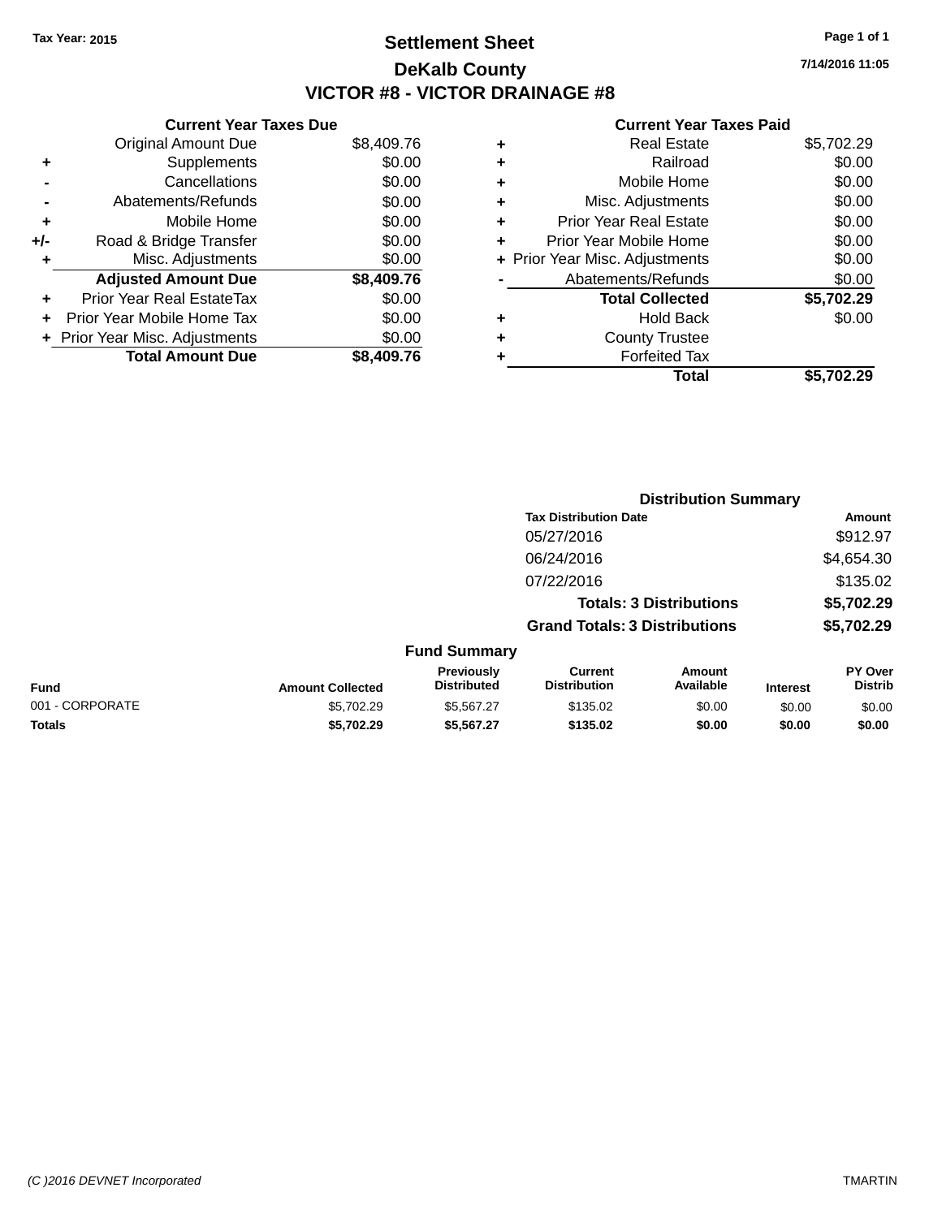Tax Year: 2015

# Settlement Sheet

## DeKalb County

## VICTOR #8 - VICTOR DRAINAGE #8

7/14/2016 11:05

### Current Year Taxes Due

| | | |
|---|---|---|
| | Original Amount Due | $8,409.76 |
| + | Supplements | $0.00 |
| - | Cancellations | $0.00 |
| - | Abatements/Refunds | $0.00 |
| + | Mobile Home | $0.00 |
| +/- | Road & Bridge Transfer | $0.00 |
| + | Misc. Adjustments | $0.00 |
| | **Adjusted Amount Due** | **$8,409.76** |
| + | Prior Year Real EstateTax | $0.00 |
| + | Prior Year Mobile Home Tax | $0.00 |
| + | Prior Year Misc. Adjustments | $0.00 |
| | **Total Amount Due** | **$8,409.76** |

### Current Year Taxes Paid

| | | |
|---|---|---|
| + | Real Estate | $5,702.29 |
| + | Railroad | $0.00 |
| + | Mobile Home | $0.00 |
| + | Misc. Adjustments | $0.00 |
| + | Prior Year Real Estate | $0.00 |
| + | Prior Year Mobile Home | $0.00 |
| + | Prior Year Misc. Adjustments | $0.00 |
| - | Abatements/Refunds | $0.00 |
| | **Total Collected** | **$5,702.29** |
| + | Hold Back | $0.00 |
| + | County Trustee | |
| + | Forfeited Tax | |
| | **Total** | **$5,702.29** |

### Distribution Summary

| Tax Distribution Date | Amount |
|---|---|
| 05/27/2016 | $912.97 |
| 06/24/2016 | $4,654.30 |
| 07/22/2016 | $135.02 |
| **Totals: 3 Distributions** | **$5,702.29** |
| **Grand Totals: 3 Distributions** | **$5,702.29** |

### Fund Summary

| Fund | Amount Collected | Previously Distributed | Current Distribution | Amount Available | Interest | PY Over Distrib |
|---|---|---|---|---|---|---|
| 001 - CORPORATE | $5,702.29 | $5,567.27 | $135.02 | $0.00 | $0.00 | $0.00 |
| **Totals** | **$5,702.29** | **$5,567.27** | **$135.02** | **$0.00** | **$0.00** | **$0.00** |

(C )2016 DEVNET Incorporated

TMARTIN